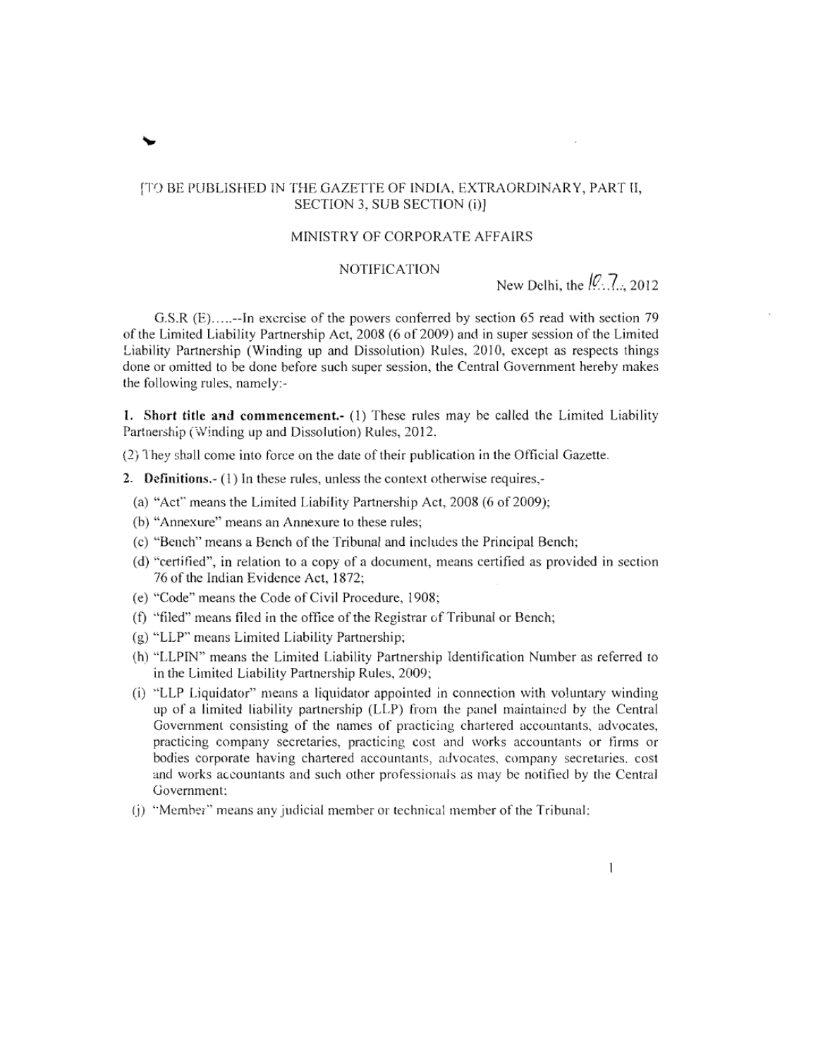[TO BE PUBLISHED IN THE GAZETTE OF INDIA, EXTRAORDINARY, PART II, SECTION 3, SUB SECTION (i)]

MINISTRY OF CORPORATE AFFAIRS

NOTIFICATION

New Delhi, the 10.7., 2012

G.S.R (E).....--In exercise of the powers conferred by section 65 read with section 79 of the Limited Liability Partnership Act, 2008 (6 of 2009) and in super session of the Limited Liability Partnership (Winding up and Dissolution) Rules, 2010, except as respects things done or omitted to be done before such super session, the Central Government hereby makes the following rules, namely:-

**1. Short title and commencement.-** (1) These rules may be called the Limited Liability Partnership (Winding up and Dissolution) Rules, 2012.

(2) They shall come into force on the date of their publication in the Official Gazette.

**2. Definitions.-** (1) In these rules, unless the context otherwise requires,-

(a) "Act" means the Limited Liability Partnership Act, 2008 (6 of 2009);

(b) "Annexure" means an Annexure to these rules;

(c) "Bench" means a Bench of the Tribunal and includes the Principal Bench;

(d) "certified", in relation to a copy of a document, means certified as provided in section 76 of the Indian Evidence Act, 1872;

(e) "Code" means the Code of Civil Procedure, 1908;

(f) "filed" means filed in the office of the Registrar of Tribunal or Bench;

(g) "LLP" means Limited Liability Partnership;

(h) "LLPIN" means the Limited Liability Partnership Identification Number as referred to in the Limited Liability Partnership Rules, 2009;

(i) "LLP Liquidator" means a liquidator appointed in connection with voluntary winding up of a limited liability partnership (LLP) from the panel maintained by the Central Government consisting of the names of practicing chartered accountants, advocates, practicing company secretaries, practicing cost and works accountants or firms or bodies corporate having chartered accountants, advocates, company secretaries, cost and works accountants and such other professionals as may be notified by the Central Government;

(j) "Member" means any judicial member or technical member of the Tribunal;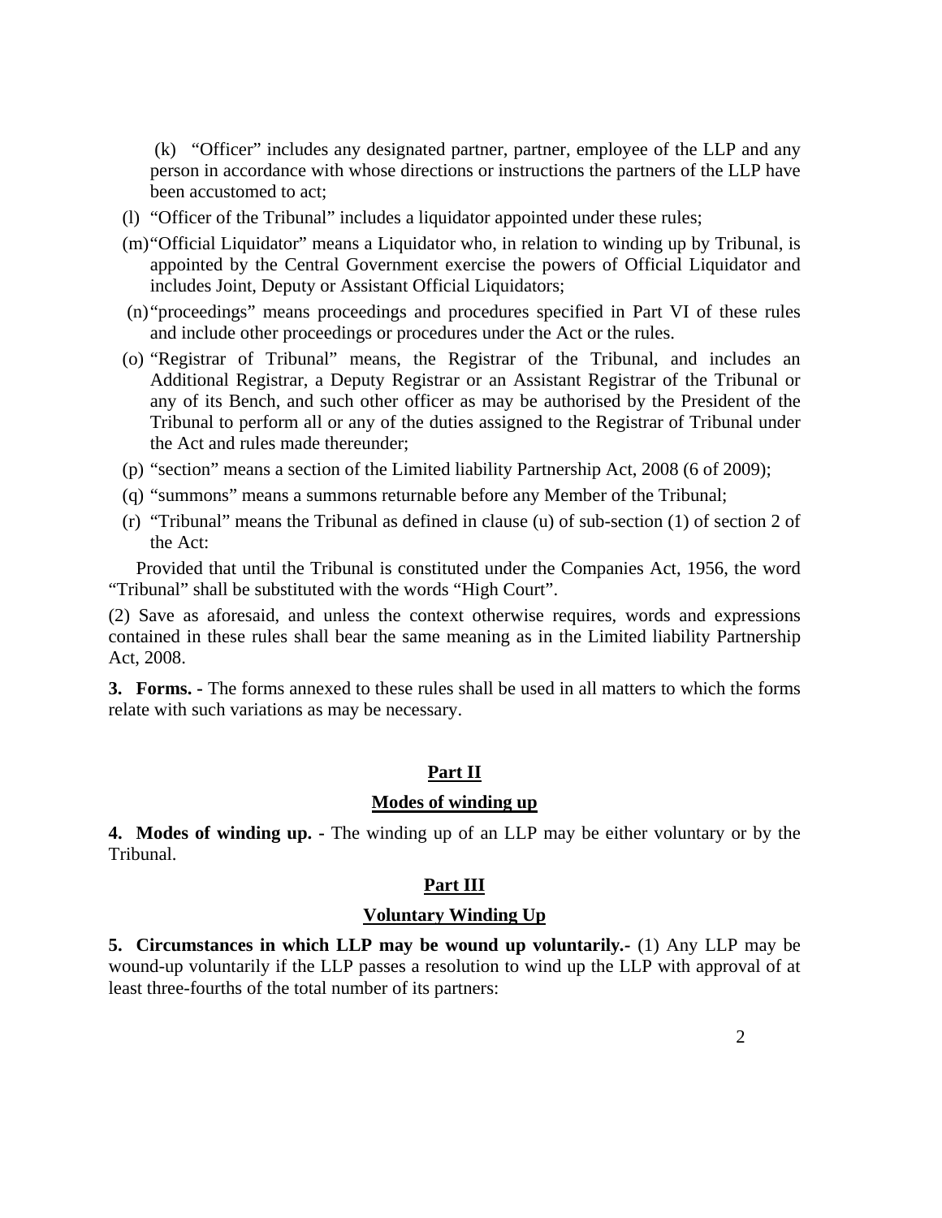(k) "Officer" includes any designated partner, partner, employee of the LLP and any person in accordance with whose directions or instructions the partners of the LLP have been accustomed to act;

(l) "Officer of the Tribunal" includes a liquidator appointed under these rules;

(m) "Official Liquidator" means a Liquidator who, in relation to winding up by Tribunal, is appointed by the Central Government exercise the powers of Official Liquidator and includes Joint, Deputy or Assistant Official Liquidators;

(n) "proceedings" means proceedings and procedures specified in Part VI of these rules and include other proceedings or procedures under the Act or the rules.

(o) "Registrar of Tribunal" means, the Registrar of the Tribunal, and includes an Additional Registrar, a Deputy Registrar or an Assistant Registrar of the Tribunal or any of its Bench, and such other officer as may be authorised by the President of the Tribunal to perform all or any of the duties assigned to the Registrar of Tribunal under the Act and rules made thereunder;

(p) "section" means a section of the Limited liability Partnership Act, 2008 (6 of 2009);

(q) "summons" means a summons returnable before any Member of the Tribunal;

(r) "Tribunal" means the Tribunal as defined in clause (u) of sub-section (1) of section 2 of the Act:

Provided that until the Tribunal is constituted under the Companies Act, 1956, the word "Tribunal" shall be substituted with the words "High Court".

(2) Save as aforesaid, and unless the context otherwise requires, words and expressions contained in these rules shall bear the same meaning as in the Limited liability Partnership Act, 2008.

**3. Forms. -** The forms annexed to these rules shall be used in all matters to which the forms relate with such variations as may be necessary.

## Part II

## Modes of winding up

**4. Modes of winding up. -** The winding up of an LLP may be either voluntary or by the Tribunal.

## Part III

## Voluntary Winding Up

**5. Circumstances in which LLP may be wound up voluntarily.-** (1) Any LLP may be wound-up voluntarily if the LLP passes a resolution to wind up the LLP with approval of at least three-fourths of the total number of its partners: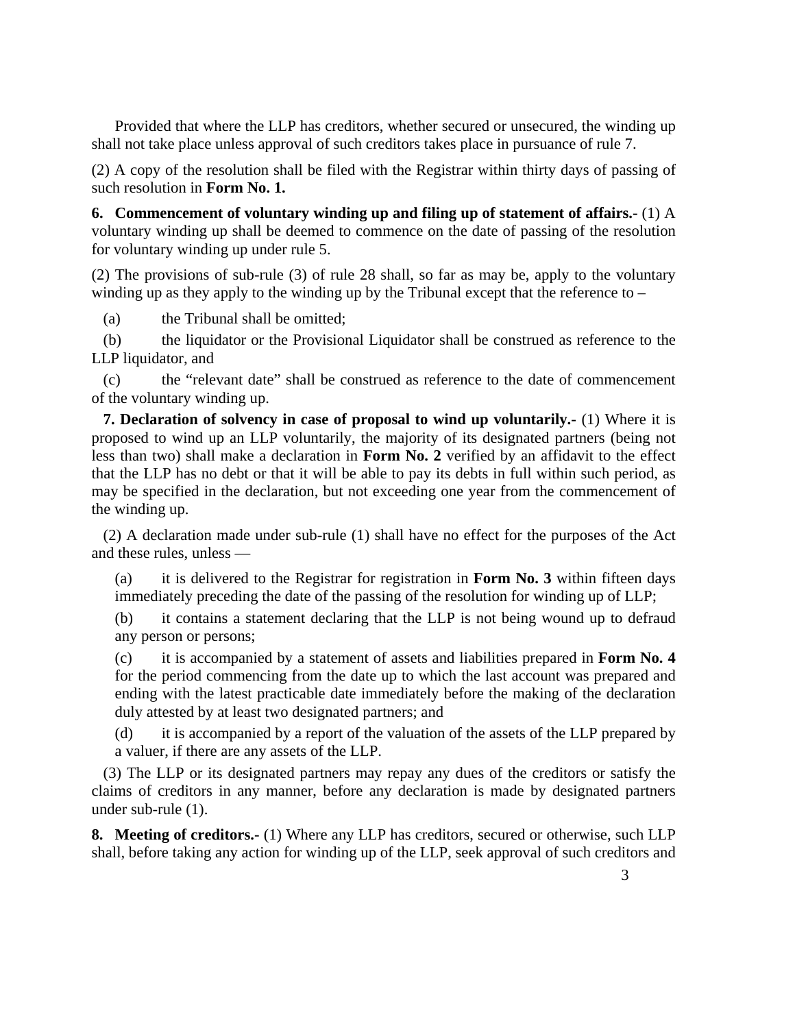Provided that where the LLP has creditors, whether secured or unsecured, the winding up shall not take place unless approval of such creditors takes place in pursuance of rule 7.

(2) A copy of the resolution shall be filed with the Registrar within thirty days of passing of such resolution in **Form No. 1.**

**6. Commencement of voluntary winding up and filing up of statement of affairs.-** (1) A voluntary winding up shall be deemed to commence on the date of passing of the resolution for voluntary winding up under rule 5.

(2) The provisions of sub-rule (3) of rule 28 shall, so far as may be, apply to the voluntary winding up as they apply to the winding up by the Tribunal except that the reference to –

(a) the Tribunal shall be omitted;

(b) the liquidator or the Provisional Liquidator shall be construed as reference to the LLP liquidator, and

(c) the "relevant date" shall be construed as reference to the date of commencement of the voluntary winding up.

**7. Declaration of solvency in case of proposal to wind up voluntarily.-** (1) Where it is proposed to wind up an LLP voluntarily, the majority of its designated partners (being not less than two) shall make a declaration in **Form No. 2** verified by an affidavit to the effect that the LLP has no debt or that it will be able to pay its debts in full within such period, as may be specified in the declaration, but not exceeding one year from the commencement of the winding up.

(2) A declaration made under sub-rule (1) shall have no effect for the purposes of the Act and these rules, unless —

(a) it is delivered to the Registrar for registration in **Form No. 3** within fifteen days immediately preceding the date of the passing of the resolution for winding up of LLP;

(b) it contains a statement declaring that the LLP is not being wound up to defraud any person or persons;

(c) it is accompanied by a statement of assets and liabilities prepared in **Form No. 4** for the period commencing from the date up to which the last account was prepared and ending with the latest practicable date immediately before the making of the declaration duly attested by at least two designated partners; and

(d) it is accompanied by a report of the valuation of the assets of the LLP prepared by a valuer, if there are any assets of the LLP.

(3) The LLP or its designated partners may repay any dues of the creditors or satisfy the claims of creditors in any manner, before any declaration is made by designated partners under sub-rule (1).

**8. Meeting of creditors.-** (1) Where any LLP has creditors, secured or otherwise, such LLP shall, before taking any action for winding up of the LLP, seek approval of such creditors and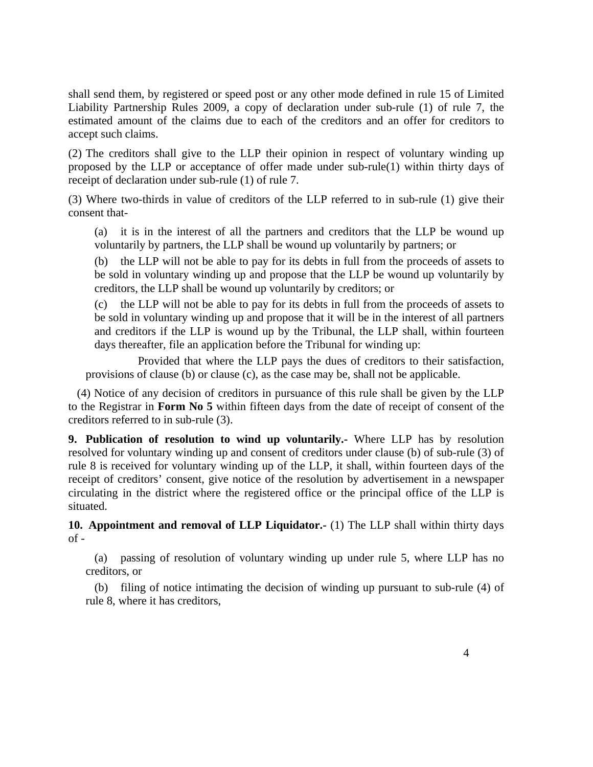shall send them, by registered or speed post or any other mode defined in rule 15 of Limited Liability Partnership Rules 2009, a copy of declaration under sub-rule (1) of rule 7, the estimated amount of the claims due to each of the creditors and an offer for creditors to accept such claims.

(2) The creditors shall give to the LLP their opinion in respect of voluntary winding up proposed by the LLP or acceptance of offer made under sub-rule(1) within thirty days of receipt of declaration under sub-rule (1) of rule 7.

(3) Where two-thirds in value of creditors of the LLP referred to in sub-rule (1) give their consent that-

(a) it is in the interest of all the partners and creditors that the LLP be wound up voluntarily by partners, the LLP shall be wound up voluntarily by partners; or

(b) the LLP will not be able to pay for its debts in full from the proceeds of assets to be sold in voluntary winding up and propose that the LLP be wound up voluntarily by creditors, the LLP shall be wound up voluntarily by creditors; or

(c) the LLP will not be able to pay for its debts in full from the proceeds of assets to be sold in voluntary winding up and propose that it will be in the interest of all partners and creditors if the LLP is wound up by the Tribunal, the LLP shall, within fourteen days thereafter, file an application before the Tribunal for winding up:

Provided that where the LLP pays the dues of creditors to their satisfaction, provisions of clause (b) or clause (c), as the case may be, shall not be applicable.

(4) Notice of any decision of creditors in pursuance of this rule shall be given by the LLP to the Registrar in **Form No 5** within fifteen days from the date of receipt of consent of the creditors referred to in sub-rule (3).

**9. Publication of resolution to wind up voluntarily.-** Where LLP has by resolution resolved for voluntary winding up and consent of creditors under clause (b) of sub-rule (3) of rule 8 is received for voluntary winding up of the LLP, it shall, within fourteen days of the receipt of creditors' consent, give notice of the resolution by advertisement in a newspaper circulating in the district where the registered office or the principal office of the LLP is situated.

**10. Appointment and removal of LLP Liquidator.-** (1) The LLP shall within thirty days of -

(a) passing of resolution of voluntary winding up under rule 5, where LLP has no creditors, or

(b) filing of notice intimating the decision of winding up pursuant to sub-rule (4) of rule 8, where it has creditors,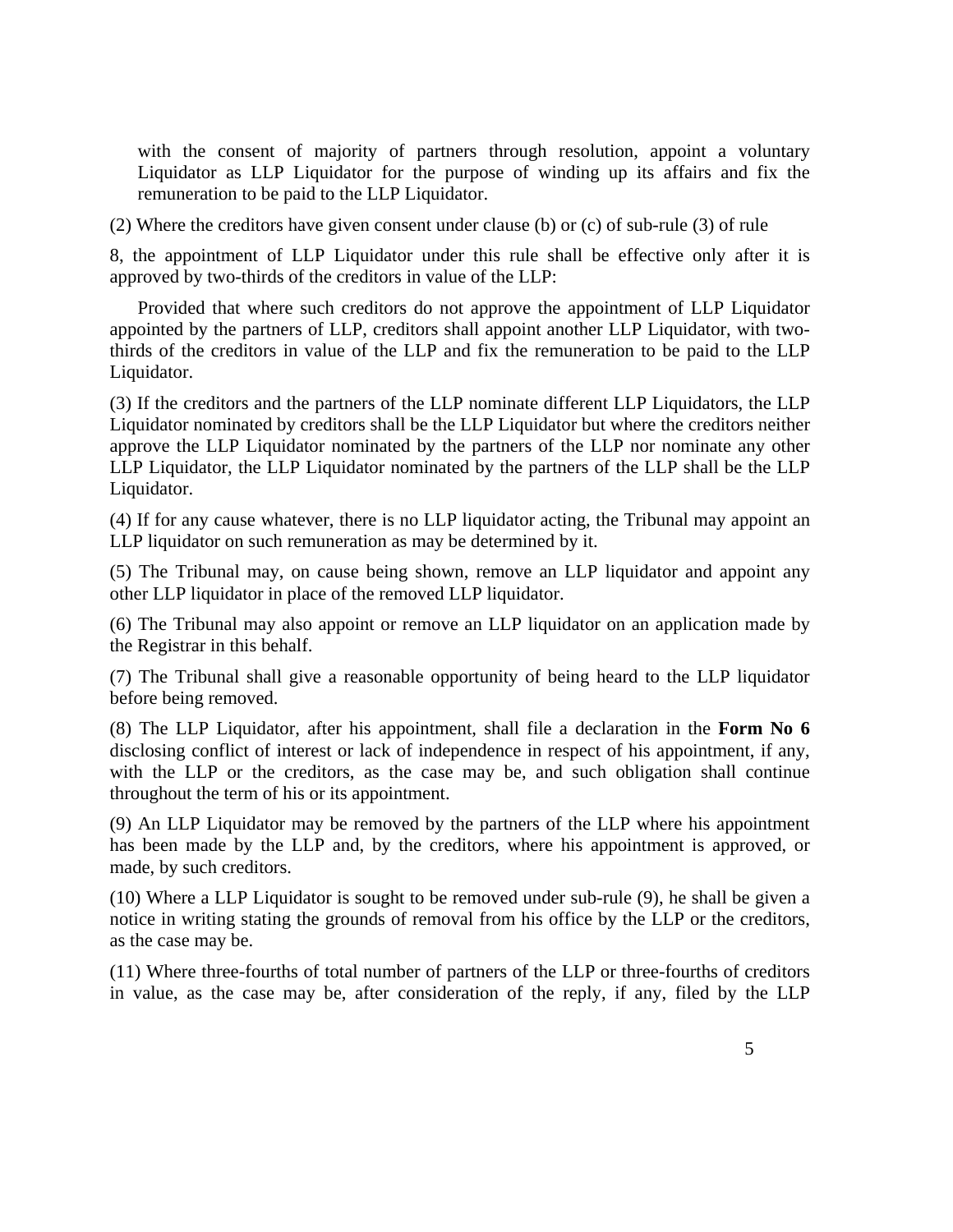with the consent of majority of partners through resolution, appoint a voluntary Liquidator as LLP Liquidator for the purpose of winding up its affairs and fix the remuneration to be paid to the LLP Liquidator.

(2) Where the creditors have given consent under clause (b) or (c) of sub-rule (3) of rule 8, the appointment of LLP Liquidator under this rule shall be effective only after it is approved by two-thirds of the creditors in value of the LLP:

Provided that where such creditors do not approve the appointment of LLP Liquidator appointed by the partners of LLP, creditors shall appoint another LLP Liquidator, with two-thirds of the creditors in value of the LLP and fix the remuneration to be paid to the LLP Liquidator.

(3) If the creditors and the partners of the LLP nominate different LLP Liquidators, the LLP Liquidator nominated by creditors shall be the LLP Liquidator but where the creditors neither approve the LLP Liquidator nominated by the partners of the LLP nor nominate any other LLP Liquidator, the LLP Liquidator nominated by the partners of the LLP shall be the LLP Liquidator.

(4) If for any cause whatever, there is no LLP liquidator acting, the Tribunal may appoint an LLP liquidator on such remuneration as may be determined by it.

(5) The Tribunal may, on cause being shown, remove an LLP liquidator and appoint any other LLP liquidator in place of the removed LLP liquidator.

(6) The Tribunal may also appoint or remove an LLP liquidator on an application made by the Registrar in this behalf.

(7) The Tribunal shall give a reasonable opportunity of being heard to the LLP liquidator before being removed.

(8) The LLP Liquidator, after his appointment, shall file a declaration in the **Form No 6** disclosing conflict of interest or lack of independence in respect of his appointment, if any, with the LLP or the creditors, as the case may be, and such obligation shall continue throughout the term of his or its appointment.

(9) An LLP Liquidator may be removed by the partners of the LLP where his appointment has been made by the LLP and, by the creditors, where his appointment is approved, or made, by such creditors.

(10) Where a LLP Liquidator is sought to be removed under sub-rule (9), he shall be given a notice in writing stating the grounds of removal from his office by the LLP or the creditors, as the case may be.

(11) Where three-fourths of total number of partners of the LLP or three-fourths of creditors in value, as the case may be, after consideration of the reply, if any, filed by the LLP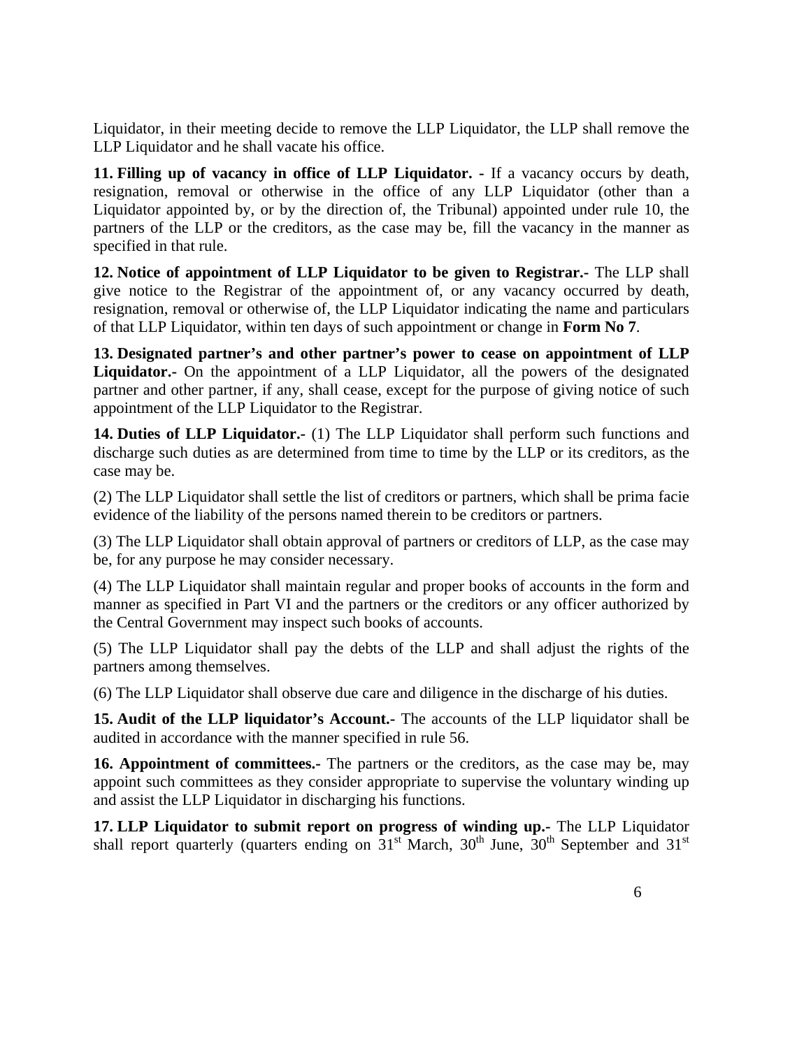Liquidator, in their meeting decide to remove the LLP Liquidator, the LLP shall remove the LLP Liquidator and he shall vacate his office.

**11. Filling up of vacancy in office of LLP Liquidator. -** If a vacancy occurs by death, resignation, removal or otherwise in the office of any LLP Liquidator (other than a Liquidator appointed by, or by the direction of, the Tribunal) appointed under rule 10, the partners of the LLP or the creditors, as the case may be, fill the vacancy in the manner as specified in that rule.

**12. Notice of appointment of LLP Liquidator to be given to Registrar.-** The LLP shall give notice to the Registrar of the appointment of, or any vacancy occurred by death, resignation, removal or otherwise of, the LLP Liquidator indicating the name and particulars of that LLP Liquidator, within ten days of such appointment or change in **Form No 7**.

**13. Designated partner's and other partner's power to cease on appointment of LLP Liquidator.-** On the appointment of a LLP Liquidator, all the powers of the designated partner and other partner, if any, shall cease, except for the purpose of giving notice of such appointment of the LLP Liquidator to the Registrar.

**14. Duties of LLP Liquidator.-** (1) The LLP Liquidator shall perform such functions and discharge such duties as are determined from time to time by the LLP or its creditors, as the case may be.

(2) The LLP Liquidator shall settle the list of creditors or partners, which shall be prima facie evidence of the liability of the persons named therein to be creditors or partners.

(3) The LLP Liquidator shall obtain approval of partners or creditors of LLP, as the case may be, for any purpose he may consider necessary.

(4) The LLP Liquidator shall maintain regular and proper books of accounts in the form and manner as specified in Part VI and the partners or the creditors or any officer authorized by the Central Government may inspect such books of accounts.

(5) The LLP Liquidator shall pay the debts of the LLP and shall adjust the rights of the partners among themselves.

(6) The LLP Liquidator shall observe due care and diligence in the discharge of his duties.

**15. Audit of the LLP liquidator's Account.-** The accounts of the LLP liquidator shall be audited in accordance with the manner specified in rule 56.

**16. Appointment of committees.-** The partners or the creditors, as the case may be, may appoint such committees as they consider appropriate to supervise the voluntary winding up and assist the LLP Liquidator in discharging his functions.

**17. LLP Liquidator to submit report on progress of winding up.-** The LLP Liquidator shall report quarterly (quarters ending on 31st March, 30th June, 30th September and 31st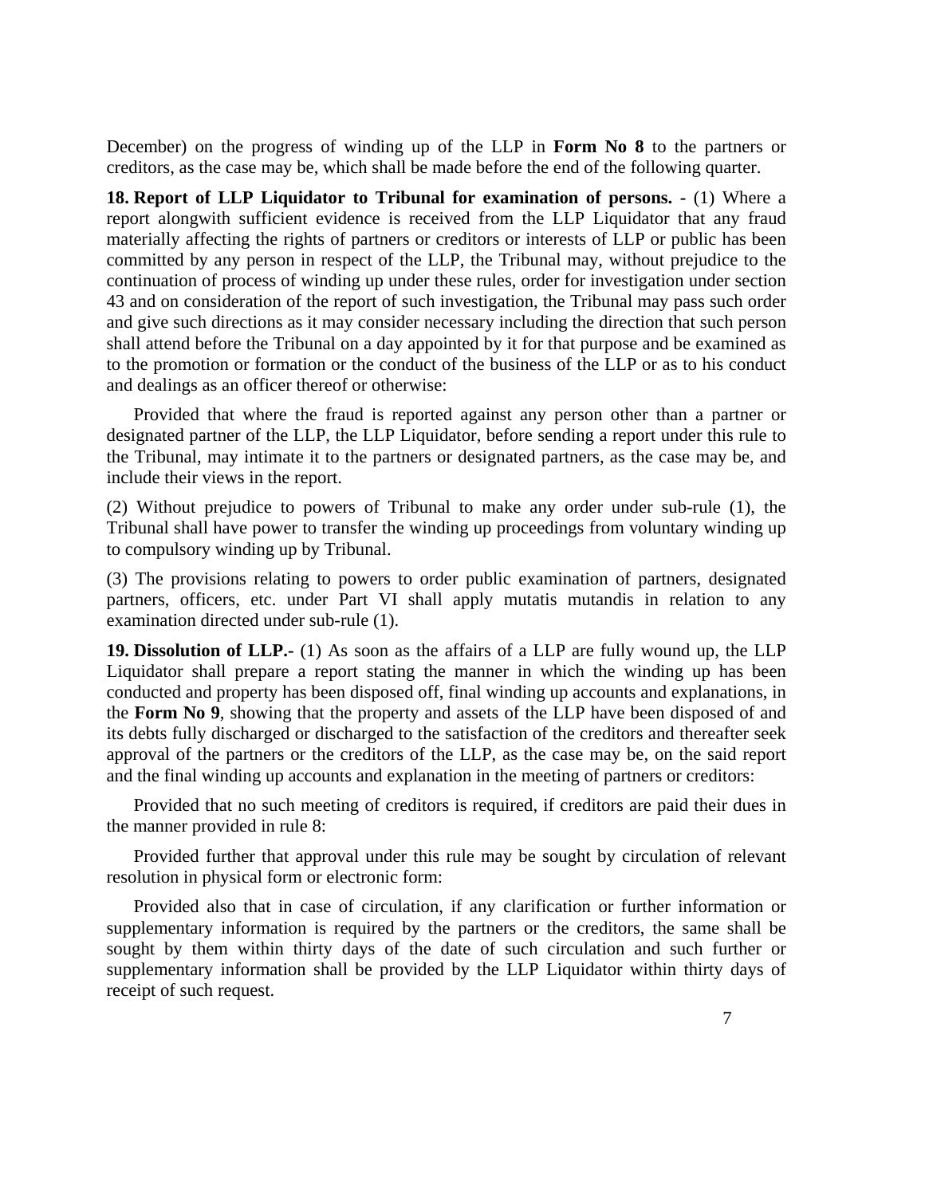December) on the progress of winding up of the LLP in **Form No 8** to the partners or creditors, as the case may be, which shall be made before the end of the following quarter.

**18. Report of LLP Liquidator to Tribunal for examination of persons. -** (1) Where a report alongwith sufficient evidence is received from the LLP Liquidator that any fraud materially affecting the rights of partners or creditors or interests of LLP or public has been committed by any person in respect of the LLP, the Tribunal may, without prejudice to the continuation of process of winding up under these rules, order for investigation under section 43 and on consideration of the report of such investigation, the Tribunal may pass such order and give such directions as it may consider necessary including the direction that such person shall attend before the Tribunal on a day appointed by it for that purpose and be examined as to the promotion or formation or the conduct of the business of the LLP or as to his conduct and dealings as an officer thereof or otherwise:

Provided that where the fraud is reported against any person other than a partner or designated partner of the LLP, the LLP Liquidator, before sending a report under this rule to the Tribunal, may intimate it to the partners or designated partners, as the case may be, and include their views in the report.

(2) Without prejudice to powers of Tribunal to make any order under sub-rule (1), the Tribunal shall have power to transfer the winding up proceedings from voluntary winding up to compulsory winding up by Tribunal.

(3) The provisions relating to powers to order public examination of partners, designated partners, officers, etc. under Part VI shall apply mutatis mutandis in relation to any examination directed under sub-rule (1).

**19. Dissolution of LLP.-** (1) As soon as the affairs of a LLP are fully wound up, the LLP Liquidator shall prepare a report stating the manner in which the winding up has been conducted and property has been disposed off, final winding up accounts and explanations, in the **Form No 9**, showing that the property and assets of the LLP have been disposed of and its debts fully discharged or discharged to the satisfaction of the creditors and thereafter seek approval of the partners or the creditors of the LLP, as the case may be, on the said report and the final winding up accounts and explanation in the meeting of partners or creditors:

Provided that no such meeting of creditors is required, if creditors are paid their dues in the manner provided in rule 8:

Provided further that approval under this rule may be sought by circulation of relevant resolution in physical form or electronic form:

Provided also that in case of circulation, if any clarification or further information or supplementary information is required by the partners or the creditors, the same shall be sought by them within thirty days of the date of such circulation and such further or supplementary information shall be provided by the LLP Liquidator within thirty days of receipt of such request.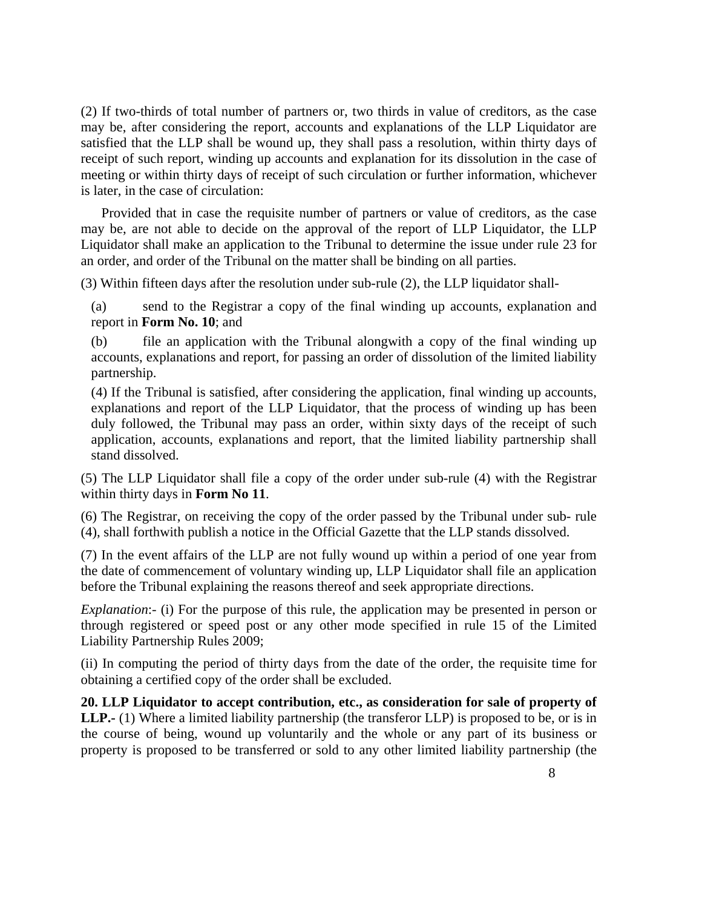(2) If two-thirds of total number of partners or, two thirds in value of creditors, as the case may be, after considering the report, accounts and explanations of the LLP Liquidator are satisfied that the LLP shall be wound up, they shall pass a resolution, within thirty days of receipt of such report, winding up accounts and explanation for its dissolution in the case of meeting or within thirty days of receipt of such circulation or further information, whichever is later, in the case of circulation:

Provided that in case the requisite number of partners or value of creditors, as the case may be, are not able to decide on the approval of the report of LLP Liquidator, the LLP Liquidator shall make an application to the Tribunal to determine the issue under rule 23 for an order, and order of the Tribunal on the matter shall be binding on all parties.

(3) Within fifteen days after the resolution under sub-rule (2), the LLP liquidator shall-

(a) send to the Registrar a copy of the final winding up accounts, explanation and report in **Form No. 10**; and

(b) file an application with the Tribunal alongwith a copy of the final winding up accounts, explanations and report, for passing an order of dissolution of the limited liability partnership.

(4) If the Tribunal is satisfied, after considering the application, final winding up accounts, explanations and report of the LLP Liquidator, that the process of winding up has been duly followed, the Tribunal may pass an order, within sixty days of the receipt of such application, accounts, explanations and report, that the limited liability partnership shall stand dissolved.

(5) The LLP Liquidator shall file a copy of the order under sub-rule (4) with the Registrar within thirty days in **Form No 11**.

(6) The Registrar, on receiving the copy of the order passed by the Tribunal under sub- rule (4), shall forthwith publish a notice in the Official Gazette that the LLP stands dissolved.

(7) In the event affairs of the LLP are not fully wound up within a period of one year from the date of commencement of voluntary winding up, LLP Liquidator shall file an application before the Tribunal explaining the reasons thereof and seek appropriate directions.

*Explanation*:- (i) For the purpose of this rule, the application may be presented in person or through registered or speed post or any other mode specified in rule 15 of the Limited Liability Partnership Rules 2009;

(ii) In computing the period of thirty days from the date of the order, the requisite time for obtaining a certified copy of the order shall be excluded.

**20. LLP Liquidator to accept contribution, etc., as consideration for sale of property of LLP.-** (1) Where a limited liability partnership (the transferor LLP) is proposed to be, or is in the course of being, wound up voluntarily and the whole or any part of its business or property is proposed to be transferred or sold to any other limited liability partnership (the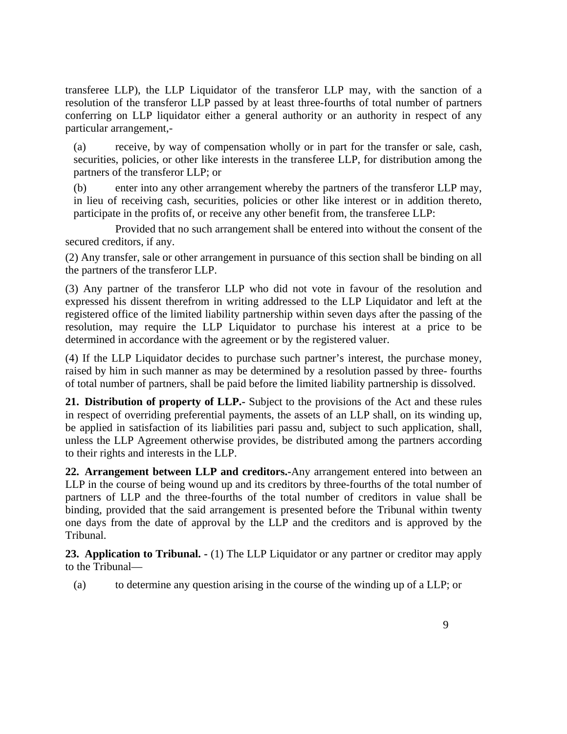transferee LLP), the LLP Liquidator of the transferor LLP may, with the sanction of a resolution of the transferor LLP passed by at least three-fourths of total number of partners conferring on LLP liquidator either a general authority or an authority in respect of any particular arrangement,-

(a) receive, by way of compensation wholly or in part for the transfer or sale, cash, securities, policies, or other like interests in the transferee LLP, for distribution among the partners of the transferor LLP; or

(b) enter into any other arrangement whereby the partners of the transferor LLP may, in lieu of receiving cash, securities, policies or other like interest or in addition thereto, participate in the profits of, or receive any other benefit from, the transferee LLP:

Provided that no such arrangement shall be entered into without the consent of the secured creditors, if any.

(2) Any transfer, sale or other arrangement in pursuance of this section shall be binding on all the partners of the transferor LLP.

(3) Any partner of the transferor LLP who did not vote in favour of the resolution and expressed his dissent therefrom in writing addressed to the LLP Liquidator and left at the registered office of the limited liability partnership within seven days after the passing of the resolution, may require the LLP Liquidator to purchase his interest at a price to be determined in accordance with the agreement or by the registered valuer.

(4) If the LLP Liquidator decides to purchase such partner's interest, the purchase money, raised by him in such manner as may be determined by a resolution passed by three- fourths of total number of partners, shall be paid before the limited liability partnership is dissolved.

**21. Distribution of property of LLP.-** Subject to the provisions of the Act and these rules in respect of overriding preferential payments, the assets of an LLP shall, on its winding up, be applied in satisfaction of its liabilities pari passu and, subject to such application, shall, unless the LLP Agreement otherwise provides, be distributed among the partners according to their rights and interests in the LLP.

**22. Arrangement between LLP and creditors.-**Any arrangement entered into between an LLP in the course of being wound up and its creditors by three-fourths of the total number of partners of LLP and the three-fourths of the total number of creditors in value shall be binding, provided that the said arrangement is presented before the Tribunal within twenty one days from the date of approval by the LLP and the creditors and is approved by the Tribunal.

**23. Application to Tribunal. -** (1) The LLP Liquidator or any partner or creditor may apply to the Tribunal—

(a) to determine any question arising in the course of the winding up of a LLP; or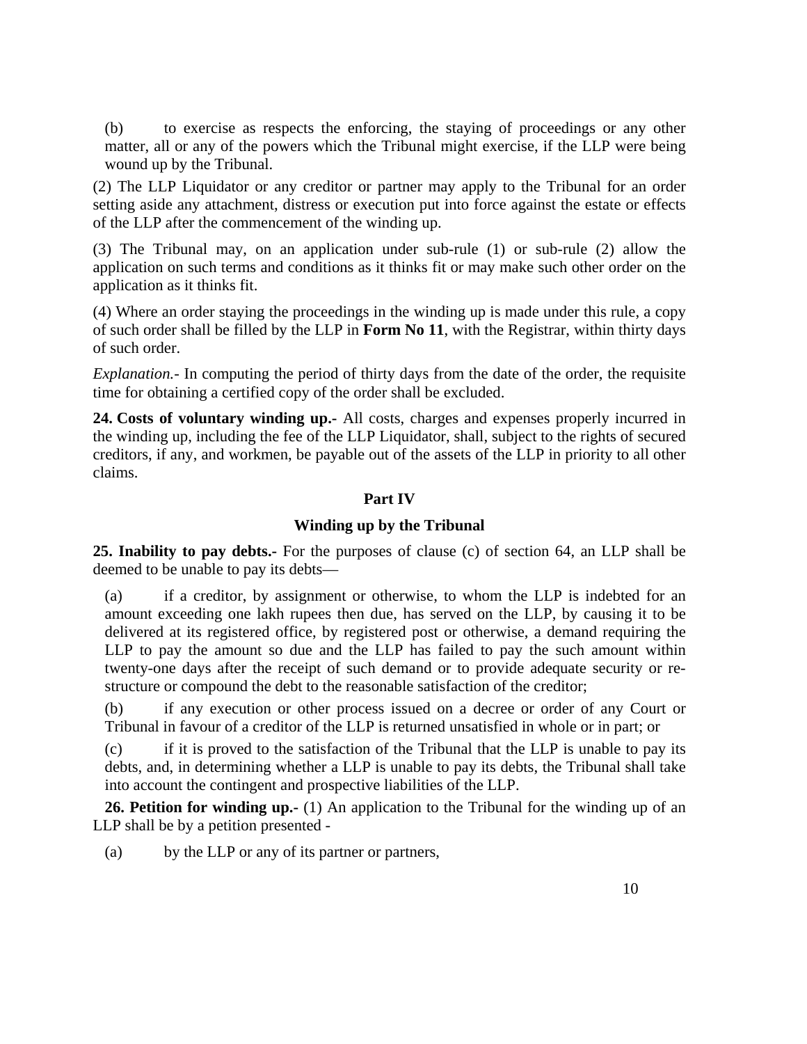(b) to exercise as respects the enforcing, the staying of proceedings or any other matter, all or any of the powers which the Tribunal might exercise, if the LLP were being wound up by the Tribunal.

(2) The LLP Liquidator or any creditor or partner may apply to the Tribunal for an order setting aside any attachment, distress or execution put into force against the estate or effects of the LLP after the commencement of the winding up.

(3) The Tribunal may, on an application under sub-rule (1) or sub-rule (2) allow the application on such terms and conditions as it thinks fit or may make such other order on the application as it thinks fit.

(4) Where an order staying the proceedings in the winding up is made under this rule, a copy of such order shall be filled by the LLP in **Form No 11**, with the Registrar, within thirty days of such order.

*Explanation.-* In computing the period of thirty days from the date of the order, the requisite time for obtaining a certified copy of the order shall be excluded.

**24. Costs of voluntary winding up.-** All costs, charges and expenses properly incurred in the winding up, including the fee of the LLP Liquidator, shall, subject to the rights of secured creditors, if any, and workmen, be payable out of the assets of the LLP in priority to all other claims.

## Part IV

## Winding up by the Tribunal

**25. Inability to pay debts.-** For the purposes of clause (c) of section 64, an LLP shall be deemed to be unable to pay its debts—

(a) if a creditor, by assignment or otherwise, to whom the LLP is indebted for an amount exceeding one lakh rupees then due, has served on the LLP, by causing it to be delivered at its registered office, by registered post or otherwise, a demand requiring the LLP to pay the amount so due and the LLP has failed to pay the such amount within twenty-one days after the receipt of such demand or to provide adequate security or re-structure or compound the debt to the reasonable satisfaction of the creditor;

(b) if any execution or other process issued on a decree or order of any Court or Tribunal in favour of a creditor of the LLP is returned unsatisfied in whole or in part; or

(c) if it is proved to the satisfaction of the Tribunal that the LLP is unable to pay its debts, and, in determining whether a LLP is unable to pay its debts, the Tribunal shall take into account the contingent and prospective liabilities of the LLP.

**26. Petition for winding up.-** (1) An application to the Tribunal for the winding up of an LLP shall be by a petition presented -

(a) by the LLP or any of its partner or partners,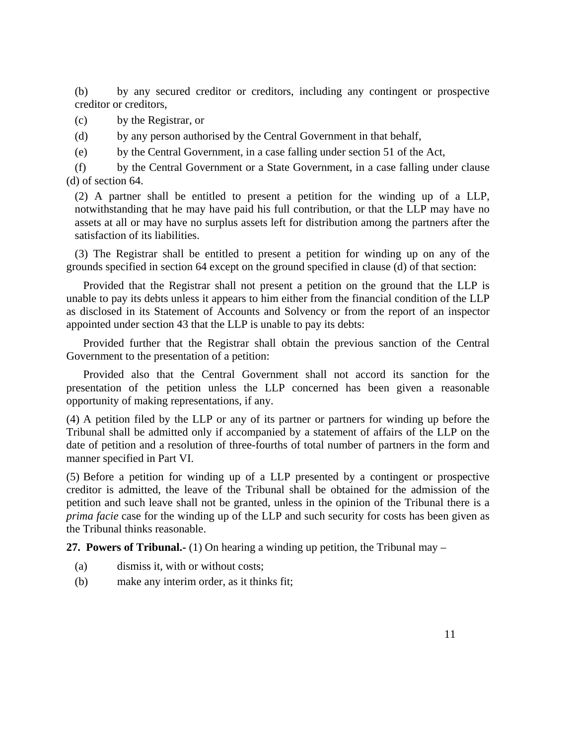(b) by any secured creditor or creditors, including any contingent or prospective creditor or creditors,

(c) by the Registrar, or

(d) by any person authorised by the Central Government in that behalf,

(e) by the Central Government, in a case falling under section 51 of the Act,

(f) by the Central Government or a State Government, in a case falling under clause (d) of section 64.

(2) A partner shall be entitled to present a petition for the winding up of a LLP, notwithstanding that he may have paid his full contribution, or that the LLP may have no assets at all or may have no surplus assets left for distribution among the partners after the satisfaction of its liabilities.

(3) The Registrar shall be entitled to present a petition for winding up on any of the grounds specified in section 64 except on the ground specified in clause (d) of that section:

Provided that the Registrar shall not present a petition on the ground that the LLP is unable to pay its debts unless it appears to him either from the financial condition of the LLP as disclosed in its Statement of Accounts and Solvency or from the report of an inspector appointed under section 43 that the LLP is unable to pay its debts:

Provided further that the Registrar shall obtain the previous sanction of the Central Government to the presentation of a petition:

Provided also that the Central Government shall not accord its sanction for the presentation of the petition unless the LLP concerned has been given a reasonable opportunity of making representations, if any.

(4) A petition filed by the LLP or any of its partner or partners for winding up before the Tribunal shall be admitted only if accompanied by a statement of affairs of the LLP on the date of petition and a resolution of three-fourths of total number of partners in the form and manner specified in Part VI.

(5) Before a petition for winding up of a LLP presented by a contingent or prospective creditor is admitted, the leave of the Tribunal shall be obtained for the admission of the petition and such leave shall not be granted, unless in the opinion of the Tribunal there is a *prima facie* case for the winding up of the LLP and such security for costs has been given as the Tribunal thinks reasonable.

**27. Powers of Tribunal.-** (1) On hearing a winding up petition, the Tribunal may –

(a) dismiss it, with or without costs;

(b) make any interim order, as it thinks fit;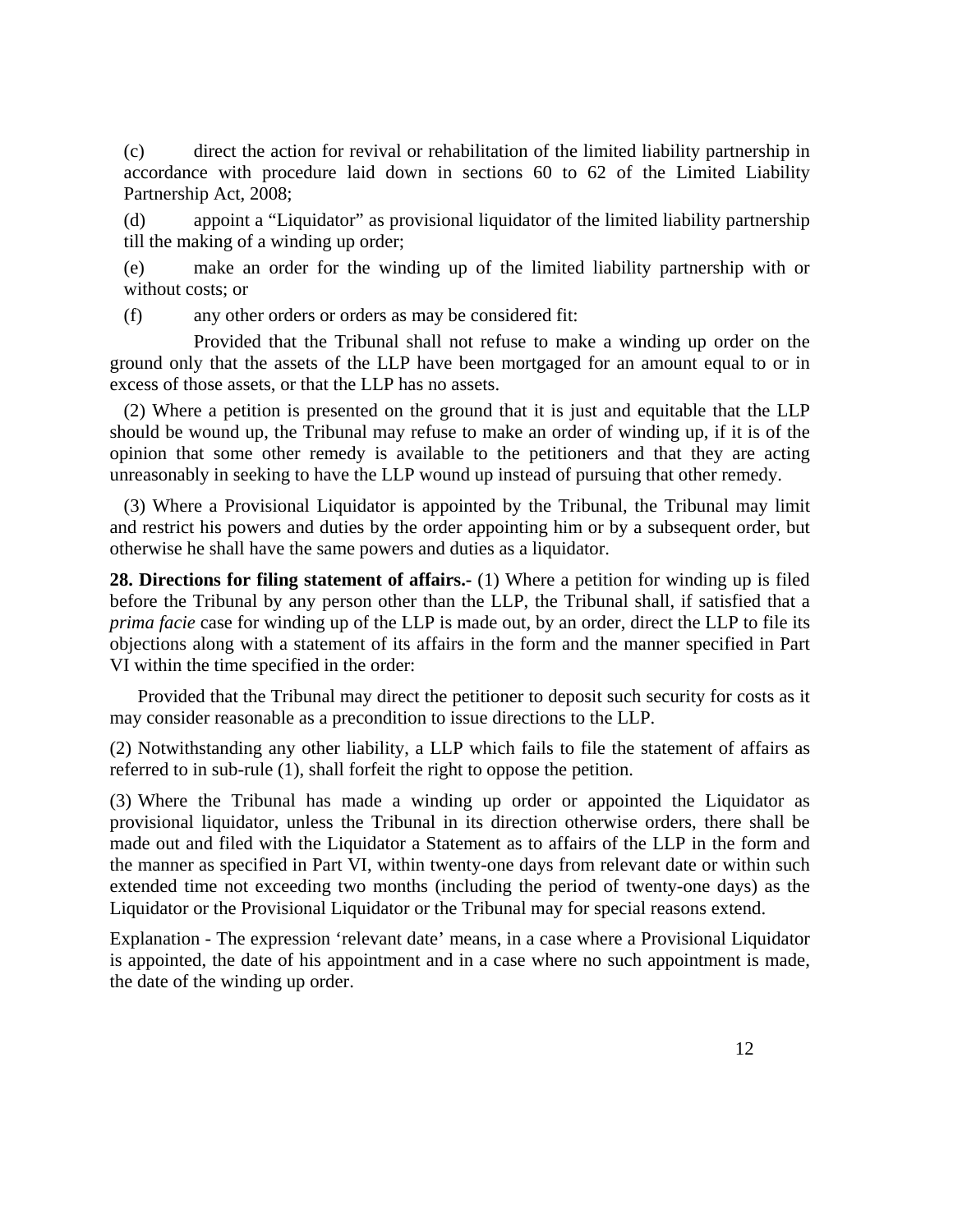(c) direct the action for revival or rehabilitation of the limited liability partnership in accordance with procedure laid down in sections 60 to 62 of the Limited Liability Partnership Act, 2008;

(d) appoint a "Liquidator" as provisional liquidator of the limited liability partnership till the making of a winding up order;

(e) make an order for the winding up of the limited liability partnership with or without costs; or

(f) any other orders or orders as may be considered fit:

Provided that the Tribunal shall not refuse to make a winding up order on the ground only that the assets of the LLP have been mortgaged for an amount equal to or in excess of those assets, or that the LLP has no assets.

(2) Where a petition is presented on the ground that it is just and equitable that the LLP should be wound up, the Tribunal may refuse to make an order of winding up, if it is of the opinion that some other remedy is available to the petitioners and that they are acting unreasonably in seeking to have the LLP wound up instead of pursuing that other remedy.

(3) Where a Provisional Liquidator is appointed by the Tribunal, the Tribunal may limit and restrict his powers and duties by the order appointing him or by a subsequent order, but otherwise he shall have the same powers and duties as a liquidator.

**28. Directions for filing statement of affairs.-** (1) Where a petition for winding up is filed before the Tribunal by any person other than the LLP, the Tribunal shall, if satisfied that a *prima facie* case for winding up of the LLP is made out, by an order, direct the LLP to file its objections along with a statement of its affairs in the form and the manner specified in Part VI within the time specified in the order:

Provided that the Tribunal may direct the petitioner to deposit such security for costs as it may consider reasonable as a precondition to issue directions to the LLP.

(2) Notwithstanding any other liability, a LLP which fails to file the statement of affairs as referred to in sub-rule (1), shall forfeit the right to oppose the petition.

(3) Where the Tribunal has made a winding up order or appointed the Liquidator as provisional liquidator, unless the Tribunal in its direction otherwise orders, there shall be made out and filed with the Liquidator a Statement as to affairs of the LLP in the form and the manner as specified in Part VI, within twenty-one days from relevant date or within such extended time not exceeding two months (including the period of twenty-one days) as the Liquidator or the Provisional Liquidator or the Tribunal may for special reasons extend.

Explanation - The expression 'relevant date' means, in a case where a Provisional Liquidator is appointed, the date of his appointment and in a case where no such appointment is made, the date of the winding up order.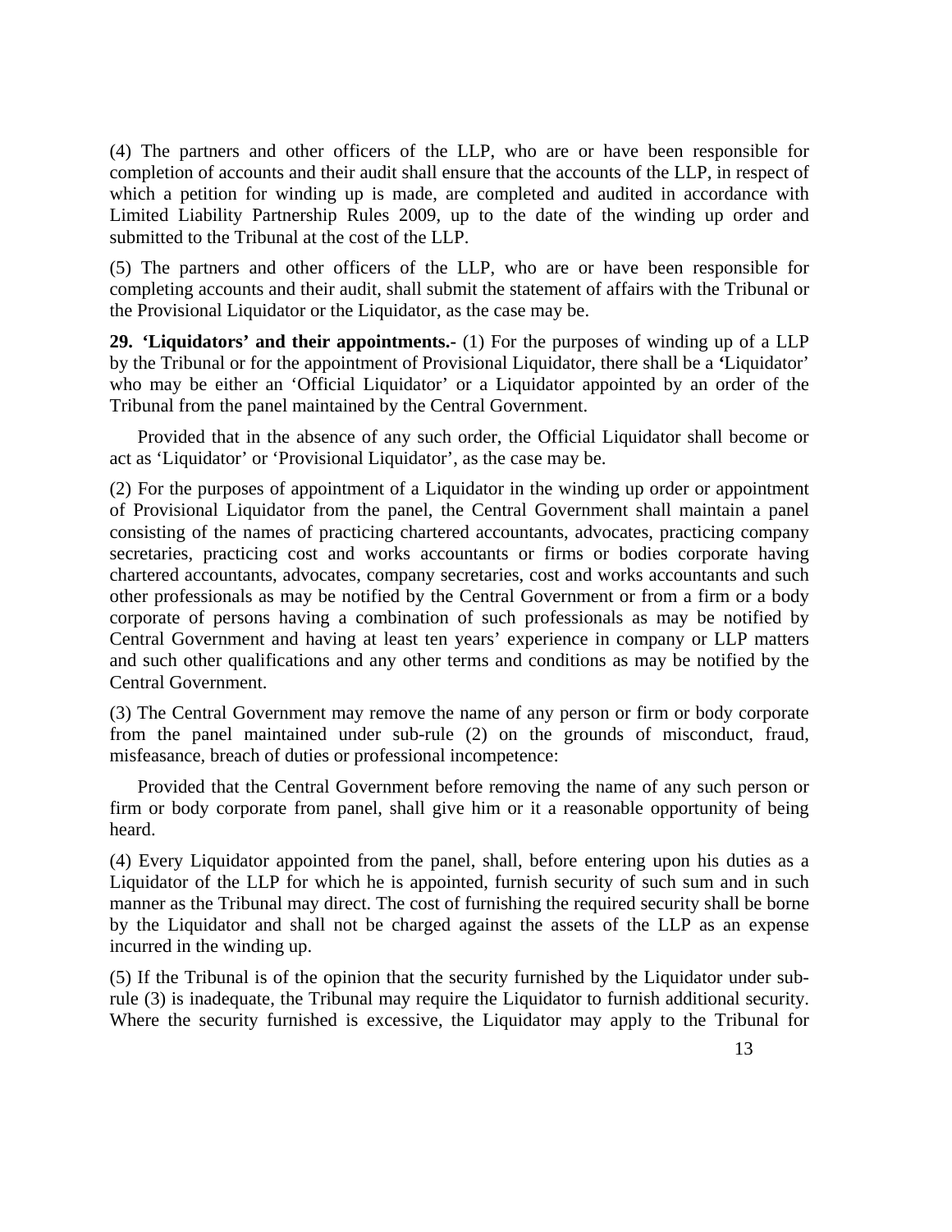(4) The partners and other officers of the LLP, who are or have been responsible for completion of accounts and their audit shall ensure that the accounts of the LLP, in respect of which a petition for winding up is made, are completed and audited in accordance with Limited Liability Partnership Rules 2009, up to the date of the winding up order and submitted to the Tribunal at the cost of the LLP.

(5) The partners and other officers of the LLP, who are or have been responsible for completing accounts and their audit, shall submit the statement of affairs with the Tribunal or the Provisional Liquidator or the Liquidator, as the case may be.

**29. 'Liquidators' and their appointments.-** (1) For the purposes of winding up of a LLP by the Tribunal or for the appointment of Provisional Liquidator, there shall be a **'**Liquidator' who may be either an 'Official Liquidator' or a Liquidator appointed by an order of the Tribunal from the panel maintained by the Central Government.

Provided that in the absence of any such order, the Official Liquidator shall become or act as 'Liquidator' or 'Provisional Liquidator', as the case may be.

(2) For the purposes of appointment of a Liquidator in the winding up order or appointment of Provisional Liquidator from the panel, the Central Government shall maintain a panel consisting of the names of practicing chartered accountants, advocates, practicing company secretaries, practicing cost and works accountants or firms or bodies corporate having chartered accountants, advocates, company secretaries, cost and works accountants and such other professionals as may be notified by the Central Government or from a firm or a body corporate of persons having a combination of such professionals as may be notified by Central Government and having at least ten years' experience in company or LLP matters and such other qualifications and any other terms and conditions as may be notified by the Central Government.

(3) The Central Government may remove the name of any person or firm or body corporate from the panel maintained under sub-rule (2) on the grounds of misconduct, fraud, misfeasance, breach of duties or professional incompetence:

Provided that the Central Government before removing the name of any such person or firm or body corporate from panel, shall give him or it a reasonable opportunity of being heard.

(4) Every Liquidator appointed from the panel, shall, before entering upon his duties as a Liquidator of the LLP for which he is appointed, furnish security of such sum and in such manner as the Tribunal may direct. The cost of furnishing the required security shall be borne by the Liquidator and shall not be charged against the assets of the LLP as an expense incurred in the winding up.

(5) If the Tribunal is of the opinion that the security furnished by the Liquidator under sub-rule (3) is inadequate, the Tribunal may require the Liquidator to furnish additional security. Where the security furnished is excessive, the Liquidator may apply to the Tribunal for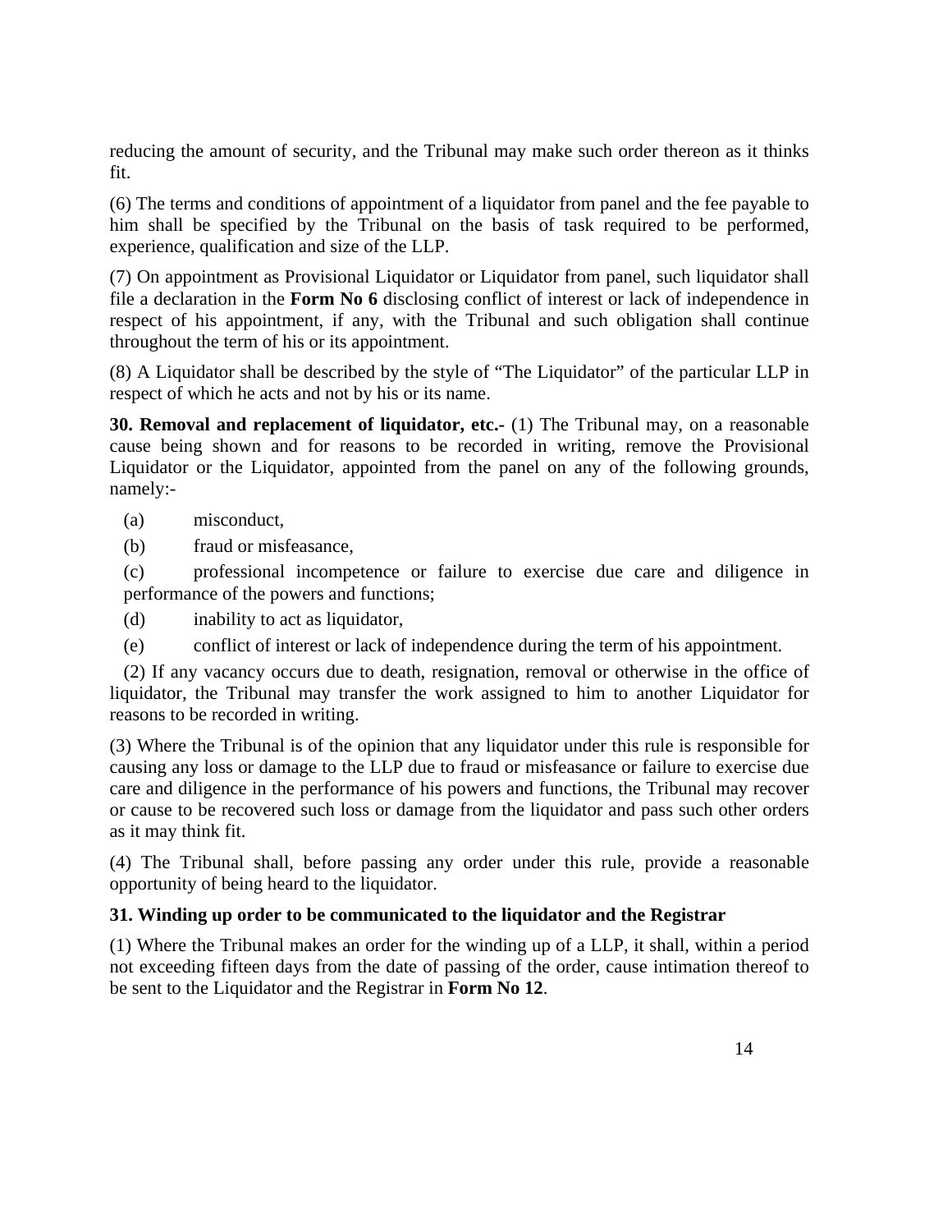reducing the amount of security, and the Tribunal may make such order thereon as it thinks fit.

(6) The terms and conditions of appointment of a liquidator from panel and the fee payable to him shall be specified by the Tribunal on the basis of task required to be performed, experience, qualification and size of the LLP.

(7) On appointment as Provisional Liquidator or Liquidator from panel, such liquidator shall file a declaration in the **Form No 6** disclosing conflict of interest or lack of independence in respect of his appointment, if any, with the Tribunal and such obligation shall continue throughout the term of his or its appointment.

(8) A Liquidator shall be described by the style of "The Liquidator" of the particular LLP in respect of which he acts and not by his or its name.

**30. Removal and replacement of liquidator, etc.-** (1) The Tribunal may, on a reasonable cause being shown and for reasons to be recorded in writing, remove the Provisional Liquidator or the Liquidator, appointed from the panel on any of the following grounds, namely:-

(a) misconduct,

(b) fraud or misfeasance,

(c) professional incompetence or failure to exercise due care and diligence in performance of the powers and functions;

(d) inability to act as liquidator,

(e) conflict of interest or lack of independence during the term of his appointment.

(2) If any vacancy occurs due to death, resignation, removal or otherwise in the office of liquidator, the Tribunal may transfer the work assigned to him to another Liquidator for reasons to be recorded in writing.

(3) Where the Tribunal is of the opinion that any liquidator under this rule is responsible for causing any loss or damage to the LLP due to fraud or misfeasance or failure to exercise due care and diligence in the performance of his powers and functions, the Tribunal may recover or cause to be recovered such loss or damage from the liquidator and pass such other orders as it may think fit.

(4) The Tribunal shall, before passing any order under this rule, provide a reasonable opportunity of being heard to the liquidator.

**31. Winding up order to be communicated to the liquidator and the Registrar**

(1) Where the Tribunal makes an order for the winding up of a LLP, it shall, within a period not exceeding fifteen days from the date of passing of the order, cause intimation thereof to be sent to the Liquidator and the Registrar in **Form No 12**.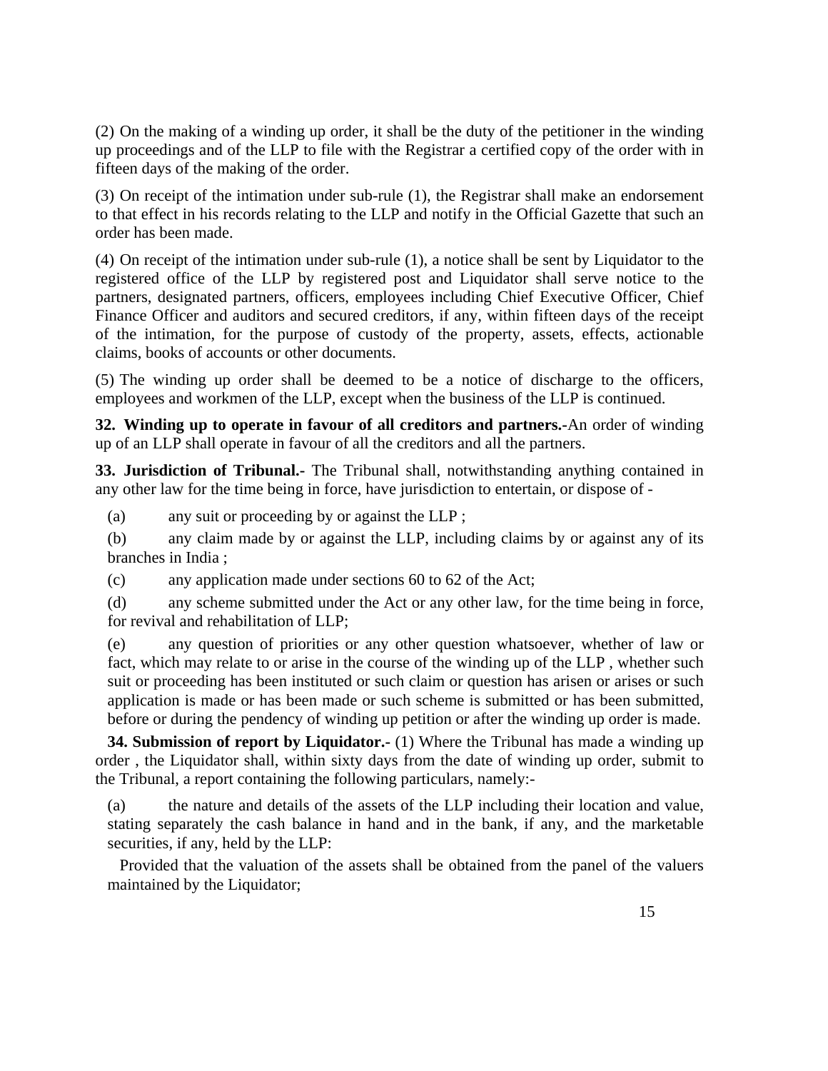(2) On the making of a winding up order, it shall be the duty of the petitioner in the winding up proceedings and of the LLP to file with the Registrar a certified copy of the order with in fifteen days of the making of the order.

(3) On receipt of the intimation under sub-rule (1), the Registrar shall make an endorsement to that effect in his records relating to the LLP and notify in the Official Gazette that such an order has been made.

(4) On receipt of the intimation under sub-rule (1), a notice shall be sent by Liquidator to the registered office of the LLP by registered post and Liquidator shall serve notice to the partners, designated partners, officers, employees including Chief Executive Officer, Chief Finance Officer and auditors and secured creditors, if any, within fifteen days of the receipt of the intimation, for the purpose of custody of the property, assets, effects, actionable claims, books of accounts or other documents.

(5) The winding up order shall be deemed to be a notice of discharge to the officers, employees and workmen of the LLP, except when the business of the LLP is continued.

**32. Winding up to operate in favour of all creditors and partners.-**An order of winding up of an LLP shall operate in favour of all the creditors and all the partners.

**33. Jurisdiction of Tribunal.-** The Tribunal shall, notwithstanding anything contained in any other law for the time being in force, have jurisdiction to entertain, or dispose of -

(a) any suit or proceeding by or against the LLP ;

(b) any claim made by or against the LLP, including claims by or against any of its branches in India ;

(c) any application made under sections 60 to 62 of the Act;

(d) any scheme submitted under the Act or any other law, for the time being in force, for revival and rehabilitation of LLP;

(e) any question of priorities or any other question whatsoever, whether of law or fact, which may relate to or arise in the course of the winding up of the LLP , whether such suit or proceeding has been instituted or such claim or question has arisen or arises or such application is made or has been made or such scheme is submitted or has been submitted, before or during the pendency of winding up petition or after the winding up order is made.

**34. Submission of report by Liquidator.-** (1) Where the Tribunal has made a winding up order , the Liquidator shall, within sixty days from the date of winding up order, submit to the Tribunal, a report containing the following particulars, namely:-

(a) the nature and details of the assets of the LLP including their location and value, stating separately the cash balance in hand and in the bank, if any, and the marketable securities, if any, held by the LLP:

Provided that the valuation of the assets shall be obtained from the panel of the valuers maintained by the Liquidator;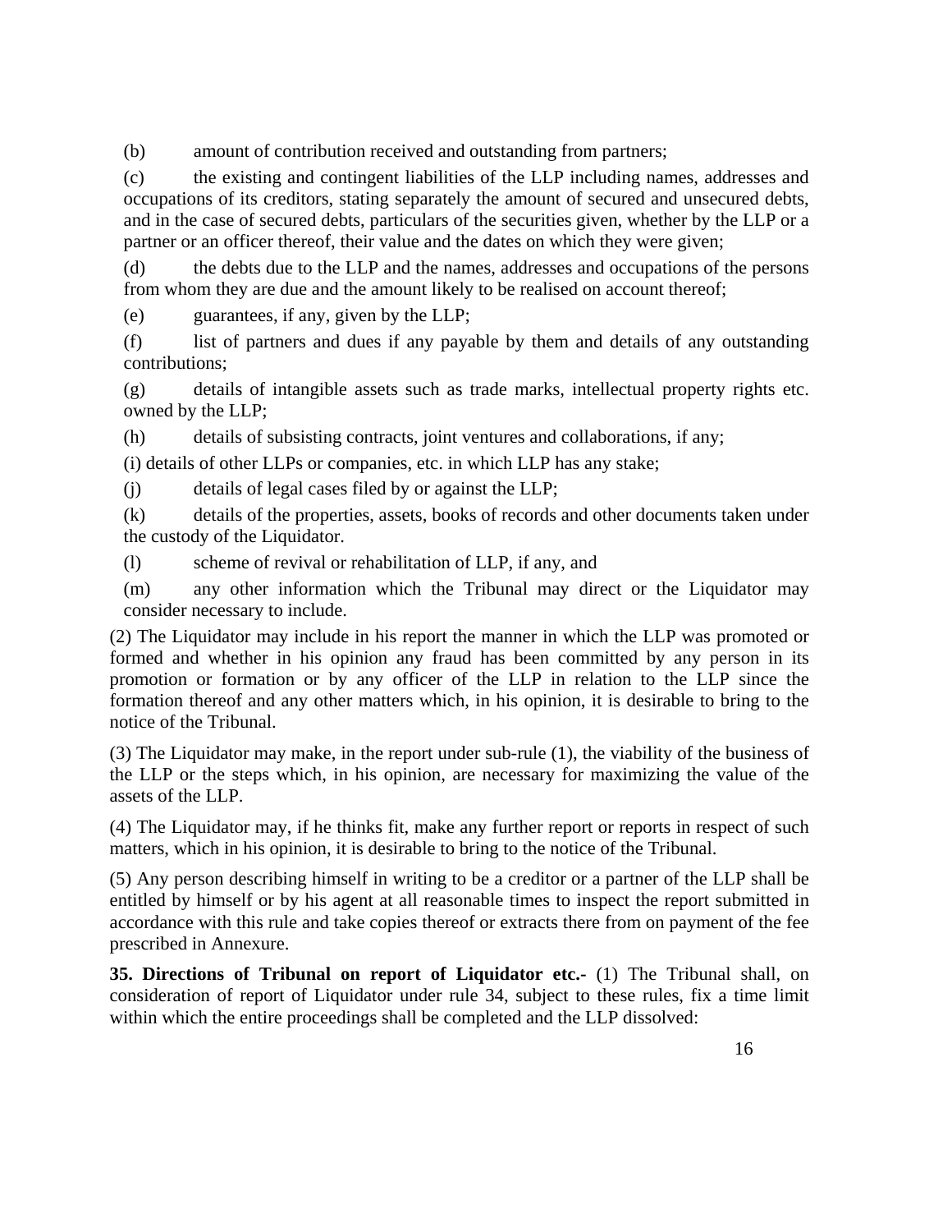(b) amount of contribution received and outstanding from partners;

(c) the existing and contingent liabilities of the LLP including names, addresses and occupations of its creditors, stating separately the amount of secured and unsecured debts, and in the case of secured debts, particulars of the securities given, whether by the LLP or a partner or an officer thereof, their value and the dates on which they were given;

(d) the debts due to the LLP and the names, addresses and occupations of the persons from whom they are due and the amount likely to be realised on account thereof;

(e) guarantees, if any, given by the LLP;

(f) list of partners and dues if any payable by them and details of any outstanding contributions;

(g) details of intangible assets such as trade marks, intellectual property rights etc. owned by the LLP;

(h) details of subsisting contracts, joint ventures and collaborations, if any;

(i) details of other LLPs or companies, etc. in which LLP has any stake;

(j) details of legal cases filed by or against the LLP;

(k) details of the properties, assets, books of records and other documents taken under the custody of the Liquidator.

(l) scheme of revival or rehabilitation of LLP, if any, and

(m) any other information which the Tribunal may direct or the Liquidator may consider necessary to include.

(2) The Liquidator may include in his report the manner in which the LLP was promoted or formed and whether in his opinion any fraud has been committed by any person in its promotion or formation or by any officer of the LLP in relation to the LLP since the formation thereof and any other matters which, in his opinion, it is desirable to bring to the notice of the Tribunal.

(3) The Liquidator may make, in the report under sub-rule (1), the viability of the business of the LLP or the steps which, in his opinion, are necessary for maximizing the value of the assets of the LLP.

(4) The Liquidator may, if he thinks fit, make any further report or reports in respect of such matters, which in his opinion, it is desirable to bring to the notice of the Tribunal.

(5) Any person describing himself in writing to be a creditor or a partner of the LLP shall be entitled by himself or by his agent at all reasonable times to inspect the report submitted in accordance with this rule and take copies thereof or extracts there from on payment of the fee prescribed in Annexure.

**35. Directions of Tribunal on report of Liquidator etc.-** (1) The Tribunal shall, on consideration of report of Liquidator under rule 34, subject to these rules, fix a time limit within which the entire proceedings shall be completed and the LLP dissolved: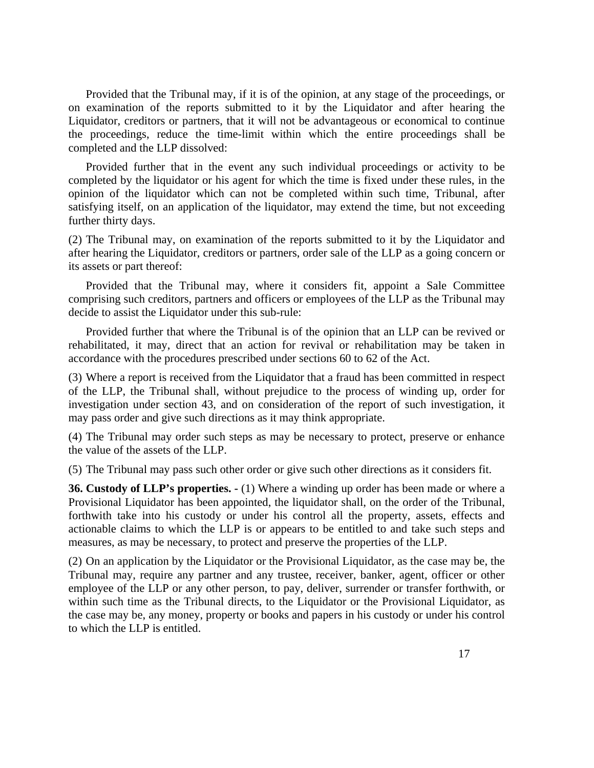Provided that the Tribunal may, if it is of the opinion, at any stage of the proceedings, or on examination of the reports submitted to it by the Liquidator and after hearing the Liquidator, creditors or partners, that it will not be advantageous or economical to continue the proceedings, reduce the time-limit within which the entire proceedings shall be completed and the LLP dissolved:

Provided further that in the event any such individual proceedings or activity to be completed by the liquidator or his agent for which the time is fixed under these rules, in the opinion of the liquidator which can not be completed within such time, Tribunal, after satisfying itself, on an application of the liquidator, may extend the time, but not exceeding further thirty days.

(2) The Tribunal may, on examination of the reports submitted to it by the Liquidator and after hearing the Liquidator, creditors or partners, order sale of the LLP as a going concern or its assets or part thereof:

Provided that the Tribunal may, where it considers fit, appoint a Sale Committee comprising such creditors, partners and officers or employees of the LLP as the Tribunal may decide to assist the Liquidator under this sub-rule:

Provided further that where the Tribunal is of the opinion that an LLP can be revived or rehabilitated, it may, direct that an action for revival or rehabilitation may be taken in accordance with the procedures prescribed under sections 60 to 62 of the Act.

(3) Where a report is received from the Liquidator that a fraud has been committed in respect of the LLP, the Tribunal shall, without prejudice to the process of winding up, order for investigation under section 43, and on consideration of the report of such investigation, it may pass order and give such directions as it may think appropriate.

(4) The Tribunal may order such steps as may be necessary to protect, preserve or enhance the value of the assets of the LLP.

(5) The Tribunal may pass such other order or give such other directions as it considers fit.

**36. Custody of LLP's properties. -** (1) Where a winding up order has been made or where a Provisional Liquidator has been appointed, the liquidator shall, on the order of the Tribunal, forthwith take into his custody or under his control all the property, assets, effects and actionable claims to which the LLP is or appears to be entitled to and take such steps and measures, as may be necessary, to protect and preserve the properties of the LLP.

(2) On an application by the Liquidator or the Provisional Liquidator, as the case may be, the Tribunal may, require any partner and any trustee, receiver, banker, agent, officer or other employee of the LLP or any other person, to pay, deliver, surrender or transfer forthwith, or within such time as the Tribunal directs, to the Liquidator or the Provisional Liquidator, as the case may be, any money, property or books and papers in his custody or under his control to which the LLP is entitled.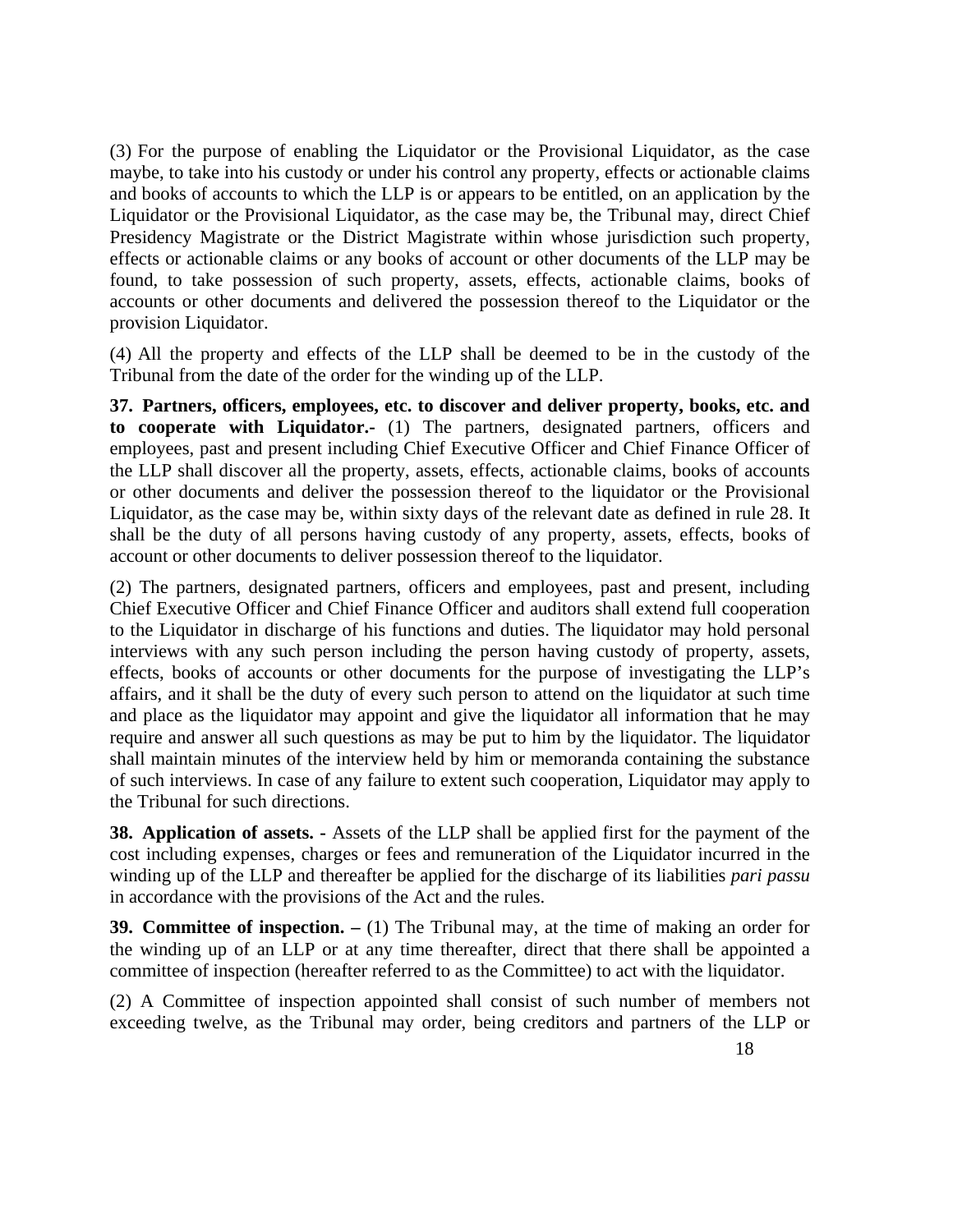(3) For the purpose of enabling the Liquidator or the Provisional Liquidator, as the case maybe, to take into his custody or under his control any property, effects or actionable claims and books of accounts to which the LLP is or appears to be entitled, on an application by the Liquidator or the Provisional Liquidator, as the case may be, the Tribunal may, direct Chief Presidency Magistrate or the District Magistrate within whose jurisdiction such property, effects or actionable claims or any books of account or other documents of the LLP may be found, to take possession of such property, assets, effects, actionable claims, books of accounts or other documents and delivered the possession thereof to the Liquidator or the provision Liquidator.

(4) All the property and effects of the LLP shall be deemed to be in the custody of the Tribunal from the date of the order for the winding up of the LLP.

**37. Partners, officers, employees, etc. to discover and deliver property, books, etc. and to cooperate with Liquidator.-** (1) The partners, designated partners, officers and employees, past and present including Chief Executive Officer and Chief Finance Officer of the LLP shall discover all the property, assets, effects, actionable claims, books of accounts or other documents and deliver the possession thereof to the liquidator or the Provisional Liquidator, as the case may be, within sixty days of the relevant date as defined in rule 28. It shall be the duty of all persons having custody of any property, assets, effects, books of account or other documents to deliver possession thereof to the liquidator.

(2) The partners, designated partners, officers and employees, past and present, including Chief Executive Officer and Chief Finance Officer and auditors shall extend full cooperation to the Liquidator in discharge of his functions and duties. The liquidator may hold personal interviews with any such person including the person having custody of property, assets, effects, books of accounts or other documents for the purpose of investigating the LLP's affairs, and it shall be the duty of every such person to attend on the liquidator at such time and place as the liquidator may appoint and give the liquidator all information that he may require and answer all such questions as may be put to him by the liquidator. The liquidator shall maintain minutes of the interview held by him or memoranda containing the substance of such interviews. In case of any failure to extent such cooperation, Liquidator may apply to the Tribunal for such directions.

**38. Application of assets. -** Assets of the LLP shall be applied first for the payment of the cost including expenses, charges or fees and remuneration of the Liquidator incurred in the winding up of the LLP and thereafter be applied for the discharge of its liabilities *pari passu* in accordance with the provisions of the Act and the rules.

**39. Committee of inspection. –** (1) The Tribunal may, at the time of making an order for the winding up of an LLP or at any time thereafter, direct that there shall be appointed a committee of inspection (hereafter referred to as the Committee) to act with the liquidator.

(2) A Committee of inspection appointed shall consist of such number of members not exceeding twelve, as the Tribunal may order, being creditors and partners of the LLP or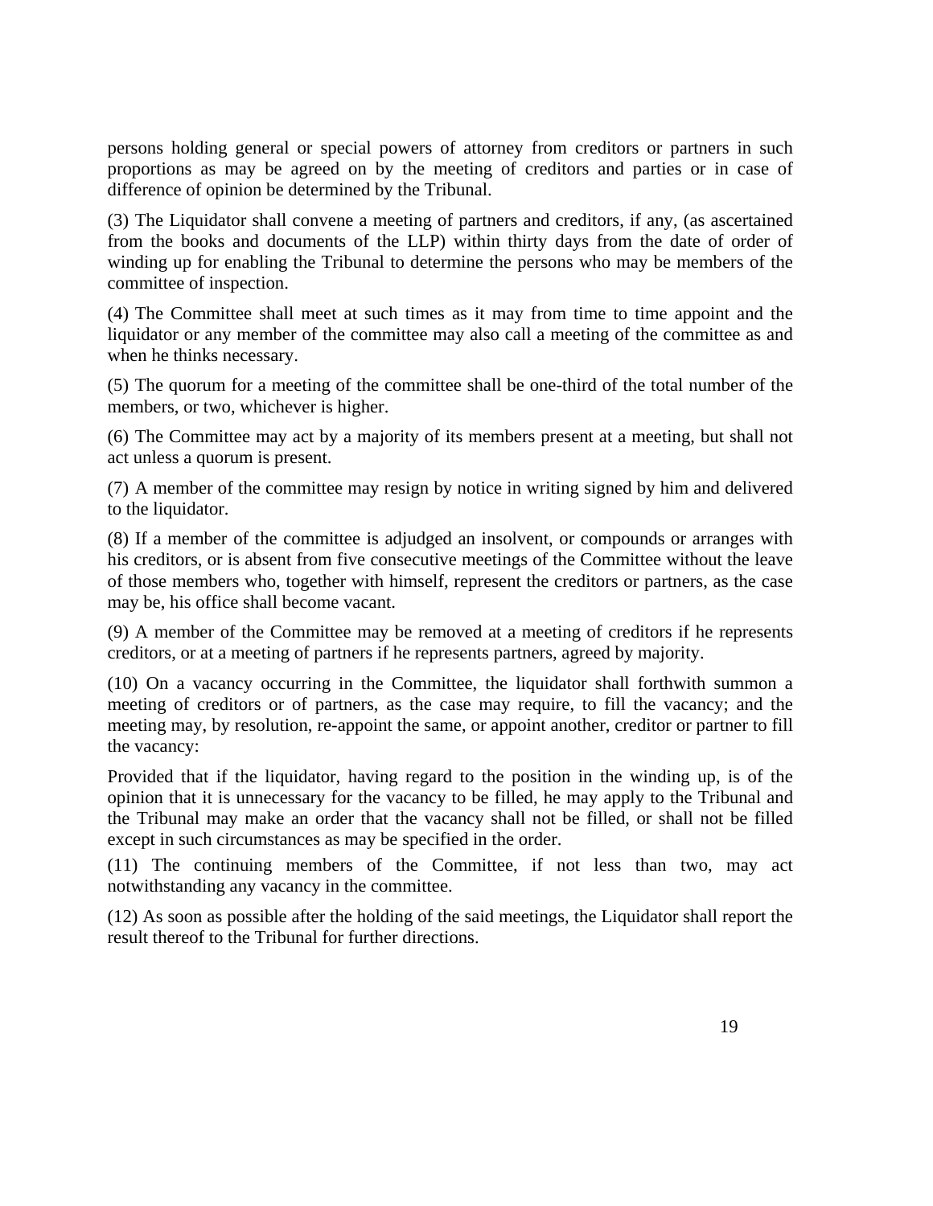persons holding general or special powers of attorney from creditors or partners in such proportions as may be agreed on by the meeting of creditors and parties or in case of difference of opinion be determined by the Tribunal.

(3) The Liquidator shall convene a meeting of partners and creditors, if any, (as ascertained from the books and documents of the LLP) within thirty days from the date of order of winding up for enabling the Tribunal to determine the persons who may be members of the committee of inspection.

(4) The Committee shall meet at such times as it may from time to time appoint and the liquidator or any member of the committee may also call a meeting of the committee as and when he thinks necessary.

(5) The quorum for a meeting of the committee shall be one-third of the total number of the members, or two, whichever is higher.

(6) The Committee may act by a majority of its members present at a meeting, but shall not act unless a quorum is present.

(7) A member of the committee may resign by notice in writing signed by him and delivered to the liquidator.

(8) If a member of the committee is adjudged an insolvent, or compounds or arranges with his creditors, or is absent from five consecutive meetings of the Committee without the leave of those members who, together with himself, represent the creditors or partners, as the case may be, his office shall become vacant.

(9) A member of the Committee may be removed at a meeting of creditors if he represents creditors, or at a meeting of partners if he represents partners, agreed by majority.

(10) On a vacancy occurring in the Committee, the liquidator shall forthwith summon a meeting of creditors or of partners, as the case may require, to fill the vacancy; and the meeting may, by resolution, re-appoint the same, or appoint another, creditor or partner to fill the vacancy:

Provided that if the liquidator, having regard to the position in the winding up, is of the opinion that it is unnecessary for the vacancy to be filled, he may apply to the Tribunal and the Tribunal may make an order that the vacancy shall not be filled, or shall not be filled except in such circumstances as may be specified in the order.

(11) The continuing members of the Committee, if not less than two, may act notwithstanding any vacancy in the committee.

(12) As soon as possible after the holding of the said meetings, the Liquidator shall report the result thereof to the Tribunal for further directions.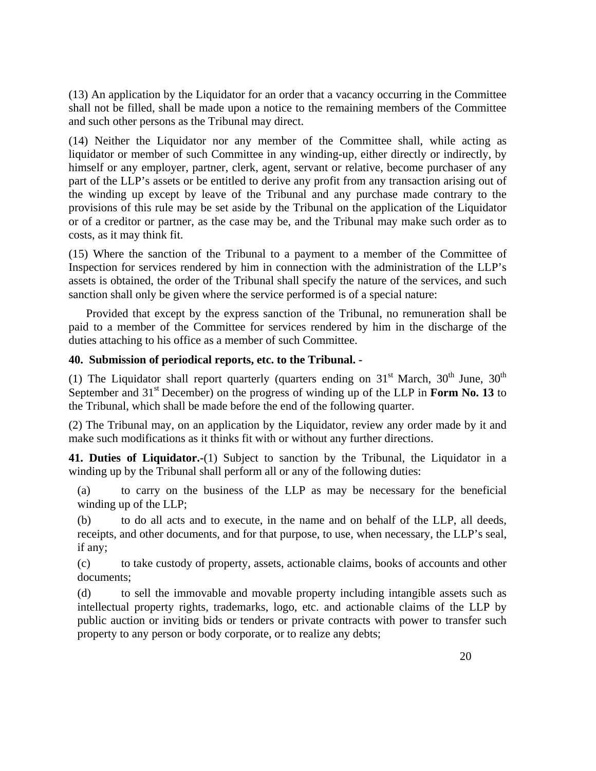(13) An application by the Liquidator for an order that a vacancy occurring in the Committee shall not be filled, shall be made upon a notice to the remaining members of the Committee and such other persons as the Tribunal may direct.

(14) Neither the Liquidator nor any member of the Committee shall, while acting as liquidator or member of such Committee in any winding-up, either directly or indirectly, by himself or any employer, partner, clerk, agent, servant or relative, become purchaser of any part of the LLP's assets or be entitled to derive any profit from any transaction arising out of the winding up except by leave of the Tribunal and any purchase made contrary to the provisions of this rule may be set aside by the Tribunal on the application of the Liquidator or of a creditor or partner, as the case may be, and the Tribunal may make such order as to costs, as it may think fit.

(15) Where the sanction of the Tribunal to a payment to a member of the Committee of Inspection for services rendered by him in connection with the administration of the LLP's assets is obtained, the order of the Tribunal shall specify the nature of the services, and such sanction shall only be given where the service performed is of a special nature:

Provided that except by the express sanction of the Tribunal, no remuneration shall be paid to a member of the Committee for services rendered by him in the discharge of the duties attaching to his office as a member of such Committee.

**40. Submission of periodical reports, etc. to the Tribunal. -**

(1) The Liquidator shall report quarterly (quarters ending on 31st March, 30th June, 30th September and 31st December) on the progress of winding up of the LLP in **Form No. 13** to the Tribunal, which shall be made before the end of the following quarter.

(2) The Tribunal may, on an application by the Liquidator, review any order made by it and make such modifications as it thinks fit with or without any further directions.

**41. Duties of Liquidator.-**(1) Subject to sanction by the Tribunal, the Liquidator in a winding up by the Tribunal shall perform all or any of the following duties:

(a) to carry on the business of the LLP as may be necessary for the beneficial winding up of the LLP;

(b) to do all acts and to execute, in the name and on behalf of the LLP, all deeds, receipts, and other documents, and for that purpose, to use, when necessary, the LLP's seal, if any;

(c) to take custody of property, assets, actionable claims, books of accounts and other documents;

(d) to sell the immovable and movable property including intangible assets such as intellectual property rights, trademarks, logo, etc. and actionable claims of the LLP by public auction or inviting bids or tenders or private contracts with power to transfer such property to any person or body corporate, or to realize any debts;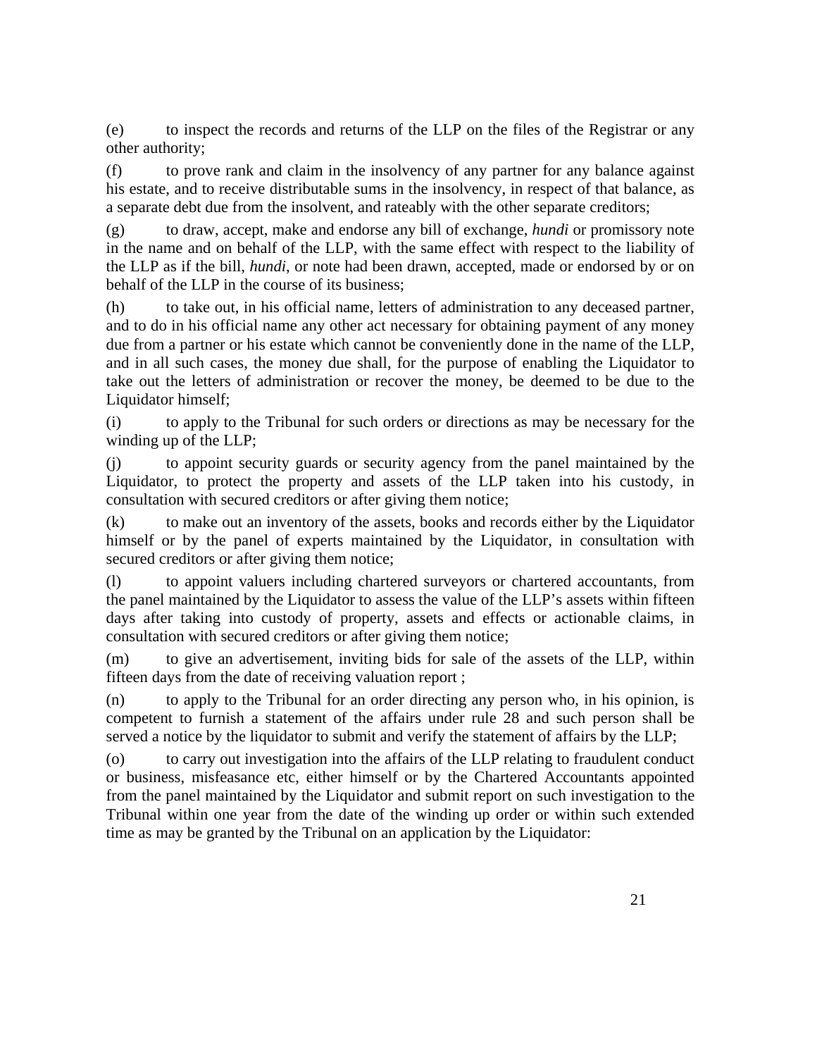(e) to inspect the records and returns of the LLP on the files of the Registrar or any other authority;

(f) to prove rank and claim in the insolvency of any partner for any balance against his estate, and to receive distributable sums in the insolvency, in respect of that balance, as a separate debt due from the insolvent, and rateably with the other separate creditors;

(g) to draw, accept, make and endorse any bill of exchange, *hundi* or promissory note in the name and on behalf of the LLP, with the same effect with respect to the liability of the LLP as if the bill, *hundi*, or note had been drawn, accepted, made or endorsed by or on behalf of the LLP in the course of its business;

(h) to take out, in his official name, letters of administration to any deceased partner, and to do in his official name any other act necessary for obtaining payment of any money due from a partner or his estate which cannot be conveniently done in the name of the LLP, and in all such cases, the money due shall, for the purpose of enabling the Liquidator to take out the letters of administration or recover the money, be deemed to be due to the Liquidator himself;

(i) to apply to the Tribunal for such orders or directions as may be necessary for the winding up of the LLP;

(j) to appoint security guards or security agency from the panel maintained by the Liquidator, to protect the property and assets of the LLP taken into his custody, in consultation with secured creditors or after giving them notice;

(k) to make out an inventory of the assets, books and records either by the Liquidator himself or by the panel of experts maintained by the Liquidator, in consultation with secured creditors or after giving them notice;

(l) to appoint valuers including chartered surveyors or chartered accountants, from the panel maintained by the Liquidator to assess the value of the LLP's assets within fifteen days after taking into custody of property, assets and effects or actionable claims, in consultation with secured creditors or after giving them notice;

(m) to give an advertisement, inviting bids for sale of the assets of the LLP, within fifteen days from the date of receiving valuation report ;

(n) to apply to the Tribunal for an order directing any person who, in his opinion, is competent to furnish a statement of the affairs under rule 28 and such person shall be served a notice by the liquidator to submit and verify the statement of affairs by the LLP;

(o) to carry out investigation into the affairs of the LLP relating to fraudulent conduct or business, misfeasance etc, either himself or by the Chartered Accountants appointed from the panel maintained by the Liquidator and submit report on such investigation to the Tribunal within one year from the date of the winding up order or within such extended time as may be granted by the Tribunal on an application by the Liquidator: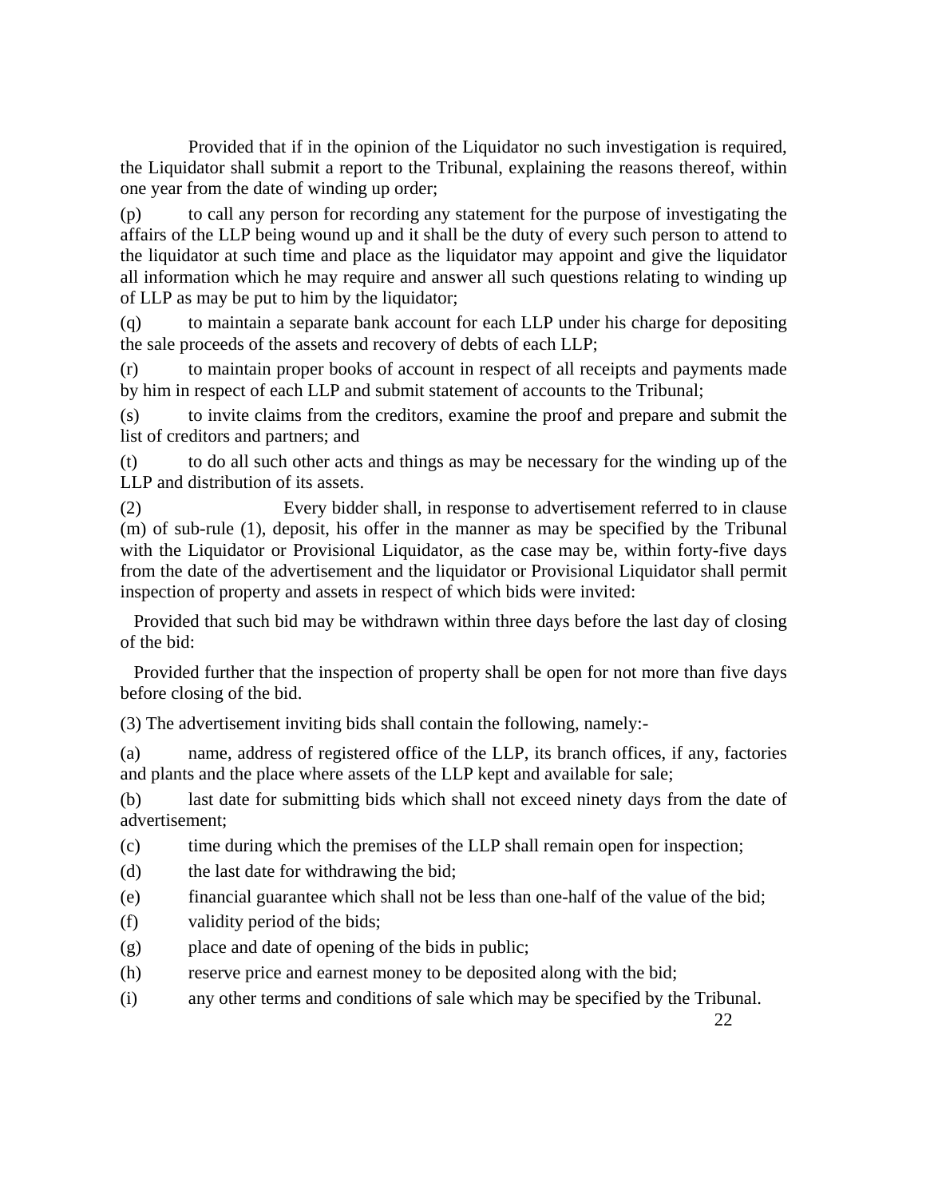Provided that if in the opinion of the Liquidator no such investigation is required, the Liquidator shall submit a report to the Tribunal, explaining the reasons thereof, within one year from the date of winding up order;

(p) to call any person for recording any statement for the purpose of investigating the affairs of the LLP being wound up and it shall be the duty of every such person to attend to the liquidator at such time and place as the liquidator may appoint and give the liquidator all information which he may require and answer all such questions relating to winding up of LLP as may be put to him by the liquidator;

(q) to maintain a separate bank account for each LLP under his charge for depositing the sale proceeds of the assets and recovery of debts of each LLP;

(r) to maintain proper books of account in respect of all receipts and payments made by him in respect of each LLP and submit statement of accounts to the Tribunal;

(s) to invite claims from the creditors, examine the proof and prepare and submit the list of creditors and partners; and

(t) to do all such other acts and things as may be necessary for the winding up of the LLP and distribution of its assets.

(2) Every bidder shall, in response to advertisement referred to in clause (m) of sub-rule (1), deposit, his offer in the manner as may be specified by the Tribunal with the Liquidator or Provisional Liquidator, as the case may be, within forty-five days from the date of the advertisement and the liquidator or Provisional Liquidator shall permit inspection of property and assets in respect of which bids were invited:

Provided that such bid may be withdrawn within three days before the last day of closing of the bid:

Provided further that the inspection of property shall be open for not more than five days before closing of the bid.

(3) The advertisement inviting bids shall contain the following, namely:-

(a) name, address of registered office of the LLP, its branch offices, if any, factories and plants and the place where assets of the LLP kept and available for sale;

(b) last date for submitting bids which shall not exceed ninety days from the date of advertisement;

(c) time during which the premises of the LLP shall remain open for inspection;

(d) the last date for withdrawing the bid;

(e) financial guarantee which shall not be less than one-half of the value of the bid;

(f) validity period of the bids;

(g) place and date of opening of the bids in public;

(h) reserve price and earnest money to be deposited along with the bid;

(i) any other terms and conditions of sale which may be specified by the Tribunal.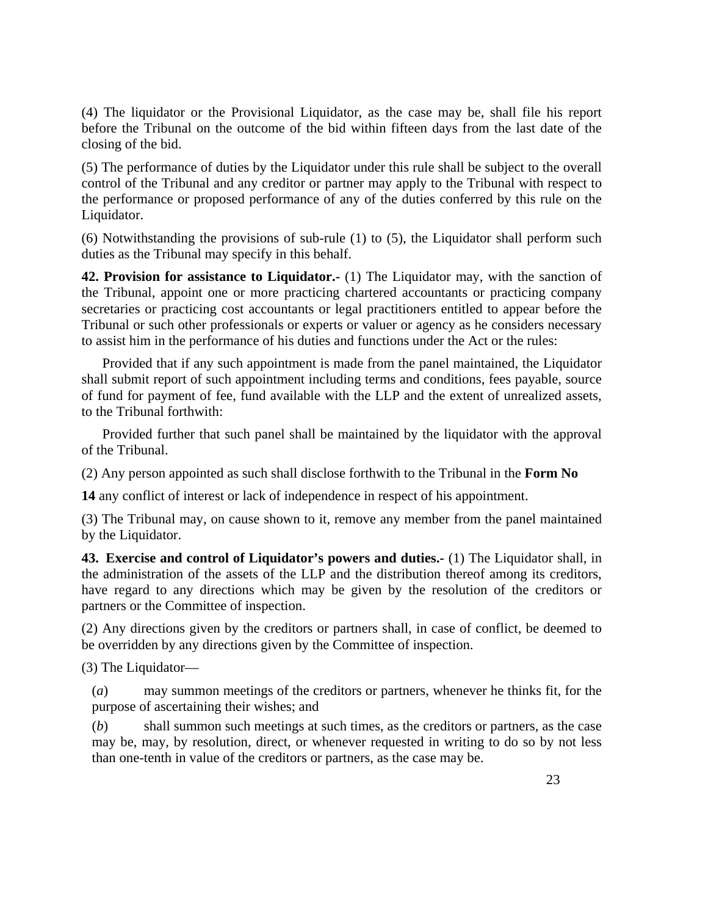(4) The liquidator or the Provisional Liquidator, as the case may be, shall file his report before the Tribunal on the outcome of the bid within fifteen days from the last date of the closing of the bid.

(5) The performance of duties by the Liquidator under this rule shall be subject to the overall control of the Tribunal and any creditor or partner may apply to the Tribunal with respect to the performance or proposed performance of any of the duties conferred by this rule on the Liquidator.

(6) Notwithstanding the provisions of sub-rule (1) to (5), the Liquidator shall perform such duties as the Tribunal may specify in this behalf.

**42. Provision for assistance to Liquidator.-** (1) The Liquidator may, with the sanction of the Tribunal, appoint one or more practicing chartered accountants or practicing company secretaries or practicing cost accountants or legal practitioners entitled to appear before the Tribunal or such other professionals or experts or valuer or agency as he considers necessary to assist him in the performance of his duties and functions under the Act or the rules:

Provided that if any such appointment is made from the panel maintained, the Liquidator shall submit report of such appointment including terms and conditions, fees payable, source of fund for payment of fee, fund available with the LLP and the extent of unrealized assets, to the Tribunal forthwith:

Provided further that such panel shall be maintained by the liquidator with the approval of the Tribunal.

(2) Any person appointed as such shall disclose forthwith to the Tribunal in the **Form No 14** any conflict of interest or lack of independence in respect of his appointment.

(3) The Tribunal may, on cause shown to it, remove any member from the panel maintained by the Liquidator.

**43. Exercise and control of Liquidator's powers and duties.-** (1) The Liquidator shall, in the administration of the assets of the LLP and the distribution thereof among its creditors, have regard to any directions which may be given by the resolution of the creditors or partners or the Committee of inspection.

(2) Any directions given by the creditors or partners shall, in case of conflict, be deemed to be overridden by any directions given by the Committee of inspection.

(3) The Liquidator—

(*a*) may summon meetings of the creditors or partners, whenever he thinks fit, for the purpose of ascertaining their wishes; and

(*b*) shall summon such meetings at such times, as the creditors or partners, as the case may be, may, by resolution, direct, or whenever requested in writing to do so by not less than one-tenth in value of the creditors or partners, as the case may be.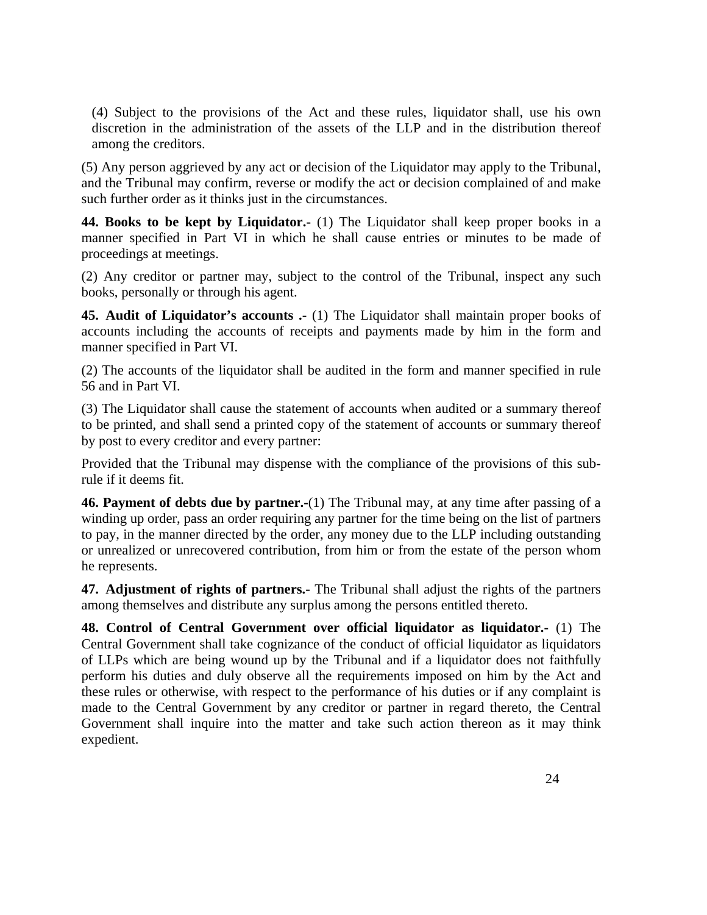(4) Subject to the provisions of the Act and these rules, liquidator shall, use his own discretion in the administration of the assets of the LLP and in the distribution thereof among the creditors.

(5) Any person aggrieved by any act or decision of the Liquidator may apply to the Tribunal, and the Tribunal may confirm, reverse or modify the act or decision complained of and make such further order as it thinks just in the circumstances.

**44. Books to be kept by Liquidator.-** (1) The Liquidator shall keep proper books in a manner specified in Part VI in which he shall cause entries or minutes to be made of proceedings at meetings.

(2) Any creditor or partner may, subject to the control of the Tribunal, inspect any such books, personally or through his agent.

**45. Audit of Liquidator's accounts .-** (1) The Liquidator shall maintain proper books of accounts including the accounts of receipts and payments made by him in the form and manner specified in Part VI.

(2) The accounts of the liquidator shall be audited in the form and manner specified in rule 56 and in Part VI.

(3) The Liquidator shall cause the statement of accounts when audited or a summary thereof to be printed, and shall send a printed copy of the statement of accounts or summary thereof by post to every creditor and every partner:

Provided that the Tribunal may dispense with the compliance of the provisions of this sub-rule if it deems fit.

**46. Payment of debts due by partner.-**(1) The Tribunal may, at any time after passing of a winding up order, pass an order requiring any partner for the time being on the list of partners to pay, in the manner directed by the order, any money due to the LLP including outstanding or unrealized or unrecovered contribution, from him or from the estate of the person whom he represents.

**47. Adjustment of rights of partners.-** The Tribunal shall adjust the rights of the partners among themselves and distribute any surplus among the persons entitled thereto.

**48. Control of Central Government over official liquidator as liquidator.-** (1) The Central Government shall take cognizance of the conduct of official liquidator as liquidators of LLPs which are being wound up by the Tribunal and if a liquidator does not faithfully perform his duties and duly observe all the requirements imposed on him by the Act and these rules or otherwise, with respect to the performance of his duties or if any complaint is made to the Central Government by any creditor or partner in regard thereto, the Central Government shall inquire into the matter and take such action thereon as it may think expedient.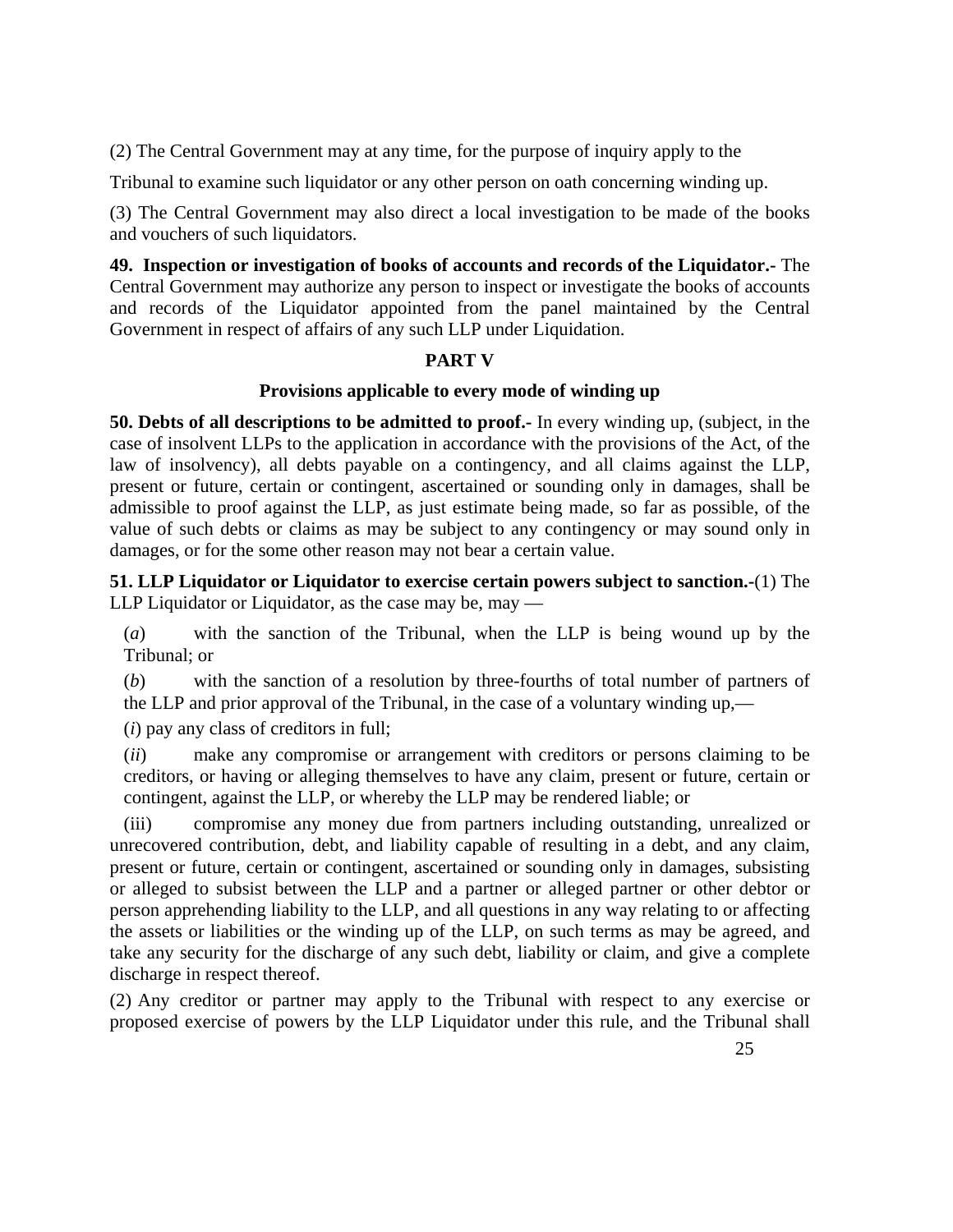(2) The Central Government may at any time, for the purpose of inquiry apply to the

Tribunal to examine such liquidator or any other person on oath concerning winding up.

(3) The Central Government may also direct a local investigation to be made of the books and vouchers of such liquidators.

**49. Inspection or investigation of books of accounts and records of the Liquidator.-** The Central Government may authorize any person to inspect or investigate the books of accounts and records of the Liquidator appointed from the panel maintained by the Central Government in respect of affairs of any such LLP under Liquidation.

## PART V

### Provisions applicable to every mode of winding up

**50. Debts of all descriptions to be admitted to proof.-** In every winding up, (subject, in the case of insolvent LLPs to the application in accordance with the provisions of the Act, of the law of insolvency), all debts payable on a contingency, and all claims against the LLP, present or future, certain or contingent, ascertained or sounding only in damages, shall be admissible to proof against the LLP, as just estimate being made, so far as possible, of the value of such debts or claims as may be subject to any contingency or may sound only in damages, or for the some other reason may not bear a certain value.

**51. LLP Liquidator or Liquidator to exercise certain powers subject to sanction.-**(1) The LLP Liquidator or Liquidator, as the case may be, may —

(*a*) with the sanction of the Tribunal, when the LLP is being wound up by the Tribunal; or

(*b*) with the sanction of a resolution by three-fourths of total number of partners of the LLP and prior approval of the Tribunal, in the case of a voluntary winding up,—

(*i*) pay any class of creditors in full;

(*ii*) make any compromise or arrangement with creditors or persons claiming to be creditors, or having or alleging themselves to have any claim, present or future, certain or contingent, against the LLP, or whereby the LLP may be rendered liable; or

(iii) compromise any money due from partners including outstanding, unrealized or unrecovered contribution, debt, and liability capable of resulting in a debt, and any claim, present or future, certain or contingent, ascertained or sounding only in damages, subsisting or alleged to subsist between the LLP and a partner or alleged partner or other debtor or person apprehending liability to the LLP, and all questions in any way relating to or affecting the assets or liabilities or the winding up of the LLP, on such terms as may be agreed, and take any security for the discharge of any such debt, liability or claim, and give a complete discharge in respect thereof.

(2) Any creditor or partner may apply to the Tribunal with respect to any exercise or proposed exercise of powers by the LLP Liquidator under this rule, and the Tribunal shall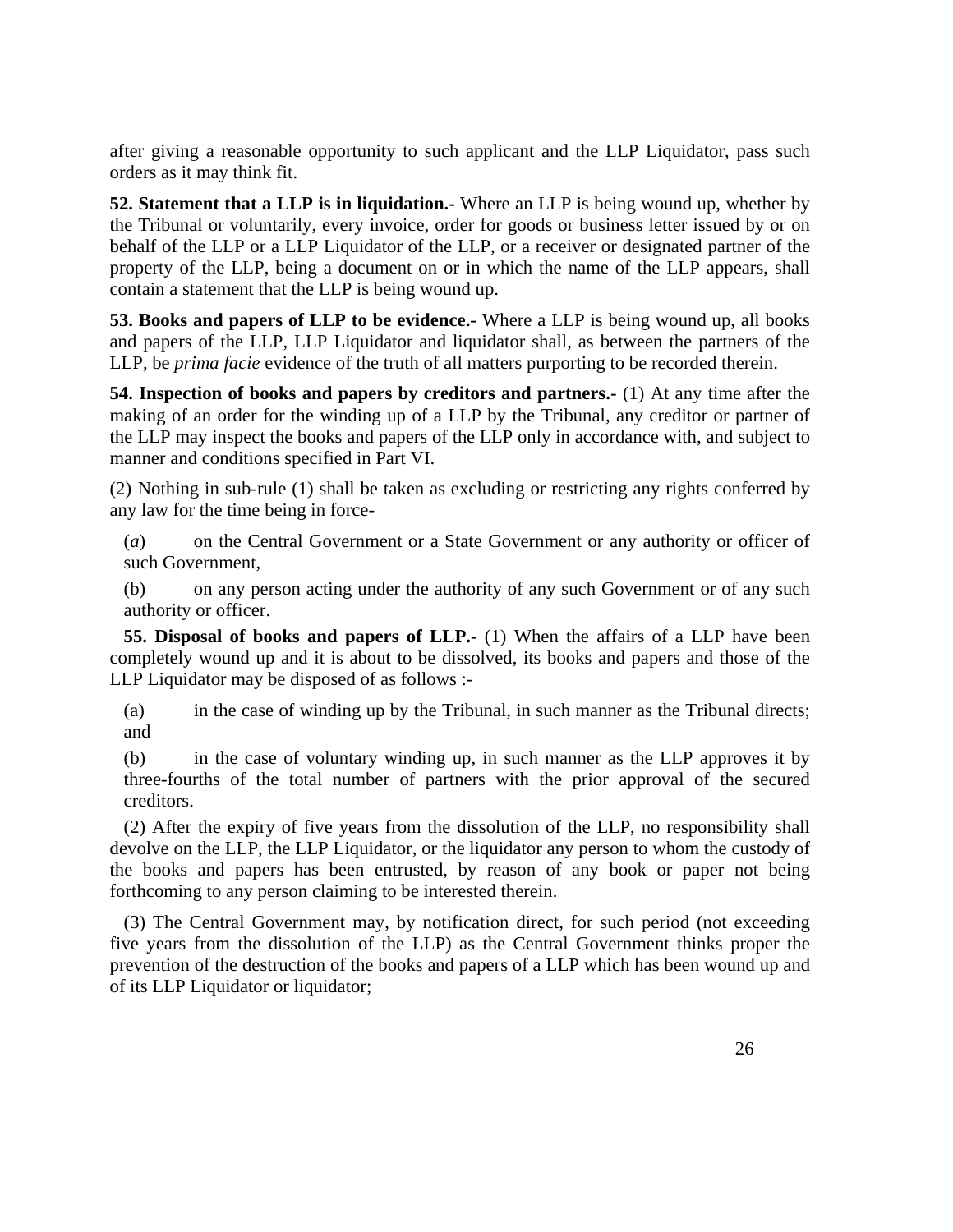after giving a reasonable opportunity to such applicant and the LLP Liquidator, pass such orders as it may think fit.

**52. Statement that a LLP is in liquidation.-** Where an LLP is being wound up, whether by the Tribunal or voluntarily, every invoice, order for goods or business letter issued by or on behalf of the LLP or a LLP Liquidator of the LLP, or a receiver or designated partner of the property of the LLP, being a document on or in which the name of the LLP appears, shall contain a statement that the LLP is being wound up.

**53. Books and papers of LLP to be evidence.-** Where a LLP is being wound up, all books and papers of the LLP, LLP Liquidator and liquidator shall, as between the partners of the LLP, be *prima facie* evidence of the truth of all matters purporting to be recorded therein.

**54. Inspection of books and papers by creditors and partners.-** (1) At any time after the making of an order for the winding up of a LLP by the Tribunal, any creditor or partner of the LLP may inspect the books and papers of the LLP only in accordance with, and subject to manner and conditions specified in Part VI.

(2) Nothing in sub-rule (1) shall be taken as excluding or restricting any rights conferred by any law for the time being in force-

(*a*) on the Central Government or a State Government or any authority or officer of such Government,

(b) on any person acting under the authority of any such Government or of any such authority or officer.

**55. Disposal of books and papers of LLP.-** (1) When the affairs of a LLP have been completely wound up and it is about to be dissolved, its books and papers and those of the LLP Liquidator may be disposed of as follows :-

(a) in the case of winding up by the Tribunal, in such manner as the Tribunal directs; and

(b) in the case of voluntary winding up, in such manner as the LLP approves it by three-fourths of the total number of partners with the prior approval of the secured creditors.

(2) After the expiry of five years from the dissolution of the LLP, no responsibility shall devolve on the LLP, the LLP Liquidator, or the liquidator any person to whom the custody of the books and papers has been entrusted, by reason of any book or paper not being forthcoming to any person claiming to be interested therein.

(3) The Central Government may, by notification direct, for such period (not exceeding five years from the dissolution of the LLP) as the Central Government thinks proper the prevention of the destruction of the books and papers of a LLP which has been wound up and of its LLP Liquidator or liquidator;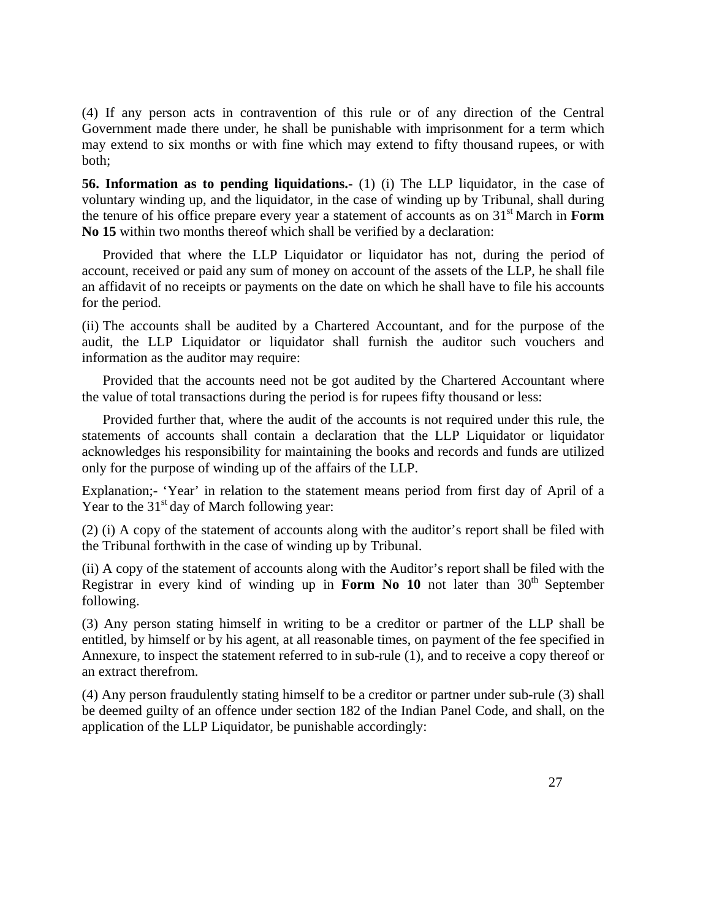(4) If any person acts in contravention of this rule or of any direction of the Central Government made there under, he shall be punishable with imprisonment for a term which may extend to six months or with fine which may extend to fifty thousand rupees, or with both;

**56. Information as to pending liquidations.-** (1) (i) The LLP liquidator, in the case of voluntary winding up, and the liquidator, in the case of winding up by Tribunal, shall during the tenure of his office prepare every year a statement of accounts as on 31st March in **Form No 15** within two months thereof which shall be verified by a declaration:

Provided that where the LLP Liquidator or liquidator has not, during the period of account, received or paid any sum of money on account of the assets of the LLP, he shall file an affidavit of no receipts or payments on the date on which he shall have to file his accounts for the period.

(ii) The accounts shall be audited by a Chartered Accountant, and for the purpose of the audit, the LLP Liquidator or liquidator shall furnish the auditor such vouchers and information as the auditor may require:

Provided that the accounts need not be got audited by the Chartered Accountant where the value of total transactions during the period is for rupees fifty thousand or less:

Provided further that, where the audit of the accounts is not required under this rule, the statements of accounts shall contain a declaration that the LLP Liquidator or liquidator acknowledges his responsibility for maintaining the books and records and funds are utilized only for the purpose of winding up of the affairs of the LLP.

Explanation;- 'Year' in relation to the statement means period from first day of April of a Year to the 31st day of March following year:

(2) (i) A copy of the statement of accounts along with the auditor's report shall be filed with the Tribunal forthwith in the case of winding up by Tribunal.

(ii) A copy of the statement of accounts along with the Auditor's report shall be filed with the Registrar in every kind of winding up in **Form No 10** not later than 30th September following.

(3) Any person stating himself in writing to be a creditor or partner of the LLP shall be entitled, by himself or by his agent, at all reasonable times, on payment of the fee specified in Annexure, to inspect the statement referred to in sub-rule (1), and to receive a copy thereof or an extract therefrom.

(4) Any person fraudulently stating himself to be a creditor or partner under sub-rule (3) shall be deemed guilty of an offence under section 182 of the Indian Panel Code, and shall, on the application of the LLP Liquidator, be punishable accordingly: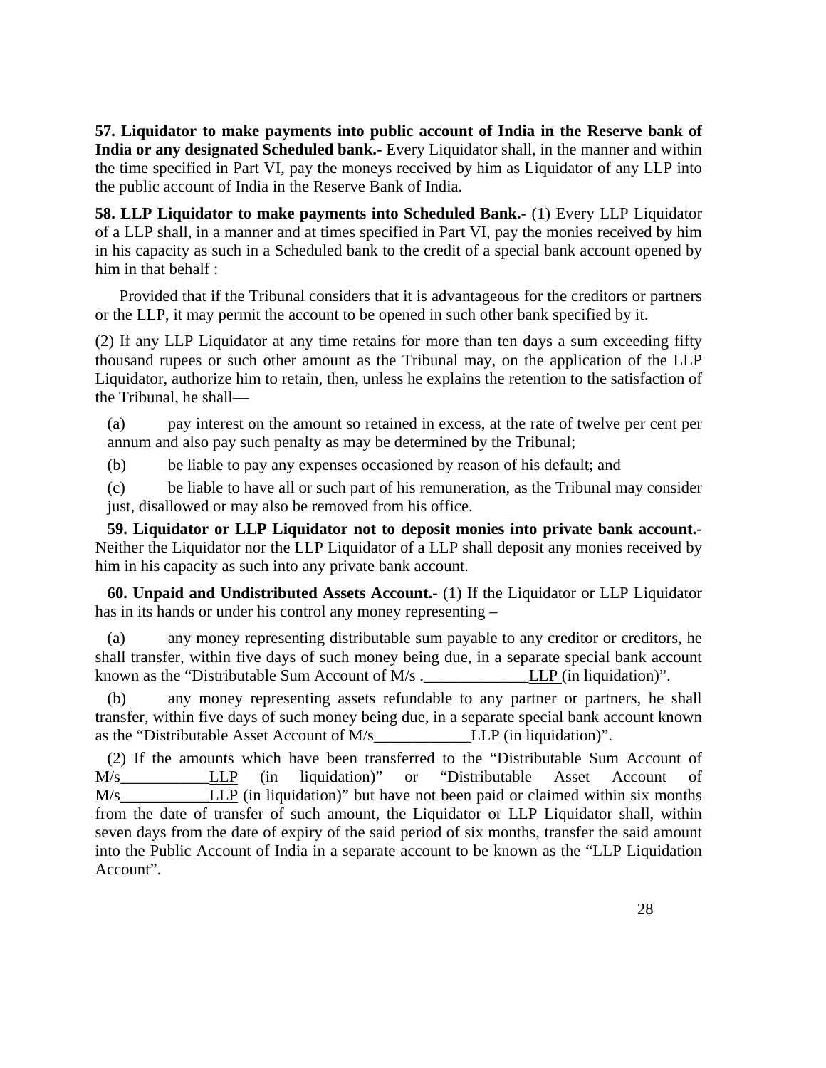**57. Liquidator to make payments into public account of India in the Reserve bank of India or any designated Scheduled bank.-** Every Liquidator shall, in the manner and within the time specified in Part VI, pay the moneys received by him as Liquidator of any LLP into the public account of India in the Reserve Bank of India.

**58. LLP Liquidator to make payments into Scheduled Bank.-** (1) Every LLP Liquidator of a LLP shall, in a manner and at times specified in Part VI, pay the monies received by him in his capacity as such in a Scheduled bank to the credit of a special bank account opened by him in that behalf :

Provided that if the Tribunal considers that it is advantageous for the creditors or partners or the LLP, it may permit the account to be opened in such other bank specified by it.

(2) If any LLP Liquidator at any time retains for more than ten days a sum exceeding fifty thousand rupees or such other amount as the Tribunal may, on the application of the LLP Liquidator, authorize him to retain, then, unless he explains the retention to the satisfaction of the Tribunal, he shall—

(a) pay interest on the amount so retained in excess, at the rate of twelve per cent per annum and also pay such penalty as may be determined by the Tribunal;

(b) be liable to pay any expenses occasioned by reason of his default; and

(c) be liable to have all or such part of his remuneration, as the Tribunal may consider just, disallowed or may also be removed from his office.

**59. Liquidator or LLP Liquidator not to deposit monies into private bank account.-** Neither the Liquidator nor the LLP Liquidator of a LLP shall deposit any monies received by him in his capacity as such into any private bank account.

**60. Unpaid and Undistributed Assets Account.-** (1) If the Liquidator or LLP Liquidator has in its hands or under his control any money representing –

(a) any money representing distributable sum payable to any creditor or creditors, he shall transfer, within five days of such money being due, in a separate special bank account known as the "Distributable Sum Account of M/s .____________LLP (in liquidation)".

(b) any money representing assets refundable to any partner or partners, he shall transfer, within five days of such money being due, in a separate special bank account known as the "Distributable Asset Account of M/s____________LLP (in liquidation)".

(2) If the amounts which have been transferred to the "Distributable Sum Account of M/s____________LLP (in liquidation)" or "Distributable Asset Account of M/s____________LLP (in liquidation)" but have not been paid or claimed within six months from the date of transfer of such amount, the Liquidator or LLP Liquidator shall, within seven days from the date of expiry of the said period of six months, transfer the said amount into the Public Account of India in a separate account to be known as the "LLP Liquidation Account".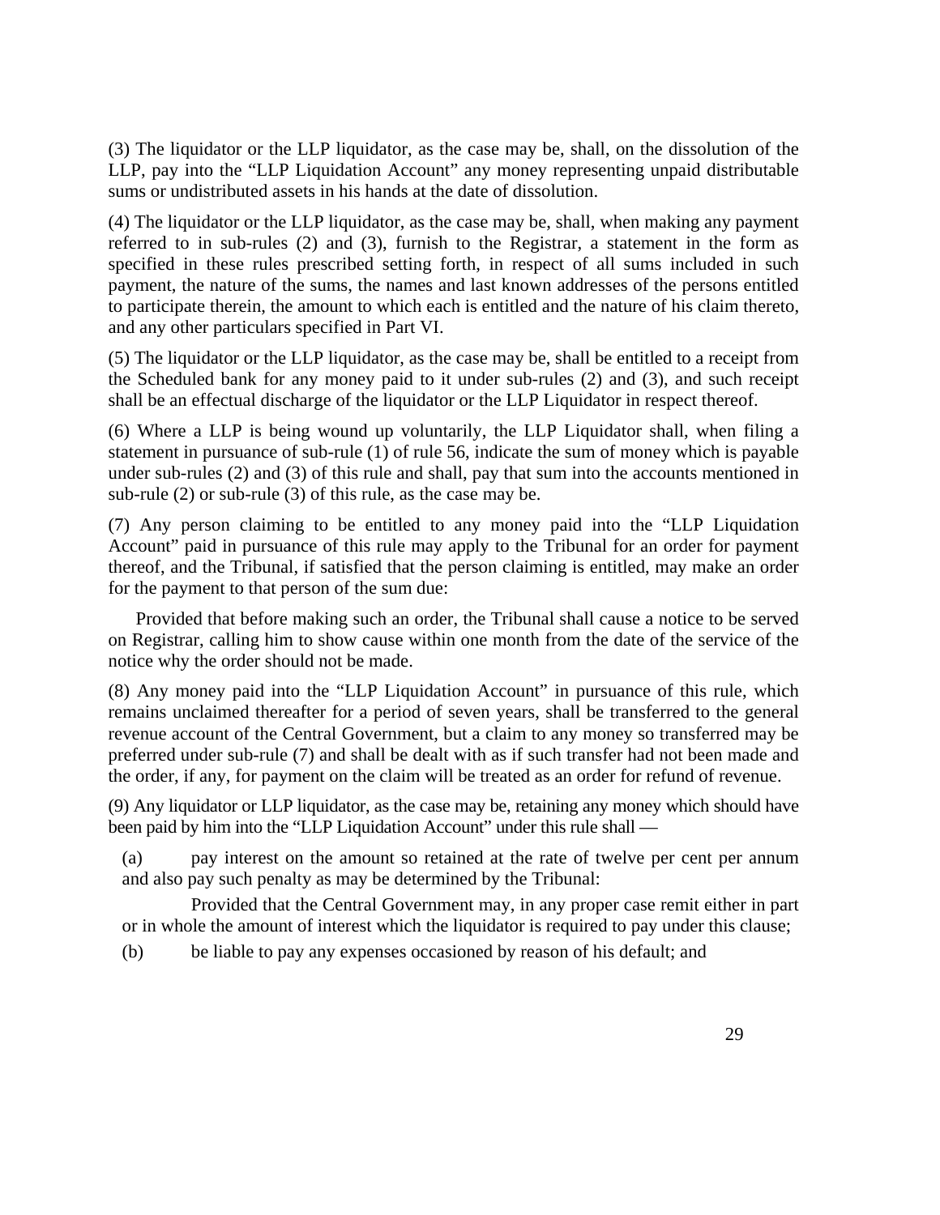(3) The liquidator or the LLP liquidator, as the case may be, shall, on the dissolution of the LLP, pay into the "LLP Liquidation Account" any money representing unpaid distributable sums or undistributed assets in his hands at the date of dissolution.

(4) The liquidator or the LLP liquidator, as the case may be, shall, when making any payment referred to in sub-rules (2) and (3), furnish to the Registrar, a statement in the form as specified in these rules prescribed setting forth, in respect of all sums included in such payment, the nature of the sums, the names and last known addresses of the persons entitled to participate therein, the amount to which each is entitled and the nature of his claim thereto, and any other particulars specified in Part VI.

(5) The liquidator or the LLP liquidator, as the case may be, shall be entitled to a receipt from the Scheduled bank for any money paid to it under sub-rules (2) and (3), and such receipt shall be an effectual discharge of the liquidator or the LLP Liquidator in respect thereof.

(6) Where a LLP is being wound up voluntarily, the LLP Liquidator shall, when filing a statement in pursuance of sub-rule (1) of rule 56, indicate the sum of money which is payable under sub-rules (2) and (3) of this rule and shall, pay that sum into the accounts mentioned in sub-rule (2) or sub-rule (3) of this rule, as the case may be.

(7) Any person claiming to be entitled to any money paid into the "LLP Liquidation Account" paid in pursuance of this rule may apply to the Tribunal for an order for payment thereof, and the Tribunal, if satisfied that the person claiming is entitled, may make an order for the payment to that person of the sum due:

Provided that before making such an order, the Tribunal shall cause a notice to be served on Registrar, calling him to show cause within one month from the date of the service of the notice why the order should not be made.

(8) Any money paid into the "LLP Liquidation Account" in pursuance of this rule, which remains unclaimed thereafter for a period of seven years, shall be transferred to the general revenue account of the Central Government, but a claim to any money so transferred may be preferred under sub-rule (7) and shall be dealt with as if such transfer had not been made and the order, if any, for payment on the claim will be treated as an order for refund of revenue.

(9) Any liquidator or LLP liquidator, as the case may be, retaining any money which should have been paid by him into the "LLP Liquidation Account" under this rule shall —

(a) pay interest on the amount so retained at the rate of twelve per cent per annum and also pay such penalty as may be determined by the Tribunal:

Provided that the Central Government may, in any proper case remit either in part or in whole the amount of interest which the liquidator is required to pay under this clause;

(b) be liable to pay any expenses occasioned by reason of his default; and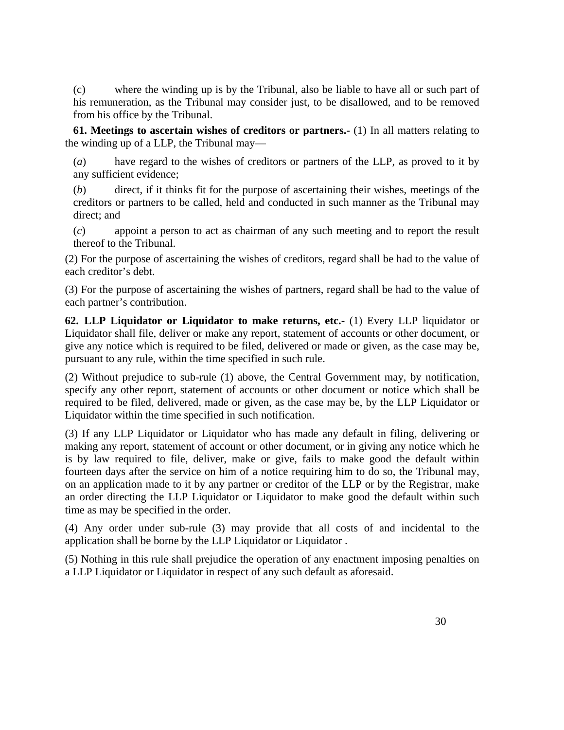(c) where the winding up is by the Tribunal, also be liable to have all or such part of his remuneration, as the Tribunal may consider just, to be disallowed, and to be removed from his office by the Tribunal.

**61. Meetings to ascertain wishes of creditors or partners.-** (1) In all matters relating to the winding up of a LLP, the Tribunal may—

(*a*) have regard to the wishes of creditors or partners of the LLP, as proved to it by any sufficient evidence;

(*b*) direct, if it thinks fit for the purpose of ascertaining their wishes, meetings of the creditors or partners to be called, held and conducted in such manner as the Tribunal may direct; and

(*c*) appoint a person to act as chairman of any such meeting and to report the result thereof to the Tribunal.

(2) For the purpose of ascertaining the wishes of creditors, regard shall be had to the value of each creditor's debt.

(3) For the purpose of ascertaining the wishes of partners, regard shall be had to the value of each partner's contribution.

**62. LLP Liquidator or Liquidator to make returns, etc.-** (1) Every LLP liquidator or Liquidator shall file, deliver or make any report, statement of accounts or other document, or give any notice which is required to be filed, delivered or made or given, as the case may be, pursuant to any rule, within the time specified in such rule.

(2) Without prejudice to sub-rule (1) above, the Central Government may, by notification, specify any other report, statement of accounts or other document or notice which shall be required to be filed, delivered, made or given, as the case may be, by the LLP Liquidator or Liquidator within the time specified in such notification.

(3) If any LLP Liquidator or Liquidator who has made any default in filing, delivering or making any report, statement of account or other document, or in giving any notice which he is by law required to file, deliver, make or give, fails to make good the default within fourteen days after the service on him of a notice requiring him to do so, the Tribunal may, on an application made to it by any partner or creditor of the LLP or by the Registrar, make an order directing the LLP Liquidator or Liquidator to make good the default within such time as may be specified in the order.

(4) Any order under sub-rule (3) may provide that all costs of and incidental to the application shall be borne by the LLP Liquidator or Liquidator .

(5) Nothing in this rule shall prejudice the operation of any enactment imposing penalties on a LLP Liquidator or Liquidator in respect of any such default as aforesaid.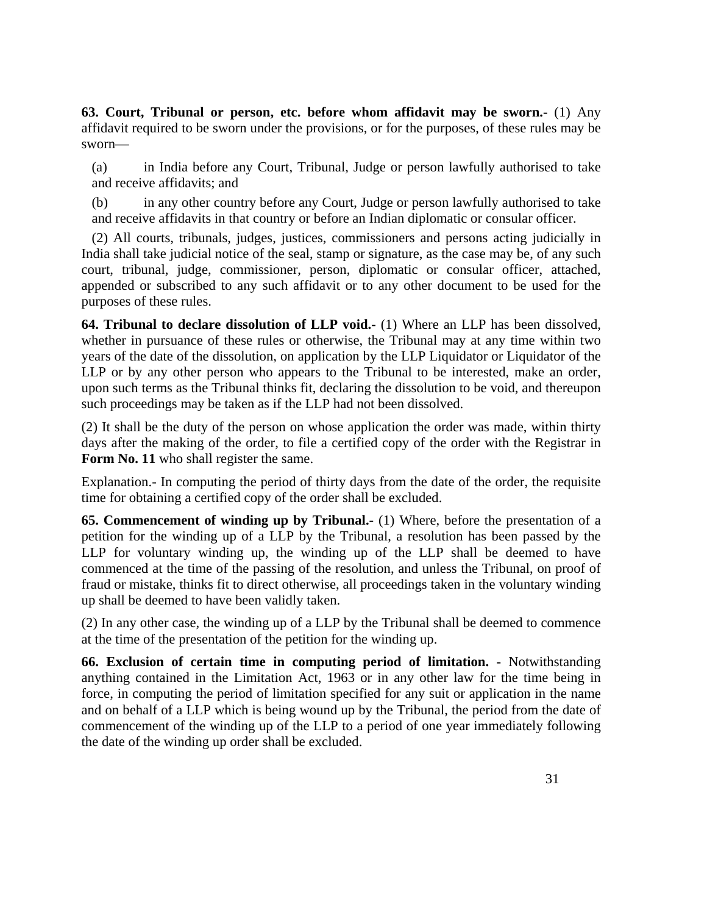**63. Court, Tribunal or person, etc. before whom affidavit may be sworn.-** (1) Any affidavit required to be sworn under the provisions, or for the purposes, of these rules may be sworn—

(a) in India before any Court, Tribunal, Judge or person lawfully authorised to take and receive affidavits; and

(b) in any other country before any Court, Judge or person lawfully authorised to take and receive affidavits in that country or before an Indian diplomatic or consular officer.

(2) All courts, tribunals, judges, justices, commissioners and persons acting judicially in India shall take judicial notice of the seal, stamp or signature, as the case may be, of any such court, tribunal, judge, commissioner, person, diplomatic or consular officer, attached, appended or subscribed to any such affidavit or to any other document to be used for the purposes of these rules.

**64. Tribunal to declare dissolution of LLP void.-** (1) Where an LLP has been dissolved, whether in pursuance of these rules or otherwise, the Tribunal may at any time within two years of the date of the dissolution, on application by the LLP Liquidator or Liquidator of the LLP or by any other person who appears to the Tribunal to be interested, make an order, upon such terms as the Tribunal thinks fit, declaring the dissolution to be void, and thereupon such proceedings may be taken as if the LLP had not been dissolved.

(2) It shall be the duty of the person on whose application the order was made, within thirty days after the making of the order, to file a certified copy of the order with the Registrar in **Form No. 11** who shall register the same.

Explanation.- In computing the period of thirty days from the date of the order, the requisite time for obtaining a certified copy of the order shall be excluded.

**65. Commencement of winding up by Tribunal.-** (1) Where, before the presentation of a petition for the winding up of a LLP by the Tribunal, a resolution has been passed by the LLP for voluntary winding up, the winding up of the LLP shall be deemed to have commenced at the time of the passing of the resolution, and unless the Tribunal, on proof of fraud or mistake, thinks fit to direct otherwise, all proceedings taken in the voluntary winding up shall be deemed to have been validly taken.

(2) In any other case, the winding up of a LLP by the Tribunal shall be deemed to commence at the time of the presentation of the petition for the winding up.

**66. Exclusion of certain time in computing period of limitation. -** Notwithstanding anything contained in the Limitation Act, 1963 or in any other law for the time being in force, in computing the period of limitation specified for any suit or application in the name and on behalf of a LLP which is being wound up by the Tribunal, the period from the date of commencement of the winding up of the LLP to a period of one year immediately following the date of the winding up order shall be excluded.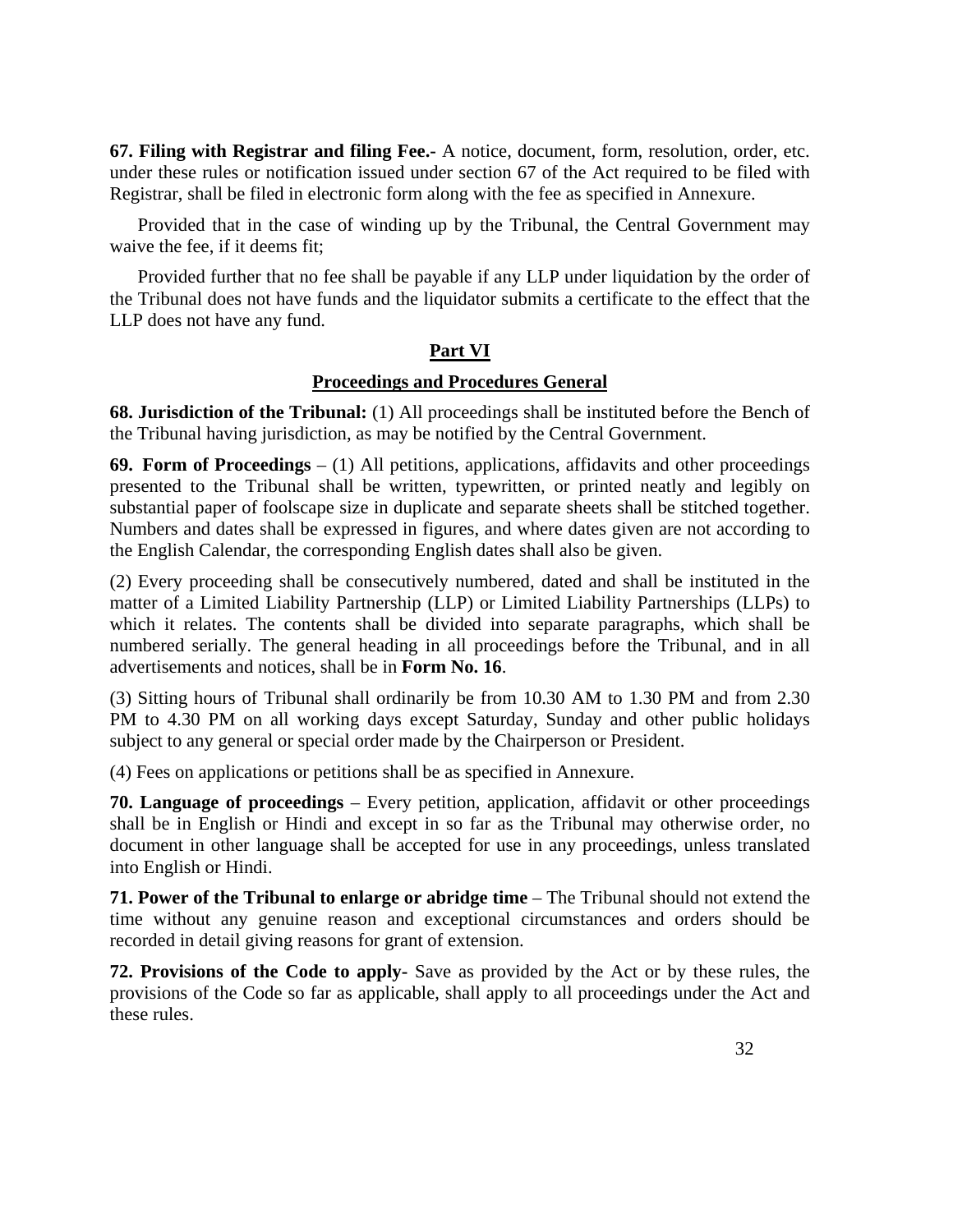**67. Filing with Registrar and filing Fee.-** A notice, document, form, resolution, order, etc. under these rules or notification issued under section 67 of the Act required to be filed with Registrar, shall be filed in electronic form along with the fee as specified in Annexure.

Provided that in the case of winding up by the Tribunal, the Central Government may waive the fee, if it deems fit;

Provided further that no fee shall be payable if any LLP under liquidation by the order of the Tribunal does not have funds and the liquidator submits a certificate to the effect that the LLP does not have any fund.

## Part VI

### Proceedings and Procedures General

**68. Jurisdiction of the Tribunal:** (1) All proceedings shall be instituted before the Bench of the Tribunal having jurisdiction, as may be notified by the Central Government.

**69. Form of Proceedings** – (1) All petitions, applications, affidavits and other proceedings presented to the Tribunal shall be written, typewritten, or printed neatly and legibly on substantial paper of foolscape size in duplicate and separate sheets shall be stitched together. Numbers and dates shall be expressed in figures, and where dates given are not according to the English Calendar, the corresponding English dates shall also be given.

(2) Every proceeding shall be consecutively numbered, dated and shall be instituted in the matter of a Limited Liability Partnership (LLP) or Limited Liability Partnerships (LLPs) to which it relates. The contents shall be divided into separate paragraphs, which shall be numbered serially. The general heading in all proceedings before the Tribunal, and in all advertisements and notices, shall be in **Form No. 16**.

(3) Sitting hours of Tribunal shall ordinarily be from 10.30 AM to 1.30 PM and from 2.30 PM to 4.30 PM on all working days except Saturday, Sunday and other public holidays subject to any general or special order made by the Chairperson or President.

(4) Fees on applications or petitions shall be as specified in Annexure.

**70. Language of proceedings** – Every petition, application, affidavit or other proceedings shall be in English or Hindi and except in so far as the Tribunal may otherwise order, no document in other language shall be accepted for use in any proceedings, unless translated into English or Hindi.

**71. Power of the Tribunal to enlarge or abridge time** – The Tribunal should not extend the time without any genuine reason and exceptional circumstances and orders should be recorded in detail giving reasons for grant of extension.

**72. Provisions of the Code to apply-** Save as provided by the Act or by these rules, the provisions of the Code so far as applicable, shall apply to all proceedings under the Act and these rules.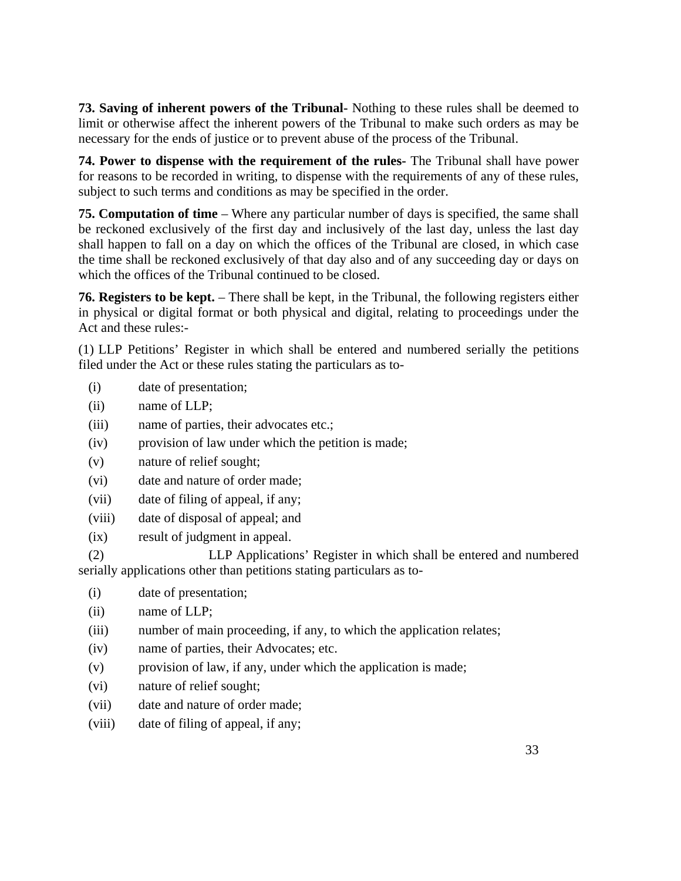**73. Saving of inherent powers of the Tribunal-** Nothing to these rules shall be deemed to limit or otherwise affect the inherent powers of the Tribunal to make such orders as may be necessary for the ends of justice or to prevent abuse of the process of the Tribunal.

**74. Power to dispense with the requirement of the rules-** The Tribunal shall have power for reasons to be recorded in writing, to dispense with the requirements of any of these rules, subject to such terms and conditions as may be specified in the order.

**75. Computation of time** – Where any particular number of days is specified, the same shall be reckoned exclusively of the first day and inclusively of the last day, unless the last day shall happen to fall on a day on which the offices of the Tribunal are closed, in which case the time shall be reckoned exclusively of that day also and of any succeeding day or days on which the offices of the Tribunal continued to be closed.

**76. Registers to be kept.** – There shall be kept, in the Tribunal, the following registers either in physical or digital format or both physical and digital, relating to proceedings under the Act and these rules:-

(1) LLP Petitions' Register in which shall be entered and numbered serially the petitions filed under the Act or these rules stating the particulars as to-

(i) date of presentation;

(ii) name of LLP;

(iii) name of parties, their advocates etc.;

(iv) provision of law under which the petition is made;

(v) nature of relief sought;

(vi) date and nature of order made;

(vii) date of filing of appeal, if any;

(viii) date of disposal of appeal; and

(ix) result of judgment in appeal.

(2) LLP Applications' Register in which shall be entered and numbered serially applications other than petitions stating particulars as to-

(i) date of presentation;

(ii) name of LLP;

(iii) number of main proceeding, if any, to which the application relates;

(iv) name of parties, their Advocates; etc.

(v) provision of law, if any, under which the application is made;

(vi) nature of relief sought;

(vii) date and nature of order made;

(viii) date of filing of appeal, if any;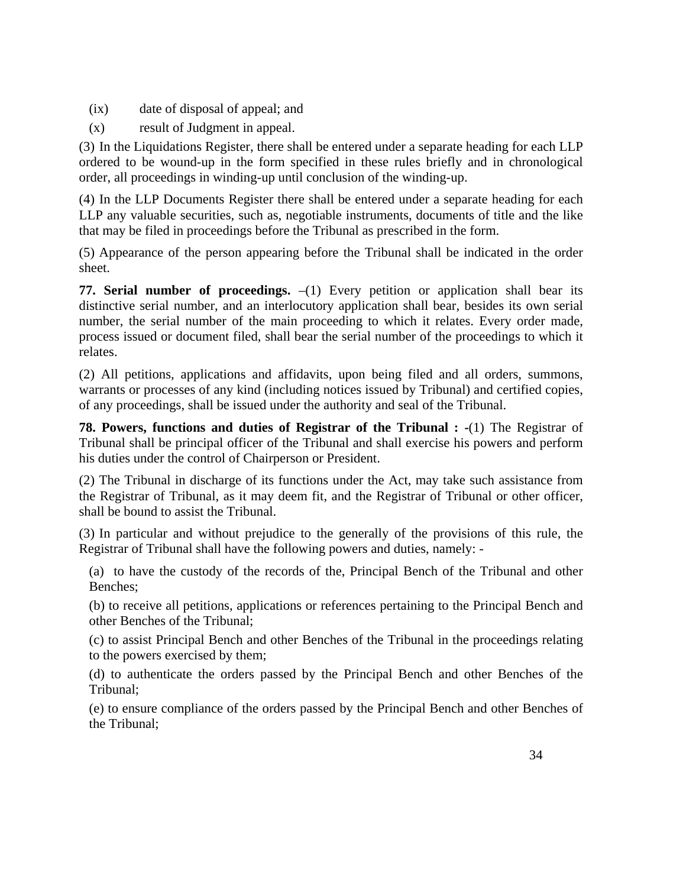(ix) date of disposal of appeal; and

(x) result of Judgment in appeal.

(3) In the Liquidations Register, there shall be entered under a separate heading for each LLP ordered to be wound-up in the form specified in these rules briefly and in chronological order, all proceedings in winding-up until conclusion of the winding-up.

(4) In the LLP Documents Register there shall be entered under a separate heading for each LLP any valuable securities, such as, negotiable instruments, documents of title and the like that may be filed in proceedings before the Tribunal as prescribed in the form.

(5) Appearance of the person appearing before the Tribunal shall be indicated in the order sheet.

**77. Serial number of proceedings.** –(1) Every petition or application shall bear its distinctive serial number, and an interlocutory application shall bear, besides its own serial number, the serial number of the main proceeding to which it relates. Every order made, process issued or document filed, shall bear the serial number of the proceedings to which it relates.

(2) All petitions, applications and affidavits, upon being filed and all orders, summons, warrants or processes of any kind (including notices issued by Tribunal) and certified copies, of any proceedings, shall be issued under the authority and seal of the Tribunal.

**78. Powers, functions and duties of Registrar of the Tribunal : -**(1) The Registrar of Tribunal shall be principal officer of the Tribunal and shall exercise his powers and perform his duties under the control of Chairperson or President.

(2) The Tribunal in discharge of its functions under the Act, may take such assistance from the Registrar of Tribunal, as it may deem fit, and the Registrar of Tribunal or other officer, shall be bound to assist the Tribunal.

(3) In particular and without prejudice to the generally of the provisions of this rule, the Registrar of Tribunal shall have the following powers and duties, namely: -

(a) to have the custody of the records of the, Principal Bench of the Tribunal and other Benches;

(b) to receive all petitions, applications or references pertaining to the Principal Bench and other Benches of the Tribunal;

(c) to assist Principal Bench and other Benches of the Tribunal in the proceedings relating to the powers exercised by them;

(d) to authenticate the orders passed by the Principal Bench and other Benches of the Tribunal;

(e) to ensure compliance of the orders passed by the Principal Bench and other Benches of the Tribunal;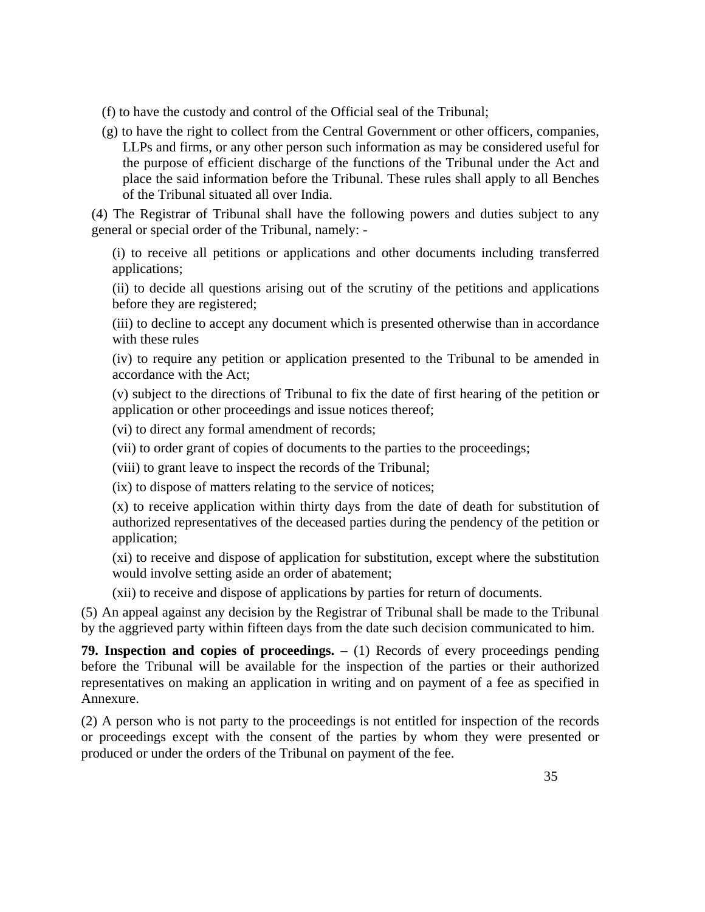(f) to have the custody and control of the Official seal of the Tribunal;

(g) to have the right to collect from the Central Government or other officers, companies, LLPs and firms, or any other person such information as may be considered useful for the purpose of efficient discharge of the functions of the Tribunal under the Act and place the said information before the Tribunal. These rules shall apply to all Benches of the Tribunal situated all over India.

(4) The Registrar of Tribunal shall have the following powers and duties subject to any general or special order of the Tribunal, namely: -

(i) to receive all petitions or applications and other documents including transferred applications;

(ii) to decide all questions arising out of the scrutiny of the petitions and applications before they are registered;

(iii) to decline to accept any document which is presented otherwise than in accordance with these rules

(iv) to require any petition or application presented to the Tribunal to be amended in accordance with the Act;

(v) subject to the directions of Tribunal to fix the date of first hearing of the petition or application or other proceedings and issue notices thereof;

(vi) to direct any formal amendment of records;

(vii) to order grant of copies of documents to the parties to the proceedings;

(viii) to grant leave to inspect the records of the Tribunal;

(ix) to dispose of matters relating to the service of notices;

(x) to receive application within thirty days from the date of death for substitution of authorized representatives of the deceased parties during the pendency of the petition or application;

(xi) to receive and dispose of application for substitution, except where the substitution would involve setting aside an order of abatement;

(xii) to receive and dispose of applications by parties for return of documents.

(5) An appeal against any decision by the Registrar of Tribunal shall be made to the Tribunal by the aggrieved party within fifteen days from the date such decision communicated to him.

**79. Inspection and copies of proceedings.** – (1) Records of every proceedings pending before the Tribunal will be available for the inspection of the parties or their authorized representatives on making an application in writing and on payment of a fee as specified in Annexure.

(2) A person who is not party to the proceedings is not entitled for inspection of the records or proceedings except with the consent of the parties by whom they were presented or produced or under the orders of the Tribunal on payment of the fee.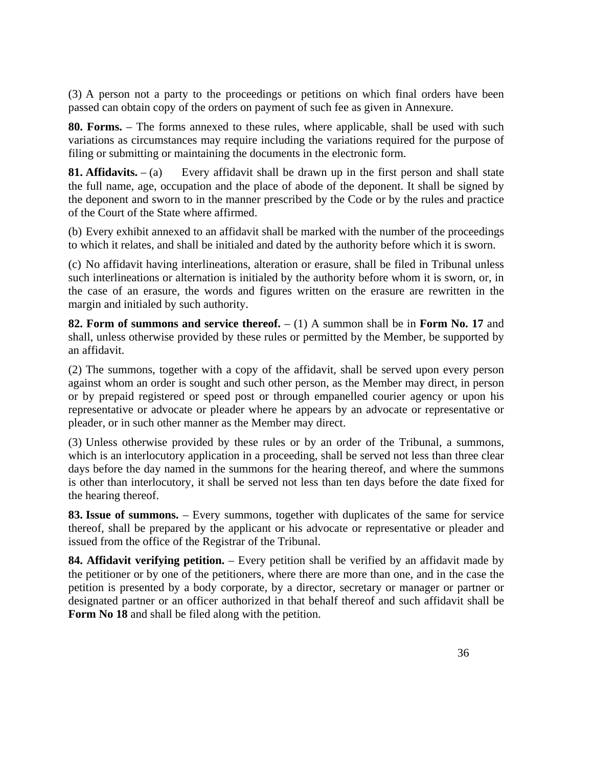(3) A person not a party to the proceedings or petitions on which final orders have been passed can obtain copy of the orders on payment of such fee as given in Annexure.

**80. Forms.** – The forms annexed to these rules, where applicable, shall be used with such variations as circumstances may require including the variations required for the purpose of filing or submitting or maintaining the documents in the electronic form.

**81. Affidavits.** – (a) Every affidavit shall be drawn up in the first person and shall state the full name, age, occupation and the place of abode of the deponent. It shall be signed by the deponent and sworn to in the manner prescribed by the Code or by the rules and practice of the Court of the State where affirmed.

(b) Every exhibit annexed to an affidavit shall be marked with the number of the proceedings to which it relates, and shall be initialed and dated by the authority before which it is sworn.

(c) No affidavit having interlineations, alteration or erasure, shall be filed in Tribunal unless such interlineations or alternation is initialed by the authority before whom it is sworn, or, in the case of an erasure, the words and figures written on the erasure are rewritten in the margin and initialed by such authority.

**82. Form of summons and service thereof.** – (1) A summon shall be in **Form No. 17** and shall, unless otherwise provided by these rules or permitted by the Member, be supported by an affidavit.

(2) The summons, together with a copy of the affidavit, shall be served upon every person against whom an order is sought and such other person, as the Member may direct, in person or by prepaid registered or speed post or through empanelled courier agency or upon his representative or advocate or pleader where he appears by an advocate or representative or pleader, or in such other manner as the Member may direct.

(3) Unless otherwise provided by these rules or by an order of the Tribunal, a summons, which is an interlocutory application in a proceeding, shall be served not less than three clear days before the day named in the summons for the hearing thereof, and where the summons is other than interlocutory, it shall be served not less than ten days before the date fixed for the hearing thereof.

**83. Issue of summons.** – Every summons, together with duplicates of the same for service thereof, shall be prepared by the applicant or his advocate or representative or pleader and issued from the office of the Registrar of the Tribunal.

**84. Affidavit verifying petition.** – Every petition shall be verified by an affidavit made by the petitioner or by one of the petitioners, where there are more than one, and in the case the petition is presented by a body corporate, by a director, secretary or manager or partner or designated partner or an officer authorized in that behalf thereof and such affidavit shall be **Form No 18** and shall be filed along with the petition.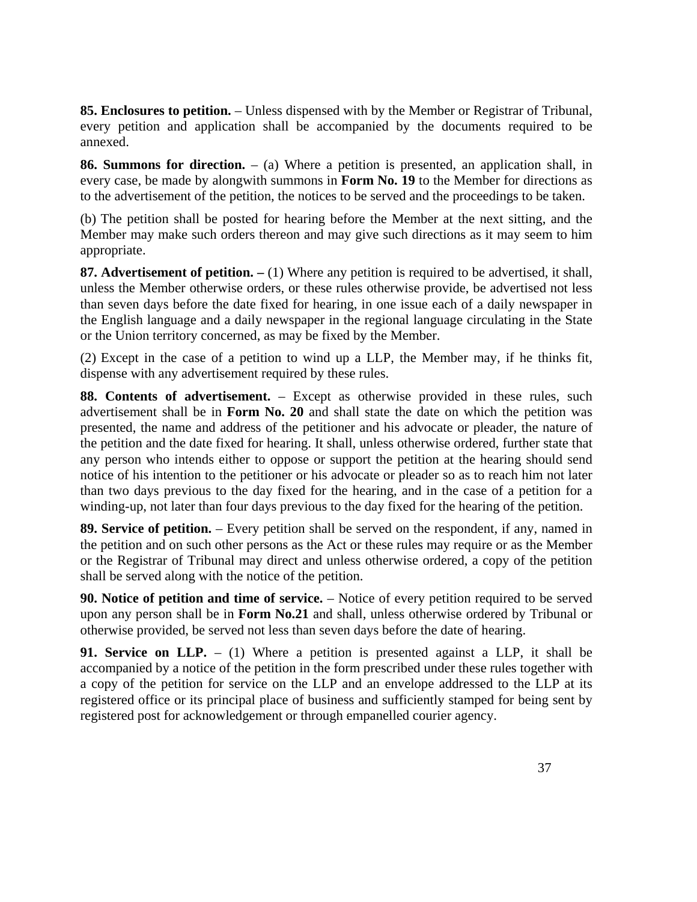**85. Enclosures to petition.** – Unless dispensed with by the Member or Registrar of Tribunal, every petition and application shall be accompanied by the documents required to be annexed.

**86. Summons for direction.** – (a) Where a petition is presented, an application shall, in every case, be made by alongwith summons in **Form No. 19** to the Member for directions as to the advertisement of the petition, the notices to be served and the proceedings to be taken.

(b) The petition shall be posted for hearing before the Member at the next sitting, and the Member may make such orders thereon and may give such directions as it may seem to him appropriate.

**87. Advertisement of petition. –** (1) Where any petition is required to be advertised, it shall, unless the Member otherwise orders, or these rules otherwise provide, be advertised not less than seven days before the date fixed for hearing, in one issue each of a daily newspaper in the English language and a daily newspaper in the regional language circulating in the State or the Union territory concerned, as may be fixed by the Member.

(2) Except in the case of a petition to wind up a LLP, the Member may, if he thinks fit, dispense with any advertisement required by these rules.

**88. Contents of advertisement.** – Except as otherwise provided in these rules, such advertisement shall be in **Form No. 20** and shall state the date on which the petition was presented, the name and address of the petitioner and his advocate or pleader, the nature of the petition and the date fixed for hearing. It shall, unless otherwise ordered, further state that any person who intends either to oppose or support the petition at the hearing should send notice of his intention to the petitioner or his advocate or pleader so as to reach him not later than two days previous to the day fixed for the hearing, and in the case of a petition for a winding-up, not later than four days previous to the day fixed for the hearing of the petition.

**89. Service of petition.** – Every petition shall be served on the respondent, if any, named in the petition and on such other persons as the Act or these rules may require or as the Member or the Registrar of Tribunal may direct and unless otherwise ordered, a copy of the petition shall be served along with the notice of the petition.

**90. Notice of petition and time of service.** – Notice of every petition required to be served upon any person shall be in **Form No.21** and shall, unless otherwise ordered by Tribunal or otherwise provided, be served not less than seven days before the date of hearing.

**91. Service on LLP.** – (1) Where a petition is presented against a LLP, it shall be accompanied by a notice of the petition in the form prescribed under these rules together with a copy of the petition for service on the LLP and an envelope addressed to the LLP at its registered office or its principal place of business and sufficiently stamped for being sent by registered post for acknowledgement or through empanelled courier agency.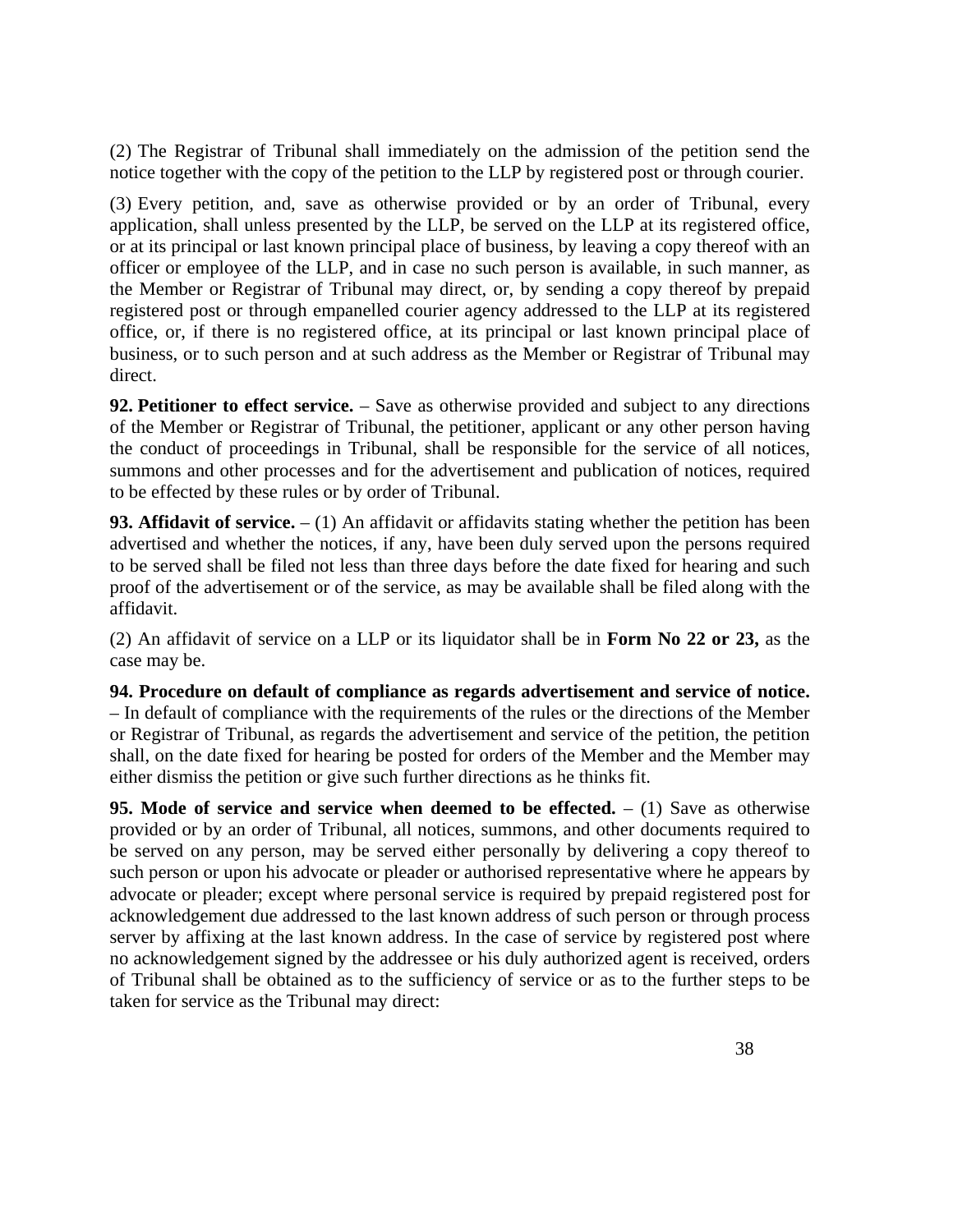(2) The Registrar of Tribunal shall immediately on the admission of the petition send the notice together with the copy of the petition to the LLP by registered post or through courier.

(3) Every petition, and, save as otherwise provided or by an order of Tribunal, every application, shall unless presented by the LLP, be served on the LLP at its registered office, or at its principal or last known principal place of business, by leaving a copy thereof with an officer or employee of the LLP, and in case no such person is available, in such manner, as the Member or Registrar of Tribunal may direct, or, by sending a copy thereof by prepaid registered post or through empanelled courier agency addressed to the LLP at its registered office, or, if there is no registered office, at its principal or last known principal place of business, or to such person and at such address as the Member or Registrar of Tribunal may direct.

**92. Petitioner to effect service.** – Save as otherwise provided and subject to any directions of the Member or Registrar of Tribunal, the petitioner, applicant or any other person having the conduct of proceedings in Tribunal, shall be responsible for the service of all notices, summons and other processes and for the advertisement and publication of notices, required to be effected by these rules or by order of Tribunal.

**93. Affidavit of service.** – (1) An affidavit or affidavits stating whether the petition has been advertised and whether the notices, if any, have been duly served upon the persons required to be served shall be filed not less than three days before the date fixed for hearing and such proof of the advertisement or of the service, as may be available shall be filed along with the affidavit.

(2) An affidavit of service on a LLP or its liquidator shall be in **Form No 22 or 23,** as the case may be.

**94. Procedure on default of compliance as regards advertisement and service of notice.** – In default of compliance with the requirements of the rules or the directions of the Member or Registrar of Tribunal, as regards the advertisement and service of the petition, the petition shall, on the date fixed for hearing be posted for orders of the Member and the Member may either dismiss the petition or give such further directions as he thinks fit.

**95. Mode of service and service when deemed to be effected.** – (1) Save as otherwise provided or by an order of Tribunal, all notices, summons, and other documents required to be served on any person, may be served either personally by delivering a copy thereof to such person or upon his advocate or pleader or authorised representative where he appears by advocate or pleader; except where personal service is required by prepaid registered post for acknowledgement due addressed to the last known address of such person or through process server by affixing at the last known address. In the case of service by registered post where no acknowledgement signed by the addressee or his duly authorized agent is received, orders of Tribunal shall be obtained as to the sufficiency of service or as to the further steps to be taken for service as the Tribunal may direct: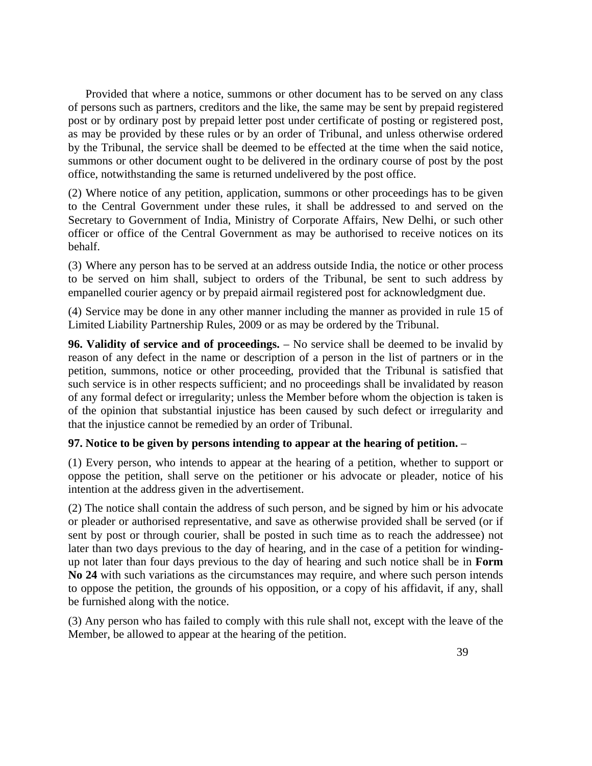Provided that where a notice, summons or other document has to be served on any class of persons such as partners, creditors and the like, the same may be sent by prepaid registered post or by ordinary post by prepaid letter post under certificate of posting or registered post, as may be provided by these rules or by an order of Tribunal, and unless otherwise ordered by the Tribunal, the service shall be deemed to be effected at the time when the said notice, summons or other document ought to be delivered in the ordinary course of post by the post office, notwithstanding the same is returned undelivered by the post office.

(2) Where notice of any petition, application, summons or other proceedings has to be given to the Central Government under these rules, it shall be addressed to and served on the Secretary to Government of India, Ministry of Corporate Affairs, New Delhi, or such other officer or office of the Central Government as may be authorised to receive notices on its behalf.

(3) Where any person has to be served at an address outside India, the notice or other process to be served on him shall, subject to orders of the Tribunal, be sent to such address by empanelled courier agency or by prepaid airmail registered post for acknowledgment due.

(4) Service may be done in any other manner including the manner as provided in rule 15 of Limited Liability Partnership Rules, 2009 or as may be ordered by the Tribunal.

**96. Validity of service and of proceedings.** – No service shall be deemed to be invalid by reason of any defect in the name or description of a person in the list of partners or in the petition, summons, notice or other proceeding, provided that the Tribunal is satisfied that such service is in other respects sufficient; and no proceedings shall be invalidated by reason of any formal defect or irregularity; unless the Member before whom the objection is taken is of the opinion that substantial injustice has been caused by such defect or irregularity and that the injustice cannot be remedied by an order of Tribunal.

**97. Notice to be given by persons intending to appear at the hearing of petition.** –

(1) Every person, who intends to appear at the hearing of a petition, whether to support or oppose the petition, shall serve on the petitioner or his advocate or pleader, notice of his intention at the address given in the advertisement.

(2) The notice shall contain the address of such person, and be signed by him or his advocate or pleader or authorised representative, and save as otherwise provided shall be served (or if sent by post or through courier, shall be posted in such time as to reach the addressee) not later than two days previous to the day of hearing, and in the case of a petition for winding-up not later than four days previous to the day of hearing and such notice shall be in **Form No 24** with such variations as the circumstances may require, and where such person intends to oppose the petition, the grounds of his opposition, or a copy of his affidavit, if any, shall be furnished along with the notice.

(3) Any person who has failed to comply with this rule shall not, except with the leave of the Member, be allowed to appear at the hearing of the petition.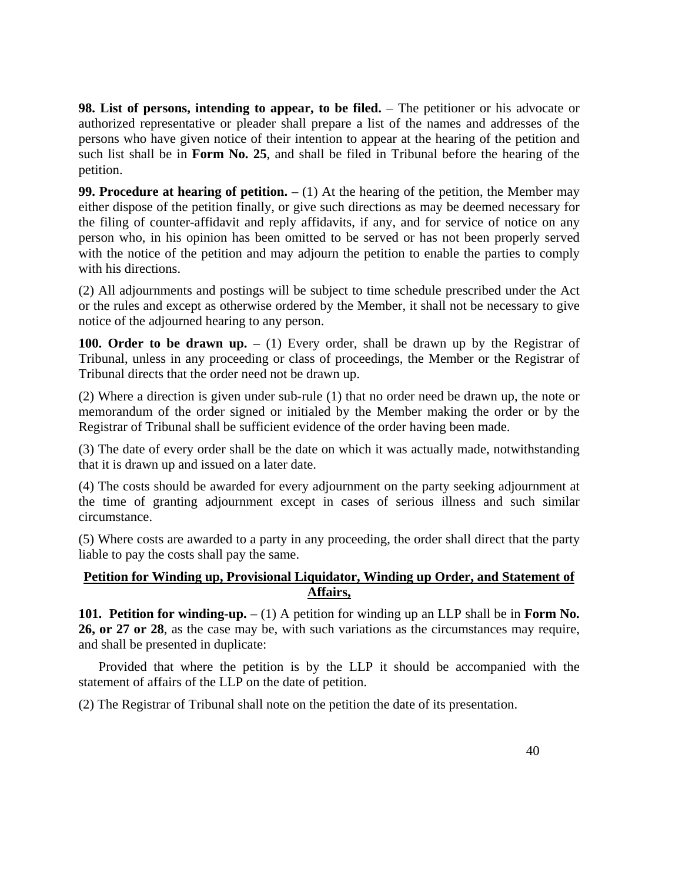**98. List of persons, intending to appear, to be filed.** – The petitioner or his advocate or authorized representative or pleader shall prepare a list of the names and addresses of the persons who have given notice of their intention to appear at the hearing of the petition and such list shall be in **Form No. 25**, and shall be filed in Tribunal before the hearing of the petition.

**99. Procedure at hearing of petition.** – (1) At the hearing of the petition, the Member may either dispose of the petition finally, or give such directions as may be deemed necessary for the filing of counter-affidavit and reply affidavits, if any, and for service of notice on any person who, in his opinion has been omitted to be served or has not been properly served with the notice of the petition and may adjourn the petition to enable the parties to comply with his directions.

(2) All adjournments and postings will be subject to time schedule prescribed under the Act or the rules and except as otherwise ordered by the Member, it shall not be necessary to give notice of the adjourned hearing to any person.

**100. Order to be drawn up.** – (1) Every order, shall be drawn up by the Registrar of Tribunal, unless in any proceeding or class of proceedings, the Member or the Registrar of Tribunal directs that the order need not be drawn up.

(2) Where a direction is given under sub-rule (1) that no order need be drawn up, the note or memorandum of the order signed or initialed by the Member making the order or by the Registrar of Tribunal shall be sufficient evidence of the order having been made.

(3) The date of every order shall be the date on which it was actually made, notwithstanding that it is drawn up and issued on a later date.

(4) The costs should be awarded for every adjournment on the party seeking adjournment at the time of granting adjournment except in cases of serious illness and such similar circumstance.

(5) Where costs are awarded to a party in any proceeding, the order shall direct that the party liable to pay the costs shall pay the same.

## Petition for Winding up, Provisional Liquidator, Winding up Order, and Statement of Affairs,

**101. Petition for winding-up.** – (1) A petition for winding up an LLP shall be in **Form No. 26, or 27 or 28**, as the case may be, with such variations as the circumstances may require, and shall be presented in duplicate:

Provided that where the petition is by the LLP it should be accompanied with the statement of affairs of the LLP on the date of petition.

(2) The Registrar of Tribunal shall note on the petition the date of its presentation.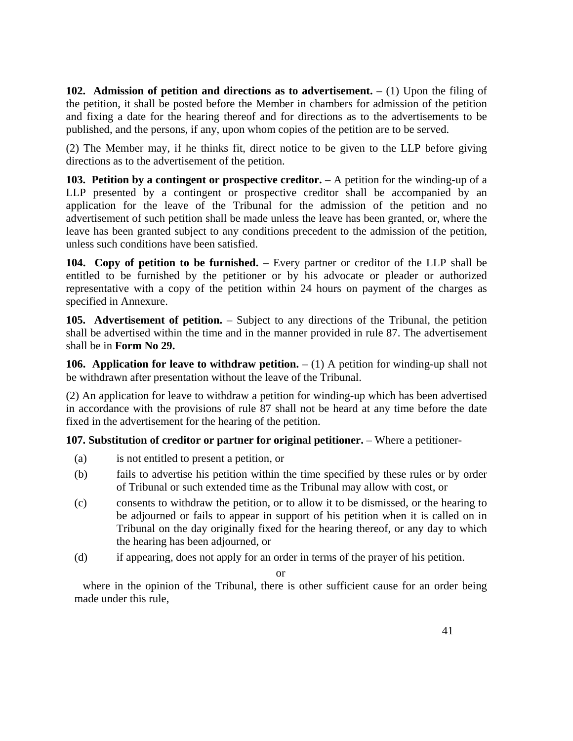**102. Admission of petition and directions as to advertisement.** – (1) Upon the filing of the petition, it shall be posted before the Member in chambers for admission of the petition and fixing a date for the hearing thereof and for directions as to the advertisements to be published, and the persons, if any, upon whom copies of the petition are to be served.

(2) The Member may, if he thinks fit, direct notice to be given to the LLP before giving directions as to the advertisement of the petition.

**103. Petition by a contingent or prospective creditor.** – A petition for the winding-up of a LLP presented by a contingent or prospective creditor shall be accompanied by an application for the leave of the Tribunal for the admission of the petition and no advertisement of such petition shall be made unless the leave has been granted, or, where the leave has been granted subject to any conditions precedent to the admission of the petition, unless such conditions have been satisfied.

**104. Copy of petition to be furnished.** – Every partner or creditor of the LLP shall be entitled to be furnished by the petitioner or by his advocate or pleader or authorized representative with a copy of the petition within 24 hours on payment of the charges as specified in Annexure.

**105. Advertisement of petition.** – Subject to any directions of the Tribunal, the petition shall be advertised within the time and in the manner provided in rule 87. The advertisement shall be in **Form No 29.**

**106. Application for leave to withdraw petition.** – (1) A petition for winding-up shall not be withdrawn after presentation without the leave of the Tribunal.

(2) An application for leave to withdraw a petition for winding-up which has been advertised in accordance with the provisions of rule 87 shall not be heard at any time before the date fixed in the advertisement for the hearing of the petition.

**107. Substitution of creditor or partner for original petitioner.** – Where a petitioner-

(a) is not entitled to present a petition, or

(b) fails to advertise his petition within the time specified by these rules or by order of Tribunal or such extended time as the Tribunal may allow with cost, or

(c) consents to withdraw the petition, or to allow it to be dismissed, or the hearing to be adjourned or fails to appear in support of his petition when it is called on in Tribunal on the day originally fixed for the hearing thereof, or any day to which the hearing has been adjourned, or

(d) if appearing, does not apply for an order in terms of the prayer of his petition.

or

where in the opinion of the Tribunal, there is other sufficient cause for an order being made under this rule,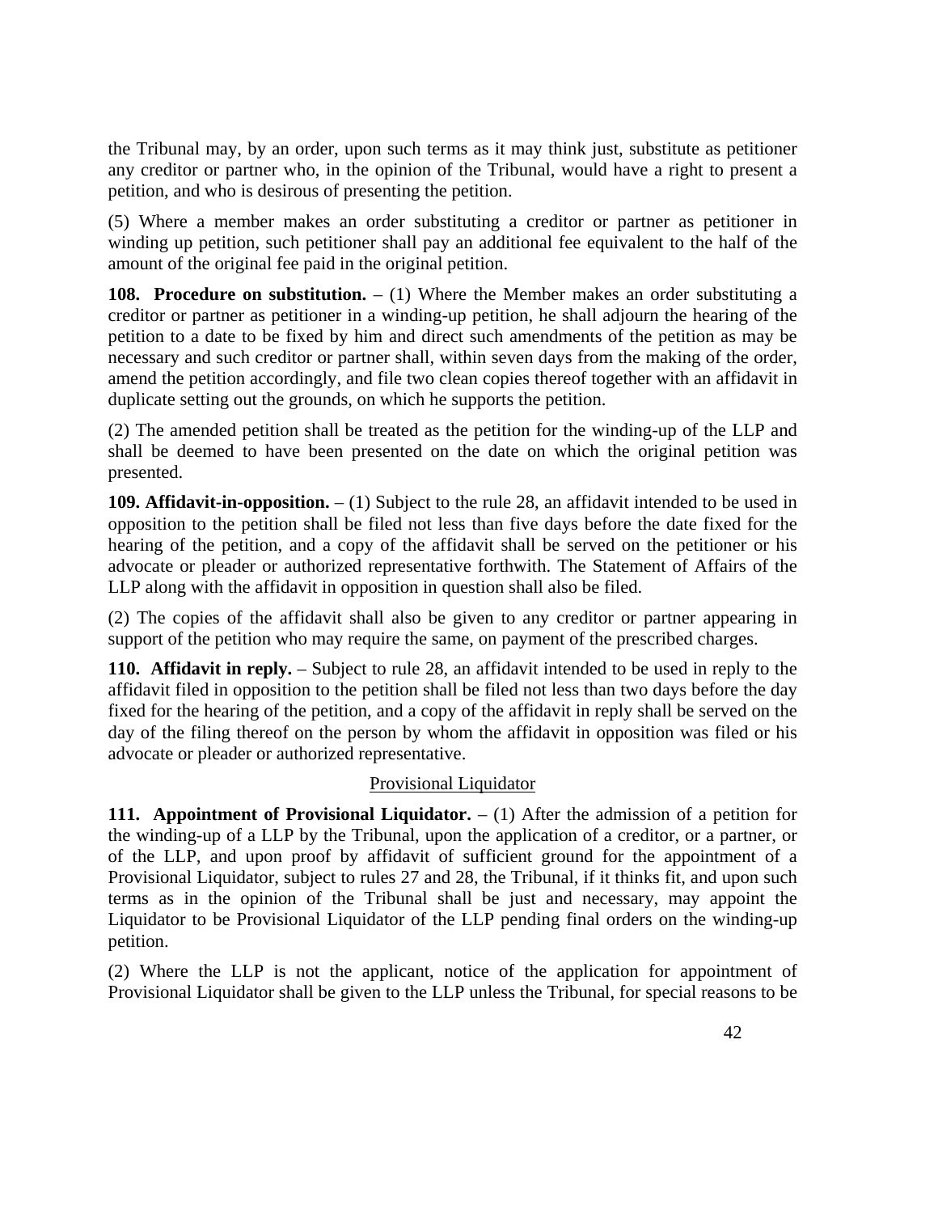the Tribunal may, by an order, upon such terms as it may think just, substitute as petitioner any creditor or partner who, in the opinion of the Tribunal, would have a right to present a petition, and who is desirous of presenting the petition.

(5) Where a member makes an order substituting a creditor or partner as petitioner in winding up petition, such petitioner shall pay an additional fee equivalent to the half of the amount of the original fee paid in the original petition.

**108. Procedure on substitution.** – (1) Where the Member makes an order substituting a creditor or partner as petitioner in a winding-up petition, he shall adjourn the hearing of the petition to a date to be fixed by him and direct such amendments of the petition as may be necessary and such creditor or partner shall, within seven days from the making of the order, amend the petition accordingly, and file two clean copies thereof together with an affidavit in duplicate setting out the grounds, on which he supports the petition.

(2) The amended petition shall be treated as the petition for the winding-up of the LLP and shall be deemed to have been presented on the date on which the original petition was presented.

**109. Affidavit-in-opposition.** – (1) Subject to the rule 28, an affidavit intended to be used in opposition to the petition shall be filed not less than five days before the date fixed for the hearing of the petition, and a copy of the affidavit shall be served on the petitioner or his advocate or pleader or authorized representative forthwith. The Statement of Affairs of the LLP along with the affidavit in opposition in question shall also be filed.

(2) The copies of the affidavit shall also be given to any creditor or partner appearing in support of the petition who may require the same, on payment of the prescribed charges.

**110. Affidavit in reply.** – Subject to rule 28, an affidavit intended to be used in reply to the affidavit filed in opposition to the petition shall be filed not less than two days before the day fixed for the hearing of the petition, and a copy of the affidavit in reply shall be served on the day of the filing thereof on the person by whom the affidavit in opposition was filed or his advocate or pleader or authorized representative.

Provisional Liquidator

**111. Appointment of Provisional Liquidator.** – (1) After the admission of a petition for the winding-up of a LLP by the Tribunal, upon the application of a creditor, or a partner, or of the LLP, and upon proof by affidavit of sufficient ground for the appointment of a Provisional Liquidator, subject to rules 27 and 28, the Tribunal, if it thinks fit, and upon such terms as in the opinion of the Tribunal shall be just and necessary, may appoint the Liquidator to be Provisional Liquidator of the LLP pending final orders on the winding-up petition.

(2) Where the LLP is not the applicant, notice of the application for appointment of Provisional Liquidator shall be given to the LLP unless the Tribunal, for special reasons to be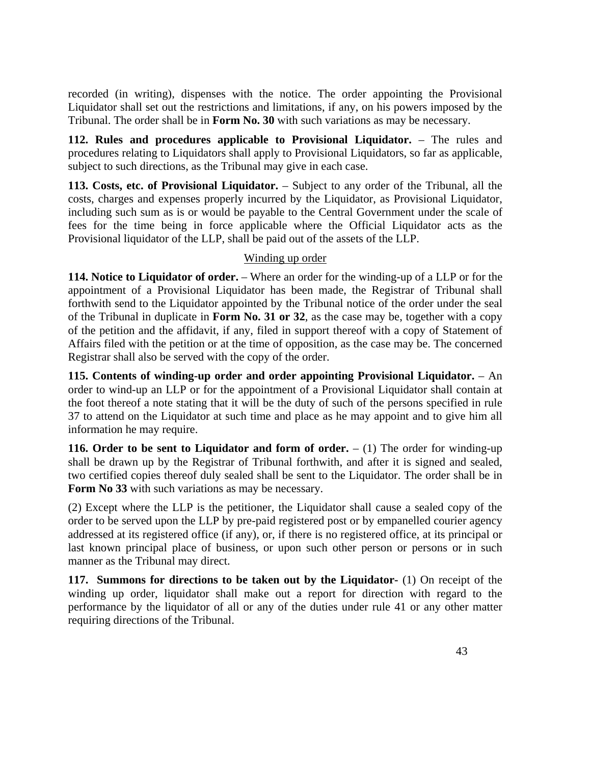recorded (in writing), dispenses with the notice. The order appointing the Provisional Liquidator shall set out the restrictions and limitations, if any, on his powers imposed by the Tribunal. The order shall be in **Form No. 30** with such variations as may be necessary.

**112. Rules and procedures applicable to Provisional Liquidator.** – The rules and procedures relating to Liquidators shall apply to Provisional Liquidators, so far as applicable, subject to such directions, as the Tribunal may give in each case.

**113. Costs, etc. of Provisional Liquidator.** – Subject to any order of the Tribunal, all the costs, charges and expenses properly incurred by the Liquidator, as Provisional Liquidator, including such sum as is or would be payable to the Central Government under the scale of fees for the time being in force applicable where the Official Liquidator acts as the Provisional liquidator of the LLP, shall be paid out of the assets of the LLP.

Winding up order

**114. Notice to Liquidator of order.** – Where an order for the winding-up of a LLP or for the appointment of a Provisional Liquidator has been made, the Registrar of Tribunal shall forthwith send to the Liquidator appointed by the Tribunal notice of the order under the seal of the Tribunal in duplicate in **Form No. 31 or 32**, as the case may be, together with a copy of the petition and the affidavit, if any, filed in support thereof with a copy of Statement of Affairs filed with the petition or at the time of opposition, as the case may be. The concerned Registrar shall also be served with the copy of the order.

**115. Contents of winding-up order and order appointing Provisional Liquidator.** – An order to wind-up an LLP or for the appointment of a Provisional Liquidator shall contain at the foot thereof a note stating that it will be the duty of such of the persons specified in rule 37 to attend on the Liquidator at such time and place as he may appoint and to give him all information he may require.

**116. Order to be sent to Liquidator and form of order.** – (1) The order for winding-up shall be drawn up by the Registrar of Tribunal forthwith, and after it is signed and sealed, two certified copies thereof duly sealed shall be sent to the Liquidator. The order shall be in **Form No 33** with such variations as may be necessary.

(2) Except where the LLP is the petitioner, the Liquidator shall cause a sealed copy of the order to be served upon the LLP by pre-paid registered post or by empanelled courier agency addressed at its registered office (if any), or, if there is no registered office, at its principal or last known principal place of business, or upon such other person or persons or in such manner as the Tribunal may direct.

**117. Summons for directions to be taken out by the Liquidator-** (1) On receipt of the winding up order, liquidator shall make out a report for direction with regard to the performance by the liquidator of all or any of the duties under rule 41 or any other matter requiring directions of the Tribunal.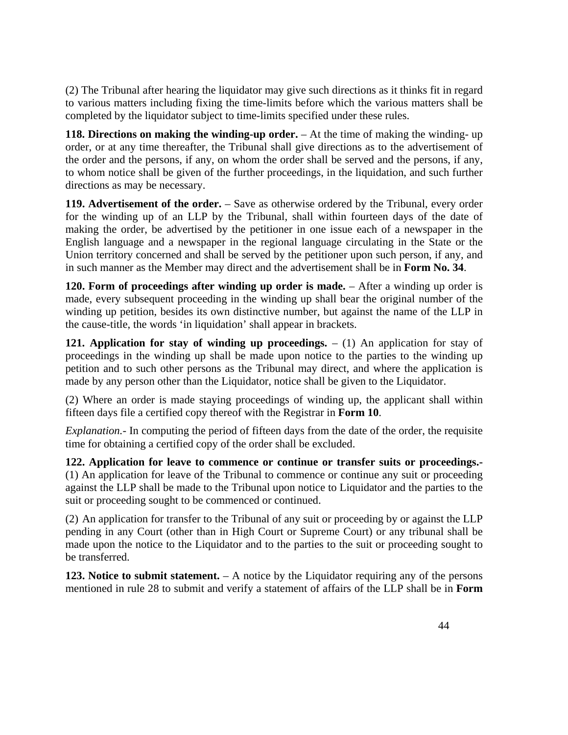(2) The Tribunal after hearing the liquidator may give such directions as it thinks fit in regard to various matters including fixing the time-limits before which the various matters shall be completed by the liquidator subject to time-limits specified under these rules.

**118. Directions on making the winding-up order.** – At the time of making the winding- up order, or at any time thereafter, the Tribunal shall give directions as to the advertisement of the order and the persons, if any, on whom the order shall be served and the persons, if any, to whom notice shall be given of the further proceedings, in the liquidation, and such further directions as may be necessary.

**119. Advertisement of the order.** – Save as otherwise ordered by the Tribunal, every order for the winding up of an LLP by the Tribunal, shall within fourteen days of the date of making the order, be advertised by the petitioner in one issue each of a newspaper in the English language and a newspaper in the regional language circulating in the State or the Union territory concerned and shall be served by the petitioner upon such person, if any, and in such manner as the Member may direct and the advertisement shall be in **Form No. 34**.

**120. Form of proceedings after winding up order is made.** – After a winding up order is made, every subsequent proceeding in the winding up shall bear the original number of the winding up petition, besides its own distinctive number, but against the name of the LLP in the cause-title, the words 'in liquidation' shall appear in brackets.

**121. Application for stay of winding up proceedings.** – (1) An application for stay of proceedings in the winding up shall be made upon notice to the parties to the winding up petition and to such other persons as the Tribunal may direct, and where the application is made by any person other than the Liquidator, notice shall be given to the Liquidator.

(2) Where an order is made staying proceedings of winding up, the applicant shall within fifteen days file a certified copy thereof with the Registrar in **Form 10**.

*Explanation.-* In computing the period of fifteen days from the date of the order, the requisite time for obtaining a certified copy of the order shall be excluded.

**122. Application for leave to commence or continue or transfer suits or proceedings.-** (1) An application for leave of the Tribunal to commence or continue any suit or proceeding against the LLP shall be made to the Tribunal upon notice to Liquidator and the parties to the suit or proceeding sought to be commenced or continued.

(2) An application for transfer to the Tribunal of any suit or proceeding by or against the LLP pending in any Court (other than in High Court or Supreme Court) or any tribunal shall be made upon the notice to the Liquidator and to the parties to the suit or proceeding sought to be transferred.

**123. Notice to submit statement.** – A notice by the Liquidator requiring any of the persons mentioned in rule 28 to submit and verify a statement of affairs of the LLP shall be in **Form**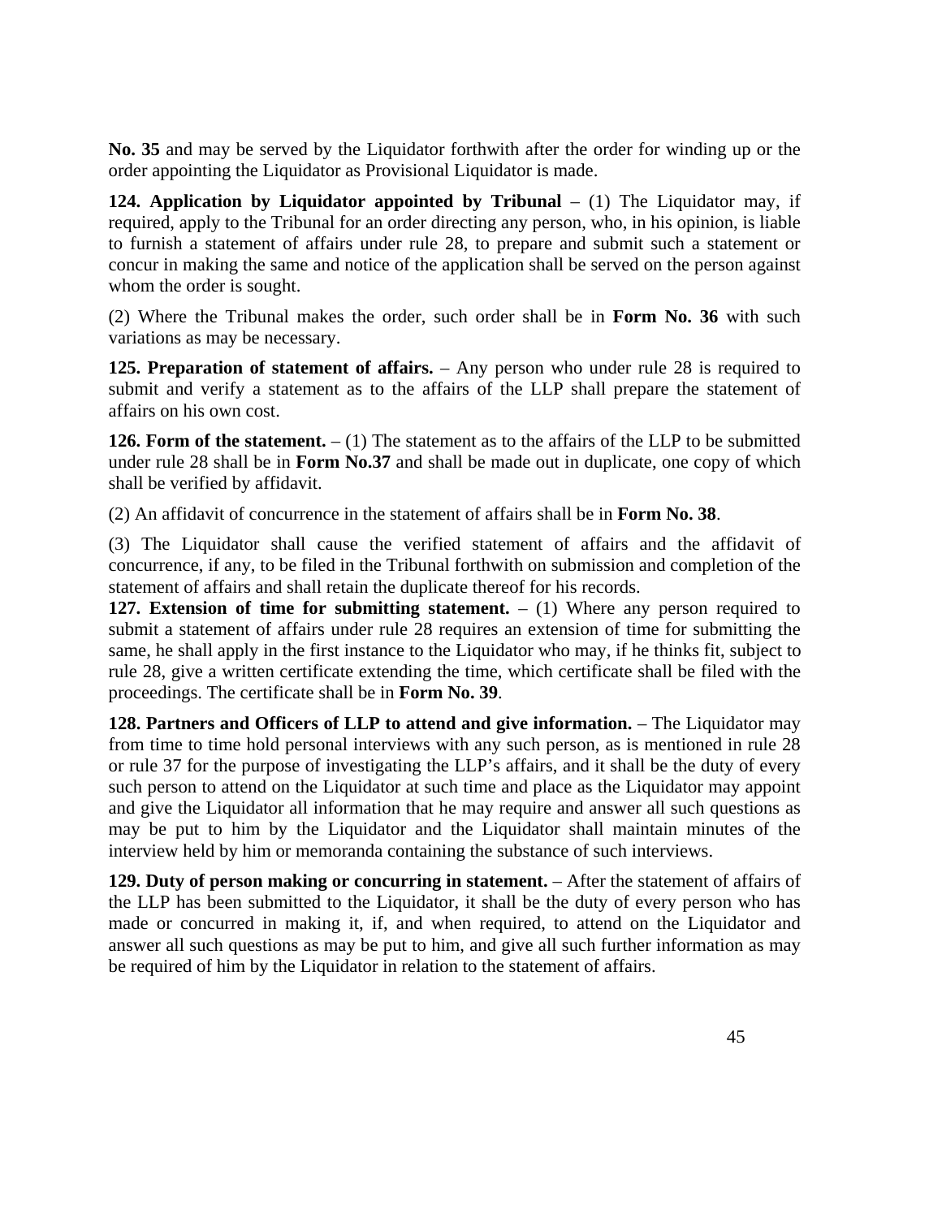**No. 35** and may be served by the Liquidator forthwith after the order for winding up or the order appointing the Liquidator as Provisional Liquidator is made.

**124. Application by Liquidator appointed by Tribunal** – (1) The Liquidator may, if required, apply to the Tribunal for an order directing any person, who, in his opinion, is liable to furnish a statement of affairs under rule 28, to prepare and submit such a statement or concur in making the same and notice of the application shall be served on the person against whom the order is sought.

(2) Where the Tribunal makes the order, such order shall be in **Form No. 36** with such variations as may be necessary.

**125. Preparation of statement of affairs.** – Any person who under rule 28 is required to submit and verify a statement as to the affairs of the LLP shall prepare the statement of affairs on his own cost.

**126. Form of the statement.** – (1) The statement as to the affairs of the LLP to be submitted under rule 28 shall be in **Form No.37** and shall be made out in duplicate, one copy of which shall be verified by affidavit.

(2) An affidavit of concurrence in the statement of affairs shall be in **Form No. 38**.

(3) The Liquidator shall cause the verified statement of affairs and the affidavit of concurrence, if any, to be filed in the Tribunal forthwith on submission and completion of the statement of affairs and shall retain the duplicate thereof for his records.

**127. Extension of time for submitting statement.** – (1) Where any person required to submit a statement of affairs under rule 28 requires an extension of time for submitting the same, he shall apply in the first instance to the Liquidator who may, if he thinks fit, subject to rule 28, give a written certificate extending the time, which certificate shall be filed with the proceedings. The certificate shall be in **Form No. 39**.

**128. Partners and Officers of LLP to attend and give information.** – The Liquidator may from time to time hold personal interviews with any such person, as is mentioned in rule 28 or rule 37 for the purpose of investigating the LLP's affairs, and it shall be the duty of every such person to attend on the Liquidator at such time and place as the Liquidator may appoint and give the Liquidator all information that he may require and answer all such questions as may be put to him by the Liquidator and the Liquidator shall maintain minutes of the interview held by him or memoranda containing the substance of such interviews.

**129. Duty of person making or concurring in statement.** – After the statement of affairs of the LLP has been submitted to the Liquidator, it shall be the duty of every person who has made or concurred in making it, if, and when required, to attend on the Liquidator and answer all such questions as may be put to him, and give all such further information as may be required of him by the Liquidator in relation to the statement of affairs.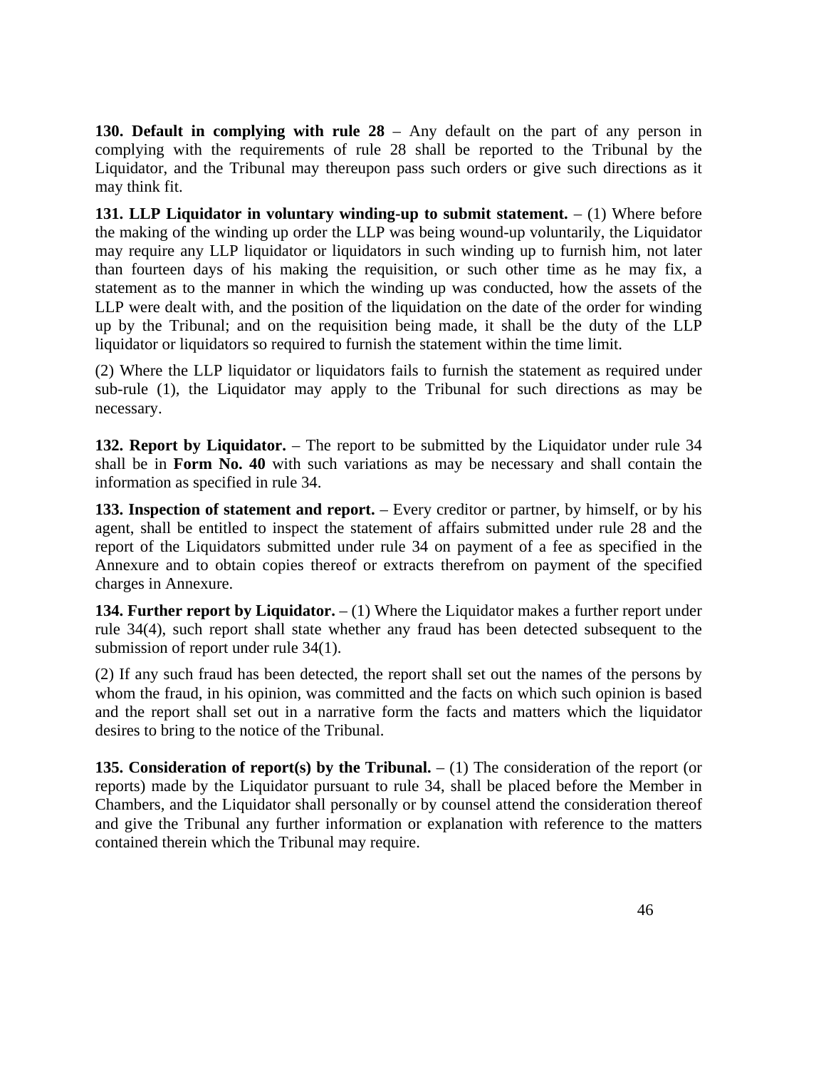**130. Default in complying with rule 28** – Any default on the part of any person in complying with the requirements of rule 28 shall be reported to the Tribunal by the Liquidator, and the Tribunal may thereupon pass such orders or give such directions as it may think fit.

**131. LLP Liquidator in voluntary winding-up to submit statement.** – (1) Where before the making of the winding up order the LLP was being wound-up voluntarily, the Liquidator may require any LLP liquidator or liquidators in such winding up to furnish him, not later than fourteen days of his making the requisition, or such other time as he may fix, a statement as to the manner in which the winding up was conducted, how the assets of the LLP were dealt with, and the position of the liquidation on the date of the order for winding up by the Tribunal; and on the requisition being made, it shall be the duty of the LLP liquidator or liquidators so required to furnish the statement within the time limit.

(2) Where the LLP liquidator or liquidators fails to furnish the statement as required under sub-rule (1), the Liquidator may apply to the Tribunal for such directions as may be necessary.

**132. Report by Liquidator.** – The report to be submitted by the Liquidator under rule 34 shall be in **Form No. 40** with such variations as may be necessary and shall contain the information as specified in rule 34.

**133. Inspection of statement and report.** – Every creditor or partner, by himself, or by his agent, shall be entitled to inspect the statement of affairs submitted under rule 28 and the report of the Liquidators submitted under rule 34 on payment of a fee as specified in the Annexure and to obtain copies thereof or extracts therefrom on payment of the specified charges in Annexure.

**134. Further report by Liquidator.** – (1) Where the Liquidator makes a further report under rule 34(4), such report shall state whether any fraud has been detected subsequent to the submission of report under rule 34(1).

(2) If any such fraud has been detected, the report shall set out the names of the persons by whom the fraud, in his opinion, was committed and the facts on which such opinion is based and the report shall set out in a narrative form the facts and matters which the liquidator desires to bring to the notice of the Tribunal.

**135. Consideration of report(s) by the Tribunal.** – (1) The consideration of the report (or reports) made by the Liquidator pursuant to rule 34, shall be placed before the Member in Chambers, and the Liquidator shall personally or by counsel attend the consideration thereof and give the Tribunal any further information or explanation with reference to the matters contained therein which the Tribunal may require.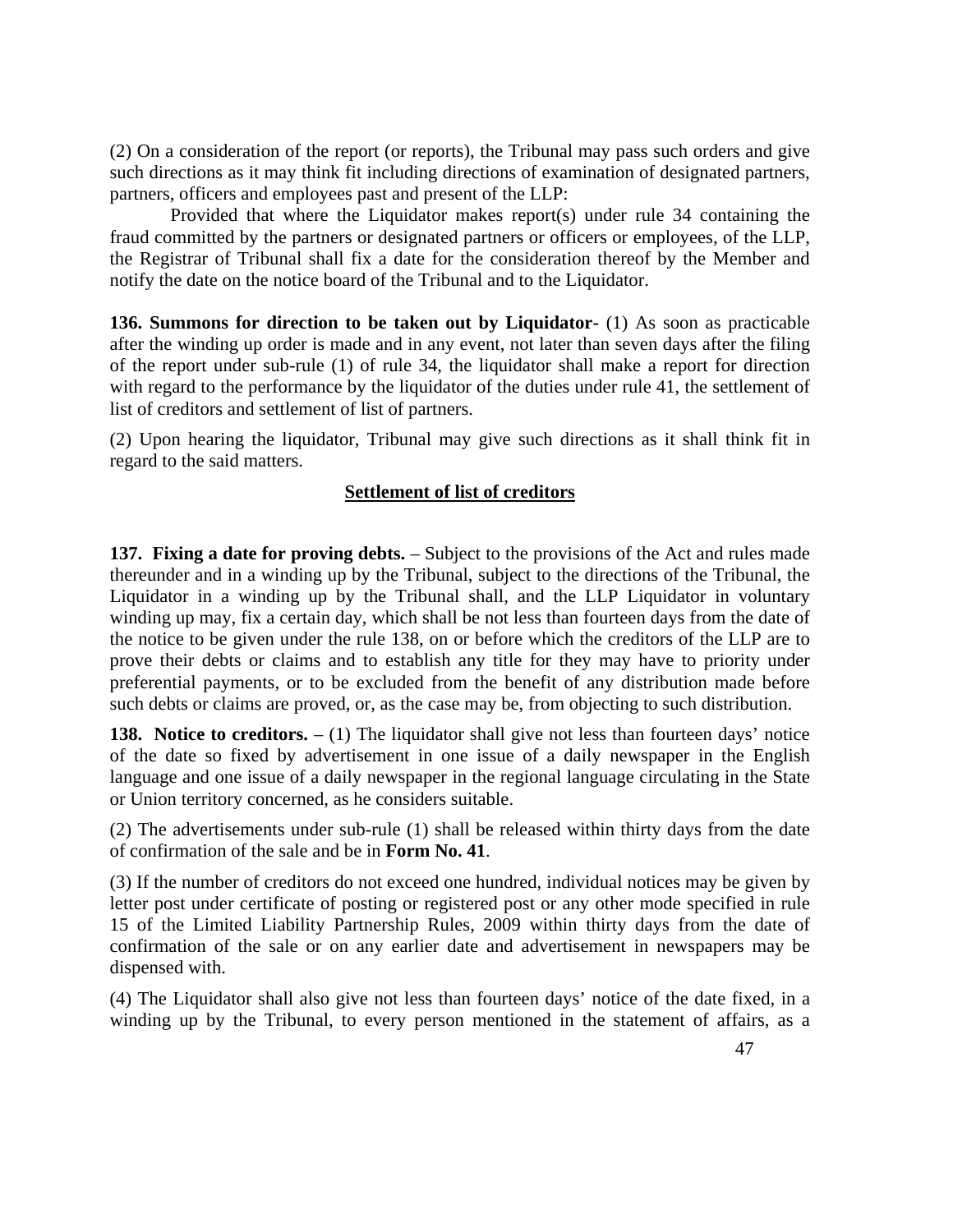(2) On a consideration of the report (or reports), the Tribunal may pass such orders and give such directions as it may think fit including directions of examination of designated partners, partners, officers and employees past and present of the LLP:

Provided that where the Liquidator makes report(s) under rule 34 containing the fraud committed by the partners or designated partners or officers or employees, of the LLP, the Registrar of Tribunal shall fix a date for the consideration thereof by the Member and notify the date on the notice board of the Tribunal and to the Liquidator.

**136. Summons for direction to be taken out by Liquidator-** (1) As soon as practicable after the winding up order is made and in any event, not later than seven days after the filing of the report under sub-rule (1) of rule 34, the liquidator shall make a report for direction with regard to the performance by the liquidator of the duties under rule 41, the settlement of list of creditors and settlement of list of partners.

(2) Upon hearing the liquidator, Tribunal may give such directions as it shall think fit in regard to the said matters.

## Settlement of list of creditors

**137. Fixing a date for proving debts.** – Subject to the provisions of the Act and rules made thereunder and in a winding up by the Tribunal, subject to the directions of the Tribunal, the Liquidator in a winding up by the Tribunal shall, and the LLP Liquidator in voluntary winding up may, fix a certain day, which shall be not less than fourteen days from the date of the notice to be given under the rule 138, on or before which the creditors of the LLP are to prove their debts or claims and to establish any title for they may have to priority under preferential payments, or to be excluded from the benefit of any distribution made before such debts or claims are proved, or, as the case may be, from objecting to such distribution.

**138. Notice to creditors.** – (1) The liquidator shall give not less than fourteen days' notice of the date so fixed by advertisement in one issue of a daily newspaper in the English language and one issue of a daily newspaper in the regional language circulating in the State or Union territory concerned, as he considers suitable.

(2) The advertisements under sub-rule (1) shall be released within thirty days from the date of confirmation of the sale and be in **Form No. 41**.

(3) If the number of creditors do not exceed one hundred, individual notices may be given by letter post under certificate of posting or registered post or any other mode specified in rule 15 of the Limited Liability Partnership Rules, 2009 within thirty days from the date of confirmation of the sale or on any earlier date and advertisement in newspapers may be dispensed with.

(4) The Liquidator shall also give not less than fourteen days' notice of the date fixed, in a winding up by the Tribunal, to every person mentioned in the statement of affairs, as a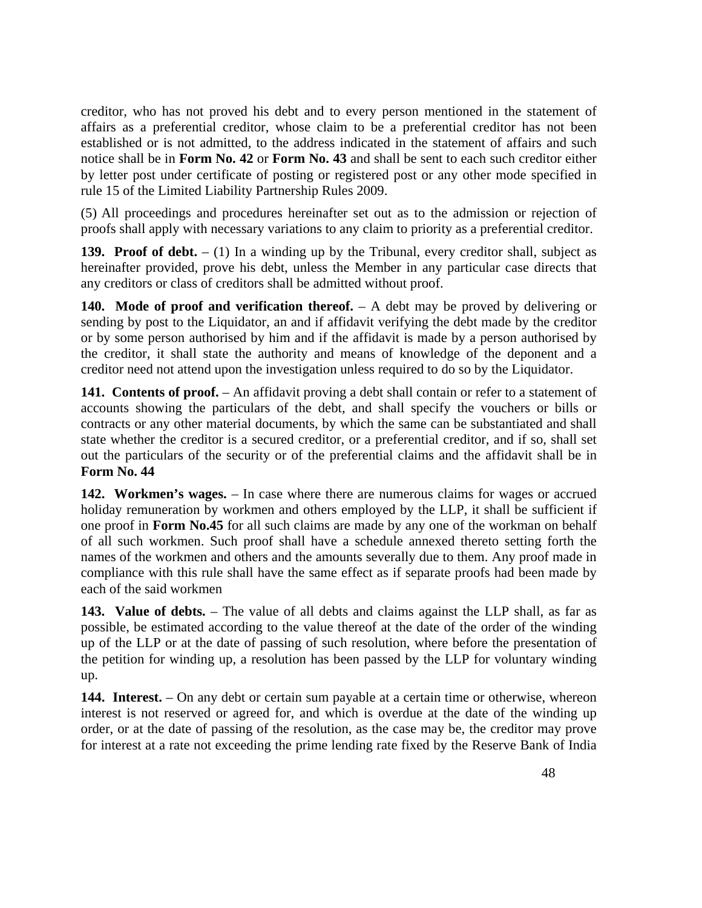creditor, who has not proved his debt and to every person mentioned in the statement of affairs as a preferential creditor, whose claim to be a preferential creditor has not been established or is not admitted, to the address indicated in the statement of affairs and such notice shall be in **Form No. 42** or **Form No. 43** and shall be sent to each such creditor either by letter post under certificate of posting or registered post or any other mode specified in rule 15 of the Limited Liability Partnership Rules 2009.

(5) All proceedings and procedures hereinafter set out as to the admission or rejection of proofs shall apply with necessary variations to any claim to priority as a preferential creditor.

**139. Proof of debt.** – (1) In a winding up by the Tribunal, every creditor shall, subject as hereinafter provided, prove his debt, unless the Member in any particular case directs that any creditors or class of creditors shall be admitted without proof.

**140. Mode of proof and verification thereof.** – A debt may be proved by delivering or sending by post to the Liquidator, an and if affidavit verifying the debt made by the creditor or by some person authorised by him and if the affidavit is made by a person authorised by the creditor, it shall state the authority and means of knowledge of the deponent and a creditor need not attend upon the investigation unless required to do so by the Liquidator.

**141. Contents of proof.** – An affidavit proving a debt shall contain or refer to a statement of accounts showing the particulars of the debt, and shall specify the vouchers or bills or contracts or any other material documents, by which the same can be substantiated and shall state whether the creditor is a secured creditor, or a preferential creditor, and if so, shall set out the particulars of the security or of the preferential claims and the affidavit shall be in **Form No. 44**

**142. Workmen's wages.** – In case where there are numerous claims for wages or accrued holiday remuneration by workmen and others employed by the LLP, it shall be sufficient if one proof in **Form No.45** for all such claims are made by any one of the workman on behalf of all such workmen. Such proof shall have a schedule annexed thereto setting forth the names of the workmen and others and the amounts severally due to them. Any proof made in compliance with this rule shall have the same effect as if separate proofs had been made by each of the said workmen

**143. Value of debts.** – The value of all debts and claims against the LLP shall, as far as possible, be estimated according to the value thereof at the date of the order of the winding up of the LLP or at the date of passing of such resolution, where before the presentation of the petition for winding up, a resolution has been passed by the LLP for voluntary winding up.

**144. Interest.** – On any debt or certain sum payable at a certain time or otherwise, whereon interest is not reserved or agreed for, and which is overdue at the date of the winding up order, or at the date of passing of the resolution, as the case may be, the creditor may prove for interest at a rate not exceeding the prime lending rate fixed by the Reserve Bank of India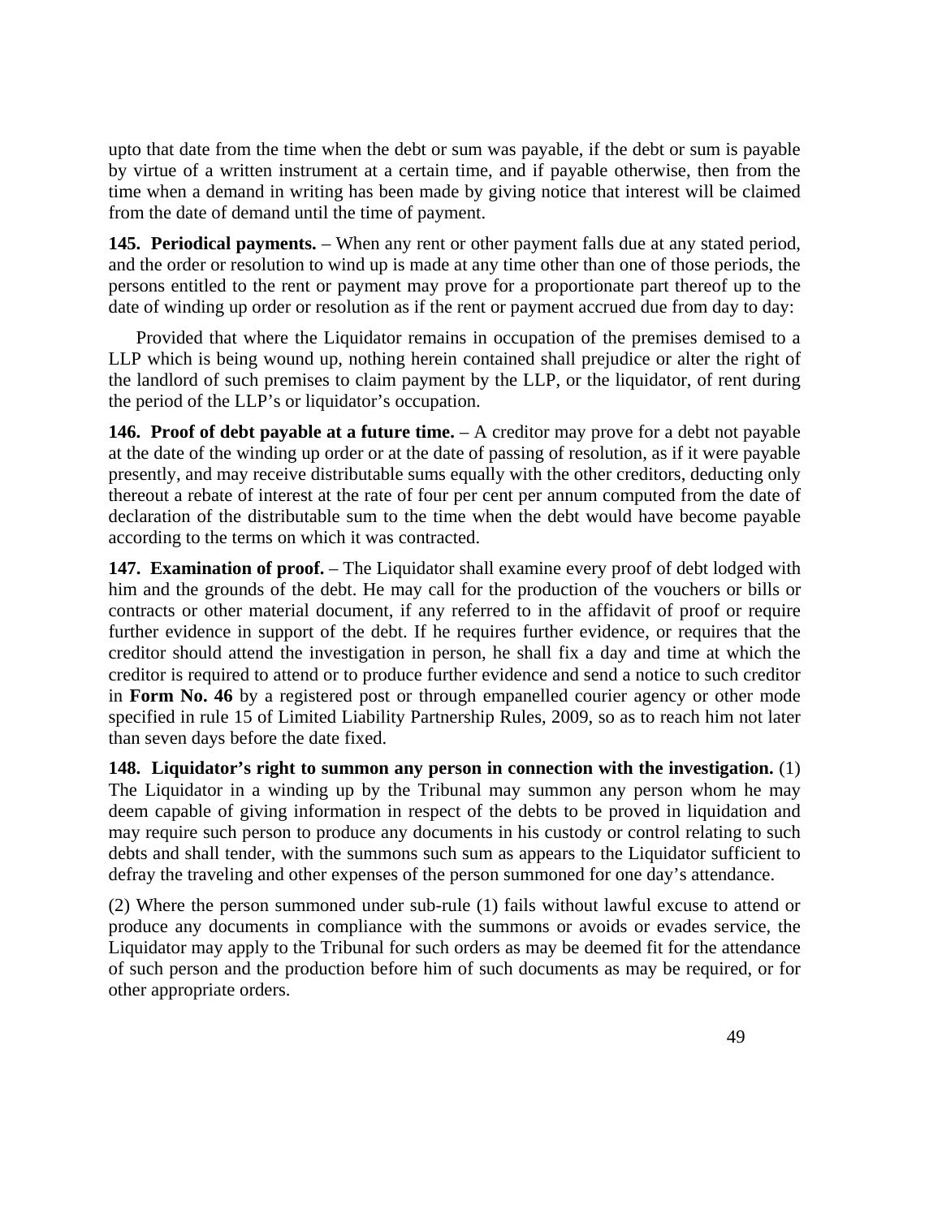upto that date from the time when the debt or sum was payable, if the debt or sum is payable by virtue of a written instrument at a certain time, and if payable otherwise, then from the time when a demand in writing has been made by giving notice that interest will be claimed from the date of demand until the time of payment.

**145. Periodical payments.** – When any rent or other payment falls due at any stated period, and the order or resolution to wind up is made at any time other than one of those periods, the persons entitled to the rent or payment may prove for a proportionate part thereof up to the date of winding up order or resolution as if the rent or payment accrued due from day to day:

Provided that where the Liquidator remains in occupation of the premises demised to a LLP which is being wound up, nothing herein contained shall prejudice or alter the right of the landlord of such premises to claim payment by the LLP, or the liquidator, of rent during the period of the LLP's or liquidator's occupation.

**146. Proof of debt payable at a future time.** – A creditor may prove for a debt not payable at the date of the winding up order or at the date of passing of resolution, as if it were payable presently, and may receive distributable sums equally with the other creditors, deducting only thereout a rebate of interest at the rate of four per cent per annum computed from the date of declaration of the distributable sum to the time when the debt would have become payable according to the terms on which it was contracted.

**147. Examination of proof.** – The Liquidator shall examine every proof of debt lodged with him and the grounds of the debt. He may call for the production of the vouchers or bills or contracts or other material document, if any referred to in the affidavit of proof or require further evidence in support of the debt. If he requires further evidence, or requires that the creditor should attend the investigation in person, he shall fix a day and time at which the creditor is required to attend or to produce further evidence and send a notice to such creditor in **Form No. 46** by a registered post or through empanelled courier agency or other mode specified in rule 15 of Limited Liability Partnership Rules, 2009, so as to reach him not later than seven days before the date fixed.

**148. Liquidator's right to summon any person in connection with the investigation.** (1) The Liquidator in a winding up by the Tribunal may summon any person whom he may deem capable of giving information in respect of the debts to be proved in liquidation and may require such person to produce any documents in his custody or control relating to such debts and shall tender, with the summons such sum as appears to the Liquidator sufficient to defray the traveling and other expenses of the person summoned for one day's attendance.

(2) Where the person summoned under sub-rule (1) fails without lawful excuse to attend or produce any documents in compliance with the summons or avoids or evades service, the Liquidator may apply to the Tribunal for such orders as may be deemed fit for the attendance of such person and the production before him of such documents as may be required, or for other appropriate orders.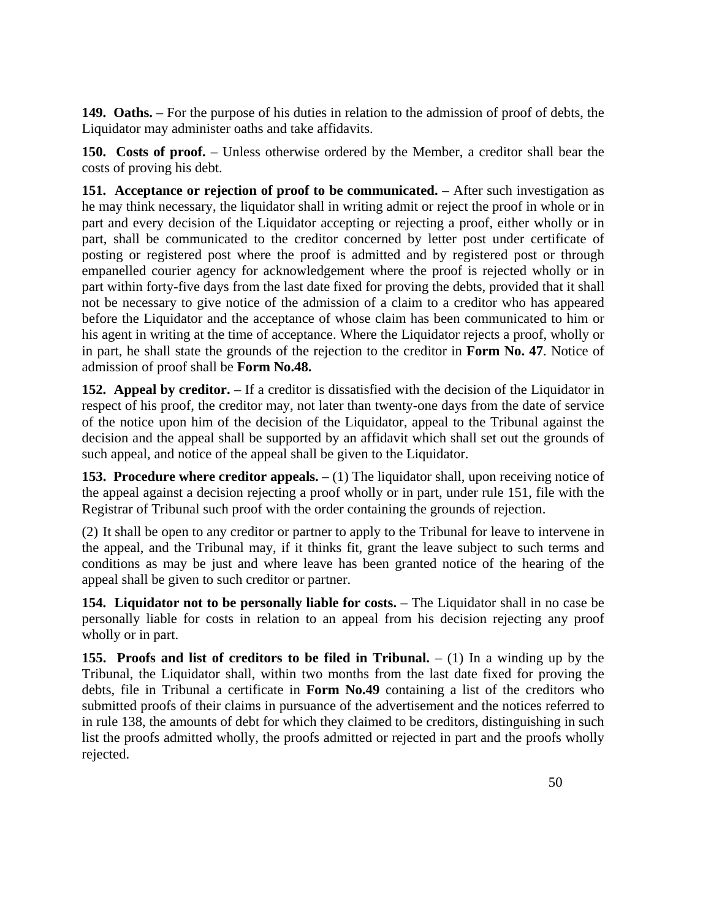**149. Oaths.** – For the purpose of his duties in relation to the admission of proof of debts, the Liquidator may administer oaths and take affidavits.

**150. Costs of proof.** – Unless otherwise ordered by the Member, a creditor shall bear the costs of proving his debt.

**151. Acceptance or rejection of proof to be communicated.** – After such investigation as he may think necessary, the liquidator shall in writing admit or reject the proof in whole or in part and every decision of the Liquidator accepting or rejecting a proof, either wholly or in part, shall be communicated to the creditor concerned by letter post under certificate of posting or registered post where the proof is admitted and by registered post or through empanelled courier agency for acknowledgement where the proof is rejected wholly or in part within forty-five days from the last date fixed for proving the debts, provided that it shall not be necessary to give notice of the admission of a claim to a creditor who has appeared before the Liquidator and the acceptance of whose claim has been communicated to him or his agent in writing at the time of acceptance. Where the Liquidator rejects a proof, wholly or in part, he shall state the grounds of the rejection to the creditor in **Form No. 47**. Notice of admission of proof shall be **Form No.48.**

**152. Appeal by creditor.** – If a creditor is dissatisfied with the decision of the Liquidator in respect of his proof, the creditor may, not later than twenty-one days from the date of service of the notice upon him of the decision of the Liquidator, appeal to the Tribunal against the decision and the appeal shall be supported by an affidavit which shall set out the grounds of such appeal, and notice of the appeal shall be given to the Liquidator.

**153. Procedure where creditor appeals.** – (1) The liquidator shall, upon receiving notice of the appeal against a decision rejecting a proof wholly or in part, under rule 151, file with the Registrar of Tribunal such proof with the order containing the grounds of rejection.

(2) It shall be open to any creditor or partner to apply to the Tribunal for leave to intervene in the appeal, and the Tribunal may, if it thinks fit, grant the leave subject to such terms and conditions as may be just and where leave has been granted notice of the hearing of the appeal shall be given to such creditor or partner.

**154. Liquidator not to be personally liable for costs.** – The Liquidator shall in no case be personally liable for costs in relation to an appeal from his decision rejecting any proof wholly or in part.

**155. Proofs and list of creditors to be filed in Tribunal.** – (1) In a winding up by the Tribunal, the Liquidator shall, within two months from the last date fixed for proving the debts, file in Tribunal a certificate in **Form No.49** containing a list of the creditors who submitted proofs of their claims in pursuance of the advertisement and the notices referred to in rule 138, the amounts of debt for which they claimed to be creditors, distinguishing in such list the proofs admitted wholly, the proofs admitted or rejected in part and the proofs wholly rejected.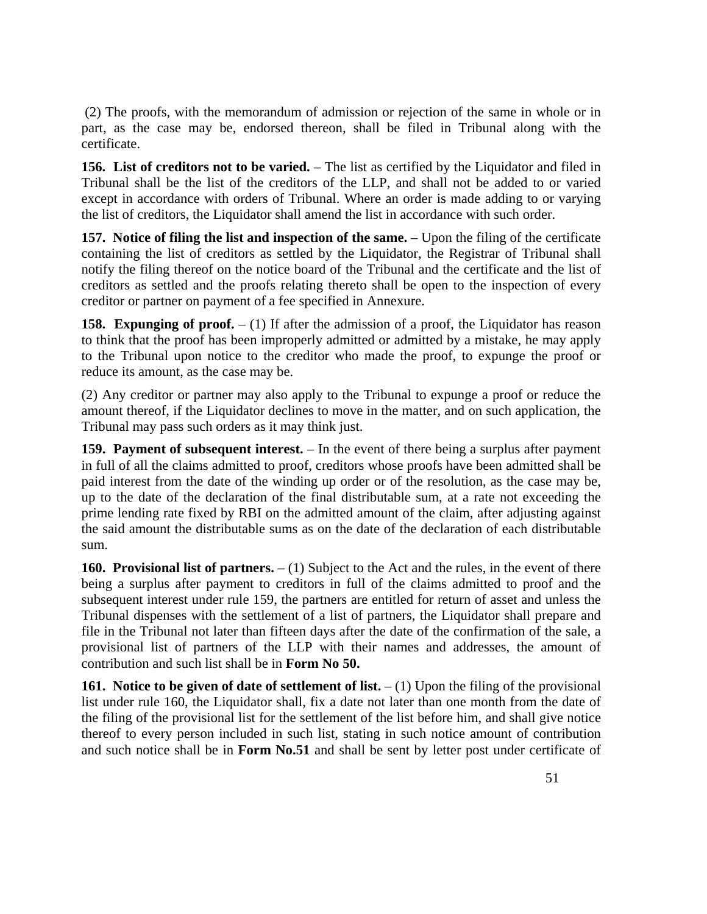(2) The proofs, with the memorandum of admission or rejection of the same in whole or in part, as the case may be, endorsed thereon, shall be filed in Tribunal along with the certificate.

**156. List of creditors not to be varied.** – The list as certified by the Liquidator and filed in Tribunal shall be the list of the creditors of the LLP, and shall not be added to or varied except in accordance with orders of Tribunal. Where an order is made adding to or varying the list of creditors, the Liquidator shall amend the list in accordance with such order.

**157. Notice of filing the list and inspection of the same.** – Upon the filing of the certificate containing the list of creditors as settled by the Liquidator, the Registrar of Tribunal shall notify the filing thereof on the notice board of the Tribunal and the certificate and the list of creditors as settled and the proofs relating thereto shall be open to the inspection of every creditor or partner on payment of a fee specified in Annexure.

**158. Expunging of proof.** – (1) If after the admission of a proof, the Liquidator has reason to think that the proof has been improperly admitted or admitted by a mistake, he may apply to the Tribunal upon notice to the creditor who made the proof, to expunge the proof or reduce its amount, as the case may be.

(2) Any creditor or partner may also apply to the Tribunal to expunge a proof or reduce the amount thereof, if the Liquidator declines to move in the matter, and on such application, the Tribunal may pass such orders as it may think just.

**159. Payment of subsequent interest.** – In the event of there being a surplus after payment in full of all the claims admitted to proof, creditors whose proofs have been admitted shall be paid interest from the date of the winding up order or of the resolution, as the case may be, up to the date of the declaration of the final distributable sum, at a rate not exceeding the prime lending rate fixed by RBI on the admitted amount of the claim, after adjusting against the said amount the distributable sums as on the date of the declaration of each distributable sum.

**160. Provisional list of partners.** – (1) Subject to the Act and the rules, in the event of there being a surplus after payment to creditors in full of the claims admitted to proof and the subsequent interest under rule 159, the partners are entitled for return of asset and unless the Tribunal dispenses with the settlement of a list of partners, the Liquidator shall prepare and file in the Tribunal not later than fifteen days after the date of the confirmation of the sale, a provisional list of partners of the LLP with their names and addresses, the amount of contribution and such list shall be in **Form No 50.**

**161. Notice to be given of date of settlement of list.** – (1) Upon the filing of the provisional list under rule 160, the Liquidator shall, fix a date not later than one month from the date of the filing of the provisional list for the settlement of the list before him, and shall give notice thereof to every person included in such list, stating in such notice amount of contribution and such notice shall be in **Form No.51** and shall be sent by letter post under certificate of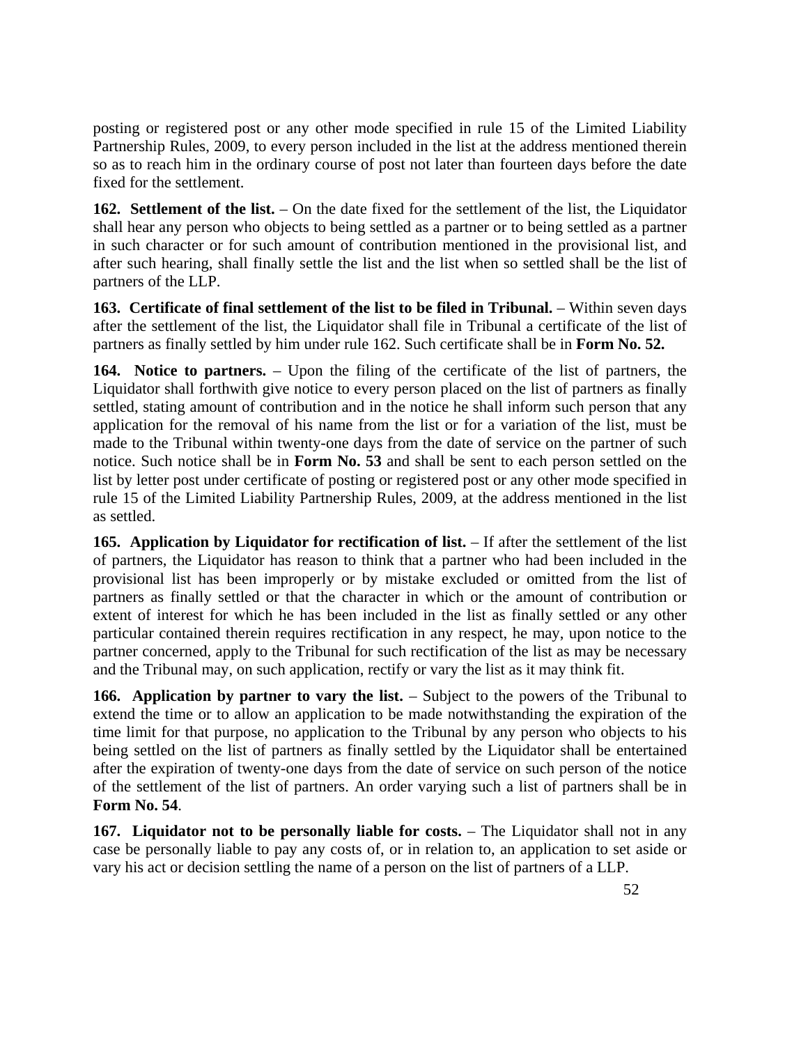posting or registered post or any other mode specified in rule 15 of the Limited Liability Partnership Rules, 2009, to every person included in the list at the address mentioned therein so as to reach him in the ordinary course of post not later than fourteen days before the date fixed for the settlement.

**162. Settlement of the list.** – On the date fixed for the settlement of the list, the Liquidator shall hear any person who objects to being settled as a partner or to being settled as a partner in such character or for such amount of contribution mentioned in the provisional list, and after such hearing, shall finally settle the list and the list when so settled shall be the list of partners of the LLP.

**163. Certificate of final settlement of the list to be filed in Tribunal.** – Within seven days after the settlement of the list, the Liquidator shall file in Tribunal a certificate of the list of partners as finally settled by him under rule 162. Such certificate shall be in **Form No. 52.**

**164. Notice to partners.** – Upon the filing of the certificate of the list of partners, the Liquidator shall forthwith give notice to every person placed on the list of partners as finally settled, stating amount of contribution and in the notice he shall inform such person that any application for the removal of his name from the list or for a variation of the list, must be made to the Tribunal within twenty-one days from the date of service on the partner of such notice. Such notice shall be in **Form No. 53** and shall be sent to each person settled on the list by letter post under certificate of posting or registered post or any other mode specified in rule 15 of the Limited Liability Partnership Rules, 2009, at the address mentioned in the list as settled.

**165. Application by Liquidator for rectification of list.** – If after the settlement of the list of partners, the Liquidator has reason to think that a partner who had been included in the provisional list has been improperly or by mistake excluded or omitted from the list of partners as finally settled or that the character in which or the amount of contribution or extent of interest for which he has been included in the list as finally settled or any other particular contained therein requires rectification in any respect, he may, upon notice to the partner concerned, apply to the Tribunal for such rectification of the list as may be necessary and the Tribunal may, on such application, rectify or vary the list as it may think fit.

**166. Application by partner to vary the list.** – Subject to the powers of the Tribunal to extend the time or to allow an application to be made notwithstanding the expiration of the time limit for that purpose, no application to the Tribunal by any person who objects to his being settled on the list of partners as finally settled by the Liquidator shall be entertained after the expiration of twenty-one days from the date of service on such person of the notice of the settlement of the list of partners. An order varying such a list of partners shall be in **Form No. 54**.

**167. Liquidator not to be personally liable for costs.** – The Liquidator shall not in any case be personally liable to pay any costs of, or in relation to, an application to set aside or vary his act or decision settling the name of a person on the list of partners of a LLP.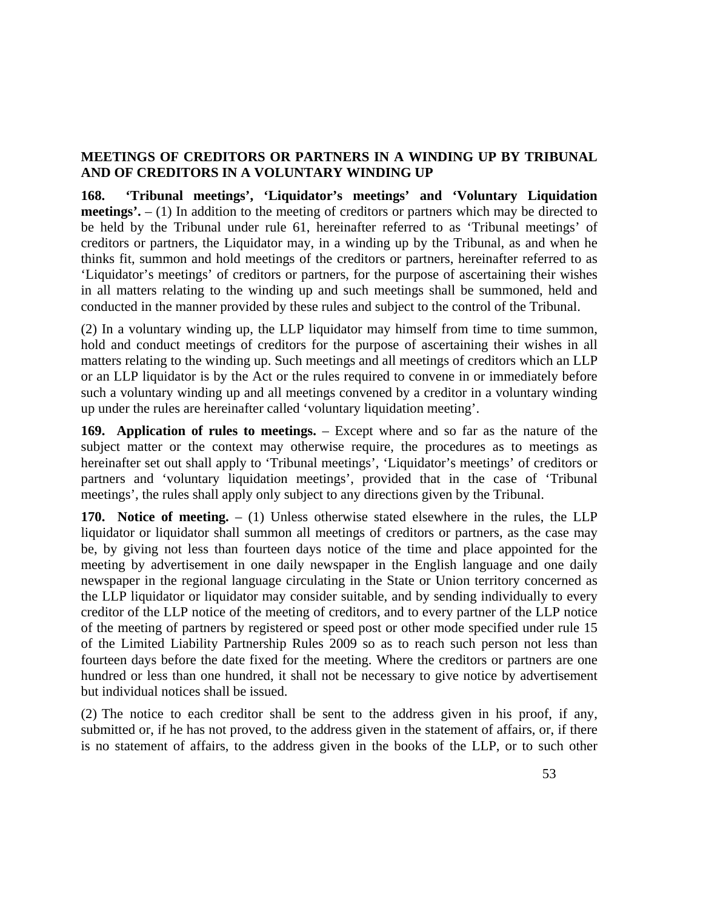## MEETINGS OF CREDITORS OR PARTNERS IN A WINDING UP BY TRIBUNAL AND OF CREDITORS IN A VOLUNTARY WINDING UP

**168. 'Tribunal meetings', 'Liquidator's meetings' and 'Voluntary Liquidation meetings'.** – (1) In addition to the meeting of creditors or partners which may be directed to be held by the Tribunal under rule 61, hereinafter referred to as 'Tribunal meetings' of creditors or partners, the Liquidator may, in a winding up by the Tribunal, as and when he thinks fit, summon and hold meetings of the creditors or partners, hereinafter referred to as 'Liquidator's meetings' of creditors or partners, for the purpose of ascertaining their wishes in all matters relating to the winding up and such meetings shall be summoned, held and conducted in the manner provided by these rules and subject to the control of the Tribunal.

(2) In a voluntary winding up, the LLP liquidator may himself from time to time summon, hold and conduct meetings of creditors for the purpose of ascertaining their wishes in all matters relating to the winding up. Such meetings and all meetings of creditors which an LLP or an LLP liquidator is by the Act or the rules required to convene in or immediately before such a voluntary winding up and all meetings convened by a creditor in a voluntary winding up under the rules are hereinafter called 'voluntary liquidation meeting'.

**169. Application of rules to meetings.** – Except where and so far as the nature of the subject matter or the context may otherwise require, the procedures as to meetings as hereinafter set out shall apply to 'Tribunal meetings', 'Liquidator's meetings' of creditors or partners and 'voluntary liquidation meetings', provided that in the case of 'Tribunal meetings', the rules shall apply only subject to any directions given by the Tribunal.

**170. Notice of meeting.** – (1) Unless otherwise stated elsewhere in the rules, the LLP liquidator or liquidator shall summon all meetings of creditors or partners, as the case may be, by giving not less than fourteen days notice of the time and place appointed for the meeting by advertisement in one daily newspaper in the English language and one daily newspaper in the regional language circulating in the State or Union territory concerned as the LLP liquidator or liquidator may consider suitable, and by sending individually to every creditor of the LLP notice of the meeting of creditors, and to every partner of the LLP notice of the meeting of partners by registered or speed post or other mode specified under rule 15 of the Limited Liability Partnership Rules 2009 so as to reach such person not less than fourteen days before the date fixed for the meeting. Where the creditors or partners are one hundred or less than one hundred, it shall not be necessary to give notice by advertisement but individual notices shall be issued.

(2) The notice to each creditor shall be sent to the address given in his proof, if any, submitted or, if he has not proved, to the address given in the statement of affairs, or, if there is no statement of affairs, to the address given in the books of the LLP, or to such other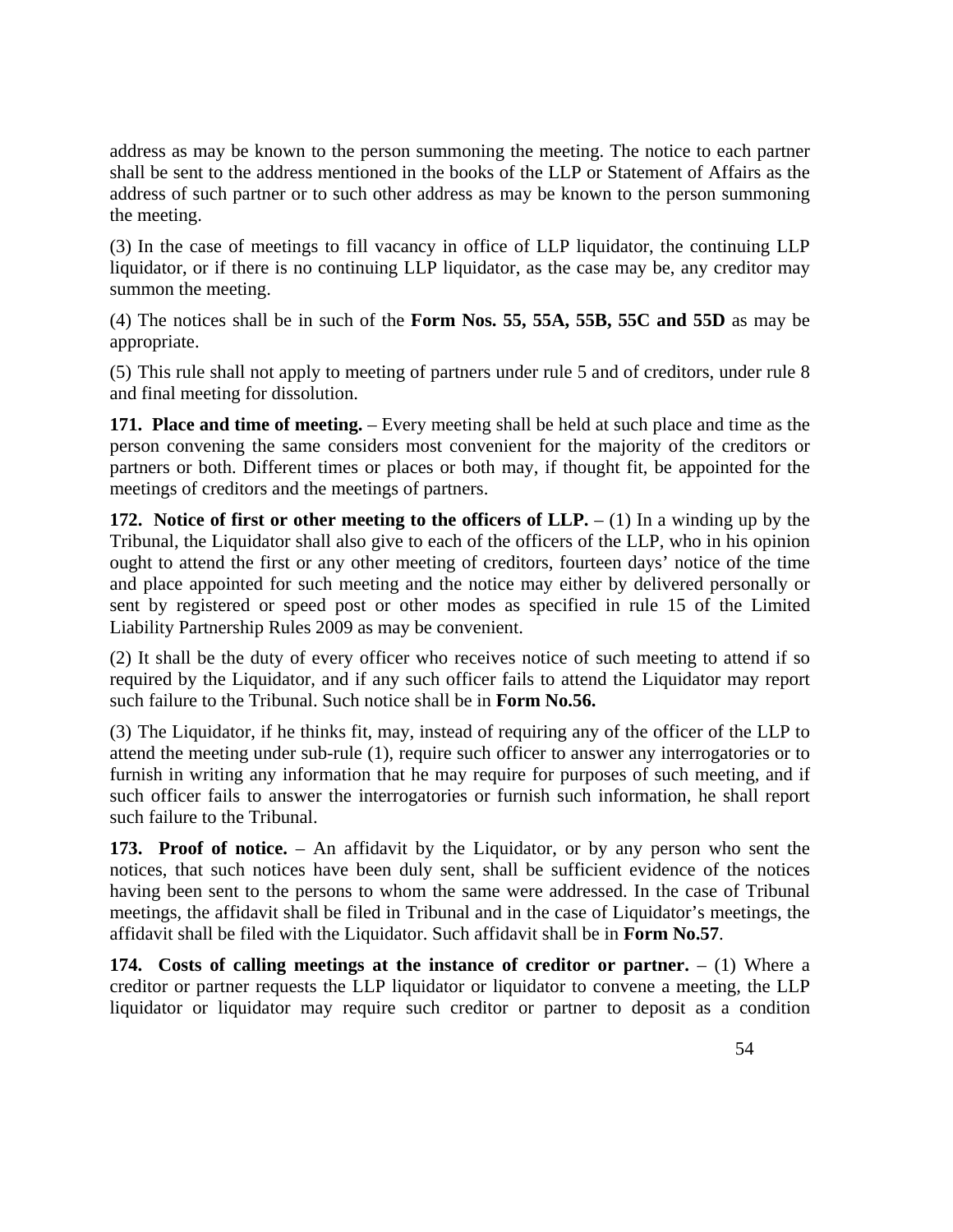address as may be known to the person summoning the meeting. The notice to each partner shall be sent to the address mentioned in the books of the LLP or Statement of Affairs as the address of such partner or to such other address as may be known to the person summoning the meeting.

(3) In the case of meetings to fill vacancy in office of LLP liquidator, the continuing LLP liquidator, or if there is no continuing LLP liquidator, as the case may be, any creditor may summon the meeting.

(4) The notices shall be in such of the **Form Nos. 55, 55A, 55B, 55C and 55D** as may be appropriate.

(5) This rule shall not apply to meeting of partners under rule 5 and of creditors, under rule 8 and final meeting for dissolution.

**171. Place and time of meeting.** – Every meeting shall be held at such place and time as the person convening the same considers most convenient for the majority of the creditors or partners or both. Different times or places or both may, if thought fit, be appointed for the meetings of creditors and the meetings of partners.

**172. Notice of first or other meeting to the officers of LLP.** – (1) In a winding up by the Tribunal, the Liquidator shall also give to each of the officers of the LLP, who in his opinion ought to attend the first or any other meeting of creditors, fourteen days' notice of the time and place appointed for such meeting and the notice may either by delivered personally or sent by registered or speed post or other modes as specified in rule 15 of the Limited Liability Partnership Rules 2009 as may be convenient.

(2) It shall be the duty of every officer who receives notice of such meeting to attend if so required by the Liquidator, and if any such officer fails to attend the Liquidator may report such failure to the Tribunal. Such notice shall be in **Form No.56.**

(3) The Liquidator, if he thinks fit, may, instead of requiring any of the officer of the LLP to attend the meeting under sub-rule (1), require such officer to answer any interrogatories or to furnish in writing any information that he may require for purposes of such meeting, and if such officer fails to answer the interrogatories or furnish such information, he shall report such failure to the Tribunal.

**173. Proof of notice.** – An affidavit by the Liquidator, or by any person who sent the notices, that such notices have been duly sent, shall be sufficient evidence of the notices having been sent to the persons to whom the same were addressed. In the case of Tribunal meetings, the affidavit shall be filed in Tribunal and in the case of Liquidator's meetings, the affidavit shall be filed with the Liquidator. Such affidavit shall be in **Form No.57**.

**174. Costs of calling meetings at the instance of creditor or partner.** – (1) Where a creditor or partner requests the LLP liquidator or liquidator to convene a meeting, the LLP liquidator or liquidator may require such creditor or partner to deposit as a condition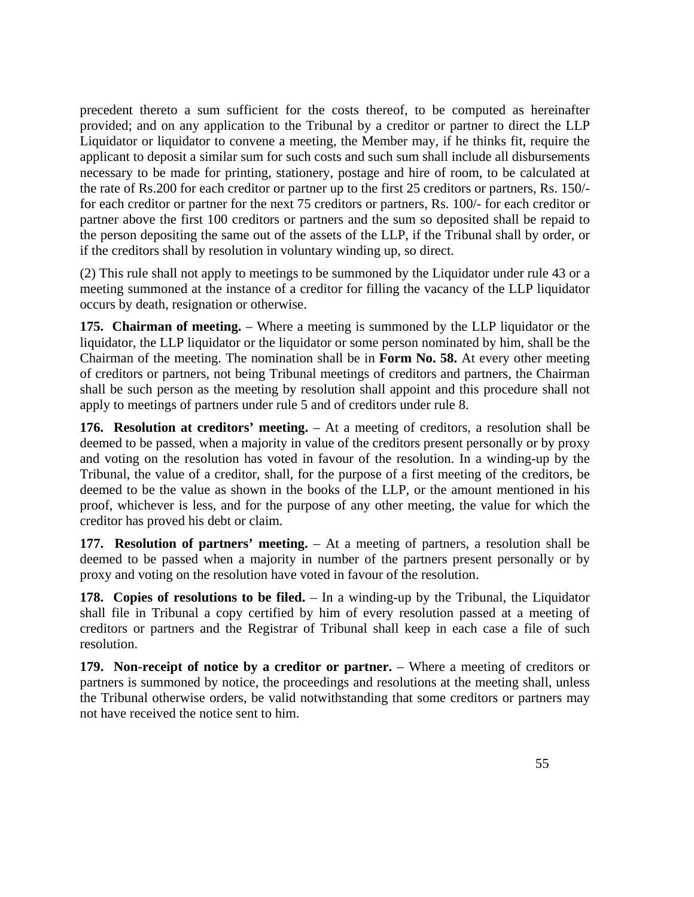precedent thereto a sum sufficient for the costs thereof, to be computed as hereinafter provided; and on any application to the Tribunal by a creditor or partner to direct the LLP Liquidator or liquidator to convene a meeting, the Member may, if he thinks fit, require the applicant to deposit a similar sum for such costs and such sum shall include all disbursements necessary to be made for printing, stationery, postage and hire of room, to be calculated at the rate of Rs.200 for each creditor or partner up to the first 25 creditors or partners, Rs. 150/- for each creditor or partner for the next 75 creditors or partners, Rs. 100/- for each creditor or partner above the first 100 creditors or partners and the sum so deposited shall be repaid to the person depositing the same out of the assets of the LLP, if the Tribunal shall by order, or if the creditors shall by resolution in voluntary winding up, so direct.

(2) This rule shall not apply to meetings to be summoned by the Liquidator under rule 43 or a meeting summoned at the instance of a creditor for filling the vacancy of the LLP liquidator occurs by death, resignation or otherwise.

**175. Chairman of meeting.** – Where a meeting is summoned by the LLP liquidator or the liquidator, the LLP liquidator or the liquidator or some person nominated by him, shall be the Chairman of the meeting. The nomination shall be in **Form No. 58.** At every other meeting of creditors or partners, not being Tribunal meetings of creditors and partners, the Chairman shall be such person as the meeting by resolution shall appoint and this procedure shall not apply to meetings of partners under rule 5 and of creditors under rule 8.

**176. Resolution at creditors' meeting.** – At a meeting of creditors, a resolution shall be deemed to be passed, when a majority in value of the creditors present personally or by proxy and voting on the resolution has voted in favour of the resolution. In a winding-up by the Tribunal, the value of a creditor, shall, for the purpose of a first meeting of the creditors, be deemed to be the value as shown in the books of the LLP, or the amount mentioned in his proof, whichever is less, and for the purpose of any other meeting, the value for which the creditor has proved his debt or claim.

**177. Resolution of partners' meeting.** – At a meeting of partners, a resolution shall be deemed to be passed when a majority in number of the partners present personally or by proxy and voting on the resolution have voted in favour of the resolution.

**178. Copies of resolutions to be filed.** – In a winding-up by the Tribunal, the Liquidator shall file in Tribunal a copy certified by him of every resolution passed at a meeting of creditors or partners and the Registrar of Tribunal shall keep in each case a file of such resolution.

**179. Non-receipt of notice by a creditor or partner.** – Where a meeting of creditors or partners is summoned by notice, the proceedings and resolutions at the meeting shall, unless the Tribunal otherwise orders, be valid notwithstanding that some creditors or partners may not have received the notice sent to him.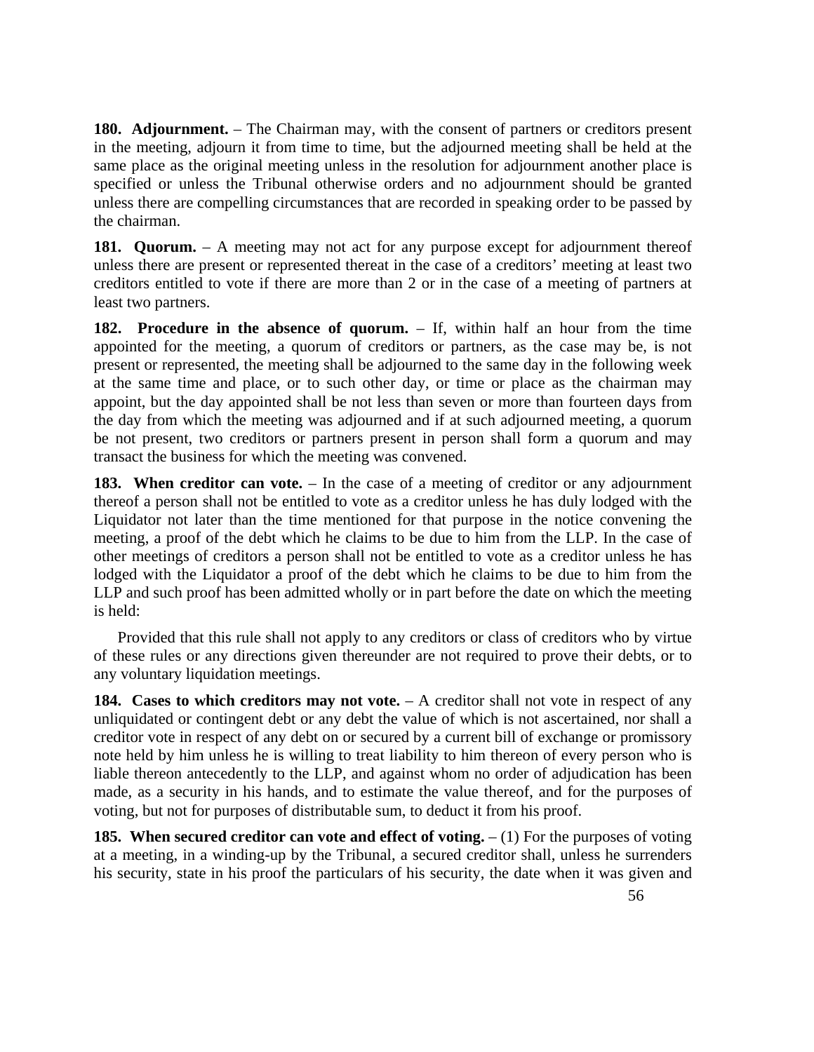**180. Adjournment.** – The Chairman may, with the consent of partners or creditors present in the meeting, adjourn it from time to time, but the adjourned meeting shall be held at the same place as the original meeting unless in the resolution for adjournment another place is specified or unless the Tribunal otherwise orders and no adjournment should be granted unless there are compelling circumstances that are recorded in speaking order to be passed by the chairman.

**181. Quorum.** – A meeting may not act for any purpose except for adjournment thereof unless there are present or represented thereat in the case of a creditors' meeting at least two creditors entitled to vote if there are more than 2 or in the case of a meeting of partners at least two partners.

**182. Procedure in the absence of quorum.** – If, within half an hour from the time appointed for the meeting, a quorum of creditors or partners, as the case may be, is not present or represented, the meeting shall be adjourned to the same day in the following week at the same time and place, or to such other day, or time or place as the chairman may appoint, but the day appointed shall be not less than seven or more than fourteen days from the day from which the meeting was adjourned and if at such adjourned meeting, a quorum be not present, two creditors or partners present in person shall form a quorum and may transact the business for which the meeting was convened.

**183. When creditor can vote.** – In the case of a meeting of creditor or any adjournment thereof a person shall not be entitled to vote as a creditor unless he has duly lodged with the Liquidator not later than the time mentioned for that purpose in the notice convening the meeting, a proof of the debt which he claims to be due to him from the LLP. In the case of other meetings of creditors a person shall not be entitled to vote as a creditor unless he has lodged with the Liquidator a proof of the debt which he claims to be due to him from the LLP and such proof has been admitted wholly or in part before the date on which the meeting is held:

Provided that this rule shall not apply to any creditors or class of creditors who by virtue of these rules or any directions given thereunder are not required to prove their debts, or to any voluntary liquidation meetings.

**184. Cases to which creditors may not vote.** – A creditor shall not vote in respect of any unliquidated or contingent debt or any debt the value of which is not ascertained, nor shall a creditor vote in respect of any debt on or secured by a current bill of exchange or promissory note held by him unless he is willing to treat liability to him thereon of every person who is liable thereon antecedently to the LLP, and against whom no order of adjudication has been made, as a security in his hands, and to estimate the value thereof, and for the purposes of voting, but not for purposes of distributable sum, to deduct it from his proof.

**185. When secured creditor can vote and effect of voting.** – (1) For the purposes of voting at a meeting, in a winding-up by the Tribunal, a secured creditor shall, unless he surrenders his security, state in his proof the particulars of his security, the date when it was given and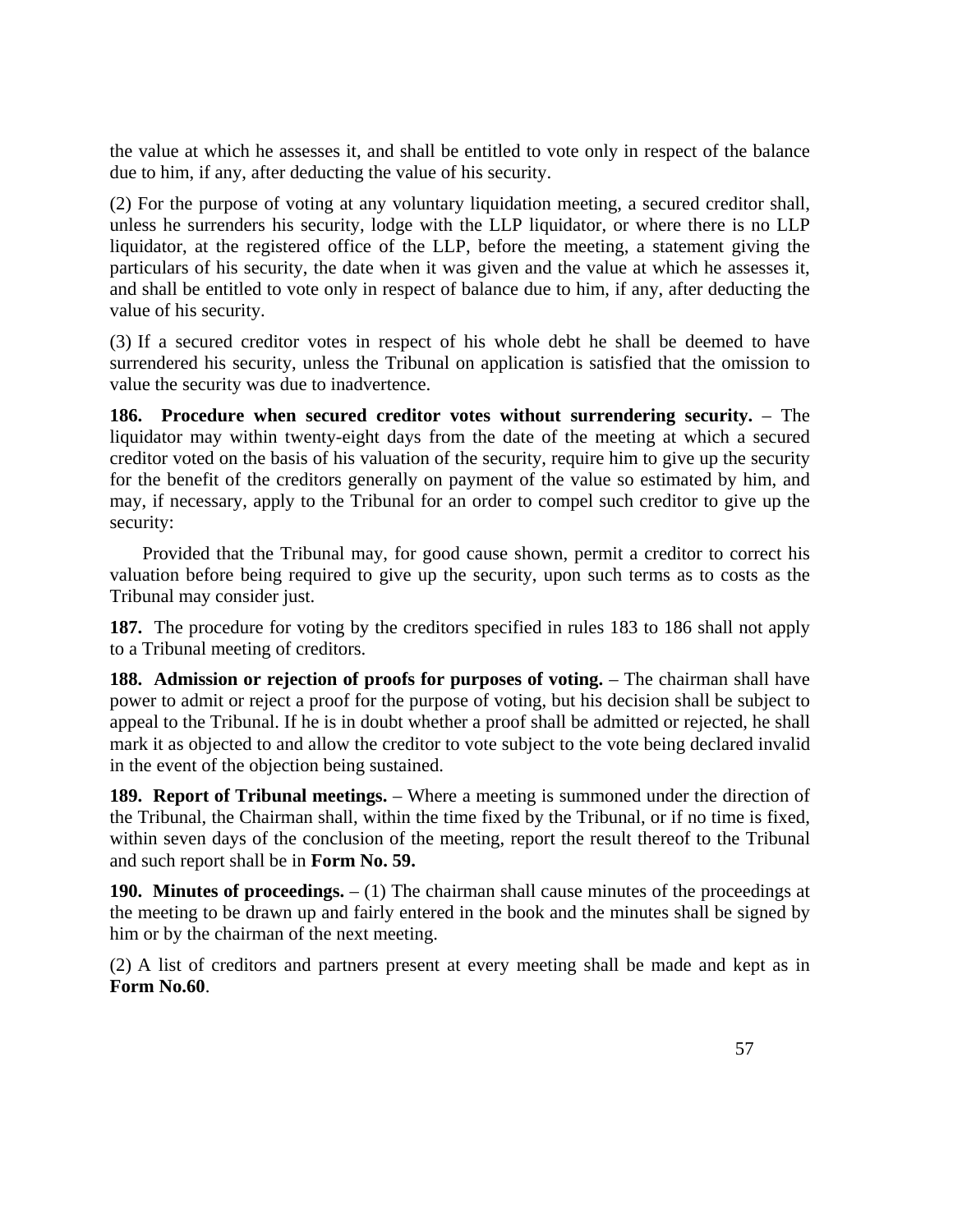the value at which he assesses it, and shall be entitled to vote only in respect of the balance due to him, if any, after deducting the value of his security.

(2) For the purpose of voting at any voluntary liquidation meeting, a secured creditor shall, unless he surrenders his security, lodge with the LLP liquidator, or where there is no LLP liquidator, at the registered office of the LLP, before the meeting, a statement giving the particulars of his security, the date when it was given and the value at which he assesses it, and shall be entitled to vote only in respect of balance due to him, if any, after deducting the value of his security.

(3) If a secured creditor votes in respect of his whole debt he shall be deemed to have surrendered his security, unless the Tribunal on application is satisfied that the omission to value the security was due to inadvertence.

**186. Procedure when secured creditor votes without surrendering security.** – The liquidator may within twenty-eight days from the date of the meeting at which a secured creditor voted on the basis of his valuation of the security, require him to give up the security for the benefit of the creditors generally on payment of the value so estimated by him, and may, if necessary, apply to the Tribunal for an order to compel such creditor to give up the security:

Provided that the Tribunal may, for good cause shown, permit a creditor to correct his valuation before being required to give up the security, upon such terms as to costs as the Tribunal may consider just.

**187.** The procedure for voting by the creditors specified in rules 183 to 186 shall not apply to a Tribunal meeting of creditors.

**188. Admission or rejection of proofs for purposes of voting.** – The chairman shall have power to admit or reject a proof for the purpose of voting, but his decision shall be subject to appeal to the Tribunal. If he is in doubt whether a proof shall be admitted or rejected, he shall mark it as objected to and allow the creditor to vote subject to the vote being declared invalid in the event of the objection being sustained.

**189. Report of Tribunal meetings.** – Where a meeting is summoned under the direction of the Tribunal, the Chairman shall, within the time fixed by the Tribunal, or if no time is fixed, within seven days of the conclusion of the meeting, report the result thereof to the Tribunal and such report shall be in **Form No. 59.**

**190. Minutes of proceedings.** – (1) The chairman shall cause minutes of the proceedings at the meeting to be drawn up and fairly entered in the book and the minutes shall be signed by him or by the chairman of the next meeting.

(2) A list of creditors and partners present at every meeting shall be made and kept as in **Form No.60**.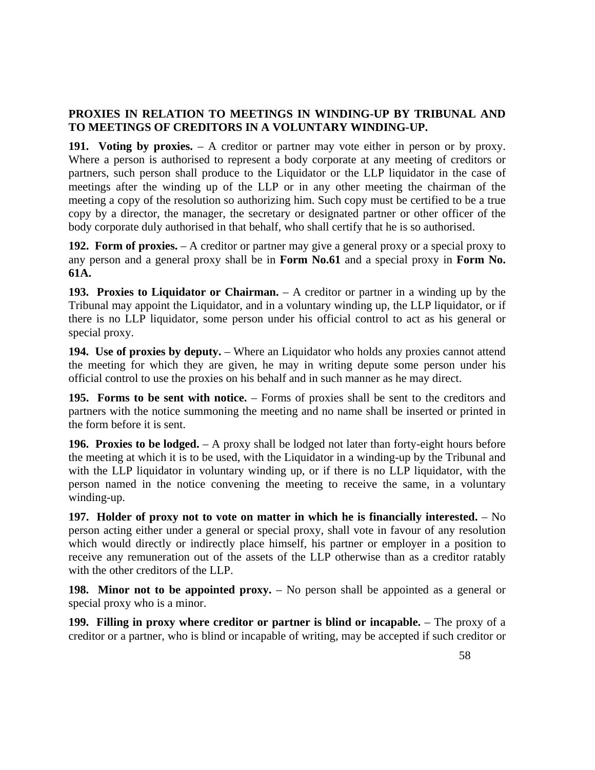**PROXIES IN RELATION TO MEETINGS IN WINDING-UP BY TRIBUNAL AND TO MEETINGS OF CREDITORS IN A VOLUNTARY WINDING-UP.**

**191. Voting by proxies.** – A creditor or partner may vote either in person or by proxy. Where a person is authorised to represent a body corporate at any meeting of creditors or partners, such person shall produce to the Liquidator or the LLP liquidator in the case of meetings after the winding up of the LLP or in any other meeting the chairman of the meeting a copy of the resolution so authorizing him. Such copy must be certified to be a true copy by a director, the manager, the secretary or designated partner or other officer of the body corporate duly authorised in that behalf, who shall certify that he is so authorised.

**192. Form of proxies.** – A creditor or partner may give a general proxy or a special proxy to any person and a general proxy shall be in **Form No.61** and a special proxy in **Form No. 61A.**

**193. Proxies to Liquidator or Chairman.** – A creditor or partner in a winding up by the Tribunal may appoint the Liquidator, and in a voluntary winding up, the LLP liquidator, or if there is no LLP liquidator, some person under his official control to act as his general or special proxy.

**194. Use of proxies by deputy.** – Where an Liquidator who holds any proxies cannot attend the meeting for which they are given, he may in writing depute some person under his official control to use the proxies on his behalf and in such manner as he may direct.

**195. Forms to be sent with notice.** – Forms of proxies shall be sent to the creditors and partners with the notice summoning the meeting and no name shall be inserted or printed in the form before it is sent.

**196. Proxies to be lodged.** – A proxy shall be lodged not later than forty-eight hours before the meeting at which it is to be used, with the Liquidator in a winding-up by the Tribunal and with the LLP liquidator in voluntary winding up, or if there is no LLP liquidator, with the person named in the notice convening the meeting to receive the same, in a voluntary winding-up.

**197. Holder of proxy not to vote on matter in which he is financially interested.** – No person acting either under a general or special proxy, shall vote in favour of any resolution which would directly or indirectly place himself, his partner or employer in a position to receive any remuneration out of the assets of the LLP otherwise than as a creditor ratably with the other creditors of the LLP.

**198. Minor not to be appointed proxy.** – No person shall be appointed as a general or special proxy who is a minor.

**199. Filling in proxy where creditor or partner is blind or incapable.** – The proxy of a creditor or a partner, who is blind or incapable of writing, may be accepted if such creditor or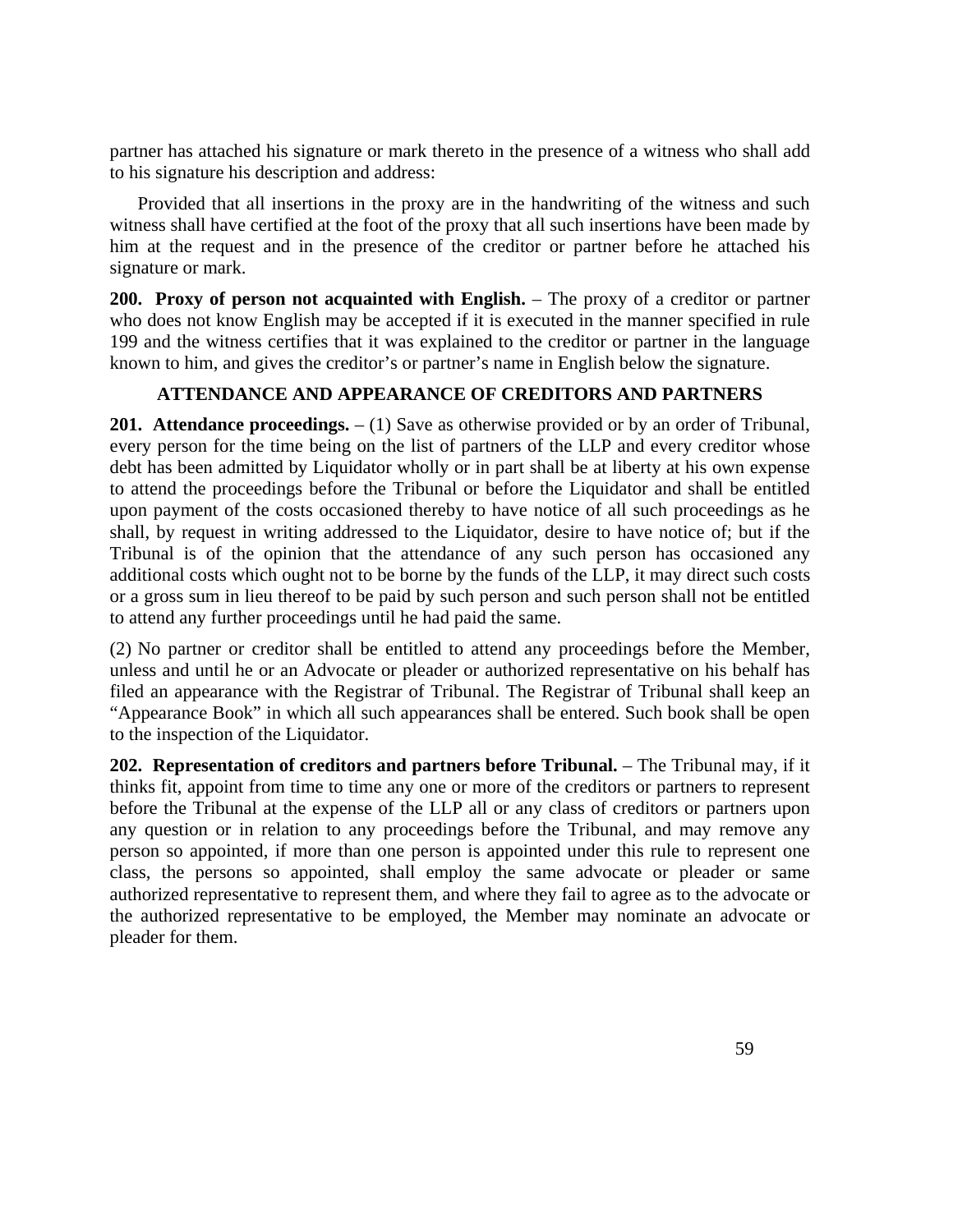partner has attached his signature or mark thereto in the presence of a witness who shall add to his signature his description and address:

Provided that all insertions in the proxy are in the handwriting of the witness and such witness shall have certified at the foot of the proxy that all such insertions have been made by him at the request and in the presence of the creditor or partner before he attached his signature or mark.

**200. Proxy of person not acquainted with English.** – The proxy of a creditor or partner who does not know English may be accepted if it is executed in the manner specified in rule 199 and the witness certifies that it was explained to the creditor or partner in the language known to him, and gives the creditor's or partner's name in English below the signature.

**ATTENDANCE AND APPEARANCE OF CREDITORS AND PARTNERS**

**201. Attendance proceedings.** – (1) Save as otherwise provided or by an order of Tribunal, every person for the time being on the list of partners of the LLP and every creditor whose debt has been admitted by Liquidator wholly or in part shall be at liberty at his own expense to attend the proceedings before the Tribunal or before the Liquidator and shall be entitled upon payment of the costs occasioned thereby to have notice of all such proceedings as he shall, by request in writing addressed to the Liquidator, desire to have notice of; but if the Tribunal is of the opinion that the attendance of any such person has occasioned any additional costs which ought not to be borne by the funds of the LLP, it may direct such costs or a gross sum in lieu thereof to be paid by such person and such person shall not be entitled to attend any further proceedings until he had paid the same.

(2) No partner or creditor shall be entitled to attend any proceedings before the Member, unless and until he or an Advocate or pleader or authorized representative on his behalf has filed an appearance with the Registrar of Tribunal. The Registrar of Tribunal shall keep an "Appearance Book" in which all such appearances shall be entered. Such book shall be open to the inspection of the Liquidator.

**202. Representation of creditors and partners before Tribunal.** – The Tribunal may, if it thinks fit, appoint from time to time any one or more of the creditors or partners to represent before the Tribunal at the expense of the LLP all or any class of creditors or partners upon any question or in relation to any proceedings before the Tribunal, and may remove any person so appointed, if more than one person is appointed under this rule to represent one class, the persons so appointed, shall employ the same advocate or pleader or same authorized representative to represent them, and where they fail to agree as to the advocate or the authorized representative to be employed, the Member may nominate an advocate or pleader for them.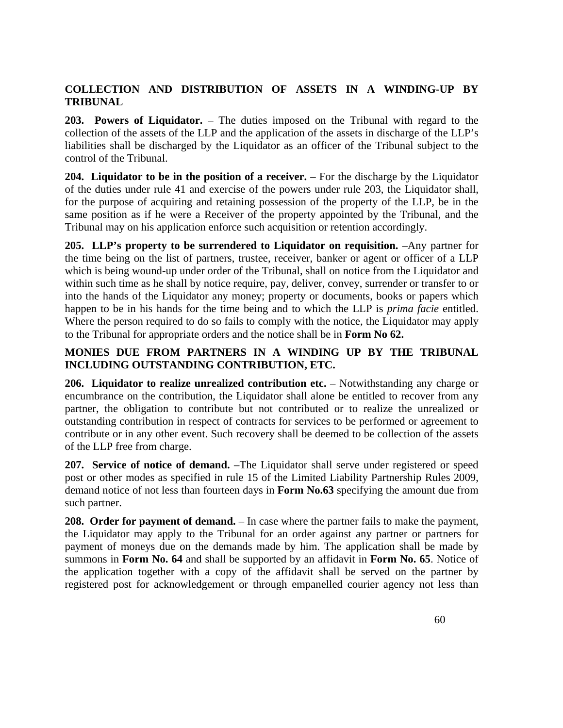## COLLECTION AND DISTRIBUTION OF ASSETS IN A WINDING-UP BY TRIBUNAL

**203. Powers of Liquidator.** – The duties imposed on the Tribunal with regard to the collection of the assets of the LLP and the application of the assets in discharge of the LLP's liabilities shall be discharged by the Liquidator as an officer of the Tribunal subject to the control of the Tribunal.

**204. Liquidator to be in the position of a receiver.** – For the discharge by the Liquidator of the duties under rule 41 and exercise of the powers under rule 203, the Liquidator shall, for the purpose of acquiring and retaining possession of the property of the LLP, be in the same position as if he were a Receiver of the property appointed by the Tribunal, and the Tribunal may on his application enforce such acquisition or retention accordingly.

**205. LLP's property to be surrendered to Liquidator on requisition.** –Any partner for the time being on the list of partners, trustee, receiver, banker or agent or officer of a LLP which is being wound-up under order of the Tribunal, shall on notice from the Liquidator and within such time as he shall by notice require, pay, deliver, convey, surrender or transfer to or into the hands of the Liquidator any money; property or documents, books or papers which happen to be in his hands for the time being and to which the LLP is *prima facie* entitled. Where the person required to do so fails to comply with the notice, the Liquidator may apply to the Tribunal for appropriate orders and the notice shall be in **Form No 62.**

## MONIES DUE FROM PARTNERS IN A WINDING UP BY THE TRIBUNAL INCLUDING OUTSTANDING CONTRIBUTION, ETC.

**206. Liquidator to realize unrealized contribution etc.** – Notwithstanding any charge or encumbrance on the contribution, the Liquidator shall alone be entitled to recover from any partner, the obligation to contribute but not contributed or to realize the unrealized or outstanding contribution in respect of contracts for services to be performed or agreement to contribute or in any other event. Such recovery shall be deemed to be collection of the assets of the LLP free from charge.

**207. Service of notice of demand.** –The Liquidator shall serve under registered or speed post or other modes as specified in rule 15 of the Limited Liability Partnership Rules 2009, demand notice of not less than fourteen days in **Form No.63** specifying the amount due from such partner.

**208. Order for payment of demand.** – In case where the partner fails to make the payment, the Liquidator may apply to the Tribunal for an order against any partner or partners for payment of moneys due on the demands made by him. The application shall be made by summons in **Form No. 64** and shall be supported by an affidavit in **Form No. 65**. Notice of the application together with a copy of the affidavit shall be served on the partner by registered post for acknowledgement or through empanelled courier agency not less than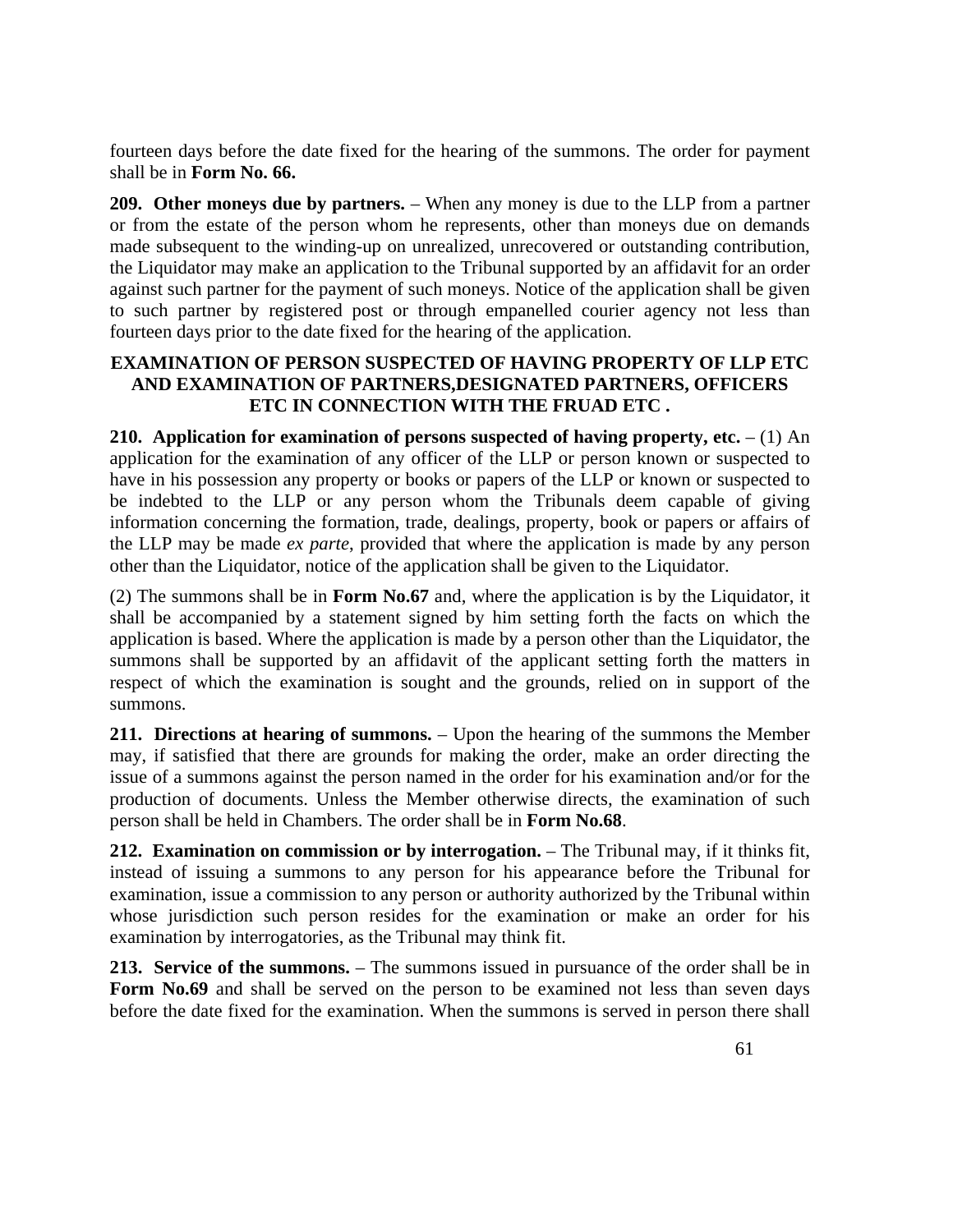fourteen days before the date fixed for the hearing of the summons. The order for payment shall be in **Form No. 66.**

**209. Other moneys due by partners.** – When any money is due to the LLP from a partner or from the estate of the person whom he represents, other than moneys due on demands made subsequent to the winding-up on unrealized, unrecovered or outstanding contribution, the Liquidator may make an application to the Tribunal supported by an affidavit for an order against such partner for the payment of such moneys. Notice of the application shall be given to such partner by registered post or through empanelled courier agency not less than fourteen days prior to the date fixed for the hearing of the application.

## EXAMINATION OF PERSON SUSPECTED OF HAVING PROPERTY OF LLP ETC AND EXAMINATION OF PARTNERS,DESIGNATED PARTNERS, OFFICERS ETC IN CONNECTION WITH THE FRUAD ETC .

**210. Application for examination of persons suspected of having property, etc.** – (1) An application for the examination of any officer of the LLP or person known or suspected to have in his possession any property or books or papers of the LLP or known or suspected to be indebted to the LLP or any person whom the Tribunals deem capable of giving information concerning the formation, trade, dealings, property, book or papers or affairs of the LLP may be made *ex parte*, provided that where the application is made by any person other than the Liquidator, notice of the application shall be given to the Liquidator.

(2) The summons shall be in **Form No.67** and, where the application is by the Liquidator, it shall be accompanied by a statement signed by him setting forth the facts on which the application is based. Where the application is made by a person other than the Liquidator, the summons shall be supported by an affidavit of the applicant setting forth the matters in respect of which the examination is sought and the grounds, relied on in support of the summons.

**211. Directions at hearing of summons.** – Upon the hearing of the summons the Member may, if satisfied that there are grounds for making the order, make an order directing the issue of a summons against the person named in the order for his examination and/or for the production of documents. Unless the Member otherwise directs, the examination of such person shall be held in Chambers. The order shall be in **Form No.68**.

**212. Examination on commission or by interrogation.** – The Tribunal may, if it thinks fit, instead of issuing a summons to any person for his appearance before the Tribunal for examination, issue a commission to any person or authority authorized by the Tribunal within whose jurisdiction such person resides for the examination or make an order for his examination by interrogatories, as the Tribunal may think fit.

**213. Service of the summons.** – The summons issued in pursuance of the order shall be in **Form No.69** and shall be served on the person to be examined not less than seven days before the date fixed for the examination. When the summons is served in person there shall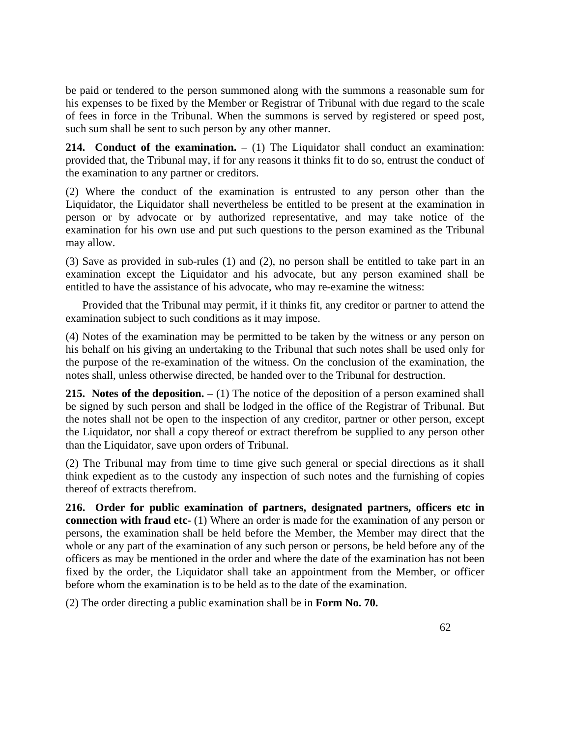be paid or tendered to the person summoned along with the summons a reasonable sum for his expenses to be fixed by the Member or Registrar of Tribunal with due regard to the scale of fees in force in the Tribunal. When the summons is served by registered or speed post, such sum shall be sent to such person by any other manner.

**214. Conduct of the examination.** – (1) The Liquidator shall conduct an examination: provided that, the Tribunal may, if for any reasons it thinks fit to do so, entrust the conduct of the examination to any partner or creditors.

(2) Where the conduct of the examination is entrusted to any person other than the Liquidator, the Liquidator shall nevertheless be entitled to be present at the examination in person or by advocate or by authorized representative, and may take notice of the examination for his own use and put such questions to the person examined as the Tribunal may allow.

(3) Save as provided in sub-rules (1) and (2), no person shall be entitled to take part in an examination except the Liquidator and his advocate, but any person examined shall be entitled to have the assistance of his advocate, who may re-examine the witness:

Provided that the Tribunal may permit, if it thinks fit, any creditor or partner to attend the examination subject to such conditions as it may impose.

(4) Notes of the examination may be permitted to be taken by the witness or any person on his behalf on his giving an undertaking to the Tribunal that such notes shall be used only for the purpose of the re-examination of the witness. On the conclusion of the examination, the notes shall, unless otherwise directed, be handed over to the Tribunal for destruction.

**215. Notes of the deposition.** – (1) The notice of the deposition of a person examined shall be signed by such person and shall be lodged in the office of the Registrar of Tribunal. But the notes shall not be open to the inspection of any creditor, partner or other person, except the Liquidator, nor shall a copy thereof or extract therefrom be supplied to any person other than the Liquidator, save upon orders of Tribunal.

(2) The Tribunal may from time to time give such general or special directions as it shall think expedient as to the custody any inspection of such notes and the furnishing of copies thereof of extracts therefrom.

**216. Order for public examination of partners, designated partners, officers etc in connection with fraud etc-** (1) Where an order is made for the examination of any person or persons, the examination shall be held before the Member, the Member may direct that the whole or any part of the examination of any such person or persons, be held before any of the officers as may be mentioned in the order and where the date of the examination has not been fixed by the order, the Liquidator shall take an appointment from the Member, or officer before whom the examination is to be held as to the date of the examination.

(2) The order directing a public examination shall be in **Form No. 70.**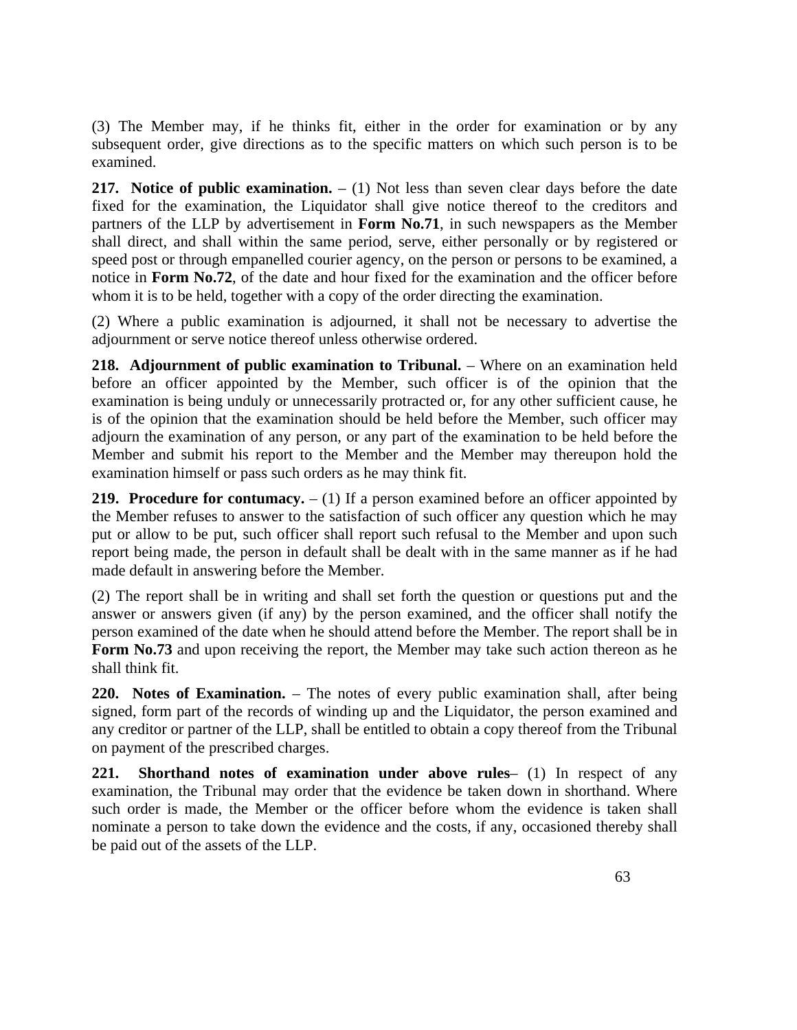(3) The Member may, if he thinks fit, either in the order for examination or by any subsequent order, give directions as to the specific matters on which such person is to be examined.

**217. Notice of public examination.** – (1) Not less than seven clear days before the date fixed for the examination, the Liquidator shall give notice thereof to the creditors and partners of the LLP by advertisement in **Form No.71**, in such newspapers as the Member shall direct, and shall within the same period, serve, either personally or by registered or speed post or through empanelled courier agency, on the person or persons to be examined, a notice in **Form No.72**, of the date and hour fixed for the examination and the officer before whom it is to be held, together with a copy of the order directing the examination.

(2) Where a public examination is adjourned, it shall not be necessary to advertise the adjournment or serve notice thereof unless otherwise ordered.

**218. Adjournment of public examination to Tribunal.** – Where on an examination held before an officer appointed by the Member, such officer is of the opinion that the examination is being unduly or unnecessarily protracted or, for any other sufficient cause, he is of the opinion that the examination should be held before the Member, such officer may adjourn the examination of any person, or any part of the examination to be held before the Member and submit his report to the Member and the Member may thereupon hold the examination himself or pass such orders as he may think fit.

**219. Procedure for contumacy.** – (1) If a person examined before an officer appointed by the Member refuses to answer to the satisfaction of such officer any question which he may put or allow to be put, such officer shall report such refusal to the Member and upon such report being made, the person in default shall be dealt with in the same manner as if he had made default in answering before the Member.

(2) The report shall be in writing and shall set forth the question or questions put and the answer or answers given (if any) by the person examined, and the officer shall notify the person examined of the date when he should attend before the Member. The report shall be in **Form No.73** and upon receiving the report, the Member may take such action thereon as he shall think fit.

**220. Notes of Examination.** – The notes of every public examination shall, after being signed, form part of the records of winding up and the Liquidator, the person examined and any creditor or partner of the LLP, shall be entitled to obtain a copy thereof from the Tribunal on payment of the prescribed charges.

**221. Shorthand notes of examination under above rules**– (1) In respect of any examination, the Tribunal may order that the evidence be taken down in shorthand. Where such order is made, the Member or the officer before whom the evidence is taken shall nominate a person to take down the evidence and the costs, if any, occasioned thereby shall be paid out of the assets of the LLP.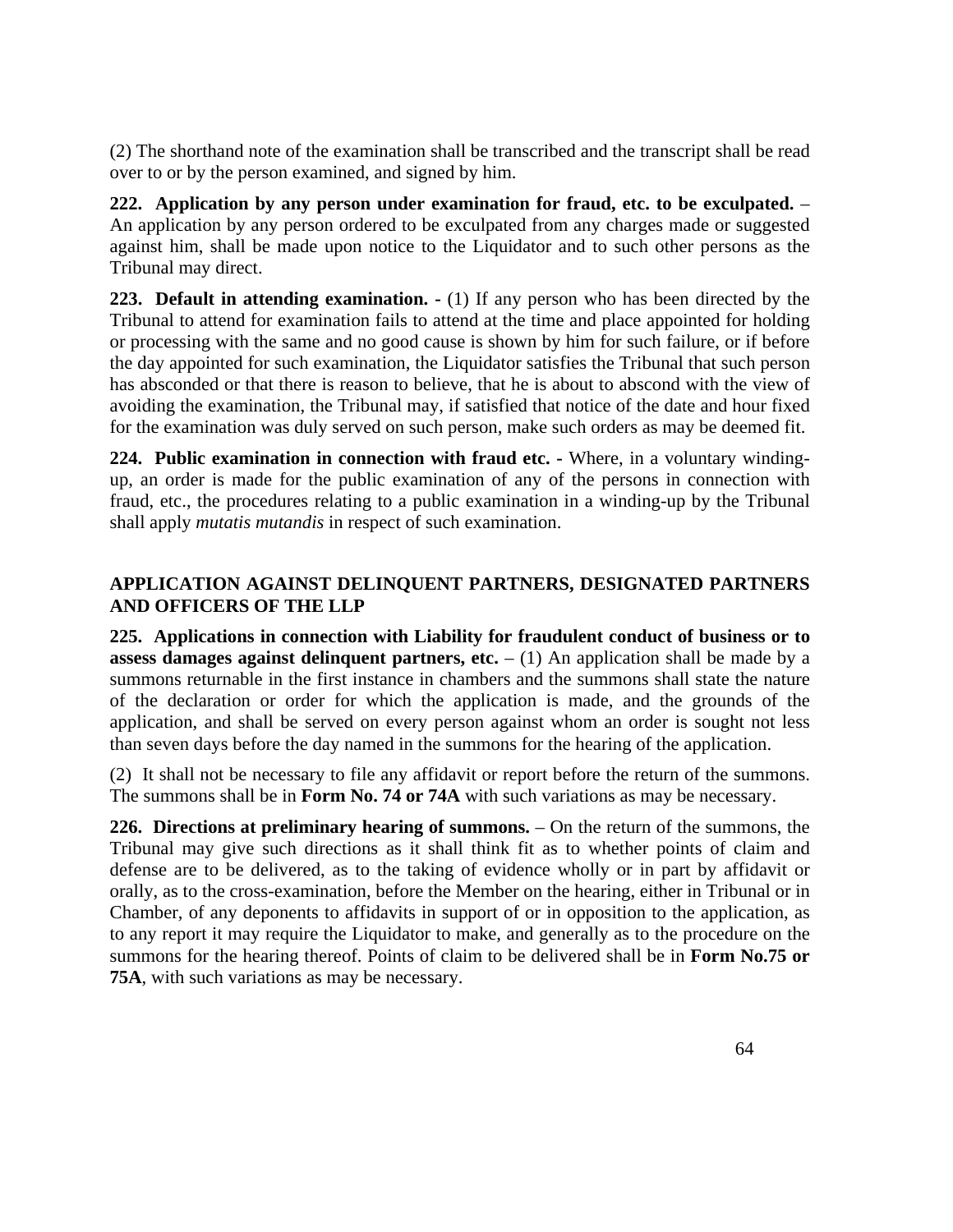(2) The shorthand note of the examination shall be transcribed and the transcript shall be read over to or by the person examined, and signed by him.

**222. Application by any person under examination for fraud, etc. to be exculpated.** – An application by any person ordered to be exculpated from any charges made or suggested against him, shall be made upon notice to the Liquidator and to such other persons as the Tribunal may direct.

**223. Default in attending examination. -** (1) If any person who has been directed by the Tribunal to attend for examination fails to attend at the time and place appointed for holding or processing with the same and no good cause is shown by him for such failure, or if before the day appointed for such examination, the Liquidator satisfies the Tribunal that such person has absconded or that there is reason to believe, that he is about to abscond with the view of avoiding the examination, the Tribunal may, if satisfied that notice of the date and hour fixed for the examination was duly served on such person, make such orders as may be deemed fit.

**224. Public examination in connection with fraud etc. -** Where, in a voluntary winding-up, an order is made for the public examination of any of the persons in connection with fraud, etc., the procedures relating to a public examination in a winding-up by the Tribunal shall apply *mutatis mutandis* in respect of such examination.

## APPLICATION AGAINST DELINQUENT PARTNERS, DESIGNATED PARTNERS AND OFFICERS OF THE LLP

**225. Applications in connection with Liability for fraudulent conduct of business or to assess damages against delinquent partners, etc.** – (1) An application shall be made by a summons returnable in the first instance in chambers and the summons shall state the nature of the declaration or order for which the application is made, and the grounds of the application, and shall be served on every person against whom an order is sought not less than seven days before the day named in the summons for the hearing of the application.

(2) It shall not be necessary to file any affidavit or report before the return of the summons. The summons shall be in **Form No. 74 or 74A** with such variations as may be necessary.

**226. Directions at preliminary hearing of summons.** – On the return of the summons, the Tribunal may give such directions as it shall think fit as to whether points of claim and defense are to be delivered, as to the taking of evidence wholly or in part by affidavit or orally, as to the cross-examination, before the Member on the hearing, either in Tribunal or in Chamber, of any deponents to affidavits in support of or in opposition to the application, as to any report it may require the Liquidator to make, and generally as to the procedure on the summons for the hearing thereof. Points of claim to be delivered shall be in **Form No.75 or 75A**, with such variations as may be necessary.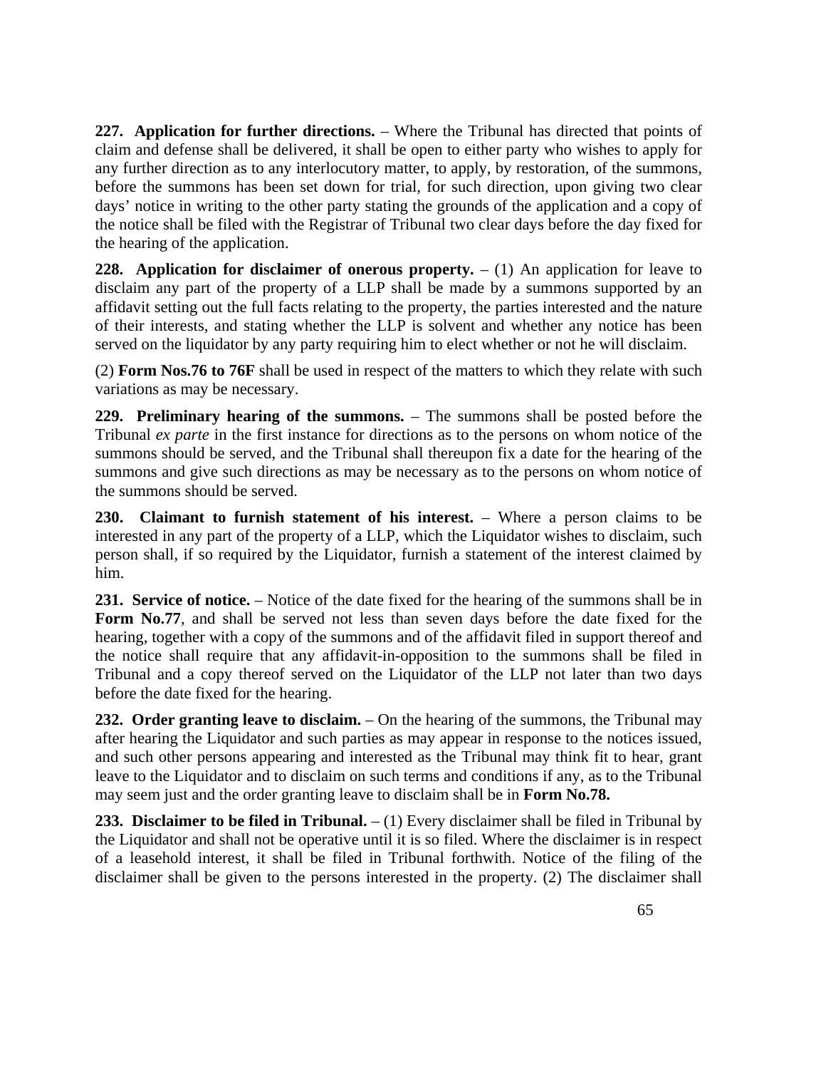**227. Application for further directions.** – Where the Tribunal has directed that points of claim and defense shall be delivered, it shall be open to either party who wishes to apply for any further direction as to any interlocutory matter, to apply, by restoration, of the summons, before the summons has been set down for trial, for such direction, upon giving two clear days' notice in writing to the other party stating the grounds of the application and a copy of the notice shall be filed with the Registrar of Tribunal two clear days before the day fixed for the hearing of the application.

**228. Application for disclaimer of onerous property.** – (1) An application for leave to disclaim any part of the property of a LLP shall be made by a summons supported by an affidavit setting out the full facts relating to the property, the parties interested and the nature of their interests, and stating whether the LLP is solvent and whether any notice has been served on the liquidator by any party requiring him to elect whether or not he will disclaim.

(2) **Form Nos.76 to 76F** shall be used in respect of the matters to which they relate with such variations as may be necessary.

**229. Preliminary hearing of the summons.** – The summons shall be posted before the Tribunal *ex parte* in the first instance for directions as to the persons on whom notice of the summons should be served, and the Tribunal shall thereupon fix a date for the hearing of the summons and give such directions as may be necessary as to the persons on whom notice of the summons should be served.

**230. Claimant to furnish statement of his interest.** – Where a person claims to be interested in any part of the property of a LLP, which the Liquidator wishes to disclaim, such person shall, if so required by the Liquidator, furnish a statement of the interest claimed by him.

**231. Service of notice.** – Notice of the date fixed for the hearing of the summons shall be in **Form No.77**, and shall be served not less than seven days before the date fixed for the hearing, together with a copy of the summons and of the affidavit filed in support thereof and the notice shall require that any affidavit-in-opposition to the summons shall be filed in Tribunal and a copy thereof served on the Liquidator of the LLP not later than two days before the date fixed for the hearing.

**232. Order granting leave to disclaim.** – On the hearing of the summons, the Tribunal may after hearing the Liquidator and such parties as may appear in response to the notices issued, and such other persons appearing and interested as the Tribunal may think fit to hear, grant leave to the Liquidator and to disclaim on such terms and conditions if any, as to the Tribunal may seem just and the order granting leave to disclaim shall be in **Form No.78.**

**233. Disclaimer to be filed in Tribunal.** – (1) Every disclaimer shall be filed in Tribunal by the Liquidator and shall not be operative until it is so filed. Where the disclaimer is in respect of a leasehold interest, it shall be filed in Tribunal forthwith. Notice of the filing of the disclaimer shall be given to the persons interested in the property. (2) The disclaimer shall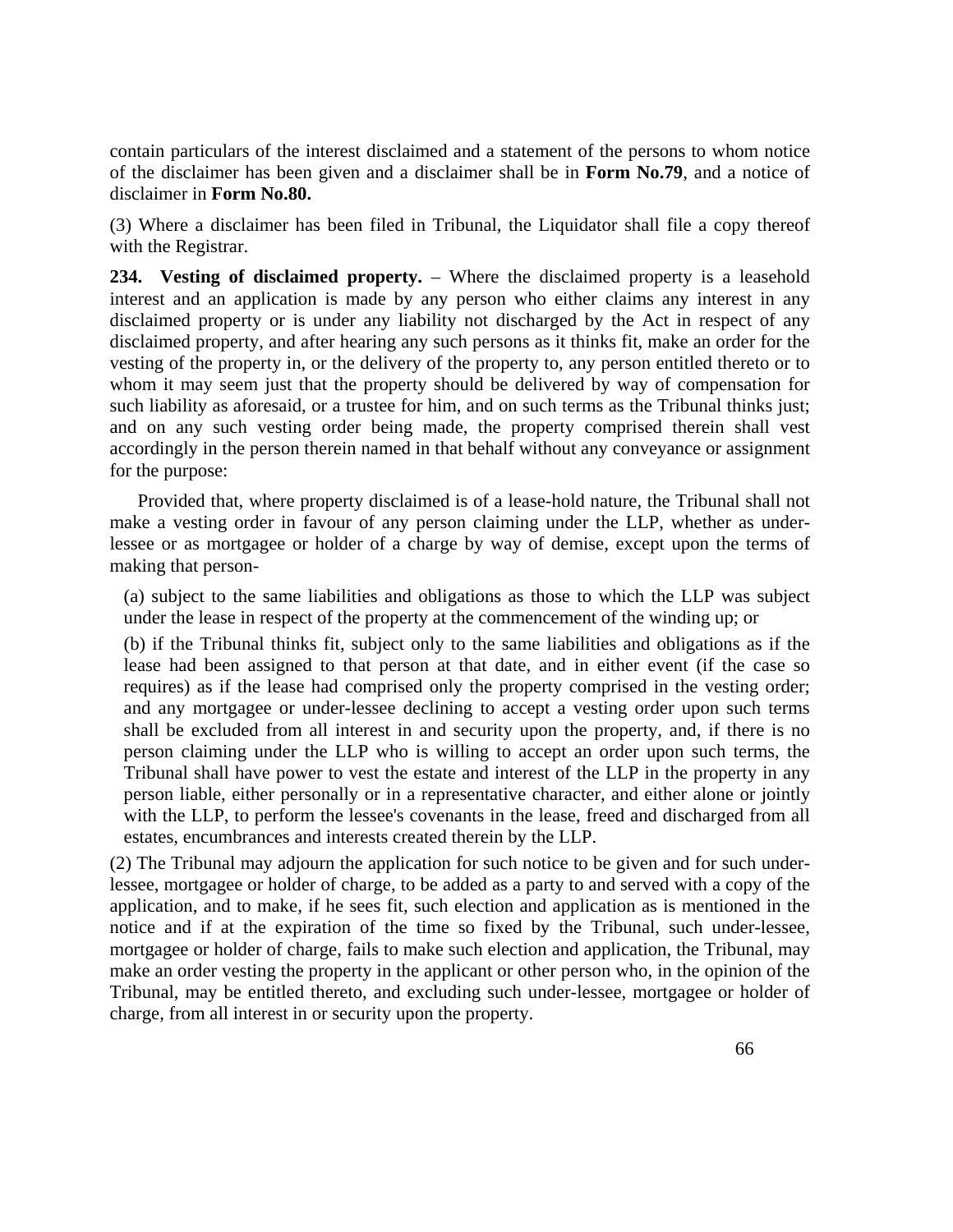contain particulars of the interest disclaimed and a statement of the persons to whom notice of the disclaimer has been given and a disclaimer shall be in **Form No.79**, and a notice of disclaimer in **Form No.80.**

(3) Where a disclaimer has been filed in Tribunal, the Liquidator shall file a copy thereof with the Registrar.

**234. Vesting of disclaimed property.** – Where the disclaimed property is a leasehold interest and an application is made by any person who either claims any interest in any disclaimed property or is under any liability not discharged by the Act in respect of any disclaimed property, and after hearing any such persons as it thinks fit, make an order for the vesting of the property in, or the delivery of the property to, any person entitled thereto or to whom it may seem just that the property should be delivered by way of compensation for such liability as aforesaid, or a trustee for him, and on such terms as the Tribunal thinks just; and on any such vesting order being made, the property comprised therein shall vest accordingly in the person therein named in that behalf without any conveyance or assignment for the purpose:

Provided that, where property disclaimed is of a lease-hold nature, the Tribunal shall not make a vesting order in favour of any person claiming under the LLP, whether as under-lessee or as mortgagee or holder of a charge by way of demise, except upon the terms of making that person-

(a) subject to the same liabilities and obligations as those to which the LLP was subject under the lease in respect of the property at the commencement of the winding up; or

(b) if the Tribunal thinks fit, subject only to the same liabilities and obligations as if the lease had been assigned to that person at that date, and in either event (if the case so requires) as if the lease had comprised only the property comprised in the vesting order; and any mortgagee or under-lessee declining to accept a vesting order upon such terms shall be excluded from all interest in and security upon the property, and, if there is no person claiming under the LLP who is willing to accept an order upon such terms, the Tribunal shall have power to vest the estate and interest of the LLP in the property in any person liable, either personally or in a representative character, and either alone or jointly with the LLP, to perform the lessee's covenants in the lease, freed and discharged from all estates, encumbrances and interests created therein by the LLP.

(2) The Tribunal may adjourn the application for such notice to be given and for such under-lessee, mortgagee or holder of charge, to be added as a party to and served with a copy of the application, and to make, if he sees fit, such election and application as is mentioned in the notice and if at the expiration of the time so fixed by the Tribunal, such under-lessee, mortgagee or holder of charge, fails to make such election and application, the Tribunal, may make an order vesting the property in the applicant or other person who, in the opinion of the Tribunal, may be entitled thereto, and excluding such under-lessee, mortgagee or holder of charge, from all interest in or security upon the property.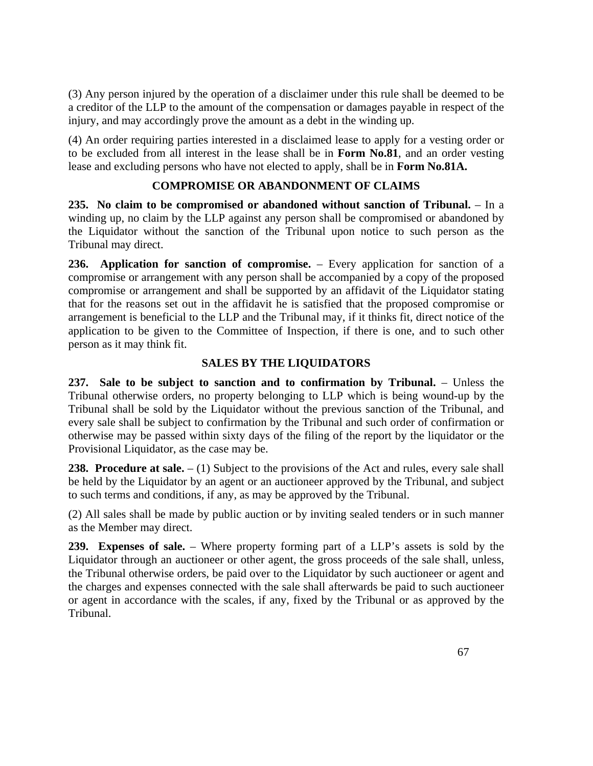(3) Any person injured by the operation of a disclaimer under this rule shall be deemed to be a creditor of the LLP to the amount of the compensation or damages payable in respect of the injury, and may accordingly prove the amount as a debt in the winding up.

(4) An order requiring parties interested in a disclaimed lease to apply for a vesting order or to be excluded from all interest in the lease shall be in **Form No.81**, and an order vesting lease and excluding persons who have not elected to apply, shall be in **Form No.81A.**

## COMPROMISE OR ABANDONMENT OF CLAIMS

**235. No claim to be compromised or abandoned without sanction of Tribunal.** – In a winding up, no claim by the LLP against any person shall be compromised or abandoned by the Liquidator without the sanction of the Tribunal upon notice to such person as the Tribunal may direct.

**236. Application for sanction of compromise.** – Every application for sanction of a compromise or arrangement with any person shall be accompanied by a copy of the proposed compromise or arrangement and shall be supported by an affidavit of the Liquidator stating that for the reasons set out in the affidavit he is satisfied that the proposed compromise or arrangement is beneficial to the LLP and the Tribunal may, if it thinks fit, direct notice of the application to be given to the Committee of Inspection, if there is one, and to such other person as it may think fit.

## SALES BY THE LIQUIDATORS

**237. Sale to be subject to sanction and to confirmation by Tribunal.** – Unless the Tribunal otherwise orders, no property belonging to LLP which is being wound-up by the Tribunal shall be sold by the Liquidator without the previous sanction of the Tribunal, and every sale shall be subject to confirmation by the Tribunal and such order of confirmation or otherwise may be passed within sixty days of the filing of the report by the liquidator or the Provisional Liquidator, as the case may be.

**238. Procedure at sale.** – (1) Subject to the provisions of the Act and rules, every sale shall be held by the Liquidator by an agent or an auctioneer approved by the Tribunal, and subject to such terms and conditions, if any, as may be approved by the Tribunal.

(2) All sales shall be made by public auction or by inviting sealed tenders or in such manner as the Member may direct.

**239. Expenses of sale.** – Where property forming part of a LLP's assets is sold by the Liquidator through an auctioneer or other agent, the gross proceeds of the sale shall, unless, the Tribunal otherwise orders, be paid over to the Liquidator by such auctioneer or agent and the charges and expenses connected with the sale shall afterwards be paid to such auctioneer or agent in accordance with the scales, if any, fixed by the Tribunal or as approved by the Tribunal.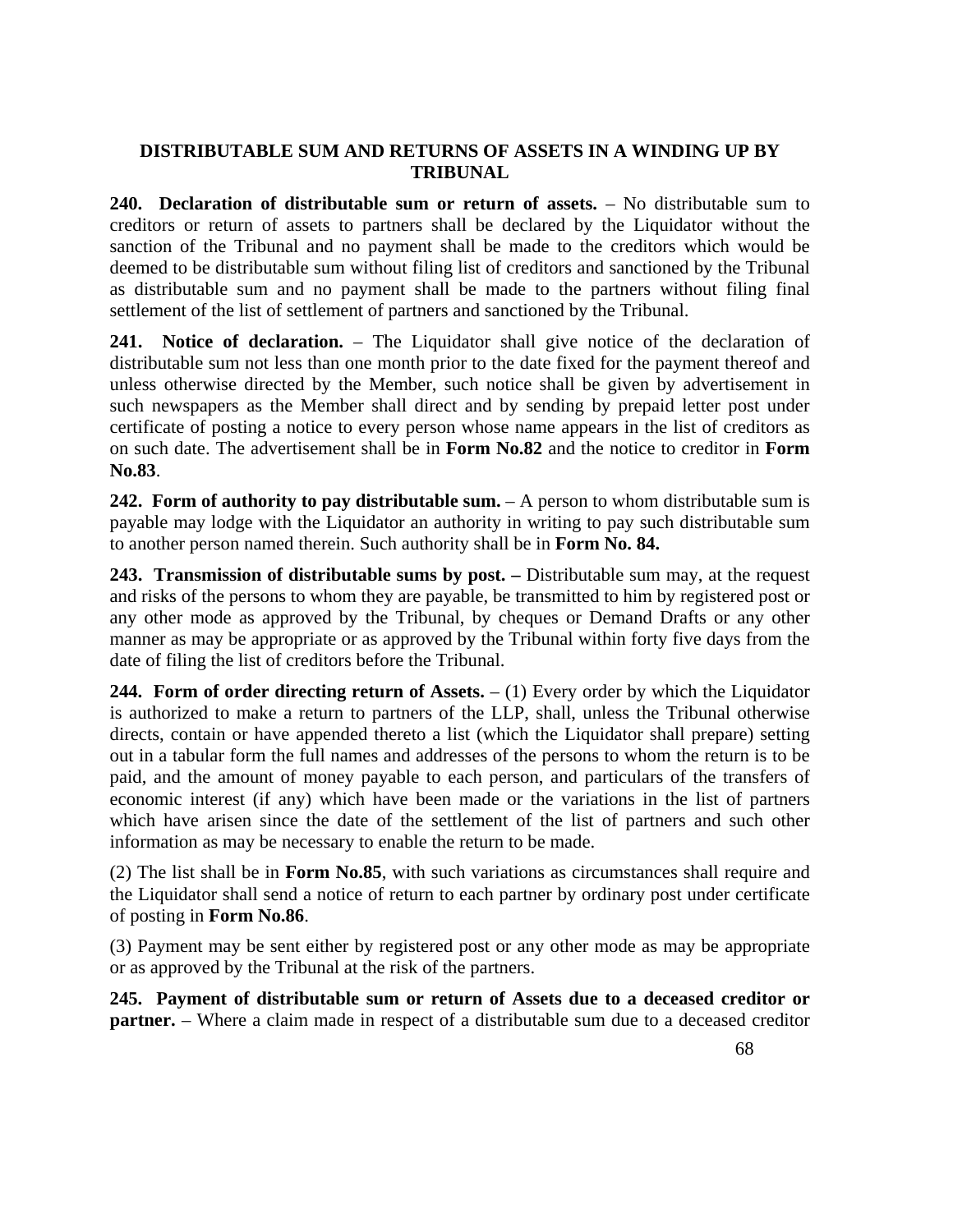## DISTRIBUTABLE SUM AND RETURNS OF ASSETS IN A WINDING UP BY TRIBUNAL

**240. Declaration of distributable sum or return of assets.** – No distributable sum to creditors or return of assets to partners shall be declared by the Liquidator without the sanction of the Tribunal and no payment shall be made to the creditors which would be deemed to be distributable sum without filing list of creditors and sanctioned by the Tribunal as distributable sum and no payment shall be made to the partners without filing final settlement of the list of settlement of partners and sanctioned by the Tribunal.

**241. Notice of declaration.** – The Liquidator shall give notice of the declaration of distributable sum not less than one month prior to the date fixed for the payment thereof and unless otherwise directed by the Member, such notice shall be given by advertisement in such newspapers as the Member shall direct and by sending by prepaid letter post under certificate of posting a notice to every person whose name appears in the list of creditors as on such date. The advertisement shall be in **Form No.82** and the notice to creditor in **Form No.83**.

**242. Form of authority to pay distributable sum.** – A person to whom distributable sum is payable may lodge with the Liquidator an authority in writing to pay such distributable sum to another person named therein. Such authority shall be in **Form No. 84.**

**243. Transmission of distributable sums by post. –** Distributable sum may, at the request and risks of the persons to whom they are payable, be transmitted to him by registered post or any other mode as approved by the Tribunal, by cheques or Demand Drafts or any other manner as may be appropriate or as approved by the Tribunal within forty five days from the date of filing the list of creditors before the Tribunal.

**244. Form of order directing return of Assets.** – (1) Every order by which the Liquidator is authorized to make a return to partners of the LLP, shall, unless the Tribunal otherwise directs, contain or have appended thereto a list (which the Liquidator shall prepare) setting out in a tabular form the full names and addresses of the persons to whom the return is to be paid, and the amount of money payable to each person, and particulars of the transfers of economic interest (if any) which have been made or the variations in the list of partners which have arisen since the date of the settlement of the list of partners and such other information as may be necessary to enable the return to be made.

(2) The list shall be in **Form No.85**, with such variations as circumstances shall require and the Liquidator shall send a notice of return to each partner by ordinary post under certificate of posting in **Form No.86**.

(3) Payment may be sent either by registered post or any other mode as may be appropriate or as approved by the Tribunal at the risk of the partners.

**245. Payment of distributable sum or return of Assets due to a deceased creditor or partner.** – Where a claim made in respect of a distributable sum due to a deceased creditor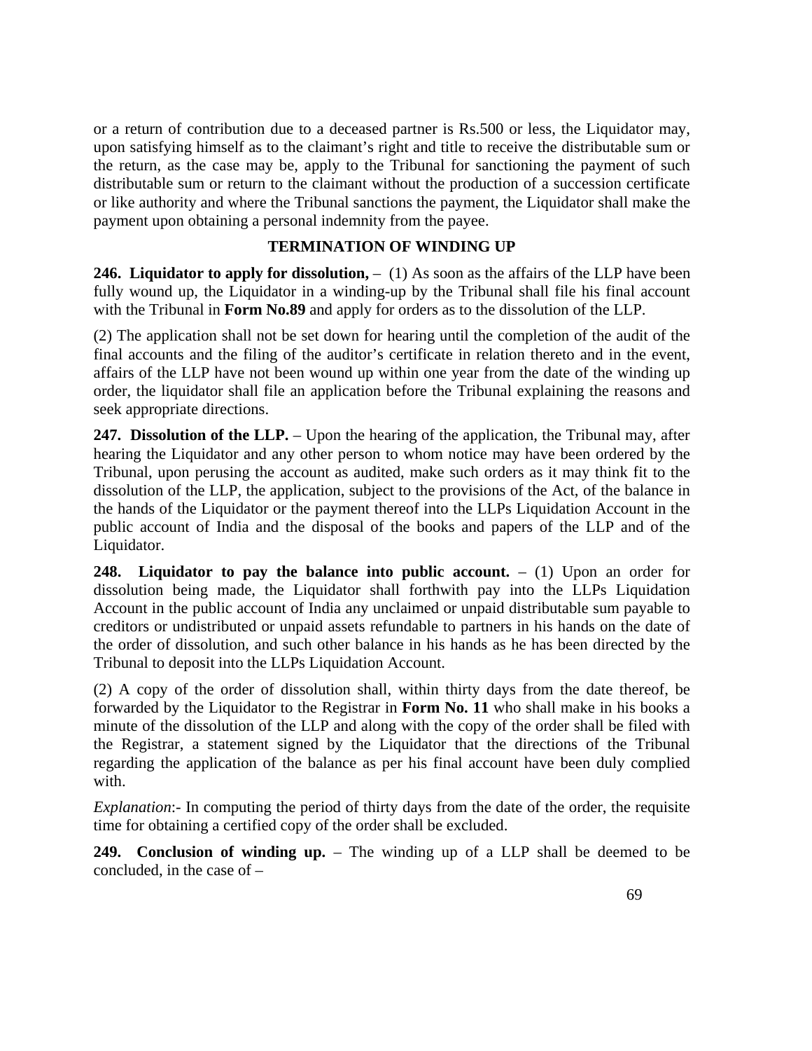or a return of contribution due to a deceased partner is Rs.500 or less, the Liquidator may, upon satisfying himself as to the claimant's right and title to receive the distributable sum or the return, as the case may be, apply to the Tribunal for sanctioning the payment of such distributable sum or return to the claimant without the production of a succession certificate or like authority and where the Tribunal sanctions the payment, the Liquidator shall make the payment upon obtaining a personal indemnity from the payee.

## TERMINATION OF WINDING UP

**246. Liquidator to apply for dissolution,** – (1) As soon as the affairs of the LLP have been fully wound up, the Liquidator in a winding-up by the Tribunal shall file his final account with the Tribunal in **Form No.89** and apply for orders as to the dissolution of the LLP.

(2) The application shall not be set down for hearing until the completion of the audit of the final accounts and the filing of the auditor's certificate in relation thereto and in the event, affairs of the LLP have not been wound up within one year from the date of the winding up order, the liquidator shall file an application before the Tribunal explaining the reasons and seek appropriate directions.

**247. Dissolution of the LLP.** – Upon the hearing of the application, the Tribunal may, after hearing the Liquidator and any other person to whom notice may have been ordered by the Tribunal, upon perusing the account as audited, make such orders as it may think fit to the dissolution of the LLP, the application, subject to the provisions of the Act, of the balance in the hands of the Liquidator or the payment thereof into the LLPs Liquidation Account in the public account of India and the disposal of the books and papers of the LLP and of the Liquidator.

**248. Liquidator to pay the balance into public account.** – (1) Upon an order for dissolution being made, the Liquidator shall forthwith pay into the LLPs Liquidation Account in the public account of India any unclaimed or unpaid distributable sum payable to creditors or undistributed or unpaid assets refundable to partners in his hands on the date of the order of dissolution, and such other balance in his hands as he has been directed by the Tribunal to deposit into the LLPs Liquidation Account.

(2) A copy of the order of dissolution shall, within thirty days from the date thereof, be forwarded by the Liquidator to the Registrar in **Form No. 11** who shall make in his books a minute of the dissolution of the LLP and along with the copy of the order shall be filed with the Registrar, a statement signed by the Liquidator that the directions of the Tribunal regarding the application of the balance as per his final account have been duly complied with.

*Explanation*:- In computing the period of thirty days from the date of the order, the requisite time for obtaining a certified copy of the order shall be excluded.

**249. Conclusion of winding up.** – The winding up of a LLP shall be deemed to be concluded, in the case of –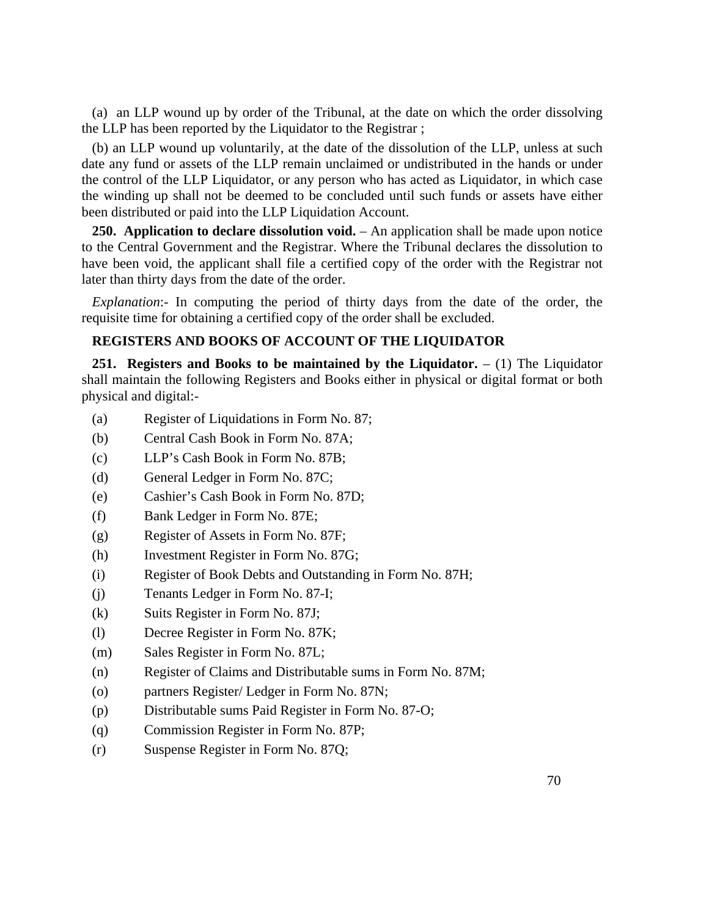(a) an LLP wound up by order of the Tribunal, at the date on which the order dissolving the LLP has been reported by the Liquidator to the Registrar ;

(b) an LLP wound up voluntarily, at the date of the dissolution of the LLP, unless at such date any fund or assets of the LLP remain unclaimed or undistributed in the hands or under the control of the LLP Liquidator, or any person who has acted as Liquidator, in which case the winding up shall not be deemed to be concluded until such funds or assets have either been distributed or paid into the LLP Liquidation Account.

**250. Application to declare dissolution void.** – An application shall be made upon notice to the Central Government and the Registrar. Where the Tribunal declares the dissolution to have been void, the applicant shall file a certified copy of the order with the Registrar not later than thirty days from the date of the order.

*Explanation*:- In computing the period of thirty days from the date of the order, the requisite time for obtaining a certified copy of the order shall be excluded.

**REGISTERS AND BOOKS OF ACCOUNT OF THE LIQUIDATOR**

**251. Registers and Books to be maintained by the Liquidator.** – (1) The Liquidator shall maintain the following Registers and Books either in physical or digital format or both physical and digital:-

(a) Register of Liquidations in Form No. 87;

(b) Central Cash Book in Form No. 87A;

(c) LLP's Cash Book in Form No. 87B;

(d) General Ledger in Form No. 87C;

(e) Cashier's Cash Book in Form No. 87D;

(f) Bank Ledger in Form No. 87E;

(g) Register of Assets in Form No. 87F;

(h) Investment Register in Form No. 87G;

(i) Register of Book Debts and Outstanding in Form No. 87H;

(j) Tenants Ledger in Form No. 87-I;

(k) Suits Register in Form No. 87J;

(l) Decree Register in Form No. 87K;

(m) Sales Register in Form No. 87L;

(n) Register of Claims and Distributable sums in Form No. 87M;

(o) partners Register/ Ledger in Form No. 87N;

(p) Distributable sums Paid Register in Form No. 87-O;

(q) Commission Register in Form No. 87P;

(r) Suspense Register in Form No. 87Q;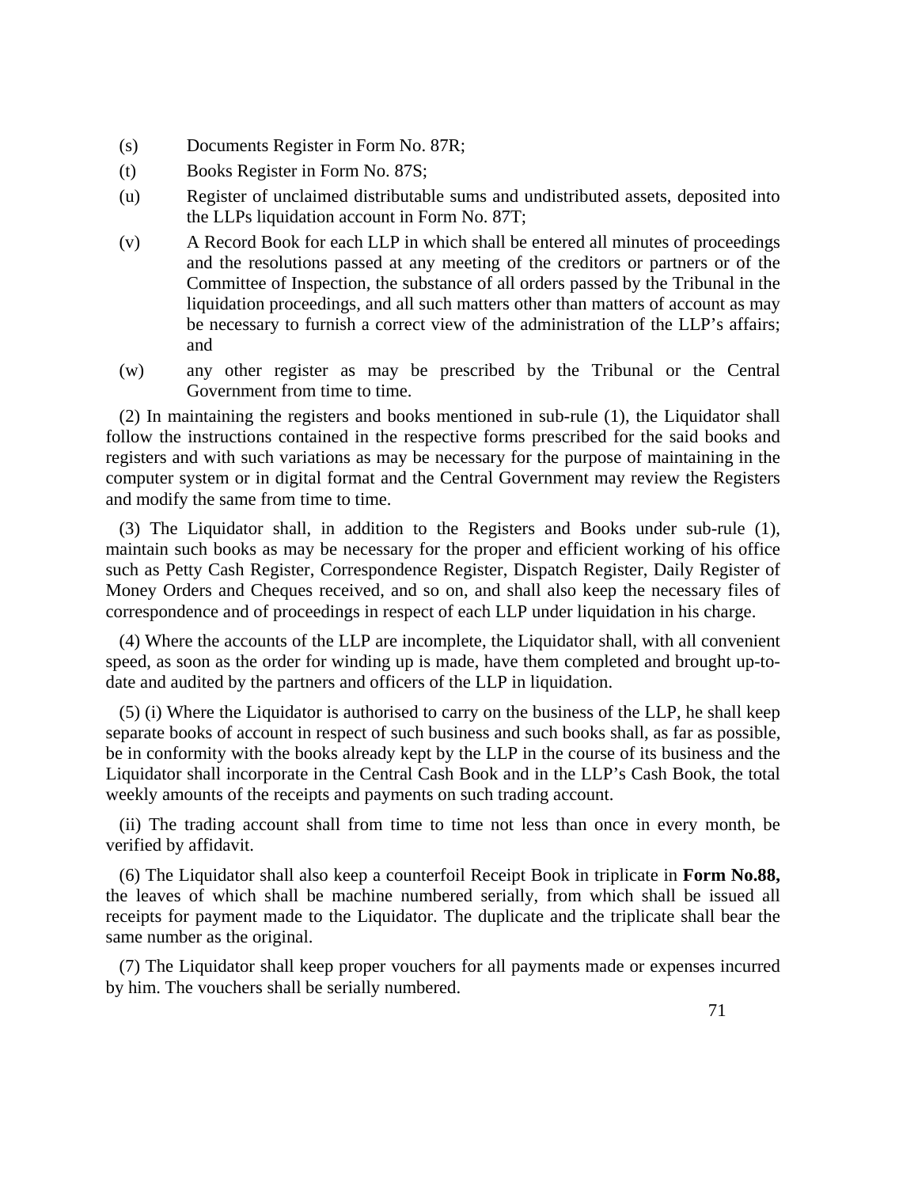(s) Documents Register in Form No. 87R;

(t) Books Register in Form No. 87S;

(u) Register of unclaimed distributable sums and undistributed assets, deposited into the LLPs liquidation account in Form No. 87T;

(v) A Record Book for each LLP in which shall be entered all minutes of proceedings and the resolutions passed at any meeting of the creditors or partners or of the Committee of Inspection, the substance of all orders passed by the Tribunal in the liquidation proceedings, and all such matters other than matters of account as may be necessary to furnish a correct view of the administration of the LLP's affairs; and

(w) any other register as may be prescribed by the Tribunal or the Central Government from time to time.

(2) In maintaining the registers and books mentioned in sub-rule (1), the Liquidator shall follow the instructions contained in the respective forms prescribed for the said books and registers and with such variations as may be necessary for the purpose of maintaining in the computer system or in digital format and the Central Government may review the Registers and modify the same from time to time.

(3) The Liquidator shall, in addition to the Registers and Books under sub-rule (1), maintain such books as may be necessary for the proper and efficient working of his office such as Petty Cash Register, Correspondence Register, Dispatch Register, Daily Register of Money Orders and Cheques received, and so on, and shall also keep the necessary files of correspondence and of proceedings in respect of each LLP under liquidation in his charge.

(4) Where the accounts of the LLP are incomplete, the Liquidator shall, with all convenient speed, as soon as the order for winding up is made, have them completed and brought up-to-date and audited by the partners and officers of the LLP in liquidation.

(5) (i) Where the Liquidator is authorised to carry on the business of the LLP, he shall keep separate books of account in respect of such business and such books shall, as far as possible, be in conformity with the books already kept by the LLP in the course of its business and the Liquidator shall incorporate in the Central Cash Book and in the LLP's Cash Book, the total weekly amounts of the receipts and payments on such trading account.

(ii) The trading account shall from time to time not less than once in every month, be verified by affidavit.

(6) The Liquidator shall also keep a counterfoil Receipt Book in triplicate in **Form No.88,** the leaves of which shall be machine numbered serially, from which shall be issued all receipts for payment made to the Liquidator. The duplicate and the triplicate shall bear the same number as the original.

(7) The Liquidator shall keep proper vouchers for all payments made or expenses incurred by him. The vouchers shall be serially numbered.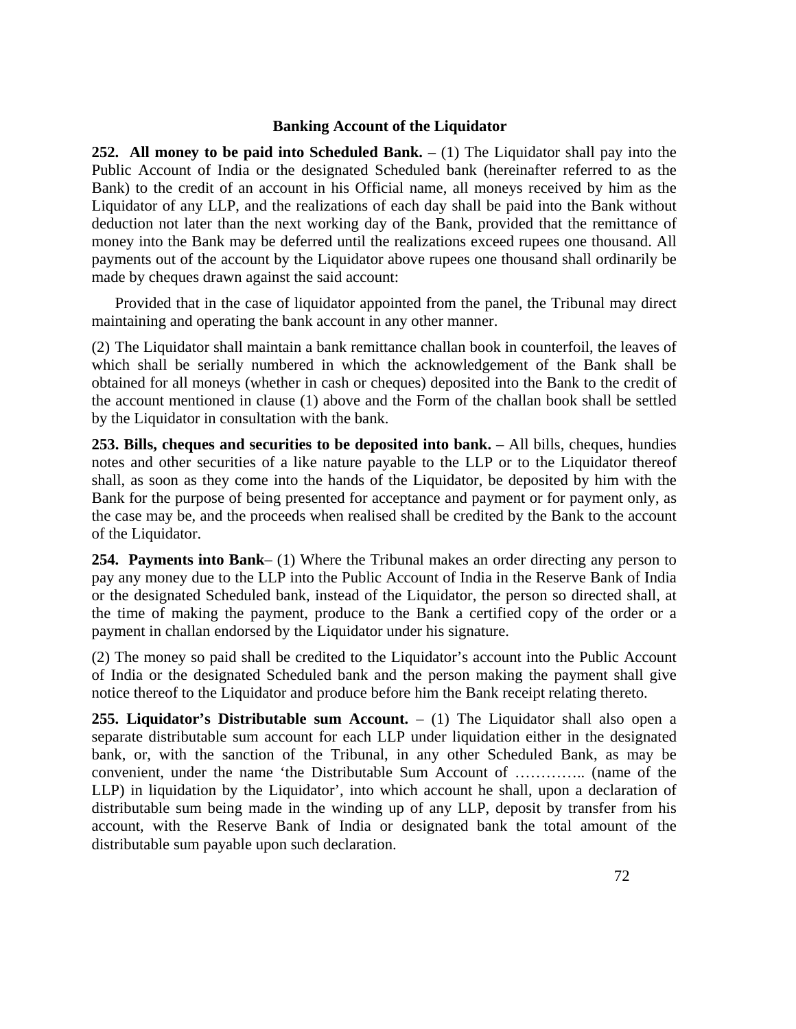## Banking Account of the Liquidator

**252. All money to be paid into Scheduled Bank.** – (1) The Liquidator shall pay into the Public Account of India or the designated Scheduled bank (hereinafter referred to as the Bank) to the credit of an account in his Official name, all moneys received by him as the Liquidator of any LLP, and the realizations of each day shall be paid into the Bank without deduction not later than the next working day of the Bank, provided that the remittance of money into the Bank may be deferred until the realizations exceed rupees one thousand. All payments out of the account by the Liquidator above rupees one thousand shall ordinarily be made by cheques drawn against the said account:

Provided that in the case of liquidator appointed from the panel, the Tribunal may direct maintaining and operating the bank account in any other manner.

(2) The Liquidator shall maintain a bank remittance challan book in counterfoil, the leaves of which shall be serially numbered in which the acknowledgement of the Bank shall be obtained for all moneys (whether in cash or cheques) deposited into the Bank to the credit of the account mentioned in clause (1) above and the Form of the challan book shall be settled by the Liquidator in consultation with the bank.

**253. Bills, cheques and securities to be deposited into bank.** – All bills, cheques, hundies notes and other securities of a like nature payable to the LLP or to the Liquidator thereof shall, as soon as they come into the hands of the Liquidator, be deposited by him with the Bank for the purpose of being presented for acceptance and payment or for payment only, as the case may be, and the proceeds when realised shall be credited by the Bank to the account of the Liquidator.

**254. Payments into Bank**– (1) Where the Tribunal makes an order directing any person to pay any money due to the LLP into the Public Account of India in the Reserve Bank of India or the designated Scheduled bank, instead of the Liquidator, the person so directed shall, at the time of making the payment, produce to the Bank a certified copy of the order or a payment in challan endorsed by the Liquidator under his signature.

(2) The money so paid shall be credited to the Liquidator's account into the Public Account of India or the designated Scheduled bank and the person making the payment shall give notice thereof to the Liquidator and produce before him the Bank receipt relating thereto.

**255. Liquidator's Distributable sum Account.** – (1) The Liquidator shall also open a separate distributable sum account for each LLP under liquidation either in the designated bank, or, with the sanction of the Tribunal, in any other Scheduled Bank, as may be convenient, under the name 'the Distributable Sum Account of ………….. (name of the LLP) in liquidation by the Liquidator', into which account he shall, upon a declaration of distributable sum being made in the winding up of any LLP, deposit by transfer from his account, with the Reserve Bank of India or designated bank the total amount of the distributable sum payable upon such declaration.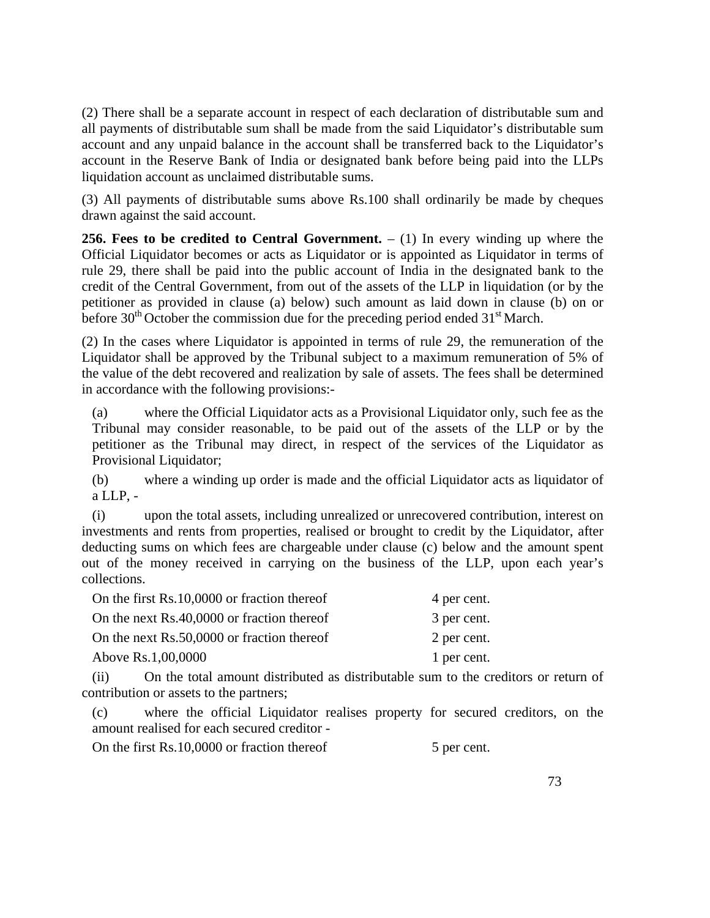(2) There shall be a separate account in respect of each declaration of distributable sum and all payments of distributable sum shall be made from the said Liquidator's distributable sum account and any unpaid balance in the account shall be transferred back to the Liquidator's account in the Reserve Bank of India or designated bank before being paid into the LLPs liquidation account as unclaimed distributable sums.

(3) All payments of distributable sums above Rs.100 shall ordinarily be made by cheques drawn against the said account.

**256. Fees to be credited to Central Government.** – (1) In every winding up where the Official Liquidator becomes or acts as Liquidator or is appointed as Liquidator in terms of rule 29, there shall be paid into the public account of India in the designated bank to the credit of the Central Government, from out of the assets of the LLP in liquidation (or by the petitioner as provided in clause (a) below) such amount as laid down in clause (b) on or before 30th October the commission due for the preceding period ended 31st March.

(2) In the cases where Liquidator is appointed in terms of rule 29, the remuneration of the Liquidator shall be approved by the Tribunal subject to a maximum remuneration of 5% of the value of the debt recovered and realization by sale of assets. The fees shall be determined in accordance with the following provisions:-

(a) where the Official Liquidator acts as a Provisional Liquidator only, such fee as the Tribunal may consider reasonable, to be paid out of the assets of the LLP or by the petitioner as the Tribunal may direct, in respect of the services of the Liquidator as Provisional Liquidator;

(b) where a winding up order is made and the official Liquidator acts as liquidator of a LLP, -

(i) upon the total assets, including unrealized or unrecovered contribution, interest on investments and rents from properties, realised or brought to credit by the Liquidator, after deducting sums on which fees are chargeable under clause (c) below and the amount spent out of the money received in carrying on the business of the LLP, upon each year's collections.

| | |
|---|---|
| On the first Rs.10,0000 or fraction thereof | 4 per cent. |
| On the next Rs.40,0000 or fraction thereof | 3 per cent. |
| On the next Rs.50,0000 or fraction thereof | 2 per cent. |
| Above Rs.1,00,0000 | 1 per cent. |

(ii) On the total amount distributed as distributable sum to the creditors or return of contribution or assets to the partners;

(c) where the official Liquidator realises property for secured creditors, on the amount realised for each secured creditor -

| | |
|---|---|
| On the first Rs.10,0000 or fraction thereof | 5 per cent. |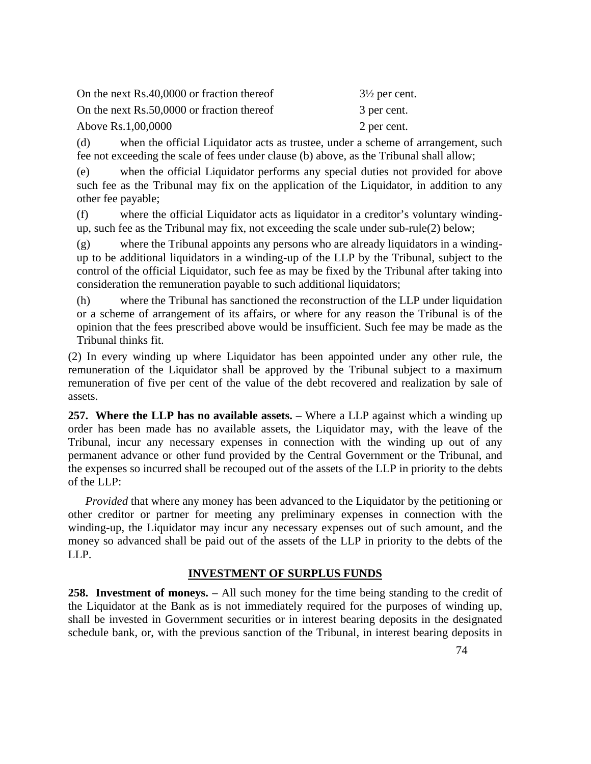| | |
|---|---|
| On the next Rs.40,0000 or fraction thereof | 3½ per cent. |
| On the next Rs.50,0000 or fraction thereof | 3 per cent. |
| Above Rs.1,00,0000 | 2 per cent. |

(d) when the official Liquidator acts as trustee, under a scheme of arrangement, such fee not exceeding the scale of fees under clause (b) above, as the Tribunal shall allow;

(e) when the official Liquidator performs any special duties not provided for above such fee as the Tribunal may fix on the application of the Liquidator, in addition to any other fee payable;

(f) where the official Liquidator acts as liquidator in a creditor's voluntary winding-up, such fee as the Tribunal may fix, not exceeding the scale under sub-rule(2) below;

(g) where the Tribunal appoints any persons who are already liquidators in a winding-up to be additional liquidators in a winding-up of the LLP by the Tribunal, subject to the control of the official Liquidator, such fee as may be fixed by the Tribunal after taking into consideration the remuneration payable to such additional liquidators;

(h) where the Tribunal has sanctioned the reconstruction of the LLP under liquidation or a scheme of arrangement of its affairs, or where for any reason the Tribunal is of the opinion that the fees prescribed above would be insufficient. Such fee may be made as the Tribunal thinks fit.

(2) In every winding up where Liquidator has been appointed under any other rule, the remuneration of the Liquidator shall be approved by the Tribunal subject to a maximum remuneration of five per cent of the value of the debt recovered and realization by sale of assets.

**257. Where the LLP has no available assets.** – Where a LLP against which a winding up order has been made has no available assets, the Liquidator may, with the leave of the Tribunal, incur any necessary expenses in connection with the winding up out of any permanent advance or other fund provided by the Central Government or the Tribunal, and the expenses so incurred shall be recouped out of the assets of the LLP in priority to the debts of the LLP:

*Provided* that where any money has been advanced to the Liquidator by the petitioning or other creditor or partner for meeting any preliminary expenses in connection with the winding-up, the Liquidator may incur any necessary expenses out of such amount, and the money so advanced shall be paid out of the assets of the LLP in priority to the debts of the LLP.

## INVESTMENT OF SURPLUS FUNDS

**258. Investment of moneys.** – All such money for the time being standing to the credit of the Liquidator at the Bank as is not immediately required for the purposes of winding up, shall be invested in Government securities or in interest bearing deposits in the designated schedule bank, or, with the previous sanction of the Tribunal, in interest bearing deposits in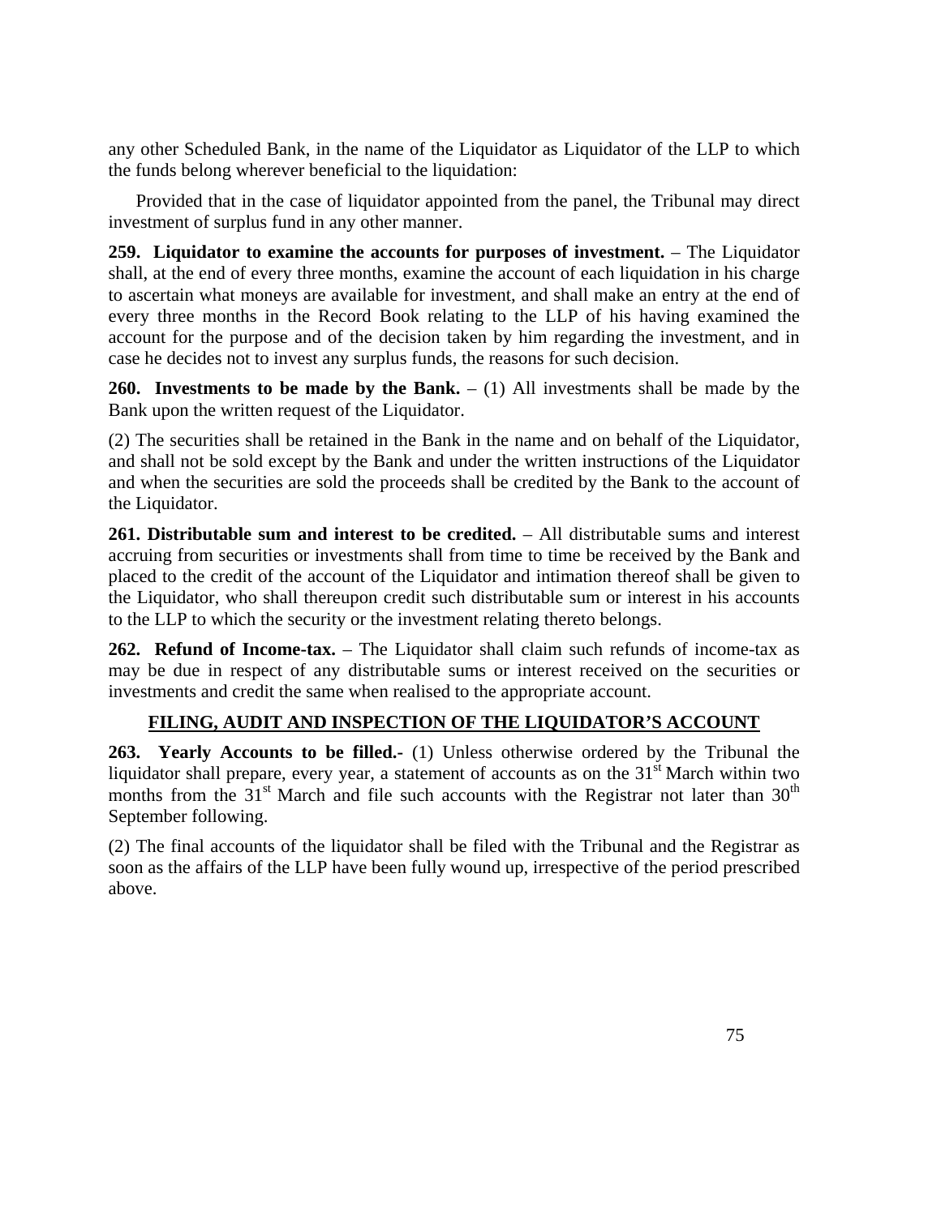any other Scheduled Bank, in the name of the Liquidator as Liquidator of the LLP to which the funds belong wherever beneficial to the liquidation:

Provided that in the case of liquidator appointed from the panel, the Tribunal may direct investment of surplus fund in any other manner.

**259. Liquidator to examine the accounts for purposes of investment.** – The Liquidator shall, at the end of every three months, examine the account of each liquidation in his charge to ascertain what moneys are available for investment, and shall make an entry at the end of every three months in the Record Book relating to the LLP of his having examined the account for the purpose and of the decision taken by him regarding the investment, and in case he decides not to invest any surplus funds, the reasons for such decision.

**260. Investments to be made by the Bank.** – (1) All investments shall be made by the Bank upon the written request of the Liquidator.

(2) The securities shall be retained in the Bank in the name and on behalf of the Liquidator, and shall not be sold except by the Bank and under the written instructions of the Liquidator and when the securities are sold the proceeds shall be credited by the Bank to the account of the Liquidator.

**261. Distributable sum and interest to be credited.** – All distributable sums and interest accruing from securities or investments shall from time to time be received by the Bank and placed to the credit of the account of the Liquidator and intimation thereof shall be given to the Liquidator, who shall thereupon credit such distributable sum or interest in his accounts to the LLP to which the security or the investment relating thereto belongs.

**262. Refund of Income-tax.** – The Liquidator shall claim such refunds of income-tax as may be due in respect of any distributable sums or interest received on the securities or investments and credit the same when realised to the appropriate account.

## FILING, AUDIT AND INSPECTION OF THE LIQUIDATOR'S ACCOUNT

**263. Yearly Accounts to be filled.-** (1) Unless otherwise ordered by the Tribunal the liquidator shall prepare, every year, a statement of accounts as on the 31st March within two months from the 31st March and file such accounts with the Registrar not later than 30th September following.

(2) The final accounts of the liquidator shall be filed with the Tribunal and the Registrar as soon as the affairs of the LLP have been fully wound up, irrespective of the period prescribed above.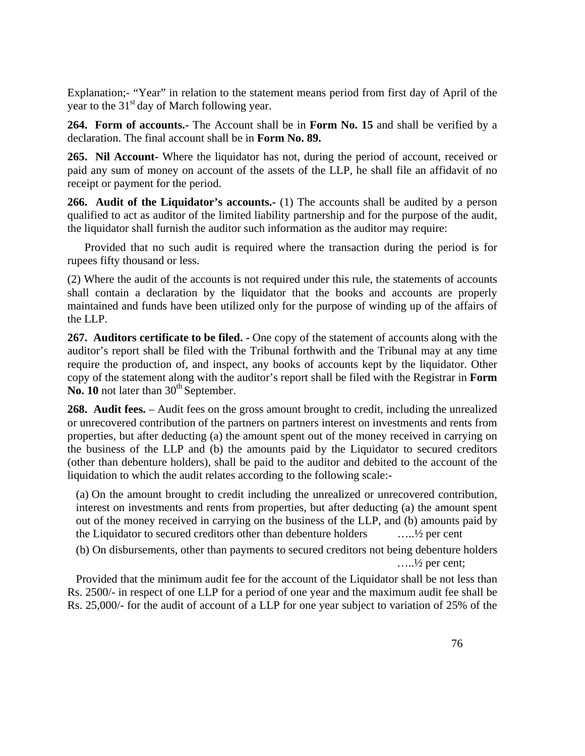Explanation;- "Year" in relation to the statement means period from first day of April of the year to the 31st day of March following year.

**264. Form of accounts.-** The Account shall be in **Form No. 15** and shall be verified by a declaration. The final account shall be in **Form No. 89.**

**265. Nil Account-** Where the liquidator has not, during the period of account, received or paid any sum of money on account of the assets of the LLP, he shall file an affidavit of no receipt or payment for the period.

**266. Audit of the Liquidator's accounts.-** (1) The accounts shall be audited by a person qualified to act as auditor of the limited liability partnership and for the purpose of the audit, the liquidator shall furnish the auditor such information as the auditor may require:

Provided that no such audit is required where the transaction during the period is for rupees fifty thousand or less.

(2) Where the audit of the accounts is not required under this rule, the statements of accounts shall contain a declaration by the liquidator that the books and accounts are properly maintained and funds have been utilized only for the purpose of winding up of the affairs of the LLP.

**267. Auditors certificate to be filed. -** One copy of the statement of accounts along with the auditor's report shall be filed with the Tribunal forthwith and the Tribunal may at any time require the production of, and inspect, any books of accounts kept by the liquidator. Other copy of the statement along with the auditor's report shall be filed with the Registrar in **Form No. 10** not later than 30th September.

**268. Audit fees.** – Audit fees on the gross amount brought to credit, including the unrealized or unrecovered contribution of the partners on partners interest on investments and rents from properties, but after deducting (a) the amount spent out of the money received in carrying on the business of the LLP and (b) the amounts paid by the Liquidator to secured creditors (other than debenture holders), shall be paid to the auditor and debited to the account of the liquidation to which the audit relates according to the following scale:-

(a) On the amount brought to credit including the unrealized or unrecovered contribution, interest on investments and rents from properties, but after deducting (a) the amount spent out of the money received in carrying on the business of the LLP, and (b) amounts paid by the Liquidator to secured creditors other than debenture holders …..½ per cent

(b) On disbursements, other than payments to secured creditors not being debenture holders …..½ per cent;

Provided that the minimum audit fee for the account of the Liquidator shall be not less than Rs. 2500/- in respect of one LLP for a period of one year and the maximum audit fee shall be Rs. 25,000/- for the audit of account of a LLP for one year subject to variation of 25% of the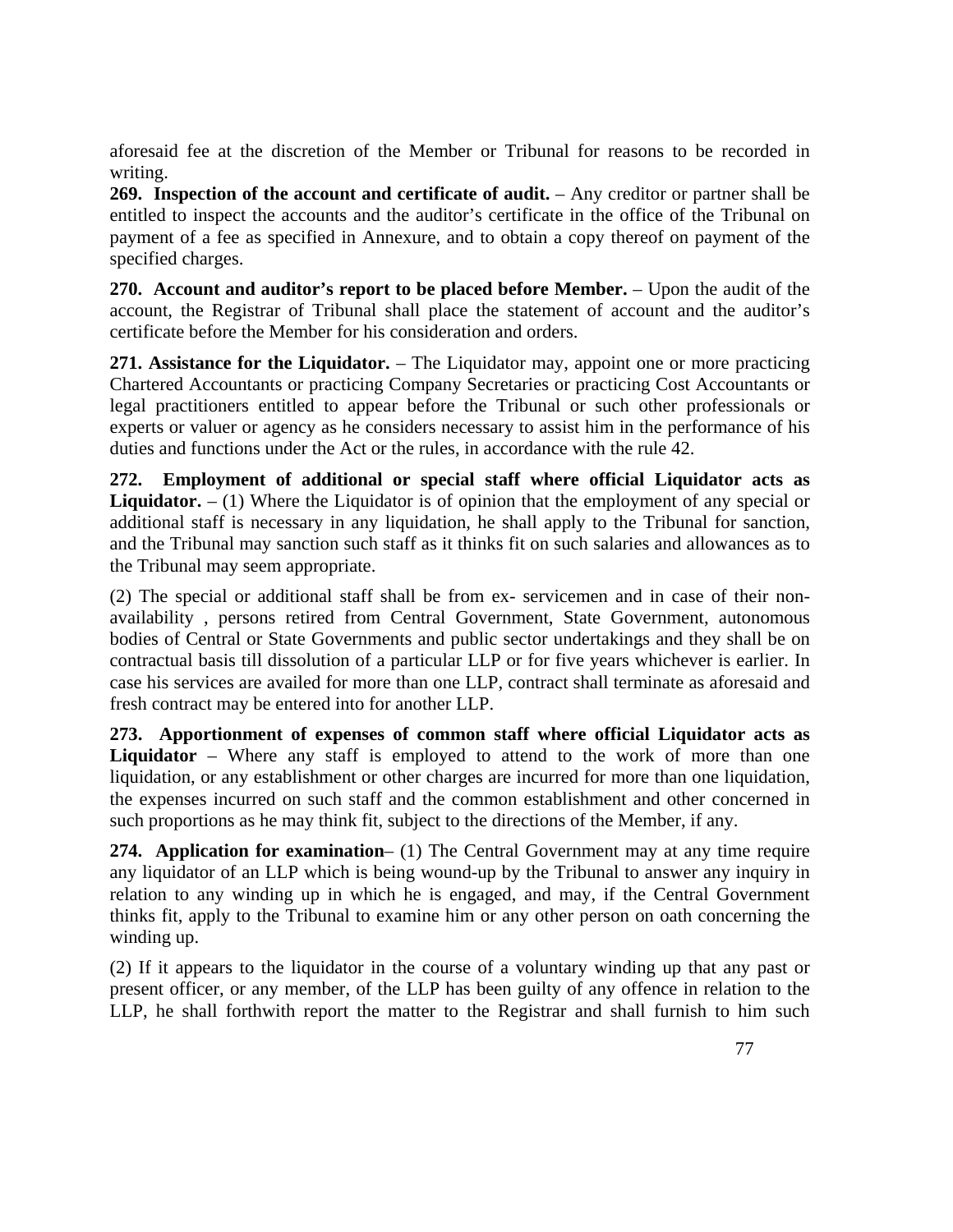aforesaid fee at the discretion of the Member or Tribunal for reasons to be recorded in writing.

**269. Inspection of the account and certificate of audit.** – Any creditor or partner shall be entitled to inspect the accounts and the auditor's certificate in the office of the Tribunal on payment of a fee as specified in Annexure, and to obtain a copy thereof on payment of the specified charges.

**270. Account and auditor's report to be placed before Member.** – Upon the audit of the account, the Registrar of Tribunal shall place the statement of account and the auditor's certificate before the Member for his consideration and orders.

**271. Assistance for the Liquidator.** – The Liquidator may, appoint one or more practicing Chartered Accountants or practicing Company Secretaries or practicing Cost Accountants or legal practitioners entitled to appear before the Tribunal or such other professionals or experts or valuer or agency as he considers necessary to assist him in the performance of his duties and functions under the Act or the rules, in accordance with the rule 42.

**272. Employment of additional or special staff where official Liquidator acts as Liquidator.** – (1) Where the Liquidator is of opinion that the employment of any special or additional staff is necessary in any liquidation, he shall apply to the Tribunal for sanction, and the Tribunal may sanction such staff as it thinks fit on such salaries and allowances as to the Tribunal may seem appropriate.

(2) The special or additional staff shall be from ex- servicemen and in case of their non-availability , persons retired from Central Government, State Government, autonomous bodies of Central or State Governments and public sector undertakings and they shall be on contractual basis till dissolution of a particular LLP or for five years whichever is earlier. In case his services are availed for more than one LLP, contract shall terminate as aforesaid and fresh contract may be entered into for another LLP.

**273. Apportionment of expenses of common staff where official Liquidator acts as Liquidator** – Where any staff is employed to attend to the work of more than one liquidation, or any establishment or other charges are incurred for more than one liquidation, the expenses incurred on such staff and the common establishment and other concerned in such proportions as he may think fit, subject to the directions of the Member, if any.

**274. Application for examination**– (1) The Central Government may at any time require any liquidator of an LLP which is being wound-up by the Tribunal to answer any inquiry in relation to any winding up in which he is engaged, and may, if the Central Government thinks fit, apply to the Tribunal to examine him or any other person on oath concerning the winding up.

(2) If it appears to the liquidator in the course of a voluntary winding up that any past or present officer, or any member, of the LLP has been guilty of any offence in relation to the LLP, he shall forthwith report the matter to the Registrar and shall furnish to him such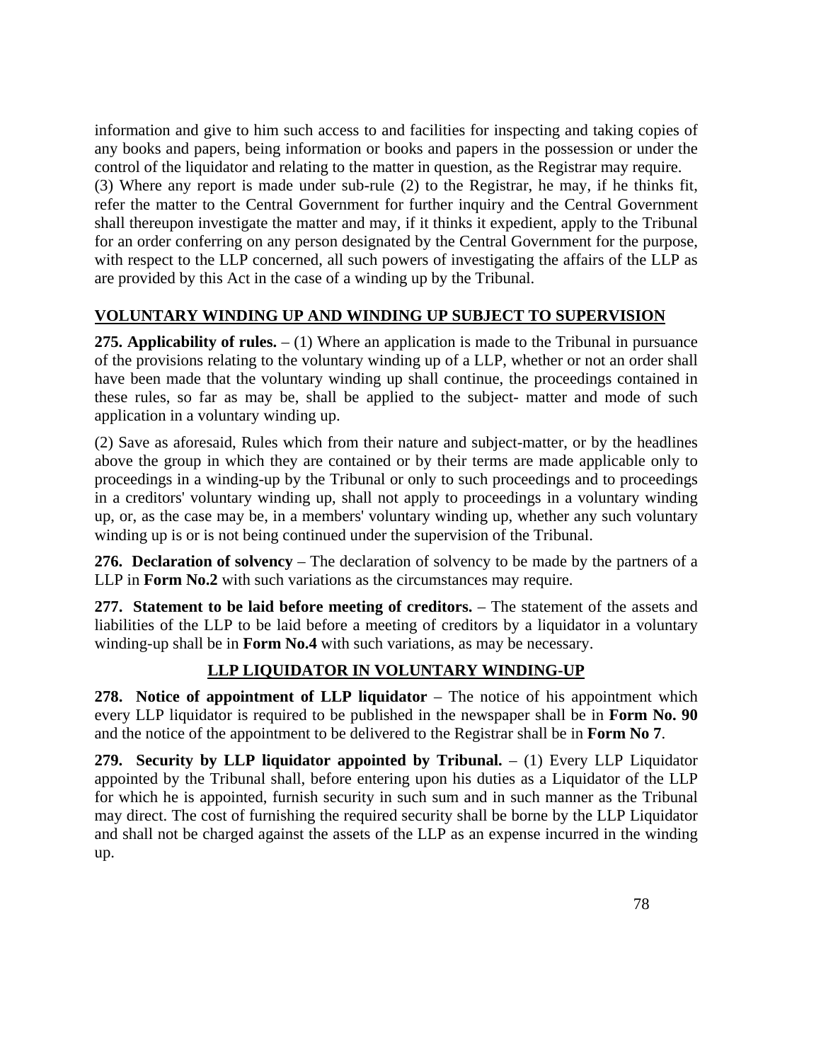information and give to him such access to and facilities for inspecting and taking copies of any books and papers, being information or books and papers in the possession or under the control of the liquidator and relating to the matter in question, as the Registrar may require.

(3) Where any report is made under sub-rule (2) to the Registrar, he may, if he thinks fit, refer the matter to the Central Government for further inquiry and the Central Government shall thereupon investigate the matter and may, if it thinks it expedient, apply to the Tribunal for an order conferring on any person designated by the Central Government for the purpose, with respect to the LLP concerned, all such powers of investigating the affairs of the LLP as are provided by this Act in the case of a winding up by the Tribunal.

## VOLUNTARY WINDING UP AND WINDING UP SUBJECT TO SUPERVISION

**275. Applicability of rules.** – (1) Where an application is made to the Tribunal in pursuance of the provisions relating to the voluntary winding up of a LLP, whether or not an order shall have been made that the voluntary winding up shall continue, the proceedings contained in these rules, so far as may be, shall be applied to the subject- matter and mode of such application in a voluntary winding up.

(2) Save as aforesaid, Rules which from their nature and subject-matter, or by the headlines above the group in which they are contained or by their terms are made applicable only to proceedings in a winding-up by the Tribunal or only to such proceedings and to proceedings in a creditors' voluntary winding up, shall not apply to proceedings in a voluntary winding up, or, as the case may be, in a members' voluntary winding up, whether any such voluntary winding up is or is not being continued under the supervision of the Tribunal.

**276. Declaration of solvency** – The declaration of solvency to be made by the partners of a LLP in **Form No.2** with such variations as the circumstances may require.

**277. Statement to be laid before meeting of creditors.** – The statement of the assets and liabilities of the LLP to be laid before a meeting of creditors by a liquidator in a voluntary winding-up shall be in **Form No.4** with such variations, as may be necessary.

## LLP LIQUIDATOR IN VOLUNTARY WINDING-UP

**278. Notice of appointment of LLP liquidator** – The notice of his appointment which every LLP liquidator is required to be published in the newspaper shall be in **Form No. 90** and the notice of the appointment to be delivered to the Registrar shall be in **Form No 7**.

**279. Security by LLP liquidator appointed by Tribunal.** – (1) Every LLP Liquidator appointed by the Tribunal shall, before entering upon his duties as a Liquidator of the LLP for which he is appointed, furnish security in such sum and in such manner as the Tribunal may direct. The cost of furnishing the required security shall be borne by the LLP Liquidator and shall not be charged against the assets of the LLP as an expense incurred in the winding up.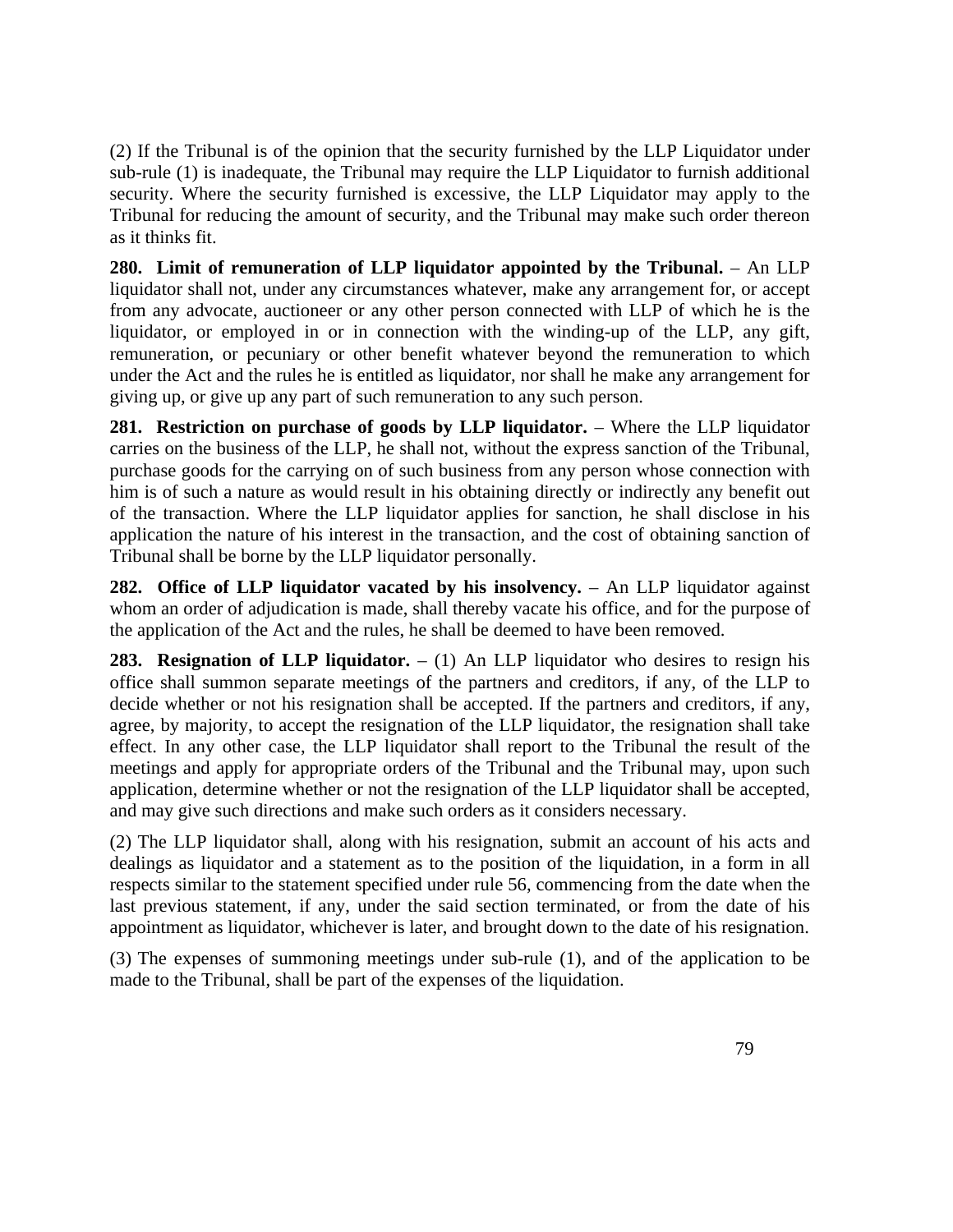(2) If the Tribunal is of the opinion that the security furnished by the LLP Liquidator under sub-rule (1) is inadequate, the Tribunal may require the LLP Liquidator to furnish additional security. Where the security furnished is excessive, the LLP Liquidator may apply to the Tribunal for reducing the amount of security, and the Tribunal may make such order thereon as it thinks fit.

**280. Limit of remuneration of LLP liquidator appointed by the Tribunal.** – An LLP liquidator shall not, under any circumstances whatever, make any arrangement for, or accept from any advocate, auctioneer or any other person connected with LLP of which he is the liquidator, or employed in or in connection with the winding-up of the LLP, any gift, remuneration, or pecuniary or other benefit whatever beyond the remuneration to which under the Act and the rules he is entitled as liquidator, nor shall he make any arrangement for giving up, or give up any part of such remuneration to any such person.

**281. Restriction on purchase of goods by LLP liquidator.** – Where the LLP liquidator carries on the business of the LLP, he shall not, without the express sanction of the Tribunal, purchase goods for the carrying on of such business from any person whose connection with him is of such a nature as would result in his obtaining directly or indirectly any benefit out of the transaction. Where the LLP liquidator applies for sanction, he shall disclose in his application the nature of his interest in the transaction, and the cost of obtaining sanction of Tribunal shall be borne by the LLP liquidator personally.

**282. Office of LLP liquidator vacated by his insolvency.** – An LLP liquidator against whom an order of adjudication is made, shall thereby vacate his office, and for the purpose of the application of the Act and the rules, he shall be deemed to have been removed.

**283. Resignation of LLP liquidator.** – (1) An LLP liquidator who desires to resign his office shall summon separate meetings of the partners and creditors, if any, of the LLP to decide whether or not his resignation shall be accepted. If the partners and creditors, if any, agree, by majority, to accept the resignation of the LLP liquidator, the resignation shall take effect. In any other case, the LLP liquidator shall report to the Tribunal the result of the meetings and apply for appropriate orders of the Tribunal and the Tribunal may, upon such application, determine whether or not the resignation of the LLP liquidator shall be accepted, and may give such directions and make such orders as it considers necessary.

(2) The LLP liquidator shall, along with his resignation, submit an account of his acts and dealings as liquidator and a statement as to the position of the liquidation, in a form in all respects similar to the statement specified under rule 56, commencing from the date when the last previous statement, if any, under the said section terminated, or from the date of his appointment as liquidator, whichever is later, and brought down to the date of his resignation.

(3) The expenses of summoning meetings under sub-rule (1), and of the application to be made to the Tribunal, shall be part of the expenses of the liquidation.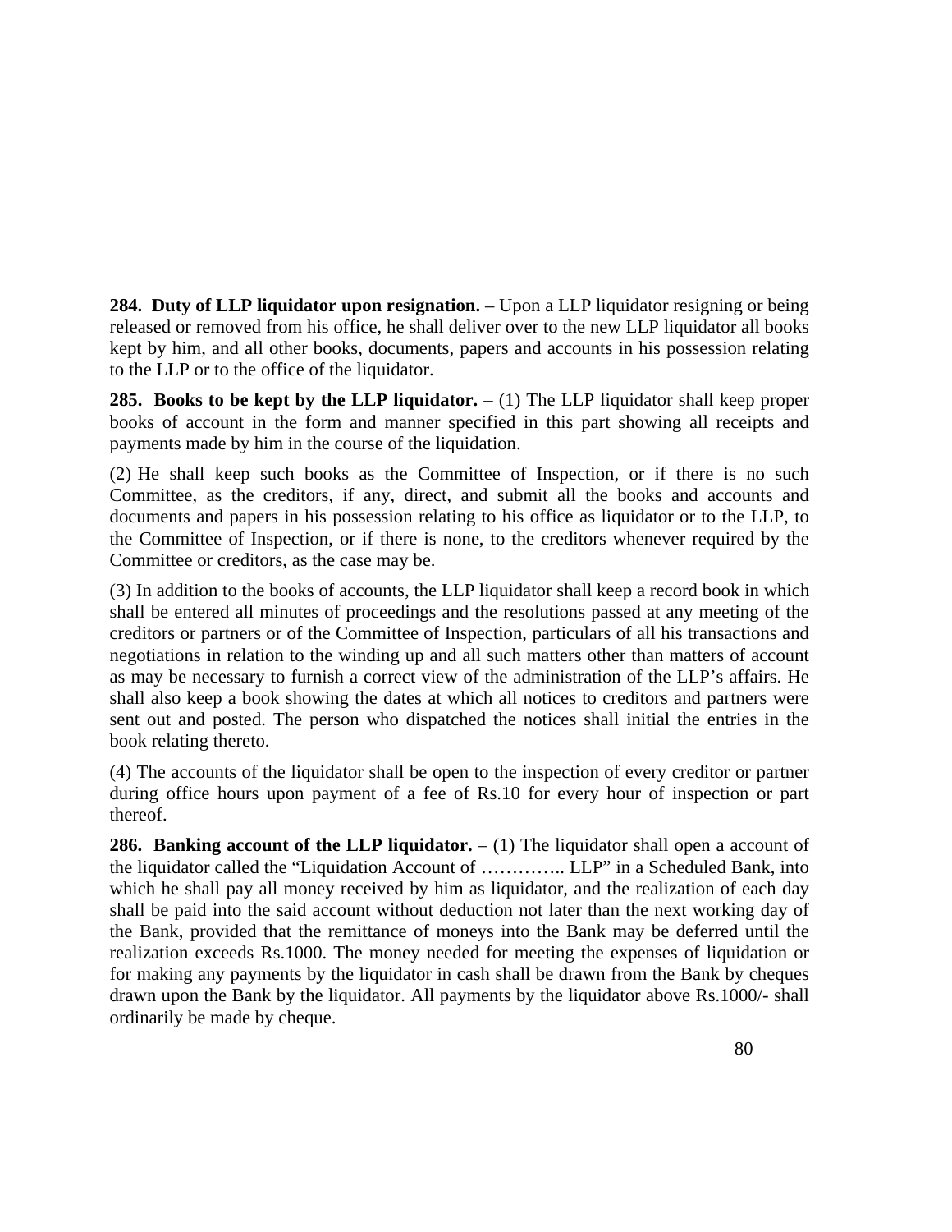**284. Duty of LLP liquidator upon resignation.** – Upon a LLP liquidator resigning or being released or removed from his office, he shall deliver over to the new LLP liquidator all books kept by him, and all other books, documents, papers and accounts in his possession relating to the LLP or to the office of the liquidator.

**285. Books to be kept by the LLP liquidator.** – (1) The LLP liquidator shall keep proper books of account in the form and manner specified in this part showing all receipts and payments made by him in the course of the liquidation.

(2) He shall keep such books as the Committee of Inspection, or if there is no such Committee, as the creditors, if any, direct, and submit all the books and accounts and documents and papers in his possession relating to his office as liquidator or to the LLP, to the Committee of Inspection, or if there is none, to the creditors whenever required by the Committee or creditors, as the case may be.

(3) In addition to the books of accounts, the LLP liquidator shall keep a record book in which shall be entered all minutes of proceedings and the resolutions passed at any meeting of the creditors or partners or of the Committee of Inspection, particulars of all his transactions and negotiations in relation to the winding up and all such matters other than matters of account as may be necessary to furnish a correct view of the administration of the LLP's affairs. He shall also keep a book showing the dates at which all notices to creditors and partners were sent out and posted. The person who dispatched the notices shall initial the entries in the book relating thereto.

(4) The accounts of the liquidator shall be open to the inspection of every creditor or partner during office hours upon payment of a fee of Rs.10 for every hour of inspection or part thereof.

**286. Banking account of the LLP liquidator.** – (1) The liquidator shall open a account of the liquidator called the "Liquidation Account of ………….. LLP" in a Scheduled Bank, into which he shall pay all money received by him as liquidator, and the realization of each day shall be paid into the said account without deduction not later than the next working day of the Bank, provided that the remittance of moneys into the Bank may be deferred until the realization exceeds Rs.1000. The money needed for meeting the expenses of liquidation or for making any payments by the liquidator in cash shall be drawn from the Bank by cheques drawn upon the Bank by the liquidator. All payments by the liquidator above Rs.1000/- shall ordinarily be made by cheque.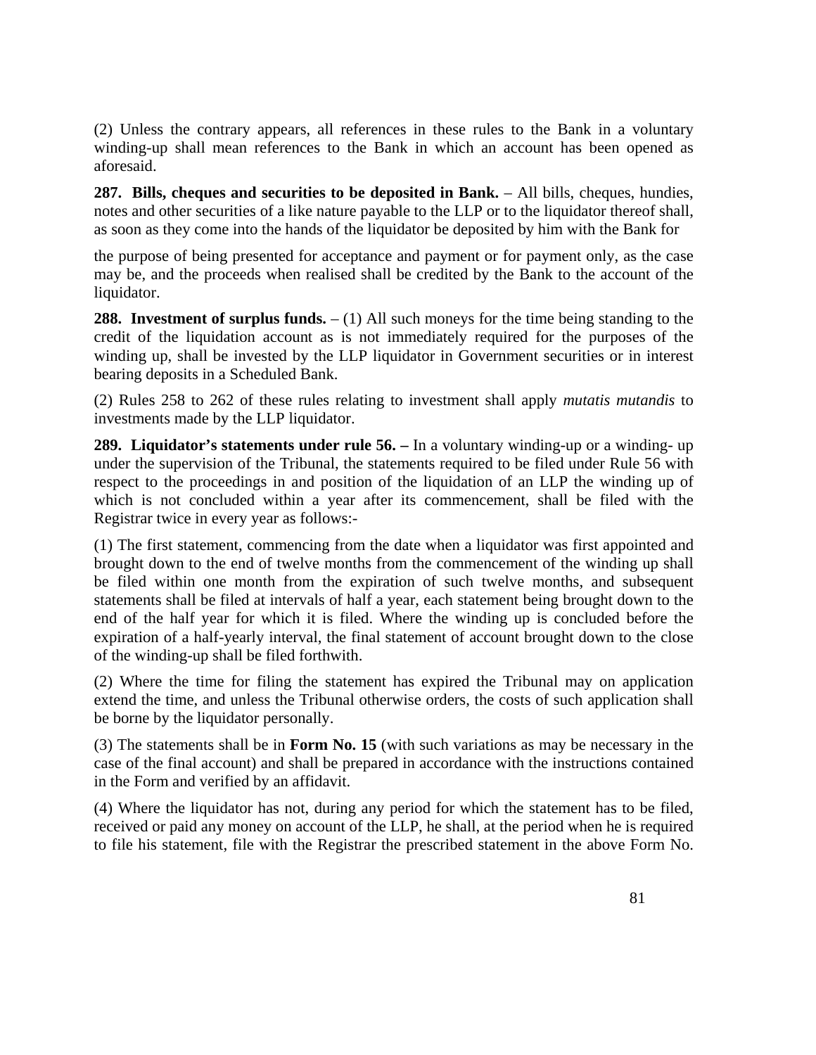(2) Unless the contrary appears, all references in these rules to the Bank in a voluntary winding-up shall mean references to the Bank in which an account has been opened as aforesaid.

**287. Bills, cheques and securities to be deposited in Bank.** – All bills, cheques, hundies, notes and other securities of a like nature payable to the LLP or to the liquidator thereof shall, as soon as they come into the hands of the liquidator be deposited by him with the Bank for

the purpose of being presented for acceptance and payment or for payment only, as the case may be, and the proceeds when realised shall be credited by the Bank to the account of the liquidator.

**288. Investment of surplus funds.** – (1) All such moneys for the time being standing to the credit of the liquidation account as is not immediately required for the purposes of the winding up, shall be invested by the LLP liquidator in Government securities or in interest bearing deposits in a Scheduled Bank.

(2) Rules 258 to 262 of these rules relating to investment shall apply *mutatis mutandis* to investments made by the LLP liquidator.

**289. Liquidator's statements under rule 56. –** In a voluntary winding-up or a winding- up under the supervision of the Tribunal, the statements required to be filed under Rule 56 with respect to the proceedings in and position of the liquidation of an LLP the winding up of which is not concluded within a year after its commencement, shall be filed with the Registrar twice in every year as follows:-

(1) The first statement, commencing from the date when a liquidator was first appointed and brought down to the end of twelve months from the commencement of the winding up shall be filed within one month from the expiration of such twelve months, and subsequent statements shall be filed at intervals of half a year, each statement being brought down to the end of the half year for which it is filed. Where the winding up is concluded before the expiration of a half-yearly interval, the final statement of account brought down to the close of the winding-up shall be filed forthwith.

(2) Where the time for filing the statement has expired the Tribunal may on application extend the time, and unless the Tribunal otherwise orders, the costs of such application shall be borne by the liquidator personally.

(3) The statements shall be in **Form No. 15** (with such variations as may be necessary in the case of the final account) and shall be prepared in accordance with the instructions contained in the Form and verified by an affidavit.

(4) Where the liquidator has not, during any period for which the statement has to be filed, received or paid any money on account of the LLP, he shall, at the period when he is required to file his statement, file with the Registrar the prescribed statement in the above Form No.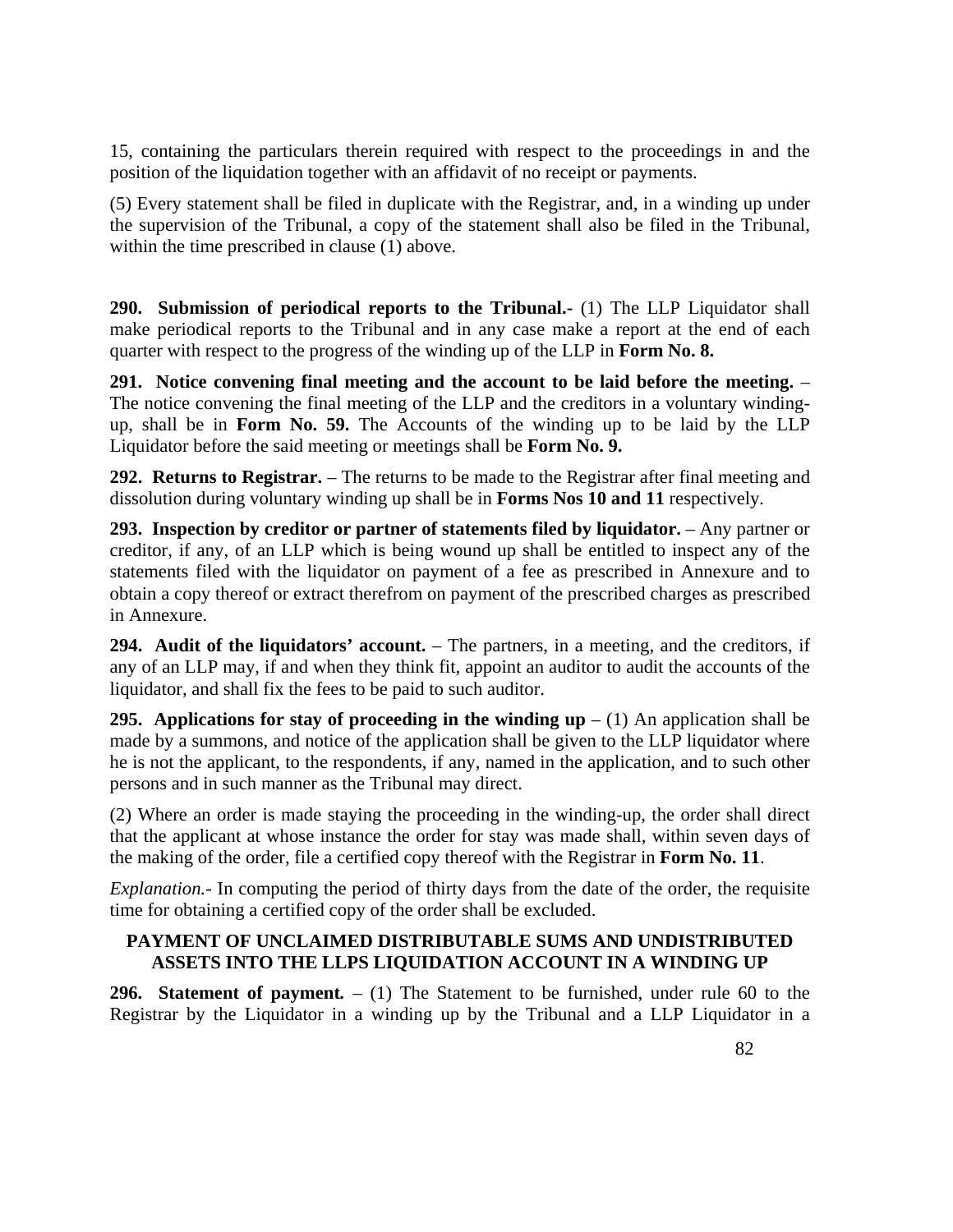15, containing the particulars therein required with respect to the proceedings in and the position of the liquidation together with an affidavit of no receipt or payments.

(5) Every statement shall be filed in duplicate with the Registrar, and, in a winding up under the supervision of the Tribunal, a copy of the statement shall also be filed in the Tribunal, within the time prescribed in clause (1) above.

**290. Submission of periodical reports to the Tribunal.-** (1) The LLP Liquidator shall make periodical reports to the Tribunal and in any case make a report at the end of each quarter with respect to the progress of the winding up of the LLP in **Form No. 8.**

**291. Notice convening final meeting and the account to be laid before the meeting.** – The notice convening the final meeting of the LLP and the creditors in a voluntary winding-up, shall be in **Form No. 59.** The Accounts of the winding up to be laid by the LLP Liquidator before the said meeting or meetings shall be **Form No. 9.**

**292. Returns to Registrar.** – The returns to be made to the Registrar after final meeting and dissolution during voluntary winding up shall be in **Forms Nos 10 and 11** respectively.

**293. Inspection by creditor or partner of statements filed by liquidator.** – Any partner or creditor, if any, of an LLP which is being wound up shall be entitled to inspect any of the statements filed with the liquidator on payment of a fee as prescribed in Annexure and to obtain a copy thereof or extract therefrom on payment of the prescribed charges as prescribed in Annexure.

**294. Audit of the liquidators' account.** – The partners, in a meeting, and the creditors, if any of an LLP may, if and when they think fit, appoint an auditor to audit the accounts of the liquidator, and shall fix the fees to be paid to such auditor.

**295. Applications for stay of proceeding in the winding up** – (1) An application shall be made by a summons, and notice of the application shall be given to the LLP liquidator where he is not the applicant, to the respondents, if any, named in the application, and to such other persons and in such manner as the Tribunal may direct.

(2) Where an order is made staying the proceeding in the winding-up, the order shall direct that the applicant at whose instance the order for stay was made shall, within seven days of the making of the order, file a certified copy thereof with the Registrar in **Form No. 11**.

*Explanation.-* In computing the period of thirty days from the date of the order, the requisite time for obtaining a certified copy of the order shall be excluded.

## PAYMENT OF UNCLAIMED DISTRIBUTABLE SUMS AND UNDISTRIBUTED ASSETS INTO THE LLPS LIQUIDATION ACCOUNT IN A WINDING UP

**296. Statement of payment.** – (1) The Statement to be furnished, under rule 60 to the Registrar by the Liquidator in a winding up by the Tribunal and a LLP Liquidator in a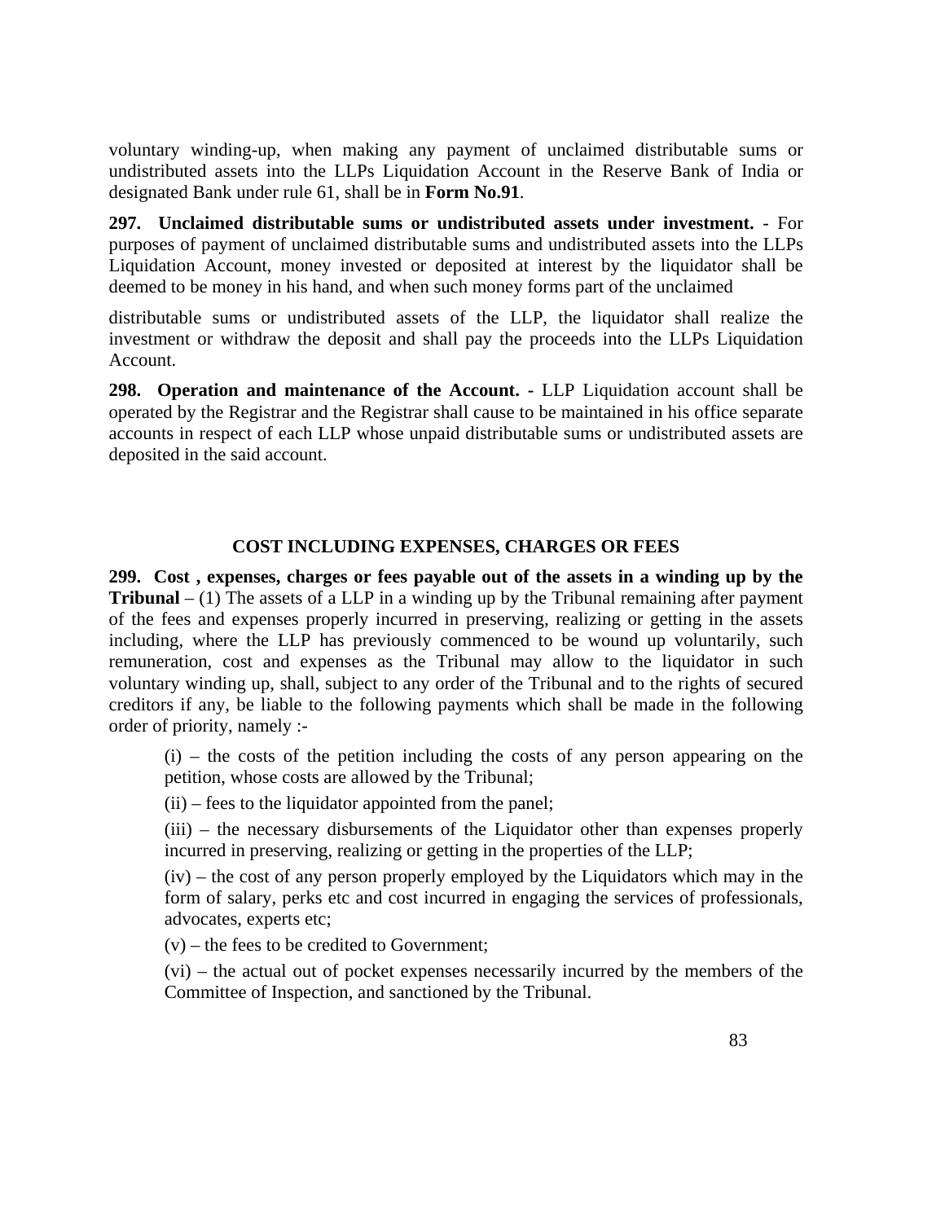voluntary winding-up, when making any payment of unclaimed distributable sums or undistributed assets into the LLPs Liquidation Account in the Reserve Bank of India or designated Bank under rule 61, shall be in **Form No.91**.

**297. Unclaimed distributable sums or undistributed assets under investment.** - For purposes of payment of unclaimed distributable sums and undistributed assets into the LLPs Liquidation Account, money invested or deposited at interest by the liquidator shall be deemed to be money in his hand, and when such money forms part of the unclaimed distributable sums or undistributed assets of the LLP, the liquidator shall realize the investment or withdraw the deposit and shall pay the proceeds into the LLPs Liquidation Account.

**298. Operation and maintenance of the Account. -** LLP Liquidation account shall be operated by the Registrar and the Registrar shall cause to be maintained in his office separate accounts in respect of each LLP whose unpaid distributable sums or undistributed assets are deposited in the said account.

## COST INCLUDING EXPENSES, CHARGES OR FEES

**299. Cost , expenses, charges or fees payable out of the assets in a winding up by the Tribunal** – (1) The assets of a LLP in a winding up by the Tribunal remaining after payment of the fees and expenses properly incurred in preserving, realizing or getting in the assets including, where the LLP has previously commenced to be wound up voluntarily, such remuneration, cost and expenses as the Tribunal may allow to the liquidator in such voluntary winding up, shall, subject to any order of the Tribunal and to the rights of secured creditors if any, be liable to the following payments which shall be made in the following order of priority, namely :-

(i) – the costs of the petition including the costs of any person appearing on the petition, whose costs are allowed by the Tribunal;

(ii) – fees to the liquidator appointed from the panel;

(iii) – the necessary disbursements of the Liquidator other than expenses properly incurred in preserving, realizing or getting in the properties of the LLP;

(iv) – the cost of any person properly employed by the Liquidators which may in the form of salary, perks etc and cost incurred in engaging the services of professionals, advocates, experts etc;

(v) – the fees to be credited to Government;

(vi) – the actual out of pocket expenses necessarily incurred by the members of the Committee of Inspection, and sanctioned by the Tribunal.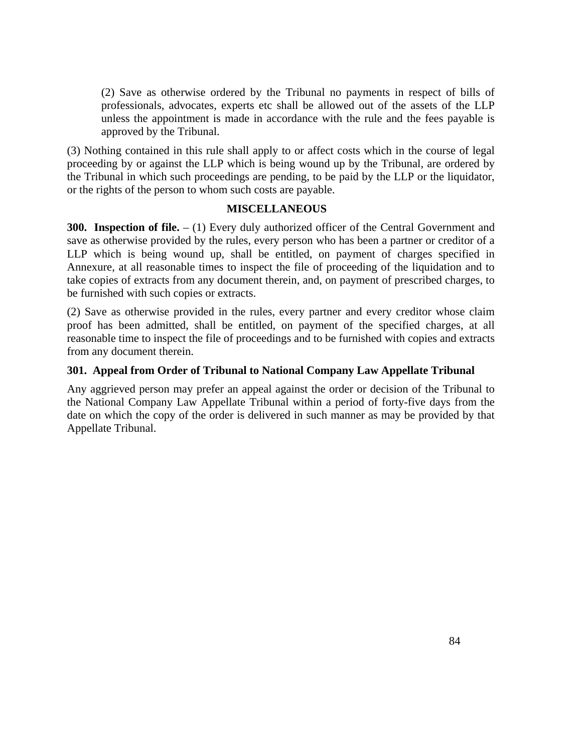(2) Save as otherwise ordered by the Tribunal no payments in respect of bills of professionals, advocates, experts etc shall be allowed out of the assets of the LLP unless the appointment is made in accordance with the rule and the fees payable is approved by the Tribunal.

(3) Nothing contained in this rule shall apply to or affect costs which in the course of legal proceeding by or against the LLP which is being wound up by the Tribunal, are ordered by the Tribunal in which such proceedings are pending, to be paid by the LLP or the liquidator, or the rights of the person to whom such costs are payable.

### MISCELLANEOUS

**300. Inspection of file.** – (1) Every duly authorized officer of the Central Government and save as otherwise provided by the rules, every person who has been a partner or creditor of a LLP which is being wound up, shall be entitled, on payment of charges specified in Annexure, at all reasonable times to inspect the file of proceeding of the liquidation and to take copies of extracts from any document therein, and, on payment of prescribed charges, to be furnished with such copies or extracts.

(2) Save as otherwise provided in the rules, every partner and every creditor whose claim proof has been admitted, shall be entitled, on payment of the specified charges, at all reasonable time to inspect the file of proceedings and to be furnished with copies and extracts from any document therein.

**301. Appeal from Order of Tribunal to National Company Law Appellate Tribunal**

Any aggrieved person may prefer an appeal against the order or decision of the Tribunal to the National Company Law Appellate Tribunal within a period of forty-five days from the date on which the copy of the order is delivered in such manner as may be provided by that Appellate Tribunal.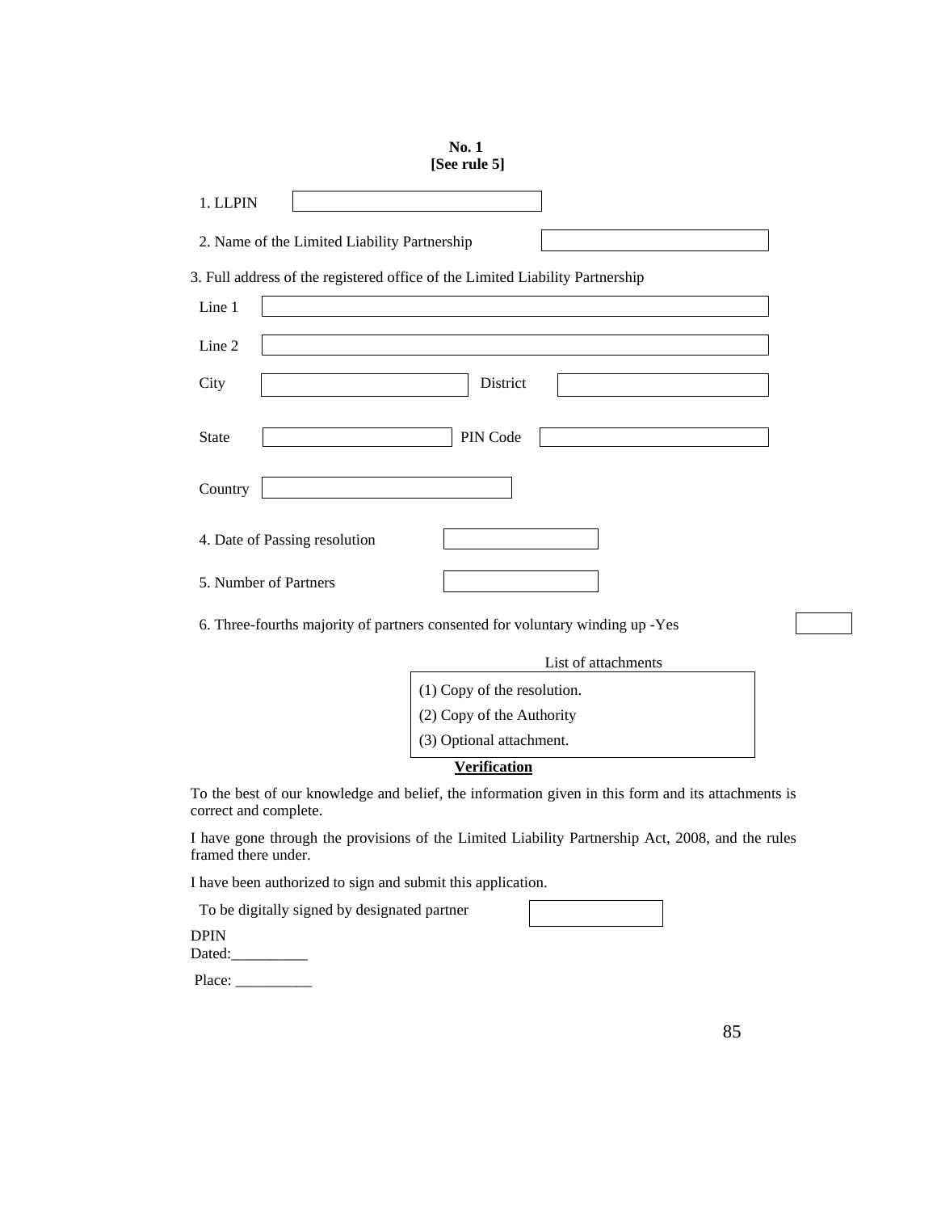**No. 1**
**[See rule 5]**

1. LLPIN

2. Name of the Limited Liability Partnership

3. Full address of the registered office of the Limited Liability Partnership

Line 1

Line 2

City &nbsp;&nbsp;&nbsp;&nbsp; District

State &nbsp;&nbsp;&nbsp;&nbsp; PIN Code

Country

4. Date of Passing resolution

5. Number of Partners

6. Three-fourths majority of partners consented for voluntary winding up -Yes

List of attachments

(1) Copy of the resolution.

(2) Copy of the Authority

(3) Optional attachment.

**Verification**

To the best of our knowledge and belief, the information given in this form and its attachments is correct and complete.

I have gone through the provisions of the Limited Liability Partnership Act, 2008, and the rules framed there under.

I have been authorized to sign and submit this application.

To be digitally signed by designated partner

DPIN

Dated:__________

Place: __________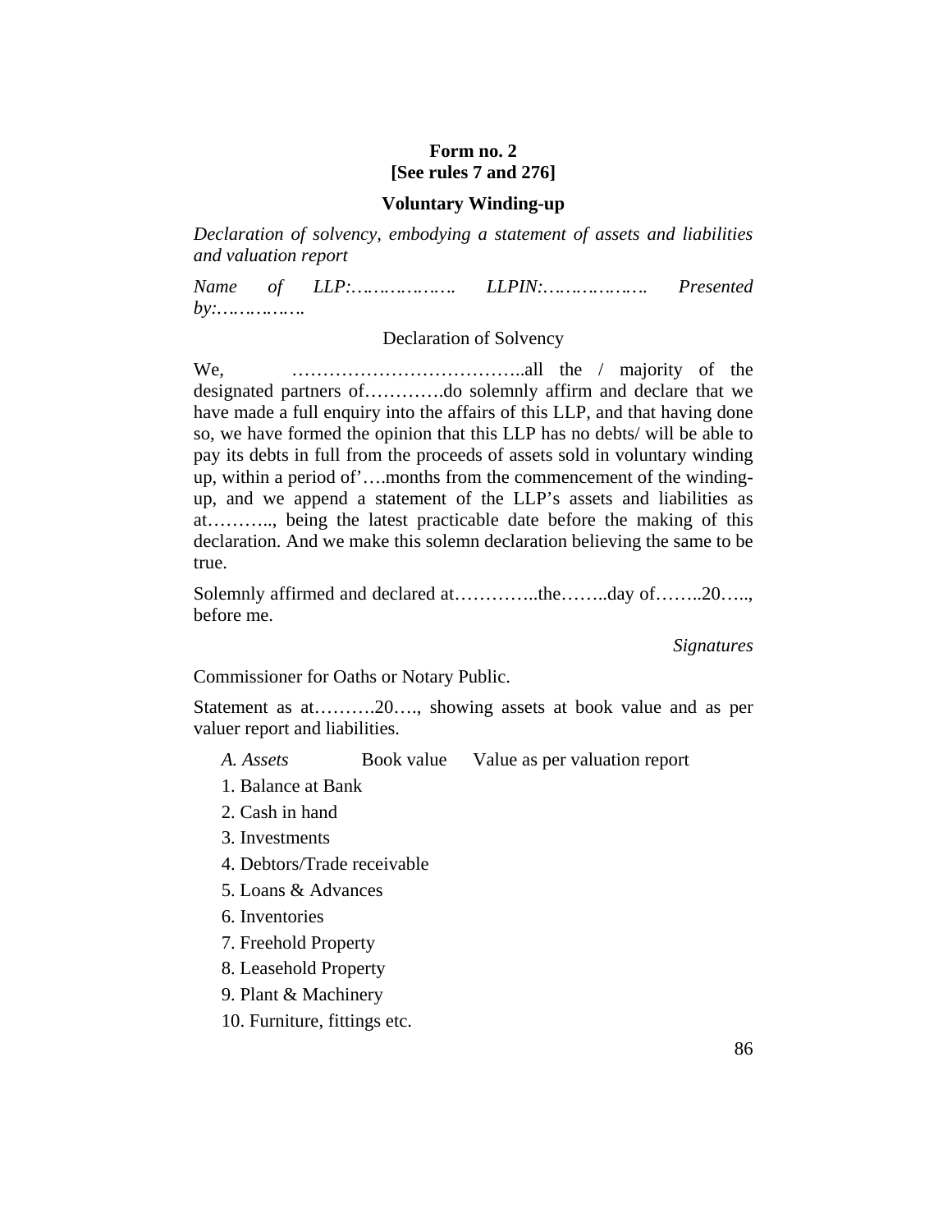**Form no. 2**
**[See rules 7 and 276]**

**Voluntary Winding-up**

*Declaration of solvency, embodying a statement of assets and liabilities and valuation report*

*Name of LLP:………………. LLPIN:………………. Presented by:…………….*

Declaration of Solvency

We, ………………………………..all the / majority of the designated partners of………….do solemnly affirm and declare that we have made a full enquiry into the affairs of this LLP, and that having done so, we have formed the opinion that this LLP has no debts/ will be able to pay its debts in full from the proceeds of assets sold in voluntary winding up, within a period of'….months from the commencement of the winding-up, and we append a statement of the LLP's assets and liabilities as at……….., being the latest practicable date before the making of this declaration. And we make this solemn declaration believing the same to be true.

Solemnly affirmed and declared at…………..the……..day of……..20….., before me.

*Signatures*

Commissioner for Oaths or Notary Public.

Statement as at……….20…., showing assets at book value and as per valuer report and liabilities.

| *A. Assets* | Book value | Value as per valuation report |
|---|---|---|
| 1. Balance at Bank | | |
| 2. Cash in hand | | |
| 3. Investments | | |
| 4. Debtors/Trade receivable | | |
| 5. Loans & Advances | | |
| 6. Inventories | | |
| 7. Freehold Property | | |
| 8. Leasehold Property | | |
| 9. Plant & Machinery | | |
| 10. Furniture, fittings etc. | | |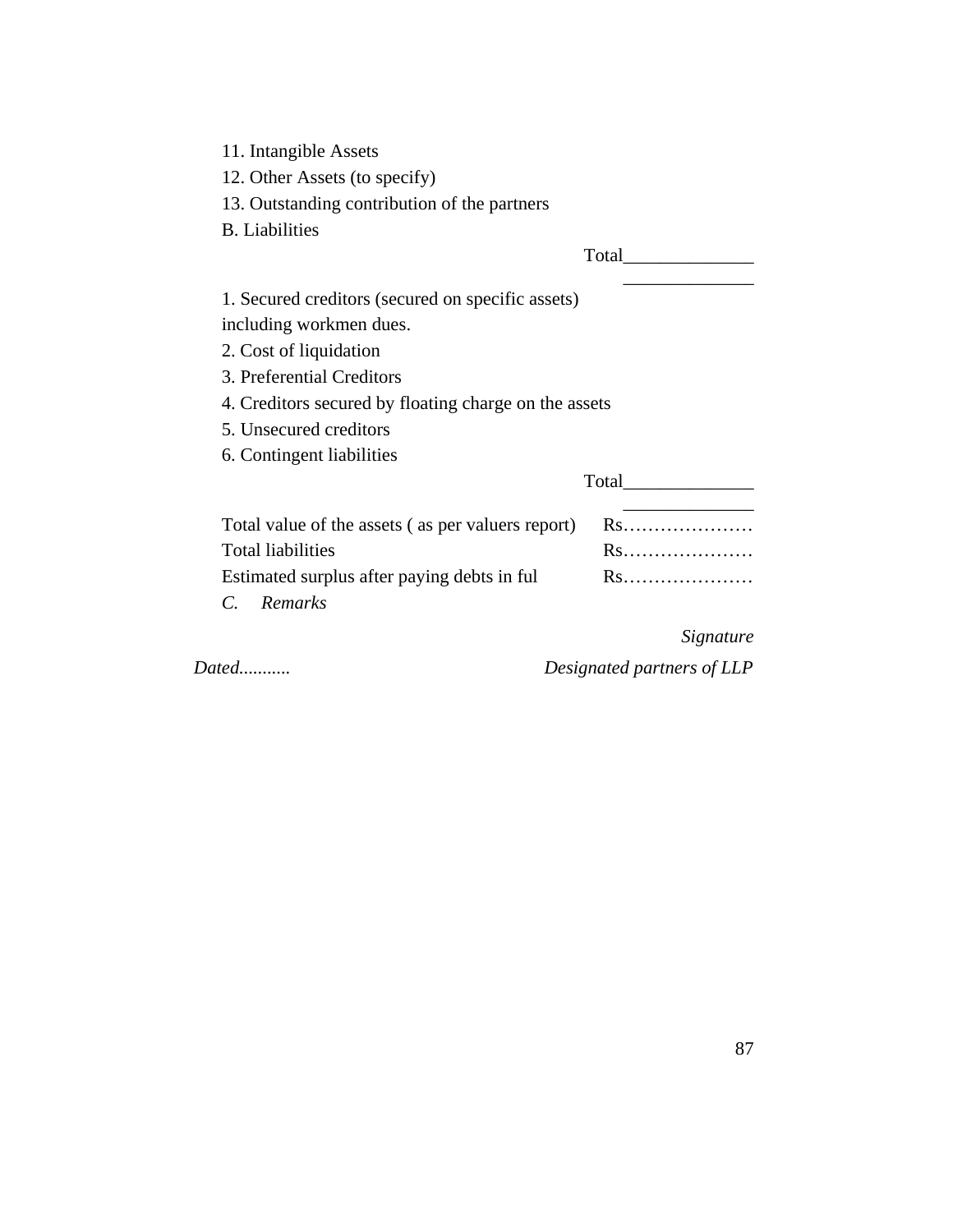11. Intangible Assets

12. Other Assets (to specify)

13. Outstanding contribution of the partners

B. Liabilities

Total______________
______________

1. Secured creditors (secured on specific assets) including workmen dues.
2. Cost of liquidation
3. Preferential Creditors
4. Creditors secured by floating charge on the assets
5. Unsecured creditors
6. Contingent liabilities

Total______________
______________

| | |
|---|---|
| Total value of the assets ( as per valuers report) | Rs………………… |
| Total liabilities | Rs………………… |
| Estimated surplus after paying debts in ful | Rs………………… |

*C. Remarks*

*Signature*

*Dated...........* *Designated partners of LLP*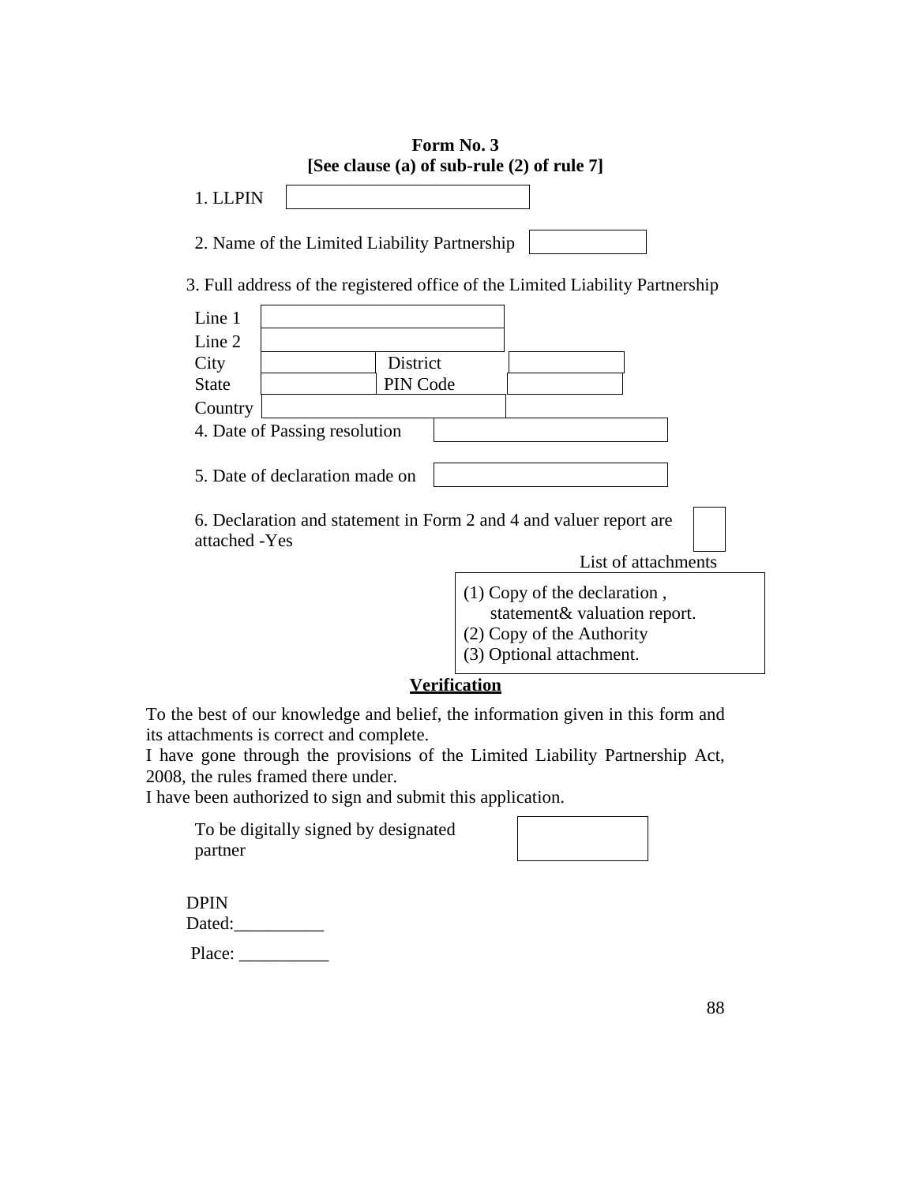**Form No. 3**
**[See clause (a) of sub-rule (2) of rule 7]**

1. LLPIN

2. Name of the Limited Liability Partnership

3. Full address of the registered office of the Limited Liability Partnership

| | | | |
|---|---|---|---|
| Line 1 | | | |
| Line 2 | | | |
| City | | District | |
| State | | PIN Code | |
| Country | | | |

4. Date of Passing resolution

5. Date of declaration made on

6. Declaration and statement in Form 2 and 4 and valuer report are attached -Yes

List of attachments

(1) Copy of the declaration , statement& valuation report.
(2) Copy of the Authority
(3) Optional attachment.

**Verification**

To the best of our knowledge and belief, the information given in this form and its attachments is correct and complete.
I have gone through the provisions of the Limited Liability Partnership Act, 2008, the rules framed there under.
I have been authorized to sign and submit this application.

To be digitally signed by designated partner

DPIN
Dated:__________

Place: __________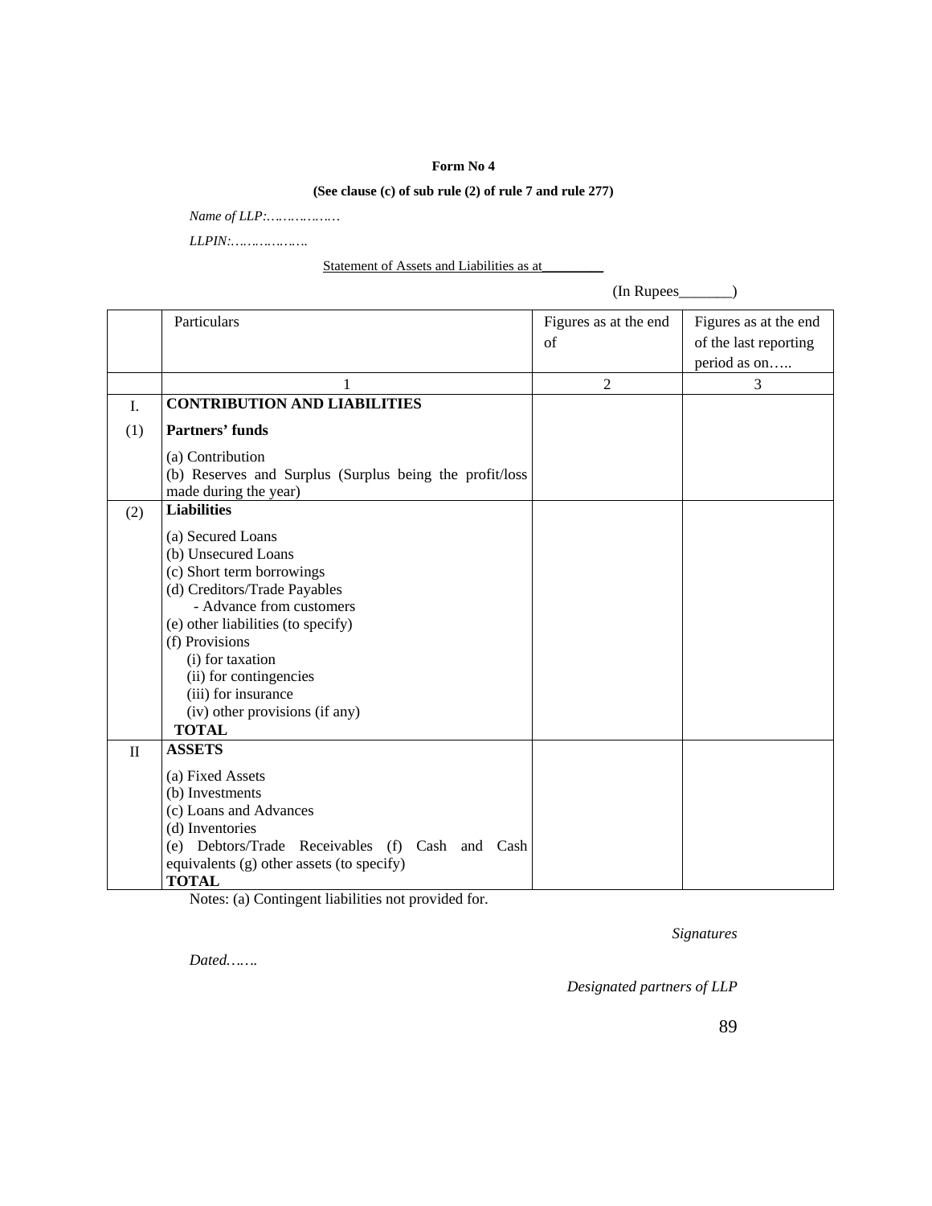**Form No 4**

**(See clause (c) of sub rule (2) of rule 7 and rule 277)**

*Name of LLP:……………..*

*LLPIN:……………….*

Statement of Assets and Liabilities as at________

(In Rupees_______)

| | Particulars | Figures as at the end of | Figures as at the end of the last reporting period as on….. |
|---|---|---|---|
| | 1 | 2 | 3 |
| I. | **CONTRIBUTION AND LIABILITIES** | | |
| (1) | **Partners' funds**<br>(a) Contribution<br>(b) Reserves and Surplus (Surplus being the profit/loss made during the year) | | |
| (2) | **Liabilities**<br>(a) Secured Loans<br>(b) Unsecured Loans<br>(c) Short term borrowings<br>(d) Creditors/Trade Payables<br>- Advance from customers<br>(e) other liabilities (to specify)<br>(f) Provisions<br>(i) for taxation<br>(ii) for contingencies<br>(iii) for insurance<br>(iv) other provisions (if any)<br>**TOTAL** | | |
| II | **ASSETS**<br>(a) Fixed Assets<br>(b) Investments<br>(c) Loans and Advances<br>(d) Inventories<br>(e) Debtors/Trade Receivables (f) Cash and Cash equivalents (g) other assets (to specify)<br>**TOTAL** | | |

Notes: (a) Contingent liabilities not provided for.

*Signatures*

*Dated…….*

*Designated partners of LLP*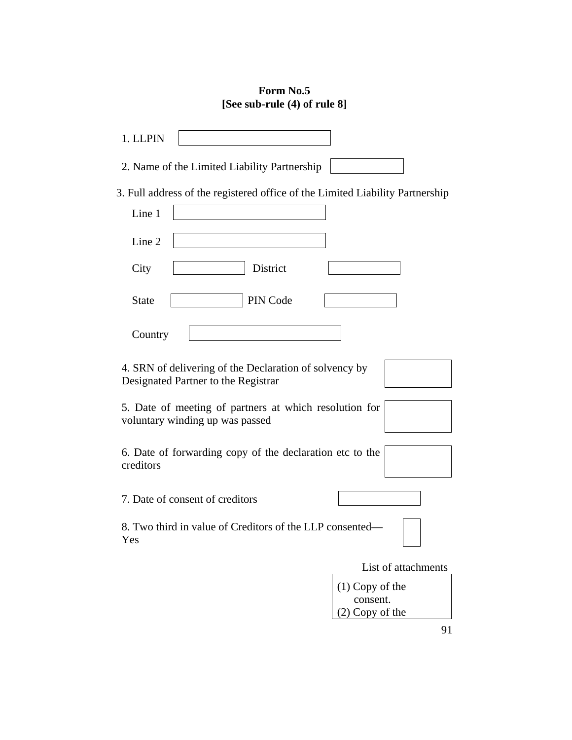**Form No.5**
**[See sub-rule (4) of rule 8]**

1. LLPIN

2. Name of the Limited Liability Partnership

3. Full address of the registered office of the Limited Liability Partnership

Line 1

Line 2

City | District

State | PIN Code

Country

4. SRN of delivering of the Declaration of solvency by Designated Partner to the Registrar

5. Date of meeting of partners at which resolution for voluntary winding up was passed

6. Date of forwarding copy of the declaration etc to the creditors

7. Date of consent of creditors

8. Two third in value of Creditors of the LLP consented—Yes

List of attachments

(1) Copy of the consent.
(2) Copy of the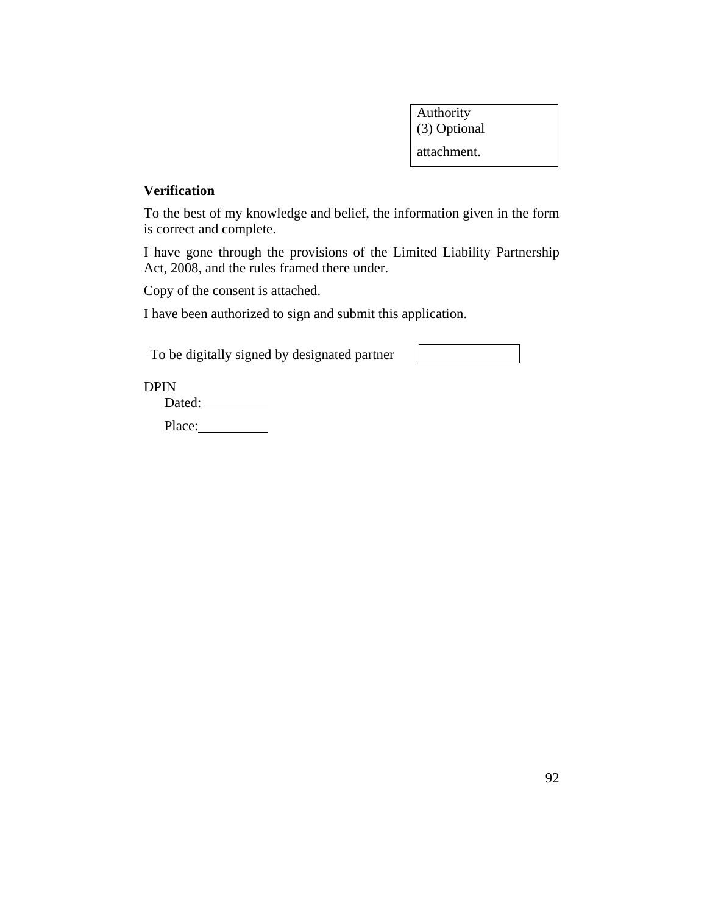| Authority (3) Optional attachment. |
|---|

**Verification**

To the best of my knowledge and belief, the information given in the form is correct and complete.

I have gone through the provisions of the Limited Liability Partnership Act, 2008, and the rules framed there under.

Copy of the consent is attached.

I have been authorized to sign and submit this application.

To be digitally signed by designated partner

DPIN

Dated:__________

Place:__________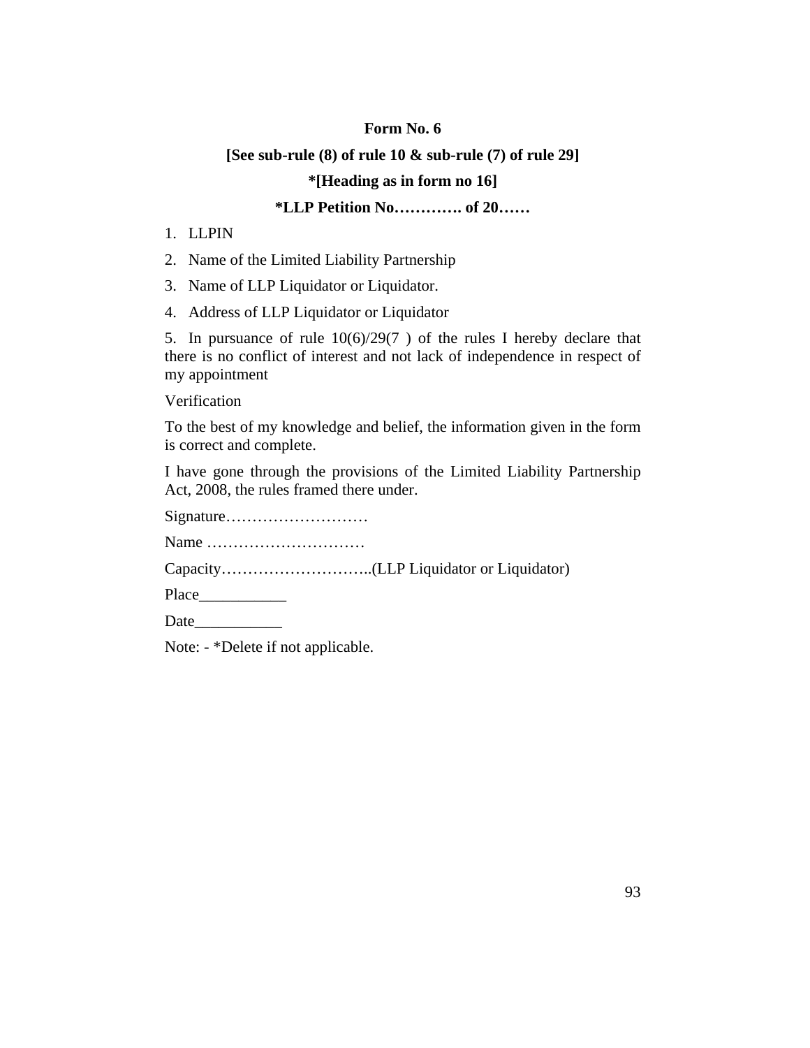**Form No. 6**

**[See sub-rule (8) of rule 10 & sub-rule (7) of rule 29]**

**\*[Heading as in form no 16]**

**\*LLP Petition No…………. of 20……**

1. LLPIN
2. Name of the Limited Liability Partnership
3. Name of LLP Liquidator or Liquidator.
4. Address of LLP Liquidator or Liquidator
5. In pursuance of rule 10(6)/29(7 ) of the rules I hereby declare that there is no conflict of interest and not lack of independence in respect of my appointment

Verification

To the best of my knowledge and belief, the information given in the form is correct and complete.

I have gone through the provisions of the Limited Liability Partnership Act, 2008, the rules framed there under.

Signature………………………

Name …………………………

Capacity………………………..(LLP Liquidator or Liquidator)

Place___________

Date___________

Note: - \*Delete if not applicable.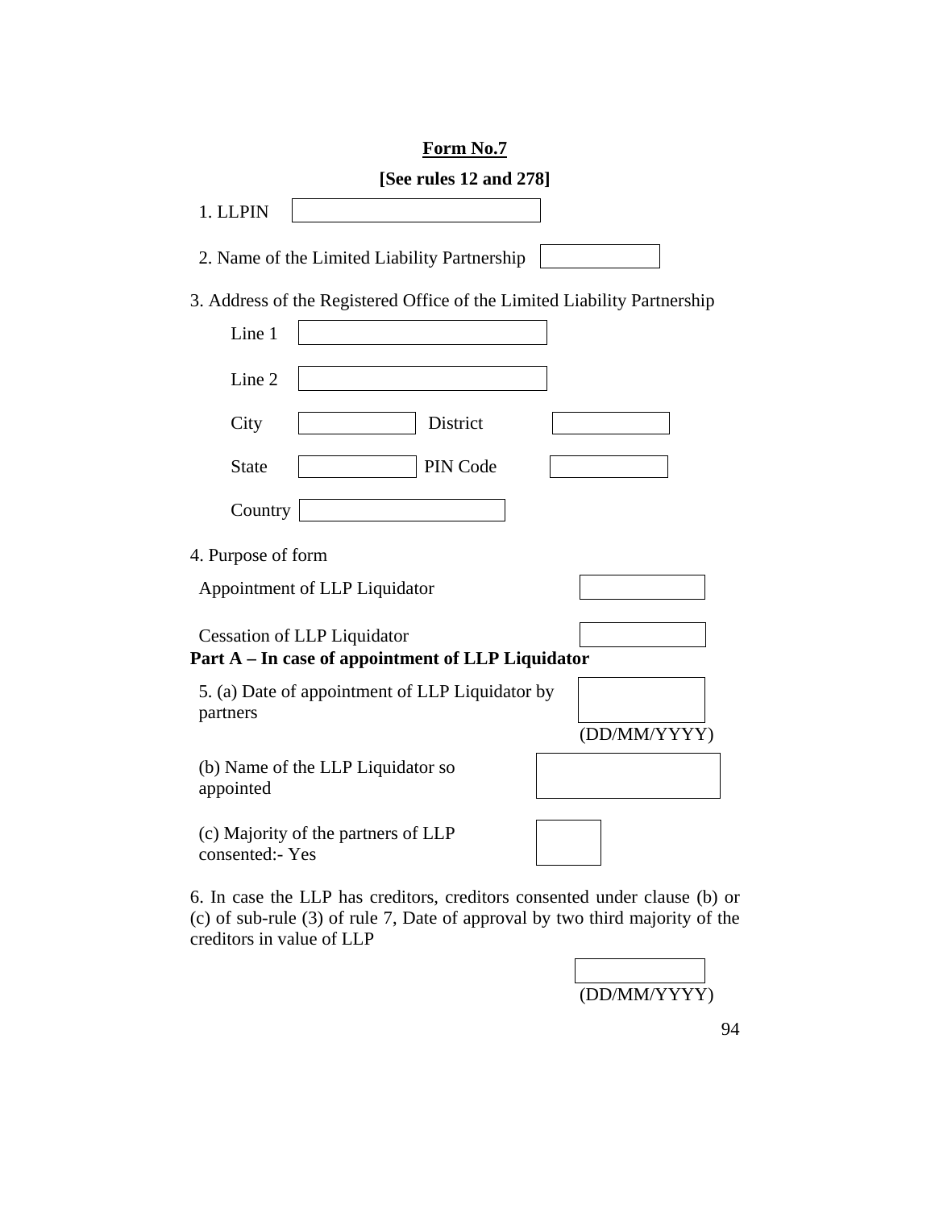**Form No.7**

**[See rules 12 and 278]**

1. LLPIN

2. Name of the Limited Liability Partnership

3. Address of the Registered Office of the Limited Liability Partnership

Line 1

Line 2

City District

State PIN Code

Country

4. Purpose of form

Appointment of LLP Liquidator

Cessation of LLP Liquidator

**Part A – In case of appointment of LLP Liquidator**

5. (a) Date of appointment of LLP Liquidator by partners

(DD/MM/YYYY)

(b) Name of the LLP Liquidator so appointed

(c) Majority of the partners of LLP consented:- Yes

6. In case the LLP has creditors, creditors consented under clause (b) or (c) of sub-rule (3) of rule 7, Date of approval by two third majority of the creditors in value of LLP

(DD/MM/YYYY)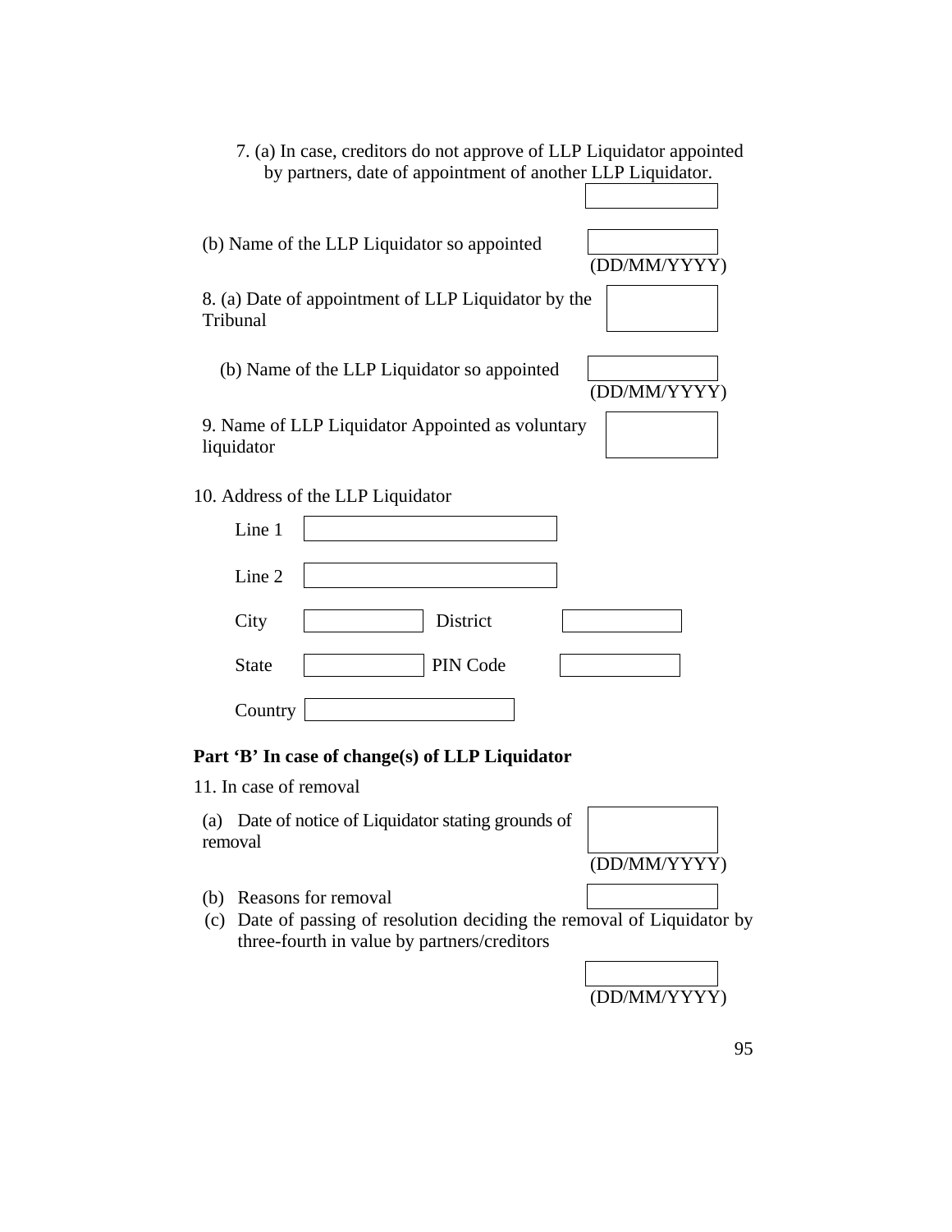7. (a) In case, creditors do not approve of LLP Liquidator appointed by partners, date of appointment of another LLP Liquidator.

(b) Name of the LLP Liquidator so appointed

(DD/MM/YYYY)

8. (a) Date of appointment of LLP Liquidator by the Tribunal

(b) Name of the LLP Liquidator so appointed

(DD/MM/YYYY)

9. Name of LLP Liquidator Appointed as voluntary liquidator

10. Address of the LLP Liquidator

Line 1

Line 2

City District

State PIN Code

Country

**Part 'B' In case of change(s) of LLP Liquidator**

11. In case of removal

(a) Date of notice of Liquidator stating grounds of removal

(DD/MM/YYYY)

(b) Reasons for removal

(c) Date of passing of resolution deciding the removal of Liquidator by three-fourth in value by partners/creditors

(DD/MM/YYYY)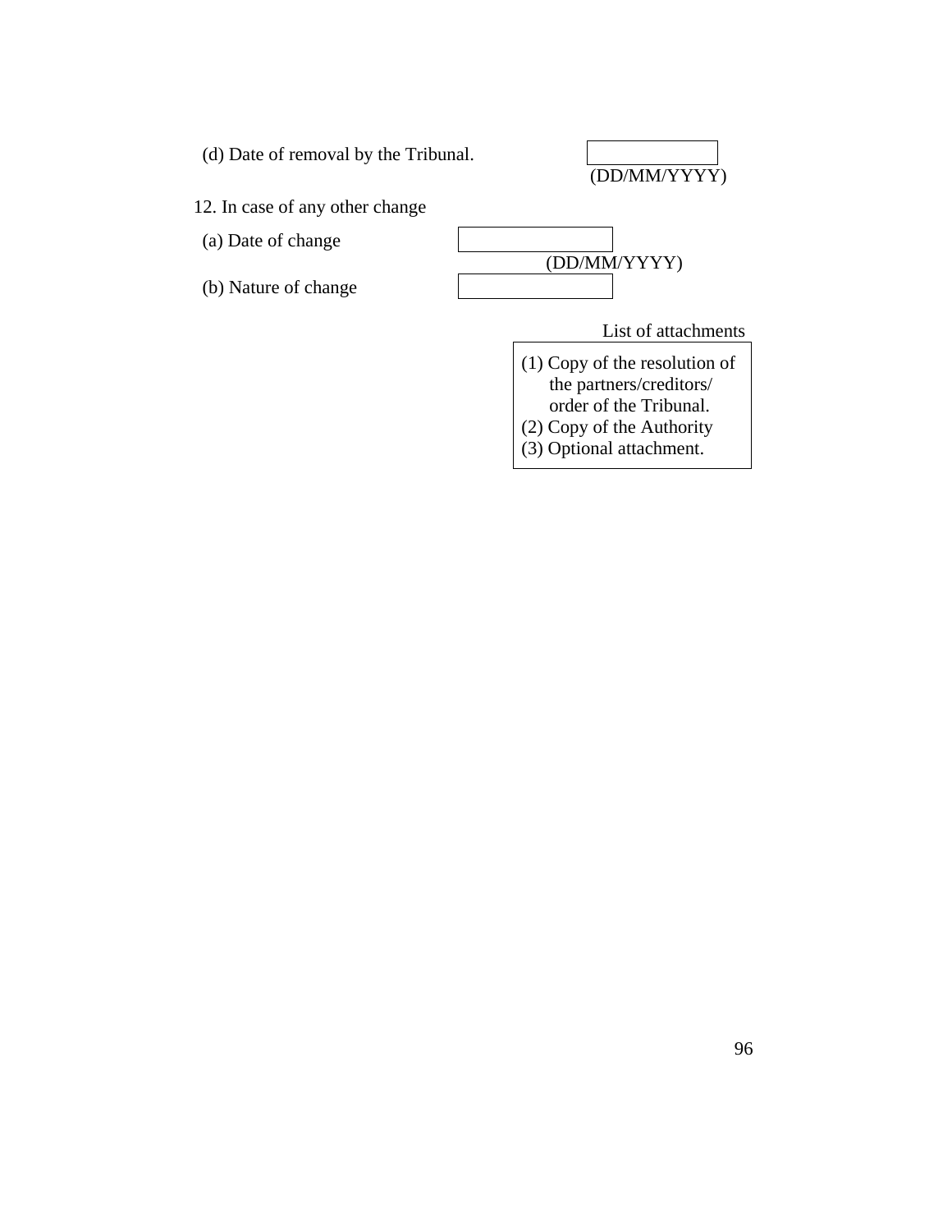(d) Date of removal by the Tribunal. ______ (DD/MM/YYYY)

12. In case of any other change

(a) Date of change ______ (DD/MM/YYYY)

(b) Nature of change ______

List of attachments

(1) Copy of the resolution of the partners/creditors/ order of the Tribunal.
(2) Copy of the Authority
(3) Optional attachment.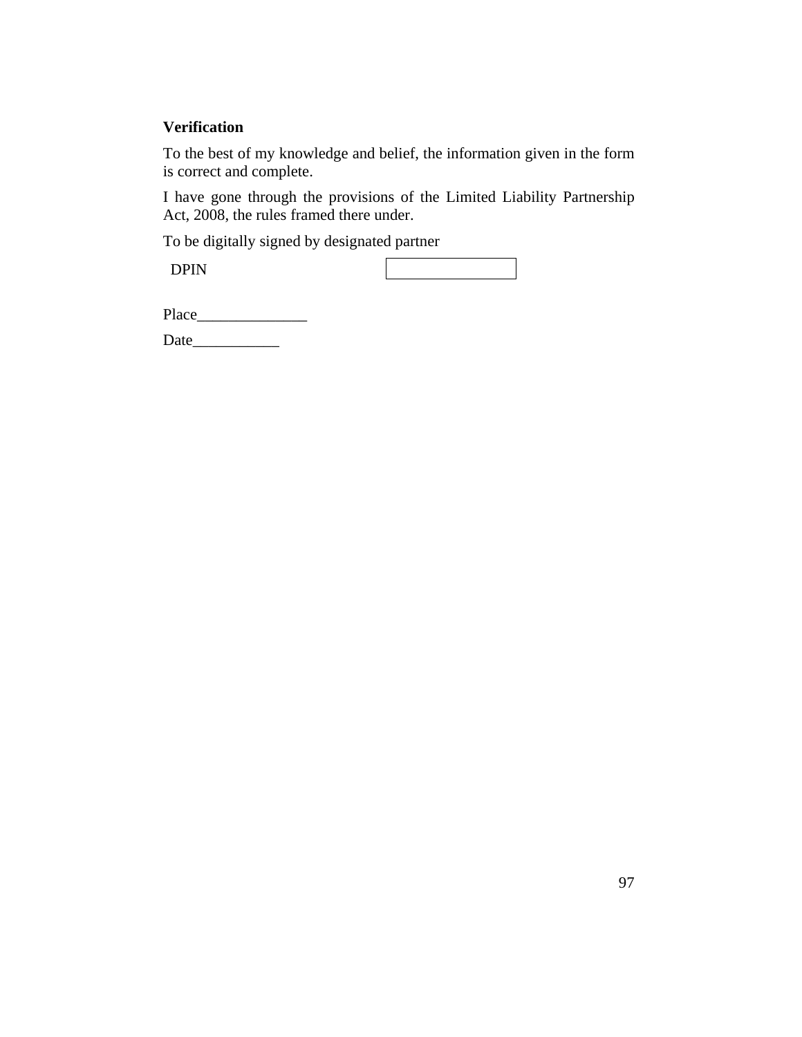**Verification**

To the best of my knowledge and belief, the information given in the form is correct and complete.

I have gone through the provisions of the Limited Liability Partnership Act, 2008, the rules framed there under.

To be digitally signed by designated partner

| DPIN | |
|---|---|

Place______________

Date___________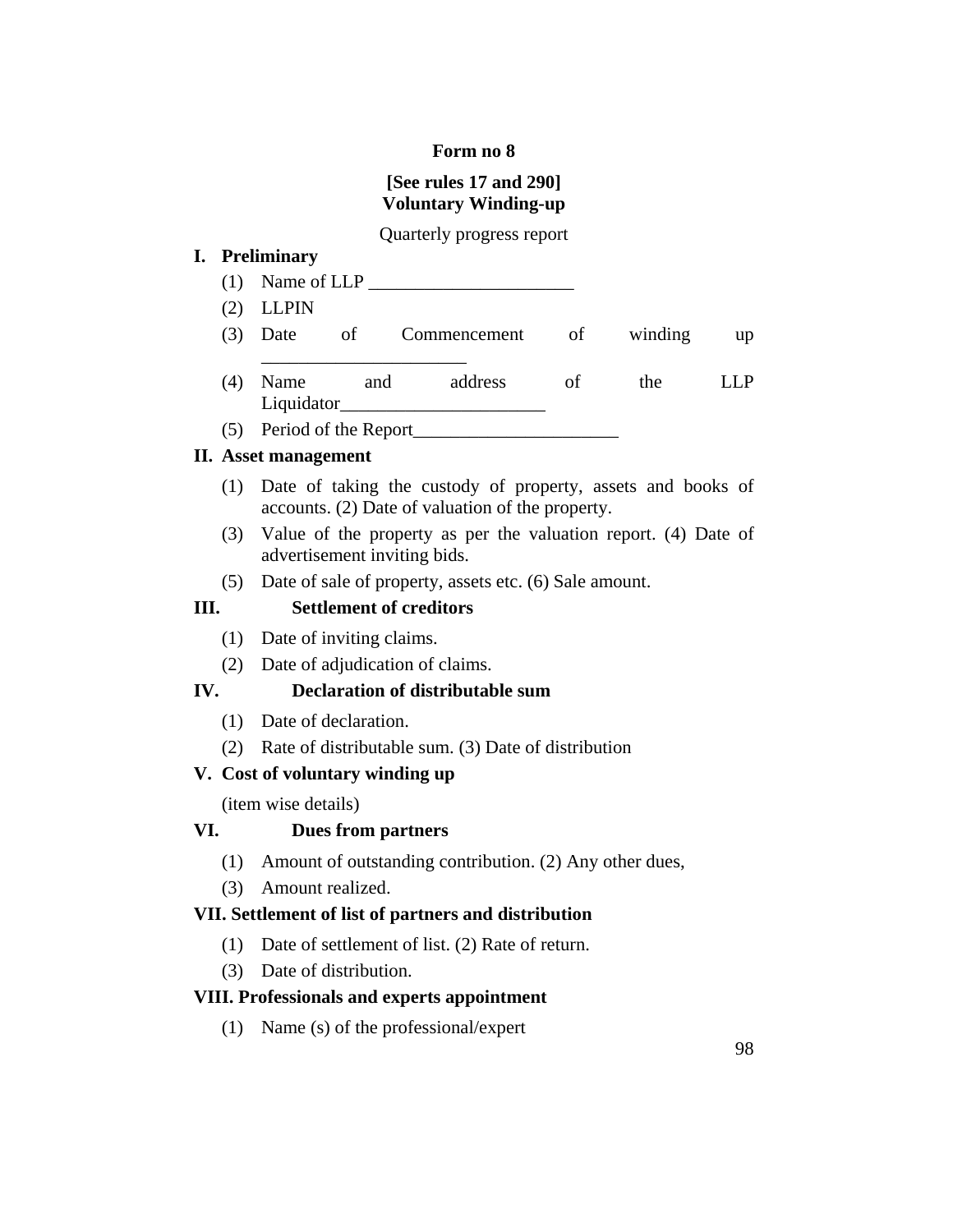**Form no 8**

**[See rules 17 and 290]**
**Voluntary Winding-up**

Quarterly progress report

**I. Preliminary**

(1) Name of LLP ______________________

(2) LLPIN

(3) Date of Commencement of winding up ______________________

(4) Name and address of the LLP Liquidator______________________

(5) Period of the Report______________________

**II. Asset management**

(1) Date of taking the custody of property, assets and books of accounts. (2) Date of valuation of the property.

(3) Value of the property as per the valuation report. (4) Date of advertisement inviting bids.

(5) Date of sale of property, assets etc. (6) Sale amount.

**III. Settlement of creditors**

(1) Date of inviting claims.

(2) Date of adjudication of claims.

**IV. Declaration of distributable sum**

(1) Date of declaration.

(2) Rate of distributable sum. (3) Date of distribution

**V. Cost of voluntary winding up**

(item wise details)

**VI. Dues from partners**

(1) Amount of outstanding contribution. (2) Any other dues,

(3) Amount realized.

**VII. Settlement of list of partners and distribution**

(1) Date of settlement of list. (2) Rate of return.

(3) Date of distribution.

**VIII. Professionals and experts appointment**

(1) Name (s) of the professional/expert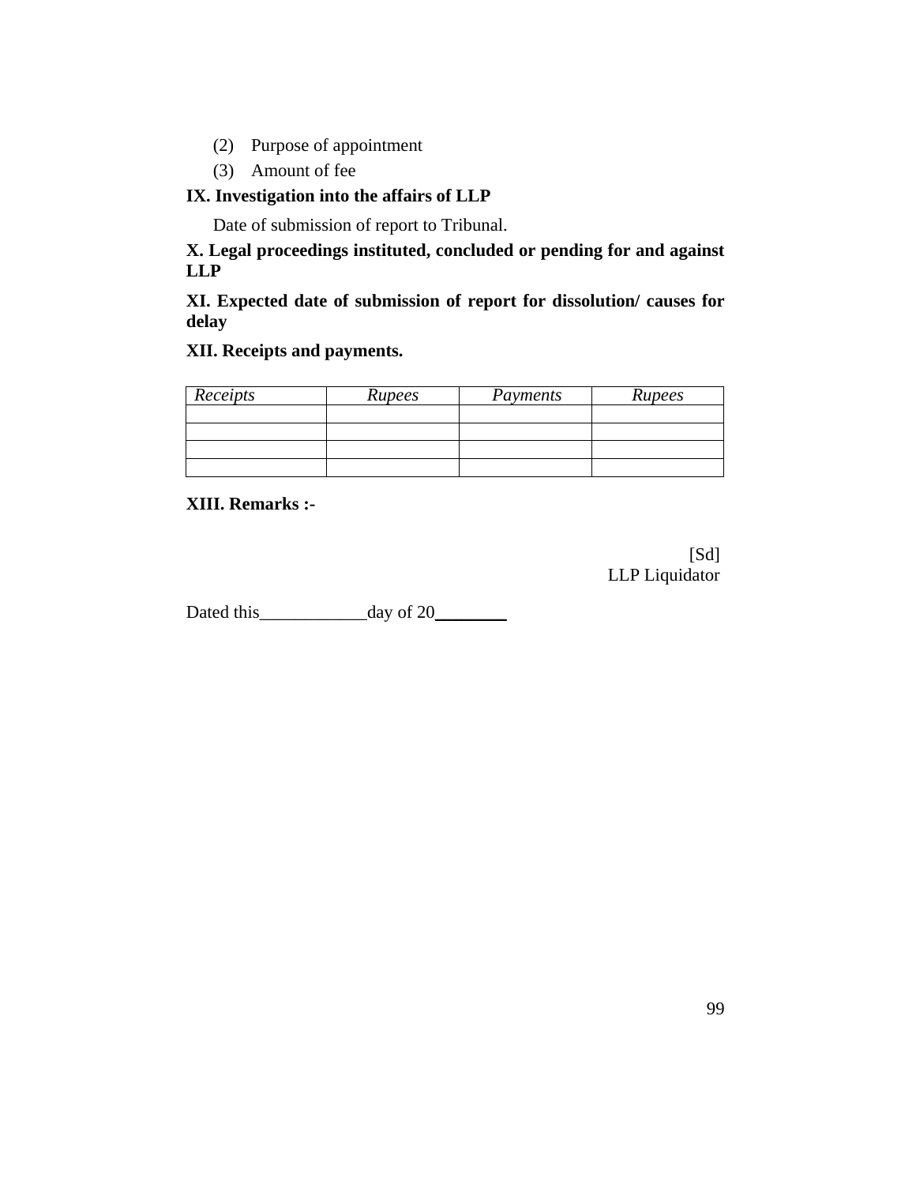(2) Purpose of appointment

(3) Amount of fee

**IX. Investigation into the affairs of LLP**

Date of submission of report to Tribunal.

**X. Legal proceedings instituted, concluded or pending for and against LLP**

**XI. Expected date of submission of report for dissolution/ causes for delay**

**XII. Receipts and payments.**

| *Receipts* | *Rupees* | *Payments* | *Rupees* |
|---|---|---|---|
| | | | |
| | | | |
| | | | |
| | | | |

**XIII. Remarks :-**

[Sd]
LLP Liquidator

Dated this____________day of 20________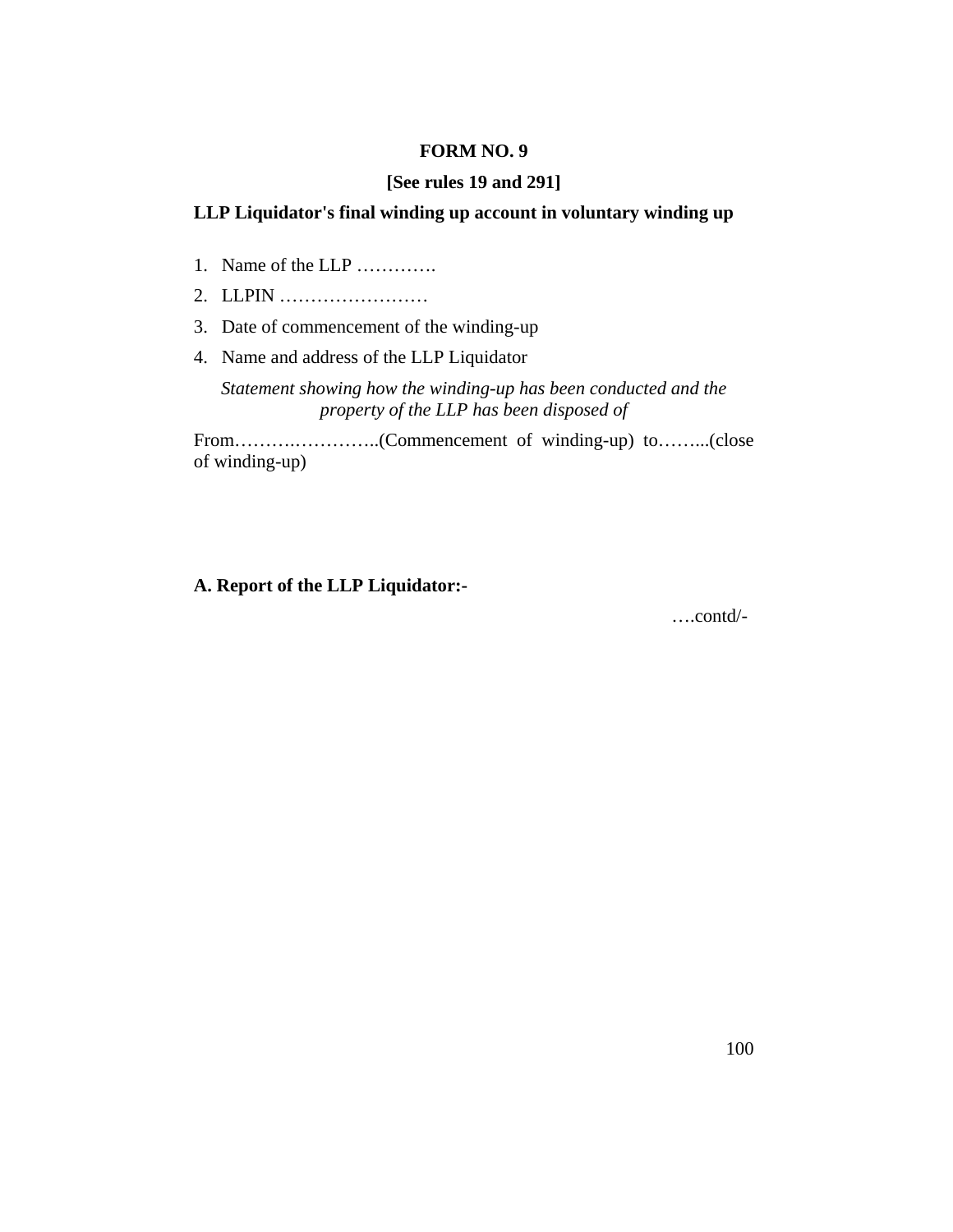# FORM NO. 9

**[See rules 19 and 291]**

**LLP Liquidator's final winding up account in voluntary winding up**

1. Name of the LLP ………….
2. LLPIN ……………………
3. Date of commencement of the winding-up
4. Name and address of the LLP Liquidator

*Statement showing how the winding-up has been conducted and the property of the LLP has been disposed of*

From……….…………..(Commencement of winding-up) to……..(close of winding-up)

**A. Report of the LLP Liquidator:-**

….contd/-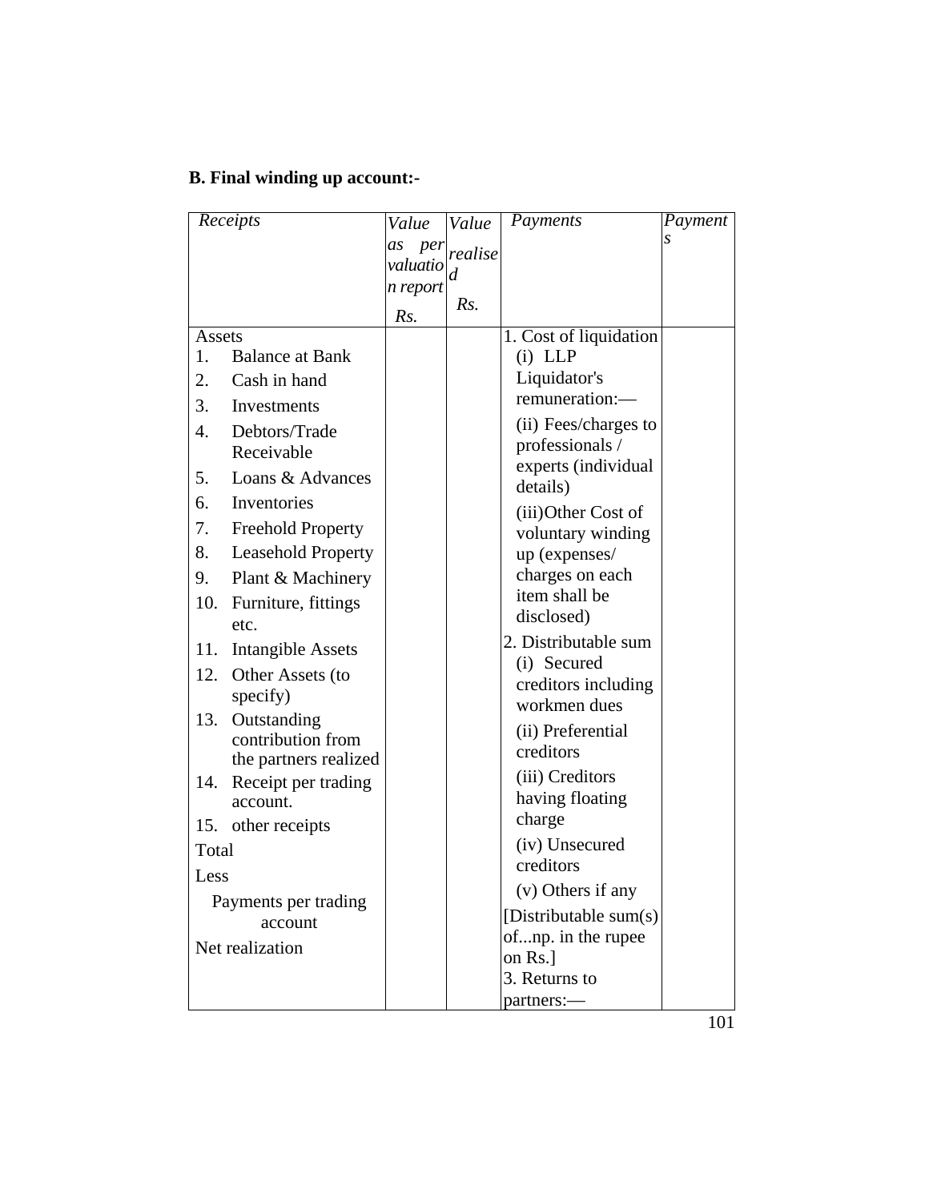**B. Final winding up account:-**

| *Receipts* | *Value as per valuation report Rs.* | *Value realised Rs.* | *Payments* | *Payments* |
|---|---|---|---|---|
| Assets<br>1. Balance at Bank<br>2. Cash in hand<br>3. Investments<br>4. Debtors/Trade Receivable<br>5. Loans & Advances<br>6. Inventories<br>7. Freehold Property<br>8. Leasehold Property<br>9. Plant & Machinery<br>10. Furniture, fittings etc.<br>11. Intangible Assets<br>12. Other Assets (to specify)<br>13. Outstanding contribution from the partners realized<br>14. Receipt per trading account.<br>15. other receipts<br>Total<br>Less<br>Payments per trading account<br>Net realization | | | 1. Cost of liquidation<br>(i) LLP Liquidator's remuneration:—<br>(ii) Fees/charges to professionals / experts (individual details)<br>(iii)Other Cost of voluntary winding up (expenses/ charges on each item shall be disclosed)<br>2. Distributable sum<br>(i) Secured creditors including workmen dues<br>(ii) Preferential creditors<br>(iii) Creditors having floating charge<br>(iv) Unsecured creditors<br>(v) Others if any<br>[Distributable sum(s) of...np. in the rupee on Rs.]<br>3. Returns to partners:— | |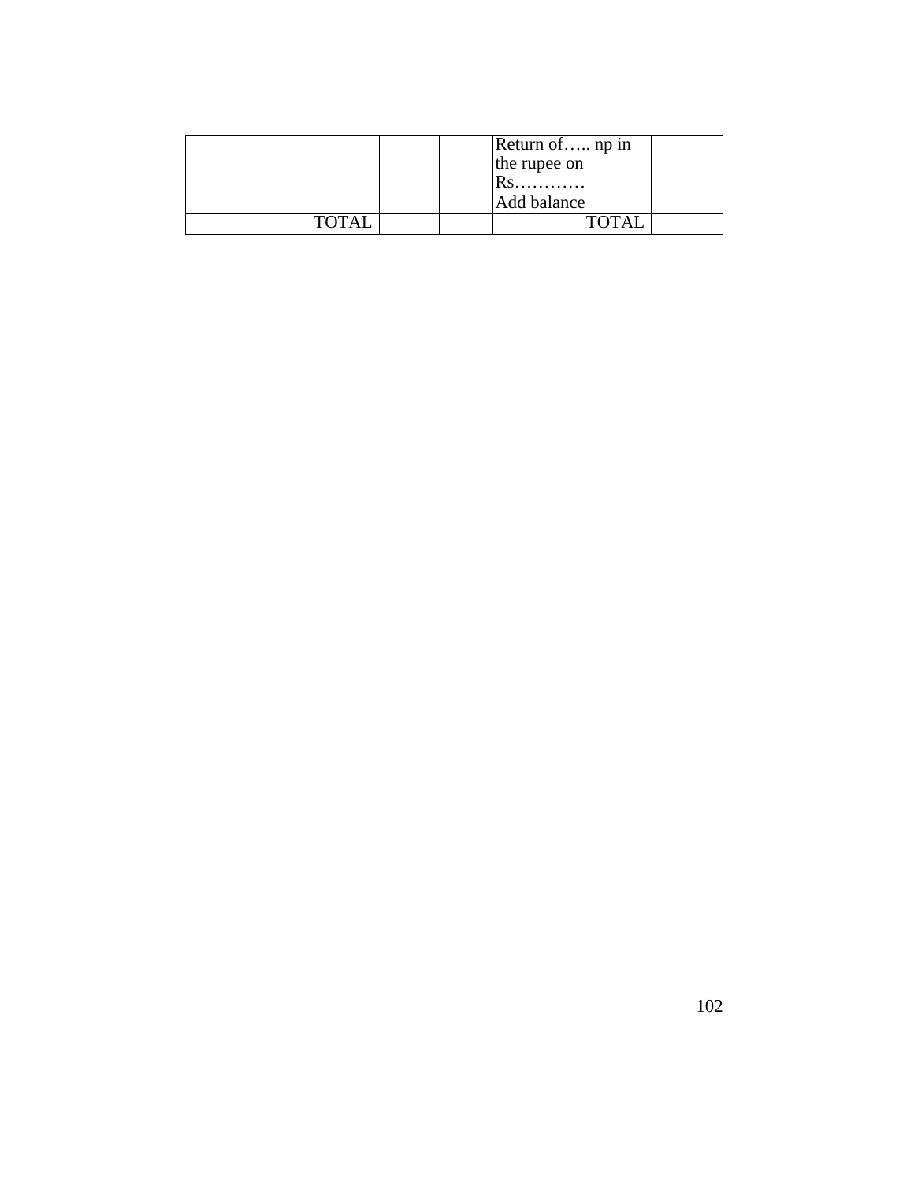| | | | | |
|---|---|---|---|---|
| | | | Return of….. np in the rupee on Rs………… Add balance | |
| TOTAL | | | TOTAL | |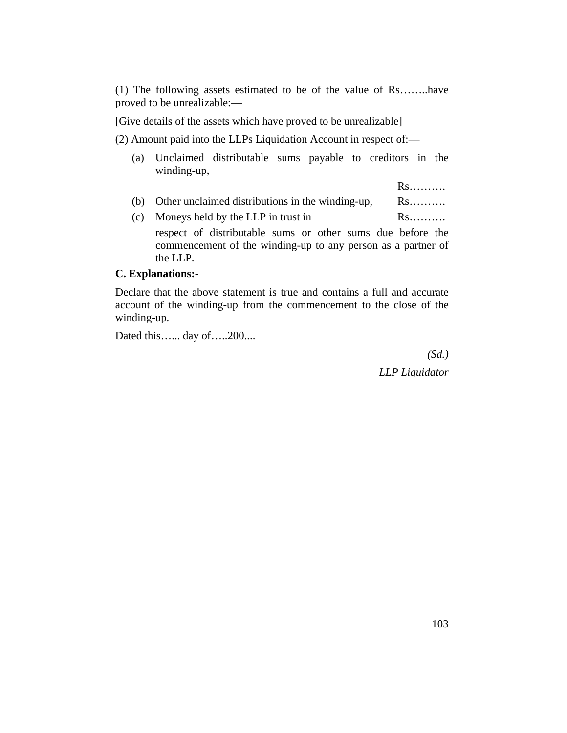(1) The following assets estimated to be of the value of Rs……..have proved to be unrealizable:—

[Give details of the assets which have proved to be unrealizable]

(2) Amount paid into the LLPs Liquidation Account in respect of:—

(a) Unclaimed distributable sums payable to creditors in the winding-up, Rs……….

(b) Other unclaimed distributions in the winding-up, Rs……….

(c) Moneys held by the LLP in trust in respect of distributable sums or other sums due before the commencement of the winding-up to any person as a partner of the LLP. Rs……….

**C. Explanations:-**

Declare that the above statement is true and contains a full and accurate account of the winding-up from the commencement to the close of the winding-up.

Dated this…... day of…..200....

*(Sd.)*

*LLP Liquidator*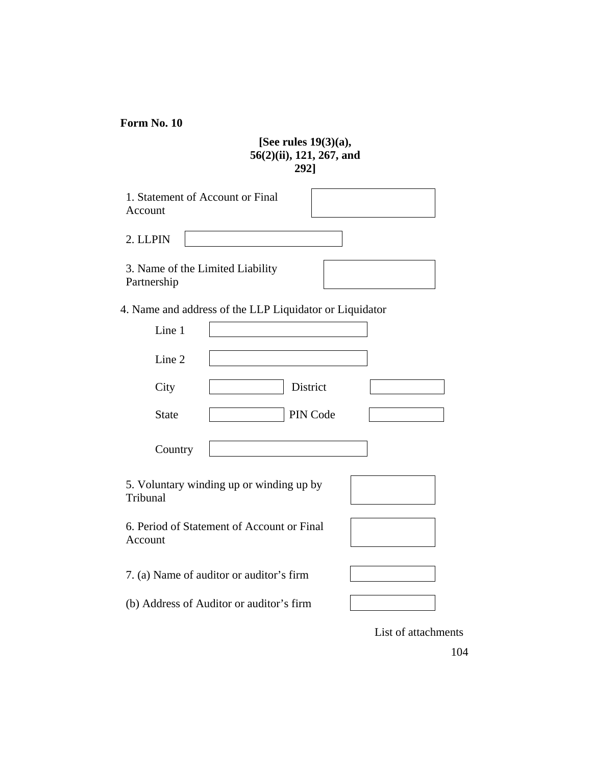**Form No. 10**

**[See rules 19(3)(a), 56(2)(ii), 121, 267, and 292]**

1. Statement of Account or Final Account

2. LLPIN

3. Name of the Limited Liability Partnership

4. Name and address of the LLP Liquidator or Liquidator

Line 1

Line 2

City | District

State | PIN Code

Country

5. Voluntary winding up or winding up by Tribunal

6. Period of Statement of Account or Final Account

7. (a) Name of auditor or auditor's firm

(b) Address of Auditor or auditor's firm

List of attachments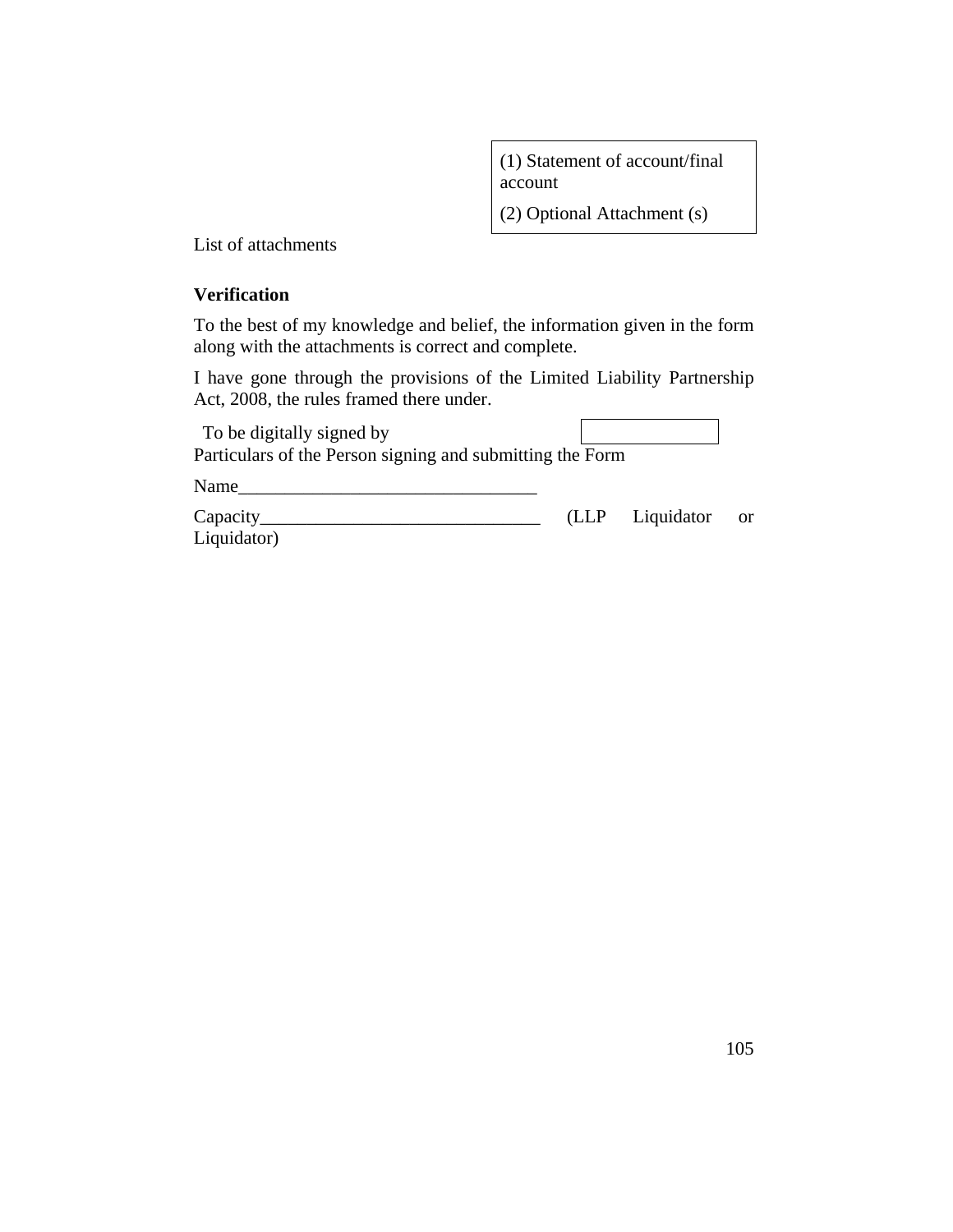| List of attachments | (1) Statement of account/final account<br>(2) Optional Attachment (s) |
|---|---|

**Verification**

To the best of my knowledge and belief, the information given in the form along with the attachments is correct and complete.

I have gone through the provisions of the Limited Liability Partnership Act, 2008, the rules framed there under.

To be digitally signed by

Particulars of the Person signing and submitting the Form

Name________________________________

Capacity______________________________ (LLP Liquidator or Liquidator)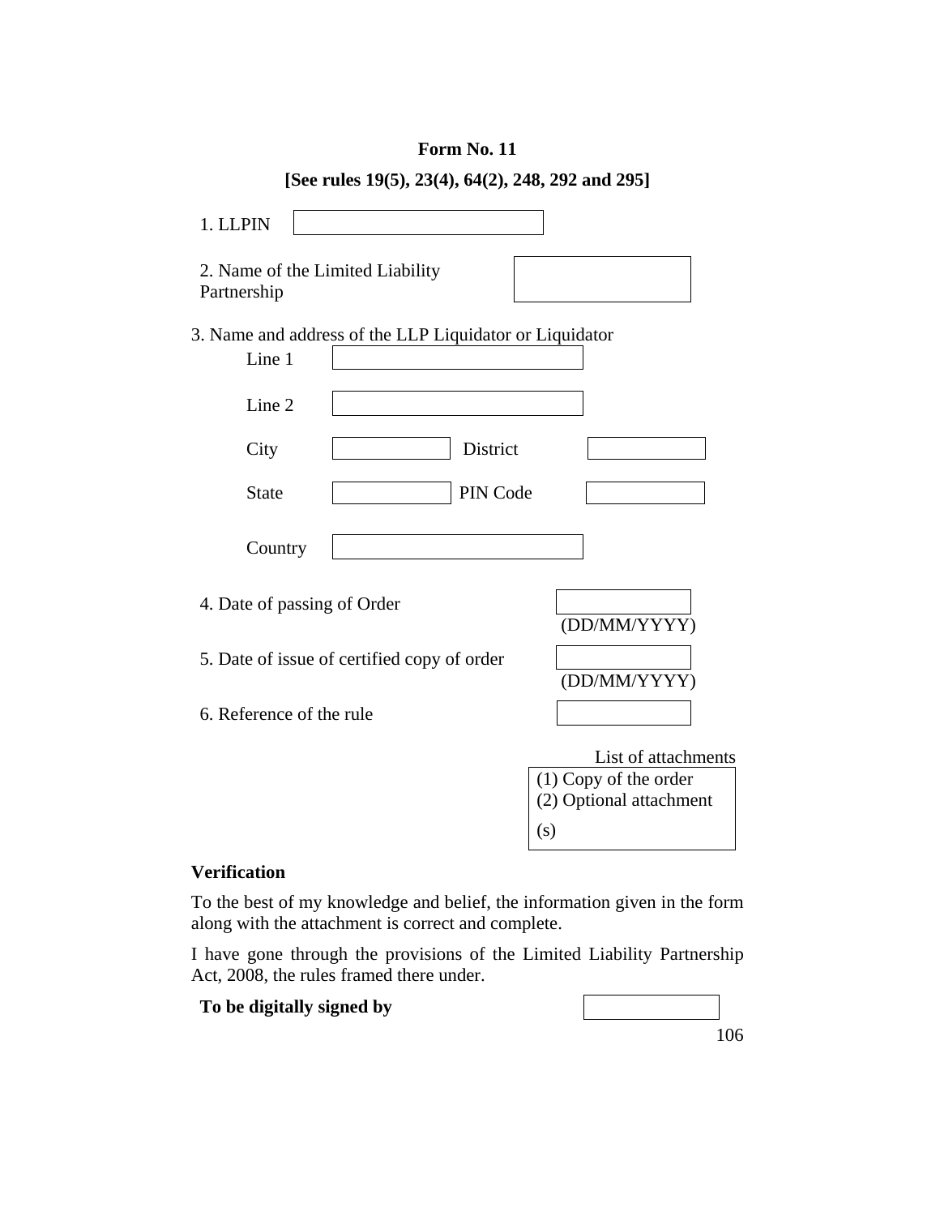**Form No. 11**

**[See rules 19(5), 23(4), 64(2), 248, 292 and 295]**

1. LLPIN

2. Name of the Limited Liability Partnership

3. Name and address of the LLP Liquidator or Liquidator

   Line 1

   Line 2

   City | District

   State | PIN Code

   Country

4. Date of passing of Order (DD/MM/YYYY)

5. Date of issue of certified copy of order (DD/MM/YYYY)

6. Reference of the rule

List of attachments

(1) Copy of the order
(2) Optional attachment (s)

**Verification**

To the best of my knowledge and belief, the information given in the form along with the attachment is correct and complete.

I have gone through the provisions of the Limited Liability Partnership Act, 2008, the rules framed there under.

**To be digitally signed by**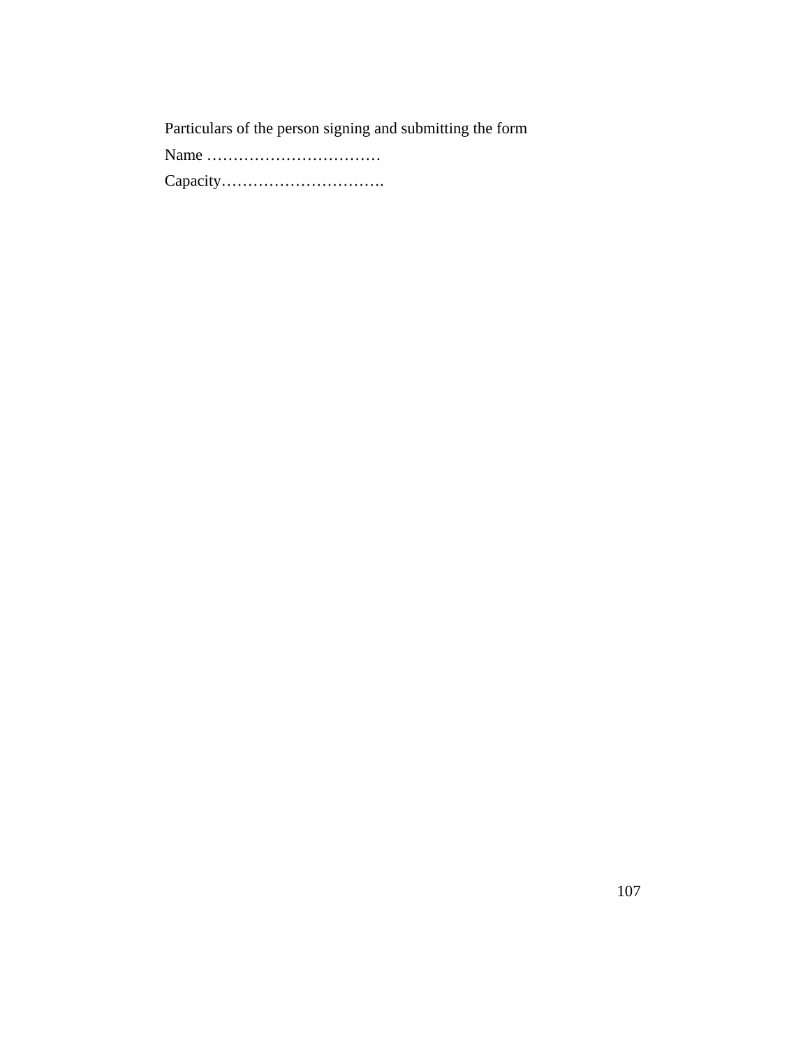Particulars of the person signing and submitting the form

Name ……………………………

Capacity………………………….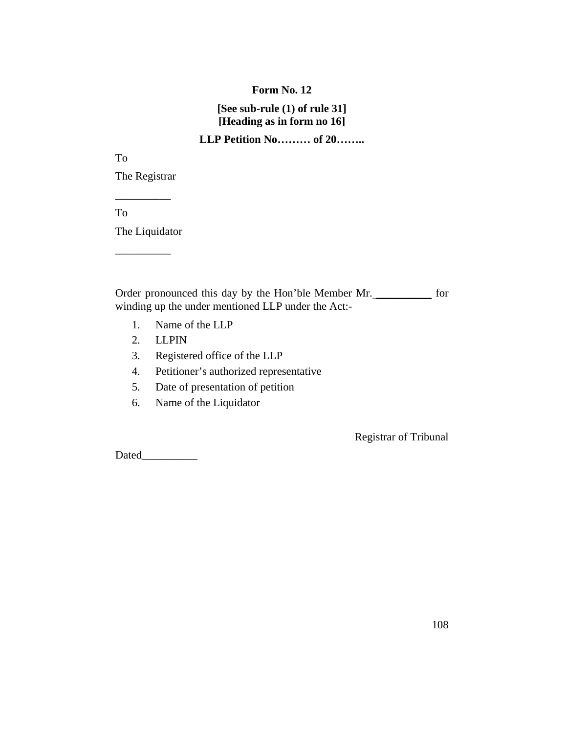**Form No. 12**

**[See sub-rule (1) of rule 31]**
**[Heading as in form no 16]**

**LLP Petition No……… of 20……..**

To

The Registrar

__________

To

The Liquidator

__________

Order pronounced this day by the Hon'ble Member Mr. __________ for winding up the under mentioned LLP under the Act:-

1. Name of the LLP
2. LLPIN
3. Registered office of the LLP
4. Petitioner's authorized representative
5. Date of presentation of petition
6. Name of the Liquidator

Registrar of Tribunal

Dated__________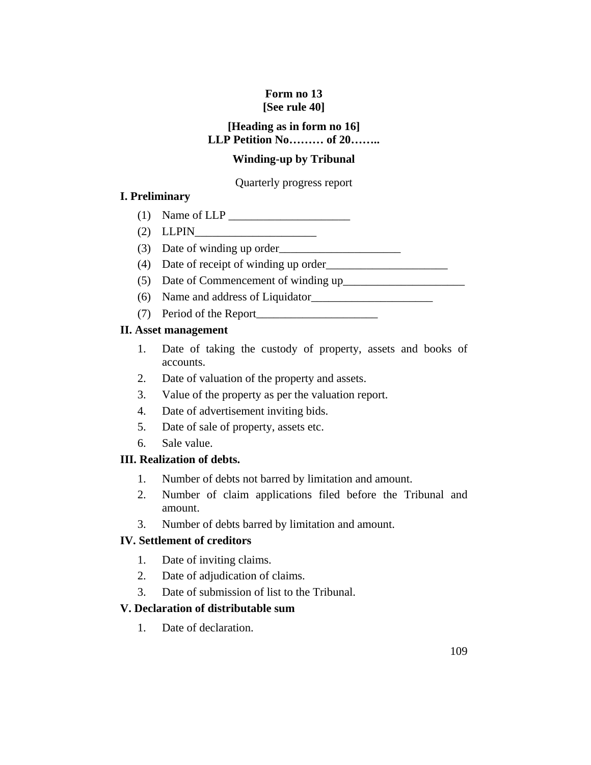**Form no 13**
**[See rule 40]**

**[Heading as in form no 16]**
**LLP Petition No……… of 20……..**

**Winding-up by Tribunal**

Quarterly progress report

**I. Preliminary**

(1) Name of LLP _____________________

(2) LLPIN_____________________

(3) Date of winding up order_____________________

(4) Date of receipt of winding up order_____________________

(5) Date of Commencement of winding up_____________________

(6) Name and address of Liquidator_____________________

(7) Period of the Report_____________________

**II. Asset management**

1. Date of taking the custody of property, assets and books of accounts.
2. Date of valuation of the property and assets.
3. Value of the property as per the valuation report.
4. Date of advertisement inviting bids.
5. Date of sale of property, assets etc.
6. Sale value.

**III. Realization of debts.**

1. Number of debts not barred by limitation and amount.
2. Number of claim applications filed before the Tribunal and amount.
3. Number of debts barred by limitation and amount.

**IV. Settlement of creditors**

1. Date of inviting claims.
2. Date of adjudication of claims.
3. Date of submission of list to the Tribunal.

**V. Declaration of distributable sum**

1. Date of declaration.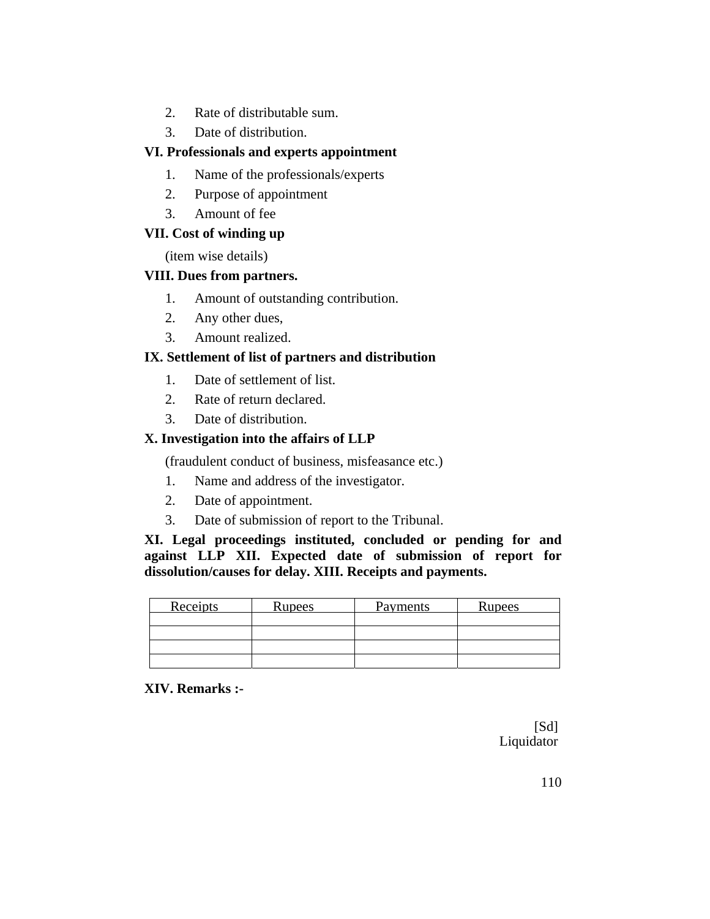2. Rate of distributable sum.
3. Date of distribution.

**VI. Professionals and experts appointment**

1. Name of the professionals/experts
2. Purpose of appointment
3. Amount of fee

**VII. Cost of winding up**

(item wise details)

**VIII. Dues from partners.**

1. Amount of outstanding contribution.
2. Any other dues,
3. Amount realized.

**IX. Settlement of list of partners and distribution**

1. Date of settlement of list.
2. Rate of return declared.
3. Date of distribution.

**X. Investigation into the affairs of LLP**

(fraudulent conduct of business, misfeasance etc.)

1. Name and address of the investigator.
2. Date of appointment.
3. Date of submission of report to the Tribunal.

**XI. Legal proceedings instituted, concluded or pending for and against LLP XII. Expected date of submission of report for dissolution/causes for delay. XIII. Receipts and payments.**

| Receipts | Rupees | Payments | Rupees |
|---|---|---|---|
| | | | |
| | | | |
| | | | |
| | | | |

**XIV. Remarks :-**

[Sd]
Liquidator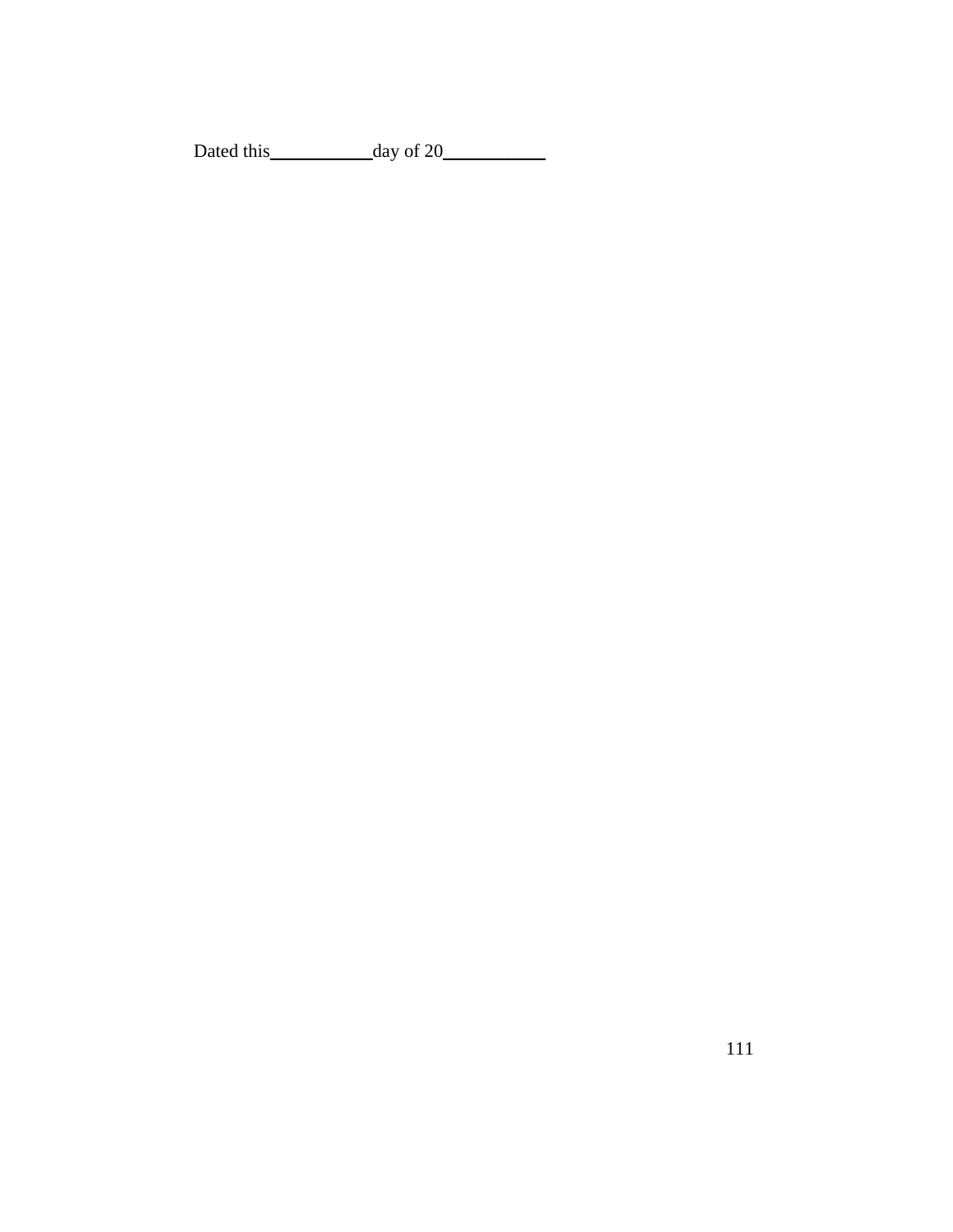Dated this___________day of 20___________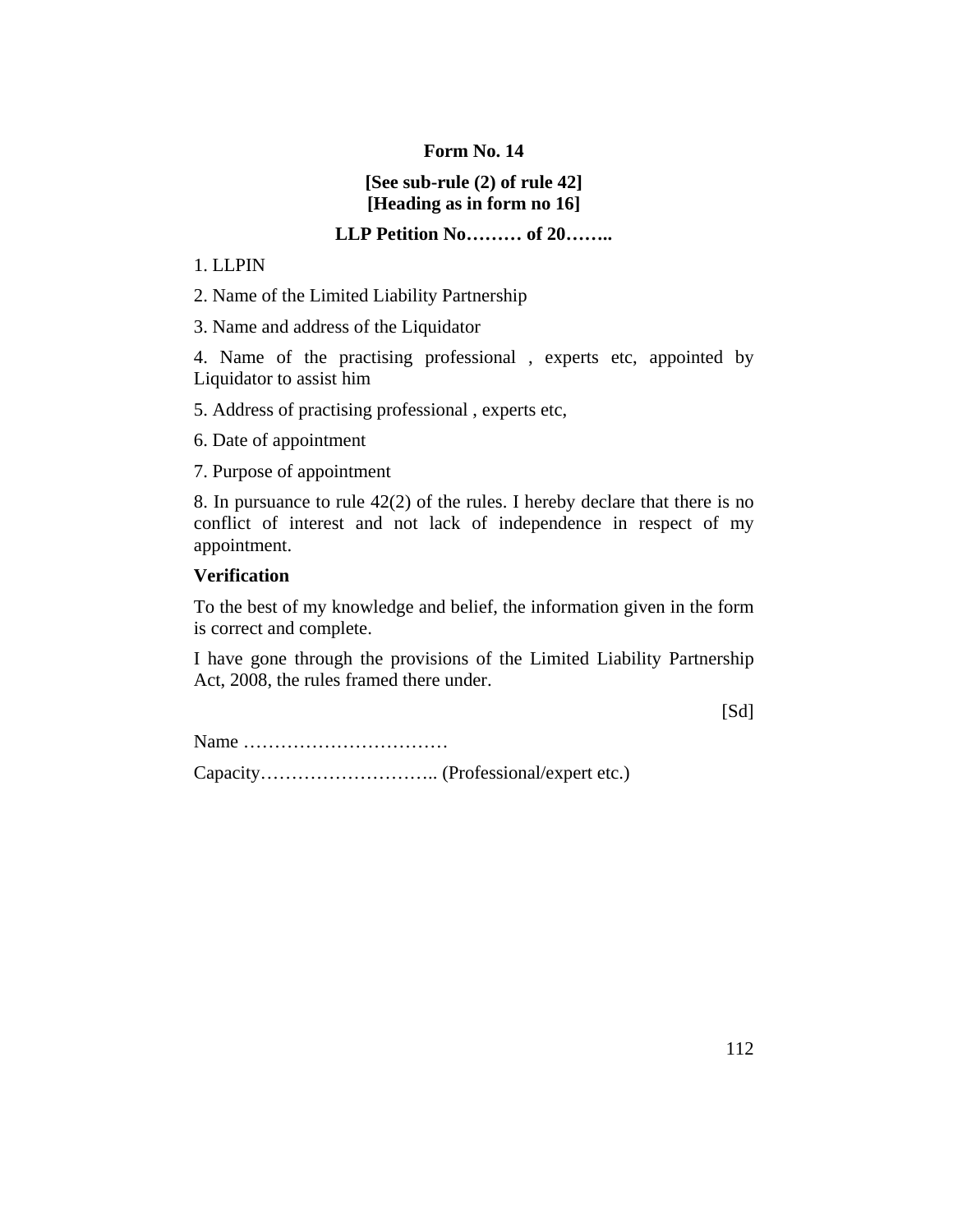**Form No. 14**

**[See sub-rule (2) of rule 42]**
**[Heading as in form no 16]**

**LLP Petition No……… of 20……..**

1. LLPIN

2. Name of the Limited Liability Partnership

3. Name and address of the Liquidator

4. Name of the practising professional , experts etc, appointed by Liquidator to assist him

5. Address of practising professional , experts etc,

6. Date of appointment

7. Purpose of appointment

8. In pursuance to rule 42(2) of the rules. I hereby declare that there is no conflict of interest and not lack of independence in respect of my appointment.

**Verification**

To the best of my knowledge and belief, the information given in the form is correct and complete.

I have gone through the provisions of the Limited Liability Partnership Act, 2008, the rules framed there under.

[Sd]

Name ……………………………

Capacity……………………….. (Professional/expert etc.)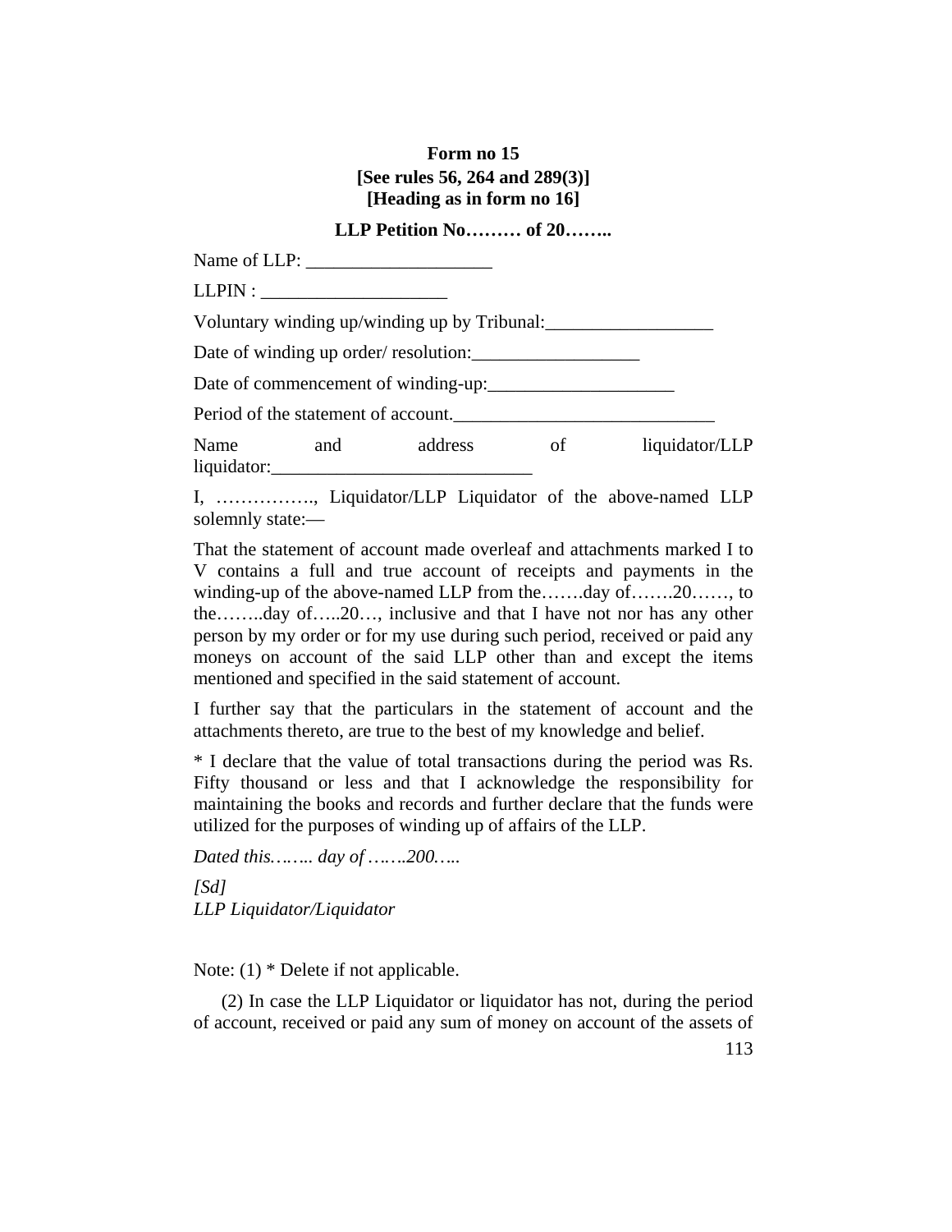**Form no 15**
**[See rules 56, 264 and 289(3)]**
**[Heading as in form no 16]**

**LLP Petition No……… of 20……..**

Name of LLP: ____________________

LLPIN : ____________________

Voluntary winding up/winding up by Tribunal:__________________

Date of winding up order/ resolution:__________________

Date of commencement of winding-up:____________________

Period of the statement of account.____________________________

Name and address of liquidator/LLP liquidator:____________________________

I, ……………., Liquidator/LLP Liquidator of the above-named LLP solemnly state:—

That the statement of account made overleaf and attachments marked I to V contains a full and true account of receipts and payments in the winding-up of the above-named LLP from the…….day of…….20……, to the……..day of…..20…, inclusive and that I have not nor has any other person by my order or for my use during such period, received or paid any moneys on account of the said LLP other than and except the items mentioned and specified in the said statement of account.

I further say that the particulars in the statement of account and the attachments thereto, are true to the best of my knowledge and belief.

* I declare that the value of total transactions during the period was Rs. Fifty thousand or less and that I acknowledge the responsibility for maintaining the books and records and further declare that the funds were utilized for the purposes of winding up of affairs of the LLP.

*Dated this…….. day of …….200…..*

*[Sd]*
*LLP Liquidator/Liquidator*

Note: (1) * Delete if not applicable.

(2) In case the LLP Liquidator or liquidator has not, during the period of account, received or paid any sum of money on account of the assets of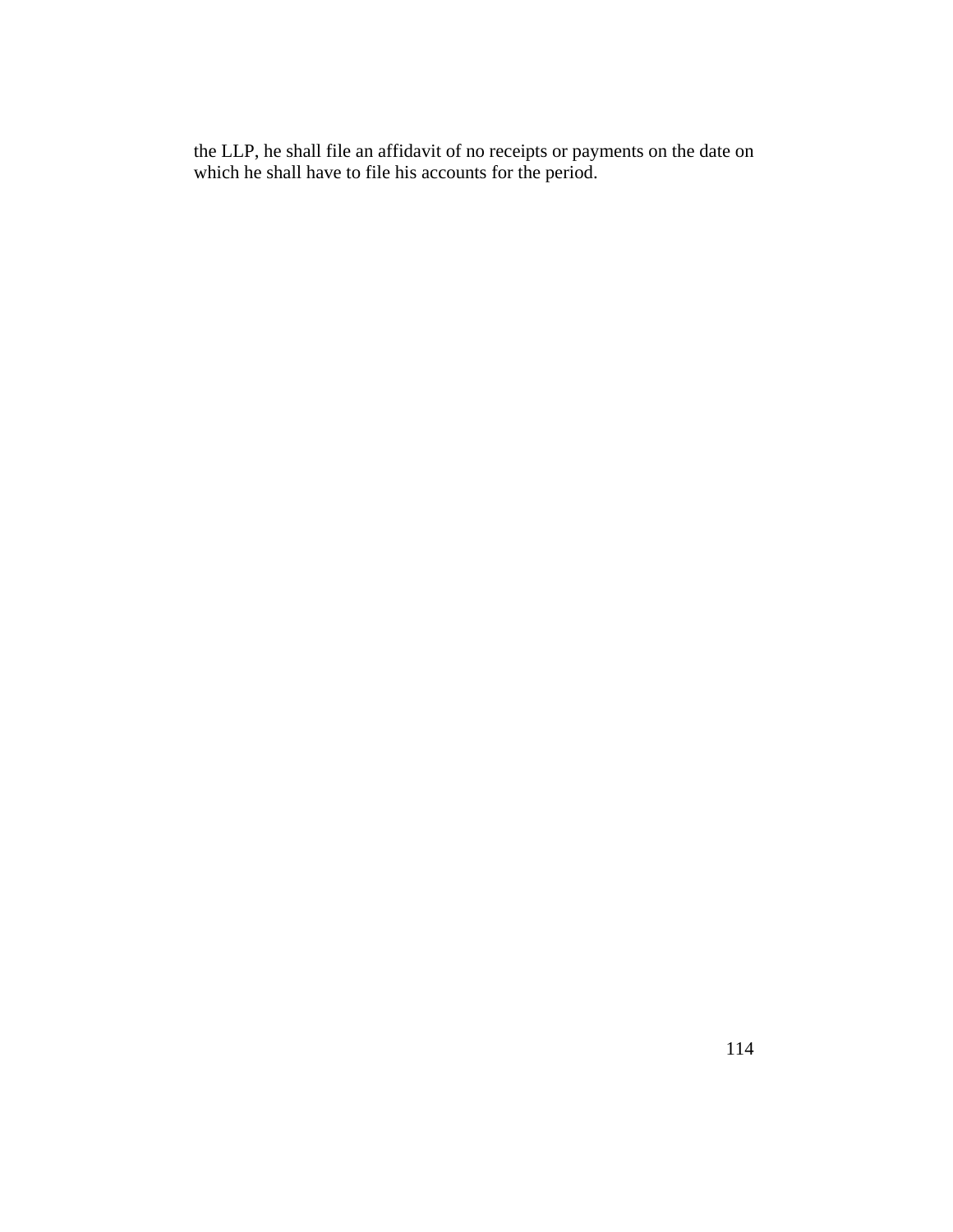the LLP, he shall file an affidavit of no receipts or payments on the date on which he shall have to file his accounts for the period.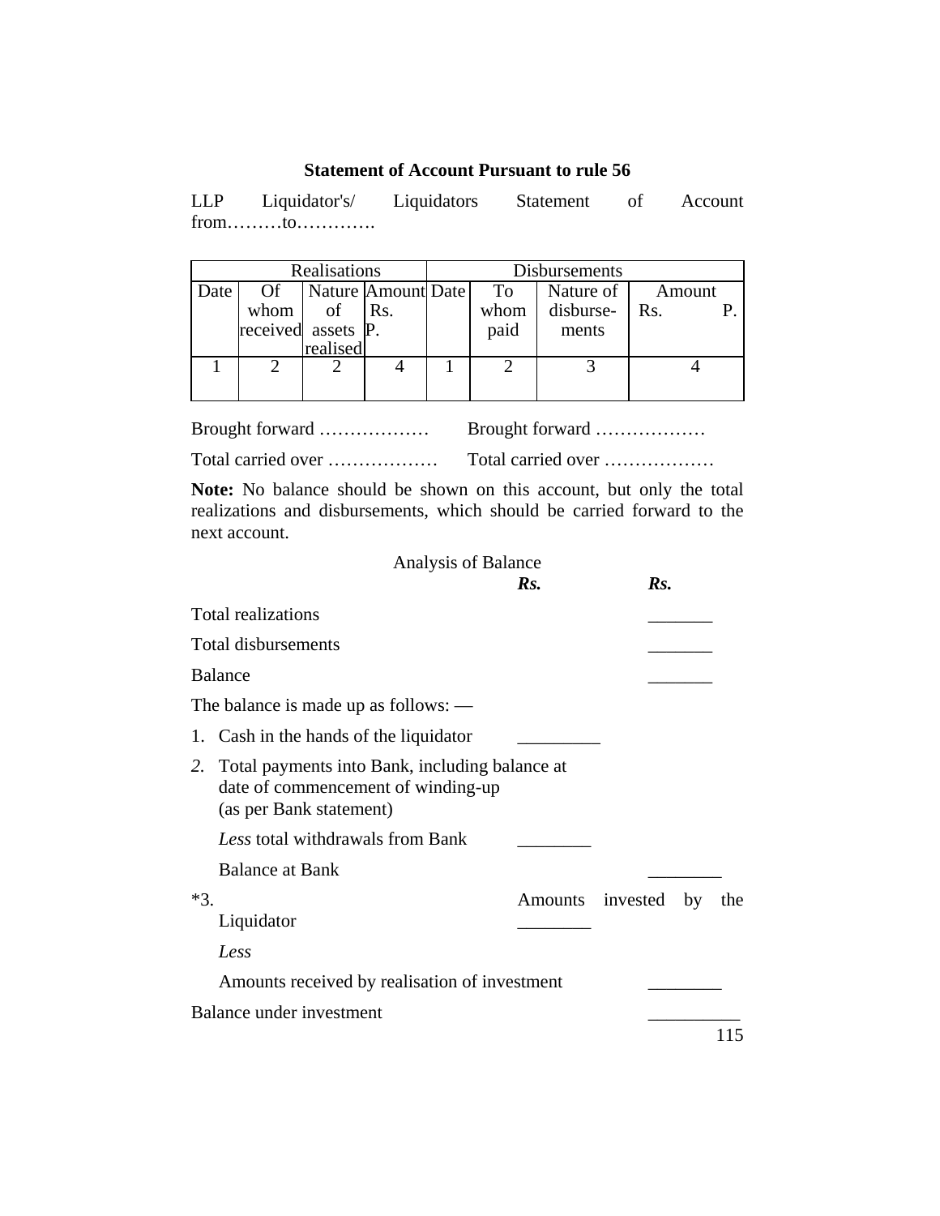**Statement of Account Pursuant to rule 56**

LLP Liquidator's/ Liquidators Statement of Account from………to………….

| Realisations | | | | Disbursements | | | |
|---|---|---|---|---|---|---|---|
| Date | Of whom received | Nature of assets realised | Amount Rs. P. | Date | To whom paid | Nature of disburse-ments | Amount Rs. P. |
| 1 | 2 | 2 | 4 | 1 | 2 | 3 | 4 |

Brought forward ……………… Brought forward ………………

Total carried over ……………… Total carried over ………………

**Note:** No balance should be shown on this account, but only the total realizations and disbursements, which should be carried forward to the next account.

Analysis of Balance

| | ***Rs.*** | ***Rs.*** |
|---|---|---|
| Total realizations | | _______ |
| Total disbursements | | _______ |
| Balance | | _______ |
| The balance is made up as follows: — | | |
| 1. Cash in the hands of the liquidator | _________ | |
| *2.* Total payments into Bank, including balance at date of commencement of winding-up (as per Bank statement) | | |
| *Less* total withdrawals from Bank | ________ | |
| Balance at Bank | | ________ |
| *3. Amounts invested by the Liquidator | ________ | |
| *Less* | | |
| Amounts received by realisation of investment | | ________ |
| Balance under investment | | __________ |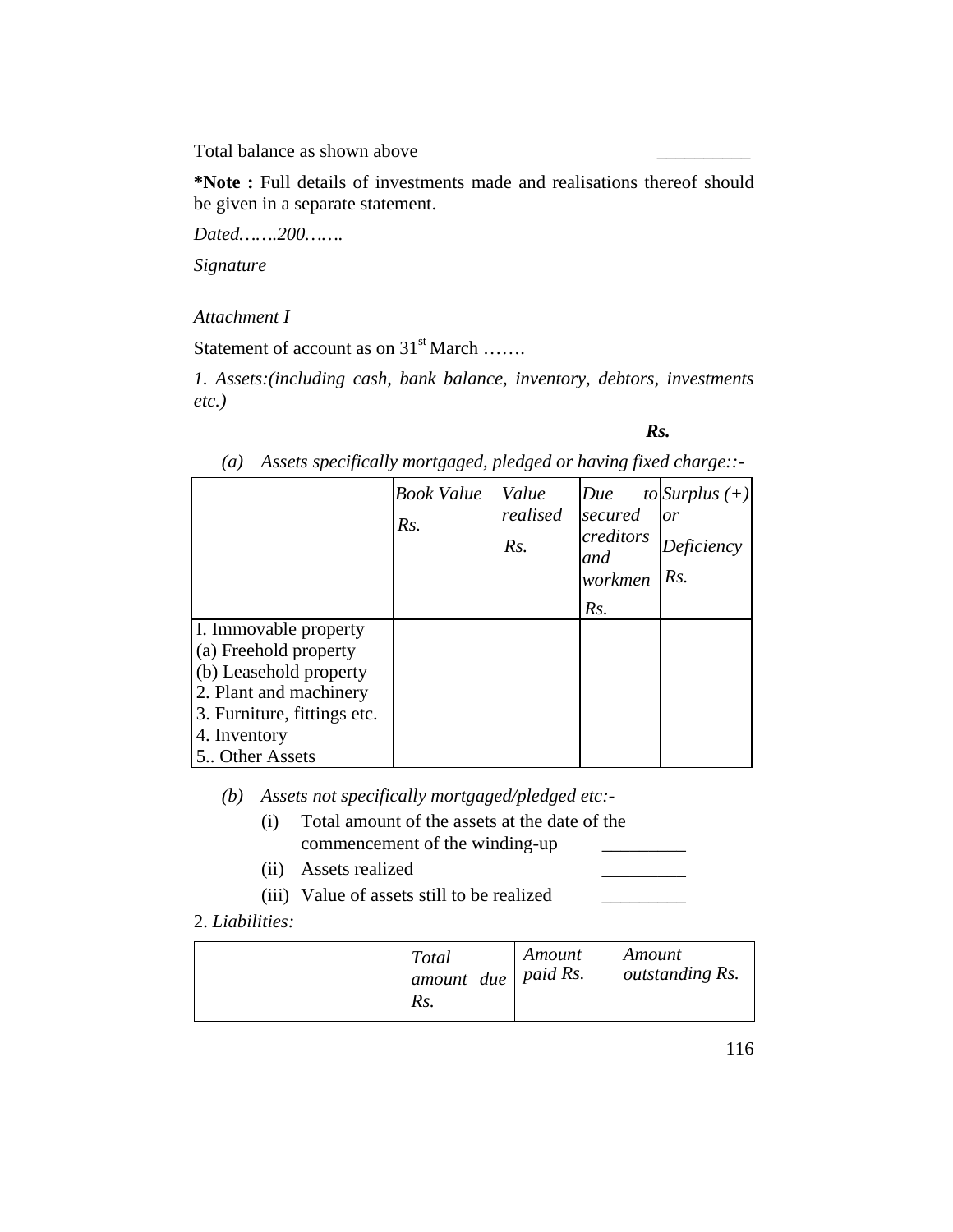Total balance as shown above __________

***Note :** Full details of investments made and realisations thereof should be given in a separate statement.

*Dated…….200…….*

*Signature*

*Attachment I*

Statement of account as on 31st March …….

*1. Assets:(including cash, bank balance, inventory, debtors, investments etc.)*

***Rs.***

*(a) Assets specifically mortgaged, pledged or having fixed charge::-*

| | *Book Value Rs.* | *Value realised Rs.* | *Due to secured creditors and workmen Rs.* | *Surplus (+) or Deficiency Rs.* |
|---|---|---|---|---|
| I. Immovable property<br>(a) Freehold property<br>(b) Leasehold property | | | | |
| 2. Plant and machinery<br>3. Furniture, fittings etc.<br>4. Inventory<br>5.. Other Assets | | | | |

*(b) Assets not specifically mortgaged/pledged etc:-*

(i) Total amount of the assets at the date of the commencement of the winding-up _________

(ii) Assets realized _________

(iii) Value of assets still to be realized _________

2. *Liabilities:*

| | *Total amount due Rs.* | *Amount paid Rs.* | *Amount outstanding Rs.* |
|---|---|---|---|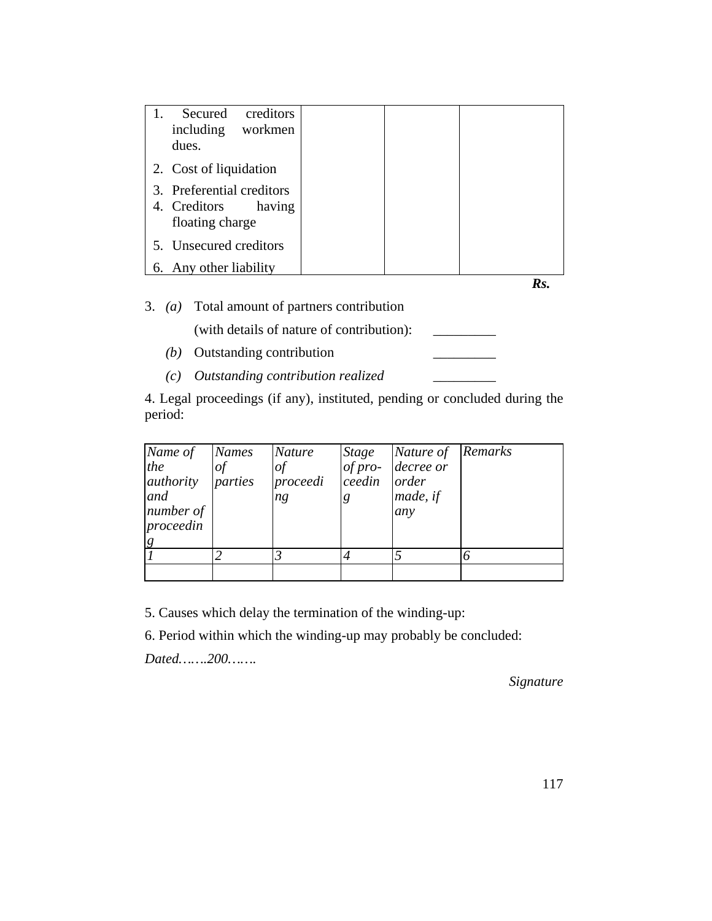| | | | |
|---|---|---|---|
| 1. Secured creditors including workmen dues.<br>2. Cost of liquidation<br>3. Preferential creditors<br>4. Creditors having floating charge<br>5. Unsecured creditors<br>6. Any other liability | | | |

***Rs.***

3. *(a)* Total amount of partners contribution

    (with details of nature of contribution): _________

   *(b)* Outstanding contribution _________

   *(c)* *Outstanding contribution realized* _________

4. Legal proceedings (if any), instituted, pending or concluded during the period:

| *Name of the authority and number of proceeding* | *Names of parties* | *Nature of proceeding* | *Stage of proceeding* | *Nature of decree or order made, if any* | *Remarks* |
|---|---|---|---|---|---|
| *1* | *2* | *3* | *4* | *5* | *6* |
| | | | | | |

5. Causes which delay the termination of the winding-up:

6. Period within which the winding-up may probably be concluded:

*Dated…….200…….*

*Signature*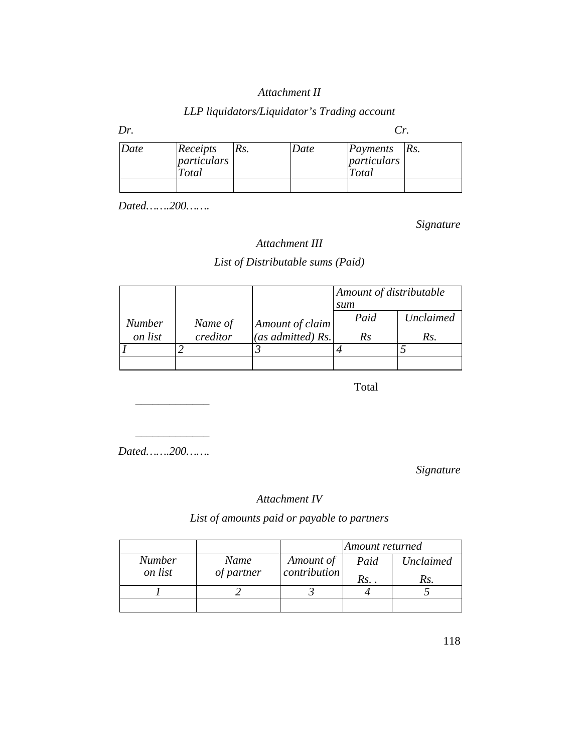*Attachment II*

*LLP liquidators/Liquidator's Trading account*

*Dr.* *Cr.*

| *Date* | *Receipts particulars Total* | *Rs.* | *Date* | *Payments particulars Total* | *Rs.* |
|---|---|---|---|---|---|
| | | | | | |

*Dated…….200…….*

*Signature*

*Attachment III*

*List of Distributable sums (Paid)*

| | | | *Amount of distributable sum* | |
|---|---|---|---|---|
| *Number on list* | *Name of creditor* | *Amount of claim (as admitted) Rs.* | *Paid Rs* | *Unclaimed Rs.* |
| *1* | *2* | *3* | *4* | *5* |
| | | | | |

Total

_____________

_____________

*Dated…….200…….*

*Signature*

*Attachment IV*

*List of amounts paid or payable to partners*

| | | | *Amount returned* | |
|---|---|---|---|---|
| *Number on list* | *Name of partner* | *Amount of contribution* | *Paid Rs. .* | *Unclaimed Rs.* |
| *1* | *2* | *3* | *4* | *5* |
| | | | | |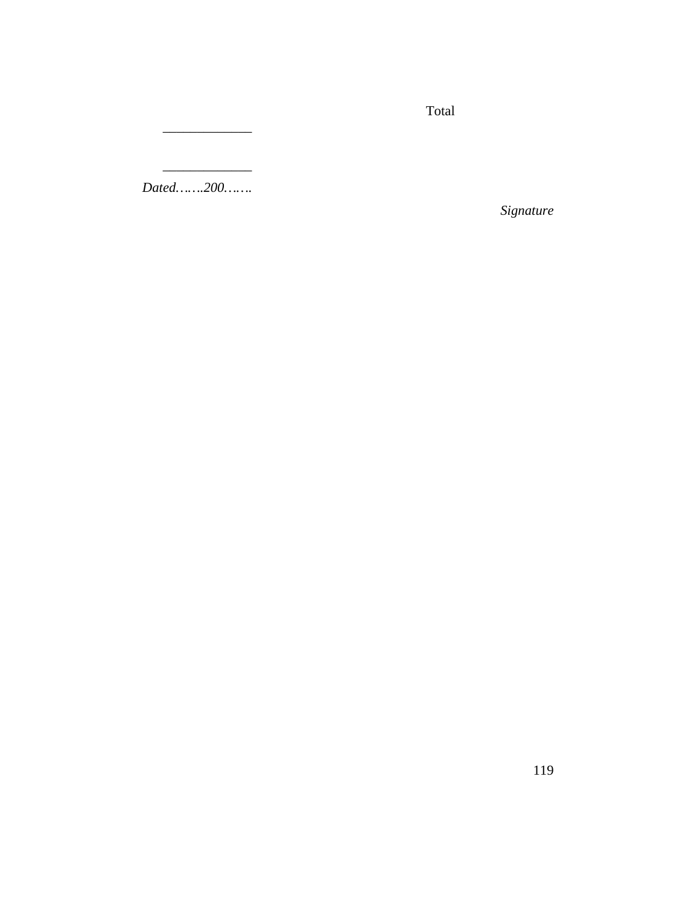Total

_____________

_____________

*Dated…….200…….*

*Signature*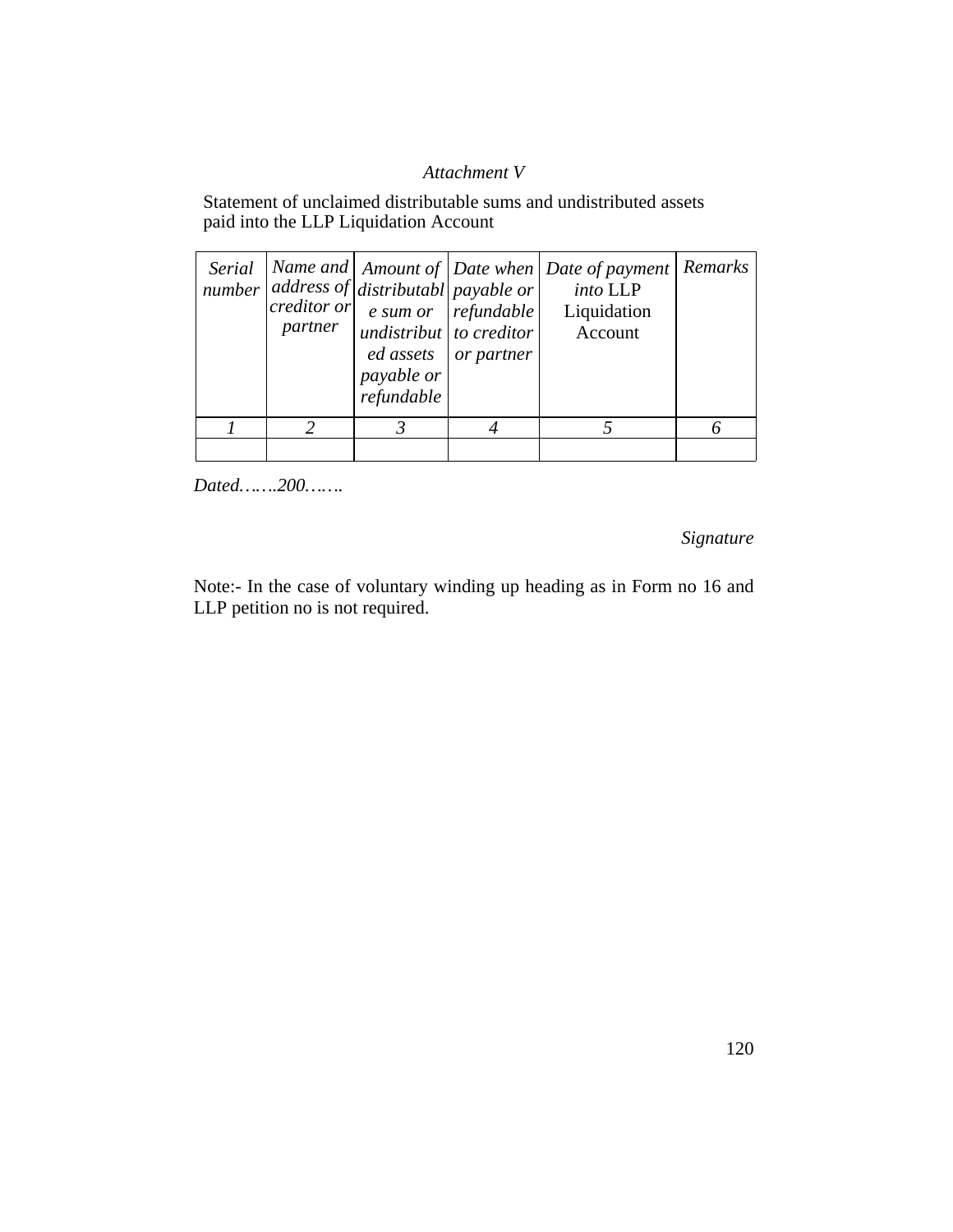*Attachment V*

Statement of unclaimed distributable sums and undistributed assets paid into the LLP Liquidation Account

| *Serial number* | *Name and address of creditor or partner* | *Amount of distributable sum or undistributed assets payable or refundable* | *Date when payable or refundable to creditor or partner* | *Date of payment into* LLP Liquidation Account | *Remarks* |
|---|---|---|---|---|---|
| *1* | *2* | *3* | *4* | *5* | *6* |
| | | | | | |

*Dated…….200…….*

*Signature*

Note:- In the case of voluntary winding up heading as in Form no 16 and LLP petition no is not required.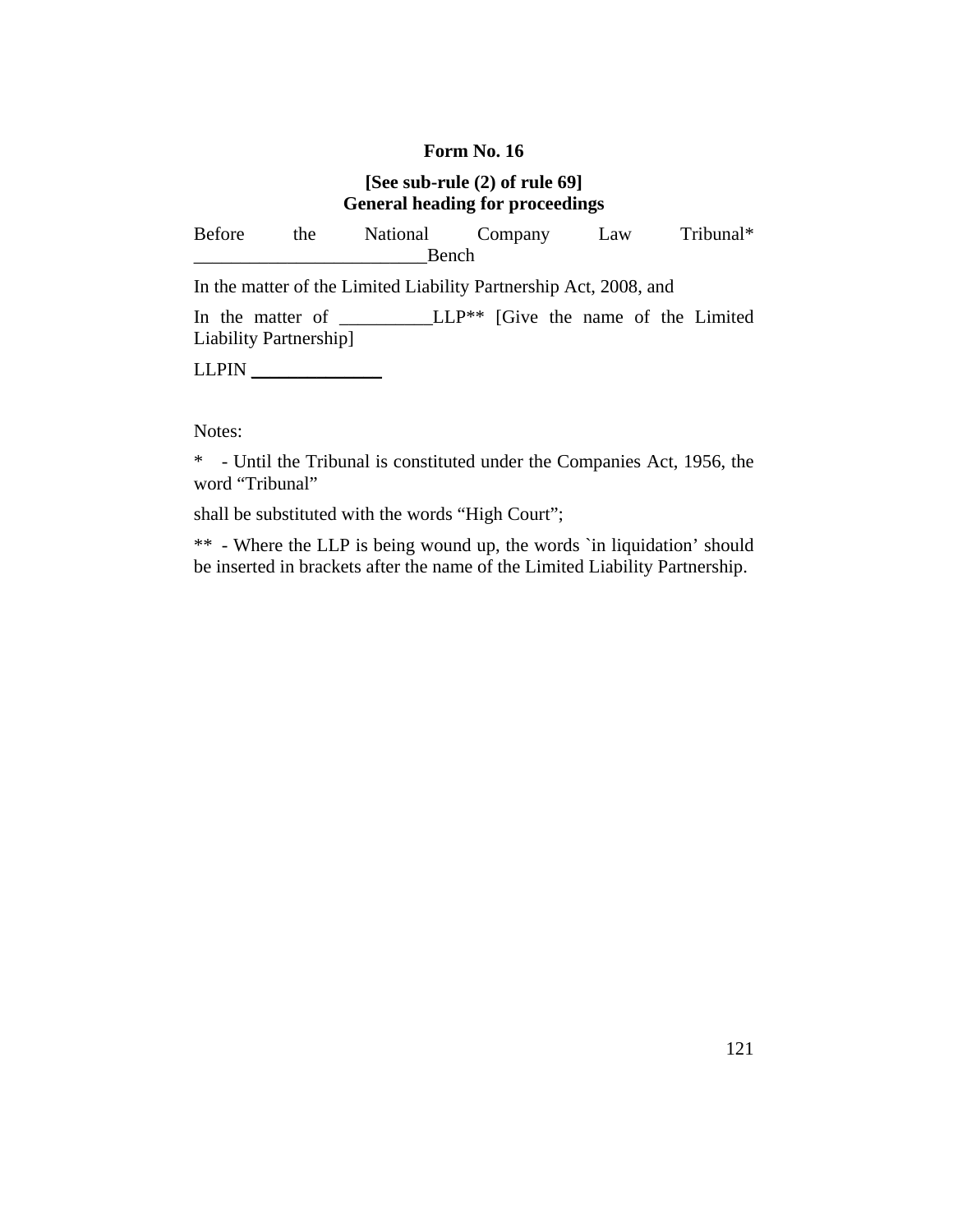**Form No. 16**

**[See sub-rule (2) of rule 69]**
**General heading for proceedings**

Before the National Company Law Tribunal* ________________________Bench

In the matter of the Limited Liability Partnership Act, 2008, and

In the matter of __________LLP** [Give the name of the Limited Liability Partnership]

LLPIN ______________

Notes:

* - Until the Tribunal is constituted under the Companies Act, 1956, the word "Tribunal"

shall be substituted with the words "High Court";

** - Where the LLP is being wound up, the words `in liquidation' should be inserted in brackets after the name of the Limited Liability Partnership.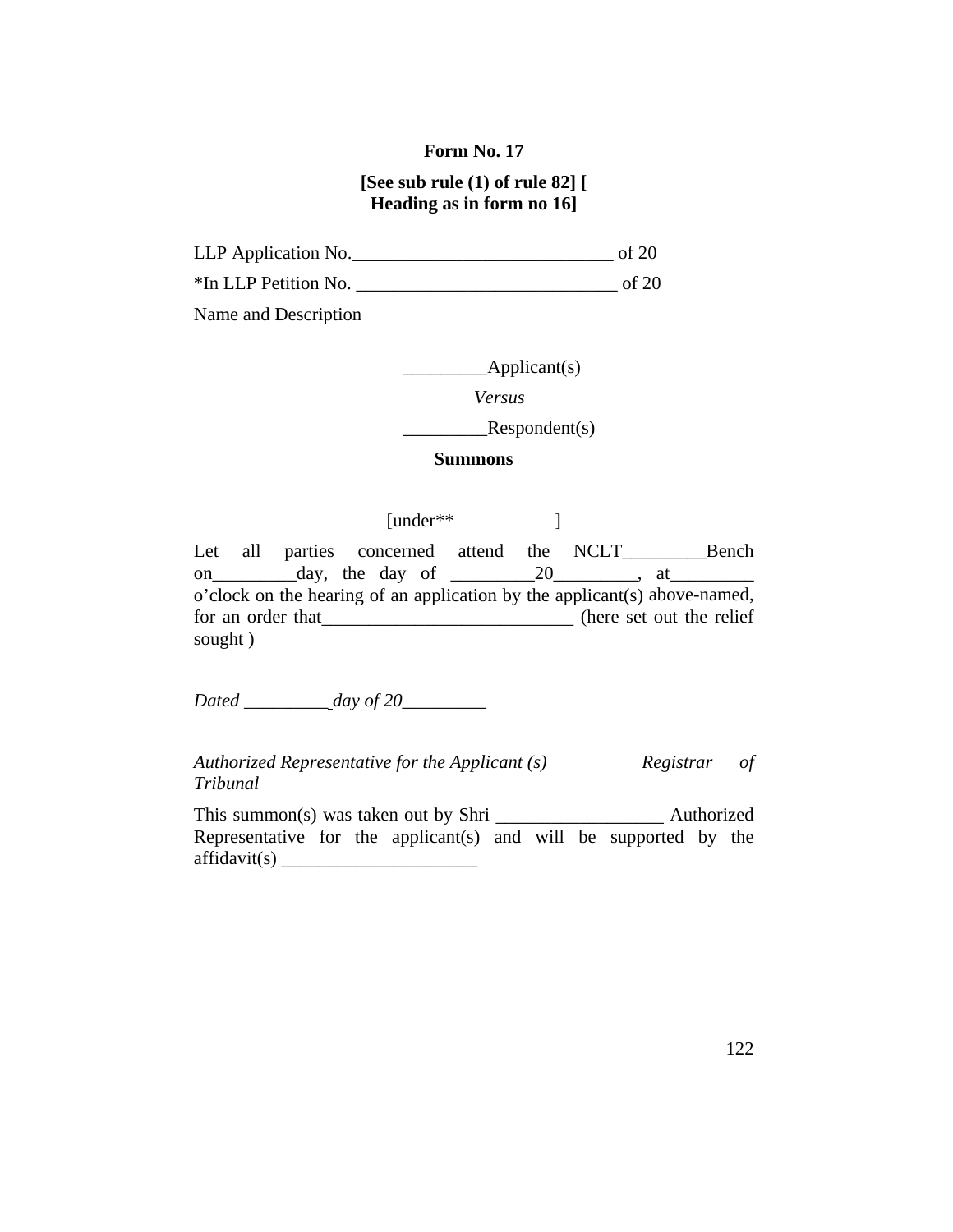**Form No. 17**

**[See sub rule (1) of rule 82] [ Heading as in form no 16]**

LLP Application No.____________________________ of 20

*In LLP Petition No. ____________________________ of 20

Name and Description

_________Applicant(s)

*Versus*

_________Respondent(s)

**Summons**

[under** ]

Let all parties concerned attend the NCLT_________Bench on_________day, the day of _________20_________, at_________ o'clock on the hearing of an application by the applicant(s) above-named, for an order that___________________________ (here set out the relief sought )

*Dated _________ day of 20_________*

*Authorized Representative for the Applicant (s)* *Registrar of Tribunal*

This summon(s) was taken out by Shri __________________ Authorized Representative for the applicant(s) and will be supported by the affidavit(s) _____________________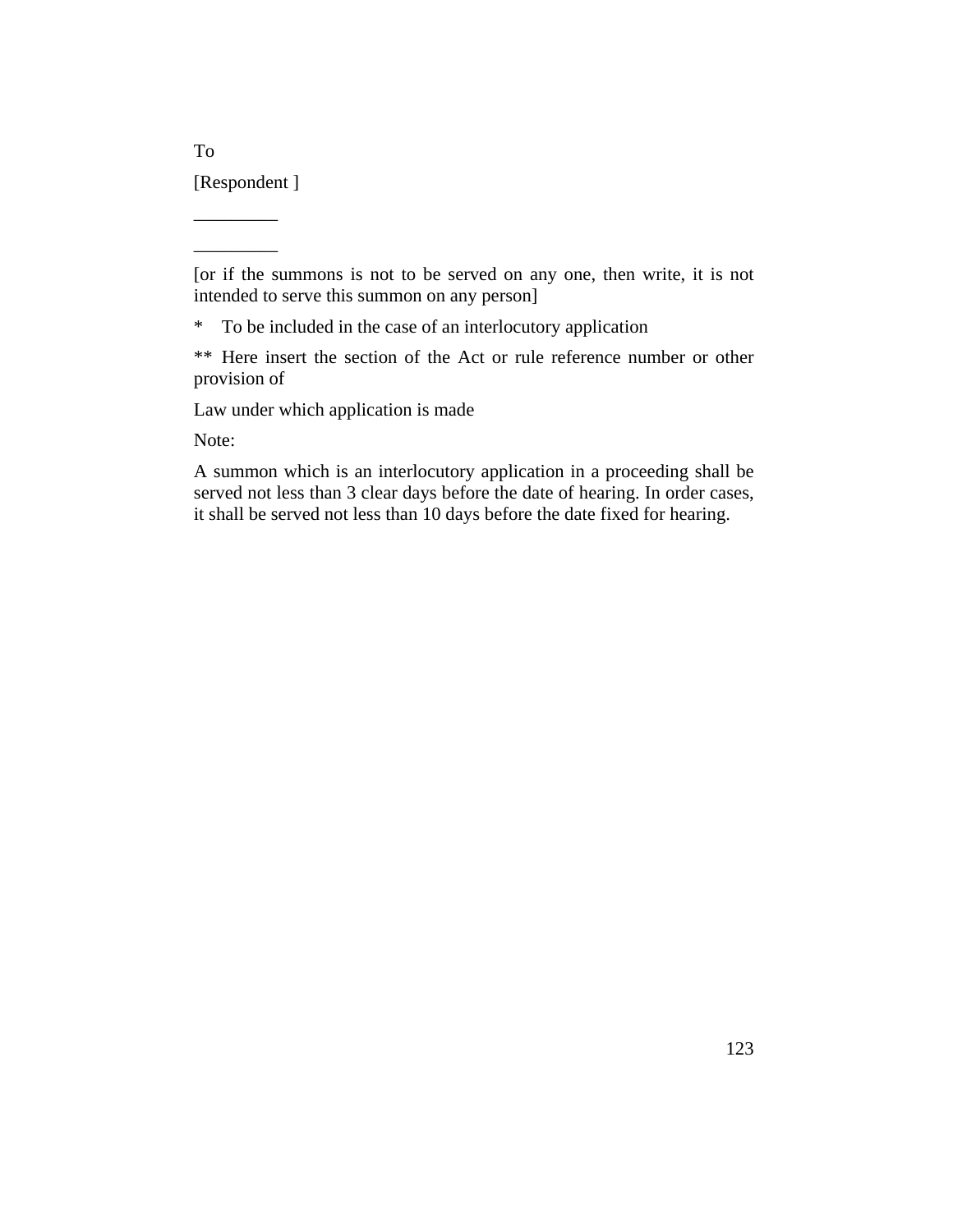To

[Respondent ]

_________

_________

[or if the summons is not to be served on any one, then write, it is not intended to serve this summon on any person]

\* To be included in the case of an interlocutory application

\*\* Here insert the section of the Act or rule reference number or other provision of

Law under which application is made

Note:

A summon which is an interlocutory application in a proceeding shall be served not less than 3 clear days before the date of hearing. In order cases, it shall be served not less than 10 days before the date fixed for hearing.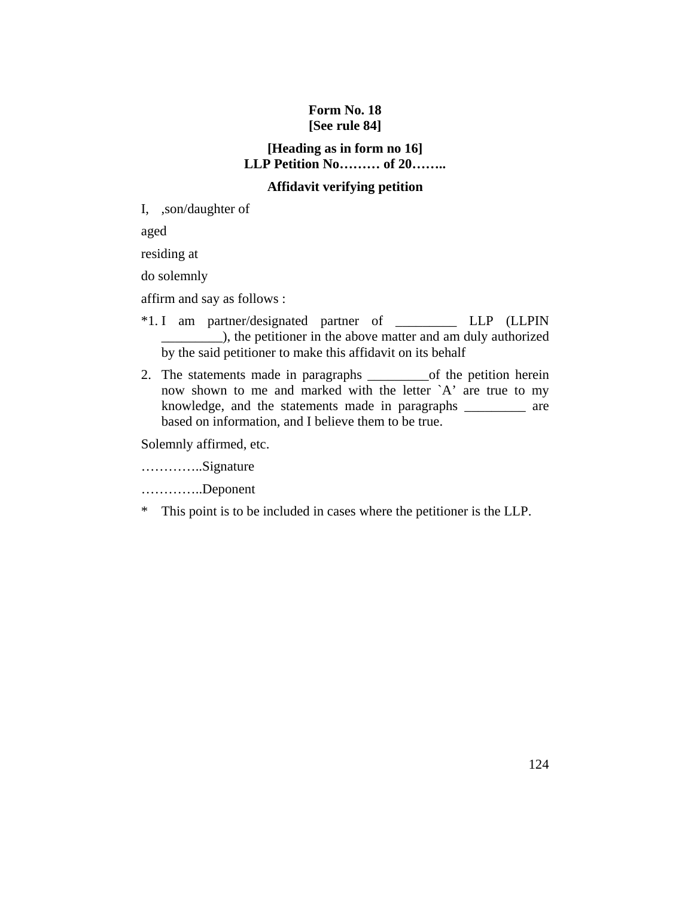**Form No. 18**
**[See rule 84]**

**[Heading as in form no 16]**
**LLP Petition No……… of 20……..**

**Affidavit verifying petition**

I, ,son/daughter of

aged

residing at

do solemnly

affirm and say as follows :

*1. I am partner/designated partner of _________ LLP (LLPIN _________), the petitioner in the above matter and am duly authorized by the said petitioner to make this affidavit on its behalf

2. The statements made in paragraphs _________of the petition herein now shown to me and marked with the letter `A' are true to my knowledge, and the statements made in paragraphs _________ are based on information, and I believe them to be true.

Solemnly affirmed, etc.

…………..Signature

…………..Deponent

* This point is to be included in cases where the petitioner is the LLP.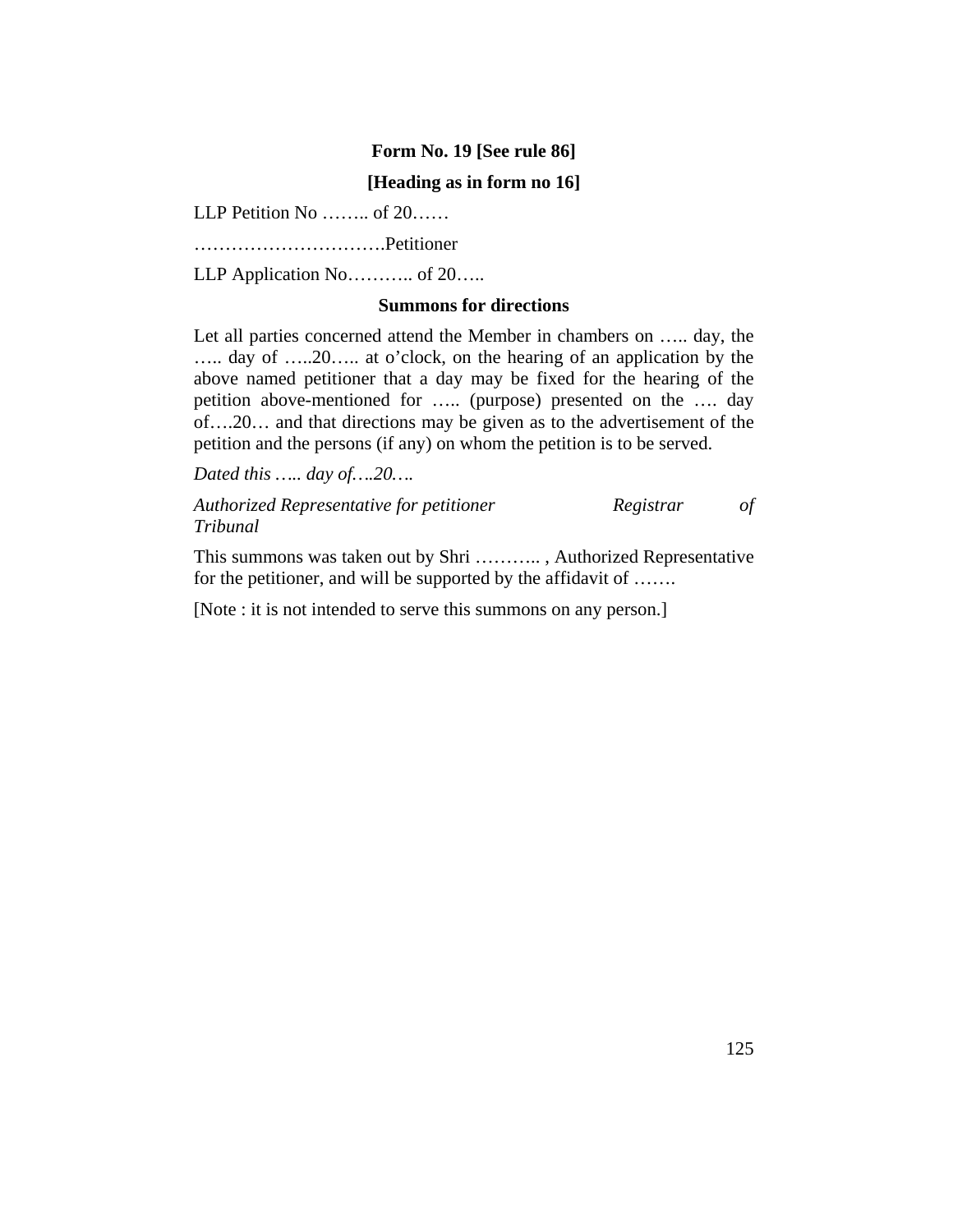**Form No. 19 [See rule 86]**

**[Heading as in form no 16]**

LLP Petition No …….. of 20……

………………………….Petitioner

LLP Application No……….. of 20…..

**Summons for directions**

Let all parties concerned attend the Member in chambers on ….. day, the ….. day of …..20….. at o'clock, on the hearing of an application by the above named petitioner that a day may be fixed for the hearing of the petition above-mentioned for ….. (purpose) presented on the …. day of….20… and that directions may be given as to the advertisement of the petition and the persons (if any) on whom the petition is to be served.

*Dated this ….. day of….20….*

*Authorized Representative for petitioner* *Registrar of Tribunal*

This summons was taken out by Shri ……….. , Authorized Representative for the petitioner, and will be supported by the affidavit of …….

[Note : it is not intended to serve this summons on any person.]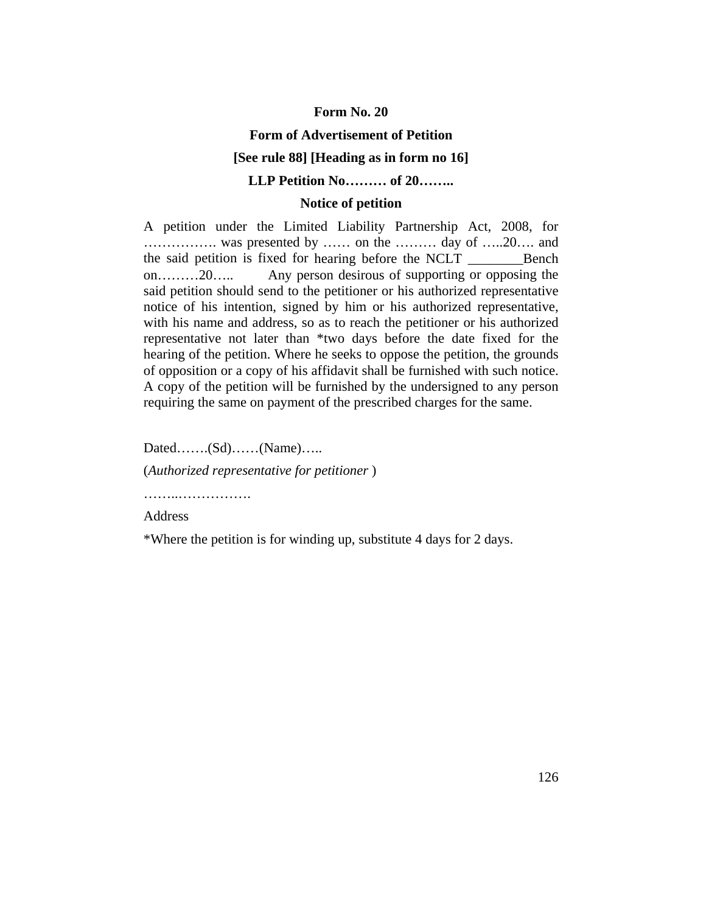**Form No. 20**

**Form of Advertisement of Petition**

**[See rule 88] [Heading as in form no 16]**

**LLP Petition No……… of 20……..**

**Notice of petition**

A petition under the Limited Liability Partnership Act, 2008, for ……………. was presented by …… on the ……… day of …..20…. and the said petition is fixed for hearing before the NCLT ________Bench on………20….. Any person desirous of supporting or opposing the said petition should send to the petitioner or his authorized representative notice of his intention, signed by him or his authorized representative, with his name and address, so as to reach the petitioner or his authorized representative not later than *two days before the date fixed for the hearing of the petition. Where he seeks to oppose the petition, the grounds of opposition or a copy of his affidavit shall be furnished with such notice. A copy of the petition will be furnished by the undersigned to any person requiring the same on payment of the prescribed charges for the same.

Dated…….(Sd)……(Name)…..

(*Authorized representative for petitioner* )

……..…………….

Address

*Where the petition is for winding up, substitute 4 days for 2 days.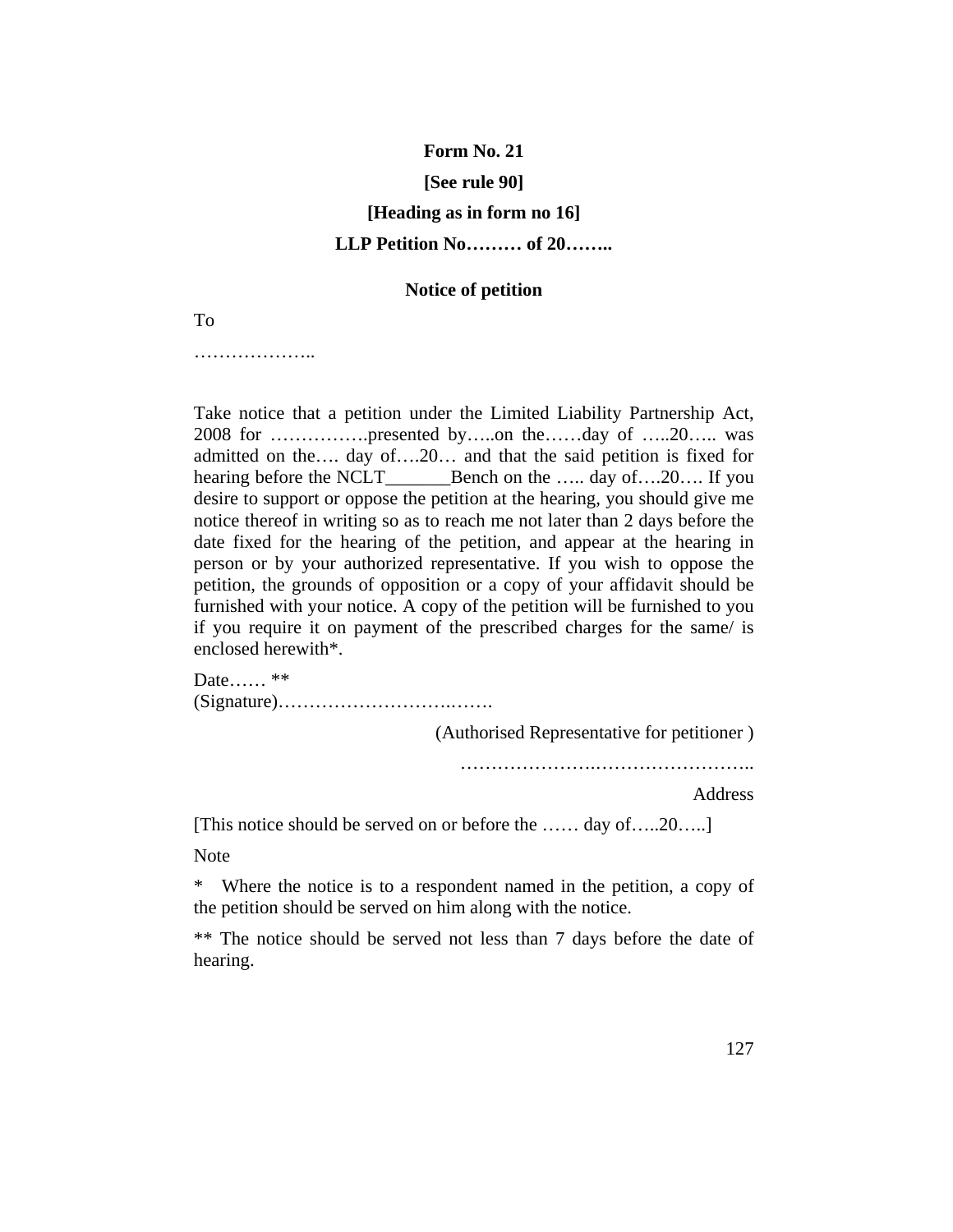**Form No. 21**

**[See rule 90]**

**[Heading as in form no 16]**

**LLP Petition No……… of 20……..**

**Notice of petition**

To

………………..

Take notice that a petition under the Limited Liability Partnership Act, 2008 for …………….presented by…..on the……day of …..20….. was admitted on the…. day of….20… and that the said petition is fixed for hearing before the NCLT_______Bench on the ….. day of….20…. If you desire to support or oppose the petition at the hearing, you should give me notice thereof in writing so as to reach me not later than 2 days before the date fixed for the hearing of the petition, and appear at the hearing in person or by your authorized representative. If you wish to oppose the petition, the grounds of opposition or a copy of your affidavit should be furnished with your notice. A copy of the petition will be furnished to you if you require it on payment of the prescribed charges for the same/ is enclosed herewith*.

Date…… **
(Signature)…………………………..…….

(Authorised Representative for petitioner )

…………………..……………………..

Address

[This notice should be served on or before the …… day of…..20…..]

Note

* Where the notice is to a respondent named in the petition, a copy of the petition should be served on him along with the notice.

** The notice should be served not less than 7 days before the date of hearing.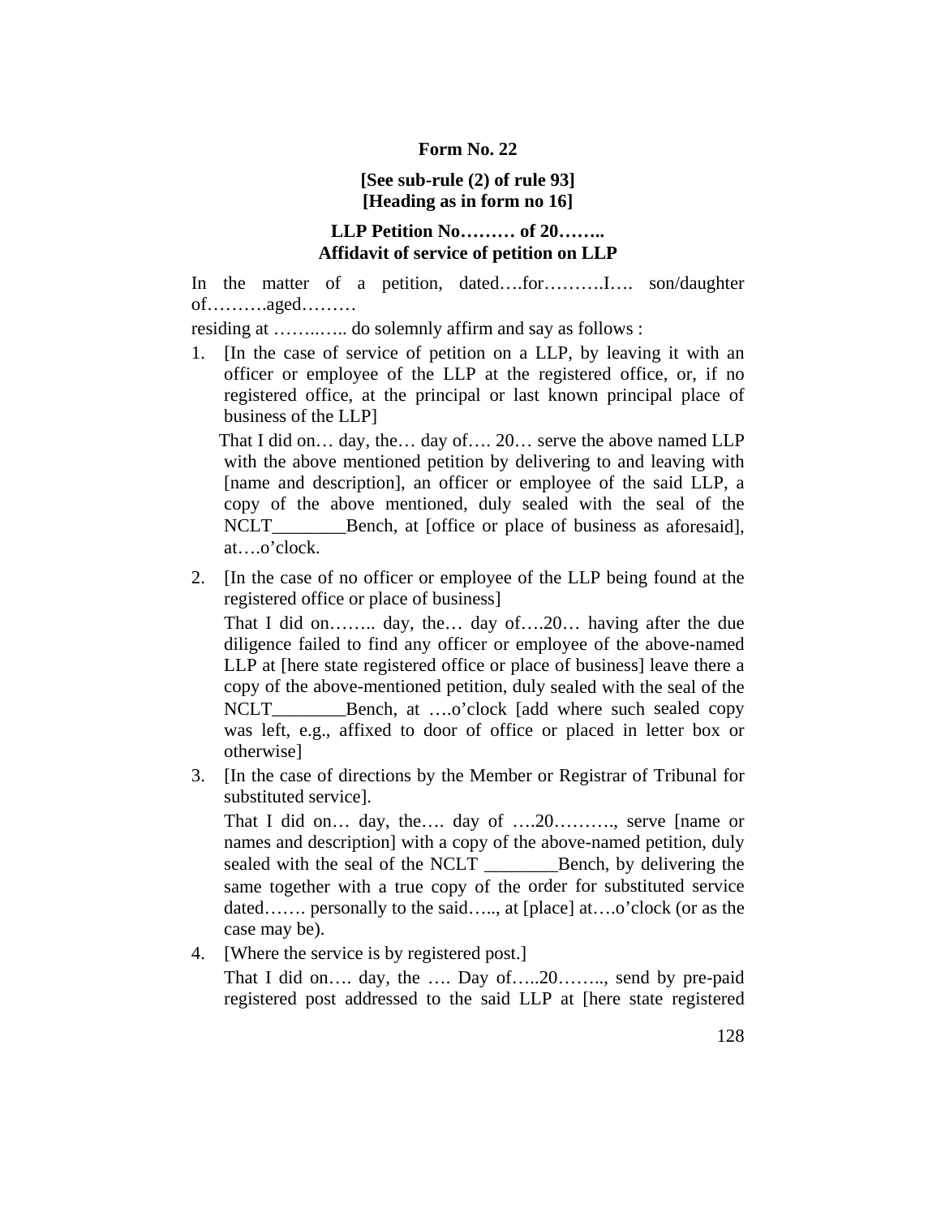**Form No. 22**

**[See sub-rule (2) of rule 93]**
**[Heading as in form no 16]**

**LLP Petition No……… of 20……..**
**Affidavit of service of petition on LLP**

In the matter of a petition, dated….for……….I…. son/daughter of……….aged………

residing at ……..….. do solemnly affirm and say as follows :

1. [In the case of service of petition on a LLP, by leaving it with an officer or employee of the LLP at the registered office, or, if no registered office, at the principal or last known principal place of business of the LLP]

   That I did on… day, the… day of…. 20… serve the above named LLP with the above mentioned petition by delivering to and leaving with [name and description], an officer or employee of the said LLP, a copy of the above mentioned, duly sealed with the seal of the NCLT________Bench, at [office or place of business as aforesaid], at….o'clock.

2. [In the case of no officer or employee of the LLP being found at the registered office or place of business]

   That I did on…….. day, the… day of….20… having after the due diligence failed to find any officer or employee of the above-named LLP at [here state registered office or place of business] leave there a copy of the above-mentioned petition, duly sealed with the seal of the NCLT________Bench, at ….o'clock [add where such sealed copy was left, e.g., affixed to door of office or placed in letter box or otherwise]

3. [In the case of directions by the Member or Registrar of Tribunal for substituted service].

   That I did on… day, the…. day of ….20………., serve [name or names and description] with a copy of the above-named petition, duly sealed with the seal of the NCLT ________Bench, by delivering the same together with a true copy of the order for substituted service dated……. personally to the said….., at [place] at….o'clock (or as the case may be).

4. [Where the service is by registered post.]

   That I did on…. day, the …. Day of…..20…….., send by pre-paid registered post addressed to the said LLP at [here state registered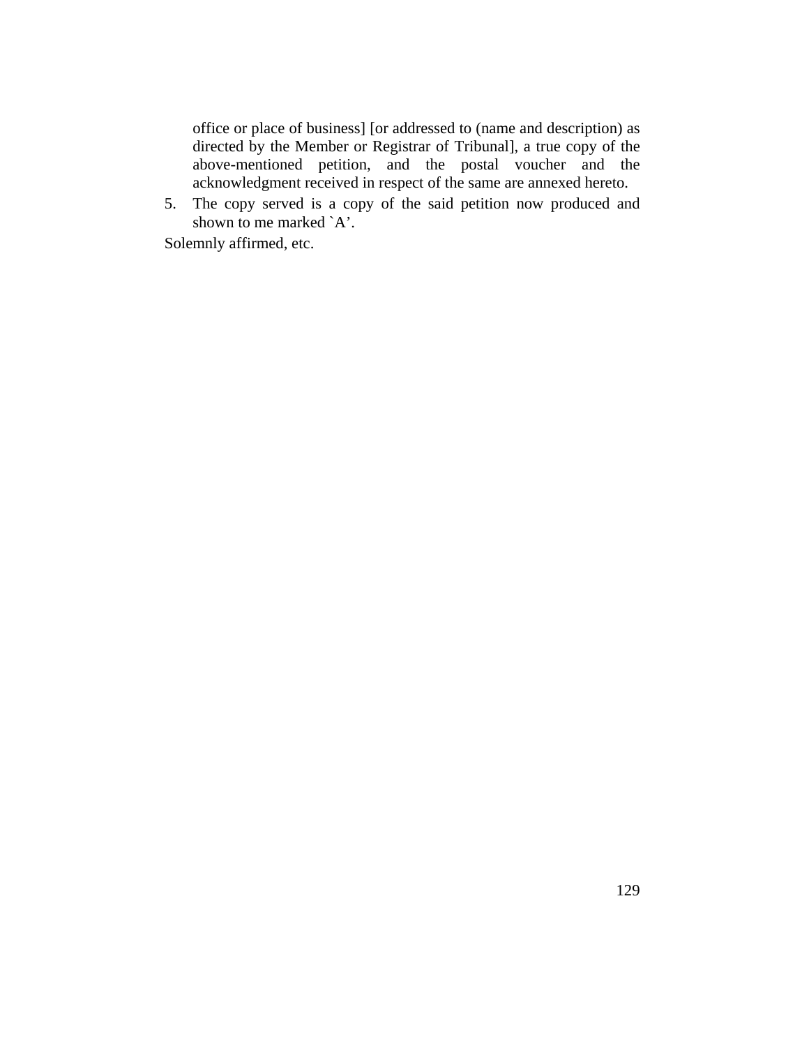office or place of business] [or addressed to (name and description) as directed by the Member or Registrar of Tribunal], a true copy of the above-mentioned petition, and the postal voucher and the acknowledgment received in respect of the same are annexed hereto.

5. The copy served is a copy of the said petition now produced and shown to me marked `A'.

Solemnly affirmed, etc.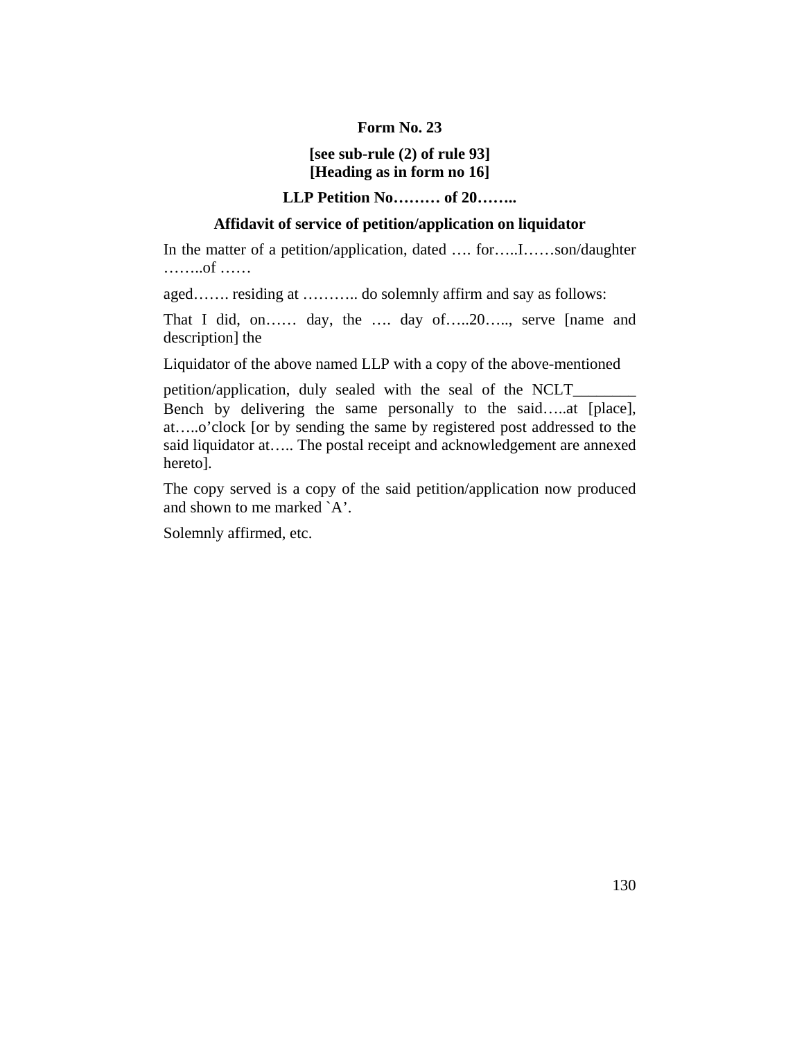**Form No. 23**

**[see sub-rule (2) of rule 93]**
**[Heading as in form no 16]**

**LLP Petition No……… of 20……..**

**Affidavit of service of petition/application on liquidator**

In the matter of a petition/application, dated …. for…..I……son/daughter ……..of ……

aged……. residing at ……….. do solemnly affirm and say as follows:

That I did, on…… day, the …. day of…..20….., serve [name and description] the

Liquidator of the above named LLP with a copy of the above-mentioned

petition/application, duly sealed with the seal of the NCLT________ Bench by delivering the same personally to the said…..at [place], at…..o'clock [or by sending the same by registered post addressed to the said liquidator at….. The postal receipt and acknowledgement are annexed hereto].

The copy served is a copy of the said petition/application now produced and shown to me marked `A'.

Solemnly affirmed, etc.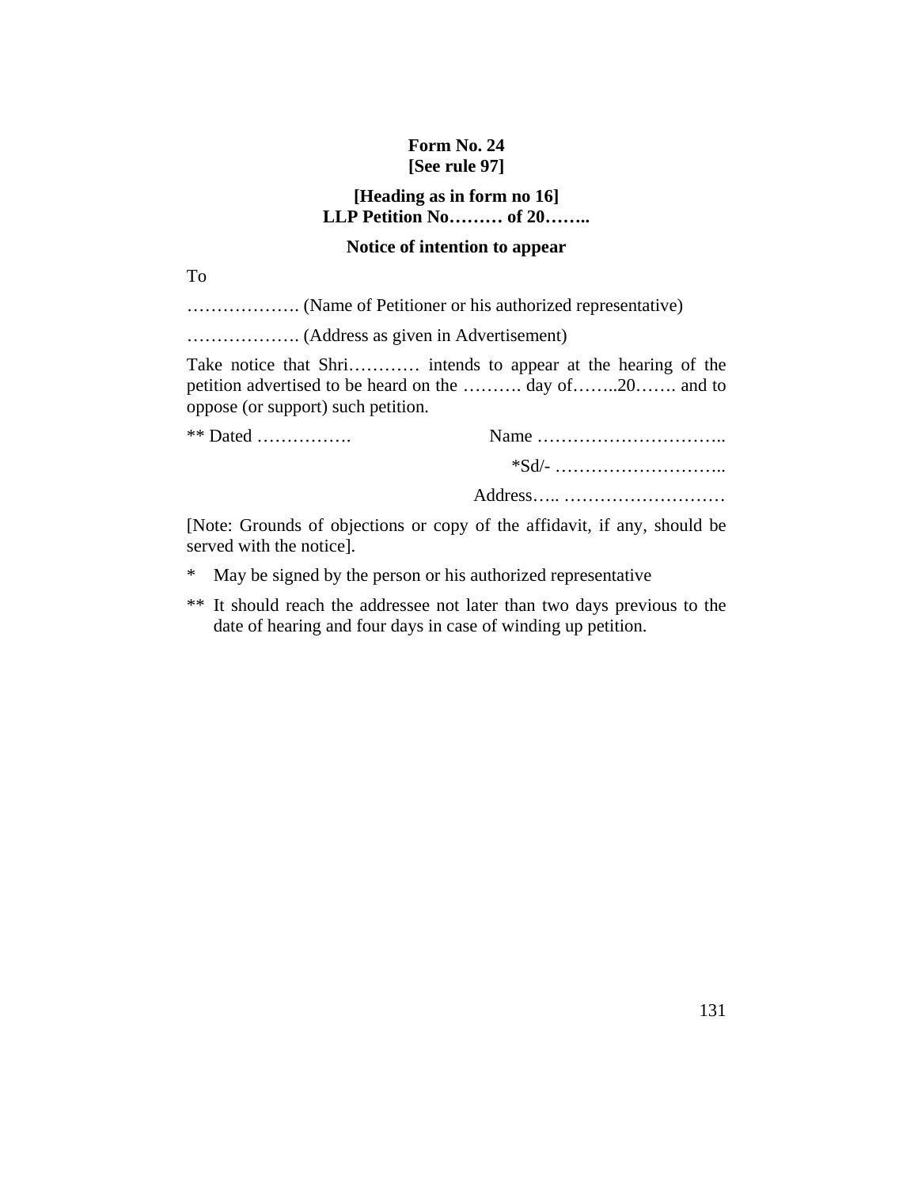**Form No. 24**
**[See rule 97]**

**[Heading as in form no 16]**
**LLP Petition No……… of 20……..**

**Notice of intention to appear**

To

………………. (Name of Petitioner or his authorized representative)

………………. (Address as given in Advertisement)

Take notice that Shri………… intends to appear at the hearing of the petition advertised to be heard on the ………. day of……..20……. and to oppose (or support) such petition.

** Dated ……………. Name …………………………..

*Sd/- ………………………..

Address….. ………………………

[Note: Grounds of objections or copy of the affidavit, if any, should be served with the notice].

* May be signed by the person or his authorized representative

** It should reach the addressee not later than two days previous to the date of hearing and four days in case of winding up petition.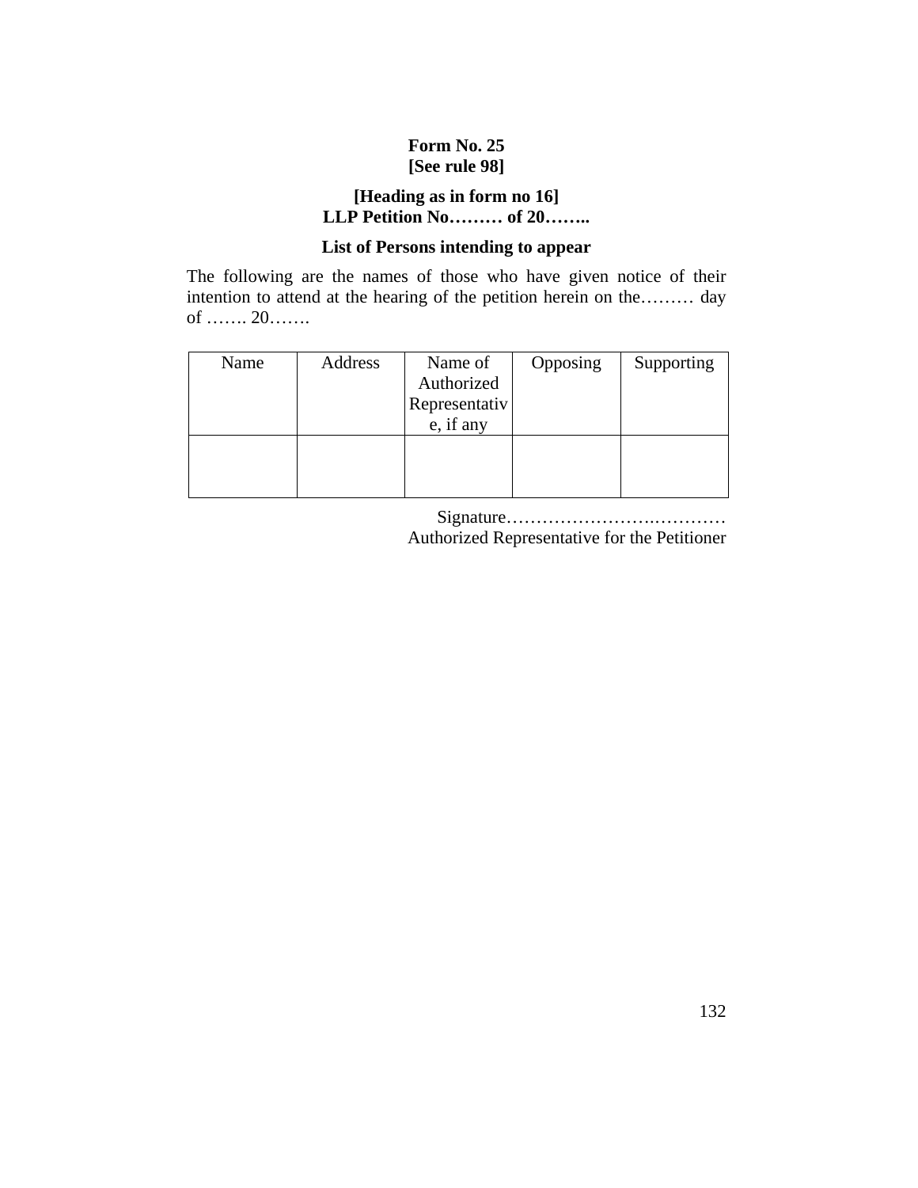**Form No. 25**
**[See rule 98]**

**[Heading as in form no 16]**
**LLP Petition No……… of 20……..**

**List of Persons intending to appear**

The following are the names of those who have given notice of their intention to attend at the hearing of the petition herein on the……… day of ……. 20…….

| Name | Address | Name of Authorized Representative, if any | Opposing | Supporting |
|---|---|---|---|---|
| | | | | |

Signature………………………..…………
Authorized Representative for the Petitioner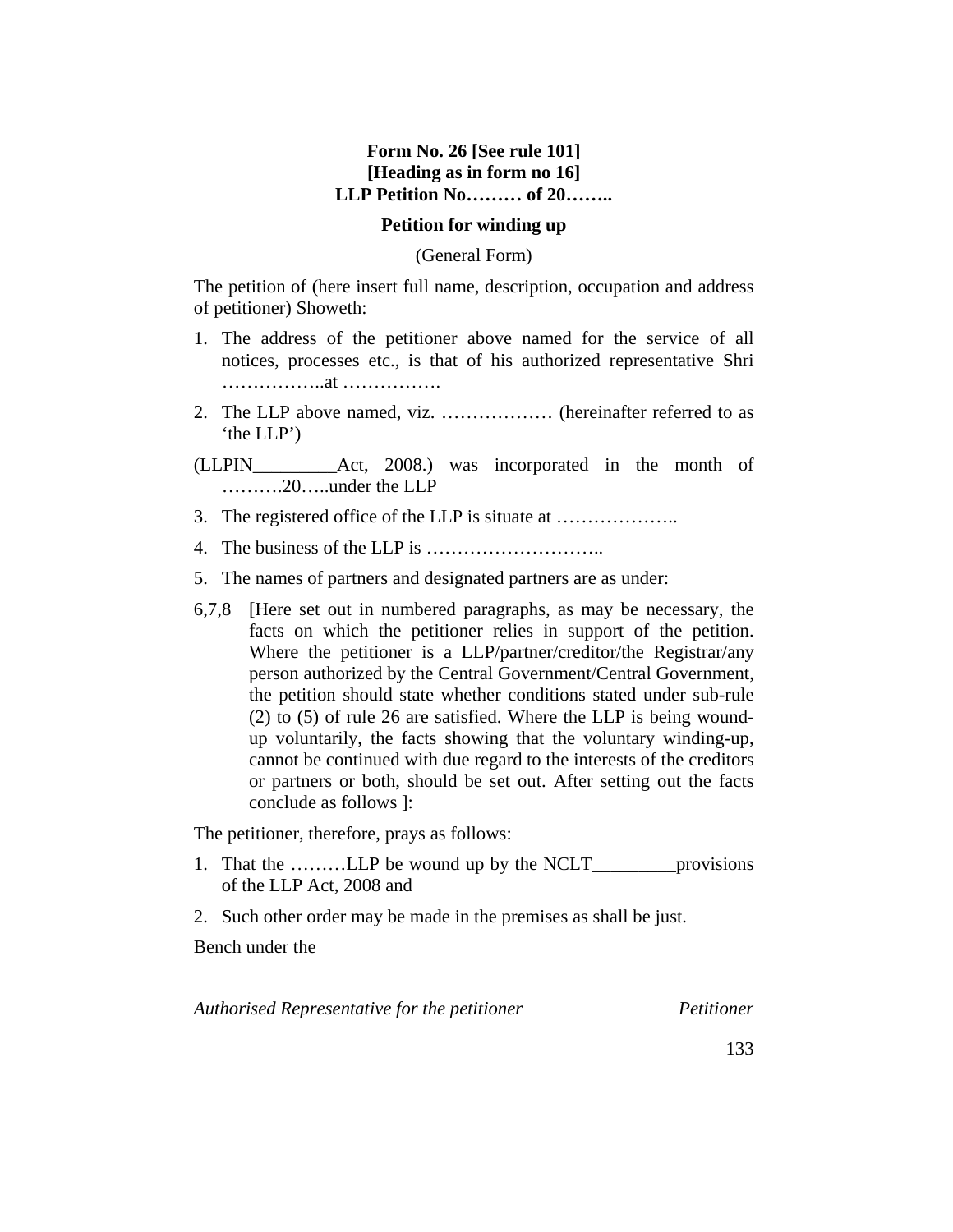**Form No. 26 [See rule 101]**
**[Heading as in form no 16]**
**LLP Petition No……… of 20……..**

**Petition for winding up**

(General Form)

The petition of (here insert full name, description, occupation and address of petitioner) Showeth:

1. The address of the petitioner above named for the service of all notices, processes etc., is that of his authorized representative Shri ……………..at …………….
2. The LLP above named, viz. ……………… (hereinafter referred to as 'the LLP')

(LLPIN_________Act, 2008.) was incorporated in the month of ……….20…..under the LLP

3. The registered office of the LLP is situate at ………………..
4. The business of the LLP is ………………………..
5. The names of partners and designated partners are as under:

6,7,8 [Here set out in numbered paragraphs, as may be necessary, the facts on which the petitioner relies in support of the petition. Where the petitioner is a LLP/partner/creditor/the Registrar/any person authorized by the Central Government/Central Government, the petition should state whether conditions stated under sub-rule (2) to (5) of rule 26 are satisfied. Where the LLP is being wound-up voluntarily, the facts showing that the voluntary winding-up, cannot be continued with due regard to the interests of the creditors or partners or both, should be set out. After setting out the facts conclude as follows ]:

The petitioner, therefore, prays as follows:

1. That the ………LLP be wound up by the NCLT_________provisions of the LLP Act, 2008 and
2. Such other order may be made in the premises as shall be just.

Bench under the

*Authorised Representative for the petitioner* *Petitioner*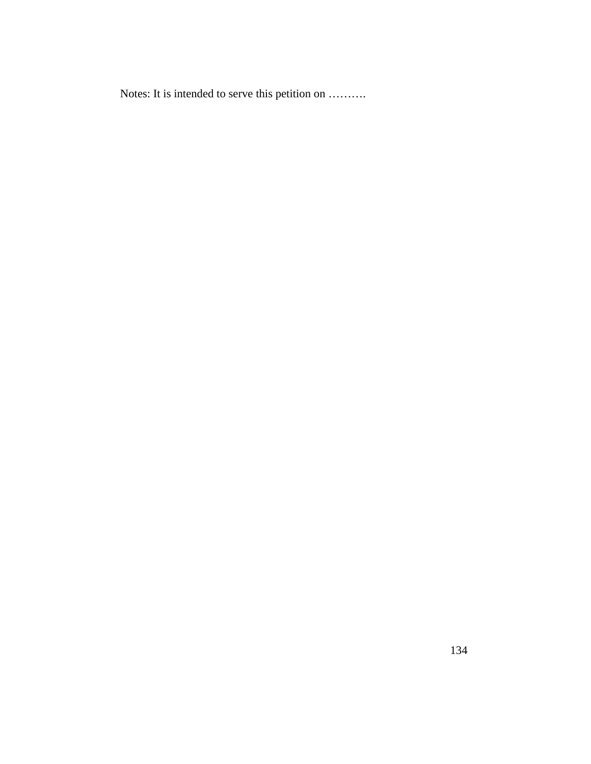Notes: It is intended to serve this petition on ……….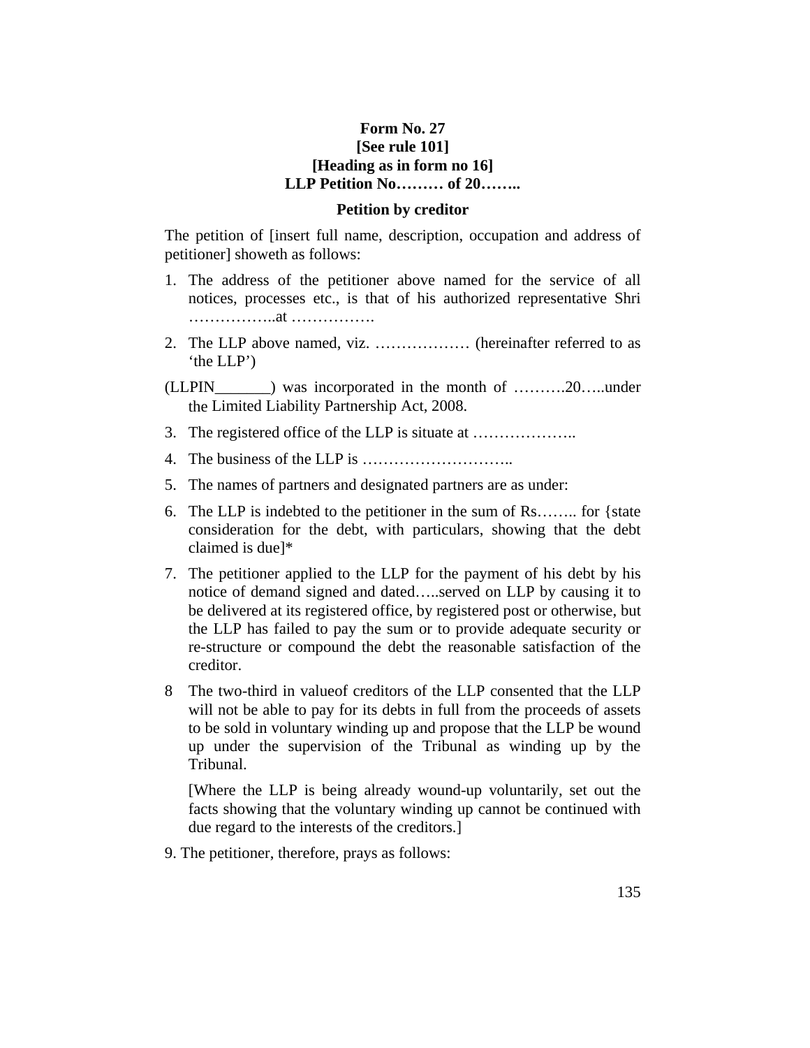**Form No. 27**
**[See rule 101]**
**[Heading as in form no 16]**
**LLP Petition No……… of 20……..**

**Petition by creditor**

The petition of [insert full name, description, occupation and address of petitioner] showeth as follows:

1. The address of the petitioner above named for the service of all notices, processes etc., is that of his authorized representative Shri ……………..at …………….
2. The LLP above named, viz. ……………… (hereinafter referred to as 'the LLP')

(LLPIN_______) was incorporated in the month of ……….20…..under the Limited Liability Partnership Act, 2008.

3. The registered office of the LLP is situate at ………………..
4. The business of the LLP is ………………………..
5. The names of partners and designated partners are as under:
6. The LLP is indebted to the petitioner in the sum of Rs…….. for {state consideration for the debt, with particulars, showing that the debt claimed is due]*
7. The petitioner applied to the LLP for the payment of his debt by his notice of demand signed and dated…..served on LLP by causing it to be delivered at its registered office, by registered post or otherwise, but the LLP has failed to pay the sum or to provide adequate security or re-structure or compound the debt the reasonable satisfaction of the creditor.
8. The two-third in valueof creditors of the LLP consented that the LLP will not be able to pay for its debts in full from the proceeds of assets to be sold in voluntary winding up and propose that the LLP be wound up under the supervision of the Tribunal as winding up by the Tribunal.

   [Where the LLP is being already wound-up voluntarily, set out the facts showing that the voluntary winding up cannot be continued with due regard to the interests of the creditors.]

9. The petitioner, therefore, prays as follows: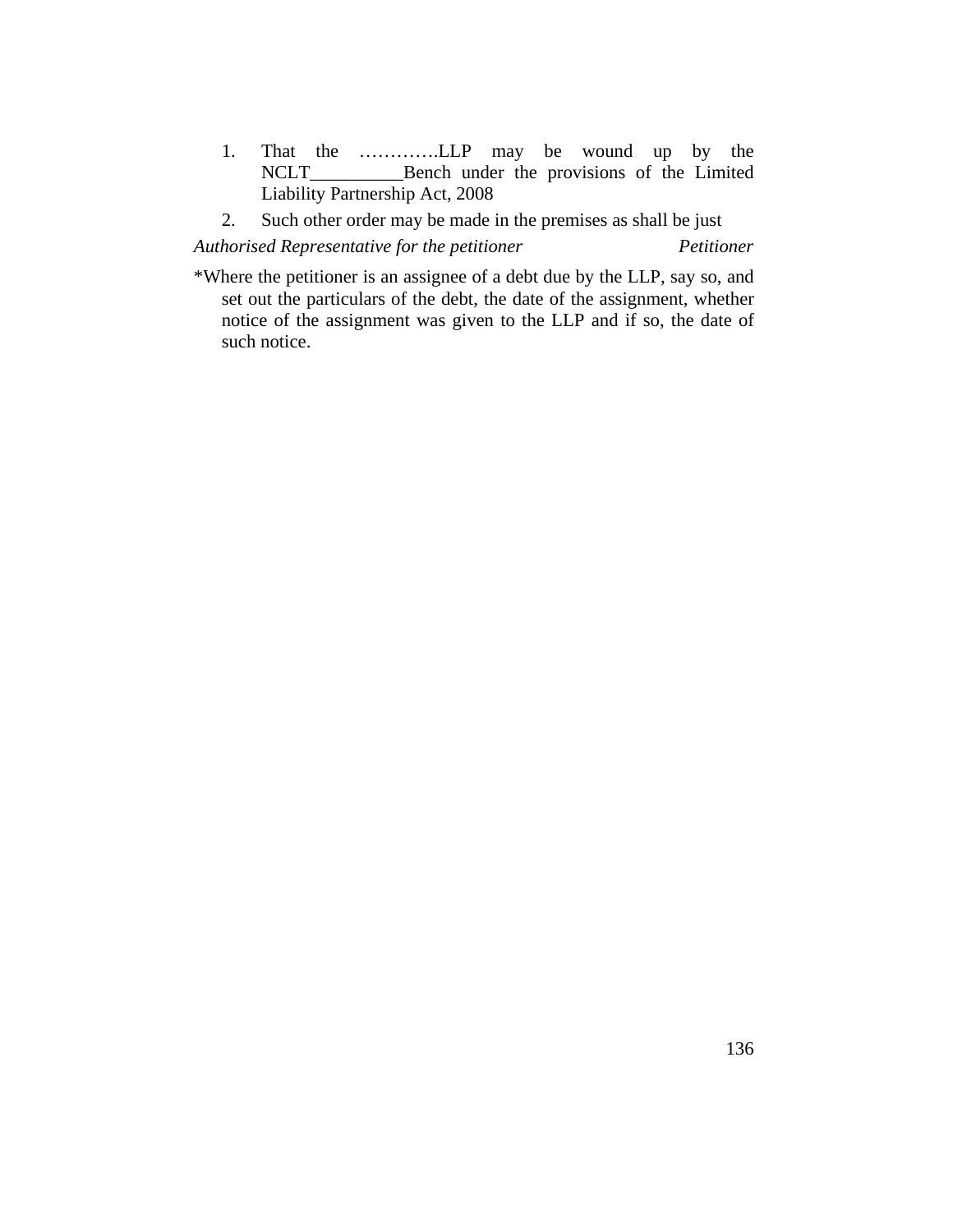1. That the ………….LLP may be wound up by the NCLT__________Bench under the provisions of the Limited Liability Partnership Act, 2008
2. Such other order may be made in the premises as shall be just

*Authorised Representative for the petitioner* *Petitioner*

*Where the petitioner is an assignee of a debt due by the LLP, say so, and set out the particulars of the debt, the date of the assignment, whether notice of the assignment was given to the LLP and if so, the date of such notice.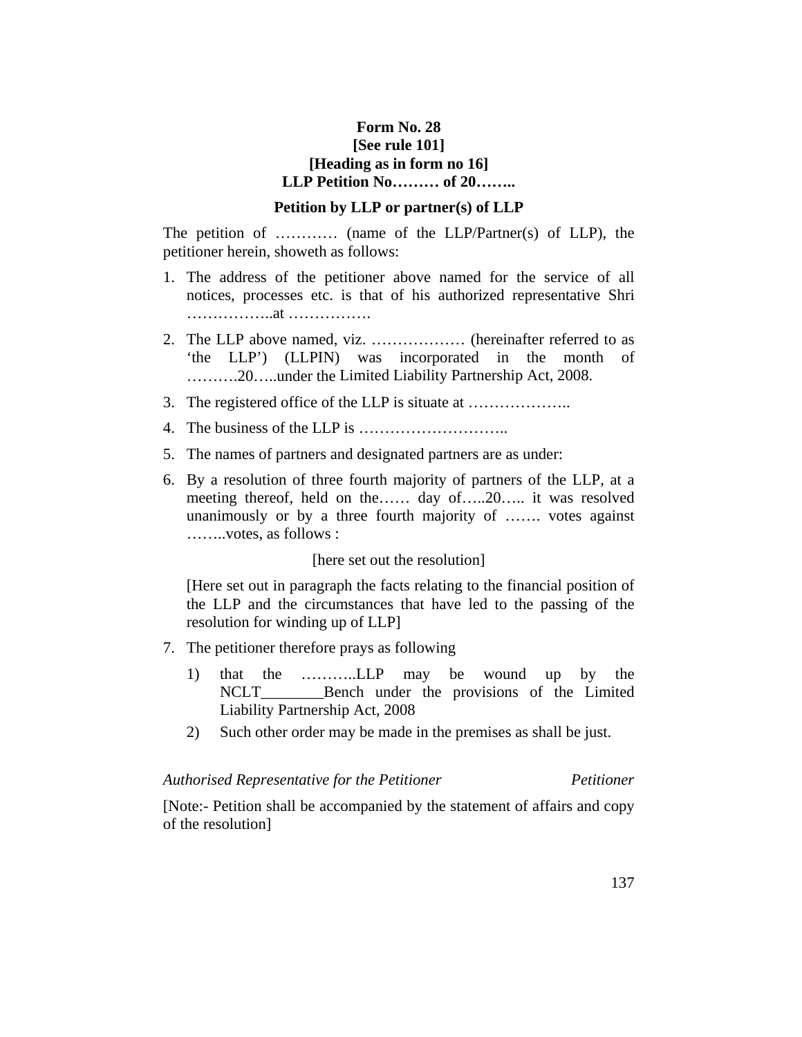**Form No. 28**
**[See rule 101]**
**[Heading as in form no 16]**
**LLP Petition No……… of 20……..**

**Petition by LLP or partner(s) of LLP**

The petition of ………… (name of the LLP/Partner(s) of LLP), the petitioner herein, showeth as follows:

1. The address of the petitioner above named for the service of all notices, processes etc. is that of his authorized representative Shri ……………..at …………….
2. The LLP above named, viz. ……………… (hereinafter referred to as 'the LLP') (LLPIN) was incorporated in the month of ……….20…..under the Limited Liability Partnership Act, 2008.
3. The registered office of the LLP is situate at ………………..
4. The business of the LLP is ………………………..
5. The names of partners and designated partners are as under:
6. By a resolution of three fourth majority of partners of the LLP, at a meeting thereof, held on the…… day of…..20….. it was resolved unanimously or by a three fourth majority of ……. votes against ……..votes, as follows :

   [here set out the resolution]

   [Here set out in paragraph the facts relating to the financial position of the LLP and the circumstances that have led to the passing of the resolution for winding up of LLP]

7. The petitioner therefore prays as following
   1) that the ………..LLP may be wound up by the NCLT________Bench under the provisions of the Limited Liability Partnership Act, 2008
   2) Such other order may be made in the premises as shall be just.

*Authorised Representative for the Petitioner* *Petitioner*

[Note:- Petition shall be accompanied by the statement of affairs and copy of the resolution]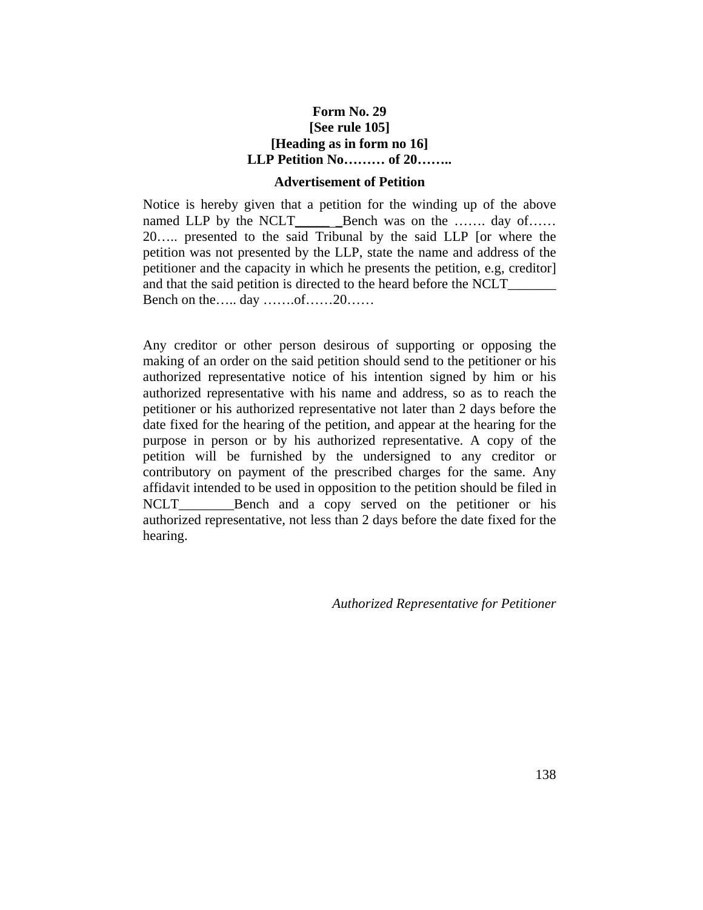**Form No. 29**
**[See rule 105]**
**[Heading as in form no 16]**
**LLP Petition No……… of 20……..**

**Advertisement of Petition**

Notice is hereby given that a petition for the winding up of the above named LLP by the NCLT______Bench was on the ……. day of…… 20….. presented to the said Tribunal by the said LLP [or where the petition was not presented by the LLP, state the name and address of the petitioner and the capacity in which he presents the petition, e.g, creditor] and that the said petition is directed to the heard before the NCLT_______ Bench on the….. day …….of……20……

Any creditor or other person desirous of supporting or opposing the making of an order on the said petition should send to the petitioner or his authorized representative notice of his intention signed by him or his authorized representative with his name and address, so as to reach the petitioner or his authorized representative not later than 2 days before the date fixed for the hearing of the petition, and appear at the hearing for the purpose in person or by his authorized representative. A copy of the petition will be furnished by the undersigned to any creditor or contributory on payment of the prescribed charges for the same. Any affidavit intended to be used in opposition to the petition should be filed in NCLT________Bench and a copy served on the petitioner or his authorized representative, not less than 2 days before the date fixed for the hearing.

*Authorized Representative for Petitioner*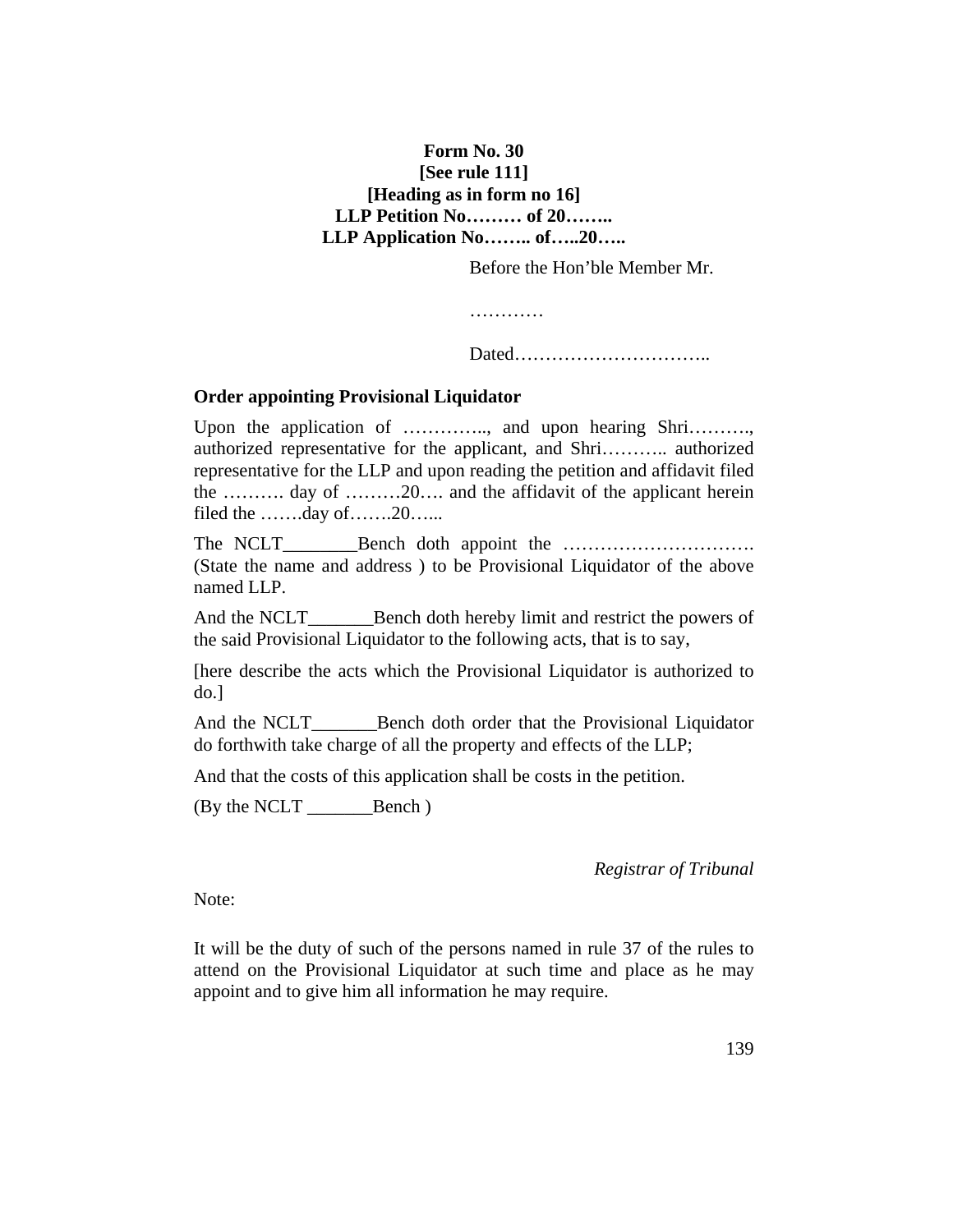**Form No. 30**
**[See rule 111]**
**[Heading as in form no 16]**
**LLP Petition No……… of 20……..**
**LLP Application No…….. of…..20…..**

Before the Hon'ble Member Mr.

…………

Dated…………………………..

**Order appointing Provisional Liquidator**

Upon the application of ………….., and upon hearing Shri………., authorized representative for the applicant, and Shri……….. authorized representative for the LLP and upon reading the petition and affidavit filed the ………. day of ………20…. and the affidavit of the applicant herein filed the …….day of…….20…...

The NCLT________Bench doth appoint the …………………………. (State the name and address ) to be Provisional Liquidator of the above named LLP.

And the NCLT_______Bench doth hereby limit and restrict the powers of the said Provisional Liquidator to the following acts, that is to say,

[here describe the acts which the Provisional Liquidator is authorized to do.]

And the NCLT_______Bench doth order that the Provisional Liquidator do forthwith take charge of all the property and effects of the LLP;

And that the costs of this application shall be costs in the petition.

(By the NCLT _______Bench )

*Registrar of Tribunal*

Note:

It will be the duty of such of the persons named in rule 37 of the rules to attend on the Provisional Liquidator at such time and place as he may appoint and to give him all information he may require.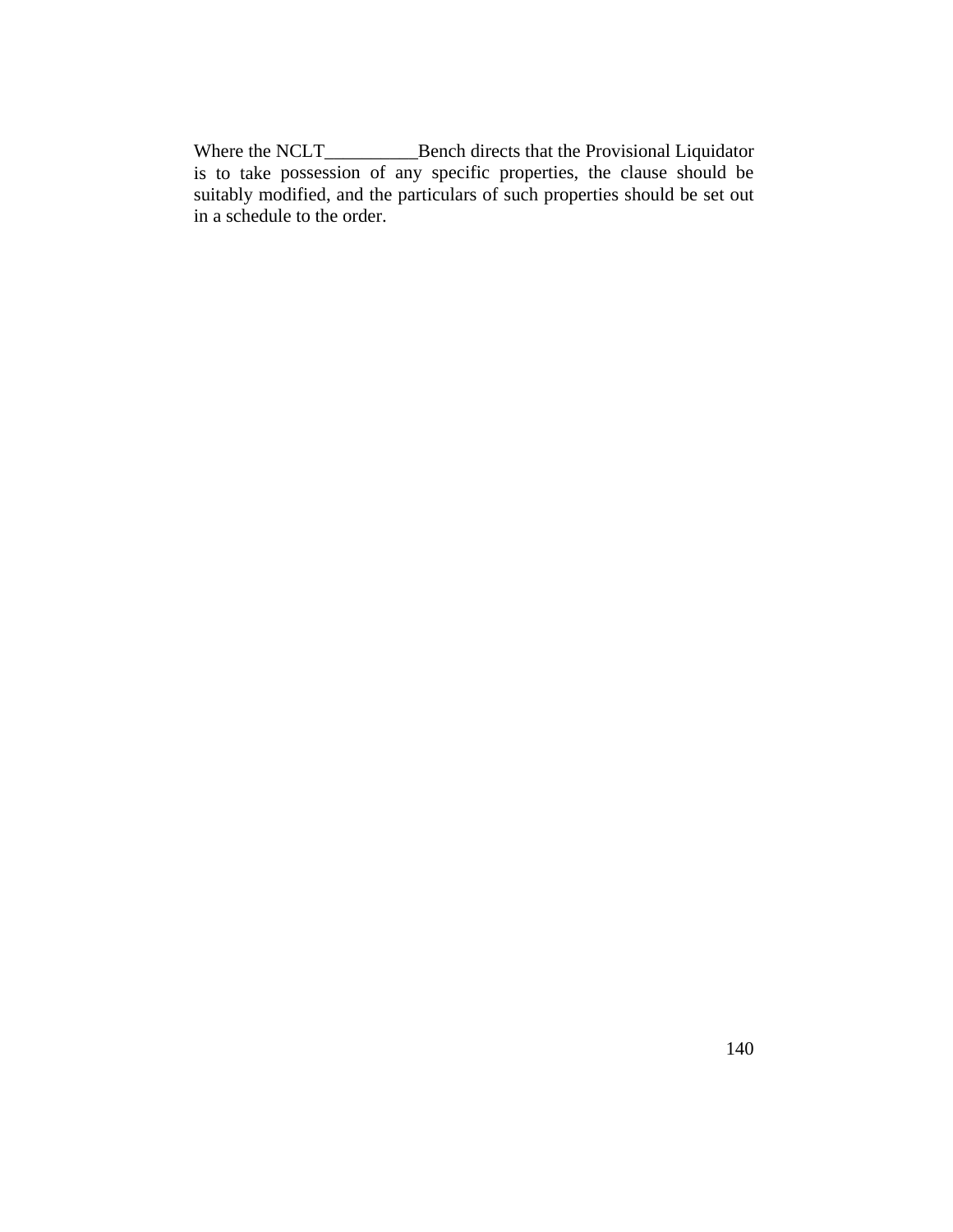Where the NCLT__________Bench directs that the Provisional Liquidator is to take possession of any specific properties, the clause should be suitably modified, and the particulars of such properties should be set out in a schedule to the order.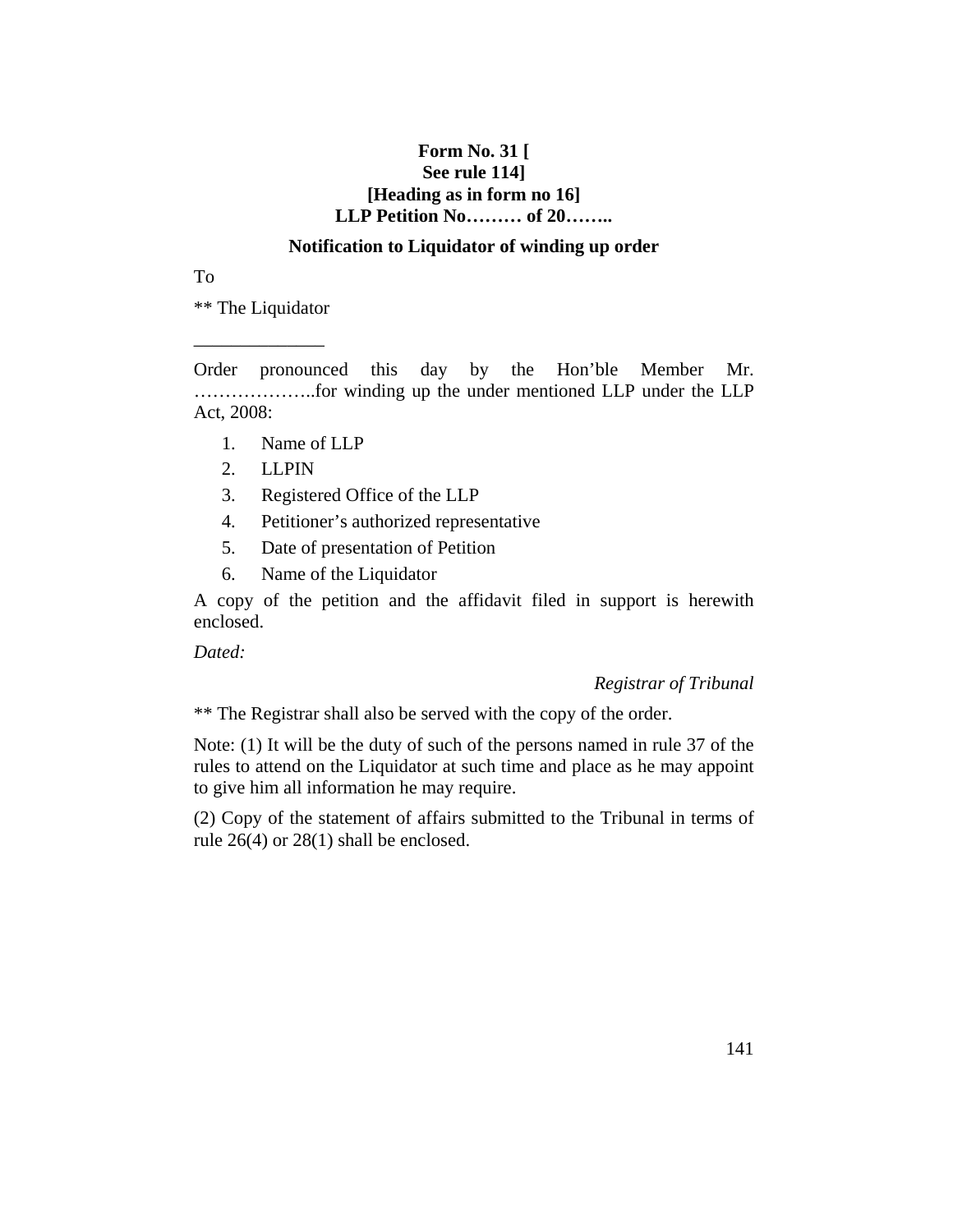**Form No. 31 [**
**See rule 114]**
**[Heading as in form no 16]**
**LLP Petition No……… of 20……..**

**Notification to Liquidator of winding up order**

To

** The Liquidator

______________

Order pronounced this day by the Hon'ble Member Mr. ………………..for winding up the under mentioned LLP under the LLP Act, 2008:

1. Name of LLP
2. LLPIN
3. Registered Office of the LLP
4. Petitioner's authorized representative
5. Date of presentation of Petition
6. Name of the Liquidator

A copy of the petition and the affidavit filed in support is herewith enclosed.

*Dated:*

*Registrar of Tribunal*

** The Registrar shall also be served with the copy of the order.

Note: (1) It will be the duty of such of the persons named in rule 37 of the rules to attend on the Liquidator at such time and place as he may appoint to give him all information he may require.

(2) Copy of the statement of affairs submitted to the Tribunal in terms of rule 26(4) or 28(1) shall be enclosed.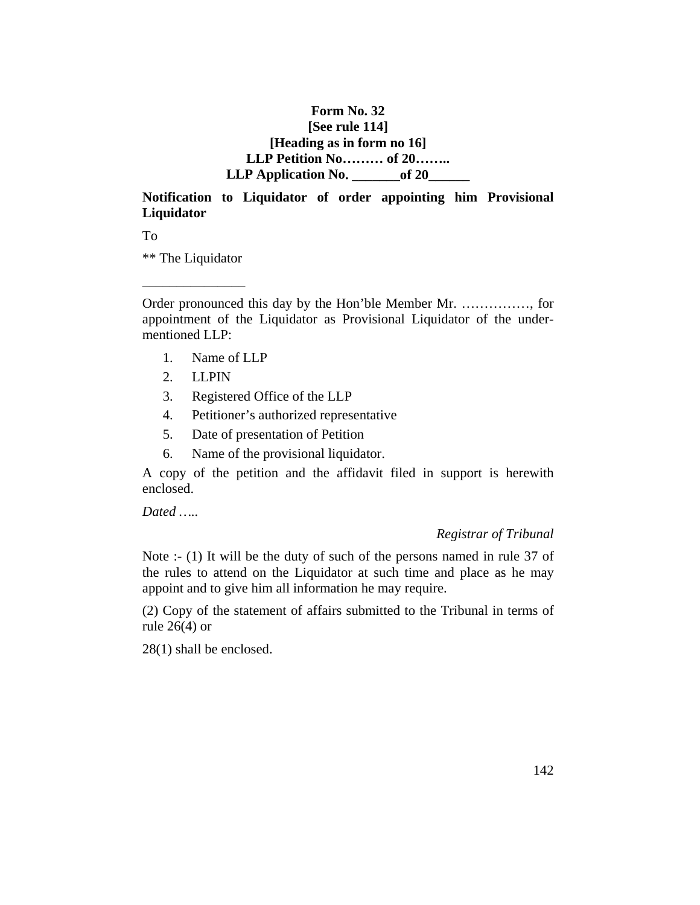**Form No. 32**
**[See rule 114]**
**[Heading as in form no 16]**
**LLP Petition No……… of 20……..**
**LLP Application No. _______of 20______**

**Notification to Liquidator of order appointing him Provisional Liquidator**

To

** The Liquidator

_______________

Order pronounced this day by the Hon'ble Member Mr. ……………, for appointment of the Liquidator as Provisional Liquidator of the under-mentioned LLP:

1. Name of LLP
2. LLPIN
3. Registered Office of the LLP
4. Petitioner's authorized representative
5. Date of presentation of Petition
6. Name of the provisional liquidator.

A copy of the petition and the affidavit filed in support is herewith enclosed.

*Dated …..*

*Registrar of Tribunal*

Note :- (1) It will be the duty of such of the persons named in rule 37 of the rules to attend on the Liquidator at such time and place as he may appoint and to give him all information he may require.

(2) Copy of the statement of affairs submitted to the Tribunal in terms of rule 26(4) or

28(1) shall be enclosed.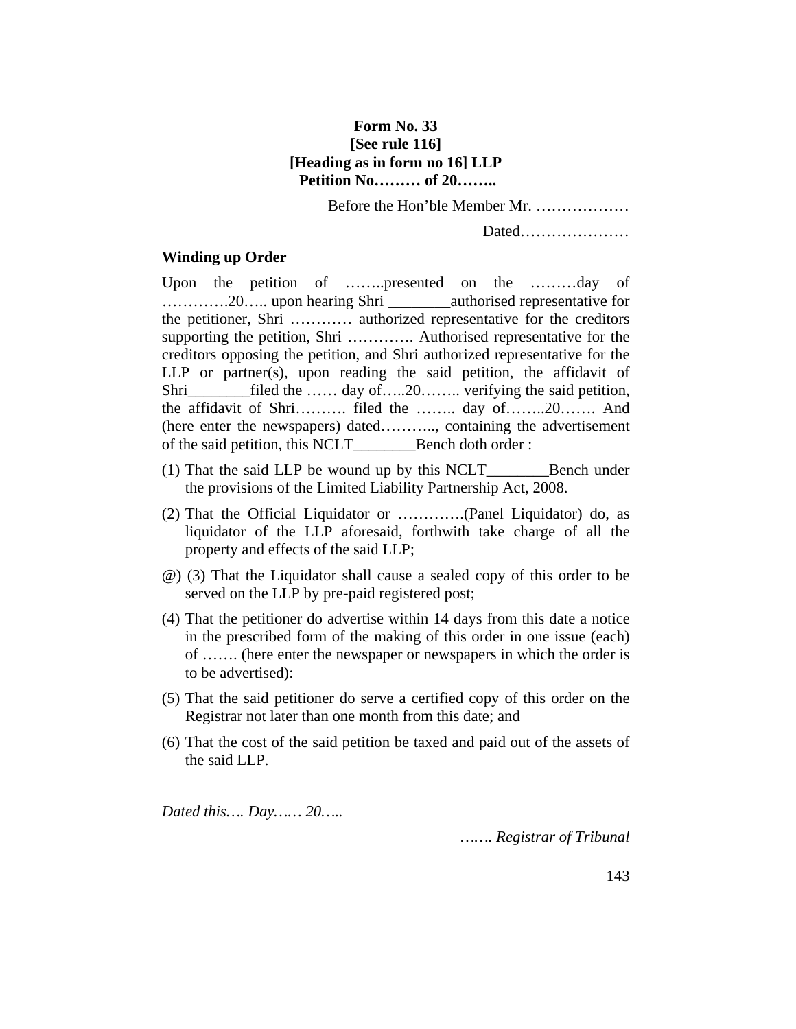**Form No. 33**
**[See rule 116]**
**[Heading as in form no 16] LLP**
**Petition No……… of 20……..**

Before the Hon'ble Member Mr. ………………

Dated…………………

**Winding up Order**

Upon the petition of ……..presented on the ………day of ………….20….. upon hearing Shri ________authorised representative for the petitioner, Shri ………… authorized representative for the creditors supporting the petition, Shri …………. Authorised representative for the creditors opposing the petition, and Shri authorized representative for the LLP or partner(s), upon reading the said petition, the affidavit of Shri________filed the …… day of…..20…….. verifying the said petition, the affidavit of Shri………. filed the …….. day of……..20……. And (here enter the newspapers) dated……….., containing the advertisement of the said petition, this NCLT________Bench doth order :

(1) That the said LLP be wound up by this NCLT________Bench under the provisions of the Limited Liability Partnership Act, 2008.

(2) That the Official Liquidator or ………….(Panel Liquidator) do, as liquidator of the LLP aforesaid, forthwith take charge of all the property and effects of the said LLP;

@) (3) That the Liquidator shall cause a sealed copy of this order to be served on the LLP by pre-paid registered post;

(4) That the petitioner do advertise within 14 days from this date a notice in the prescribed form of the making of this order in one issue (each) of ……. (here enter the newspaper or newspapers in which the order is to be advertised):

(5) That the said petitioner do serve a certified copy of this order on the Registrar not later than one month from this date; and

(6) That the cost of the said petition be taxed and paid out of the assets of the said LLP.

*Dated this…. Day…… 20…..*

*……. Registrar of Tribunal*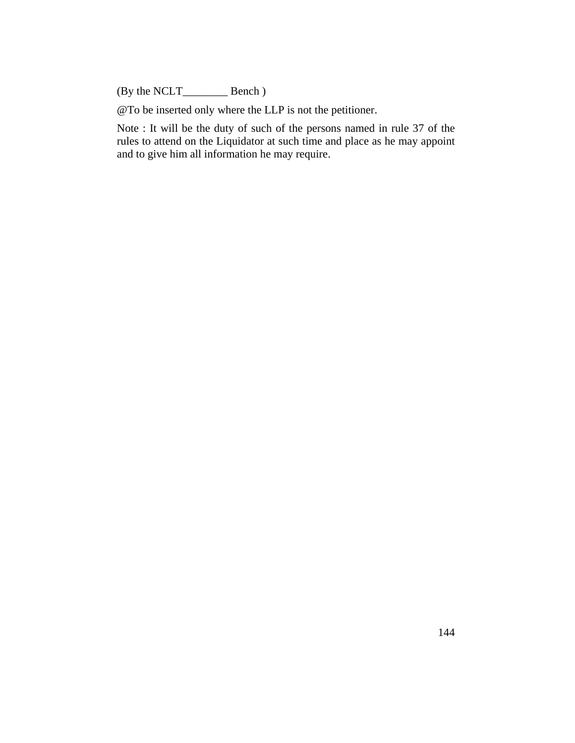(By the NCLT________ Bench )

@To be inserted only where the LLP is not the petitioner.

Note : It will be the duty of such of the persons named in rule 37 of the rules to attend on the Liquidator at such time and place as he may appoint and to give him all information he may require.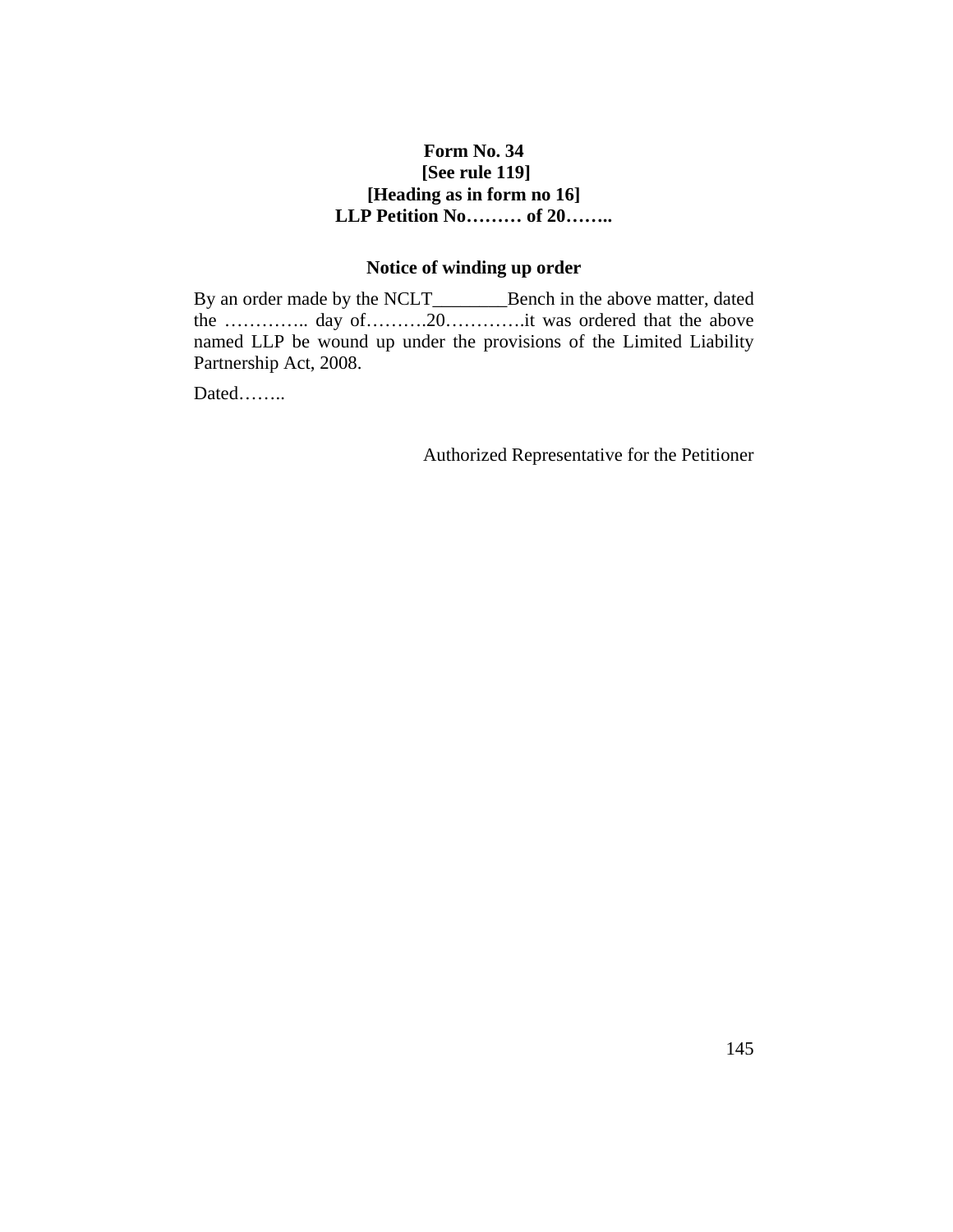**Form No. 34**
**[See rule 119]**
**[Heading as in form no 16]**
**LLP Petition No……… of 20……..**

**Notice of winding up order**

By an order made by the NCLT________Bench in the above matter, dated the ………….. day of……….20………….it was ordered that the above named LLP be wound up under the provisions of the Limited Liability Partnership Act, 2008.

Dated……..

Authorized Representative for the Petitioner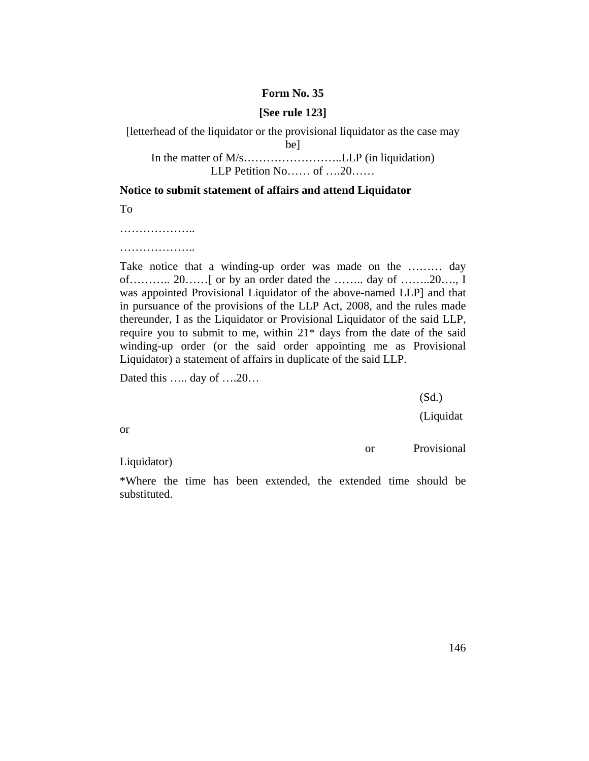**Form No. 35**

**[See rule 123]**

[letterhead of the liquidator or the provisional liquidator as the case may be]

In the matter of M/s……………………..LLP (in liquidation)

LLP Petition No…… of ….20……

**Notice to submit statement of affairs and attend Liquidator**

To

………………..

………………..

Take notice that a winding-up order was made on the ……… day of……….. 20……[ or by an order dated the …….. day of ……..20…., I was appointed Provisional Liquidator of the above-named LLP] and that in pursuance of the provisions of the LLP Act, 2008, and the rules made thereunder, I as the Liquidator or Provisional Liquidator of the said LLP, require you to submit to me, within 21* days from the date of the said winding-up order (or the said order appointing me as Provisional Liquidator) a statement of affairs in duplicate of the said LLP.

Dated this ….. day of ….20…

(Sd.)

(Liquidator or Provisional Liquidator)

*Where the time has been extended, the extended time should be substituted.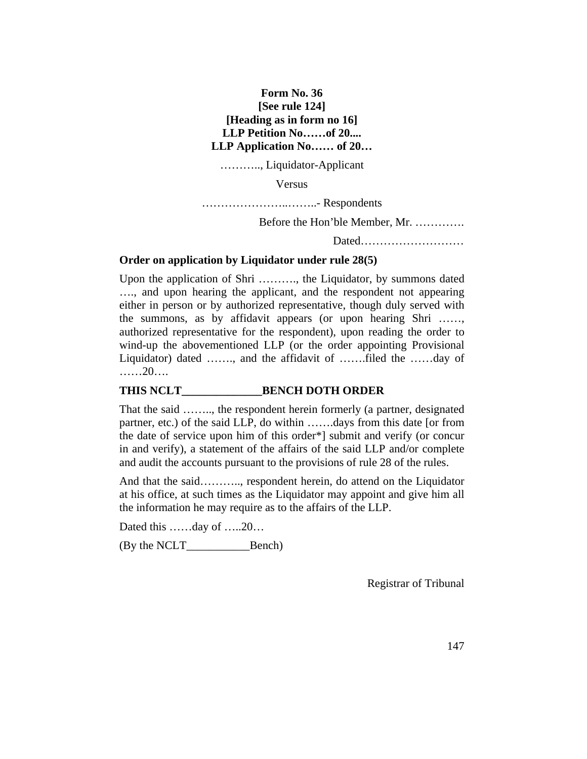**Form No. 36**
**[See rule 124]**
**[Heading as in form no 16]**
**LLP Petition No……of 20....**
**LLP Application No…… of 20…**

……….., Liquidator-Applicant

Versus

…………………..……..- Respondents

Before the Hon'ble Member, Mr. ………….

Dated………………………

**Order on application by Liquidator under rule 28(5)**

Upon the application of Shri ………., the Liquidator, by summons dated …., and upon hearing the applicant, and the respondent not appearing either in person or by authorized representative, though duly served with the summons, as by affidavit appears (or upon hearing Shri ……, authorized representative for the respondent), upon reading the order to wind-up the abovementioned LLP (or the order appointing Provisional Liquidator) dated ……., and the affidavit of …….filed the ……day of ……20….

**THIS NCLT_____________BENCH DOTH ORDER**

That the said …….., the respondent herein formerly (a partner, designated partner, etc.) of the said LLP, do within …….days from this date [or from the date of service upon him of this order*] submit and verify (or concur in and verify), a statement of the affairs of the said LLP and/or complete and audit the accounts pursuant to the provisions of rule 28 of the rules.

And that the said……….., respondent herein, do attend on the Liquidator at his office, at such times as the Liquidator may appoint and give him all the information he may require as to the affairs of the LLP.

Dated this ……day of …..20…

(By the NCLT___________Bench)

Registrar of Tribunal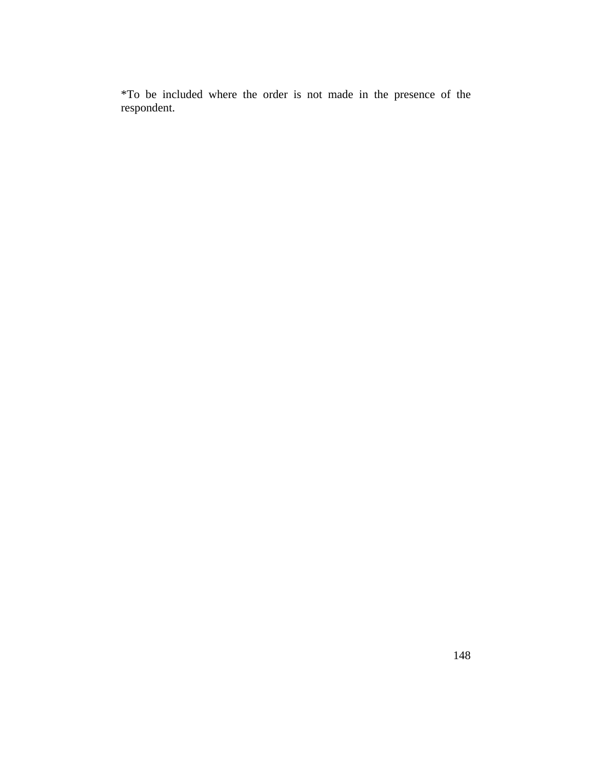*To be included where the order is not made in the presence of the respondent.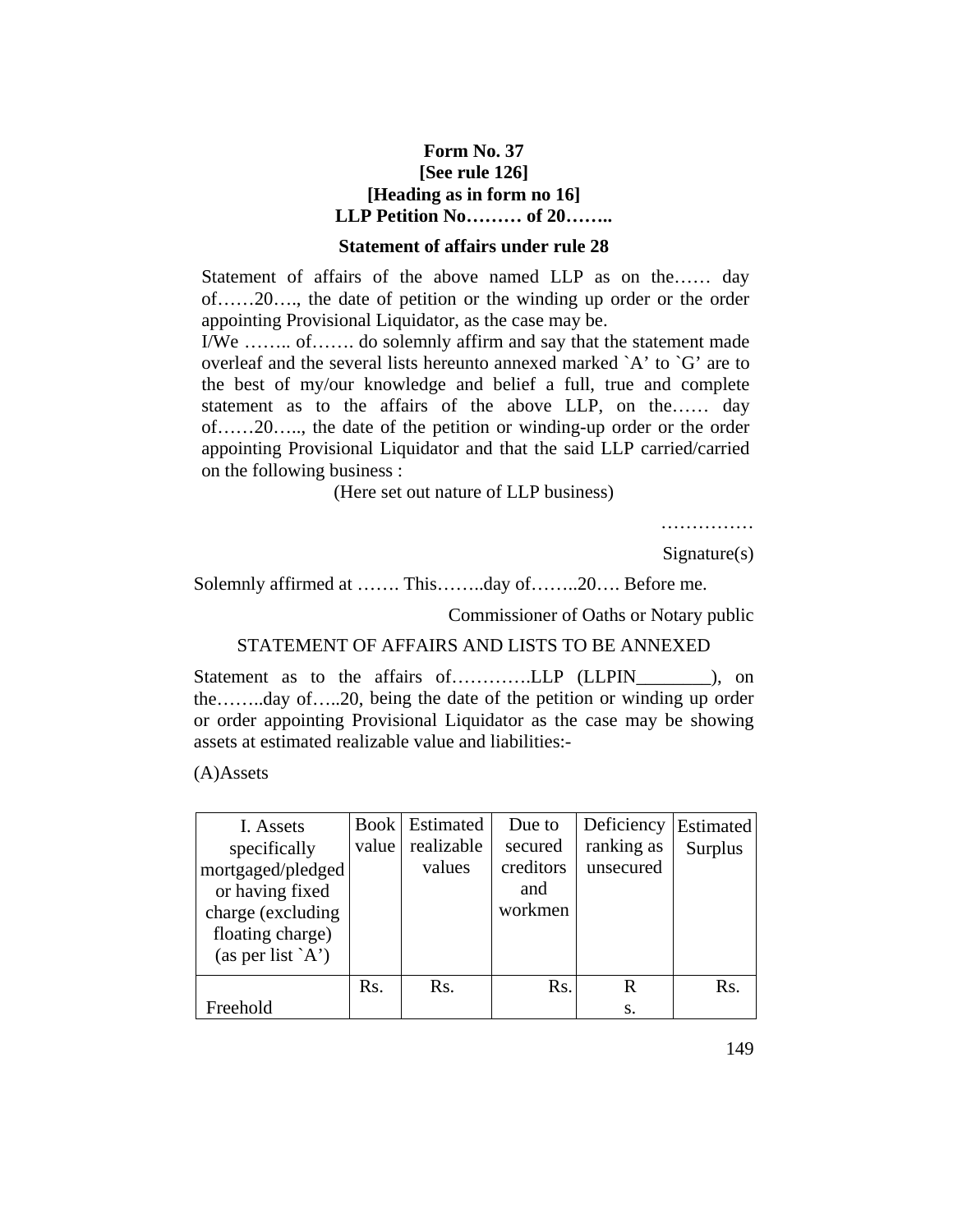**Form No. 37**
**[See rule 126]**
**[Heading as in form no 16]**
**LLP Petition No……… of 20……..**

**Statement of affairs under rule 28**

Statement of affairs of the above named LLP as on the…… day of……20…., the date of petition or the winding up order or the order appointing Provisional Liquidator, as the case may be.

I/We …….. of……. do solemnly affirm and say that the statement made overleaf and the several lists hereunto annexed marked `A' to `G' are to the best of my/our knowledge and belief a full, true and complete statement as to the affairs of the above LLP, on the…… day of……20….., the date of the petition or winding-up order or the order appointing Provisional Liquidator and that the said LLP carried/carried on the following business :

(Here set out nature of LLP business)

……………

Signature(s)

Solemnly affirmed at ……. This……..day of……..20…. Before me.

Commissioner of Oaths or Notary public

STATEMENT OF AFFAIRS AND LISTS TO BE ANNEXED

Statement as to the affairs of………….LLP (LLPIN________), on the……..day of…..20, being the date of the petition or winding up order or order appointing Provisional Liquidator as the case may be showing assets at estimated realizable value and liabilities:-

(A)Assets

| I. Assets specifically mortgaged/pledged or having fixed charge (excluding floating charge) (as per list `A') | Book value | Estimated realizable values | Due to secured creditors and workmen | Deficiency ranking as unsecured | Estimated Surplus |
|---|---|---|---|---|---|
| Freehold | Rs. | Rs. | Rs. | Rs. | Rs. |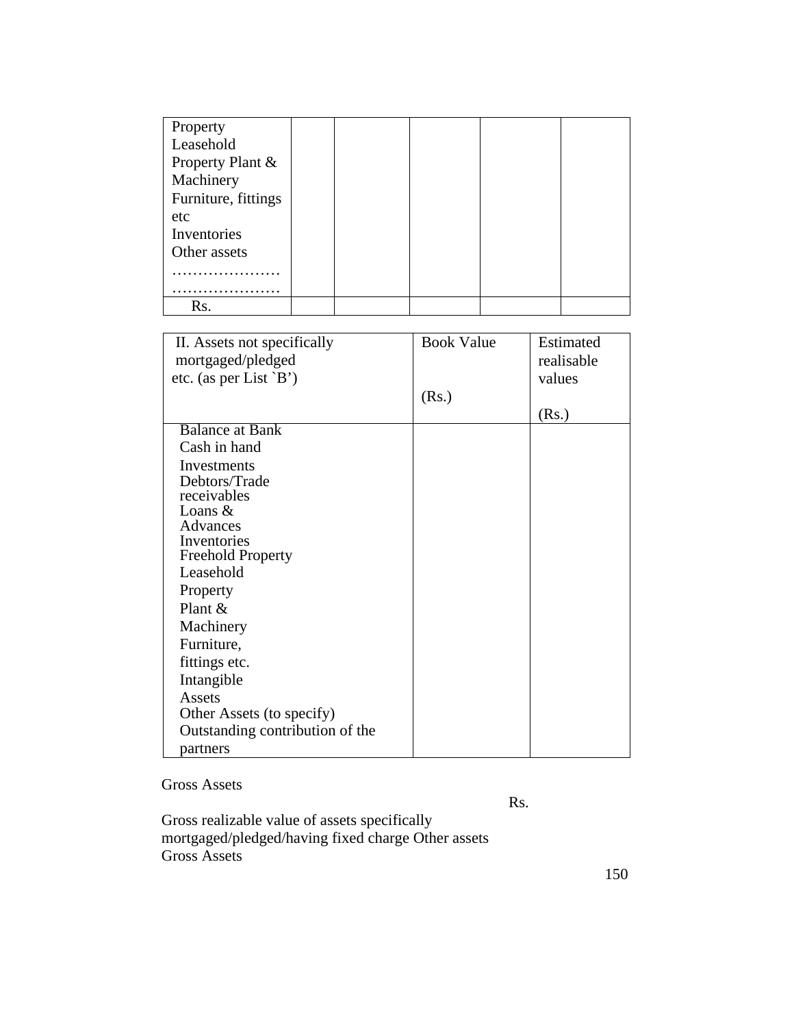| Property<br>Leasehold<br>Property Plant &<br>Machinery<br>Furniture, fittings<br>etc<br>Inventories<br>Other assets<br>…………………<br>………………… | | | | | |
|---|---|---|---|---|---|
| Rs. | | | | | |

| II. Assets not specifically mortgaged/pledged etc. (as per List `B') | Book Value<br><br>(Rs.) | Estimated realisable values<br><br>(Rs.) |
|---|---|---|
| Balance at Bank<br>Cash in hand<br>Investments<br>Debtors/Trade receivables<br>Loans & Advances<br>Inventories<br>Freehold Property<br>Leasehold Property<br>Plant & Machinery<br>Furniture, fittings etc.<br>Intangible Assets<br>Other Assets (to specify)<br>Outstanding contribution of the partners | | |

Gross Assets

Rs.

Gross realizable value of assets specifically mortgaged/pledged/having fixed charge Other assets
Gross Assets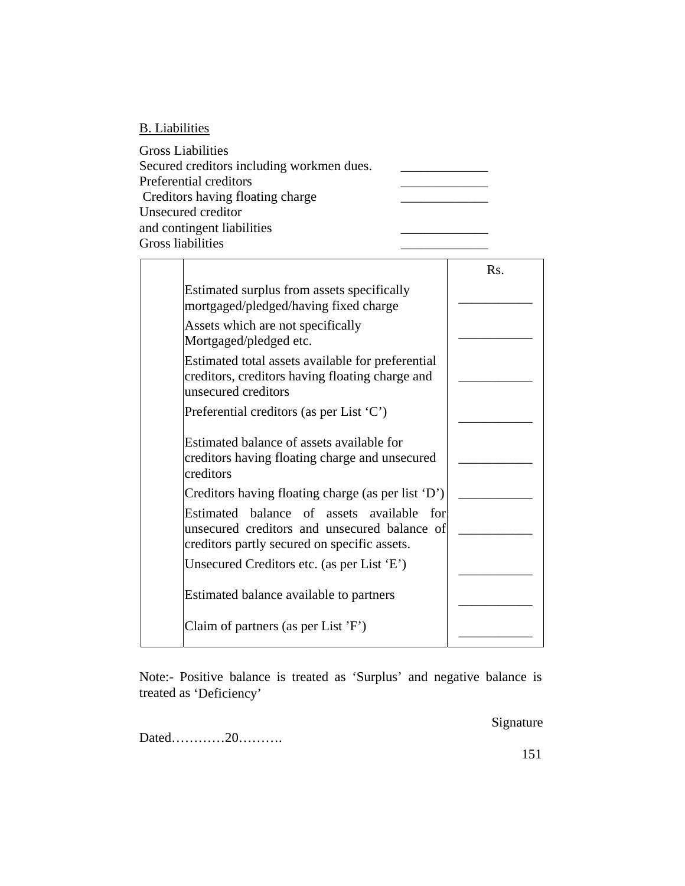B. Liabilities

Gross Liabilities
Secured creditors including workmen dues. _____________
Preferential creditors _____________
Creditors having floating charge _____________
Unsecured creditor
and contingent liabilities _____________
Gross liabilities _____________

| | | Rs. |
|---|---|---|
| | Estimated surplus from assets specifically mortgaged/pledged/having fixed charge | ___________ |
| | Assets which are not specifically Mortgaged/pledged etc. | ___________ |
| | Estimated total assets available for preferential creditors, creditors having floating charge and unsecured creditors | ___________ |
| | Preferential creditors (as per List 'C') | ___________ |
| | Estimated balance of assets available for creditors having floating charge and unsecured creditors | ___________ |
| | Creditors having floating charge (as per list 'D') | ___________ |
| | Estimated balance of assets available for unsecured creditors and unsecured balance of creditors partly secured on specific assets. | ___________ |
| | Unsecured Creditors etc. (as per List 'E') | ___________ |
| | Estimated balance available to partners | ___________ |
| | Claim of partners (as per List 'F') | ___________ |

Note:- Positive balance is treated as 'Surplus' and negative balance is treated as 'Deficiency'

Signature

Dated…………20……….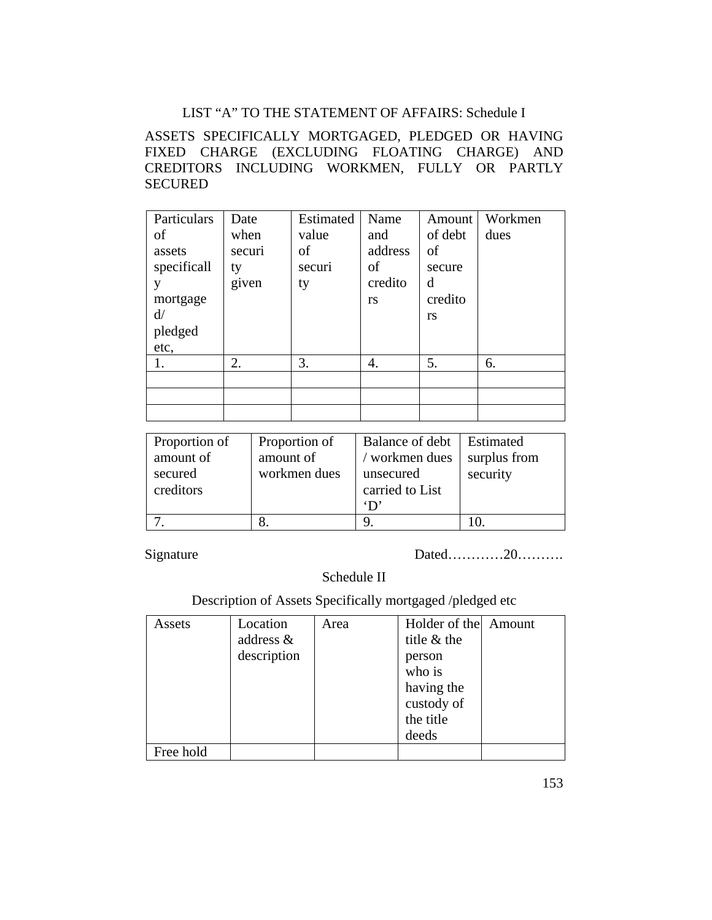LIST "A" TO THE STATEMENT OF AFFAIRS: Schedule I

ASSETS SPECIFICALLY MORTGAGED, PLEDGED OR HAVING FIXED CHARGE (EXCLUDING FLOATING CHARGE) AND CREDITORS INCLUDING WORKMEN, FULLY OR PARTLY SECURED

| Particulars of assets specifically mortgaged/ pledged etc, | Date when security given | Estimated value of security | Name and address of creditors | Amount of debt of secured creditors | Workmen dues |
|---|---|---|---|---|---|
| 1. | 2. | 3. | 4. | 5. | 6. |
| | | | | | |
| | | | | | |
| | | | | | |

| Proportion of amount of secured creditors | Proportion of amount of workmen dues | Balance of debt / workmen dues unsecured carried to List 'D' | Estimated surplus from security |
|---|---|---|---|
| 7. | 8. | 9. | 10. |

Signature Dated…………20……….

Schedule II

Description of Assets Specifically mortgaged /pledged etc

| Assets | Location address & description | Area | Holder of the title & the person who is having the custody of the title deeds | Amount |
|---|---|---|---|---|
| Free hold | | | | |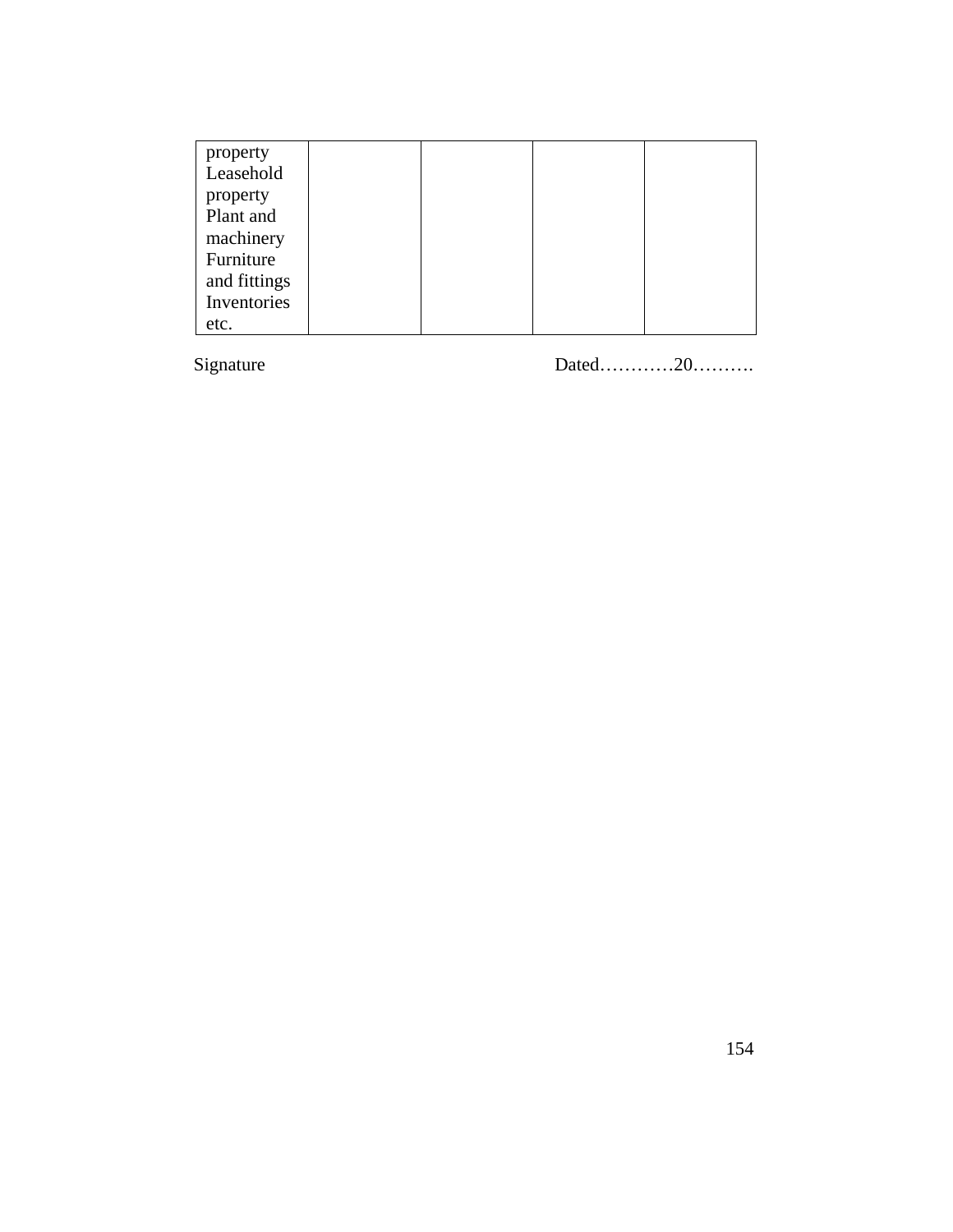| | | | | |
|---|---|---|---|---|
| property<br>Leasehold<br>property<br>Plant and<br>machinery<br>Furniture<br>and fittings<br>Inventories<br>etc. | | | | |

Signature                                                                 Dated…………20……….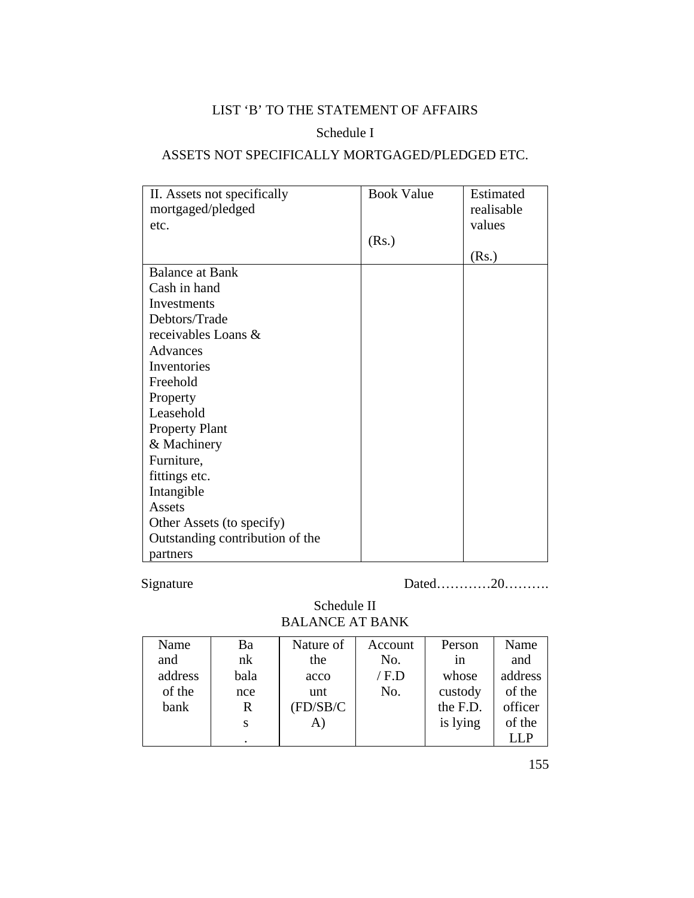# LIST 'B' TO THE STATEMENT OF AFFAIRS

## Schedule I

## ASSETS NOT SPECIFICALLY MORTGAGED/PLEDGED ETC.

| II. Assets not specifically mortgaged/pledged etc. | Book Value (Rs.) | Estimated realisable values (Rs.) |
|---|---|---|
| Balance at Bank | | |
| Cash in hand | | |
| Investments | | |
| Debtors/Trade receivables | | |
| Loans & Advances | | |
| Inventories | | |
| Freehold Property | | |
| Leasehold Property | | |
| Plant & Machinery | | |
| Furniture, fittings etc. | | |
| Intangible Assets | | |
| Other Assets (to specify) | | |
| Outstanding contribution of the partners | | |

Signature Dated…………20……….

## Schedule II
## BALANCE AT BANK

| Name and address of the bank | Bank balance Rs. | Nature of the account (FD/SB/CA) | Account No. / F.D No. | Person in whose custody the F.D. is lying | Name and address of the officer of the LLP |
|---|---|---|---|---|---|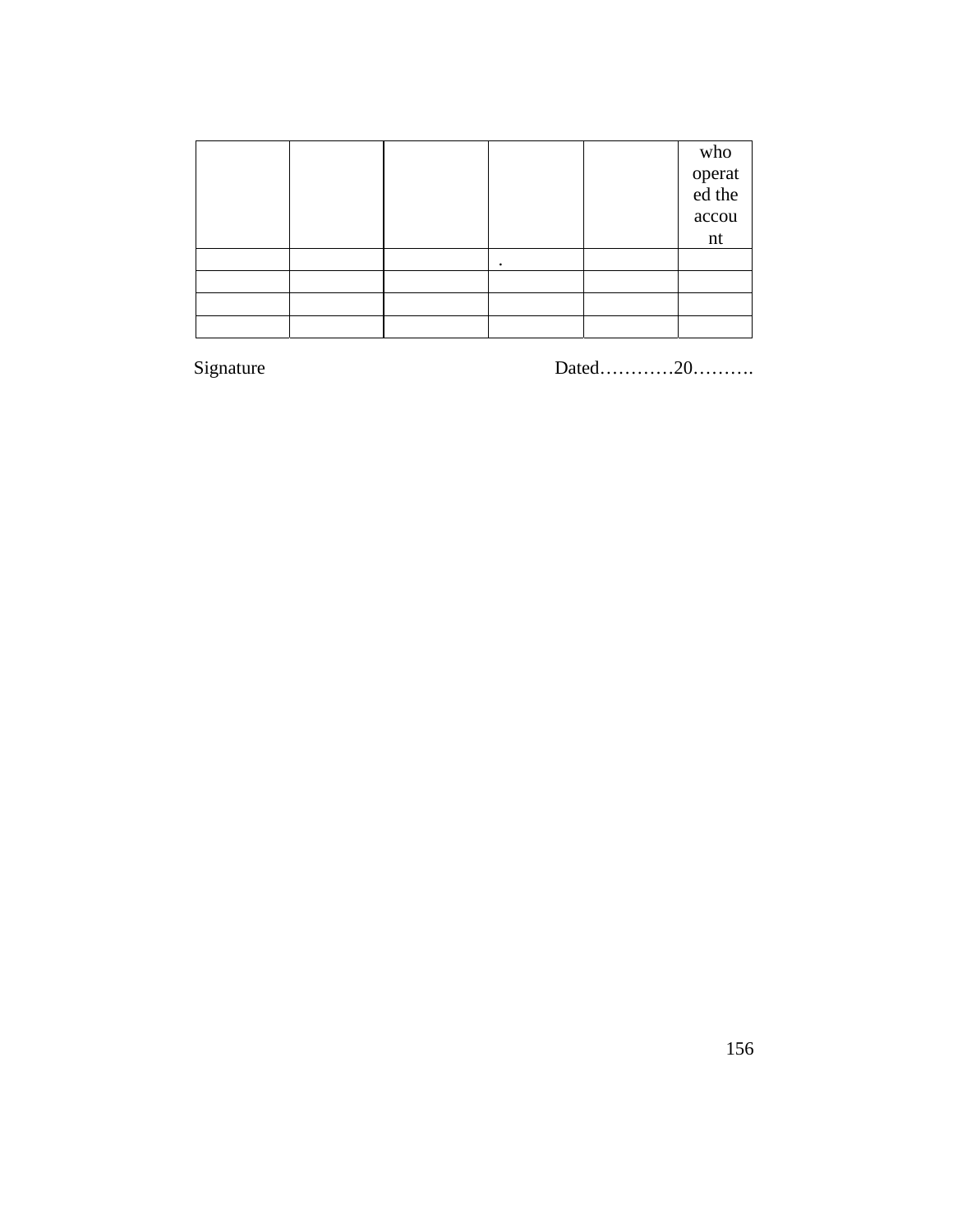| | | | | | who operated the account |
|---|---|---|---|---|---|
| | | | . | | |
| | | | | | |
| | | | | | |
| | | | | | |

Signature Dated…………20……….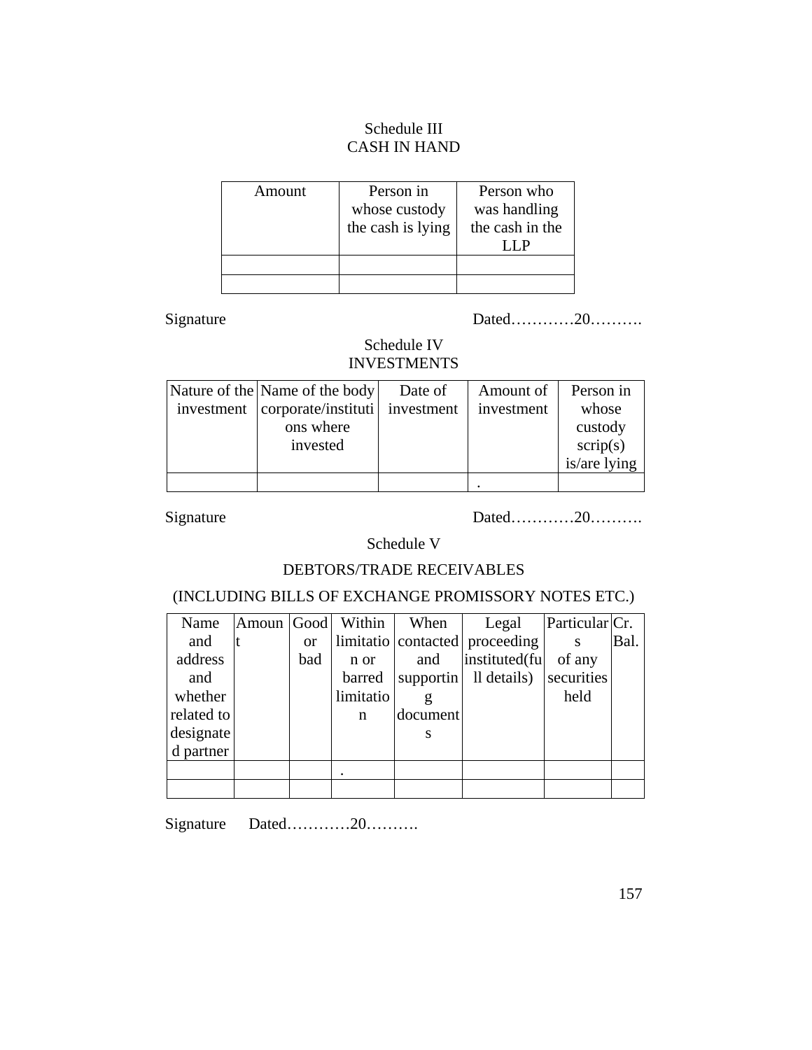## Schedule III
## CASH IN HAND

| Amount | Person in whose custody the cash is lying | Person who was handling the cash in the LLP |
|---|---|---|
| | | |
| | | |

Signature Dated…………20……….

## Schedule IV
## INVESTMENTS

| Nature of the investment | Name of the body corporate/institutions where invested | Date of investment | Amount of investment | Person in whose custody scrip(s) is/are lying |
|---|---|---|---|---|
| | | | . | |

Signature Dated…………20……….

## Schedule V

## DEBTORS/TRADE RECEIVABLES

## (INCLUDING BILLS OF EXCHANGE PROMISSORY NOTES ETC.)

| Name and address and whether related to designated partner | Amount | Good or bad | Within limitation or barred limitation | When contacted and supporting documents | Legal proceeding instituted(full details) | Particulars of any securities held | Cr. Bal. |
|---|---|---|---|---|---|---|---|
| | | | . | | | | |
| | | | | | | | |

Signature Dated…………20……….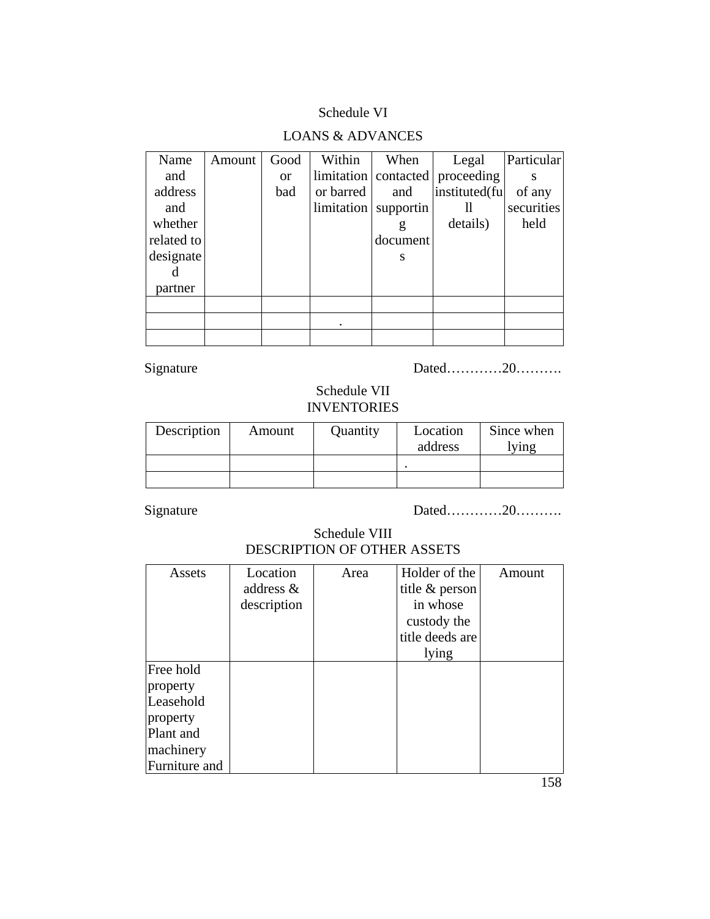Schedule VI

LOANS & ADVANCES

| Name and address and whether related to designated partner | Amount | Good or bad | Within limitation or barred limitation | When contacted and supporting documents | Legal proceeding instituted(full details) | Particulars of any securities held |
|---|---|---|---|---|---|---|
| | | | | | | |
| | | | . | | | |
| | | | | | | |

Signature　　　　　　　　　　　　　　　　　　Dated…………20……….

Schedule VII
INVENTORIES

| Description | Amount | Quantity | Location address | Since when lying |
|---|---|---|---|---|
| | | | . | |
| | | | | |

Signature　　　　　　　　　　　　　　　　　　Dated…………20……….

Schedule VIII
DESCRIPTION OF OTHER ASSETS

| Assets | Location address & description | Area | Holder of the title & person in whose custody the title deeds are lying | Amount |
|---|---|---|---|---|
| Free hold property<br>Leasehold property<br>Plant and machinery<br>Furniture and | | | | |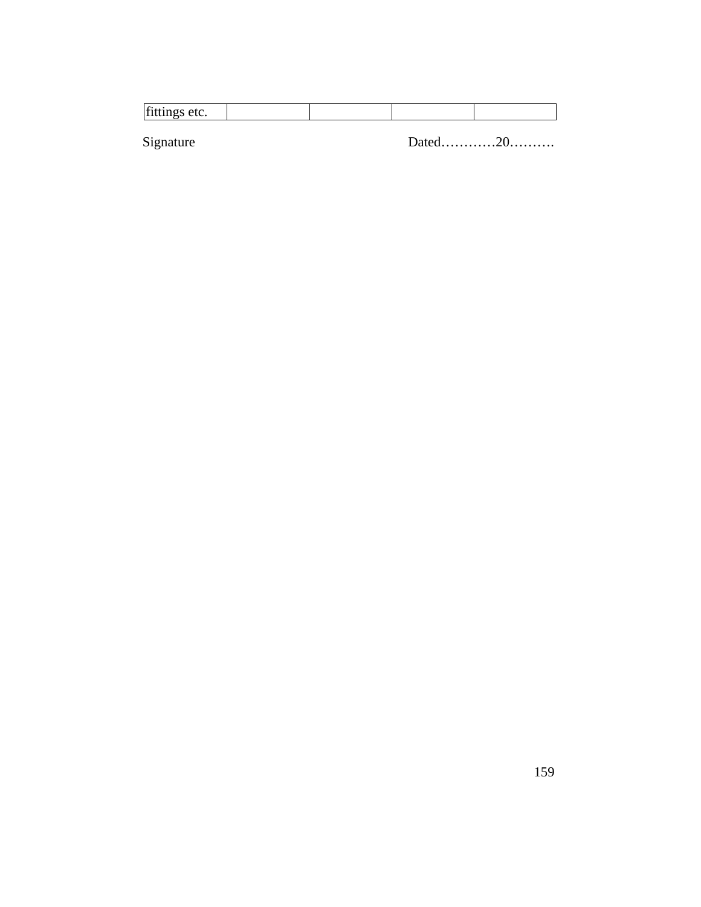| fittings etc. | | | | |
|---|---|---|---|---|

Signature                                                  Dated…………20……….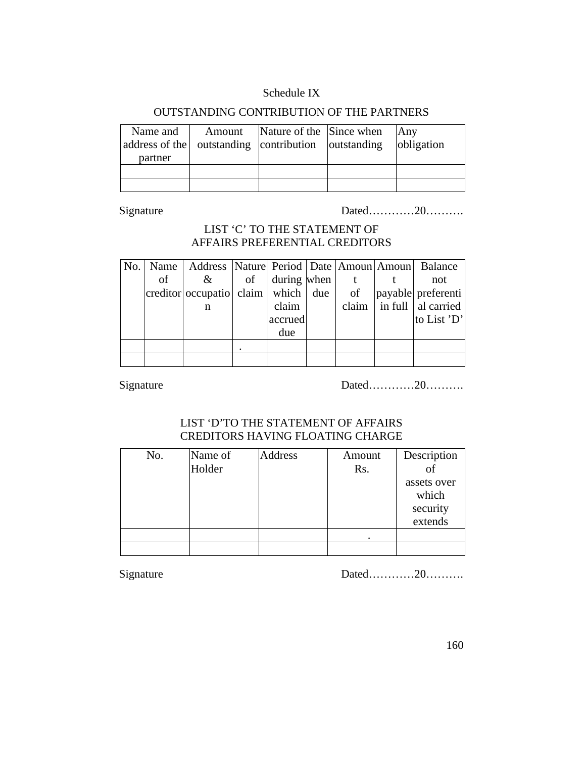Schedule IX

OUTSTANDING CONTRIBUTION OF THE PARTNERS

| Name and address of the partner | Amount outstanding | Nature of the contribution | Since when outstanding | Any obligation |
|---|---|---|---|---|
| | | | | |
| | | | | |

Signature Dated…………20……….

LIST 'C' TO THE STATEMENT OF AFFAIRS PREFERENTIAL CREDITORS

| No. | Name of creditor | Address & occupation | Nature of claim | Period during which claim accrued due | Date when due | Amount of claim | Amount payable in full | Balance not preferential carried to List 'D' |
|---|---|---|---|---|---|---|---|---|
| | | | . | | | | | |
| | | | | | | | | |

Signature Dated…………20……….

LIST 'D'TO THE STATEMENT OF AFFAIRS CREDITORS HAVING FLOATING CHARGE

| No. | Name of Holder | Address | Amount Rs. | Description of assets over which security extends |
|---|---|---|---|---|
| | | | . | |
| | | | | |

Signature Dated…………20……….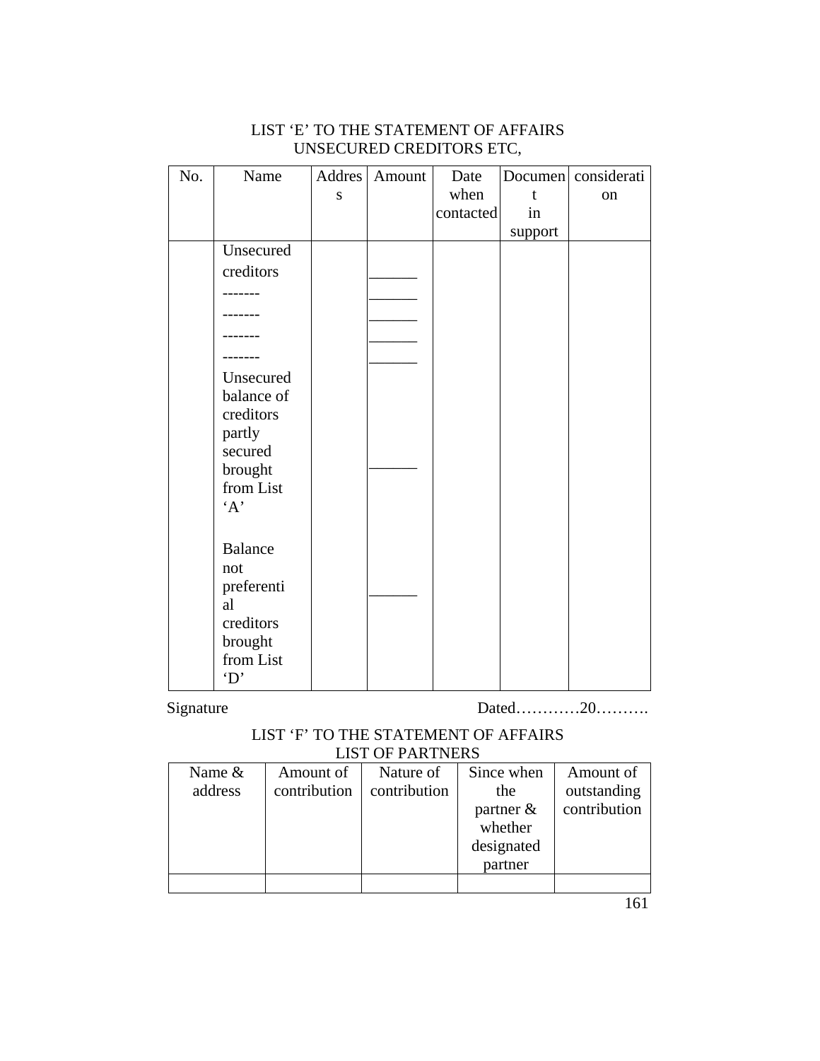LIST 'E' TO THE STATEMENT OF AFFAIRS
UNSECURED CREDITORS ETC,

| No. | Name | Address | Amount | Date when contacted | Document in support | consideration |
|---|---|---|---|---|---|---|
| | Unsecured creditors | | | | | |
| | ------- | | ______ | | | |
| | ------- | | ______ | | | |
| | ------- | | ______ | | | |
| | ------- | | ______ | | | |
| | | | ______ | | | |
| | Unsecured balance of creditors partly secured brought from List 'A' | | ______ | | | |
| | Balance not preferential creditors brought from List 'D' | | ______ | | | |

Signature Dated…………20……….

LIST 'F' TO THE STATEMENT OF AFFAIRS
LIST OF PARTNERS

| Name & address | Amount of contribution | Nature of contribution | Since when the partner & whether designated partner | Amount of outstanding contribution |
|---|---|---|---|---|
| | | | | |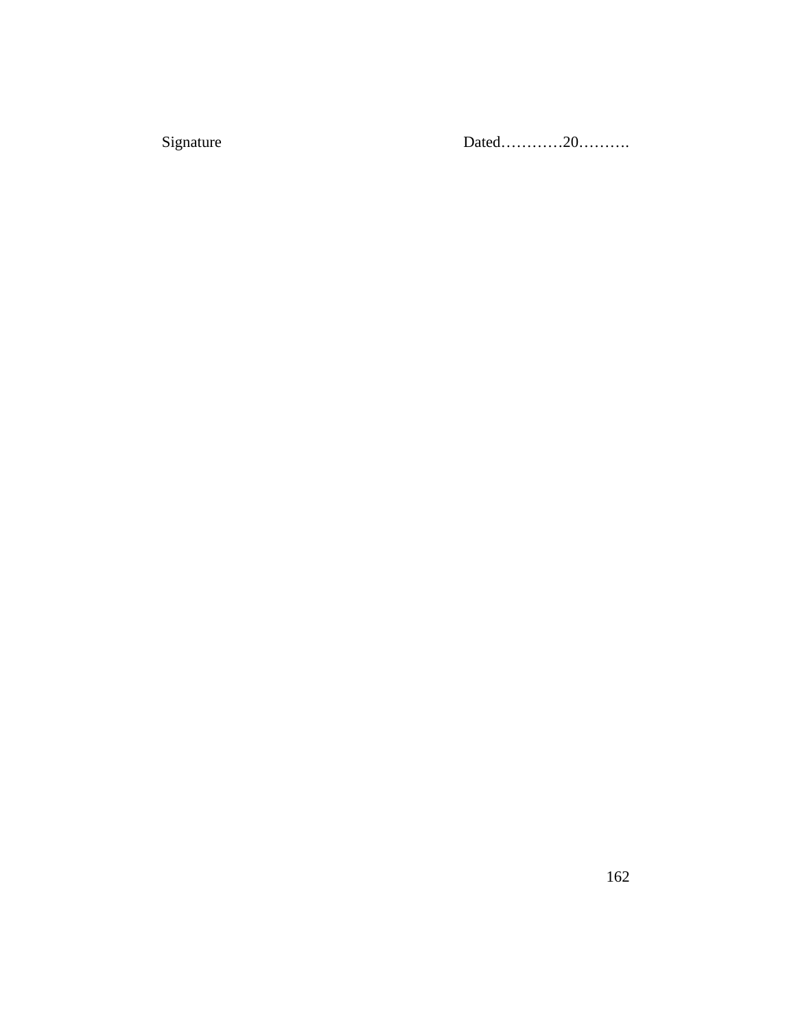Signature Dated…………20……….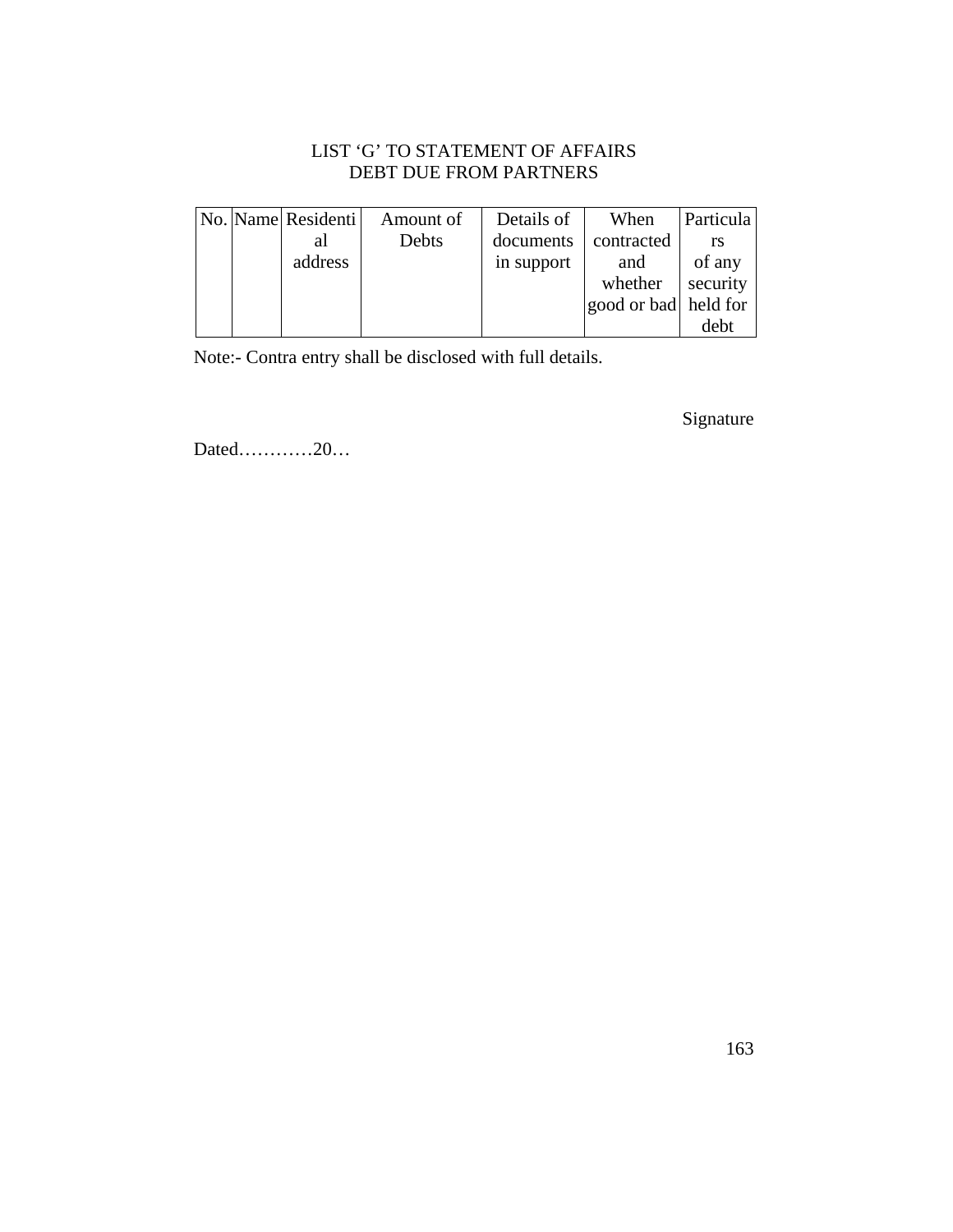LIST 'G' TO STATEMENT OF AFFAIRS
DEBT DUE FROM PARTNERS

| No. | Name | Residential address | Amount of Debts | Details of documents in support | When contracted and whether good or bad | Particulars of any security held for debt |
|---|---|---|---|---|---|---|
| | | | | | | |

Note:- Contra entry shall be disclosed with full details.

Signature

Dated…………20…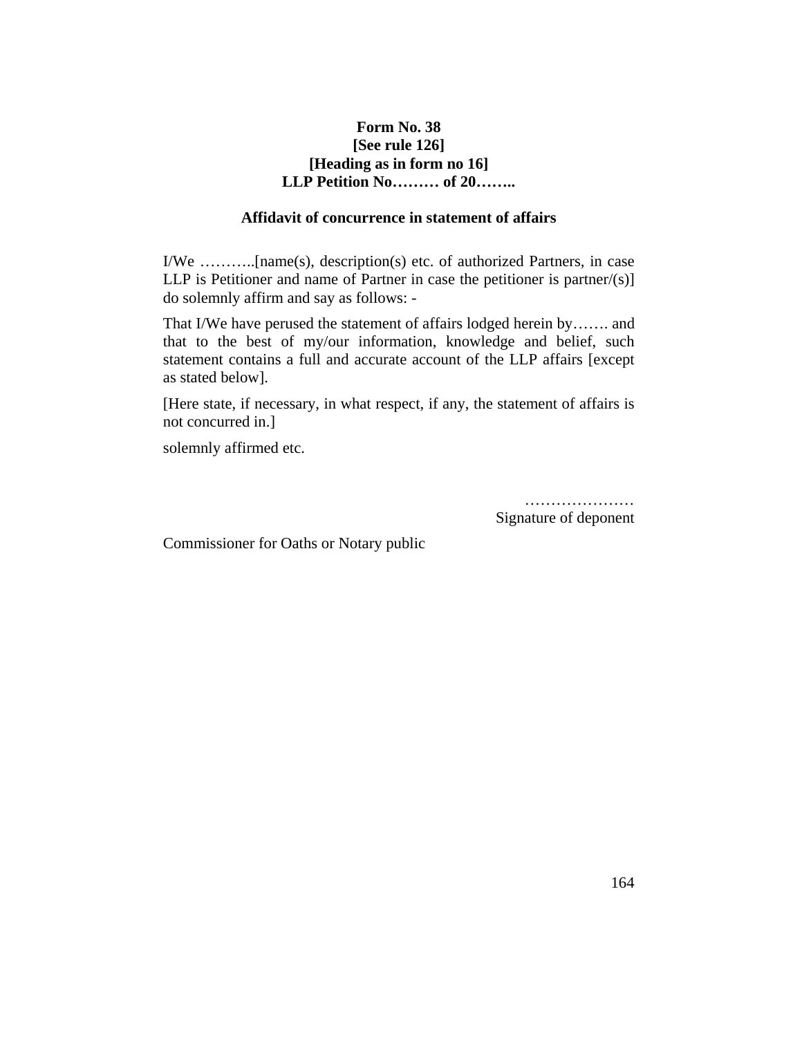**Form No. 38**
**[See rule 126]**
**[Heading as in form no 16]**
**LLP Petition No……… of 20……..**

**Affidavit of concurrence in statement of affairs**

I/We ………..[name(s), description(s) etc. of authorized Partners, in case LLP is Petitioner and name of Partner in case the petitioner is partner/(s)] do solemnly affirm and say as follows: -

That I/We have perused the statement of affairs lodged herein by……. and that to the best of my/our information, knowledge and belief, such statement contains a full and accurate account of the LLP affairs [except as stated below].

[Here state, if necessary, in what respect, if any, the statement of affairs is not concurred in.]

solemnly affirmed etc.

…………………
Signature of deponent

Commissioner for Oaths or Notary public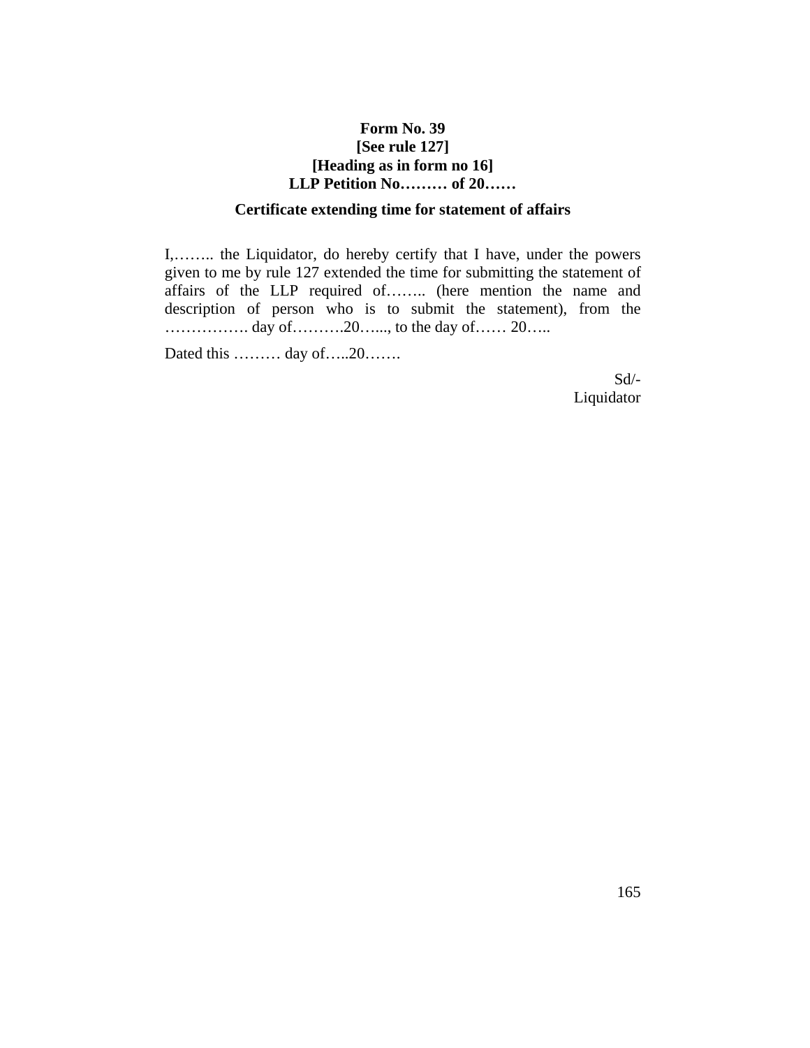**Form No. 39**
**[See rule 127]**
**[Heading as in form no 16]**
**LLP Petition No……… of 20……**

**Certificate extending time for statement of affairs**

I,…….. the Liquidator, do hereby certify that I have, under the powers given to me by rule 127 extended the time for submitting the statement of affairs of the LLP required of…….. (here mention the name and description of person who is to submit the statement), from the ……………. day of……….20…..., to the day of…… 20…..

Dated this ……… day of…..20…….

Sd/-
Liquidator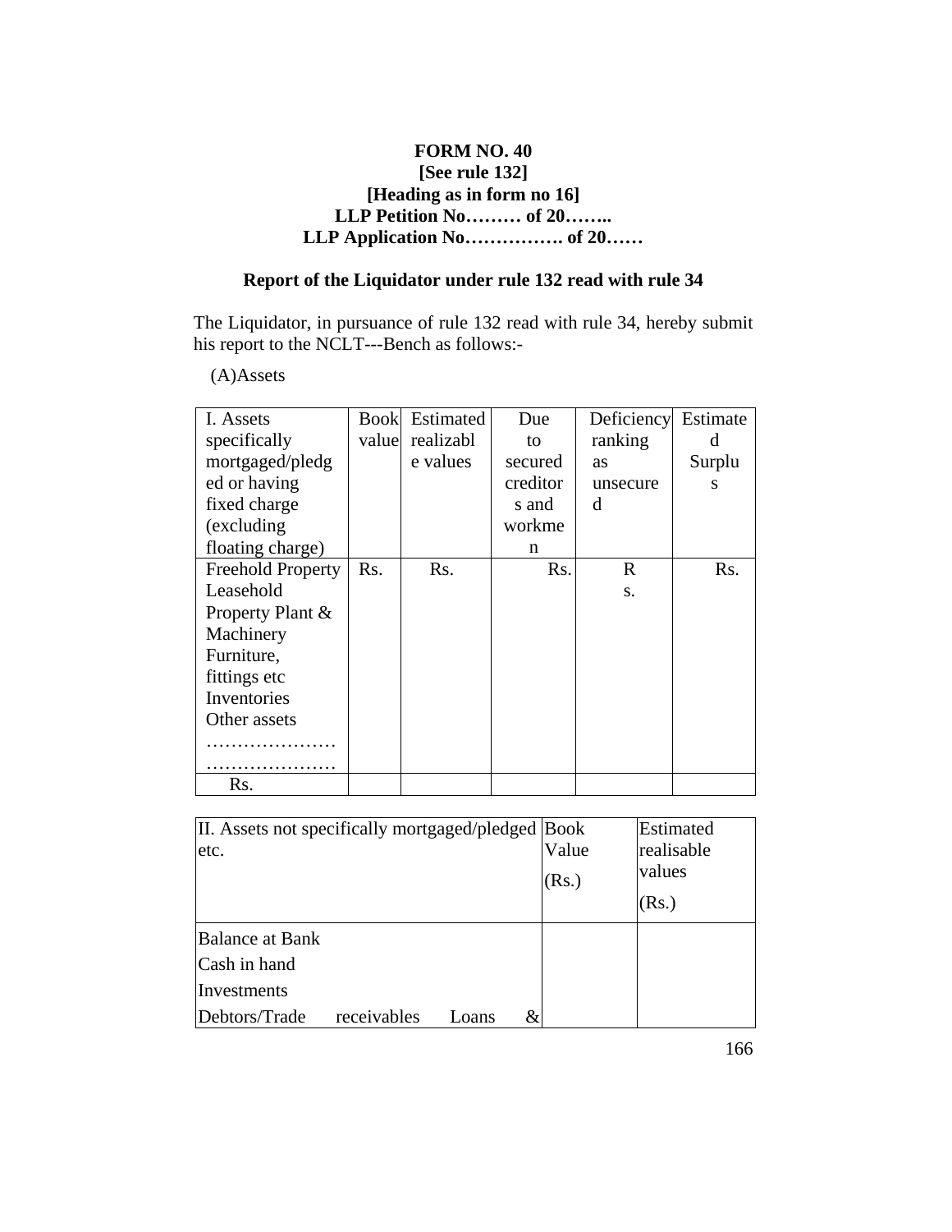**FORM NO. 40**
**[See rule 132]**
**[Heading as in form no 16]**
**LLP Petition No……… of 20……..**
**LLP Application No……………. of 20……**

**Report of the Liquidator under rule 132 read with rule 34**

The Liquidator, in pursuance of rule 132 read with rule 34, hereby submit his report to the NCLT---Bench as follows:-

(A)Assets

| I. Assets specifically mortgaged/pledged or having fixed charge (excluding floating charge) | Book value | Estimated realizable values | Due to secured creditors and workmen | Deficiency ranking as unsecured | Estimated Surplus |
|---|---|---|---|---|---|
| Freehold Property<br>Leasehold Property Plant & Machinery<br>Furniture, fittings etc<br>Inventories<br>Other assets<br>…………………<br>………………… | Rs. | Rs. | Rs. | Rs. | Rs. |
| Rs. | | | | | |

| II. Assets not specifically mortgaged/pledged etc. | Book Value (Rs.) | Estimated realisable values (Rs.) |
|---|---|---|
| Balance at Bank<br>Cash in hand<br>Investments<br>Debtors/Trade receivables Loans & | | |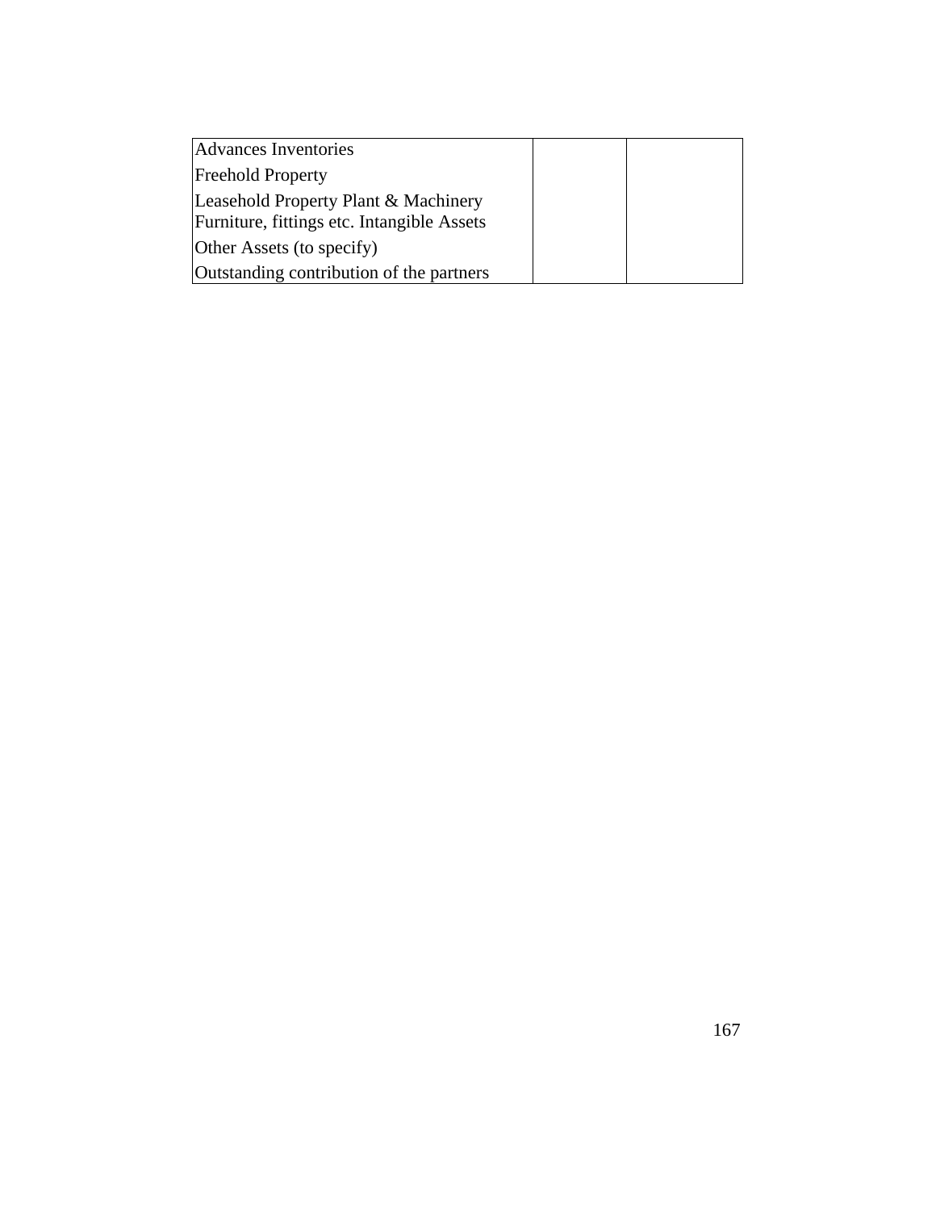| | | |
|---|---|---|
| Advances Inventories<br>Freehold Property<br>Leasehold Property Plant & Machinery Furniture, fittings etc. Intangible Assets<br>Other Assets (to specify)<br>Outstanding contribution of the partners | | |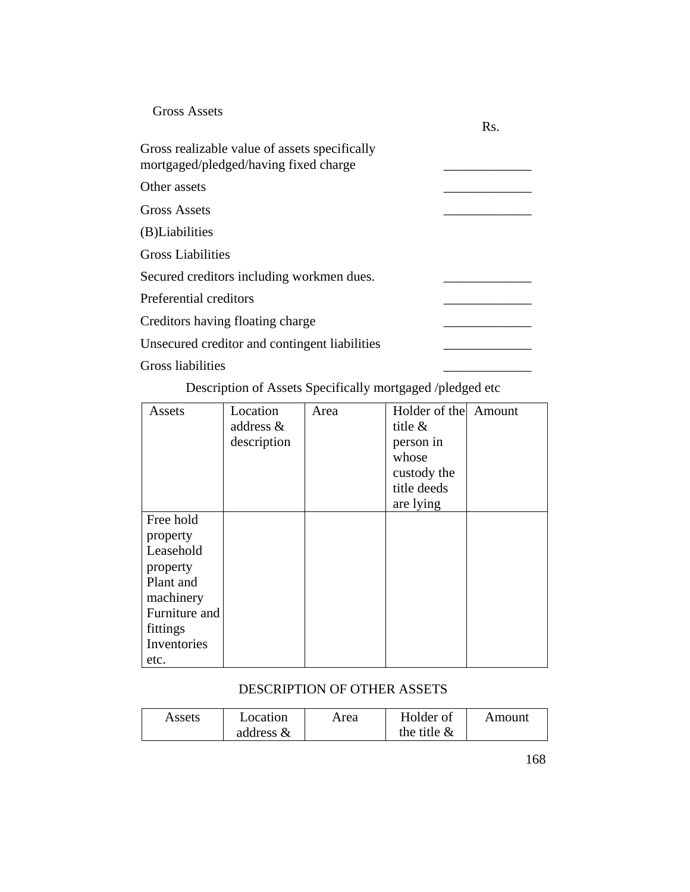Gross Assets

| | Rs. |
|---|---|
| Gross realizable value of assets specifically mortgaged/pledged/having fixed charge | _____________ |
| Other assets | _____________ |
| Gross Assets | _____________ |
| (B)Liabilities | |
| Gross Liabilities | |
| Secured creditors including workmen dues. | _____________ |
| Preferential creditors | _____________ |
| Creditors having floating charge | _____________ |
| Unsecured creditor and contingent liabilities | _____________ |
| Gross liabilities | _____________ |

Description of Assets Specifically mortgaged /pledged etc

| Assets | Location address & description | Area | Holder of the title & person in whose custody the title deeds are lying | Amount |
|---|---|---|---|---|
| Free hold property Leasehold property Plant and machinery Furniture and fittings Inventories etc. | | | | |

DESCRIPTION OF OTHER ASSETS

| Assets | Location address & | Area | Holder of the title & | Amount |
|---|---|---|---|---|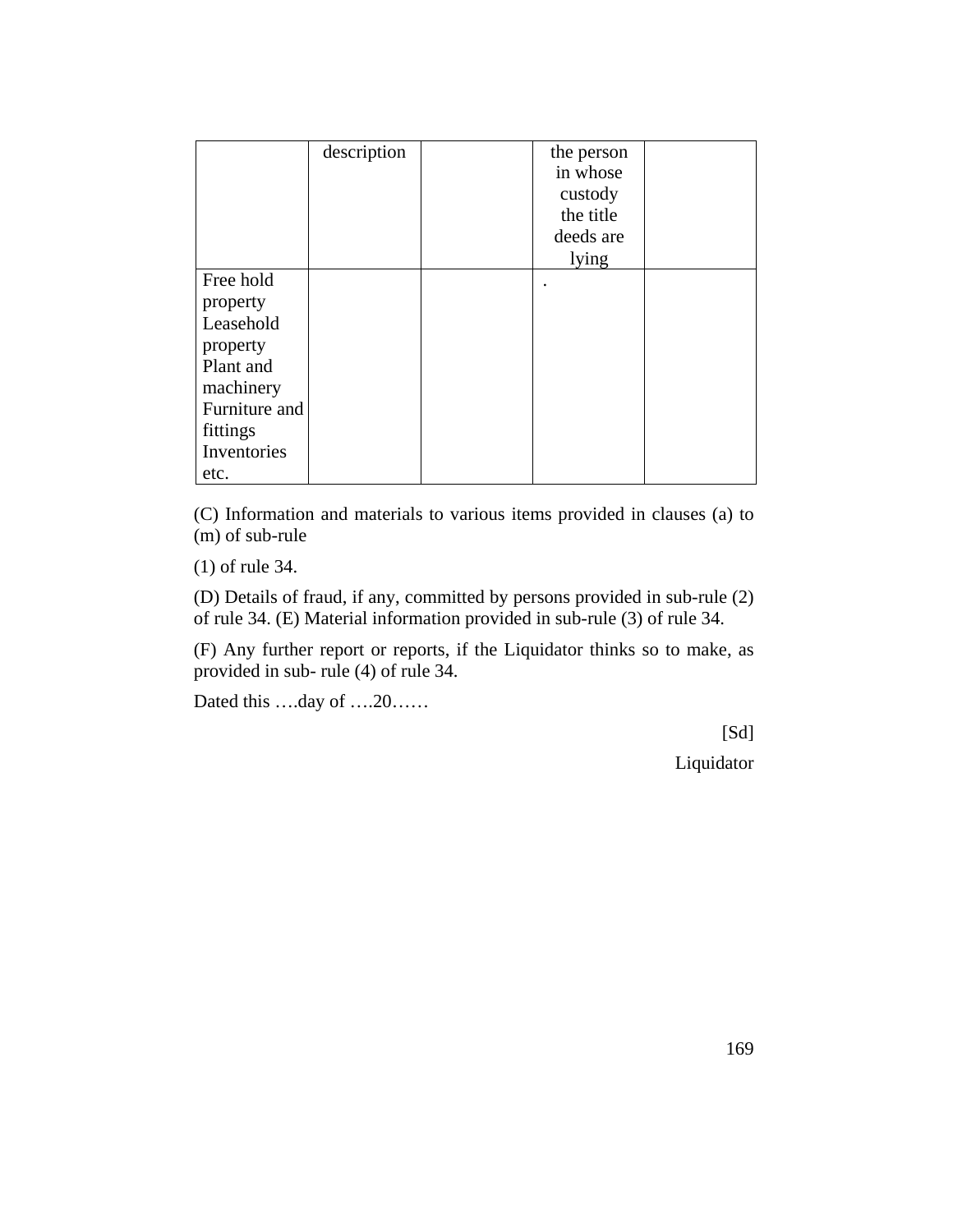| | description | | the person in whose custody the title deeds are lying | |
|---|---|---|---|---|
| Free hold property Leasehold property Plant and machinery Furniture and fittings Inventories etc. | | | . | |

(C) Information and materials to various items provided in clauses (a) to (m) of sub-rule

(1) of rule 34.

(D) Details of fraud, if any, committed by persons provided in sub-rule (2) of rule 34. (E) Material information provided in sub-rule (3) of rule 34.

(F) Any further report or reports, if the Liquidator thinks so to make, as provided in sub- rule (4) of rule 34.

Dated this ….day of ….20……

[Sd]

Liquidator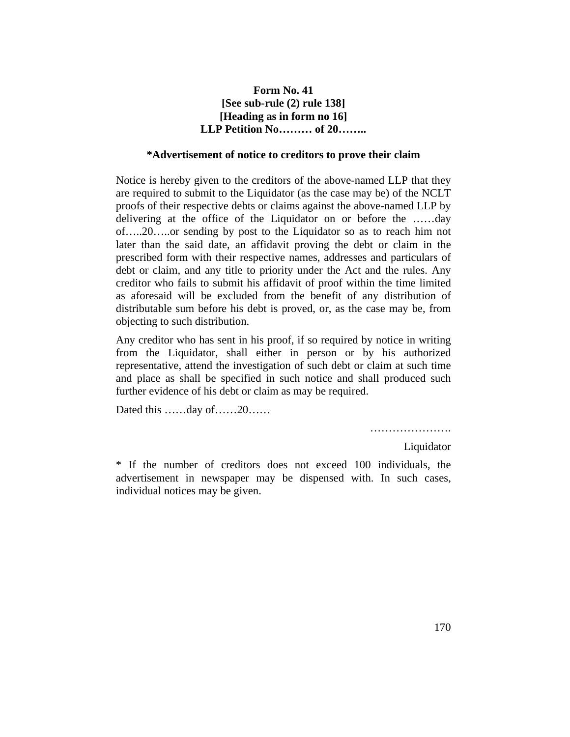**Form No. 41**
**[See sub-rule (2) rule 138]**
**[Heading as in form no 16]**
**LLP Petition No……… of 20……..**

**\*Advertisement of notice to creditors to prove their claim**

Notice is hereby given to the creditors of the above-named LLP that they are required to submit to the Liquidator (as the case may be) of the NCLT proofs of their respective debts or claims against the above-named LLP by delivering at the office of the Liquidator on or before the ……day of…..20…..or sending by post to the Liquidator so as to reach him not later than the said date, an affidavit proving the debt or claim in the prescribed form with their respective names, addresses and particulars of debt or claim, and any title to priority under the Act and the rules. Any creditor who fails to submit his affidavit of proof within the time limited as aforesaid will be excluded from the benefit of any distribution of distributable sum before his debt is proved, or, as the case may be, from objecting to such distribution.

Any creditor who has sent in his proof, if so required by notice in writing from the Liquidator, shall either in person or by his authorized representative, attend the investigation of such debt or claim at such time and place as shall be specified in such notice and shall produced such further evidence of his debt or claim as may be required.

Dated this ……day of……20……

………………….

Liquidator

\* If the number of creditors does not exceed 100 individuals, the advertisement in newspaper may be dispensed with. In such cases, individual notices may be given.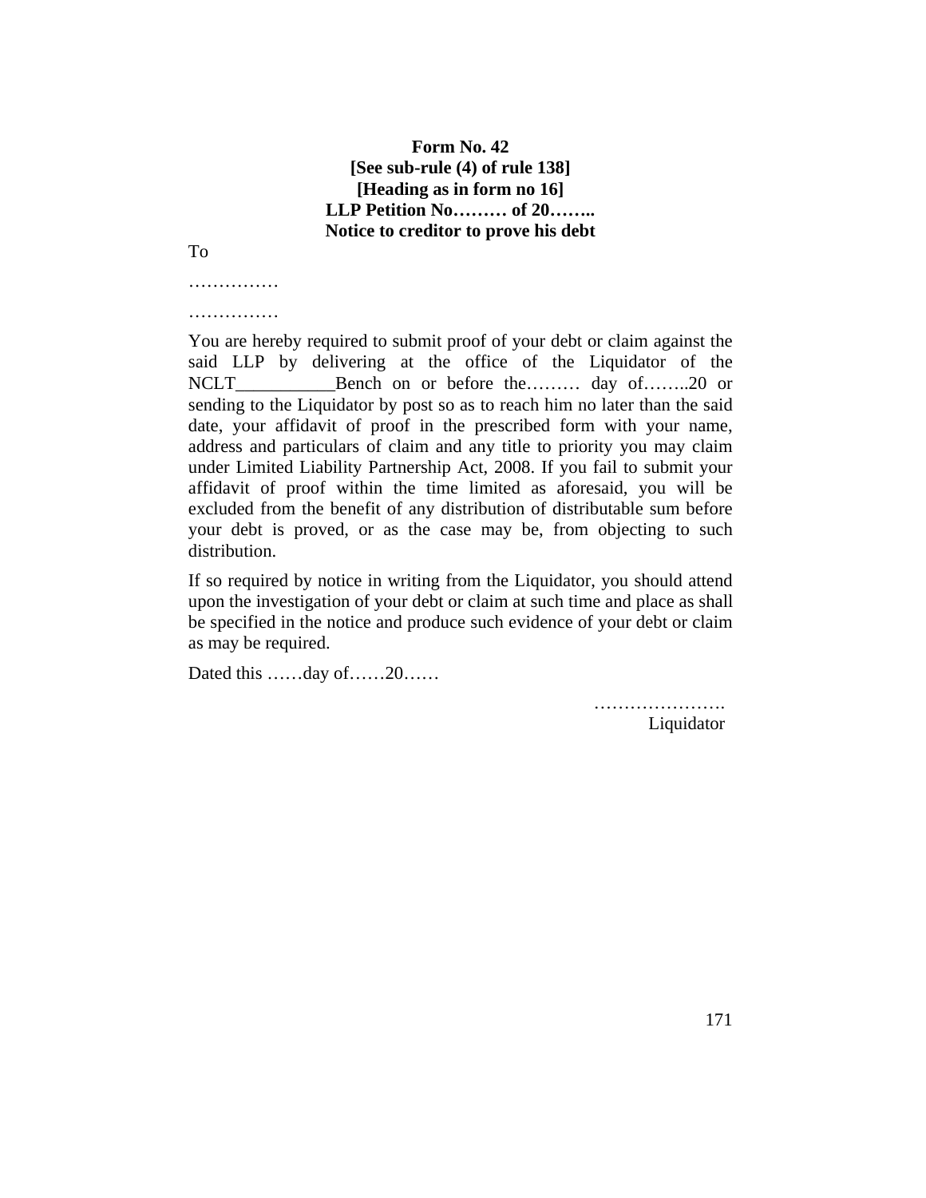**Form No. 42**
**[See sub-rule (4) of rule 138]**
**[Heading as in form no 16]**
**LLP Petition No……… of 20……..**
**Notice to creditor to prove his debt**

To

……………

……………

You are hereby required to submit proof of your debt or claim against the said LLP by delivering at the office of the Liquidator of the NCLT___________Bench on or before the……… day of……..20 or sending to the Liquidator by post so as to reach him no later than the said date, your affidavit of proof in the prescribed form with your name, address and particulars of claim and any title to priority you may claim under Limited Liability Partnership Act, 2008. If you fail to submit your affidavit of proof within the time limited as aforesaid, you will be excluded from the benefit of any distribution of distributable sum before your debt is proved, or as the case may be, from objecting to such distribution.

If so required by notice in writing from the Liquidator, you should attend upon the investigation of your debt or claim at such time and place as shall be specified in the notice and produce such evidence of your debt or claim as may be required.

Dated this ……day of……20……

………………….
Liquidator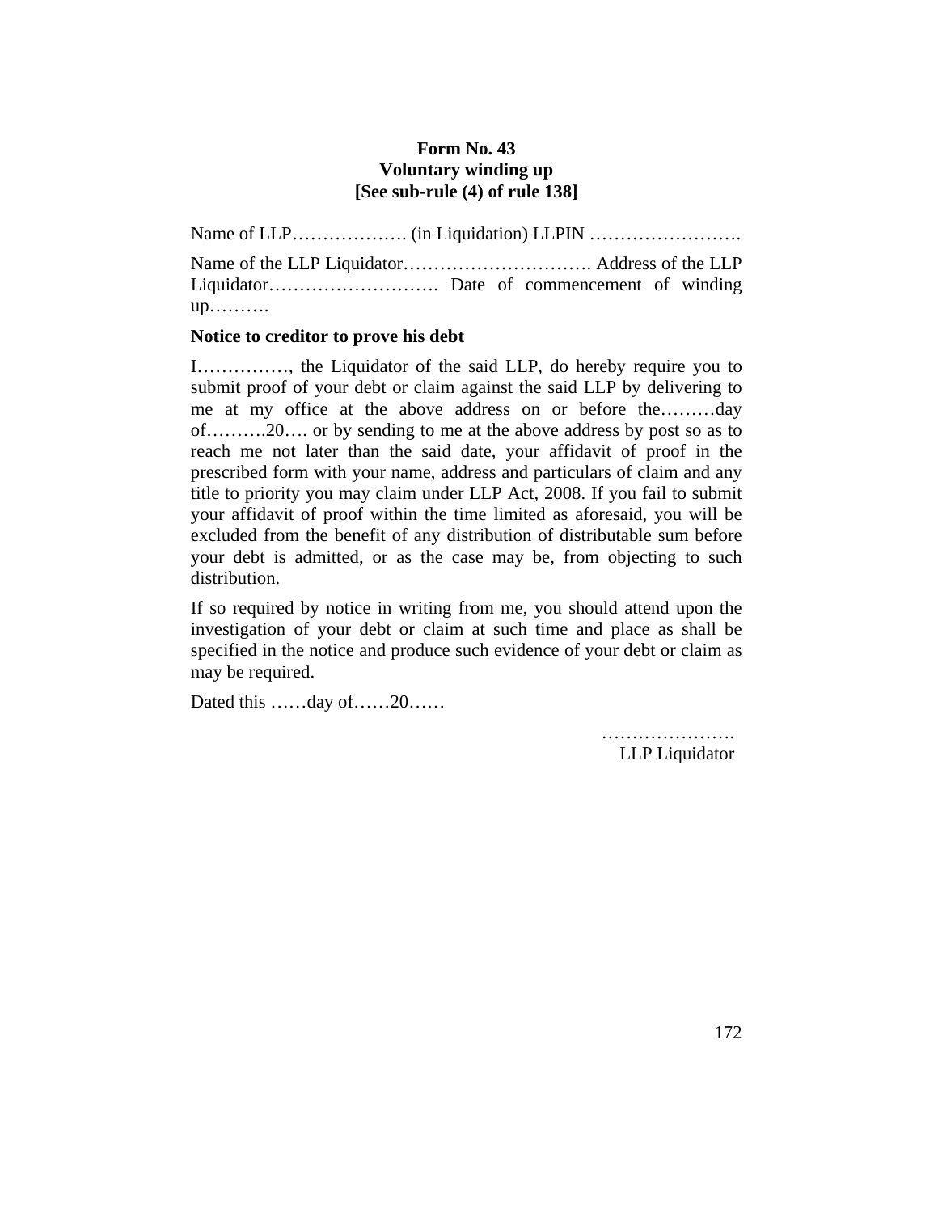**Form No. 43**
**Voluntary winding up**
**[See sub-rule (4) of rule 138]**

Name of LLP………………. (in Liquidation) LLPIN …………………….

Name of the LLP Liquidator…………………………. Address of the LLP Liquidator………………………. Date of commencement of winding up……….

**Notice to creditor to prove his debt**

I……………, the Liquidator of the said LLP, do hereby require you to submit proof of your debt or claim against the said LLP by delivering to me at my office at the above address on or before the………day of……….20…. or by sending to me at the above address by post so as to reach me not later than the said date, your affidavit of proof in the prescribed form with your name, address and particulars of claim and any title to priority you may claim under LLP Act, 2008. If you fail to submit your affidavit of proof within the time limited as aforesaid, you will be excluded from the benefit of any distribution of distributable sum before your debt is admitted, or as the case may be, from objecting to such distribution.

If so required by notice in writing from me, you should attend upon the investigation of your debt or claim at such time and place as shall be specified in the notice and produce such evidence of your debt or claim as may be required.

Dated this ……day of……20……

………………….
LLP Liquidator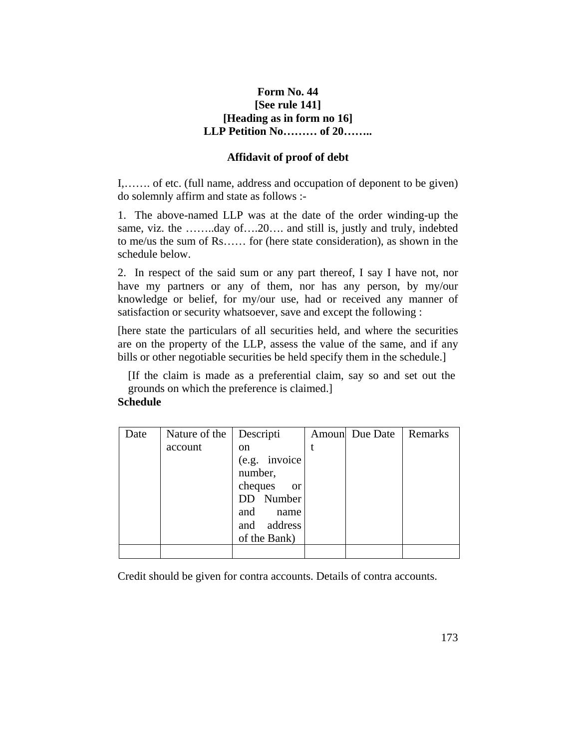**Form No. 44**
**[See rule 141]**
**[Heading as in form no 16]**
**LLP Petition No……… of 20……..**

**Affidavit of proof of debt**

I,……. of etc. (full name, address and occupation of deponent to be given) do solemnly affirm and state as follows :-

1. The above-named LLP was at the date of the order winding-up the same, viz. the ……..day of….20…. and still is, justly and truly, indebted to me/us the sum of Rs…… for (here state consideration), as shown in the schedule below.

2. In respect of the said sum or any part thereof, I say I have not, nor have my partners or any of them, nor has any person, by my/our knowledge or belief, for my/our use, had or received any manner of satisfaction or security whatsoever, save and except the following :

[here state the particulars of all securities held, and where the securities are on the property of the LLP, assess the value of the same, and if any bills or other negotiable securities be held specify them in the schedule.]

[If the claim is made as a preferential claim, say so and set out the grounds on which the preference is claimed.]

**Schedule**

| Date | Nature of the account | Description (e.g. invoice number, cheques or DD Number and name and address of the Bank) | Amount | Due Date | Remarks |
|---|---|---|---|---|---|
| | | | | | |

Credit should be given for contra accounts. Details of contra accounts.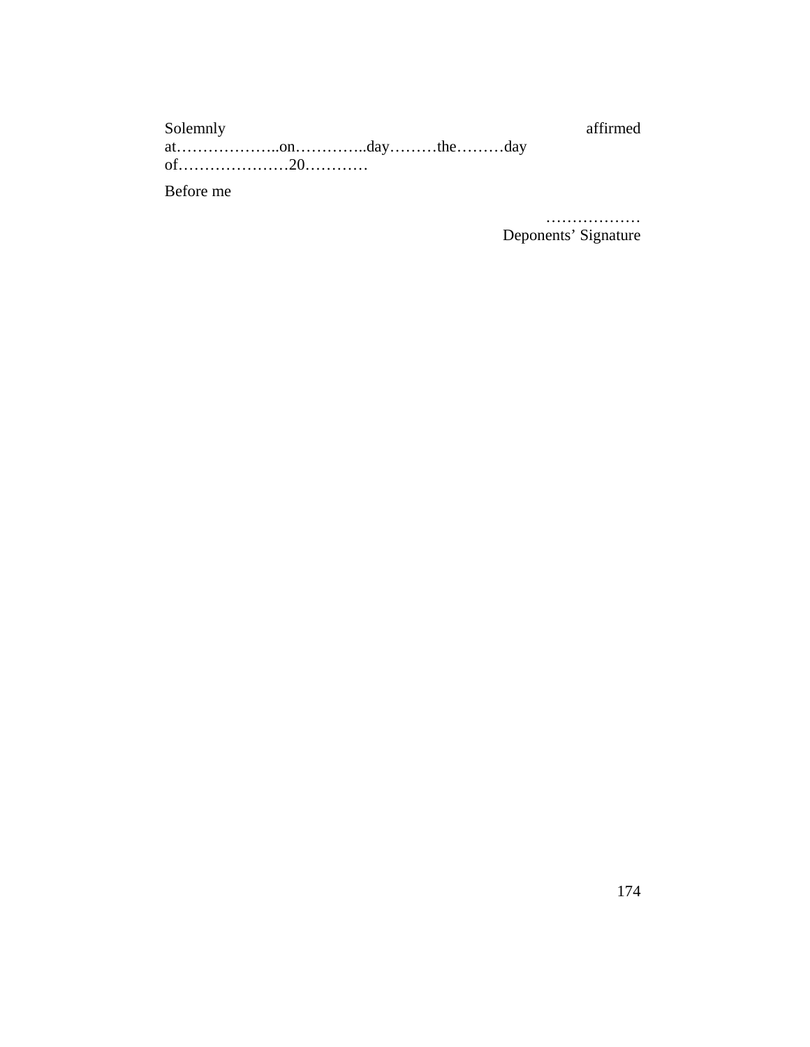Solemnly affirmed at………………..on…………..day………the………day of…………………20…………

Before me

………………
Deponents’ Signature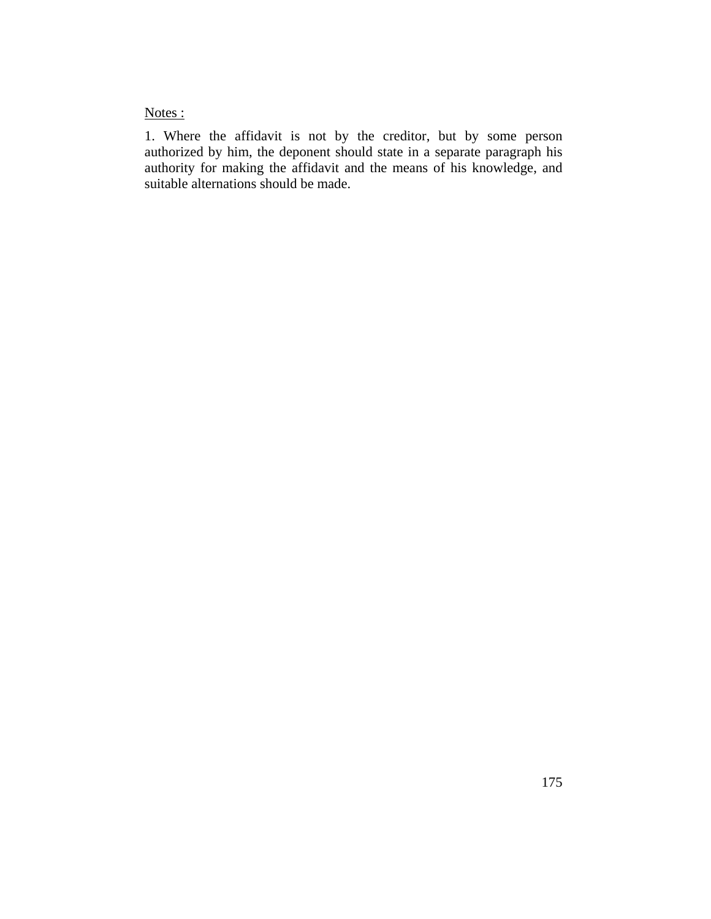<u>Notes :</u>

1. Where the affidavit is not by the creditor, but by some person authorized by him, the deponent should state in a separate paragraph his authority for making the affidavit and the means of his knowledge, and suitable alternations should be made.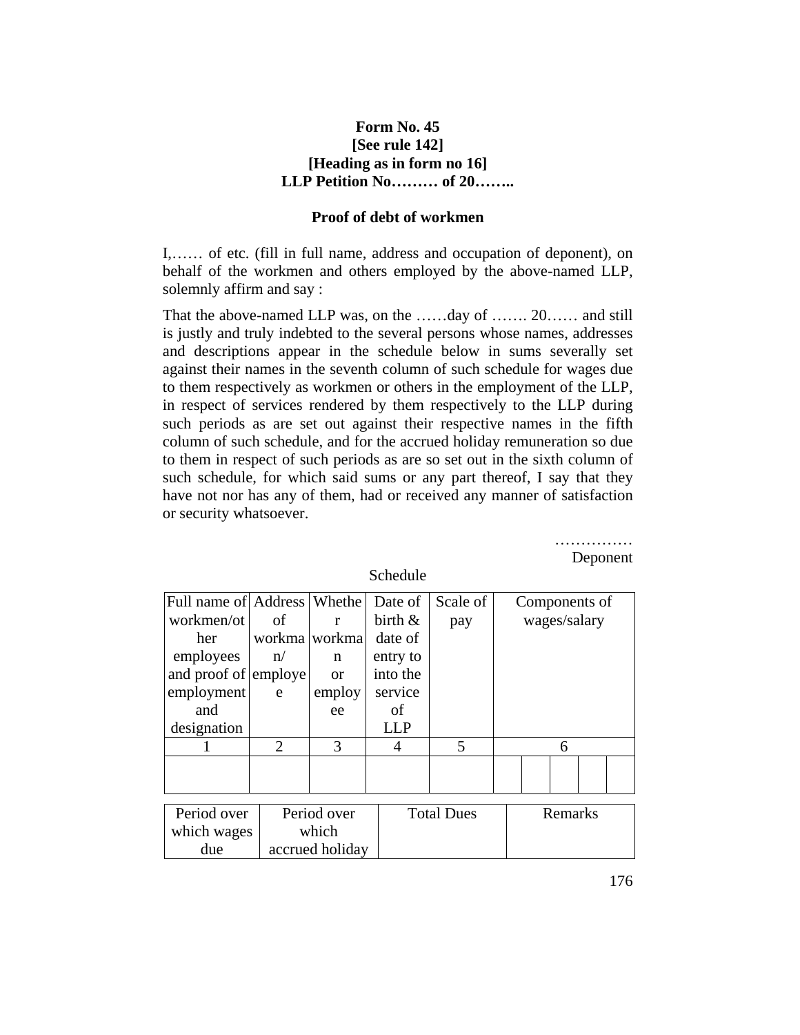**Form No. 45**
**[See rule 142]**
**[Heading as in form no 16]**
**LLP Petition No……… of 20……..**

**Proof of debt of workmen**

I,…… of etc. (fill in full name, address and occupation of deponent), on behalf of the workmen and others employed by the above-named LLP, solemnly affirm and say :

That the above-named LLP was, on the ……day of ……. 20…… and still is justly and truly indebted to the several persons whose names, addresses and descriptions appear in the schedule below in sums severally set against their names in the seventh column of such schedule for wages due to them respectively as workmen or others in the employment of the LLP, in respect of services rendered by them respectively to the LLP during such periods as are set out against their respective names in the fifth column of such schedule, and for the accrued holiday remuneration so due to them in respect of such periods as are so set out in the sixth column of such schedule, for which said sums or any part thereof, I say that they have not nor has any of them, had or received any manner of satisfaction or security whatsoever.

……………
Deponent

Schedule

| Full name of workmen/other employees and proof of employment and designation | Address of workman/employee | Whether workman or employee | Date of birth & date of entry to into the service of LLP | Scale of pay | Components of wages/salary | | | | |
|---|---|---|---|---|---|---|---|---|---|
| 1 | 2 | 3 | 4 | 5 | 6 | | | | |
| | | | | | | | | | |

| Period over which wages due | Period over which accrued holiday | Total Dues | Remarks |
|---|---|---|---|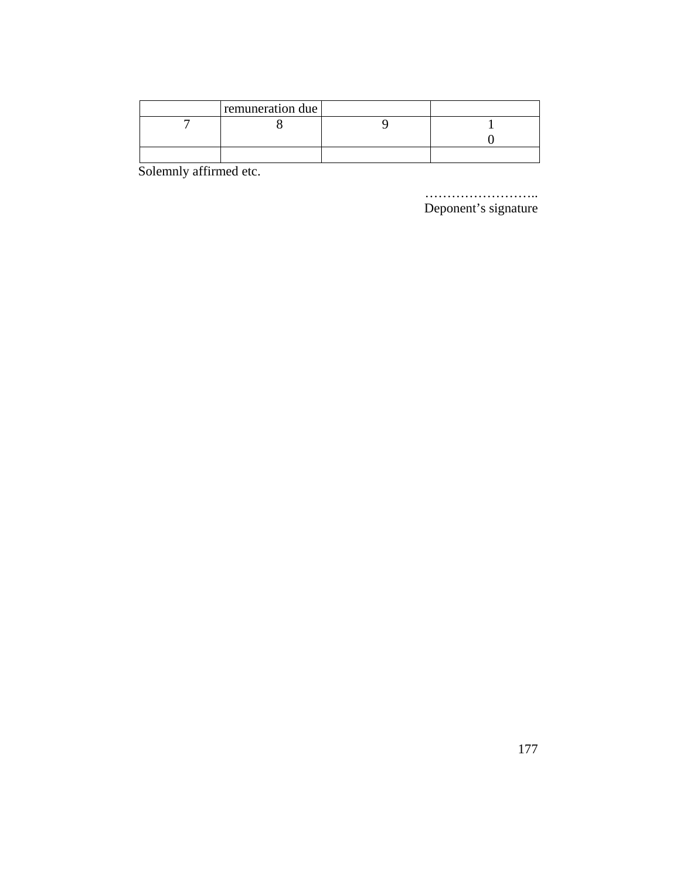|  | remuneration due |  |  |
|---|---|---|---|
| 7 | 8 | 9 | 10 |
|  |  |  |  |

Solemnly affirmed etc.

……………………..
Deponent's signature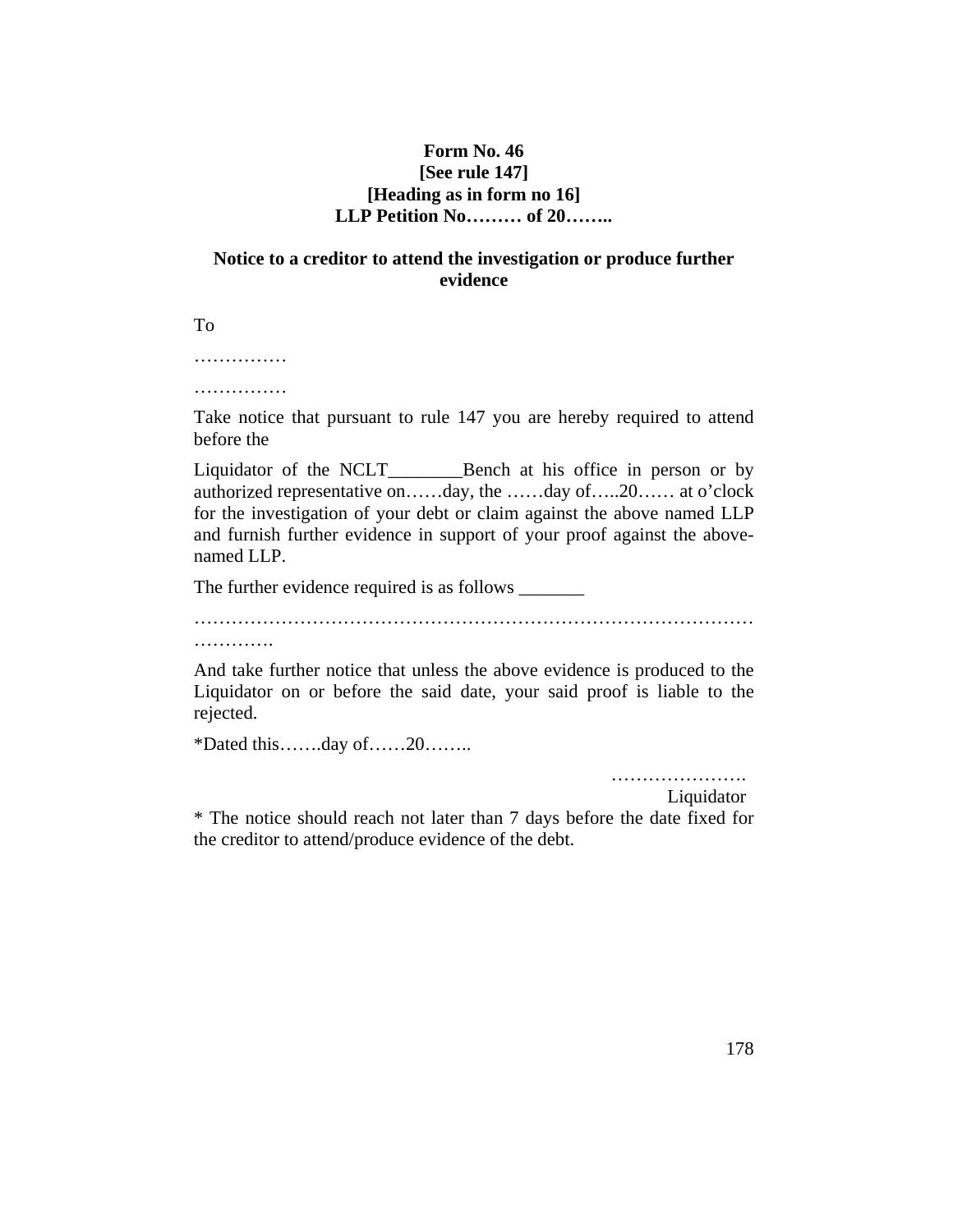**Form No. 46**
**[See rule 147]**
**[Heading as in form no 16]**
**LLP Petition No……… of 20……..**

**Notice to a creditor to attend the investigation or produce further evidence**

To

……………

……………

Take notice that pursuant to rule 147 you are hereby required to attend before the

Liquidator of the NCLT________Bench at his office in person or by authorized representative on……day, the ……day of…..20…… at o'clock for the investigation of your debt or claim against the above named LLP and furnish further evidence in support of your proof against the above-named LLP.

The further evidence required is as follows _______

……………………………………………………………………………………….

And take further notice that unless the above evidence is produced to the Liquidator on or before the said date, your said proof is liable to the rejected.

*Dated this…….day of……20……..

………………….
Liquidator

* The notice should reach not later than 7 days before the date fixed for the creditor to attend/produce evidence of the debt.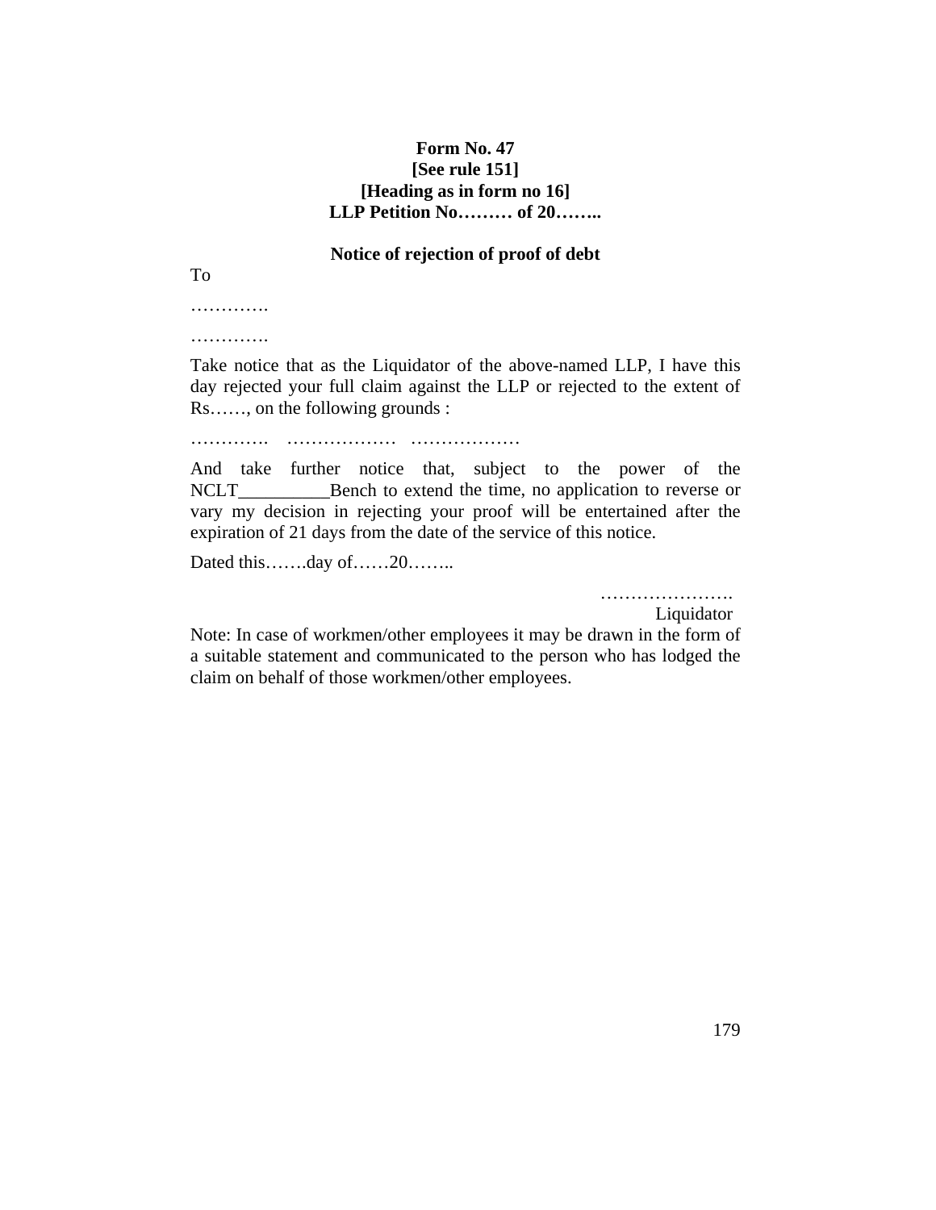**Form No. 47**
**[See rule 151]**
**[Heading as in form no 16]**
**LLP Petition No……… of 20……..**

**Notice of rejection of proof of debt**

To

………….

………….

Take notice that as the Liquidator of the above-named LLP, I have this day rejected your full claim against the LLP or rejected to the extent of Rs……, on the following grounds :

………….  ………………  ………………

And take further notice that, subject to the power of the NCLT__________Bench to extend the time, no application to reverse or vary my decision in rejecting your proof will be entertained after the expiration of 21 days from the date of the service of this notice.

Dated this…….day of……20……..

………………….
Liquidator

Note: In case of workmen/other employees it may be drawn in the form of a suitable statement and communicated to the person who has lodged the claim on behalf of those workmen/other employees.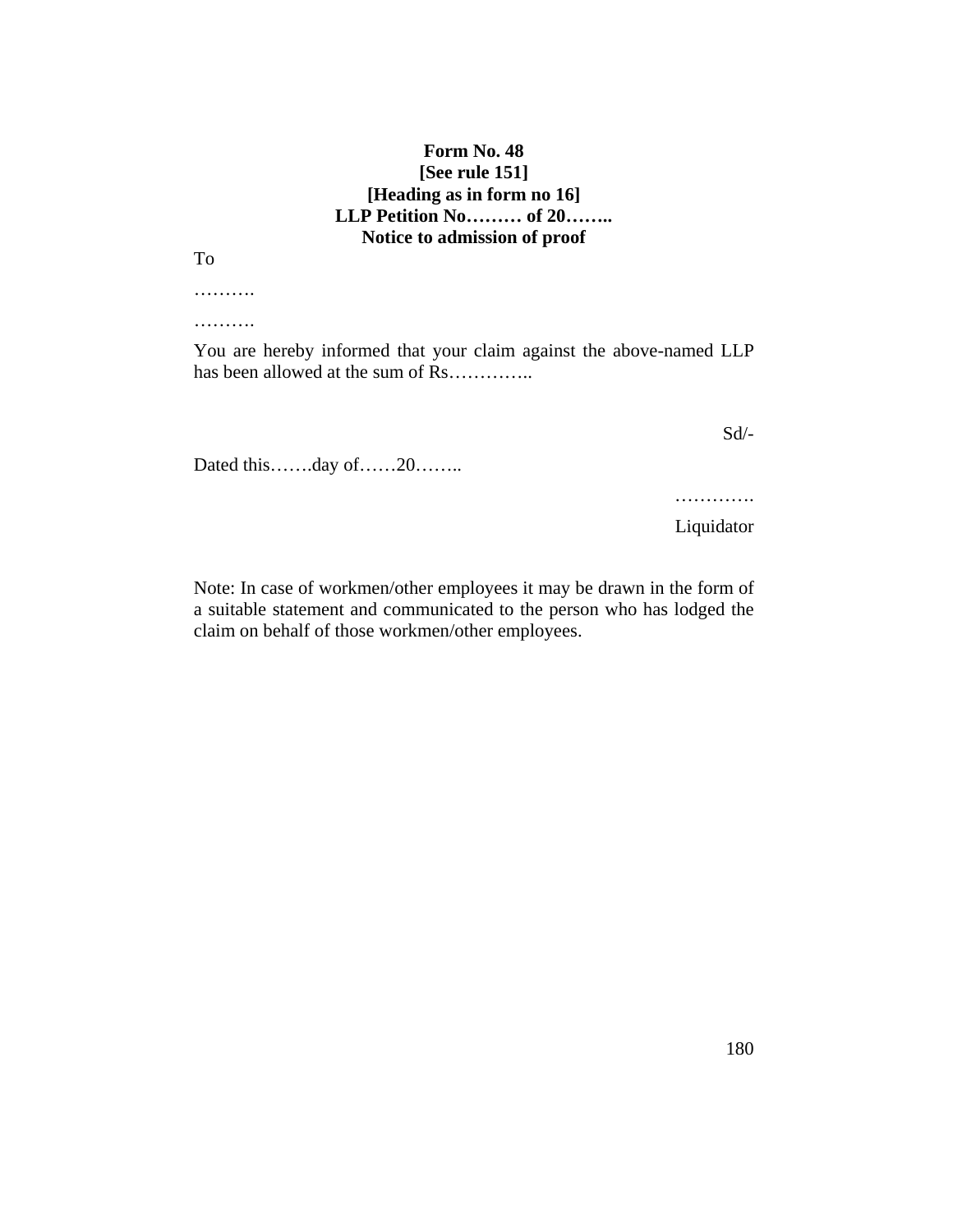**Form No. 48**

**[See rule 151]**

**[Heading as in form no 16]**

**LLP Petition No……… of 20……..**

**Notice to admission of proof**

To

……….

……….

You are hereby informed that your claim against the above-named LLP has been allowed at the sum of Rs…………..

Sd/-

Dated this…….day of……20……..

………….

Liquidator

Note: In case of workmen/other employees it may be drawn in the form of a suitable statement and communicated to the person who has lodged the claim on behalf of those workmen/other employees.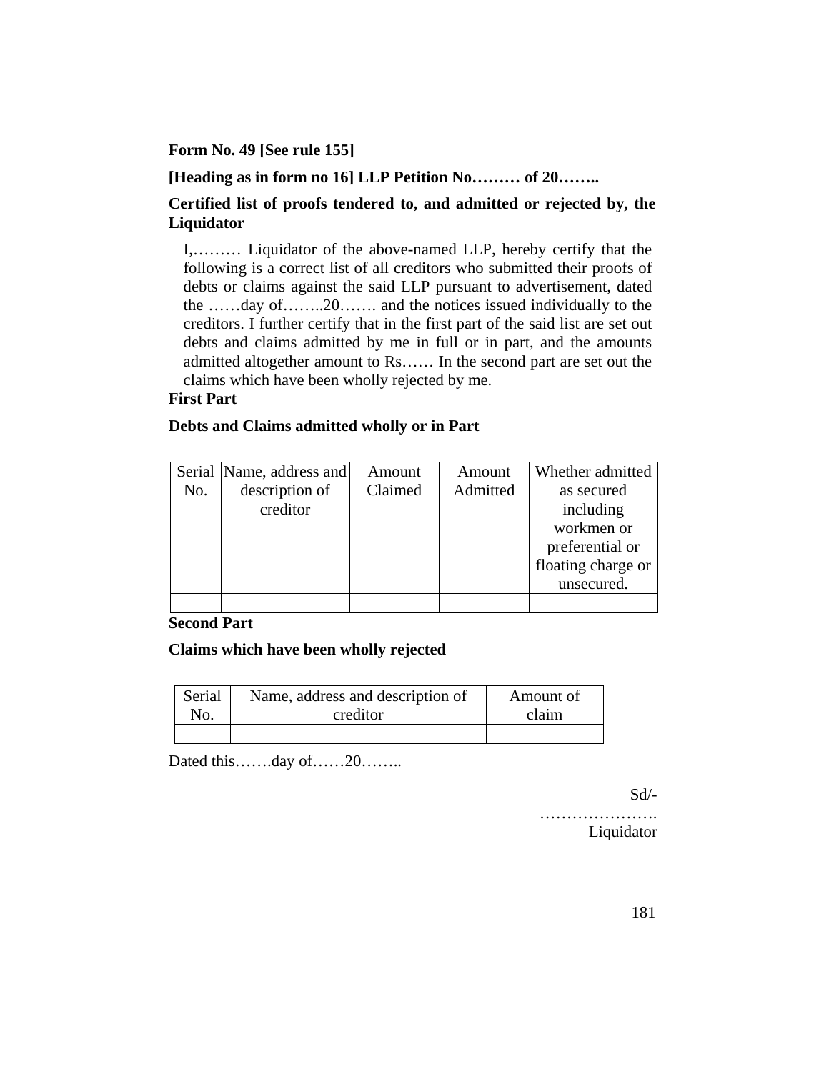**Form No. 49 [See rule 155]**

**[Heading as in form no 16] LLP Petition No……… of 20……..**

**Certified list of proofs tendered to, and admitted or rejected by, the Liquidator**

I,……… Liquidator of the above-named LLP, hereby certify that the following is a correct list of all creditors who submitted their proofs of debts or claims against the said LLP pursuant to advertisement, dated the ……day of……..20……. and the notices issued individually to the creditors. I further certify that in the first part of the said list are set out debts and claims admitted by me in full or in part, and the amounts admitted altogether amount to Rs…… In the second part are set out the claims which have been wholly rejected by me.

**First Part**

**Debts and Claims admitted wholly or in Part**

| Serial No. | Name, address and description of creditor | Amount Claimed | Amount Admitted | Whether admitted as secured including workmen or preferential or floating charge or unsecured. |
|---|---|---|---|---|
| | | | | |

**Second Part**

**Claims which have been wholly rejected**

| Serial No. | Name, address and description of creditor | Amount of claim |
|---|---|---|
| | | |

Dated this…….day of……20……..

Sd/-
………………….
Liquidator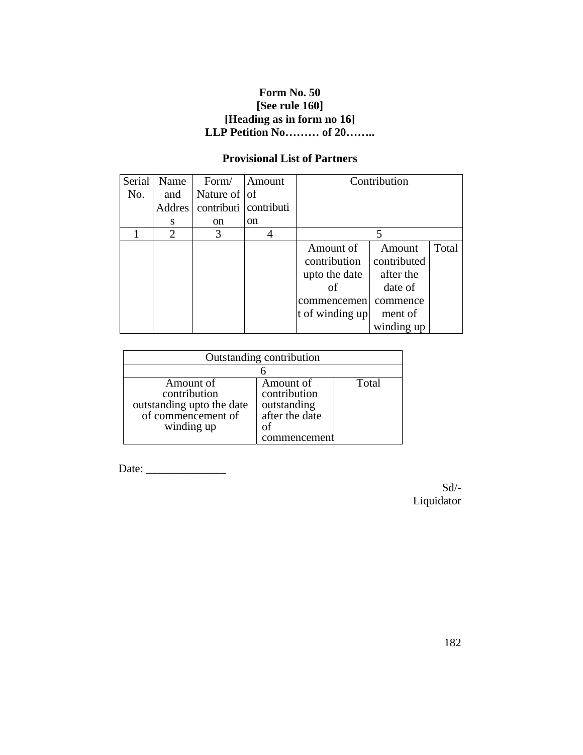**Form No. 50**
**[See rule 160]**
**[Heading as in form no 16]**
**LLP Petition No……… of 20……..**

**Provisional List of Partners**

| Serial No. | Name and Address | Form/ Nature of contribution | Amount of contribution | Contribution | | |
|---|---|---|---|---|---|---|
| 1 | 2 | 3 | 4 | 5 | | |
| | | | | Amount of contribution upto the date of commencement of winding up | Amount contributed after the date of commencement of winding up | Total |

| Outstanding contribution | | |
|---|---|---|
| 6 | | |
| Amount of contribution outstanding upto the date of commencement of winding up | Amount of contribution outstanding after the date of commencement | Total |

Date: ______________

Sd/-
Liquidator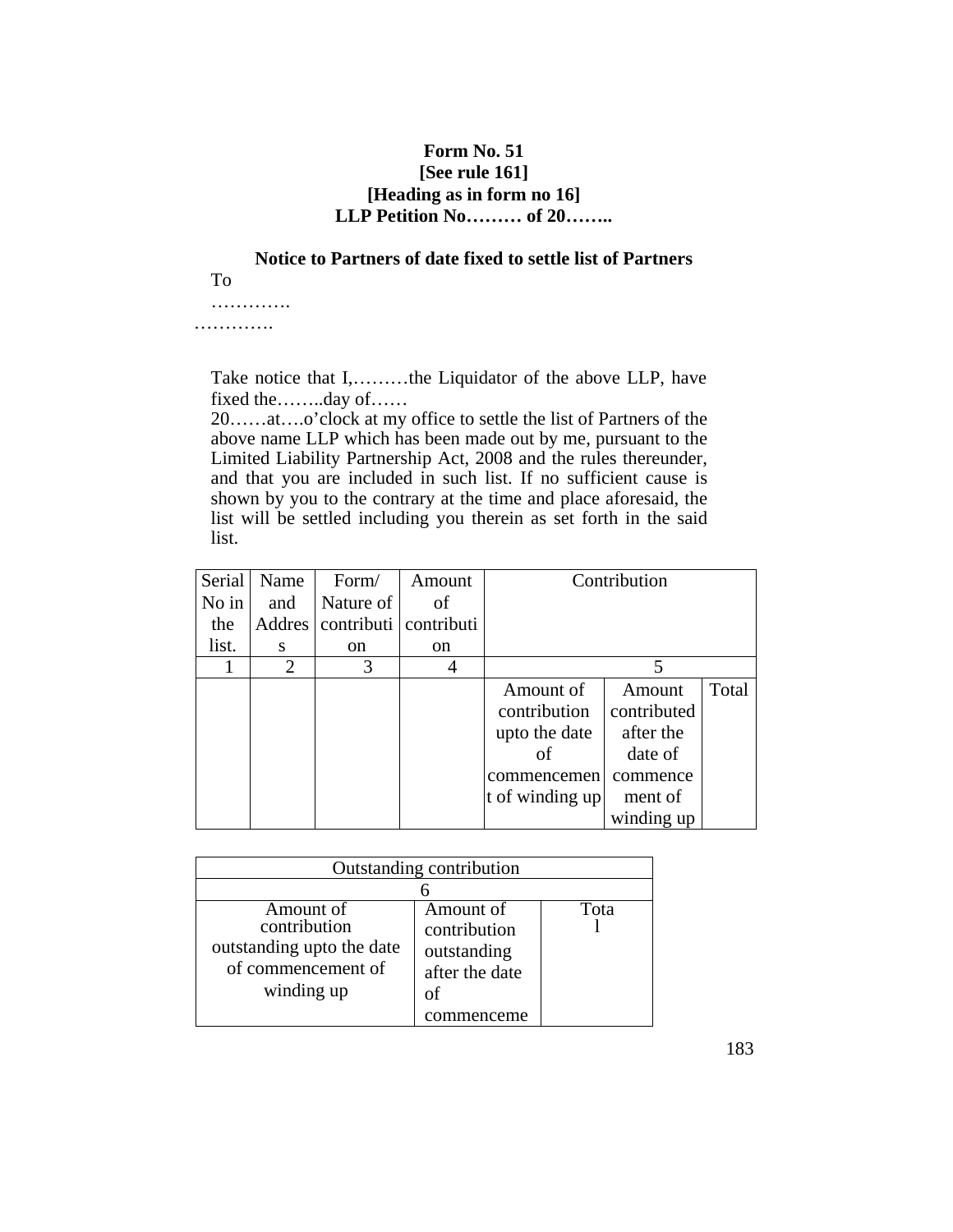**Form No. 51**
**[See rule 161]**
**[Heading as in form no 16]**
**LLP Petition No……… of 20……..**

**Notice to Partners of date fixed to settle list of Partners**

To

………….

………….

Take notice that I,………the Liquidator of the above LLP, have fixed the……..day of……
20……at….o'clock at my office to settle the list of Partners of the above name LLP which has been made out by me, pursuant to the Limited Liability Partnership Act, 2008 and the rules thereunder, and that you are included in such list. If no sufficient cause is shown by you to the contrary at the time and place aforesaid, the list will be settled including you therein as set forth in the said list.

| Serial No in the list. | Name and Address | Form/ Nature of contribution | Amount of contribution | Contribution | | |
|---|---|---|---|---|---|---|
| 1 | 2 | 3 | 4 | 5 | | |
| | | | | Amount of contribution upto the date of commencement of winding up | Amount contributed after the date of commencement of winding up | Total |

| Outstanding contribution | | |
|---|---|---|
| 6 | | |
| Amount of contribution outstanding upto the date of commencement of winding up | Amount of contribution outstanding after the date of commenceme | Total |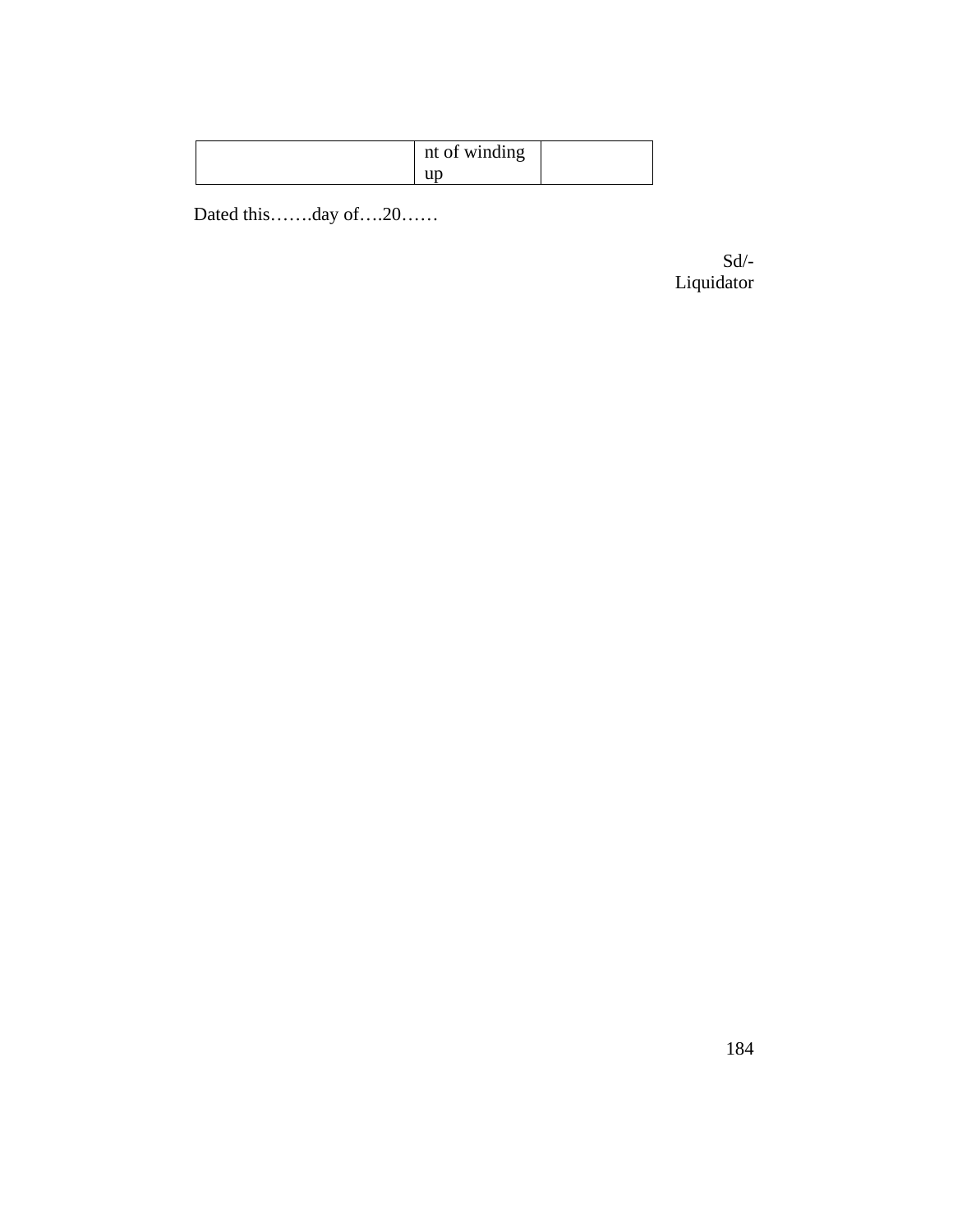|  | nt of winding up |  |
|---|---|---|

Dated this…….day of….20……

Sd/-
Liquidator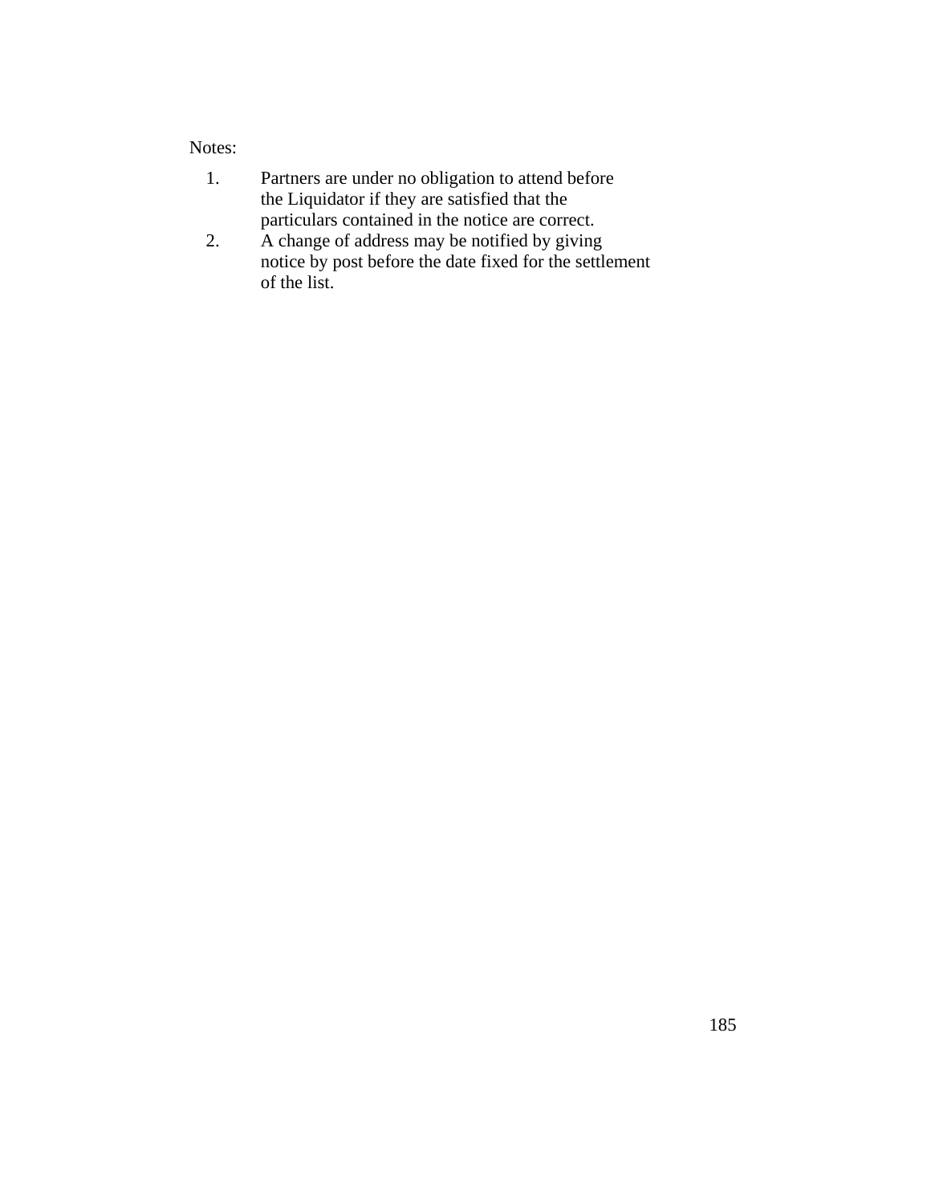Notes:

1. Partners are under no obligation to attend before the Liquidator if they are satisfied that the particulars contained in the notice are correct.
2. A change of address may be notified by giving notice by post before the date fixed for the settlement of the list.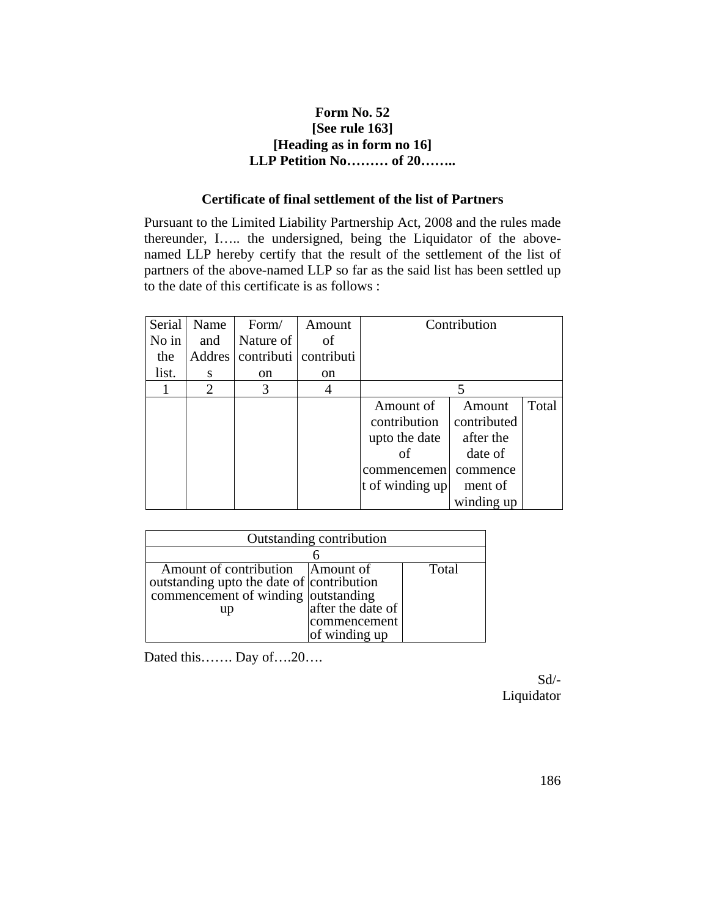**Form No. 52**
**[See rule 163]**
**[Heading as in form no 16]**
**LLP Petition No……… of 20……..**

**Certificate of final settlement of the list of Partners**

Pursuant to the Limited Liability Partnership Act, 2008 and the rules made thereunder, I….. the undersigned, being the Liquidator of the above-named LLP hereby certify that the result of the settlement of the list of partners of the above-named LLP so far as the said list has been settled up to the date of this certificate is as follows :

| Serial No in the list. | Name and Address | Form/ Nature of contribution | Amount of contribution | Contribution | | |
|---|---|---|---|---|---|---|
| 1 | 2 | 3 | 4 | 5 | | |
| | | | | Amount of contribution upto the date of commencement of winding up | Amount contributed after the date of commencement of winding up | Total |

| Outstanding contribution | | |
|---|---|---|
| 6 | | |
| Amount of contribution outstanding upto the date of commencement of winding up | Amount of contribution outstanding after the date of commencement of winding up | Total |

Dated this……. Day of….20….

Sd/-
Liquidator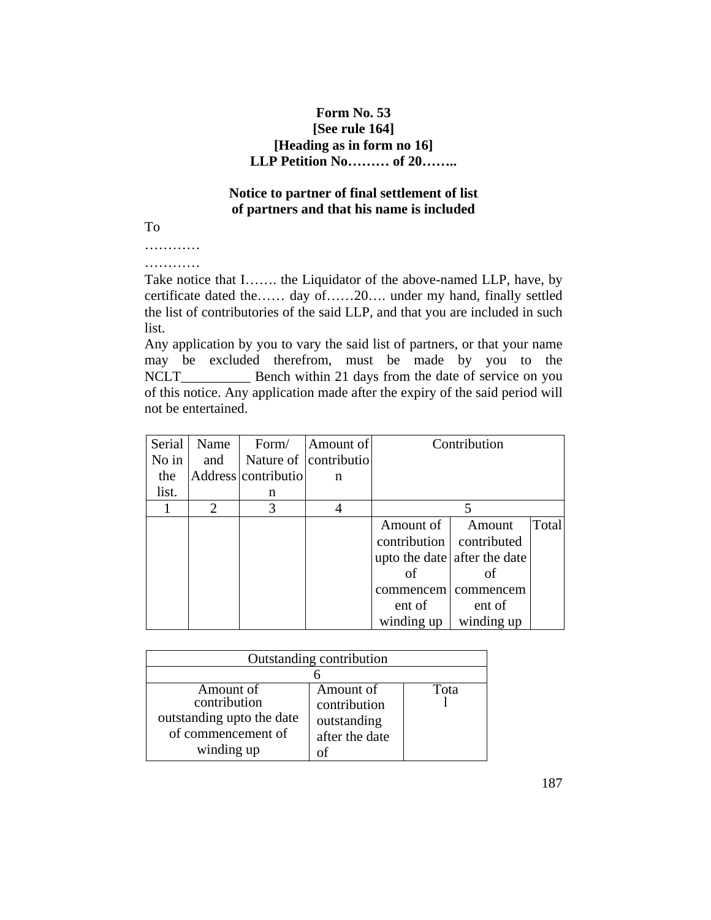**Form No. 53**
**[See rule 164]**
**[Heading as in form no 16]**
**LLP Petition No……… of 20……..**

**Notice to partner of final settlement of list of partners and that his name is included**

To

…………

…………

Take notice that I……. the Liquidator of the above-named LLP, have, by certificate dated the…… day of……20…. under my hand, finally settled the list of contributories of the said LLP, and that you are included in such list.

Any application by you to vary the said list of partners, or that your name may be excluded therefrom, must be made by you to the NCLT__________ Bench within 21 days from the date of service on you of this notice. Any application made after the expiry of the said period will not be entertained.

| Serial No in the list. | Name and Address | Form/ Nature of contribution | Amount of contribution | Contribution | | |
|---|---|---|---|---|---|---|
| 1 | 2 | 3 | 4 | 5 | | |
| | | | | Amount of contribution upto the date of commencement of winding up | Amount contributed after the date of commencement of winding up | Total |

| Outstanding contribution | | |
|---|---|---|
| 6 | | |
| Amount of contribution outstanding upto the date of commencement of winding up | Amount of contribution outstanding after the date of | Total |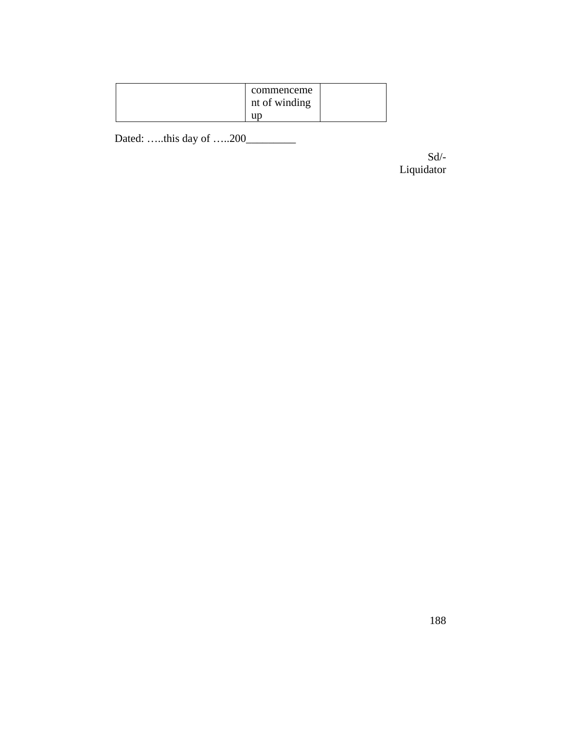|  | commencement of winding up |  |
|---|---|---|

Dated: …..this day of …..200_________

Sd/-
Liquidator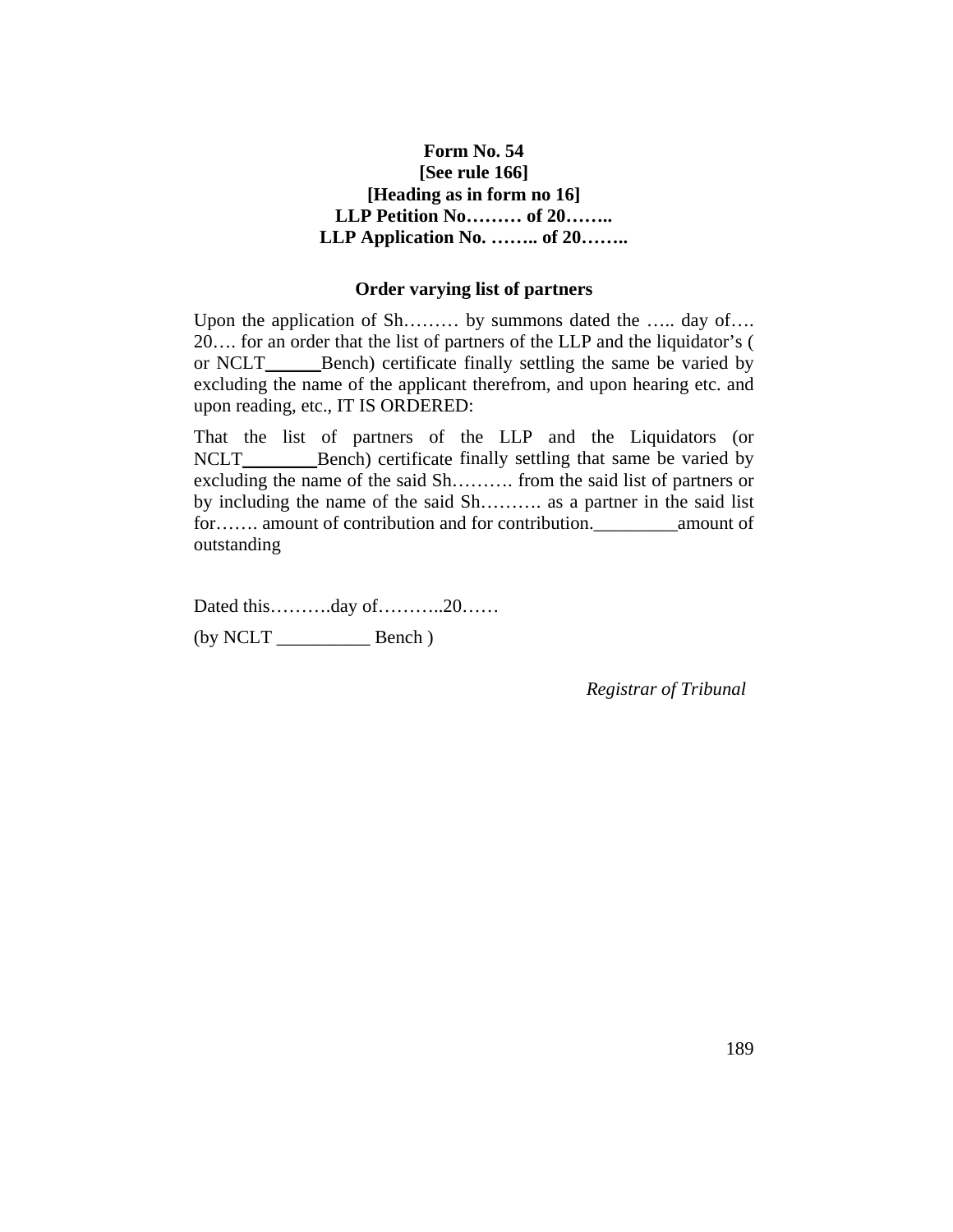**Form No. 54**
**[See rule 166]**
**[Heading as in form no 16]**
**LLP Petition No……… of 20……..**
**LLP Application No. …….. of 20……..**

**Order varying list of partners**

Upon the application of Sh……… by summons dated the ….. day of…. 20…. for an order that the list of partners of the LLP and the liquidator's ( or NCLT______Bench) certificate finally settling the same be varied by excluding the name of the applicant therefrom, and upon hearing etc. and upon reading, etc., IT IS ORDERED:

That the list of partners of the LLP and the Liquidators (or NCLT________Bench) certificate finally settling that same be varied by excluding the name of the said Sh………. from the said list of partners or by including the name of the said Sh………. as a partner in the said list for……. amount of contribution and for contribution._________amount of outstanding

Dated this……….day of………..20……

(by NCLT __________ Bench )

*Registrar of Tribunal*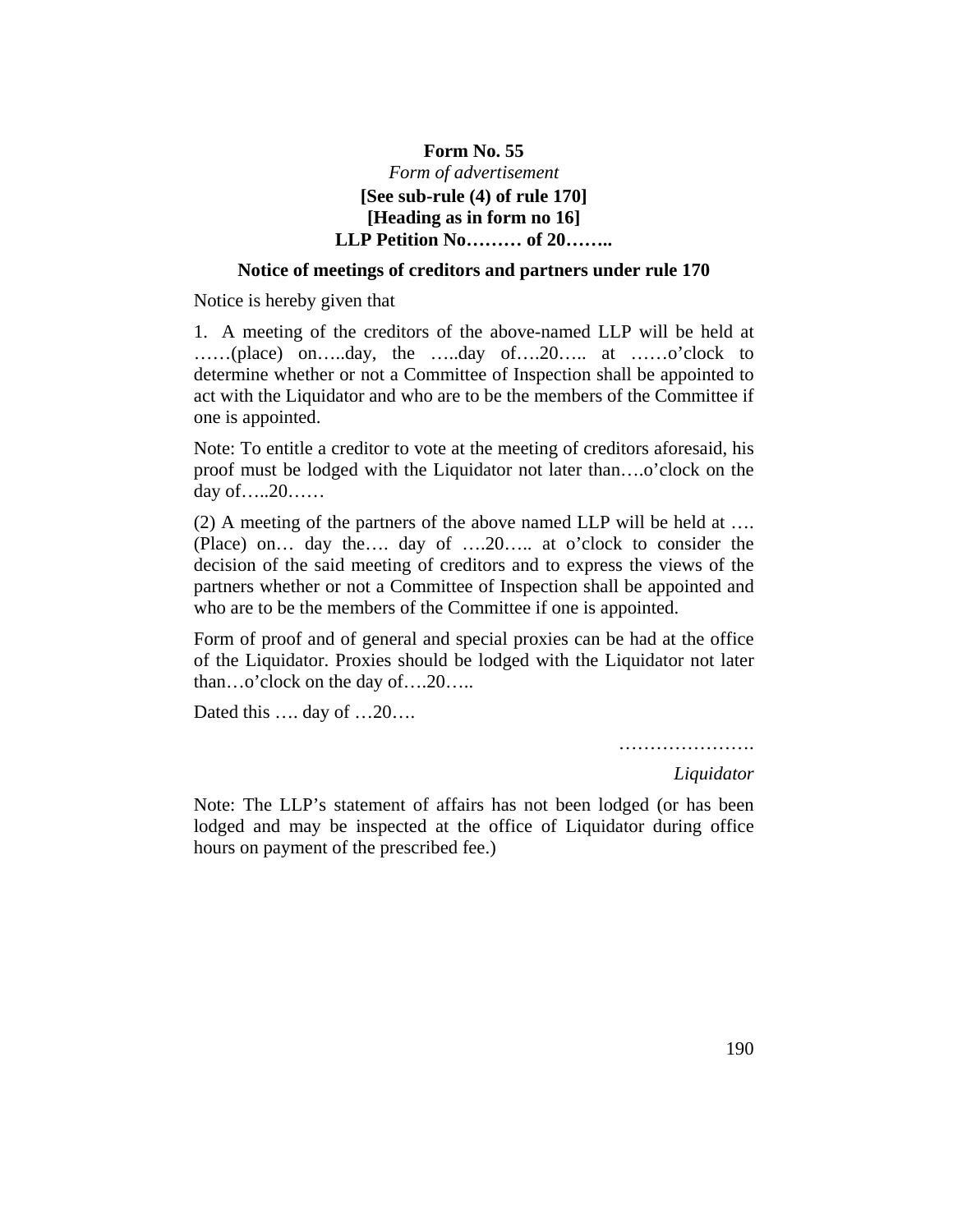**Form No. 55**

*Form of advertisement*

**[See sub-rule (4) of rule 170]**

**[Heading as in form no 16]**

**LLP Petition No……… of 20……..**

**Notice of meetings of creditors and partners under rule 170**

Notice is hereby given that

1. A meeting of the creditors of the above-named LLP will be held at ……(place) on…..day, the …..day of….20….. at ……o'clock to determine whether or not a Committee of Inspection shall be appointed to act with the Liquidator and who are to be the members of the Committee if one is appointed.

Note: To entitle a creditor to vote at the meeting of creditors aforesaid, his proof must be lodged with the Liquidator not later than….o'clock on the day of…..20……

(2) A meeting of the partners of the above named LLP will be held at …. (Place) on… day the…. day of ….20….. at o'clock to consider the decision of the said meeting of creditors and to express the views of the partners whether or not a Committee of Inspection shall be appointed and who are to be the members of the Committee if one is appointed.

Form of proof and of general and special proxies can be had at the office of the Liquidator. Proxies should be lodged with the Liquidator not later than…o'clock on the day of….20…..

Dated this …. day of …20….

………………….

*Liquidator*

Note: The LLP's statement of affairs has not been lodged (or has been lodged and may be inspected at the office of Liquidator during office hours on payment of the prescribed fee.)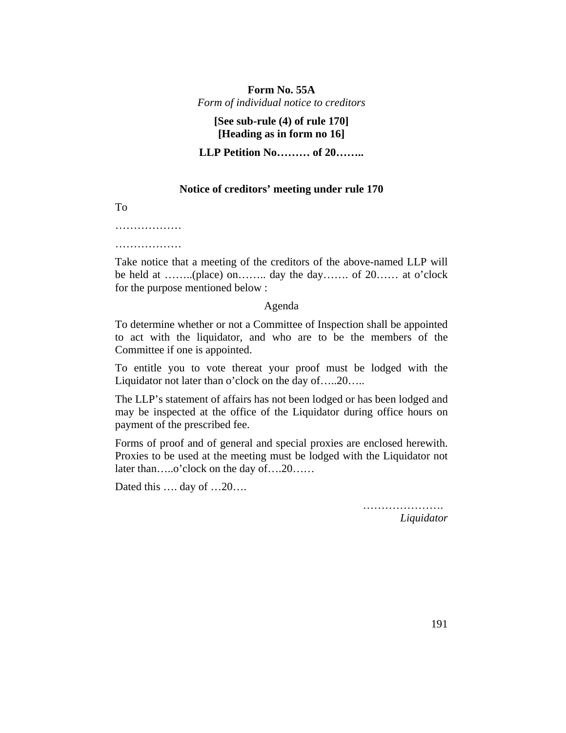**Form No. 55A**

*Form of individual notice to creditors*

**[See sub-rule (4) of rule 170]**
**[Heading as in form no 16]**

**LLP Petition No……… of 20……..**

**Notice of creditors' meeting under rule 170**

To

………………

………………

Take notice that a meeting of the creditors of the above-named LLP will be held at ……..(place) on…….. day the day……. of 20…… at o'clock for the purpose mentioned below :

Agenda

To determine whether or not a Committee of Inspection shall be appointed to act with the liquidator, and who are to be the members of the Committee if one is appointed.

To entitle you to vote thereat your proof must be lodged with the Liquidator not later than o'clock on the day of…..20…..

The LLP's statement of affairs has not been lodged or has been lodged and may be inspected at the office of the Liquidator during office hours on payment of the prescribed fee.

Forms of proof and of general and special proxies are enclosed herewith. Proxies to be used at the meeting must be lodged with the Liquidator not later than…..o'clock on the day of….20……

Dated this …. day of …20….

………………….
*Liquidator*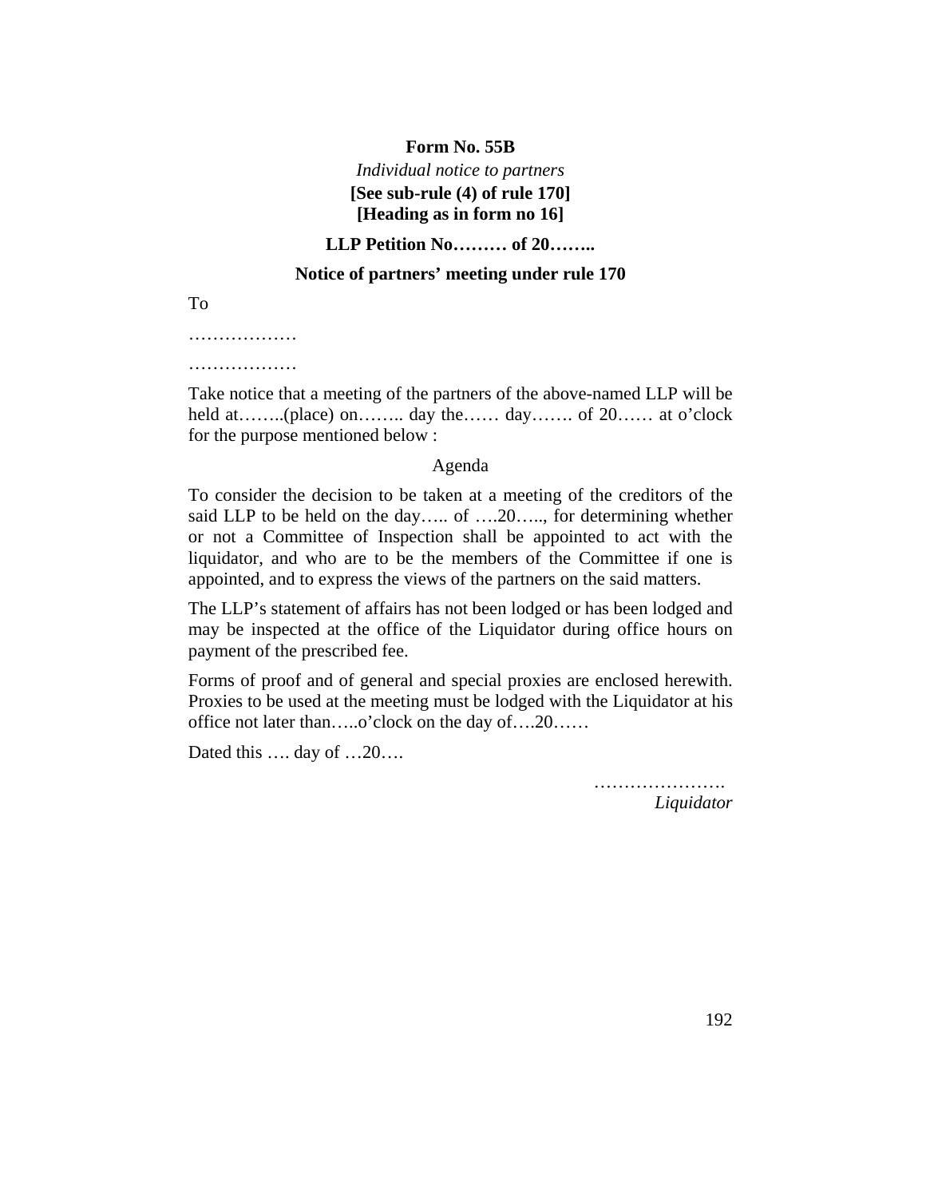**Form No. 55B**

*Individual notice to partners*

**[See sub-rule (4) of rule 170]**
**[Heading as in form no 16]**

**LLP Petition No……… of 20……..**

**Notice of partners' meeting under rule 170**

To

………………

………………

Take notice that a meeting of the partners of the above-named LLP will be held at……..(place) on…….. day the…… day……. of 20…… at o'clock for the purpose mentioned below :

Agenda

To consider the decision to be taken at a meeting of the creditors of the said LLP to be held on the day….. of ….20….., for determining whether or not a Committee of Inspection shall be appointed to act with the liquidator, and who are to be the members of the Committee if one is appointed, and to express the views of the partners on the said matters.

The LLP's statement of affairs has not been lodged or has been lodged and may be inspected at the office of the Liquidator during office hours on payment of the prescribed fee.

Forms of proof and of general and special proxies are enclosed herewith. Proxies to be used at the meeting must be lodged with the Liquidator at his office not later than…..o'clock on the day of….20……

Dated this …. day of …20….

………………….
*Liquidator*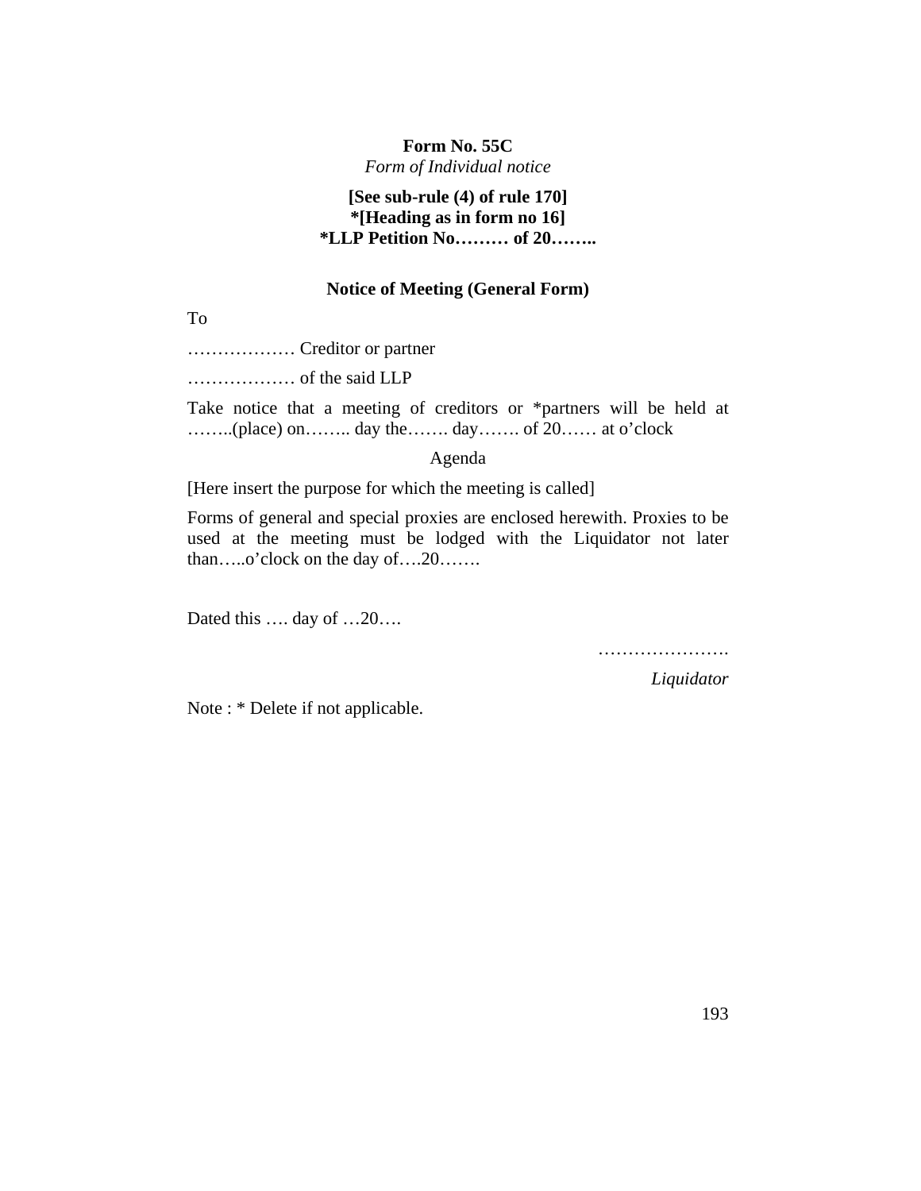**Form No. 55C**

*Form of Individual notice*

**[See sub-rule (4) of rule 170]**
**\*[Heading as in form no 16]**
**\*LLP Petition No……… of 20……..**

**Notice of Meeting (General Form)**

To

……………… Creditor or partner

……………… of the said LLP

Take notice that a meeting of creditors or *partners will be held at ……..(place) on…….. day the……. day……. of 20…… at o'clock

Agenda

[Here insert the purpose for which the meeting is called]

Forms of general and special proxies are enclosed herewith. Proxies to be used at the meeting must be lodged with the Liquidator not later than…..o'clock on the day of….20…….

Dated this …. day of …20….

………………….

*Liquidator*

Note : * Delete if not applicable.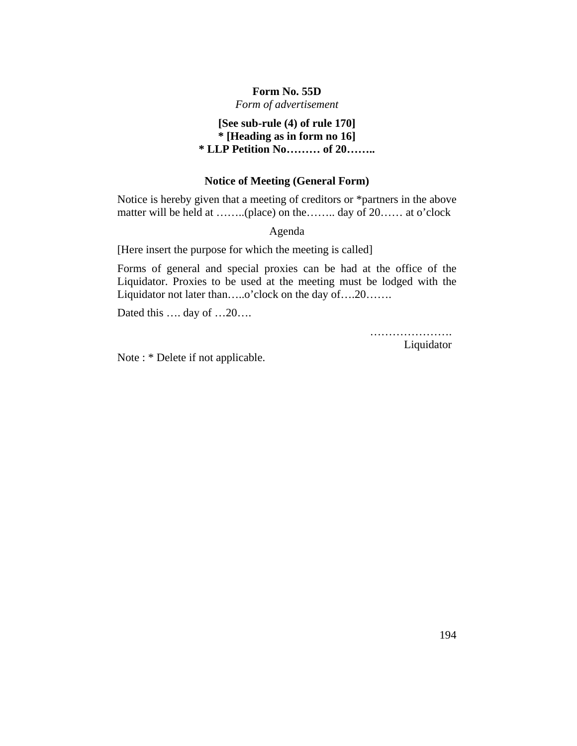**Form No. 55D**

*Form of advertisement*

**[See sub-rule (4) of rule 170]**
**\* [Heading as in form no 16]**
**\* LLP Petition No……… of 20……..**

**Notice of Meeting (General Form)**

Notice is hereby given that a meeting of creditors or *partners in the above matter will be held at ……..(place) on the…….. day of 20…… at o'clock

Agenda

[Here insert the purpose for which the meeting is called]

Forms of general and special proxies can be had at the office of the Liquidator. Proxies to be used at the meeting must be lodged with the Liquidator not later than…..o'clock on the day of….20…….

Dated this …. day of …20….

………………….
Liquidator

Note : * Delete if not applicable.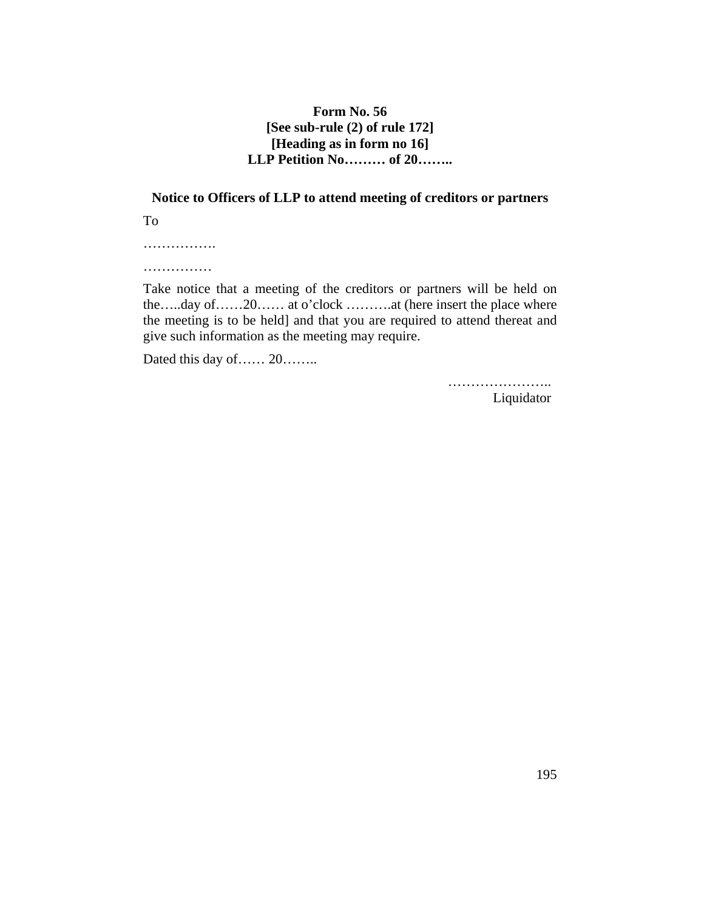**Form No. 56**
**[See sub-rule (2) of rule 172]**
**[Heading as in form no 16]**
**LLP Petition No……… of 20……..**

**Notice to Officers of LLP to attend meeting of creditors or partners**

To

…………….

……………

Take notice that a meeting of the creditors or partners will be held on the…..day of……20…… at o'clock ……….at (here insert the place where the meeting is to be held] and that you are required to attend thereat and give such information as the meeting may require.

Dated this day of…… 20……..

…………………..
Liquidator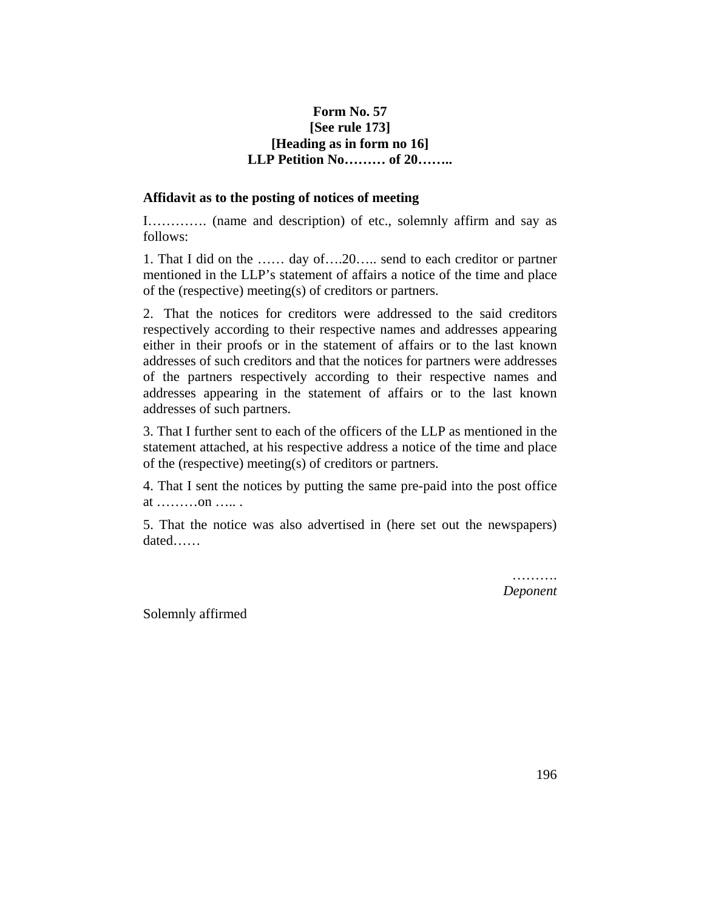**Form No. 57**
**[See rule 173]**
**[Heading as in form no 16]**
**LLP Petition No……… of 20……..**

**Affidavit as to the posting of notices of meeting**

I…………. (name and description) of etc., solemnly affirm and say as follows:

1. That I did on the …… day of….20….. send to each creditor or partner mentioned in the LLP's statement of affairs a notice of the time and place of the (respective) meeting(s) of creditors or partners.

2. That the notices for creditors were addressed to the said creditors respectively according to their respective names and addresses appearing either in their proofs or in the statement of affairs or to the last known addresses of such creditors and that the notices for partners were addresses of the partners respectively according to their respective names and addresses appearing in the statement of affairs or to the last known addresses of such partners.

3. That I further sent to each of the officers of the LLP as mentioned in the statement attached, at his respective address a notice of the time and place of the (respective) meeting(s) of creditors or partners.

4. That I sent the notices by putting the same pre-paid into the post office at ………on ….. .

5. That the notice was also advertised in (here set out the newspapers) dated……

……….
*Deponent*

Solemnly affirmed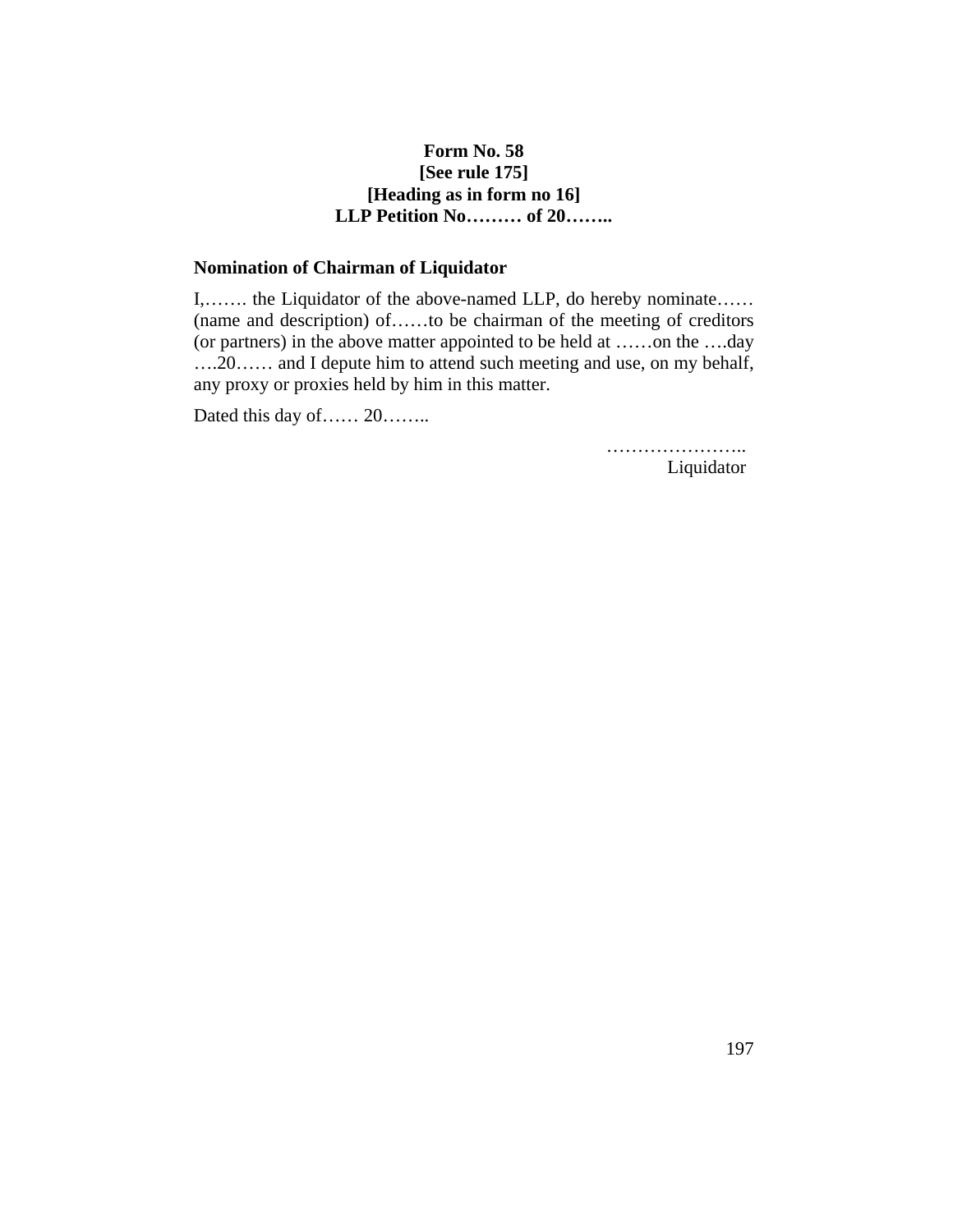**Form No. 58**
**[See rule 175]**
**[Heading as in form no 16]**
**LLP Petition No……… of 20……..**

**Nomination of Chairman of Liquidator**

I,……. the Liquidator of the above-named LLP, do hereby nominate…… (name and description) of……to be chairman of the meeting of creditors (or partners) in the above matter appointed to be held at ……on the ….day ….20…… and I depute him to attend such meeting and use, on my behalf, any proxy or proxies held by him in this matter.

Dated this day of…… 20……..

…………………..
Liquidator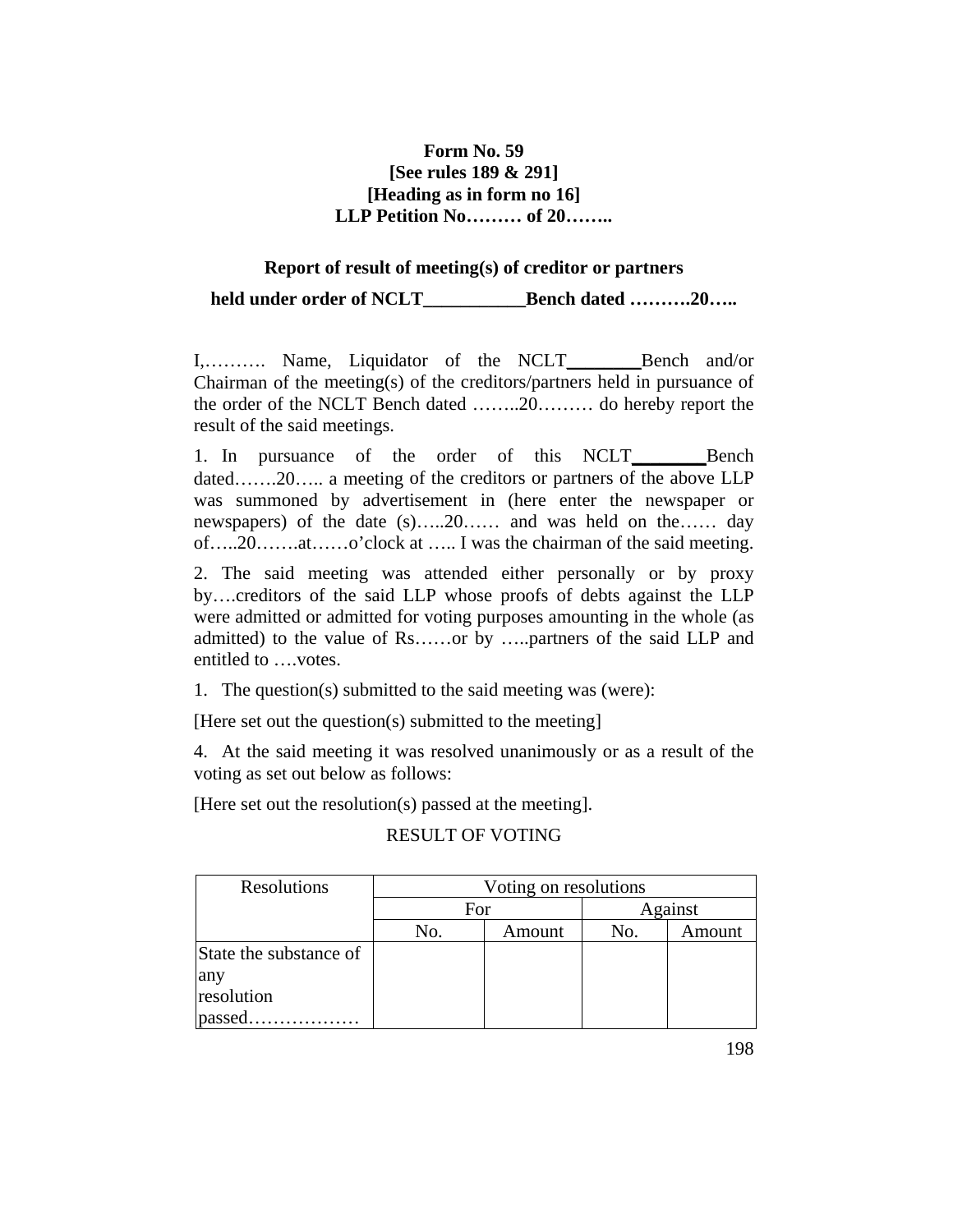**Form No. 59**
**[See rules 189 & 291]**
**[Heading as in form no 16]**
**LLP Petition No……… of 20……..**

**Report of result of meeting(s) of creditor or partners**

**held under order of NCLT___________Bench dated ……….20…..**

I,………. Name, Liquidator of the NCLT________Bench and/or Chairman of the meeting(s) of the creditors/partners held in pursuance of the order of the NCLT Bench dated ……..20……… do hereby report the result of the said meetings.

1. In pursuance of the order of this NCLT________Bench dated…….20….. a meeting of the creditors or partners of the above LLP was summoned by advertisement in (here enter the newspaper or newspapers) of the date (s)…..20…… and was held on the…… day of…..20…….at……o'clock at ….. I was the chairman of the said meeting.

2. The said meeting was attended either personally or by proxy by….creditors of the said LLP whose proofs of debts against the LLP were admitted or admitted for voting purposes amounting in the whole (as admitted) to the value of Rs……or by …..partners of the said LLP and entitled to ….votes.

1. The question(s) submitted to the said meeting was (were):

[Here set out the question(s) submitted to the meeting]

4. At the said meeting it was resolved unanimously or as a result of the voting as set out below as follows:

[Here set out the resolution(s) passed at the meeting].

RESULT OF VOTING

| Resolutions | Voting on resolutions | | | |
|---|---|---|---|---|
| | For | | Against | |
| | No. | Amount | No. | Amount |
| State the substance of any resolution passed……………… | | | | |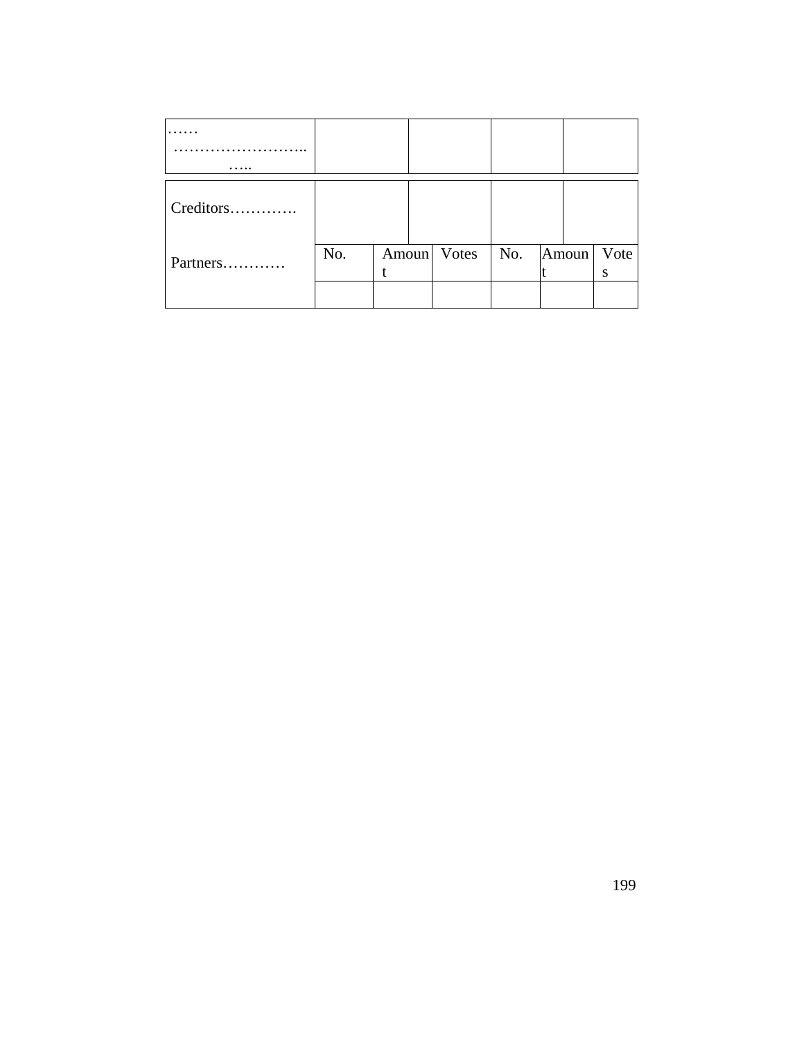| …… ……………………... ….. | | | | |
|---|---|---|---|---|
| Creditors…………. | | | | |
| Partners………… | No. | Amount | Votes | No. | Amount | Votes |
| | | | | | | |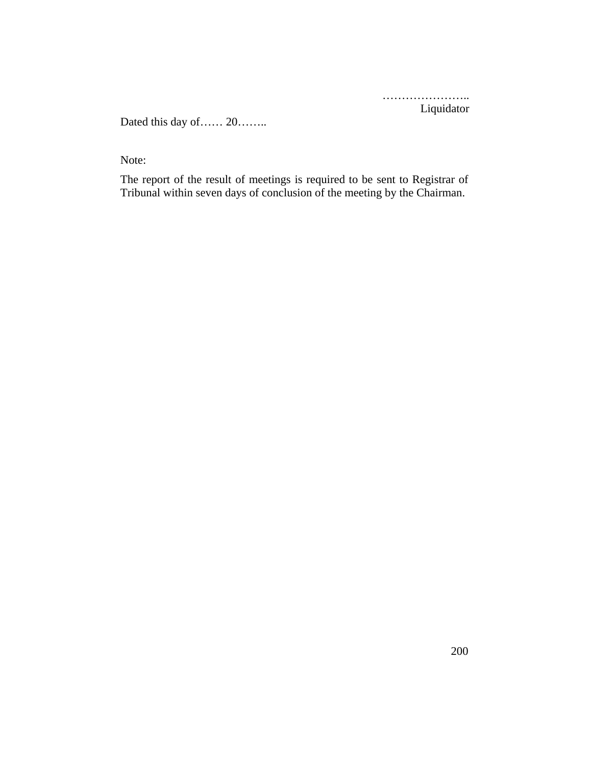…………………..
Liquidator

Dated this day of…… 20……..

Note:

The report of the result of meetings is required to be sent to Registrar of Tribunal within seven days of conclusion of the meeting by the Chairman.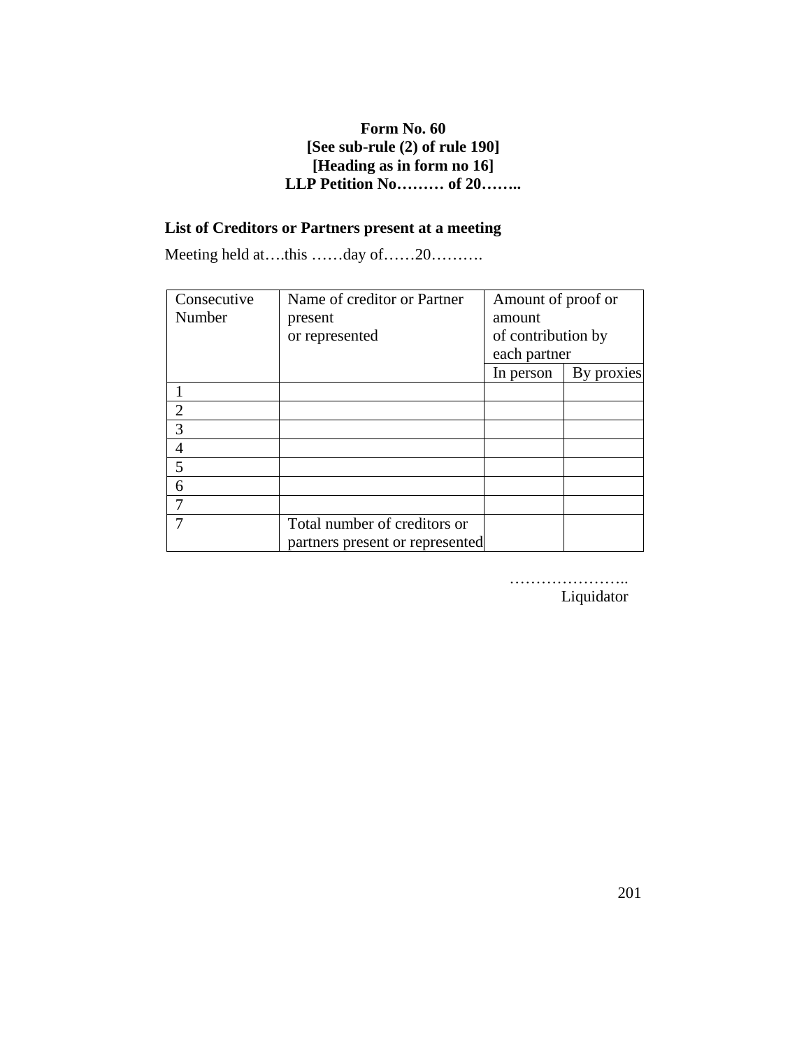**Form No. 60**
**[See sub-rule (2) of rule 190]**
**[Heading as in form no 16]**
**LLP Petition No……… of 20……..**

**List of Creditors or Partners present at a meeting**

Meeting held at….this ……day of……20……….

| Consecutive Number | Name of creditor or Partner present or represented | Amount of proof or amount of contribution by each partner | |
|---|---|---|---|
| | | In person | By proxies |
| 1 | | | |
| 2 | | | |
| 3 | | | |
| 4 | | | |
| 5 | | | |
| 6 | | | |
| 7 | | | |
| 7 | Total number of creditors or partners present or represented | | |

…………………..
Liquidator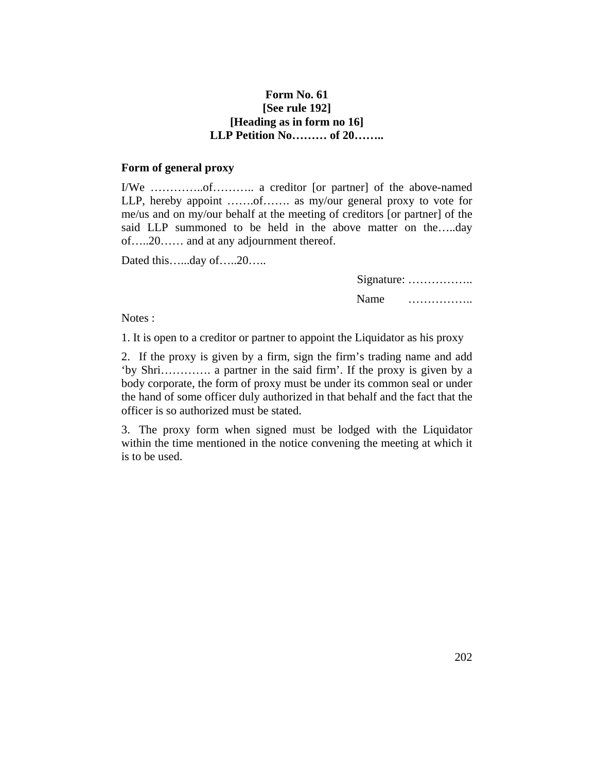**Form No. 61**
**[See rule 192]**
**[Heading as in form no 16]**
**LLP Petition No……… of 20……..**

**Form of general proxy**

I/We …………..of……….. a creditor [or partner] of the above-named LLP, hereby appoint …….of……. as my/our general proxy to vote for me/us and on my/our behalf at the meeting of creditors [or partner] of the said LLP summoned to be held in the above matter on the…..day of…..20…… and at any adjournment thereof.

Dated this…...day of…..20…..

Signature: ……………..

Name ……………..

Notes :

1. It is open to a creditor or partner to appoint the Liquidator as his proxy

2. If the proxy is given by a firm, sign the firm's trading name and add 'by Shri…………. a partner in the said firm'. If the proxy is given by a body corporate, the form of proxy must be under its common seal or under the hand of some officer duly authorized in that behalf and the fact that the officer is so authorized must be stated.

3. The proxy form when signed must be lodged with the Liquidator within the time mentioned in the notice convening the meeting at which it is to be used.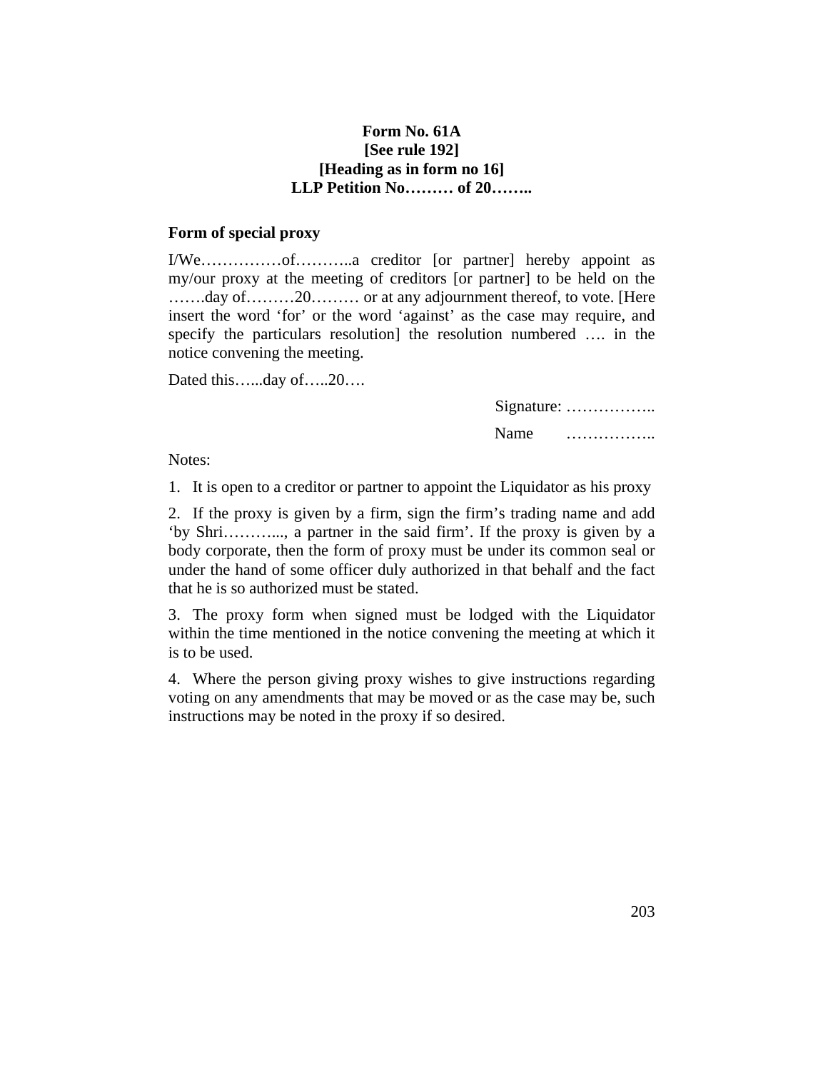**Form No. 61A**
**[See rule 192]**
**[Heading as in form no 16]**
**LLP Petition No……… of 20……..**

**Form of special proxy**

I/We……………of………..a creditor [or partner] hereby appoint as my/our proxy at the meeting of creditors [or partner] to be held on the …….day of………20……… or at any adjournment thereof, to vote. [Here insert the word 'for' or the word 'against' as the case may require, and specify the particulars resolution] the resolution numbered …. in the notice convening the meeting.

Dated this…...day of…..20….

Signature: ……………..

Name ……………..

Notes:

1. It is open to a creditor or partner to appoint the Liquidator as his proxy

2. If the proxy is given by a firm, sign the firm's trading name and add 'by Shri………..., a partner in the said firm'. If the proxy is given by a body corporate, then the form of proxy must be under its common seal or under the hand of some officer duly authorized in that behalf and the fact that he is so authorized must be stated.

3. The proxy form when signed must be lodged with the Liquidator within the time mentioned in the notice convening the meeting at which it is to be used.

4. Where the person giving proxy wishes to give instructions regarding voting on any amendments that may be moved or as the case may be, such instructions may be noted in the proxy if so desired.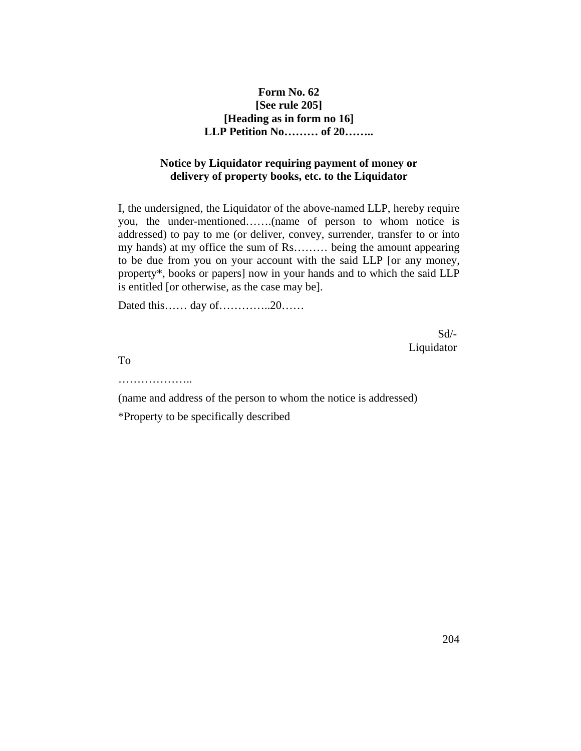**Form No. 62**
**[See rule 205]**
**[Heading as in form no 16]**
**LLP Petition No……… of 20……..**

**Notice by Liquidator requiring payment of money or delivery of property books, etc. to the Liquidator**

I, the undersigned, the Liquidator of the above-named LLP, hereby require you, the under-mentioned…….(name of person to whom notice is addressed) to pay to me (or deliver, convey, surrender, transfer to or into my hands) at my office the sum of Rs……… being the amount appearing to be due from you on your account with the said LLP [or any money, property*, books or papers] now in your hands and to which the said LLP is entitled [or otherwise, as the case may be].

Dated this…… day of…………..20……

Sd/-
Liquidator

To

………………..

(name and address of the person to whom the notice is addressed)

*Property to be specifically described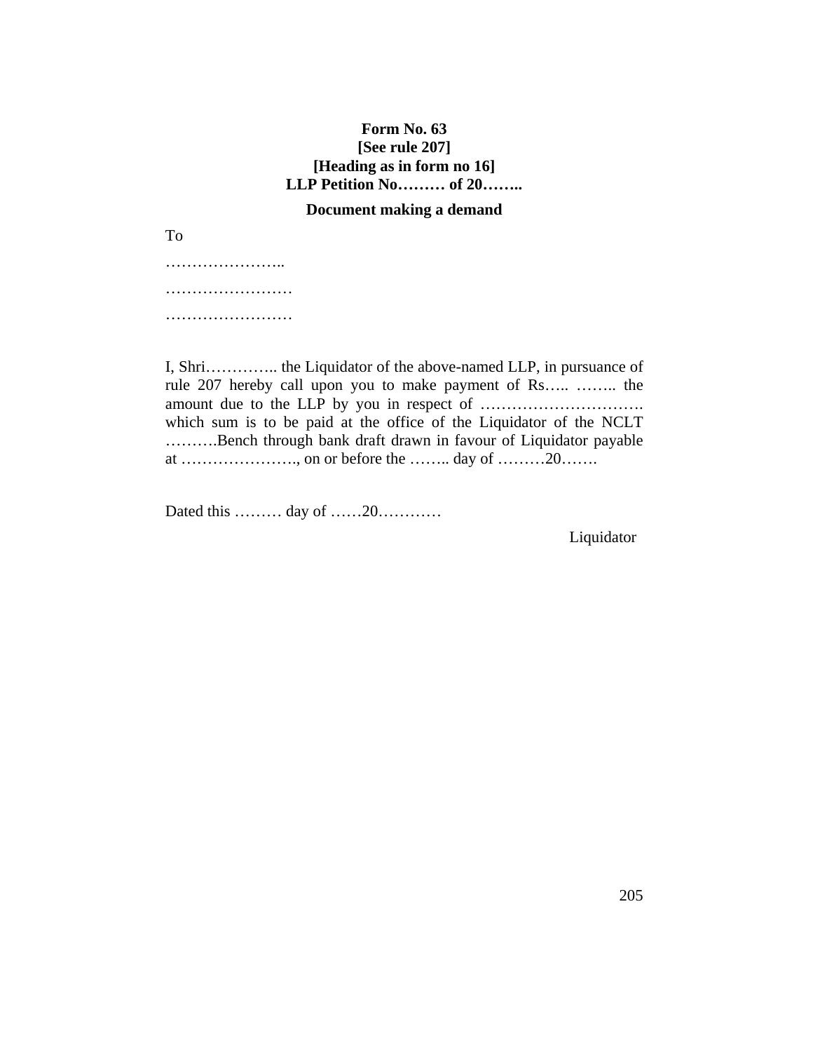**Form No. 63**
**[See rule 207]**
**[Heading as in form no 16]**
**LLP Petition No……… of 20……..**

**Document making a demand**

To

…………………..

……………………

……………………

I, Shri………….. the Liquidator of the above-named LLP, in pursuance of rule 207 hereby call upon you to make payment of Rs….. …….. the amount due to the LLP by you in respect of …………………………. which sum is to be paid at the office of the Liquidator of the NCLT ……….Bench through bank draft drawn in favour of Liquidator payable at …………………., on or before the …….. day of ………20…….

Dated this ……… day of ……20…………

Liquidator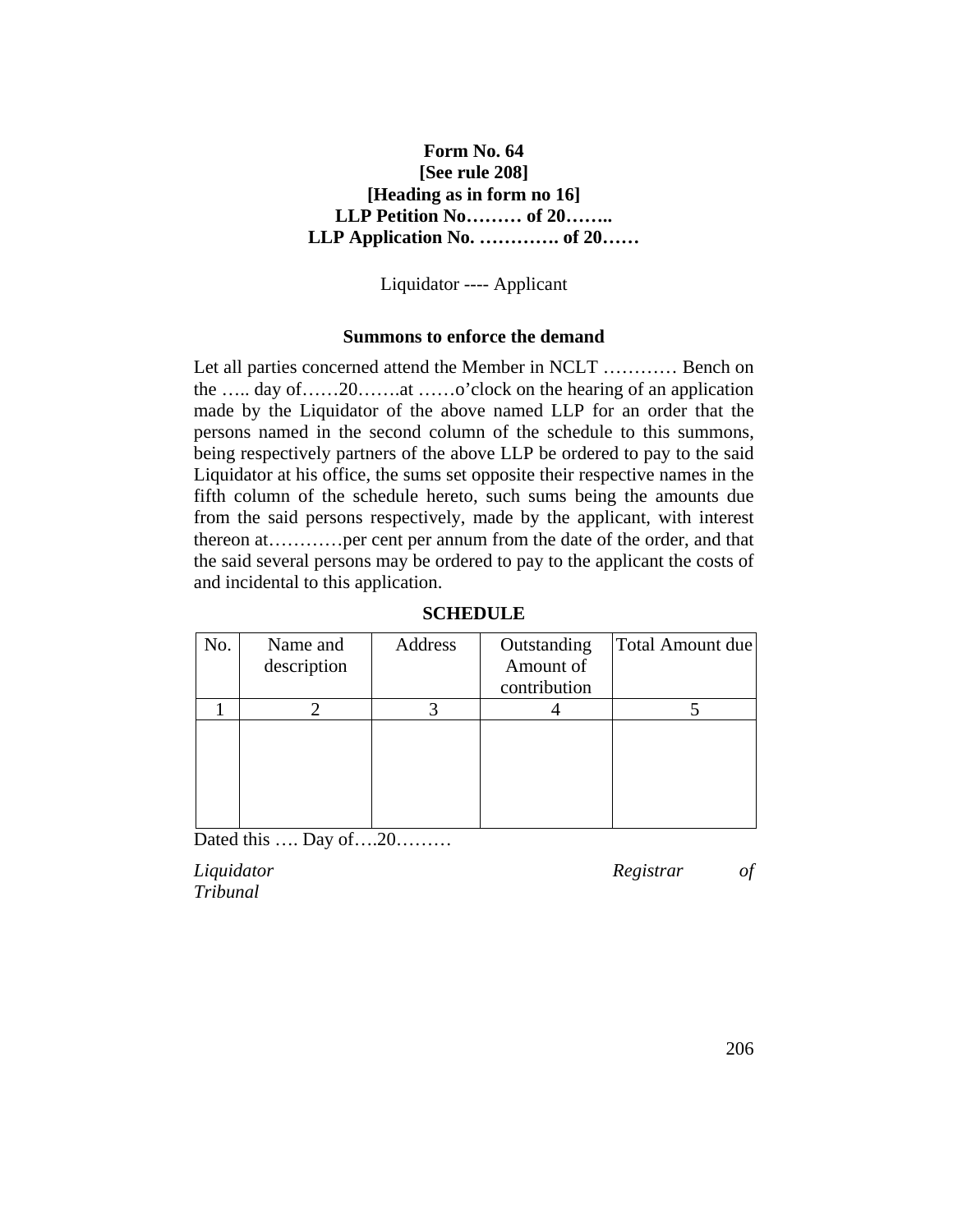**Form No. 64**
**[See rule 208]**
**[Heading as in form no 16]**
**LLP Petition No……… of 20……..**
**LLP Application No. …………. of 20……**

Liquidator ---- Applicant

**Summons to enforce the demand**

Let all parties concerned attend the Member in NCLT ………… Bench on the ….. day of……20…….at ……o'clock on the hearing of an application made by the Liquidator of the above named LLP for an order that the persons named in the second column of the schedule to this summons, being respectively partners of the above LLP be ordered to pay to the said Liquidator at his office, the sums set opposite their respective names in the fifth column of the schedule hereto, such sums being the amounts due from the said persons respectively, made by the applicant, with interest thereon at…………per cent per annum from the date of the order, and that the said several persons may be ordered to pay to the applicant the costs of and incidental to this application.

**SCHEDULE**

| No. | Name and description | Address | Outstanding Amount of contribution | Total Amount due |
|---|---|---|---|---|
| 1 | 2 | 3 | 4 | 5 |
| | | | | |

Dated this …. Day of….20………

*Liquidator* *Registrar of Tribunal*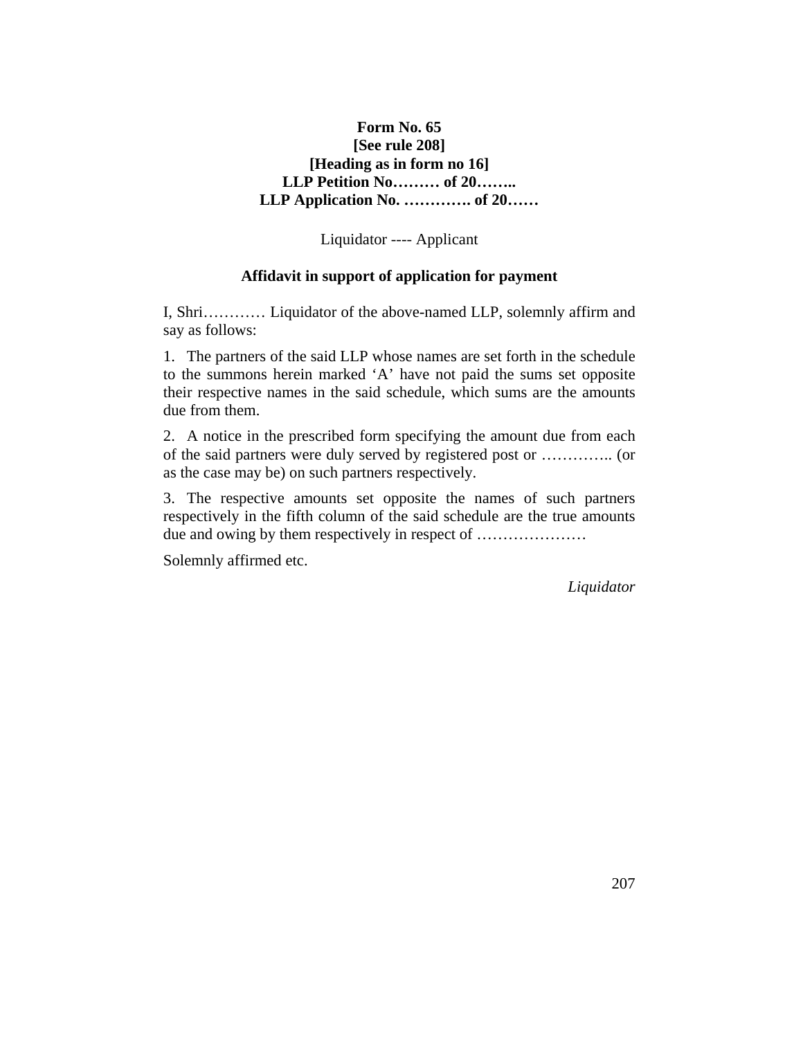**Form No. 65**
**[See rule 208]**
**[Heading as in form no 16]**
**LLP Petition No……… of 20……..**
**LLP Application No. …………. of 20……**

Liquidator ---- Applicant

**Affidavit in support of application for payment**

I, Shri………… Liquidator of the above-named LLP, solemnly affirm and say as follows:

1. The partners of the said LLP whose names are set forth in the schedule to the summons herein marked 'A' have not paid the sums set opposite their respective names in the said schedule, which sums are the amounts due from them.

2. A notice in the prescribed form specifying the amount due from each of the said partners were duly served by registered post or ………….. (or as the case may be) on such partners respectively.

3. The respective amounts set opposite the names of such partners respectively in the fifth column of the said schedule are the true amounts due and owing by them respectively in respect of …………………

Solemnly affirmed etc.

*Liquidator*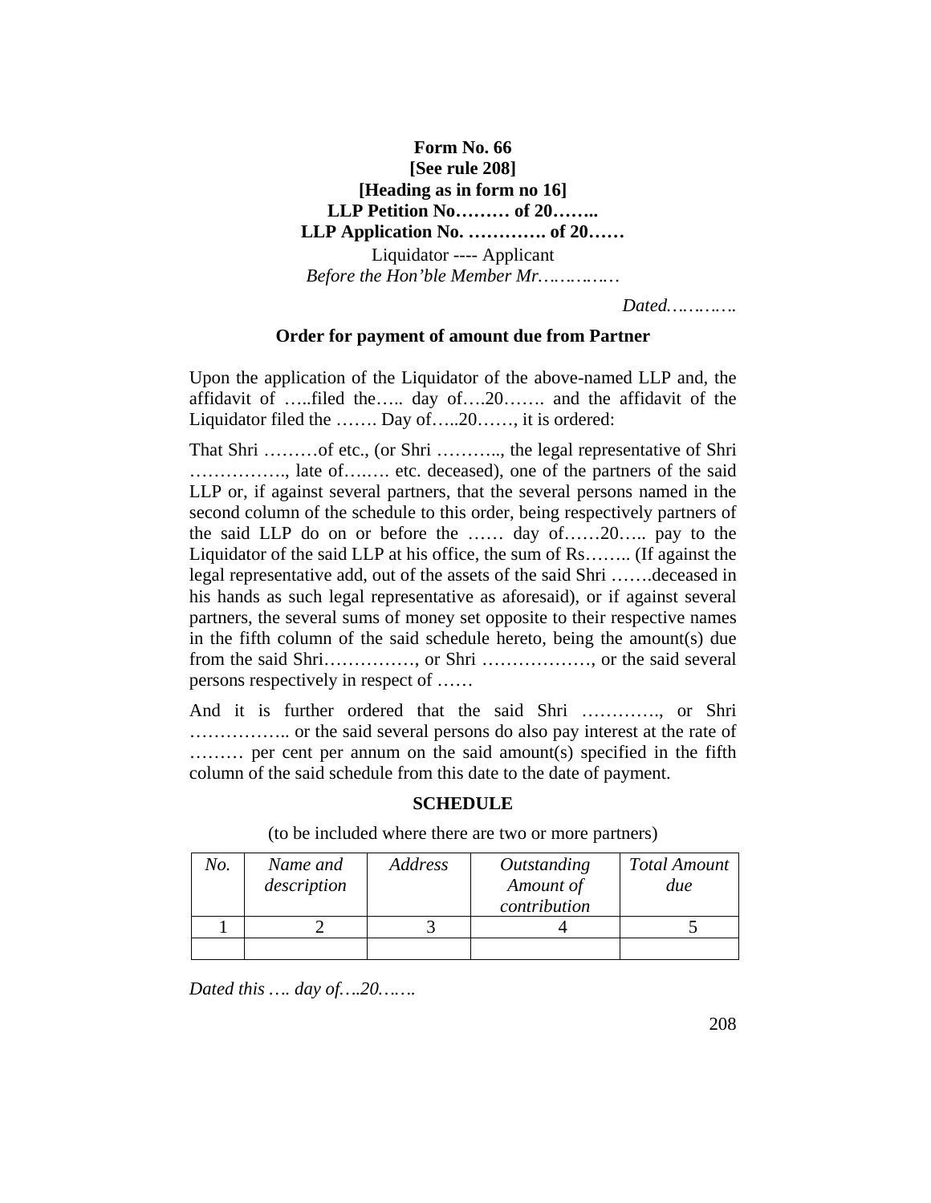**Form No. 66**
**[See rule 208]**
**[Heading as in form no 16]**
**LLP Petition No……… of 20……..**
**LLP Application No. …………. of 20……**

Liquidator ---- Applicant

*Before the Hon'ble Member Mr.…………*

*Dated…………*

**Order for payment of amount due from Partner**

Upon the application of the Liquidator of the above-named LLP and, the affidavit of …..filed the….. day of….20……. and the affidavit of the Liquidator filed the ……. Day of…..20……, it is ordered:

That Shri ………of etc., (or Shri ……….., the legal representative of Shri ……………., late of….…. etc. deceased), one of the partners of the said LLP or, if against several partners, that the several persons named in the second column of the schedule to this order, being respectively partners of the said LLP do on or before the …… day of……20….. pay to the Liquidator of the said LLP at his office, the sum of Rs…….. (If against the legal representative add, out of the assets of the said Shri …….deceased in his hands as such legal representative as aforesaid), or if against several partners, the several sums of money set opposite to their respective names in the fifth column of the said schedule hereto, being the amount(s) due from the said Shri……………, or Shri ………………, or the said several persons respectively in respect of ……

And it is further ordered that the said Shri …………., or Shri …………….. or the said several persons do also pay interest at the rate of ……… per cent per annum on the said amount(s) specified in the fifth column of the said schedule from this date to the date of payment.

**SCHEDULE**

(to be included where there are two or more partners)

| *No.* | *Name and description* | *Address* | *Outstanding Amount of contribution* | *Total Amount due* |
|---|---|---|---|---|
| 1 | 2 | 3 | 4 | 5 |
| | | | | |

*Dated this …. day of….20…….*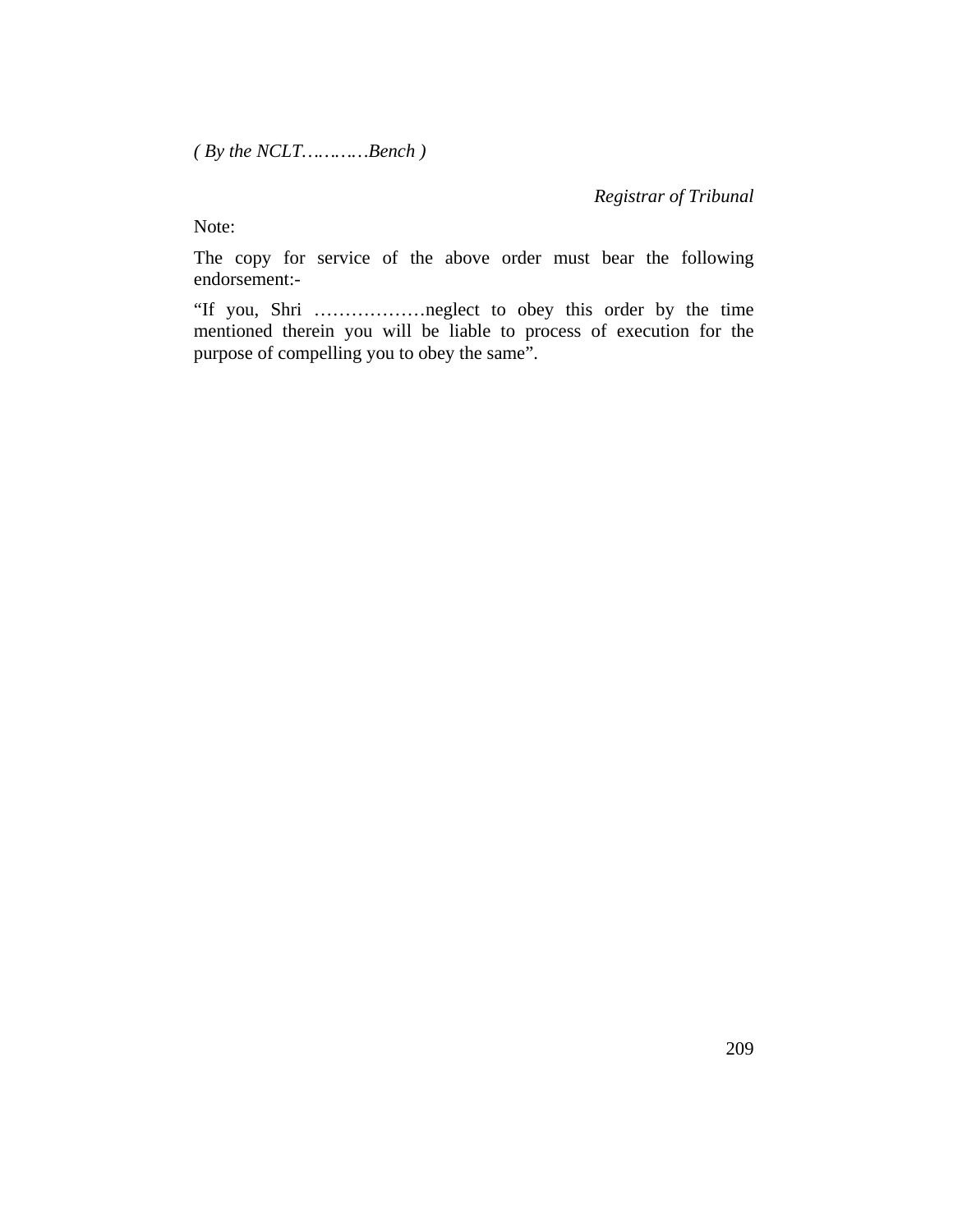*( By the NCLT…………Bench )*

*Registrar of Tribunal*

Note:

The copy for service of the above order must bear the following endorsement:-

"If you, Shri ………………neglect to obey this order by the time mentioned therein you will be liable to process of execution for the purpose of compelling you to obey the same".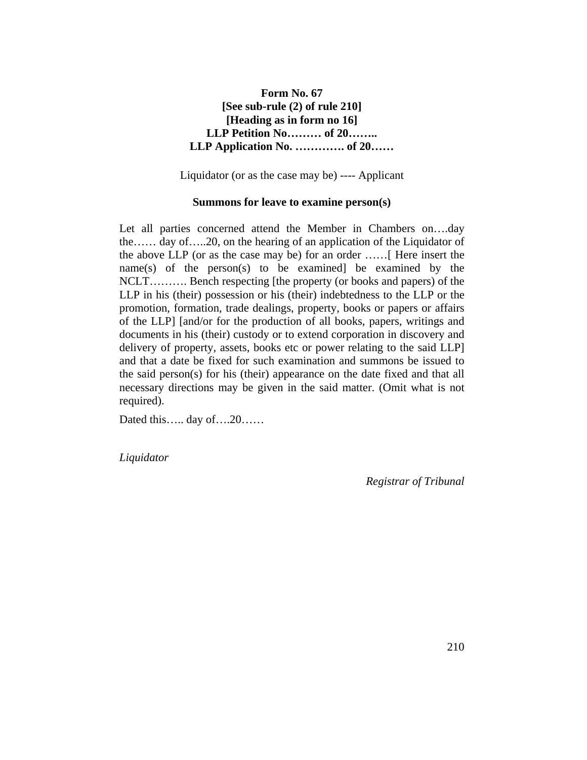**Form No. 67**
**[See sub-rule (2) of rule 210]**
**[Heading as in form no 16]**
**LLP Petition No……… of 20……..**
**LLP Application No. …………. of 20……**

Liquidator (or as the case may be) ---- Applicant

**Summons for leave to examine person(s)**

Let all parties concerned attend the Member in Chambers on….day the…… day of…..20, on the hearing of an application of the Liquidator of the above LLP (or as the case may be) for an order ……[ Here insert the name(s) of the person(s) to be examined] be examined by the NCLT………. Bench respecting [the property (or books and papers) of the LLP in his (their) possession or his (their) indebtedness to the LLP or the promotion, formation, trade dealings, property, books or papers or affairs of the LLP] [and/or for the production of all books, papers, writings and documents in his (their) custody or to extend corporation in discovery and delivery of property, assets, books etc or power relating to the said LLP] and that a date be fixed for such examination and summons be issued to the said person(s) for his (their) appearance on the date fixed and that all necessary directions may be given in the said matter. (Omit what is not required).

Dated this….. day of….20……

*Liquidator*

*Registrar of Tribunal*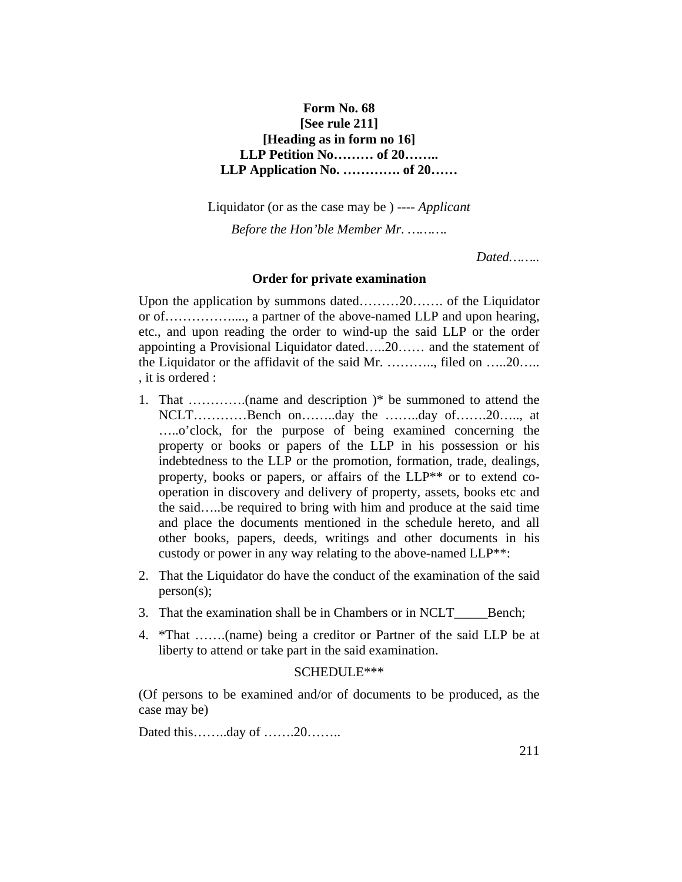**Form No. 68**
**[See rule 211]**
**[Heading as in form no 16]**
**LLP Petition No……… of 20……..**
**LLP Application No. …………. of 20……**

Liquidator (or as the case may be ) ---- *Applicant*

*Before the Hon'ble Member Mr. ………*

*Dated……..*

**Order for private examination**

Upon the application by summons dated………20……. of the Liquidator or of……………...., a partner of the above-named LLP and upon hearing, etc., and upon reading the order to wind-up the said LLP or the order appointing a Provisional Liquidator dated…..20…… and the statement of the Liquidator or the affidavit of the said Mr. ……….., filed on …..20….. , it is ordered :

1. That ………….(name and description )* be summoned to attend the NCLT…………Bench on……..day the ……..day of…….20….., at …..o'clock, for the purpose of being examined concerning the property or books or papers of the LLP in his possession or his indebtedness to the LLP or the promotion, formation, trade, dealings, property, books or papers, or affairs of the LLP** or to extend co-operation in discovery and delivery of property, assets, books etc and the said…..be required to bring with him and produce at the said time and place the documents mentioned in the schedule hereto, and all other books, papers, deeds, writings and other documents in his custody or power in any way relating to the above-named LLP**:
2. That the Liquidator do have the conduct of the examination of the said person(s);
3. That the examination shall be in Chambers or in NCLT_____Bench;
4. *That …….(name) being a creditor or Partner of the said LLP be at liberty to attend or take part in the said examination.

SCHEDULE***

(Of persons to be examined and/or of documents to be produced, as the case may be)

Dated this……..day of …….20……..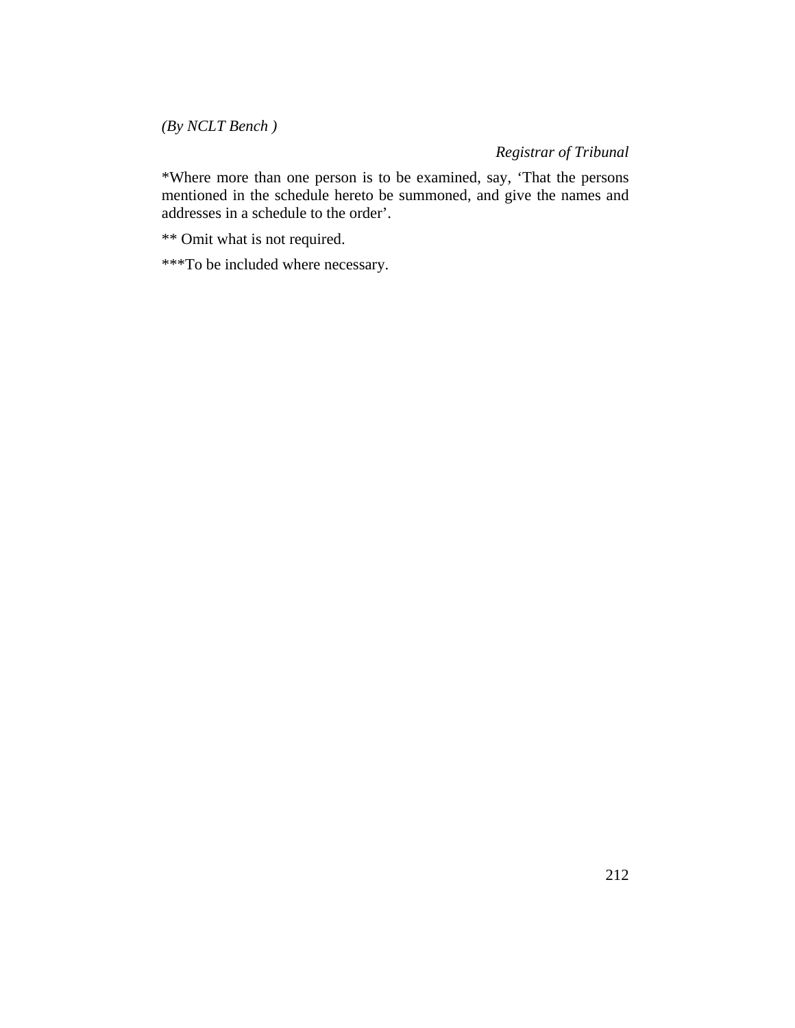*(By NCLT Bench )*

*Registrar of Tribunal*

*Where more than one person is to be examined, say, ‘That the persons mentioned in the schedule hereto be summoned, and give the names and addresses in a schedule to the order’.

** Omit what is not required.

***To be included where necessary.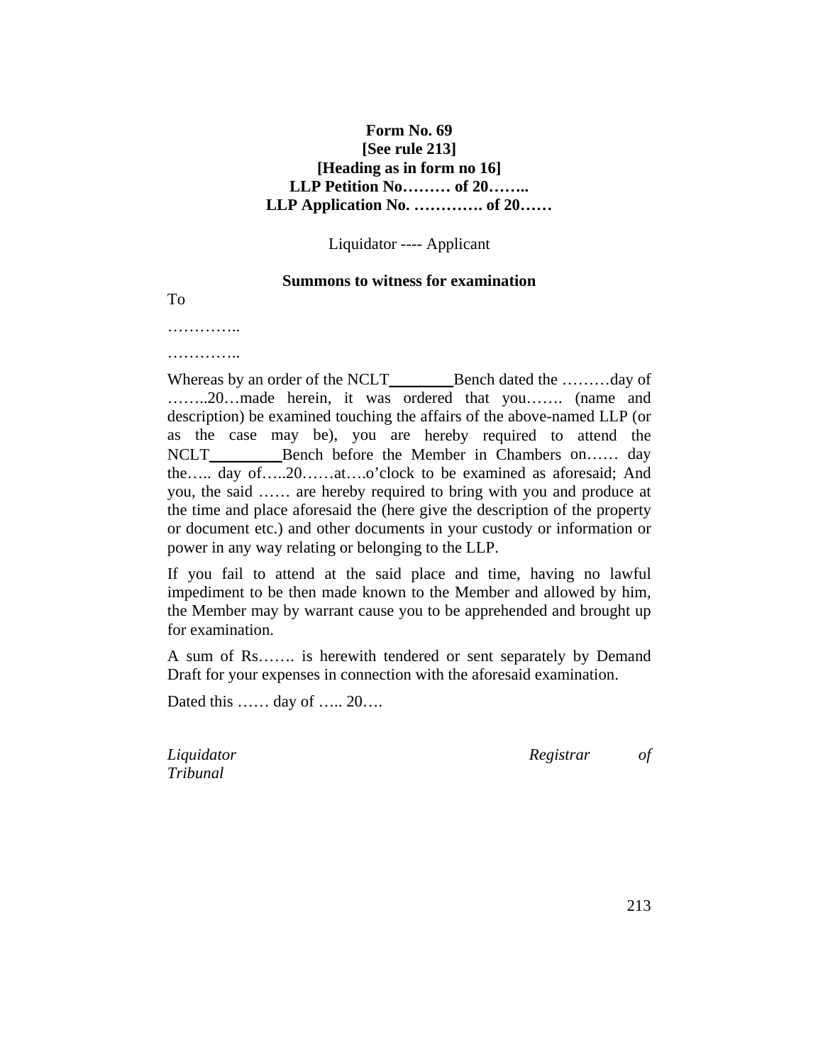**Form No. 69**
**[See rule 213]**
**[Heading as in form no 16]**
**LLP Petition No……… of 20……..**
**LLP Application No. …………. of 20……**

Liquidator ---- Applicant

**Summons to witness for examination**

To

…………..

…………..

Whereas by an order of the NCLT________Bench dated the ………day of ……..20…made herein, it was ordered that you……. (name and description) be examined touching the affairs of the above-named LLP (or as the case may be), you are hereby required to attend the NCLT_________Bench before the Member in Chambers on…… day the….. day of…..20……at….o'clock to be examined as aforesaid; And you, the said …… are hereby required to bring with you and produce at the time and place aforesaid the (here give the description of the property or document etc.) and other documents in your custody or information or power in any way relating or belonging to the LLP.

If you fail to attend at the said place and time, having no lawful impediment to be then made known to the Member and allowed by him, the Member may by warrant cause you to be apprehended and brought up for examination.

A sum of Rs……. is herewith tendered or sent separately by Demand Draft for your expenses in connection with the aforesaid examination.

Dated this …… day of ….. 20….

*Liquidator* *Registrar of Tribunal*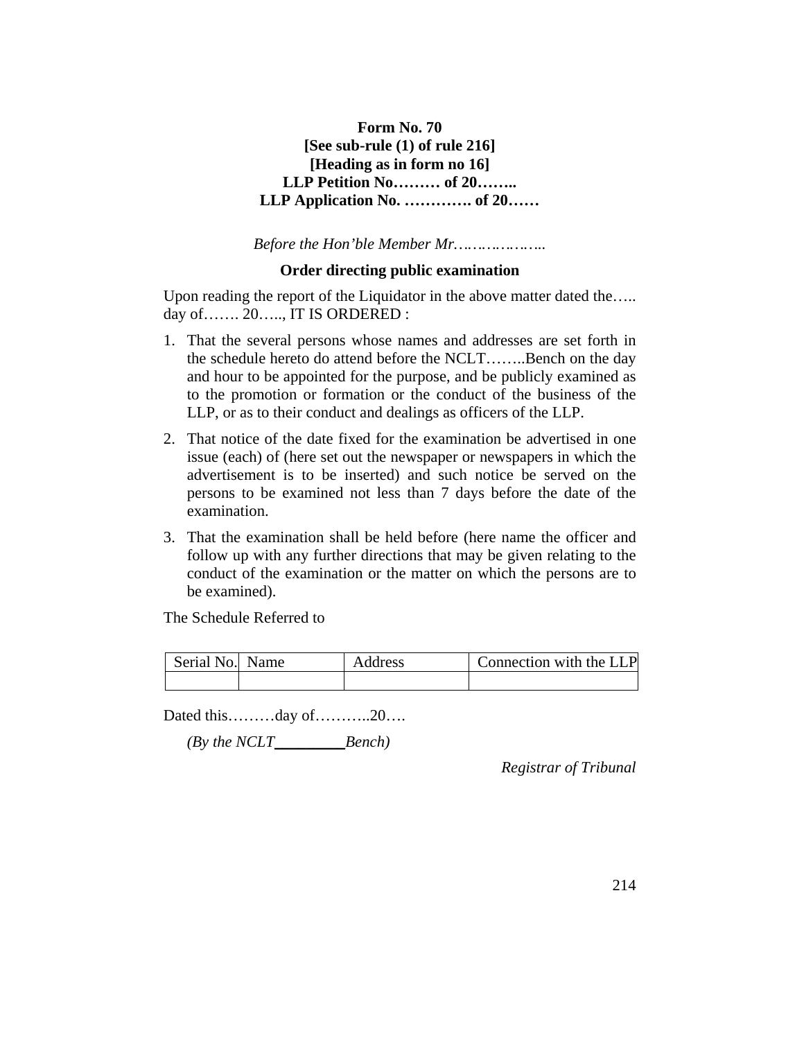**Form No. 70**
**[See sub-rule (1) of rule 216]**
**[Heading as in form no 16]**
**LLP Petition No……… of 20……..**
**LLP Application No. …………. of 20……**

*Before the Hon'ble Member Mr.………………..*

**Order directing public examination**

Upon reading the report of the Liquidator in the above matter dated the….. day of……. 20….., IT IS ORDERED :

1. That the several persons whose names and addresses are set forth in the schedule hereto do attend before the NCLT……..Bench on the day and hour to be appointed for the purpose, and be publicly examined as to the promotion or formation or the conduct of the business of the LLP, or as to their conduct and dealings as officers of the LLP.
2. That notice of the date fixed for the examination be advertised in one issue (each) of (here set out the newspaper or newspapers in which the advertisement is to be inserted) and such notice be served on the persons to be examined not less than 7 days before the date of the examination.
3. That the examination shall be held before (here name the officer and follow up with any further directions that may be given relating to the conduct of the examination or the matter on which the persons are to be examined).

The Schedule Referred to

| Serial No. | Name | Address | Connection with the LLP |
|---|---|---|---|
| | | | |

Dated this………day of………..20….

*(By the NCLT_________Bench)*

*Registrar of Tribunal*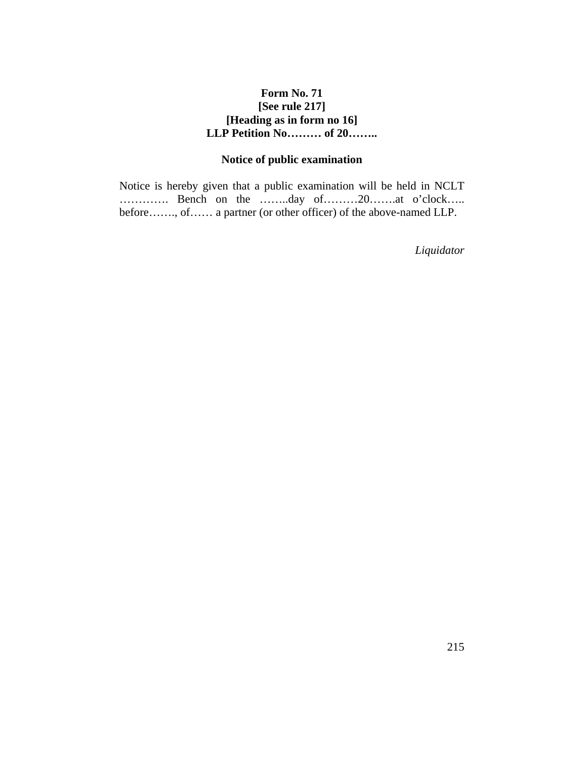**Form No. 71**
**[See rule 217]**
**[Heading as in form no 16]**
**LLP Petition No……… of 20……..**

**Notice of public examination**

Notice is hereby given that a public examination will be held in NCLT …………. Bench on the ……..day of………20…….at o'clock….. before……., of…… a partner (or other officer) of the above-named LLP.

*Liquidator*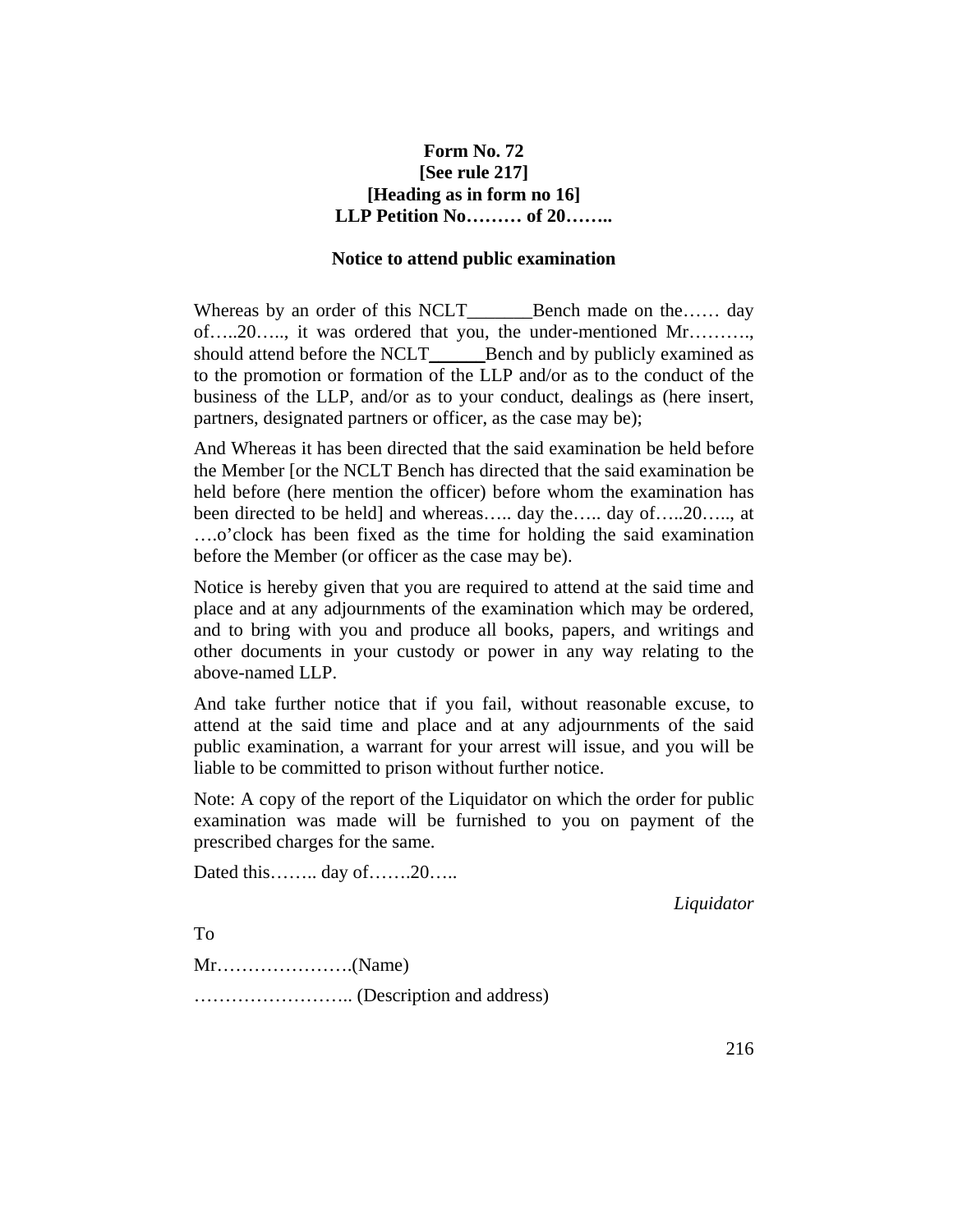**Form No. 72**
**[See rule 217]**
**[Heading as in form no 16]**
**LLP Petition No……… of 20……..**

**Notice to attend public examination**

Whereas by an order of this NCLT_______Bench made on the…… day of…..20….., it was ordered that you, the under-mentioned Mr………., should attend before the NCLT______Bench and by publicly examined as to the promotion or formation of the LLP and/or as to the conduct of the business of the LLP, and/or as to your conduct, dealings as (here insert, partners, designated partners or officer, as the case may be);

And Whereas it has been directed that the said examination be held before the Member [or the NCLT Bench has directed that the said examination be held before (here mention the officer) before whom the examination has been directed to be held] and whereas….. day the….. day of…..20….., at ….o'clock has been fixed as the time for holding the said examination before the Member (or officer as the case may be).

Notice is hereby given that you are required to attend at the said time and place and at any adjournments of the examination which may be ordered, and to bring with you and produce all books, papers, and writings and other documents in your custody or power in any way relating to the above-named LLP.

And take further notice that if you fail, without reasonable excuse, to attend at the said time and place and at any adjournments of the said public examination, a warrant for your arrest will issue, and you will be liable to be committed to prison without further notice.

Note: A copy of the report of the Liquidator on which the order for public examination was made will be furnished to you on payment of the prescribed charges for the same.

Dated this…….. day of…….20…..

*Liquidator*

To

Mr………………….(Name)

…………………….. (Description and address)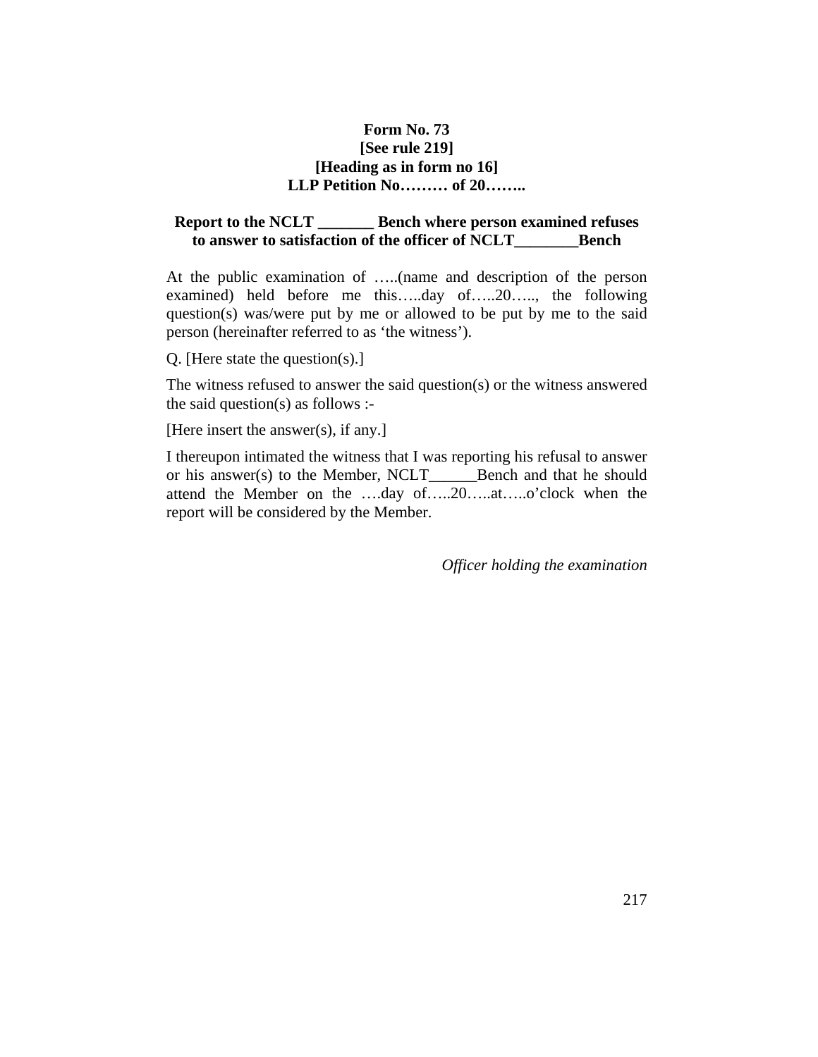**Form No. 73**
**[See rule 219]**
**[Heading as in form no 16]**
**LLP Petition No……… of 20……..**

**Report to the NCLT _______ Bench where person examined refuses to answer to satisfaction of the officer of NCLT________Bench**

At the public examination of …..(name and description of the person examined) held before me this…..day of…..20….., the following question(s) was/were put by me or allowed to be put by me to the said person (hereinafter referred to as 'the witness').

Q. [Here state the question(s).]

The witness refused to answer the said question(s) or the witness answered the said question(s) as follows :-

[Here insert the answer(s), if any.]

I thereupon intimated the witness that I was reporting his refusal to answer or his answer(s) to the Member, NCLT______Bench and that he should attend the Member on the ….day of…..20…..at…..o'clock when the report will be considered by the Member.

*Officer holding the examination*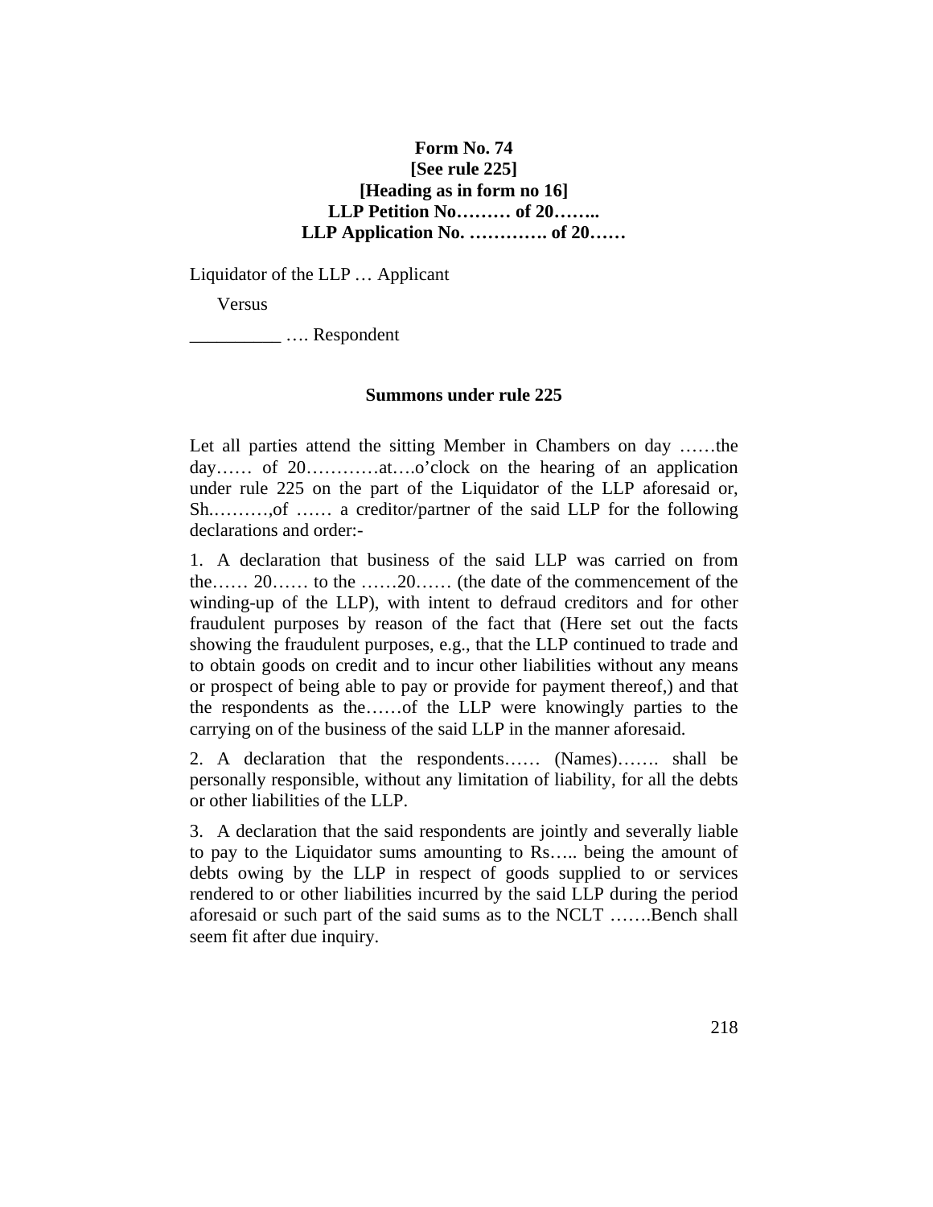**Form No. 74**
**[See rule 225]**
**[Heading as in form no 16]**
**LLP Petition No……… of 20……..**
**LLP Application No. …………. of 20……**

Liquidator of the LLP … Applicant

Versus

__________ …. Respondent

**Summons under rule 225**

Let all parties attend the sitting Member in Chambers on day ……the day…… of 20…………at….o'clock on the hearing of an application under rule 225 on the part of the Liquidator of the LLP aforesaid or, Sh.……….,of …… a creditor/partner of the said LLP for the following declarations and order:-

1. A declaration that business of the said LLP was carried on from the…… 20…… to the ……20…… (the date of the commencement of the winding-up of the LLP), with intent to defraud creditors and for other fraudulent purposes by reason of the fact that (Here set out the facts showing the fraudulent purposes, e.g., that the LLP continued to trade and to obtain goods on credit and to incur other liabilities without any means or prospect of being able to pay or provide for payment thereof,) and that the respondents as the……of the LLP were knowingly parties to the carrying on of the business of the said LLP in the manner aforesaid.

2. A declaration that the respondents…… (Names)……. shall be personally responsible, without any limitation of liability, for all the debts or other liabilities of the LLP.

3. A declaration that the said respondents are jointly and severally liable to pay to the Liquidator sums amounting to Rs….. being the amount of debts owing by the LLP in respect of goods supplied to or services rendered to or other liabilities incurred by the said LLP during the period aforesaid or such part of the said sums as to the NCLT …….Bench shall seem fit after due inquiry.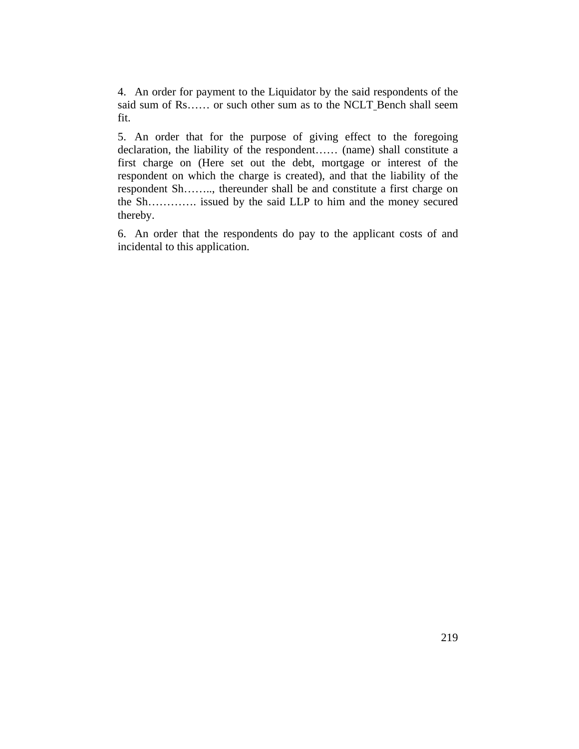4. An order for payment to the Liquidator by the said respondents of the said sum of Rs…… or such other sum as to the NCLT Bench shall seem fit.

5. An order that for the purpose of giving effect to the foregoing declaration, the liability of the respondent…… (name) shall constitute a first charge on (Here set out the debt, mortgage or interest of the respondent on which the charge is created), and that the liability of the respondent Sh…….., thereunder shall be and constitute a first charge on the Sh…………. issued by the said LLP to him and the money secured thereby.

6. An order that the respondents do pay to the applicant costs of and incidental to this application.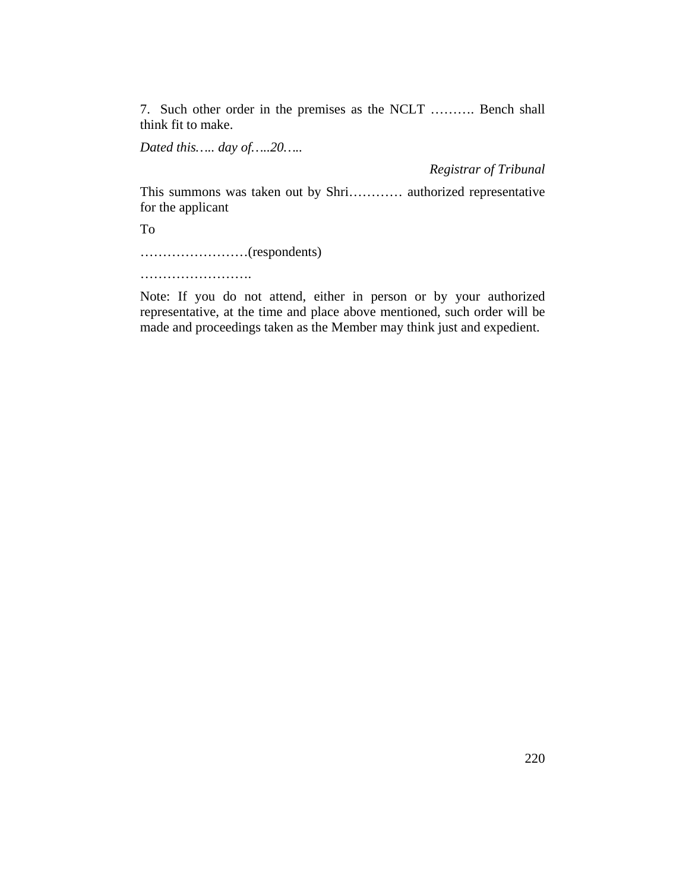7. Such other order in the premises as the NCLT ………. Bench shall think fit to make.

*Dated this….. day of…..20…..*

*Registrar of Tribunal*

This summons was taken out by Shri………… authorized representative for the applicant

To

……………………(respondents)

…………………….

Note: If you do not attend, either in person or by your authorized representative, at the time and place above mentioned, such order will be made and proceedings taken as the Member may think just and expedient.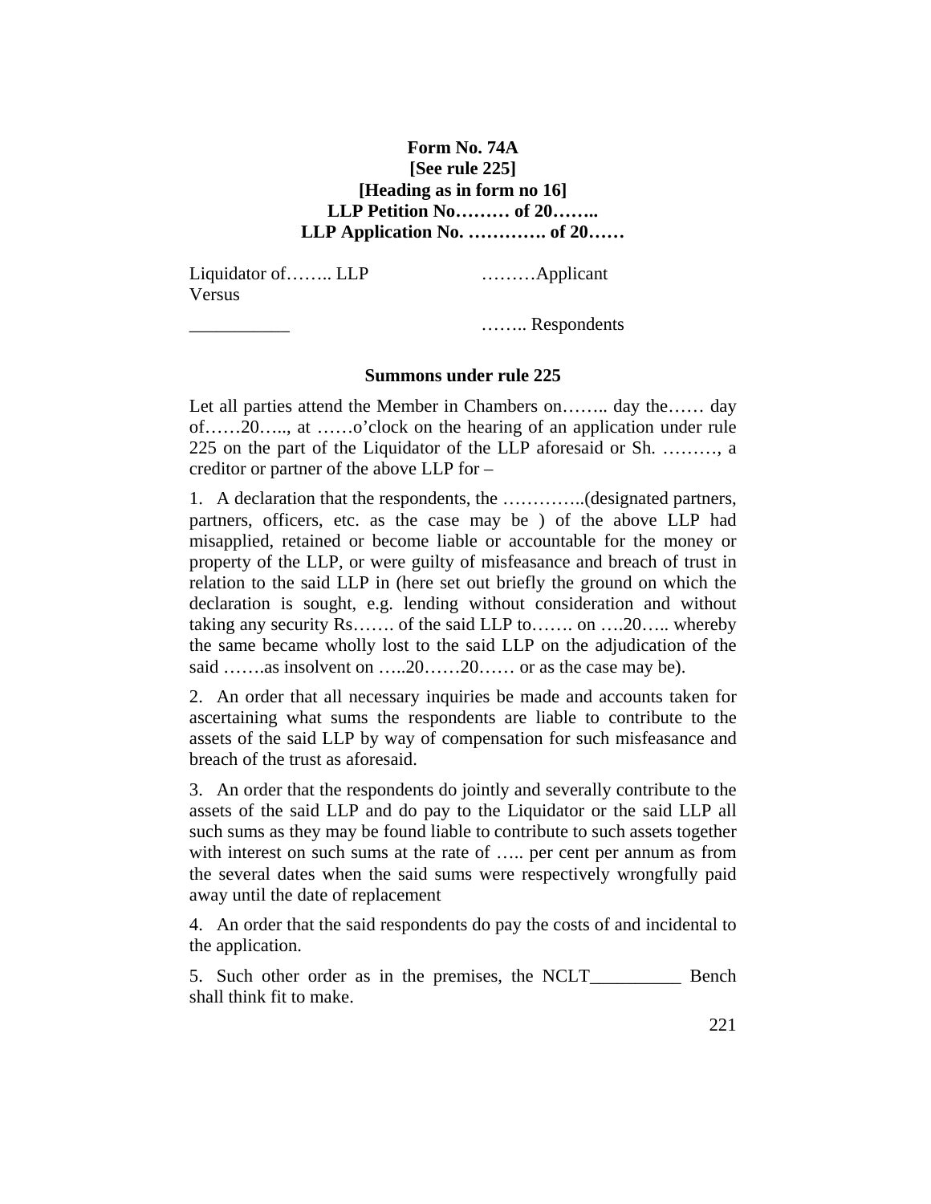**Form No. 74A**
**[See rule 225]**
**[Heading as in form no 16]**
**LLP Petition No……… of 20……..**
**LLP Application No. …………. of 20……**

| | |
|---|---|
| Liquidator of…….. LLP | ………Applicant |
| Versus | |
| ___________ | …….. Respondents |

**Summons under rule 225**

Let all parties attend the Member in Chambers on…….. day the…… day of……20….., at ……o'clock on the hearing of an application under rule 225 on the part of the Liquidator of the LLP aforesaid or Sh. ………, a creditor or partner of the above LLP for –

1. A declaration that the respondents, the …………..(designated partners, partners, officers, etc. as the case may be ) of the above LLP had misapplied, retained or become liable or accountable for the money or property of the LLP, or were guilty of misfeasance and breach of trust in relation to the said LLP in (here set out briefly the ground on which the declaration is sought, e.g. lending without consideration and without taking any security Rs……. of the said LLP to……. on ….20….. whereby the same became wholly lost to the said LLP on the adjudication of the said …….as insolvent on …..20……20…… or as the case may be).

2. An order that all necessary inquiries be made and accounts taken for ascertaining what sums the respondents are liable to contribute to the assets of the said LLP by way of compensation for such misfeasance and breach of the trust as aforesaid.

3. An order that the respondents do jointly and severally contribute to the assets of the said LLP and do pay to the Liquidator or the said LLP all such sums as they may be found liable to contribute to such assets together with interest on such sums at the rate of ….. per cent per annum as from the several dates when the said sums were respectively wrongfully paid away until the date of replacement

4. An order that the said respondents do pay the costs of and incidental to the application.

5. Such other order as in the premises, the NCLT__________ Bench shall think fit to make.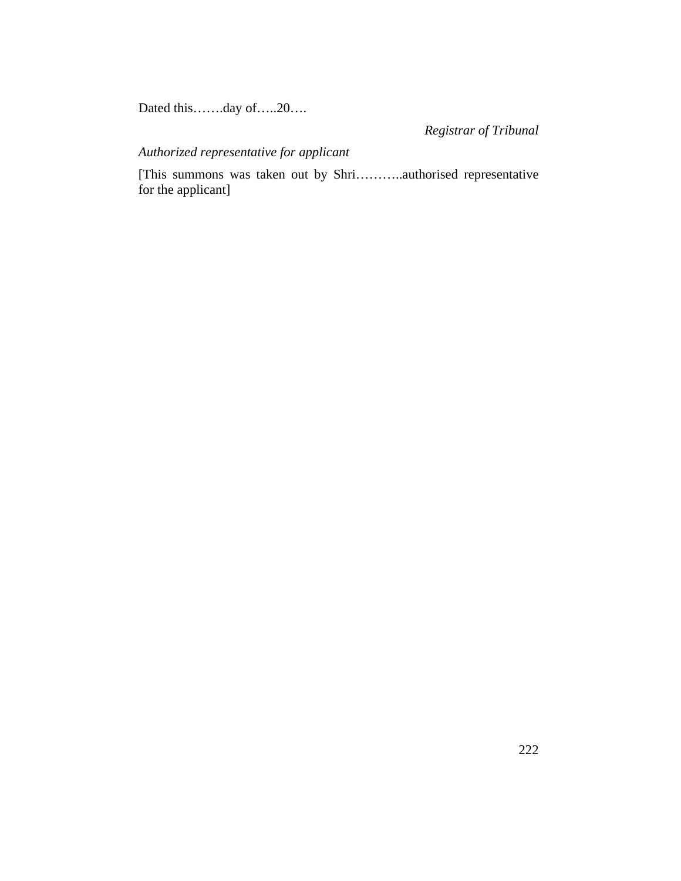Dated this…….day of…..20….

*Registrar of Tribunal*

*Authorized representative for applicant*

[This summons was taken out by Shri………..authorised representative for the applicant]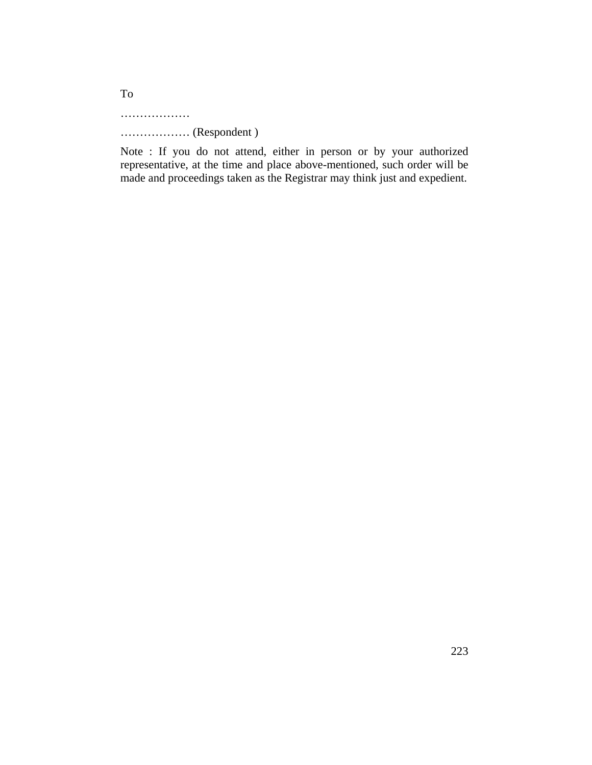To

………………

……………… (Respondent )

Note : If you do not attend, either in person or by your authorized representative, at the time and place above-mentioned, such order will be made and proceedings taken as the Registrar may think just and expedient.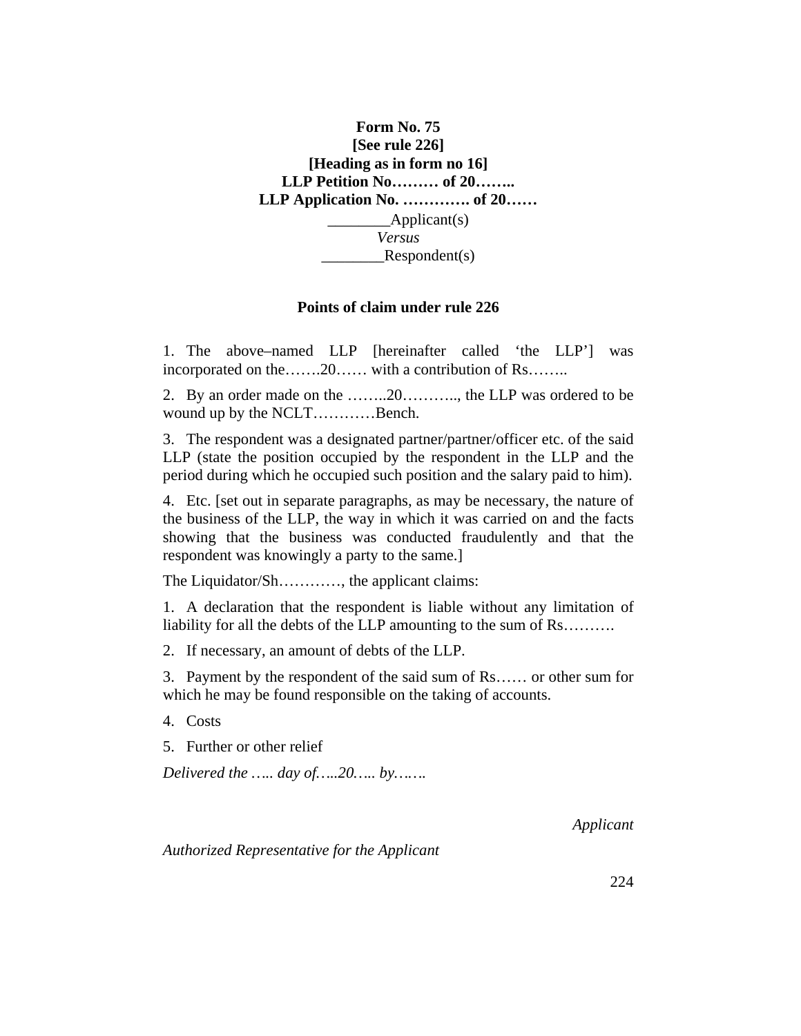**Form No. 75**
**[See rule 226]**
**[Heading as in form no 16]**
**LLP Petition No……… of 20……..**
**LLP Application No. …………. of 20……**

________Applicant(s)

*Versus*

________Respondent(s)

**Points of claim under rule 226**

1. The above–named LLP [hereinafter called 'the LLP'] was incorporated on the…….20…… with a contribution of Rs……..

2. By an order made on the ……..20……….., the LLP was ordered to be wound up by the NCLT…………Bench.

3. The respondent was a designated partner/partner/officer etc. of the said LLP (state the position occupied by the respondent in the LLP and the period during which he occupied such position and the salary paid to him).

4. Etc. [set out in separate paragraphs, as may be necessary, the nature of the business of the LLP, the way in which it was carried on and the facts showing that the business was conducted fraudulently and that the respondent was knowingly a party to the same.]

The Liquidator/Sh…………, the applicant claims:

1. A declaration that the respondent is liable without any limitation of liability for all the debts of the LLP amounting to the sum of Rs……….

2. If necessary, an amount of debts of the LLP.

3. Payment by the respondent of the said sum of Rs…… or other sum for which he may be found responsible on the taking of accounts.

4. Costs

5. Further or other relief

*Delivered the ….. day of…..20….. by…….*

*Applicant*

*Authorized Representative for the Applicant*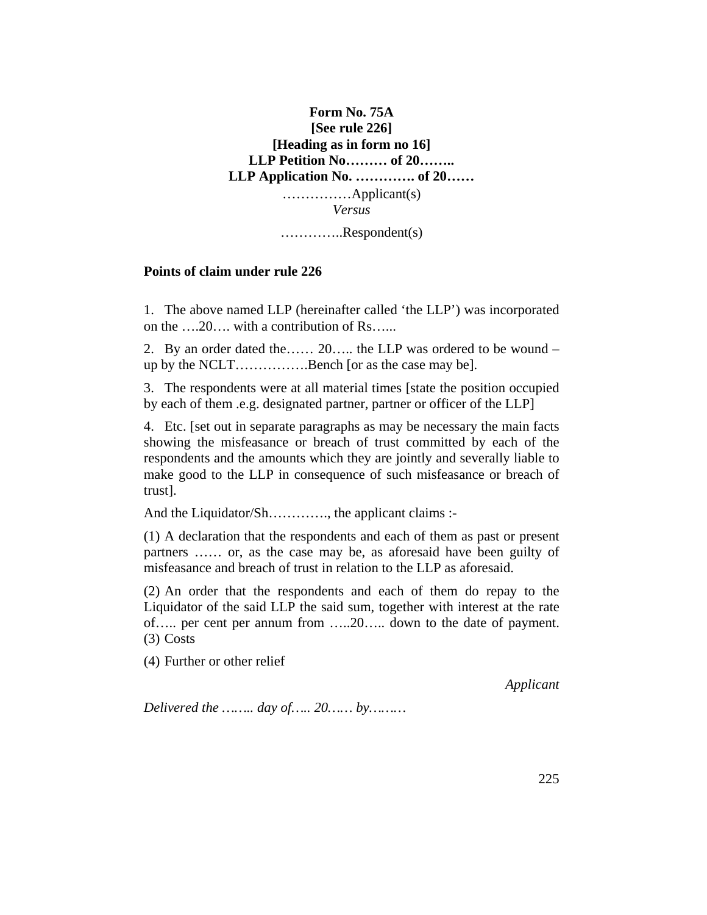**Form No. 75A**
**[See rule 226]**
**[Heading as in form no 16]**
**LLP Petition No……… of 20……..**
**LLP Application No. …………. of 20……**

……………Applicant(s)

*Versus*

…………..Respondent(s)

**Points of claim under rule 226**

1. The above named LLP (hereinafter called 'the LLP') was incorporated on the ….20…. with a contribution of Rs…...

2. By an order dated the…… 20….. the LLP was ordered to be wound – up by the NCLT…………….Bench [or as the case may be].

3. The respondents were at all material times [state the position occupied by each of them .e.g. designated partner, partner or officer of the LLP]

4. Etc. [set out in separate paragraphs as may be necessary the main facts showing the misfeasance or breach of trust committed by each of the respondents and the amounts which they are jointly and severally liable to make good to the LLP in consequence of such misfeasance or breach of trust].

And the Liquidator/Sh…………., the applicant claims :-

(1) A declaration that the respondents and each of them as past or present partners …… or, as the case may be, as aforesaid have been guilty of misfeasance and breach of trust in relation to the LLP as aforesaid.

(2) An order that the respondents and each of them do repay to the Liquidator of the said LLP the said sum, together with interest at the rate of….. per cent per annum from …..20….. down to the date of payment.

(3) Costs

(4) Further or other relief

*Applicant*

*Delivered the …….. day of….. 20…… by………*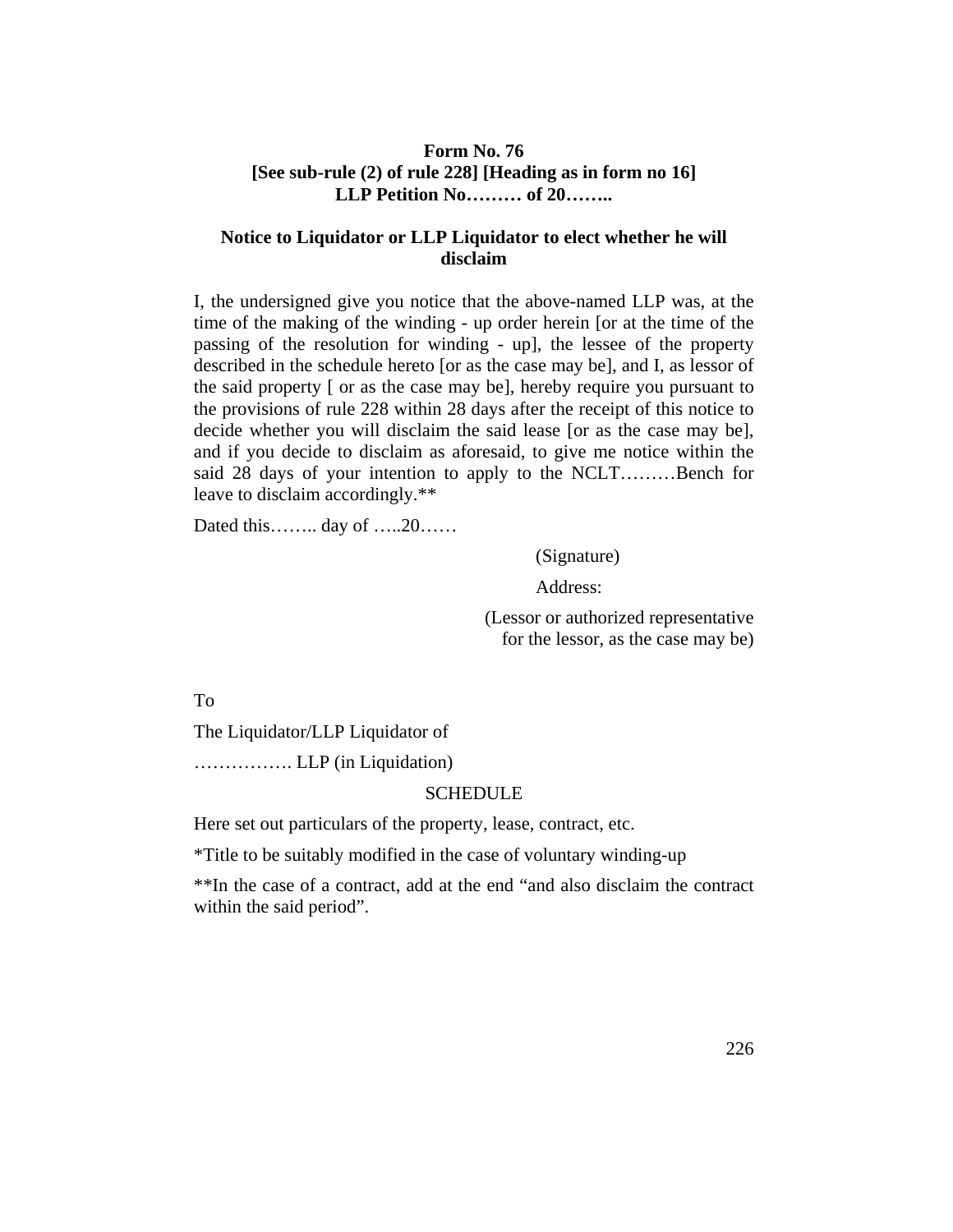**Form No. 76**
**[See sub-rule (2) of rule 228] [Heading as in form no 16]**
**LLP Petition No……… of 20……..**

**Notice to Liquidator or LLP Liquidator to elect whether he will disclaim**

I, the undersigned give you notice that the above-named LLP was, at the time of the making of the winding - up order herein [or at the time of the passing of the resolution for winding - up], the lessee of the property described in the schedule hereto [or as the case may be], and I, as lessor of the said property [ or as the case may be], hereby require you pursuant to the provisions of rule 228 within 28 days after the receipt of this notice to decide whether you will disclaim the said lease [or as the case may be], and if you decide to disclaim as aforesaid, to give me notice within the said 28 days of your intention to apply to the NCLT………Bench for leave to disclaim accordingly.**

Dated this…….. day of …..20……

(Signature)

Address:

(Lessor or authorized representative for the lessor, as the case may be)

To

The Liquidator/LLP Liquidator of

……………. LLP (in Liquidation)

SCHEDULE

Here set out particulars of the property, lease, contract, etc.

*Title to be suitably modified in the case of voluntary winding-up

**In the case of a contract, add at the end "and also disclaim the contract within the said period".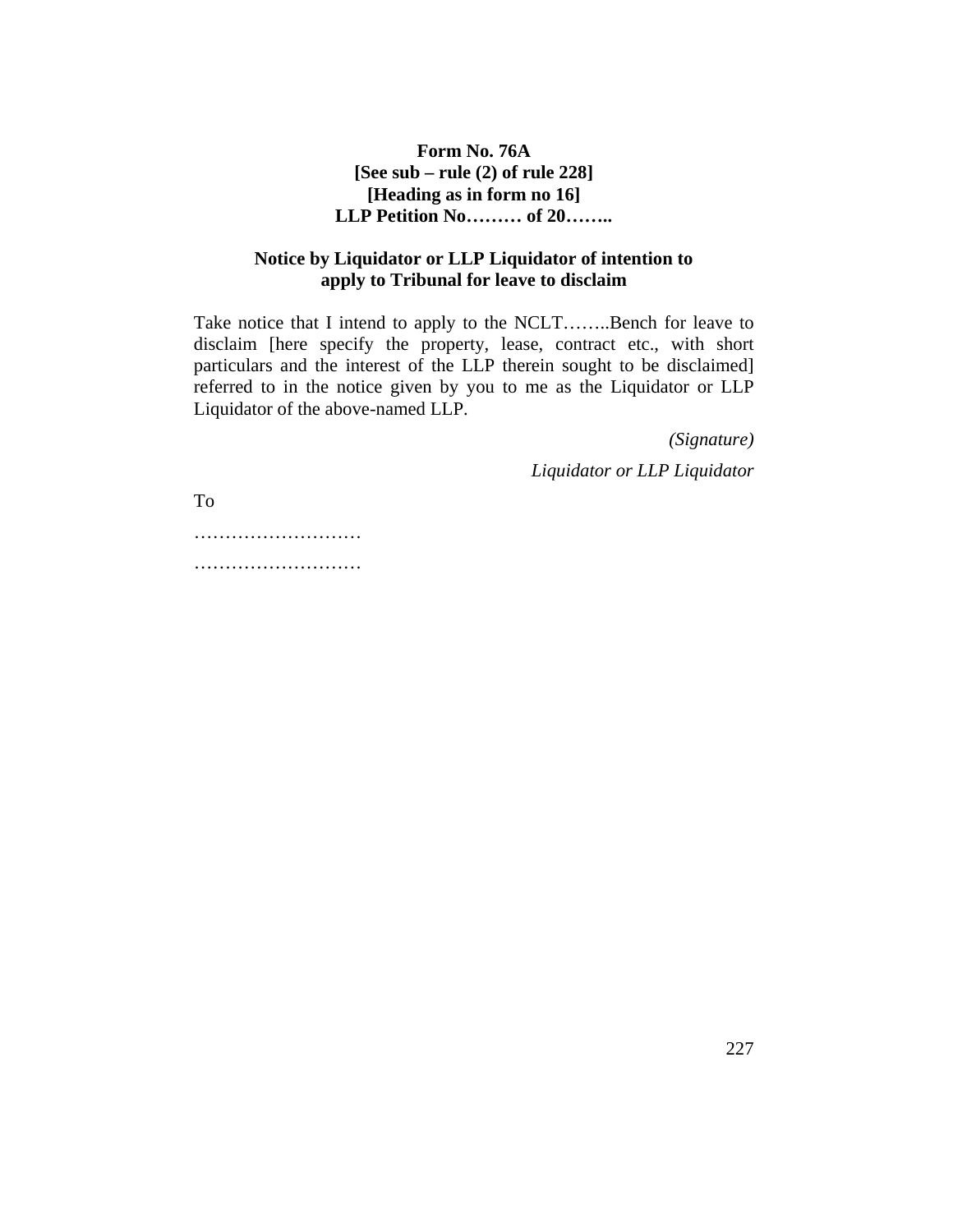**Form No. 76A**
**[See sub – rule (2) of rule 228]**
**[Heading as in form no 16]**
**LLP Petition No……… of 20……..**

**Notice by Liquidator or LLP Liquidator of intention to apply to Tribunal for leave to disclaim**

Take notice that I intend to apply to the NCLT……..Bench for leave to disclaim [here specify the property, lease, contract etc., with short particulars and the interest of the LLP therein sought to be disclaimed] referred to in the notice given by you to me as the Liquidator or LLP Liquidator of the above-named LLP.

*(Signature)*

*Liquidator or LLP Liquidator*

To

………………………

………………………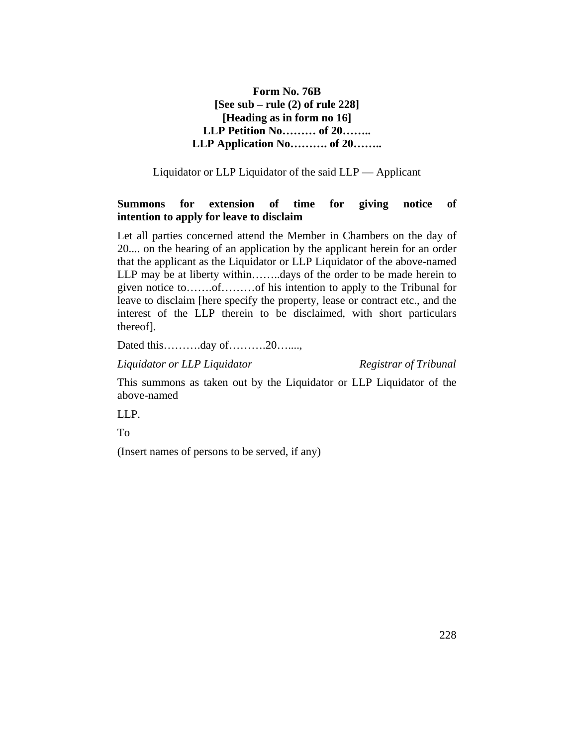**Form No. 76B**
**[See sub – rule (2) of rule 228]**
**[Heading as in form no 16]**
**LLP Petition No……… of 20……..**
**LLP Application No………. of 20……..**

Liquidator or LLP Liquidator of the said LLP — Applicant

**Summons for extension of time for giving notice of intention to apply for leave to disclaim**

Let all parties concerned attend the Member in Chambers on the day of 20.... on the hearing of an application by the applicant herein for an order that the applicant as the Liquidator or LLP Liquidator of the above-named LLP may be at liberty within……..days of the order to be made herein to given notice to…….of………of his intention to apply to the Tribunal for leave to disclaim [here specify the property, lease or contract etc., and the interest of the LLP therein to be disclaimed, with short particulars thereof].

Dated this……….day of……….20…....,

*Liquidator or LLP Liquidator* *Registrar of Tribunal*

This summons as taken out by the Liquidator or LLP Liquidator of the above-named

LLP.

To

(Insert names of persons to be served, if any)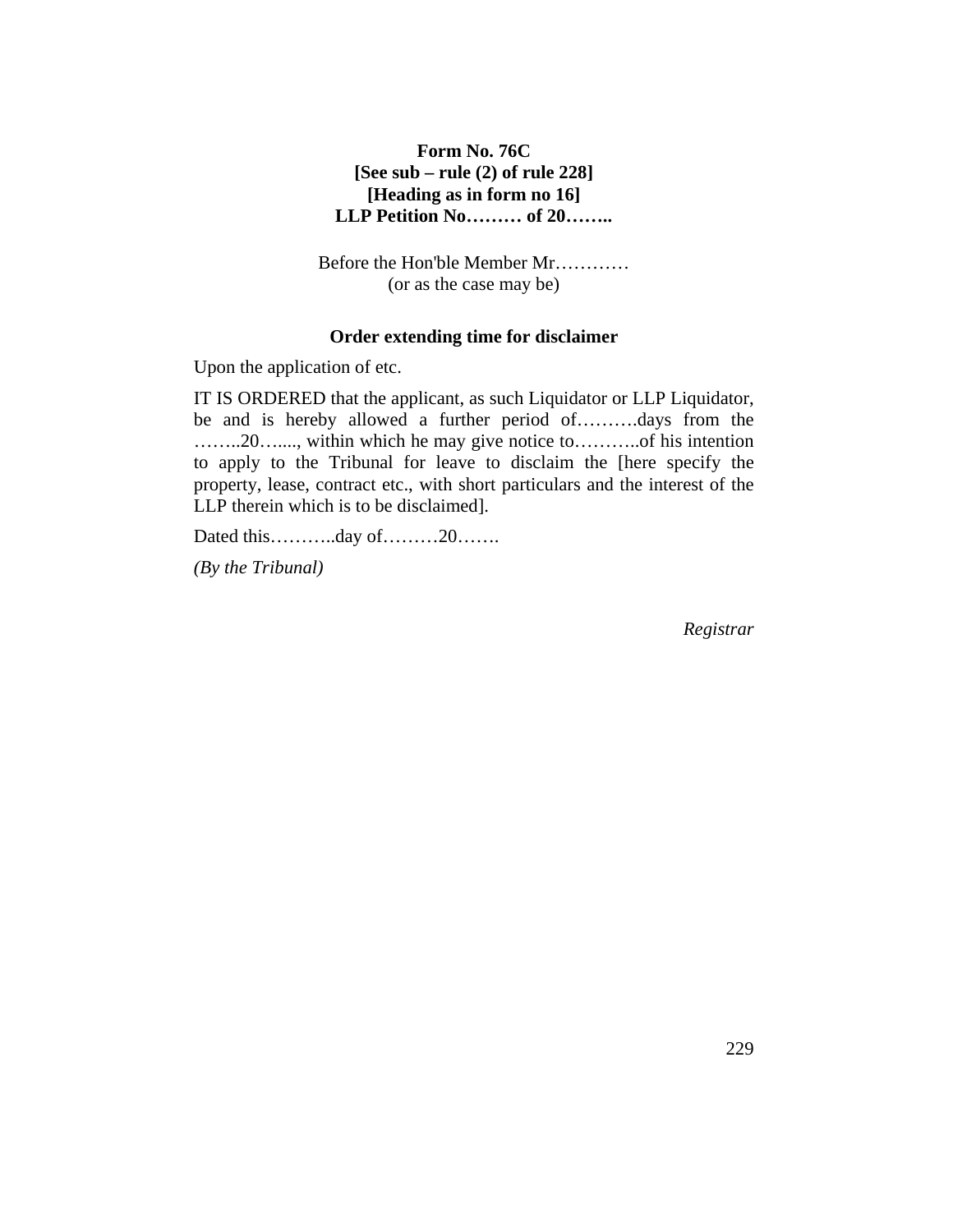**Form No. 76C**
**[See sub – rule (2) of rule 228]**
**[Heading as in form no 16]**
**LLP Petition No……… of 20……..**

Before the Hon'ble Member Mr…………
(or as the case may be)

**Order extending time for disclaimer**

Upon the application of etc.

IT IS ORDERED that the applicant, as such Liquidator or LLP Liquidator, be and is hereby allowed a further period of……….days from the ……..20…...., within which he may give notice to………..of his intention to apply to the Tribunal for leave to disclaim the [here specify the property, lease, contract etc., with short particulars and the interest of the LLP therein which is to be disclaimed].

Dated this………..day of………20…….

*(By the Tribunal)*

*Registrar*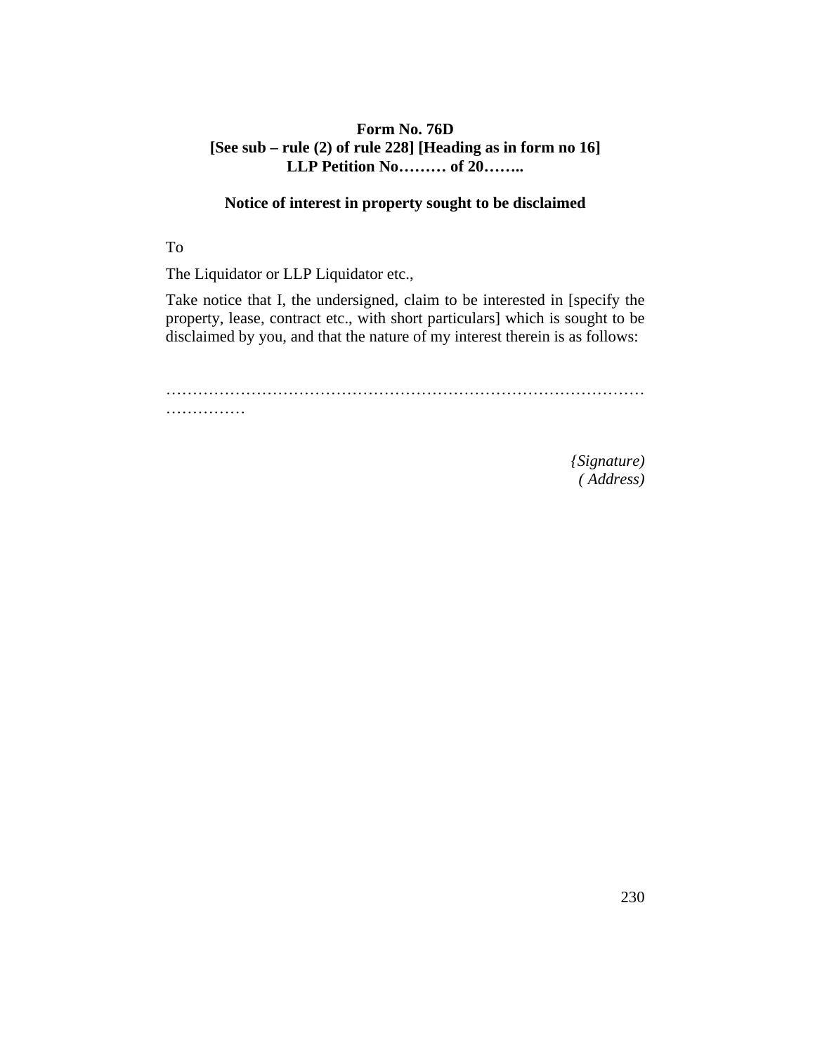**Form No. 76D**
**[See sub – rule (2) of rule 228] [Heading as in form no 16]**
**LLP Petition No……… of 20……..**

**Notice of interest in property sought to be disclaimed**

To

The Liquidator or LLP Liquidator etc.,

Take notice that I, the undersigned, claim to be interested in [specify the property, lease, contract etc., with short particulars] which is sought to be disclaimed by you, and that the nature of my interest therein is as follows:

…………………………………………………………………………………………………

*{Signature)*
*( Address)*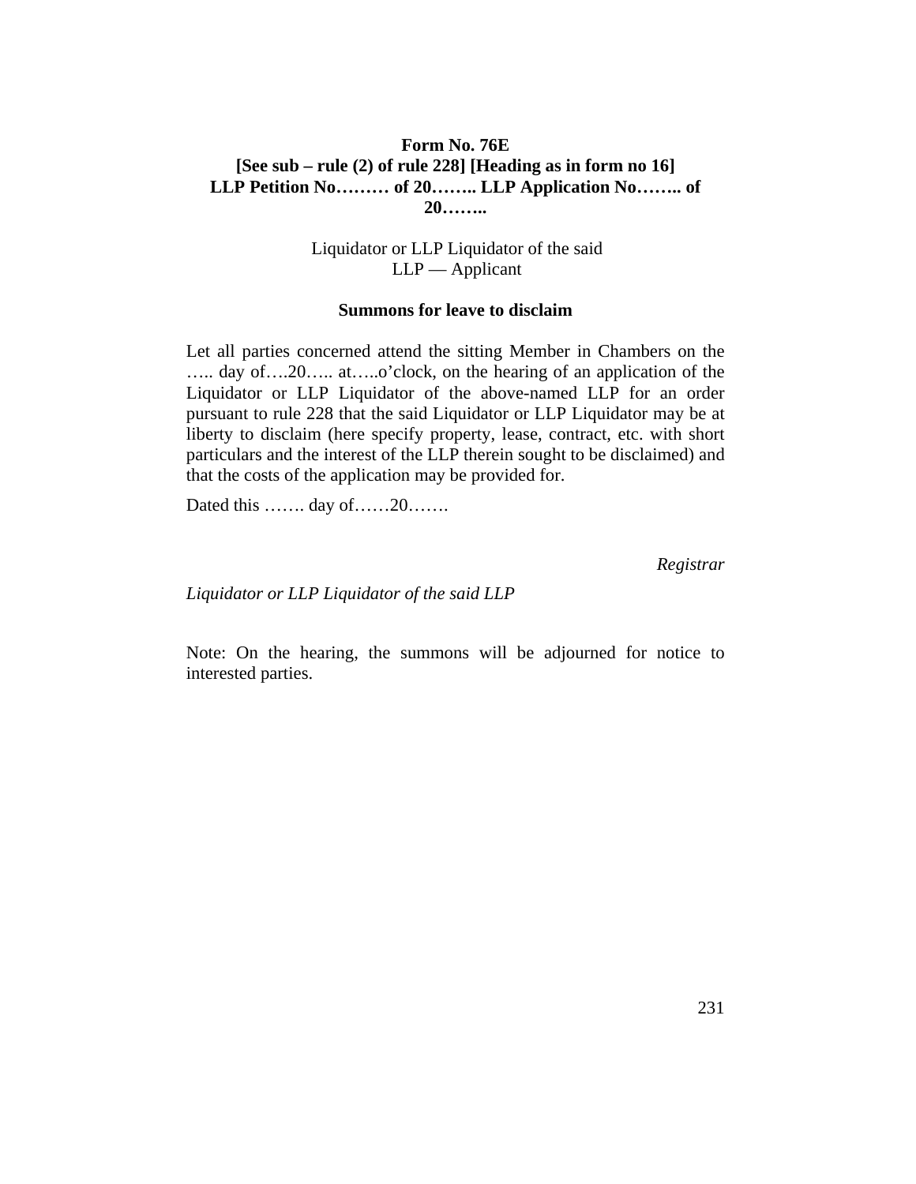**Form No. 76E**
**[See sub – rule (2) of rule 228] [Heading as in form no 16]**
**LLP Petition No……… of 20…….. LLP Application No…….. of 20……..**

Liquidator or LLP Liquidator of the said LLP — Applicant

**Summons for leave to disclaim**

Let all parties concerned attend the sitting Member in Chambers on the ….. day of….20….. at…..o'clock, on the hearing of an application of the Liquidator or LLP Liquidator of the above-named LLP for an order pursuant to rule 228 that the said Liquidator or LLP Liquidator may be at liberty to disclaim (here specify property, lease, contract, etc. with short particulars and the interest of the LLP therein sought to be disclaimed) and that the costs of the application may be provided for.

Dated this ……. day of……20…….

*Registrar*

*Liquidator or LLP Liquidator of the said LLP*

Note: On the hearing, the summons will be adjourned for notice to interested parties.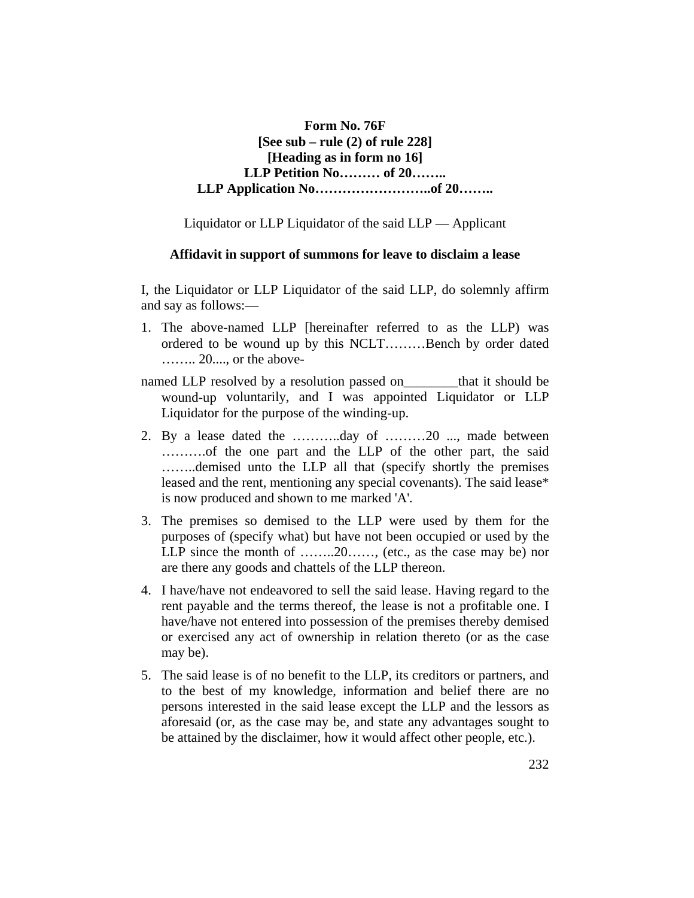**Form No. 76F**
**[See sub – rule (2) of rule 228]**
**[Heading as in form no 16]**
**LLP Petition No……… of 20……..**
**LLP Application No……………………..of 20……..**

Liquidator or LLP Liquidator of the said LLP — Applicant

**Affidavit in support of summons for leave to disclaim a lease**

I, the Liquidator or LLP Liquidator of the said LLP, do solemnly affirm and say as follows:—

1. The above-named LLP [hereinafter referred to as the LLP) was ordered to be wound up by this NCLT………Bench by order dated …….. 20...., or the above-named LLP resolved by a resolution passed on________that it should be wound-up voluntarily, and I was appointed Liquidator or LLP Liquidator for the purpose of the winding-up.
2. By a lease dated the ………..day of ………20 ..., made between ……….of the one part and the LLP of the other part, the said ……..demised unto the LLP all that (specify shortly the premises leased and the rent, mentioning any special covenants). The said lease* is now produced and shown to me marked 'A'.
3. The premises so demised to the LLP were used by them for the purposes of (specify what) but have not been occupied or used by the LLP since the month of ……..20……, (etc., as the case may be) nor are there any goods and chattels of the LLP thereon.
4. I have/have not endeavored to sell the said lease. Having regard to the rent payable and the terms thereof, the lease is not a profitable one. I have/have not entered into possession of the premises thereby demised or exercised any act of ownership in relation thereto (or as the case may be).
5. The said lease is of no benefit to the LLP, its creditors or partners, and to the best of my knowledge, information and belief there are no persons interested in the said lease except the LLP and the lessors as aforesaid (or, as the case may be, and state any advantages sought to be attained by the disclaimer, how it would affect other people, etc.).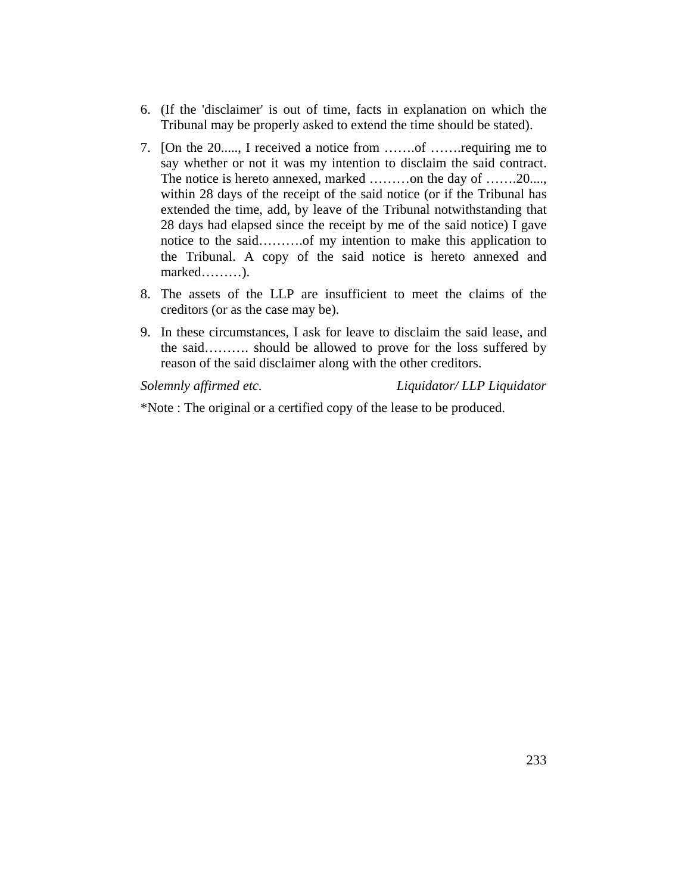6. (If the 'disclaimer' is out of time, facts in explanation on which the Tribunal may be properly asked to extend the time should be stated).

7. [On the 20....., I received a notice from …….of …….requiring me to say whether or not it was my intention to disclaim the said contract. The notice is hereto annexed, marked ………on the day of …….20...., within 28 days of the receipt of the said notice (or if the Tribunal has extended the time, add, by leave of the Tribunal notwithstanding that 28 days had elapsed since the receipt by me of the said notice) I gave notice to the said……….of my intention to make this application to the Tribunal. A copy of the said notice is hereto annexed and marked………).

8. The assets of the LLP are insufficient to meet the claims of the creditors (or as the case may be).

9. In these circumstances, I ask for leave to disclaim the said lease, and the said………. should be allowed to prove for the loss suffered by reason of the said disclaimer along with the other creditors.

*Solemnly affirmed etc.* *Liquidator/ LLP Liquidator*

*Note : The original or a certified copy of the lease to be produced.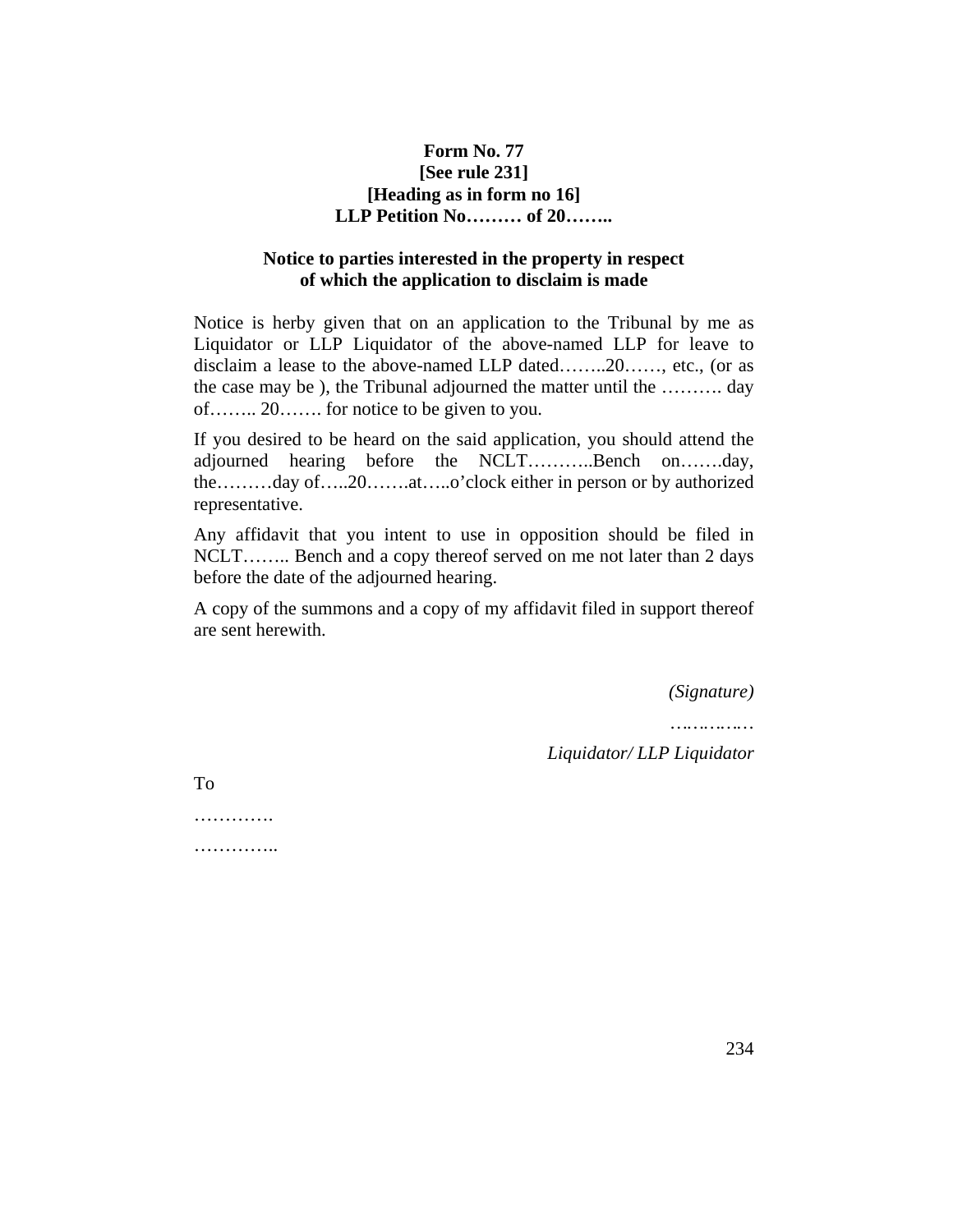**Form No. 77**
**[See rule 231]**
**[Heading as in form no 16]**
**LLP Petition No……… of 20……..**

**Notice to parties interested in the property in respect of which the application to disclaim is made**

Notice is herby given that on an application to the Tribunal by me as Liquidator or LLP Liquidator of the above-named LLP for leave to disclaim a lease to the above-named LLP dated……..20……, etc., (or as the case may be ), the Tribunal adjourned the matter until the ………. day of…….. 20……. for notice to be given to you.

If you desired to be heard on the said application, you should attend the adjourned hearing before the NCLT………..Bench on…….day, the………day of…..20…….at…..o'clock either in person or by authorized representative.

Any affidavit that you intent to use in opposition should be filed in NCLT…….. Bench and a copy thereof served on me not later than 2 days before the date of the adjourned hearing.

A copy of the summons and a copy of my affidavit filed in support thereof are sent herewith.

*(Signature)*

*……………*

*Liquidator/ LLP Liquidator*

To

………….

…………..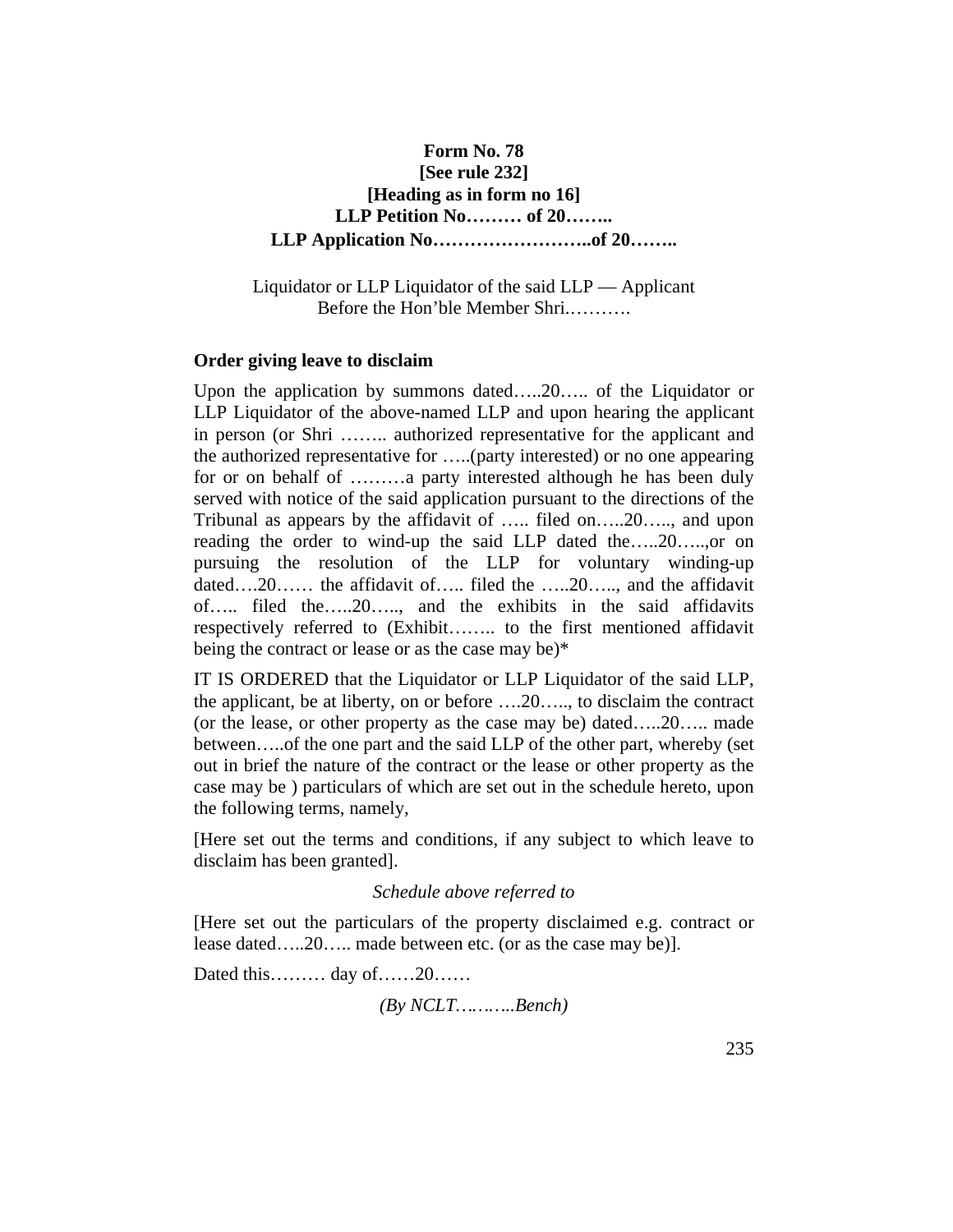**Form No. 78**
**[See rule 232]**
**[Heading as in form no 16]**
**LLP Petition No……… of 20……..**
**LLP Application No……………………..of 20……..**

Liquidator or LLP Liquidator of the said LLP — Applicant
Before the Hon'ble Member Shri.……….

**Order giving leave to disclaim**

Upon the application by summons dated…..20….. of the Liquidator or LLP Liquidator of the above-named LLP and upon hearing the applicant in person (or Shri …….. authorized representative for the applicant and the authorized representative for …..(party interested) or no one appearing for or on behalf of ………a party interested although he has been duly served with notice of the said application pursuant to the directions of the Tribunal as appears by the affidavit of ….. filed on…..20….., and upon reading the order to wind-up the said LLP dated the…..20…..,or on pursuing the resolution of the LLP for voluntary winding-up dated….20…… the affidavit of….. filed the …..20….., and the affidavit of….. filed the…..20….., and the exhibits in the said affidavits respectively referred to (Exhibit…….. to the first mentioned affidavit being the contract or lease or as the case may be)*

IT IS ORDERED that the Liquidator or LLP Liquidator of the said LLP, the applicant, be at liberty, on or before ….20….., to disclaim the contract (or the lease, or other property as the case may be) dated…..20….. made between…..of the one part and the said LLP of the other part, whereby (set out in brief the nature of the contract or the lease or other property as the case may be ) particulars of which are set out in the schedule hereto, upon the following terms, namely,

[Here set out the terms and conditions, if any subject to which leave to disclaim has been granted].

*Schedule above referred to*

[Here set out the particulars of the property disclaimed e.g. contract or lease dated…..20….. made between etc. (or as the case may be)].

Dated this……… day of……20……

*(By NCLT……….Bench)*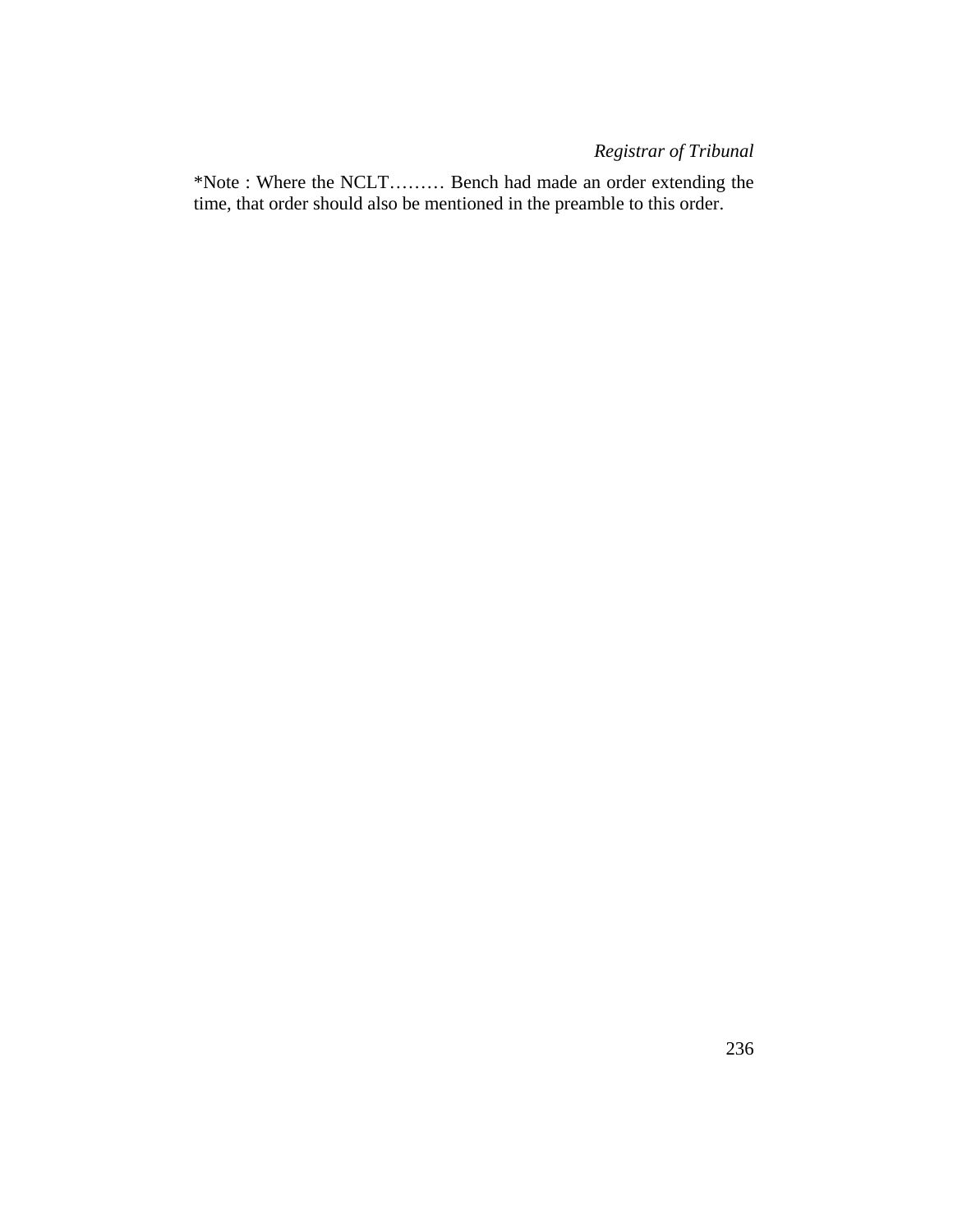*Registrar of Tribunal*

*Note : Where the NCLT……… Bench had made an order extending the time, that order should also be mentioned in the preamble to this order.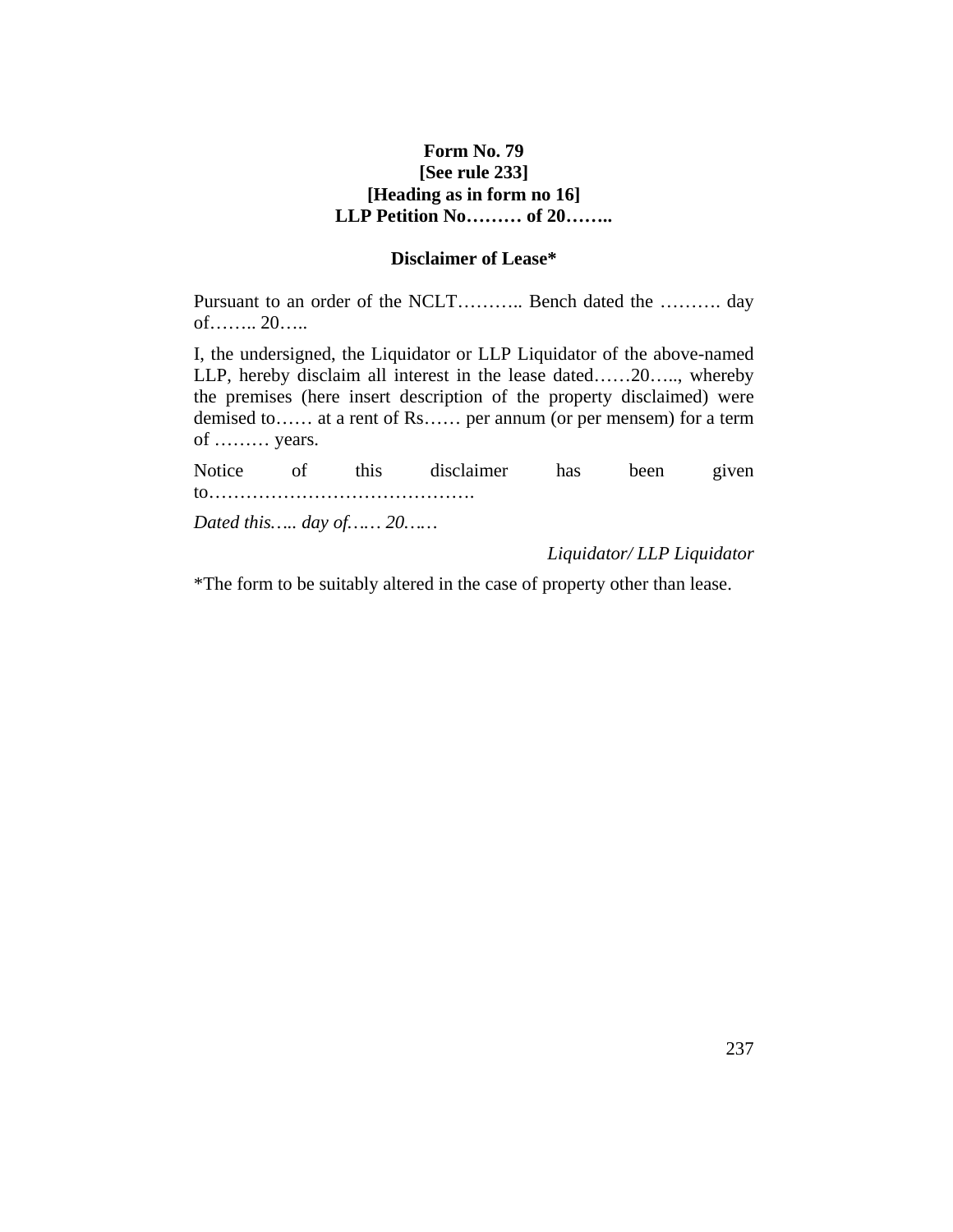**Form No. 79**
**[See rule 233]**
**[Heading as in form no 16]**
**LLP Petition No……… of 20……..**

**Disclaimer of Lease***

Pursuant to an order of the NCLT……….. Bench dated the ………. day of…….. 20…..

I, the undersigned, the Liquidator or LLP Liquidator of the above-named LLP, hereby disclaim all interest in the lease dated……20….., whereby the premises (here insert description of the property disclaimed) were demised to…… at a rent of Rs…… per annum (or per mensem) for a term of ……… years.

Notice of this disclaimer has been given to…………………………………….

*Dated this….. day of….. 20…..*

*Liquidator/ LLP Liquidator*

*The form to be suitably altered in the case of property other than lease.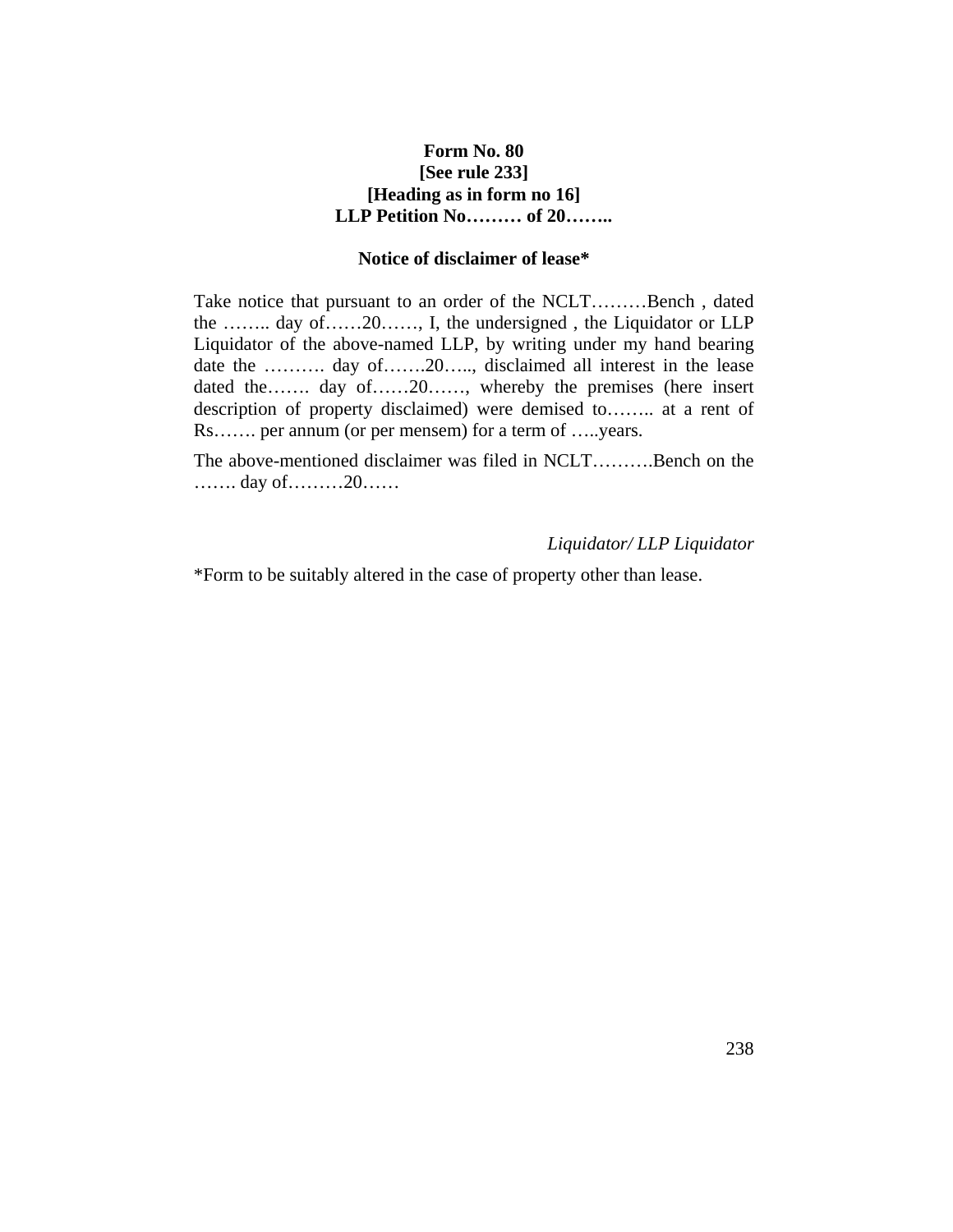**Form No. 80**
**[See rule 233]**
**[Heading as in form no 16]**
**LLP Petition No……… of 20……..**

**Notice of disclaimer of lease***

Take notice that pursuant to an order of the NCLT………Bench , dated the …….. day of……20……, I, the undersigned , the Liquidator or LLP Liquidator of the above-named LLP, by writing under my hand bearing date the ………. day of…….20….., disclaimed all interest in the lease dated the……. day of……20……, whereby the premises (here insert description of property disclaimed) were demised to…….. at a rent of Rs……. per annum (or per mensem) for a term of …..years.

The above-mentioned disclaimer was filed in NCLT……….Bench on the ……. day of………20……

*Liquidator/ LLP Liquidator*

*Form to be suitably altered in the case of property other than lease.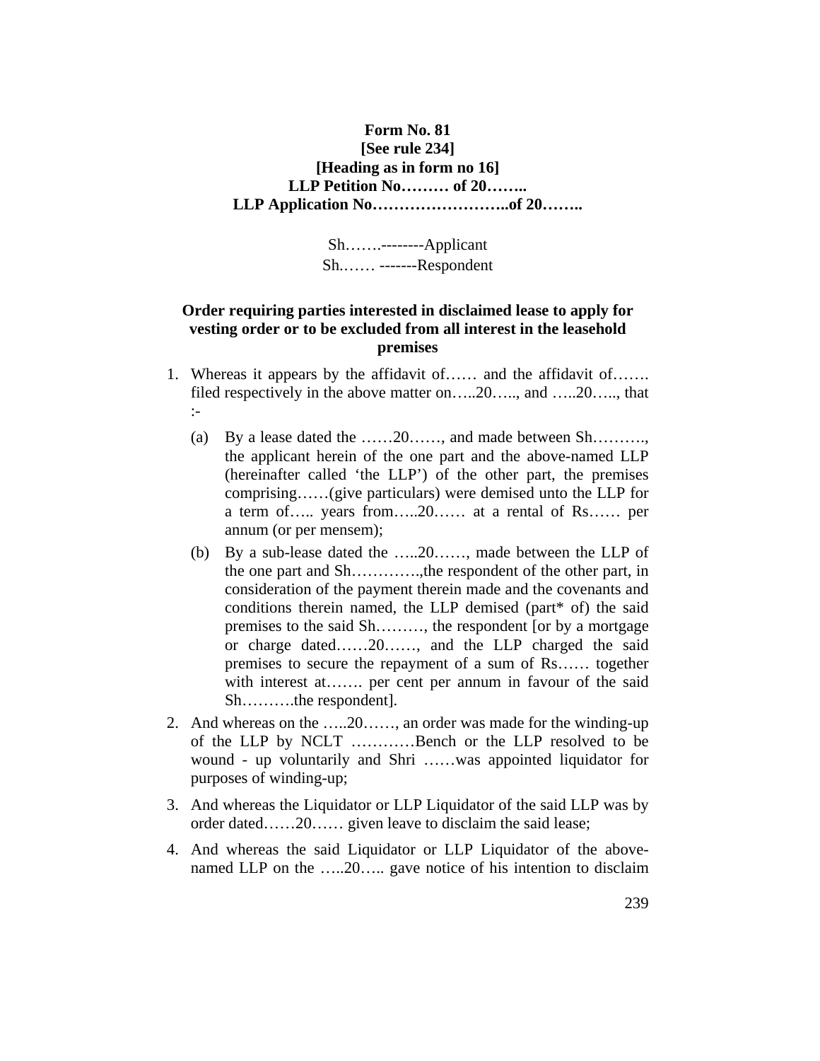**Form No. 81**
**[See rule 234]**
**[Heading as in form no 16]**
**LLP Petition No……… of 20……..**
**LLP Application No……………………..of 20……..**

Sh…….--------Applicant
Sh.…… -------Respondent

**Order requiring parties interested in disclaimed lease to apply for vesting order or to be excluded from all interest in the leasehold premises**

1. Whereas it appears by the affidavit of…… and the affidavit of……. filed respectively in the above matter on…..20….., and …..20….., that :-
   (a) By a lease dated the ……20……, and made between Sh………., the applicant herein of the one part and the above-named LLP (hereinafter called 'the LLP') of the other part, the premises comprising……(give particulars) were demised unto the LLP for a term of….. years from…..20…… at a rental of Rs…… per annum (or per mensem);
   (b) By a sub-lease dated the …..20……, made between the LLP of the one part and Sh…………,the respondent of the other part, in consideration of the payment therein made and the covenants and conditions therein named, the LLP demised (part* of) the said premises to the said Sh………, the respondent [or by a mortgage or charge dated……20……, and the LLP charged the said premises to secure the repayment of a sum of Rs…… together with interest at……. per cent per annum in favour of the said Sh……….the respondent].
2. And whereas on the …..20……, an order was made for the winding-up of the LLP by NCLT …………Bench or the LLP resolved to be wound - up voluntarily and Shri ……was appointed liquidator for purposes of winding-up;
3. And whereas the Liquidator or LLP Liquidator of the said LLP was by order dated……20…… given leave to disclaim the said lease;
4. And whereas the said Liquidator or LLP Liquidator of the above-named LLP on the …..20….. gave notice of his intention to disclaim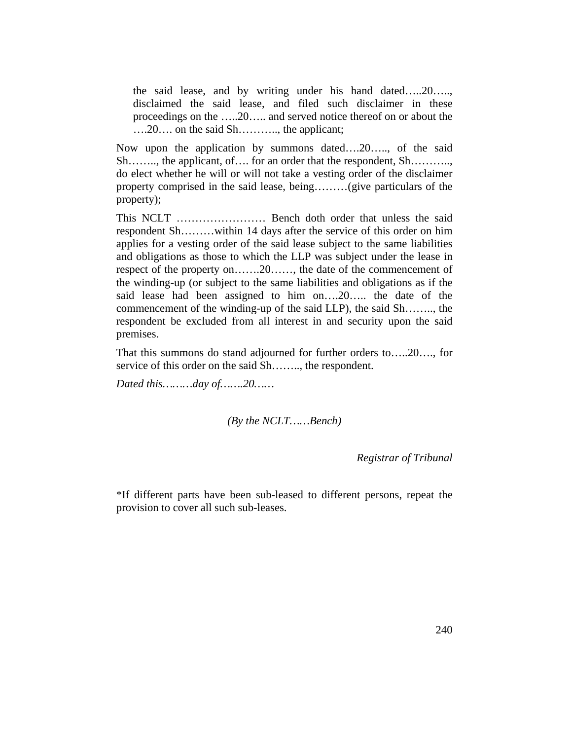the said lease, and by writing under his hand dated…..20….., disclaimed the said lease, and filed such disclaimer in these proceedings on the …..20….. and served notice thereof on or about the ….20…. on the said Sh……….., the applicant;

Now upon the application by summons dated….20….., of the said Sh…….., the applicant, of…. for an order that the respondent, Sh……….., do elect whether he will or will not take a vesting order of the disclaimer property comprised in the said lease, being………(give particulars of the property);

This NCLT …………………… Bench doth order that unless the said respondent Sh………within 14 days after the service of this order on him applies for a vesting order of the said lease subject to the same liabilities and obligations as those to which the LLP was subject under the lease in respect of the property on…….20……, the date of the commencement of the winding-up (or subject to the same liabilities and obligations as if the said lease had been assigned to him on….20….. the date of the commencement of the winding-up of the said LLP), the said Sh…….., the respondent be excluded from all interest in and security upon the said premises.

That this summons do stand adjourned for further orders to…..20…., for service of this order on the said Sh…….., the respondent.

*Dated this………day of…….20……*

*(By the NCLT……Bench)*

*Registrar of Tribunal*

*If different parts have been sub-leased to different persons, repeat the provision to cover all such sub-leases.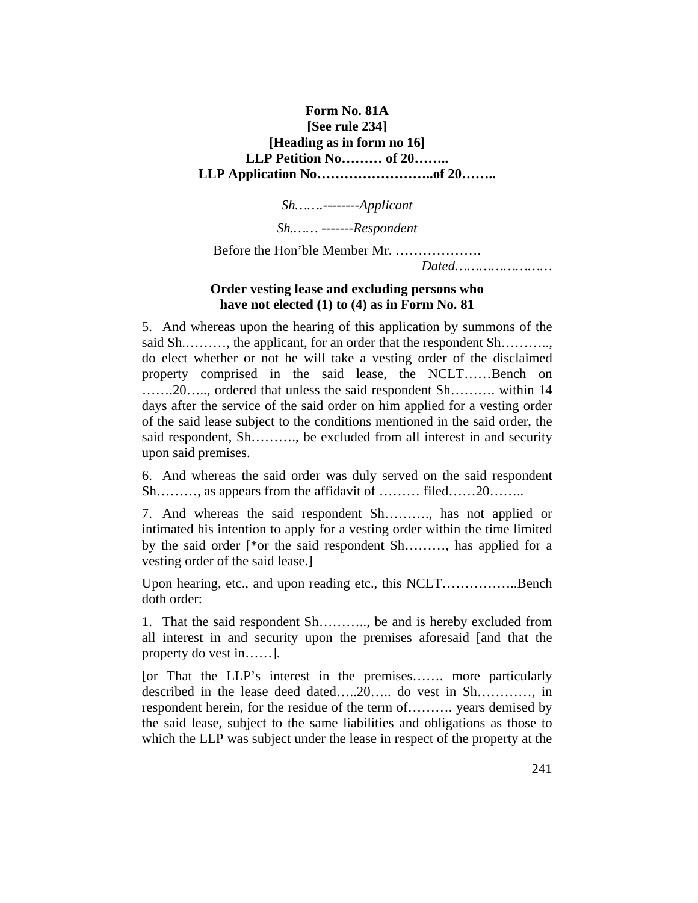**Form No. 81A**
**[See rule 234]**
**[Heading as in form no 16]**
**LLP Petition No……… of 20……..**
**LLP Application No……………………..of 20……..**

*Sh.…….--------Applicant*

*Sh.….… -------Respondent*

Before the Hon'ble Member Mr. ……………….

*Dated.…………………*

**Order vesting lease and excluding persons who have not elected (1) to (4) as in Form No. 81**

5. And whereas upon the hearing of this application by summons of the said Sh.………, the applicant, for an order that the respondent Sh……….., do elect whether or not he will take a vesting order of the disclaimed property comprised in the said lease, the NCLT……Bench on …….20….., ordered that unless the said respondent Sh………. within 14 days after the service of the said order on him applied for a vesting order of the said lease subject to the conditions mentioned in the said order, the said respondent, Sh………., be excluded from all interest in and security upon said premises.

6. And whereas the said order was duly served on the said respondent Sh………, as appears from the affidavit of ……… filed……20……..

7. And whereas the said respondent Sh………., has not applied or intimated his intention to apply for a vesting order within the time limited by the said order [*or the said respondent Sh………, has applied for a vesting order of the said lease.]

Upon hearing, etc., and upon reading etc., this NCLT……………..Bench doth order:

1. That the said respondent Sh……….., be and is hereby excluded from all interest in and security upon the premises aforesaid [and that the property do vest in……].

[or That the LLP's interest in the premises……. more particularly described in the lease deed dated…..20….. do vest in Sh…………, in respondent herein, for the residue of the term of………. years demised by the said lease, subject to the same liabilities and obligations as those to which the LLP was subject under the lease in respect of the property at the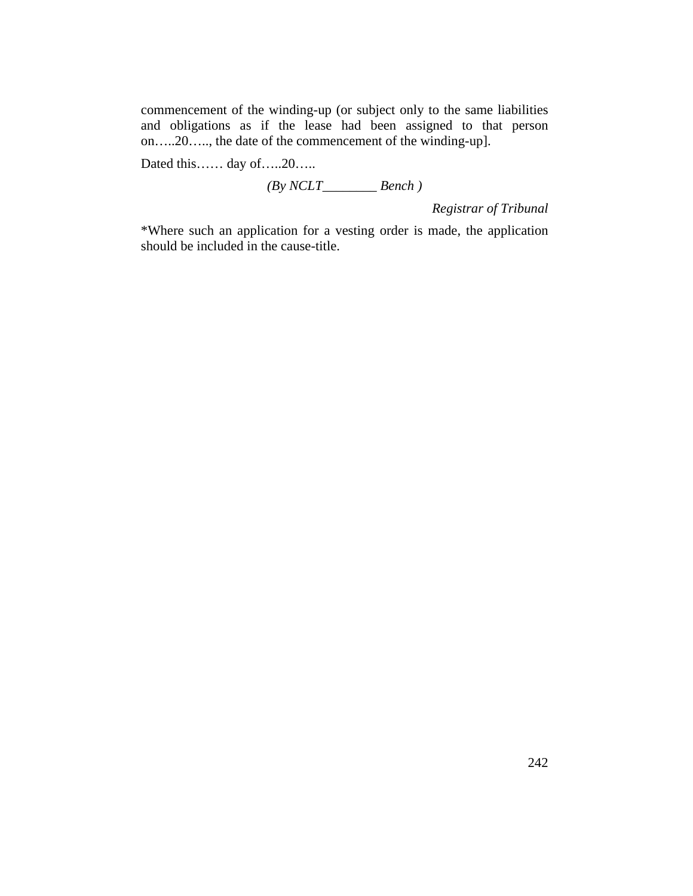commencement of the winding-up (or subject only to the same liabilities and obligations as if the lease had been assigned to that person on…..20….., the date of the commencement of the winding-up].

Dated this…… day of…..20…..

*(By NCLT________ Bench )*

*Registrar of Tribunal*

*Where such an application for a vesting order is made, the application should be included in the cause-title.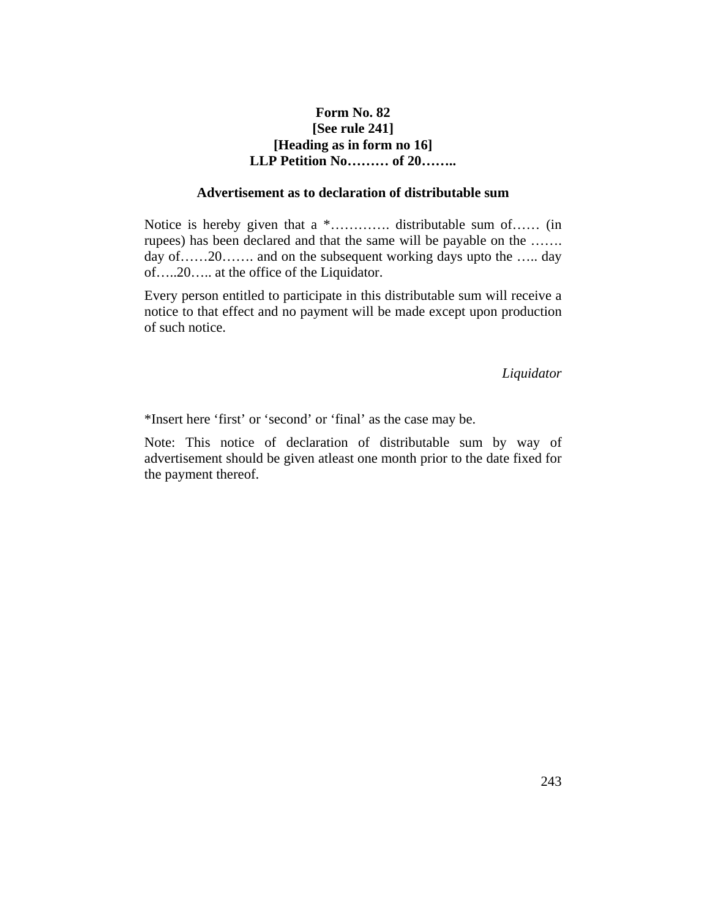**Form No. 82**
**[See rule 241]**
**[Heading as in form no 16]**
**LLP Petition No……… of 20……..**

**Advertisement as to declaration of distributable sum**

Notice is hereby given that a *…………. distributable sum of…… (in rupees) has been declared and that the same will be payable on the ……. day of……20……. and on the subsequent working days upto the ….. day of…..20….. at the office of the Liquidator.

Every person entitled to participate in this distributable sum will receive a notice to that effect and no payment will be made except upon production of such notice.

*Liquidator*

*Insert here 'first' or 'second' or 'final' as the case may be.

Note: This notice of declaration of distributable sum by way of advertisement should be given atleast one month prior to the date fixed for the payment thereof.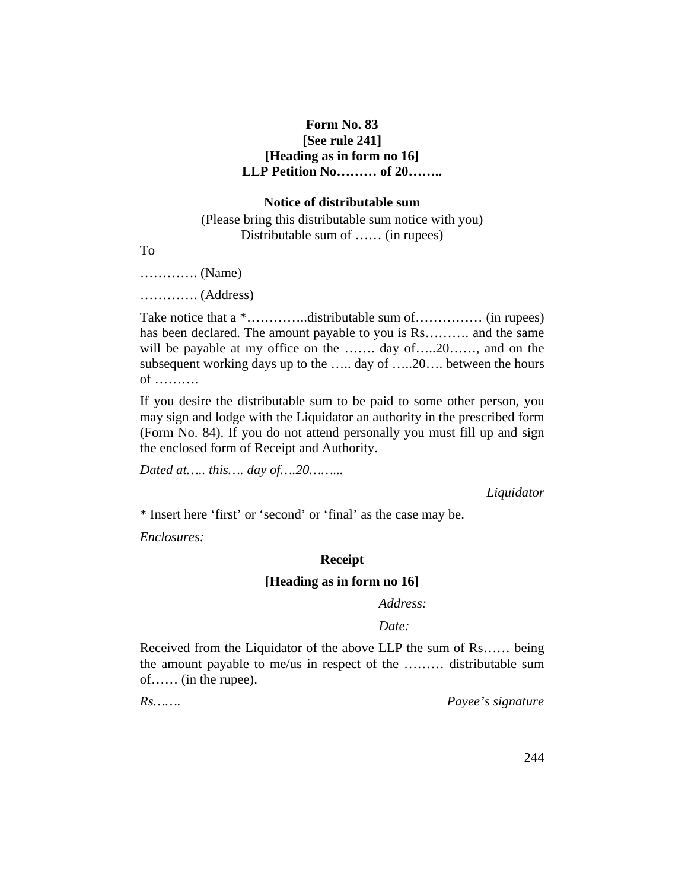**Form No. 83**
**[See rule 241]**
**[Heading as in form no 16]**
**LLP Petition No……… of 20……..**

**Notice of distributable sum**

(Please bring this distributable sum notice with you)
Distributable sum of …… (in rupees)

To

…………. (Name)

…………. (Address)

Take notice that a *…………..distributable sum of…………… (in rupees) has been declared. The amount payable to you is Rs………. and the same will be payable at my office on the ……. day of…..20……, and on the subsequent working days up to the ….. day of …..20…. between the hours of ……….

If you desire the distributable sum to be paid to some other person, you may sign and lodge with the Liquidator an authority in the prescribed form (Form No. 84). If you do not attend personally you must fill up and sign the enclosed form of Receipt and Authority.

*Dated at….. this…. day of….20……...*

*Liquidator*

* Insert here 'first' or 'second' or 'final' as the case may be.

*Enclosures:*

**Receipt**

**[Heading as in form no 16]**

*Address:*

*Date:*

Received from the Liquidator of the above LLP the sum of Rs…… being the amount payable to me/us in respect of the ……… distributable sum of…… (in the rupee).

*Rs…….* *Payee's signature*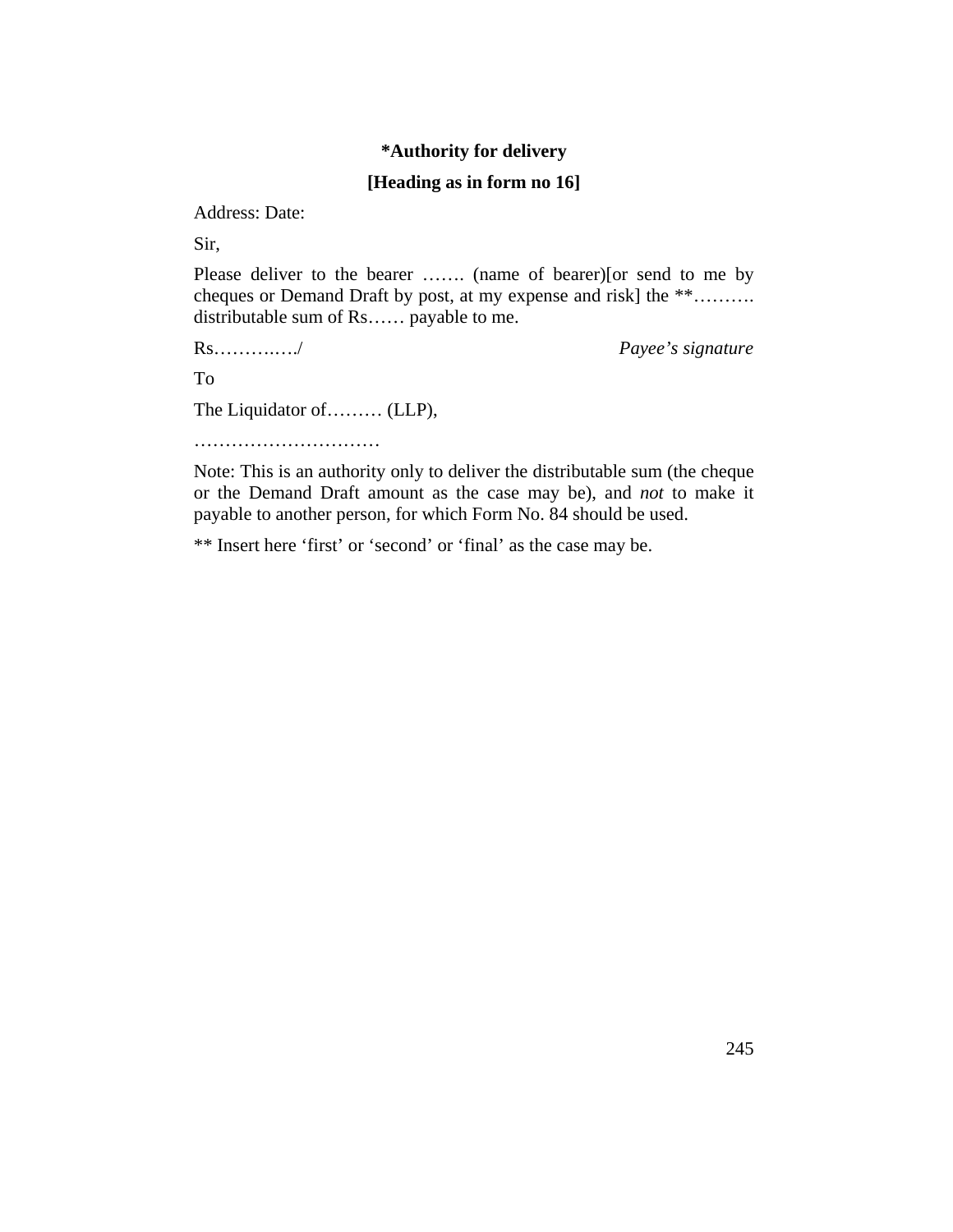**\*Authority for delivery**

**[Heading as in form no 16]**

Address: Date:

Sir,

Please deliver to the bearer ……. (name of bearer)[or send to me by cheques or Demand Draft by post, at my expense and risk] the **………. distributable sum of Rs…… payable to me.

Rs………..…/ *Payee's signature*

To

The Liquidator of……… (LLP),

…………………………

Note: This is an authority only to deliver the distributable sum (the cheque or the Demand Draft amount as the case may be), and *not* to make it payable to another person, for which Form No. 84 should be used.

** Insert here 'first' or 'second' or 'final' as the case may be.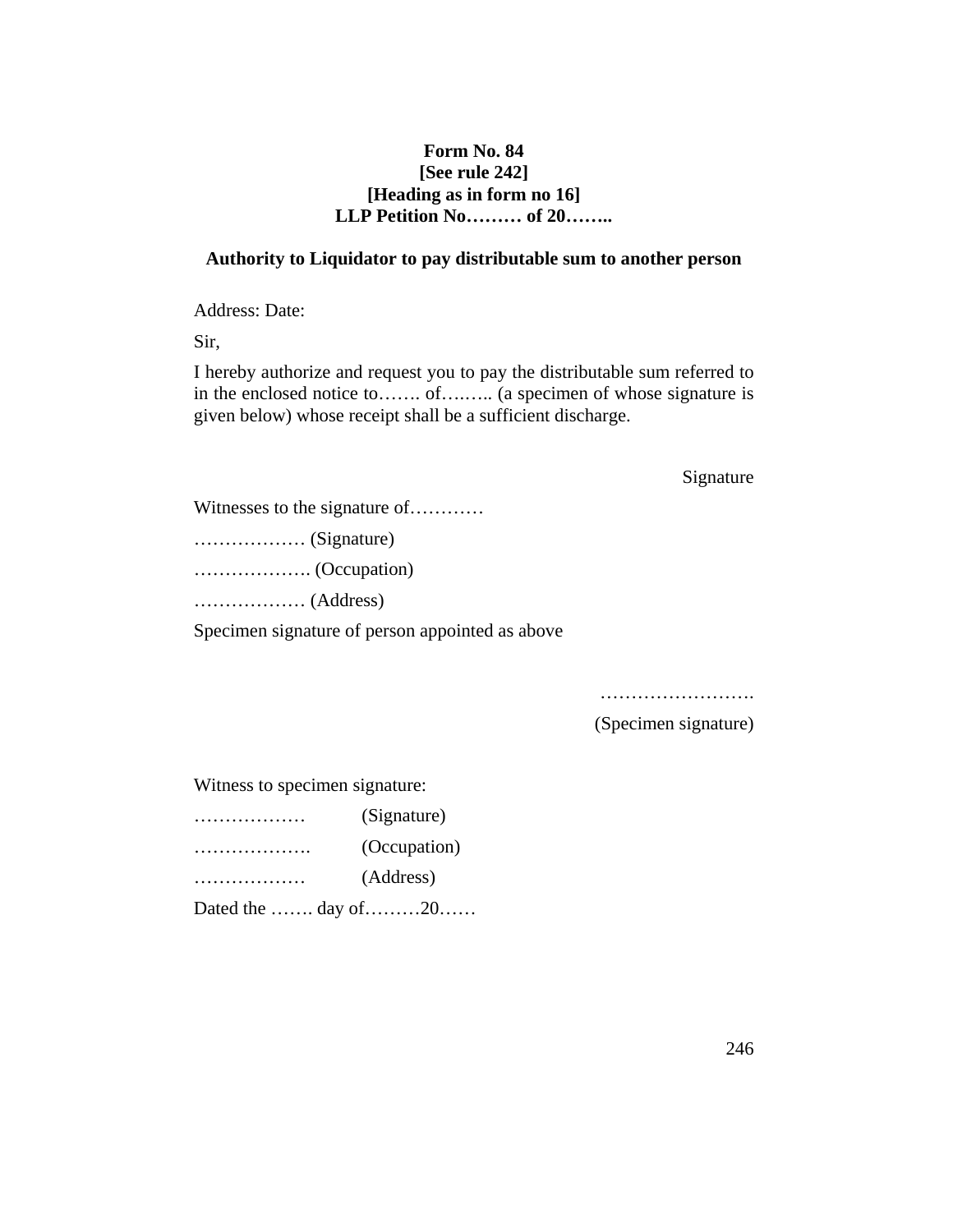**Form No. 84**
**[See rule 242]**
**[Heading as in form no 16]**
**LLP Petition No……… of 20……..**

**Authority to Liquidator to pay distributable sum to another person**

Address: Date:

Sir,

I hereby authorize and request you to pay the distributable sum referred to in the enclosed notice to……. of…….. (a specimen of whose signature is given below) whose receipt shall be a sufficient discharge.

Signature

Witnesses to the signature of…………

……………… (Signature)

………………. (Occupation)

……………… (Address)

Specimen signature of person appointed as above

…………………….

(Specimen signature)

Witness to specimen signature:

……………… (Signature)

………………. (Occupation)

……………… (Address)

Dated the ……. day of………20……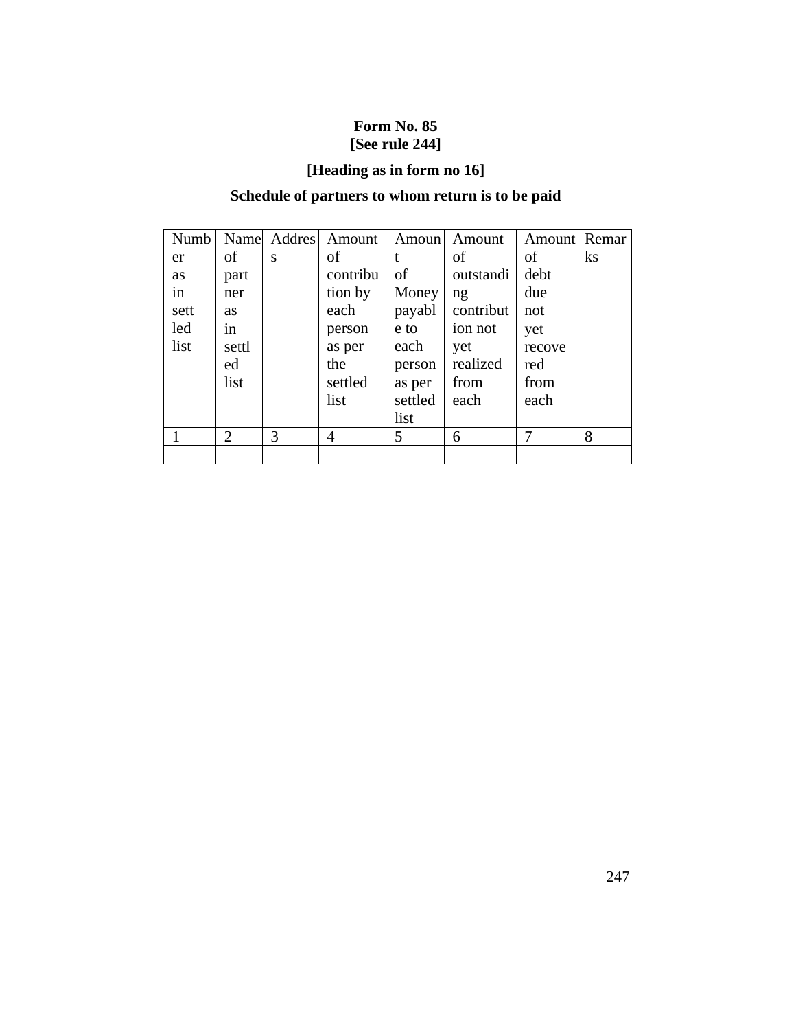**Form No. 85**
**[See rule 244]**

**[Heading as in form no 16]**

**Schedule of partners to whom return is to be paid**

| Number as in settled list | Name of partner as in settled list | Address | Amount of contribution by each person as per the settled list | Amount of Money payable to each person as per settled list | Amount of outstanding contribution not yet realized from each | Amount of debt due not yet recovered from each | Remarks |
|---|---|---|---|---|---|---|---|
| 1 | 2 | 3 | 4 | 5 | 6 | 7 | 8 |
| | | | | | | | |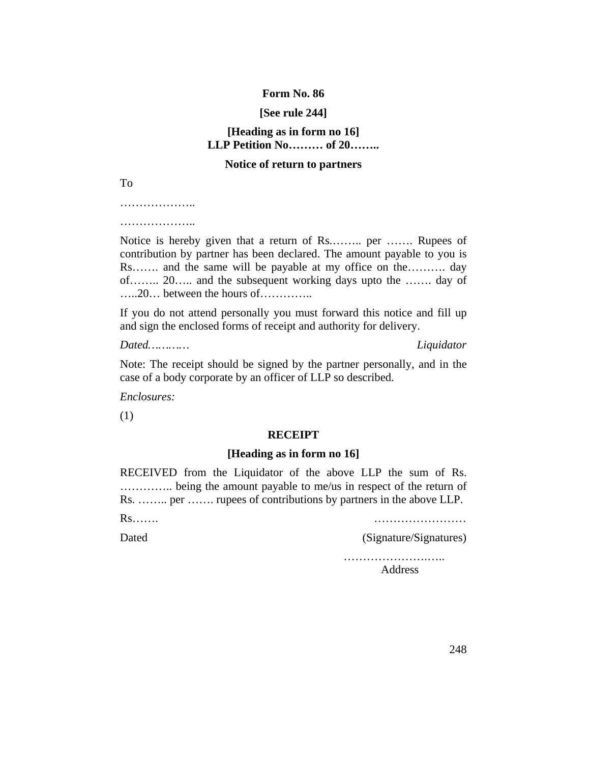**Form No. 86**

**[See rule 244]**

**[Heading as in form no 16]**
**LLP Petition No……… of 20……..**

**Notice of return to partners**

To

………………..

………………..

Notice is hereby given that a return of Rs.…….. per ……. Rupees of contribution by partner has been declared. The amount payable to you is Rs……. and the same will be payable at my office on the………. day of…….. 20….. and the subsequent working days upto the ……. day of …..20… between the hours of…………..

If you do not attend personally you must forward this notice and fill up and sign the enclosed forms of receipt and authority for delivery.

*Dated.………* *Liquidator*

Note: The receipt should be signed by the partner personally, and in the case of a body corporate by an officer of LLP so described.

*Enclosures:*

(1)

**RECEIPT**

**[Heading as in form no 16]**

RECEIVED from the Liquidator of the above LLP the sum of Rs. ………….. being the amount payable to me/us in respect of the return of Rs. …….. per ……. rupees of contributions by partners in the above LLP.

Rs……. ……………………

Dated (Signature/Signatures)

……………………..
Address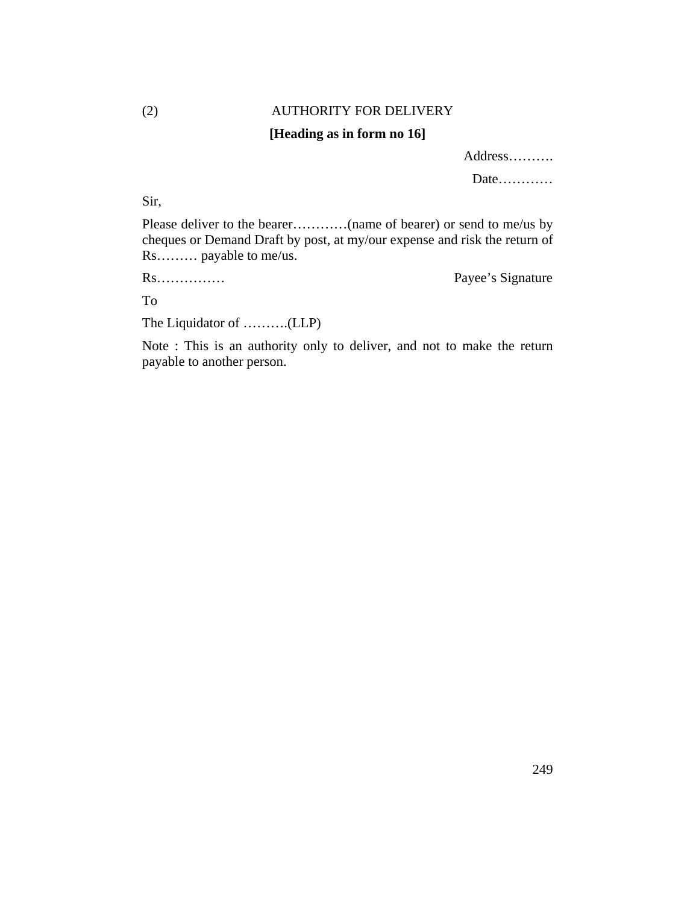(2) AUTHORITY FOR DELIVERY

**[Heading as in form no 16]**

Address……….

Date…………

Sir,

Please deliver to the bearer…………(name of bearer) or send to me/us by cheques or Demand Draft by post, at my/our expense and risk the return of Rs……… payable to me/us.

Rs…………… Payee's Signature

To

The Liquidator of ……….(LLP)

Note : This is an authority only to deliver, and not to make the return payable to another person.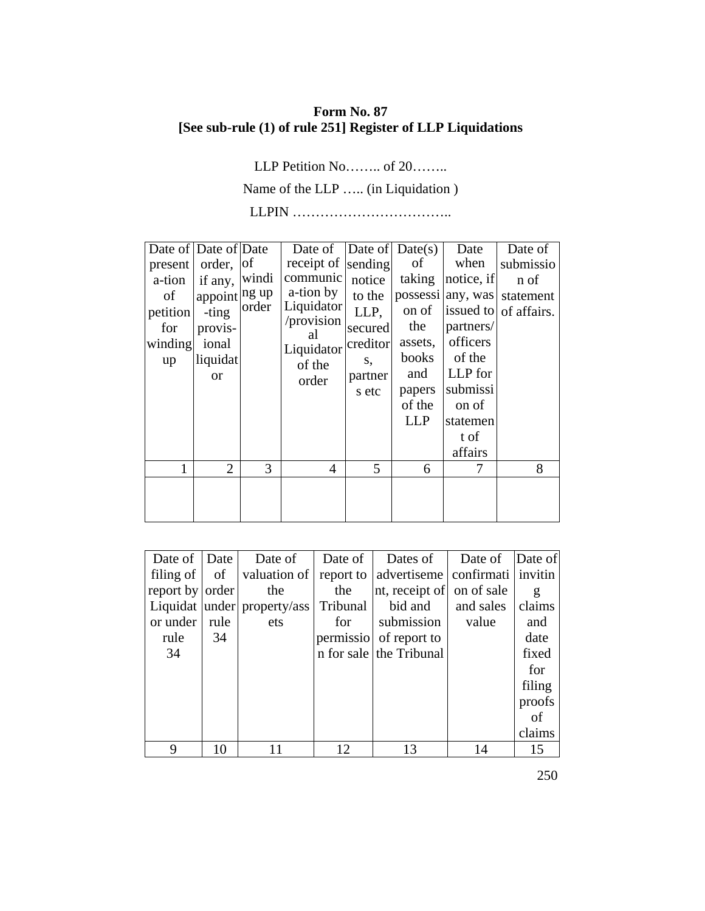**Form No. 87**
**[See sub-rule (1) of rule 251] Register of LLP Liquidations**

LLP Petition No…….. of 20……..

Name of the LLP ….. (in Liquidation )

LLPIN ……………………………..

| Date of presentation of petition for winding up | Date of order, if any, appointing provisional liquidator | Date of winding up order | Date of receipt of communication by Liquidator /provisional Liquidator of the order | Date of sending notice to the LLP, secured creditors, partners etc | Date(s) of taking possession of the assets, books and papers of the LLP | Date when notice, if any, was issued to partners/ officers of the LLP for submission of statement of affairs | Date of submission of statement of affairs. |
|---|---|---|---|---|---|---|---|
| 1 | 2 | 3 | 4 | 5 | 6 | 7 | 8 |
| | | | | | | | |

| Date of filing of report by Liquidator under rule 34 | Date of order under rule 34 | Date of valuation of the property/assets | Date of report to the Tribunal for permission for sale | Dates of advertisement, receipt of bid and submission of report to the Tribunal | Date of confirmation of sale and sales value | Date of inviting claims and date fixed for filing proofs of claims |
|---|---|---|---|---|---|---|
| 9 | 10 | 11 | 12 | 13 | 14 | 15 |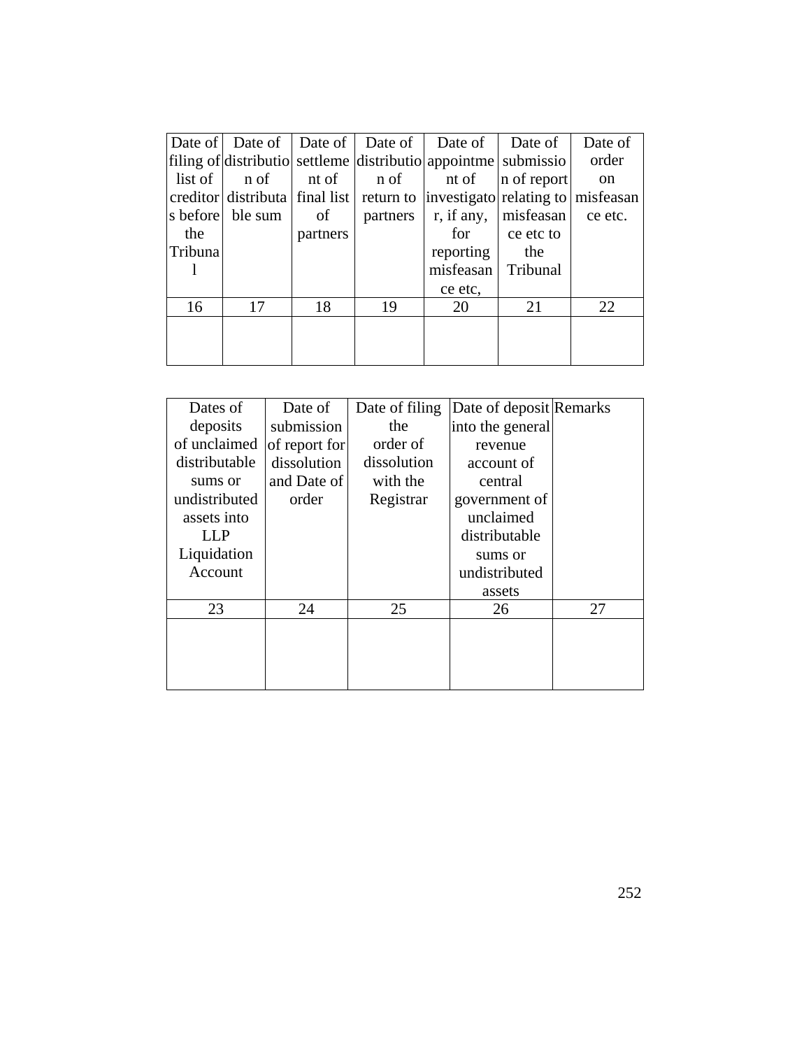| Date of filing of list of creditors before the Tribunal | Date of distribution of distributable sum | Date of settlement of final list of partners | Date of distribution of return to partners | Date of appointment of investigator, if any, for reporting misfeasance etc, | Date of submission of report relating to misfeasance etc to the Tribunal | Date of order on misfeasance etc. |
|---|---|---|---|---|---|---|
| 16 | 17 | 18 | 19 | 20 | 21 | 22 |
| | | | | | | |

| Dates of deposits of unclaimed distributable sums or undistributed assets into LLP Liquidation Account | Date of submission of report for dissolution and Date of order | Date of filing the order of dissolution with the Registrar | Date of deposit into the general revenue account of central government of unclaimed distributable sums or undistributed assets | Remarks |
|---|---|---|---|---|
| 23 | 24 | 25 | 26 | 27 |
| | | | | |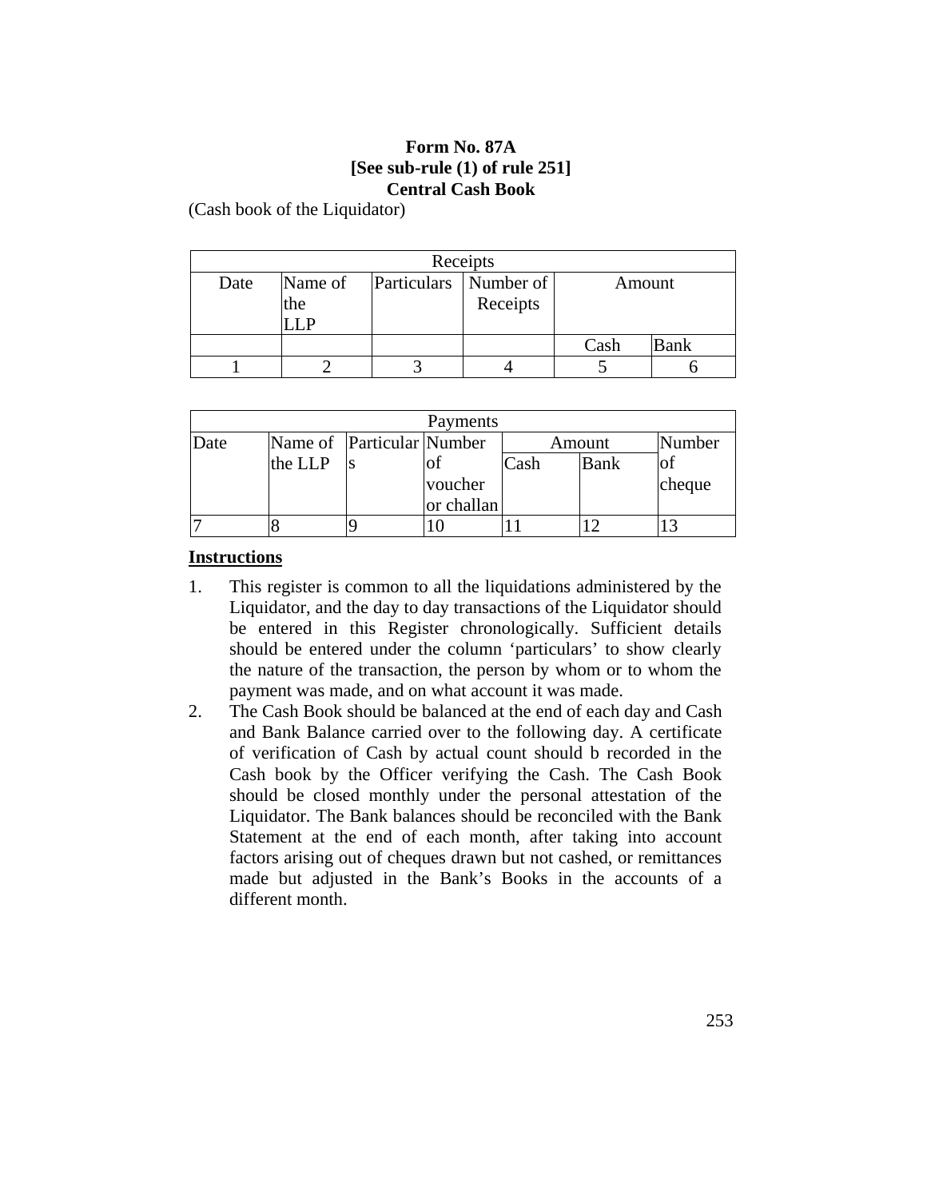**Form No. 87A**
**[See sub-rule (1) of rule 251]**
**Central Cash Book**

(Cash book of the Liquidator)

| Receipts | | | | | |
|---|---|---|---|---|---|
| Date | Name of the LLP | Particulars | Number of Receipts | Amount | |
| | | | | Cash | Bank |
| 1 | 2 | 3 | 4 | 5 | 6 |

| Payments | | | | | | |
|---|---|---|---|---|---|---|
| Date | Name of the LLP | Particulars | Number of voucher or challan | Amount | | Number of cheque |
| | | | | Cash | Bank | |
| 7 | 8 | 9 | 10 | 11 | 12 | 13 |

**Instructions**

1. This register is common to all the liquidations administered by the Liquidator, and the day to day transactions of the Liquidator should be entered in this Register chronologically. Sufficient details should be entered under the column 'particulars' to show clearly the nature of the transaction, the person by whom or to whom the payment was made, and on what account it was made.
2. The Cash Book should be balanced at the end of each day and Cash and Bank Balance carried over to the following day. A certificate of verification of Cash by actual count should b recorded in the Cash book by the Officer verifying the Cash. The Cash Book should be closed monthly under the personal attestation of the Liquidator. The Bank balances should be reconciled with the Bank Statement at the end of each month, after taking into account factors arising out of cheques drawn but not cashed, or remittances made but adjusted in the Bank's Books in the accounts of a different month.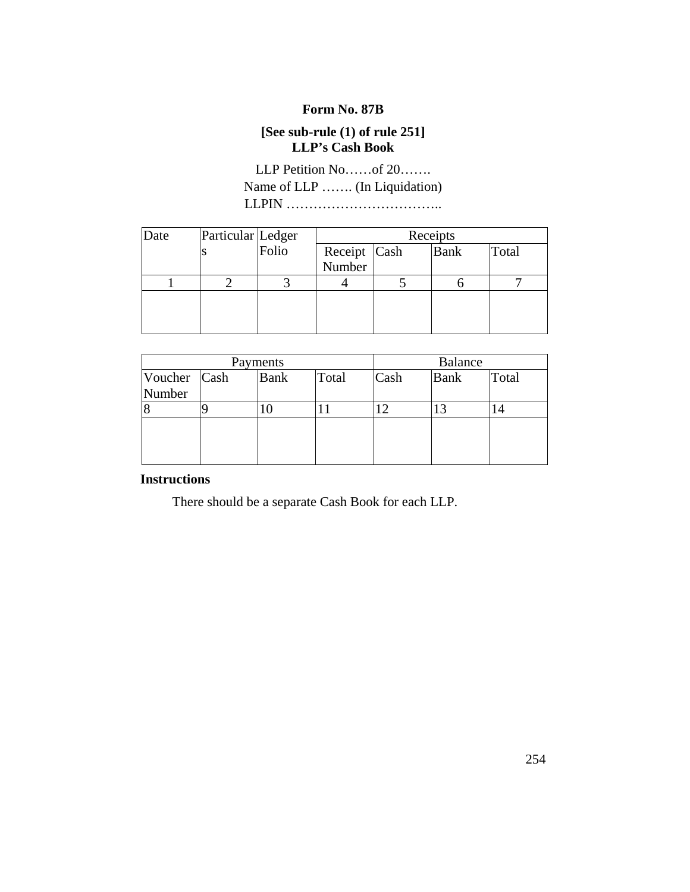**Form No. 87B**

**[See sub-rule (1) of rule 251]**
**LLP's Cash Book**

LLP Petition No……of 20…….
Name of LLP ……. (In Liquidation)
LLPIN ……………………………..

| Date | Particulars | Ledger Folio | Receipts | | | |
|---|---|---|---|---|---|---|
| | | | Receipt Number | Cash | Bank | Total |
| 1 | 2 | 3 | 4 | 5 | 6 | 7 |
| | | | | | | |

| Payments | | | | Balance | | |
|---|---|---|---|---|---|---|
| Voucher Number | Cash | Bank | Total | Cash | Bank | Total |
| 8 | 9 | 10 | 11 | 12 | 13 | 14 |
| | | | | | | |

**Instructions**

There should be a separate Cash Book for each LLP.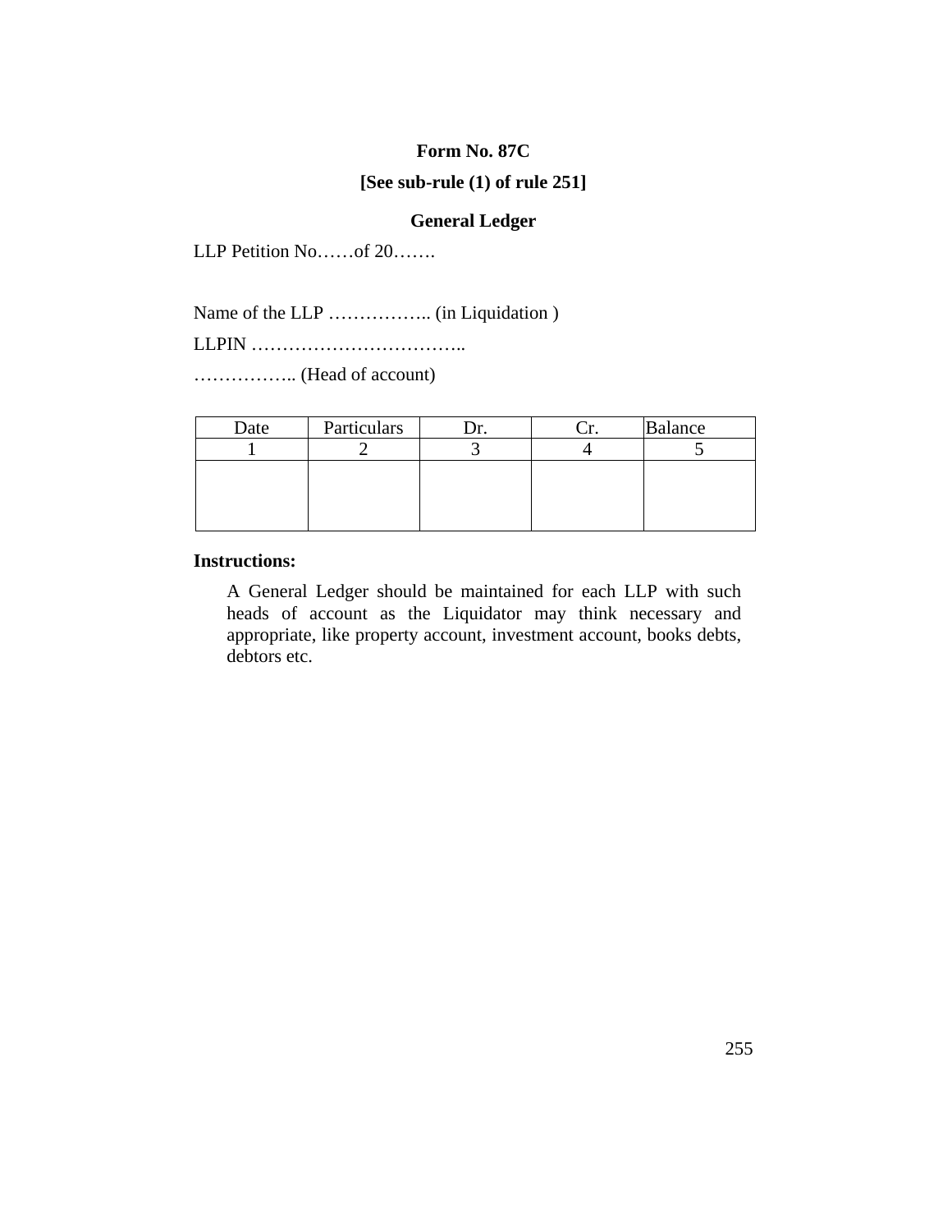**Form No. 87C**

**[See sub-rule (1) of rule 251]**

**General Ledger**

LLP Petition No……of 20…….

Name of the LLP …………….. (in Liquidation )

LLPIN ……………………………..

…………….. (Head of account)

| Date | Particulars | Dr. | Cr. | Balance |
|---|---|---|---|---|
| 1 | 2 | 3 | 4 | 5 |
| | | | | |

**Instructions:**

A General Ledger should be maintained for each LLP with such heads of account as the Liquidator may think necessary and appropriate, like property account, investment account, books debts, debtors etc.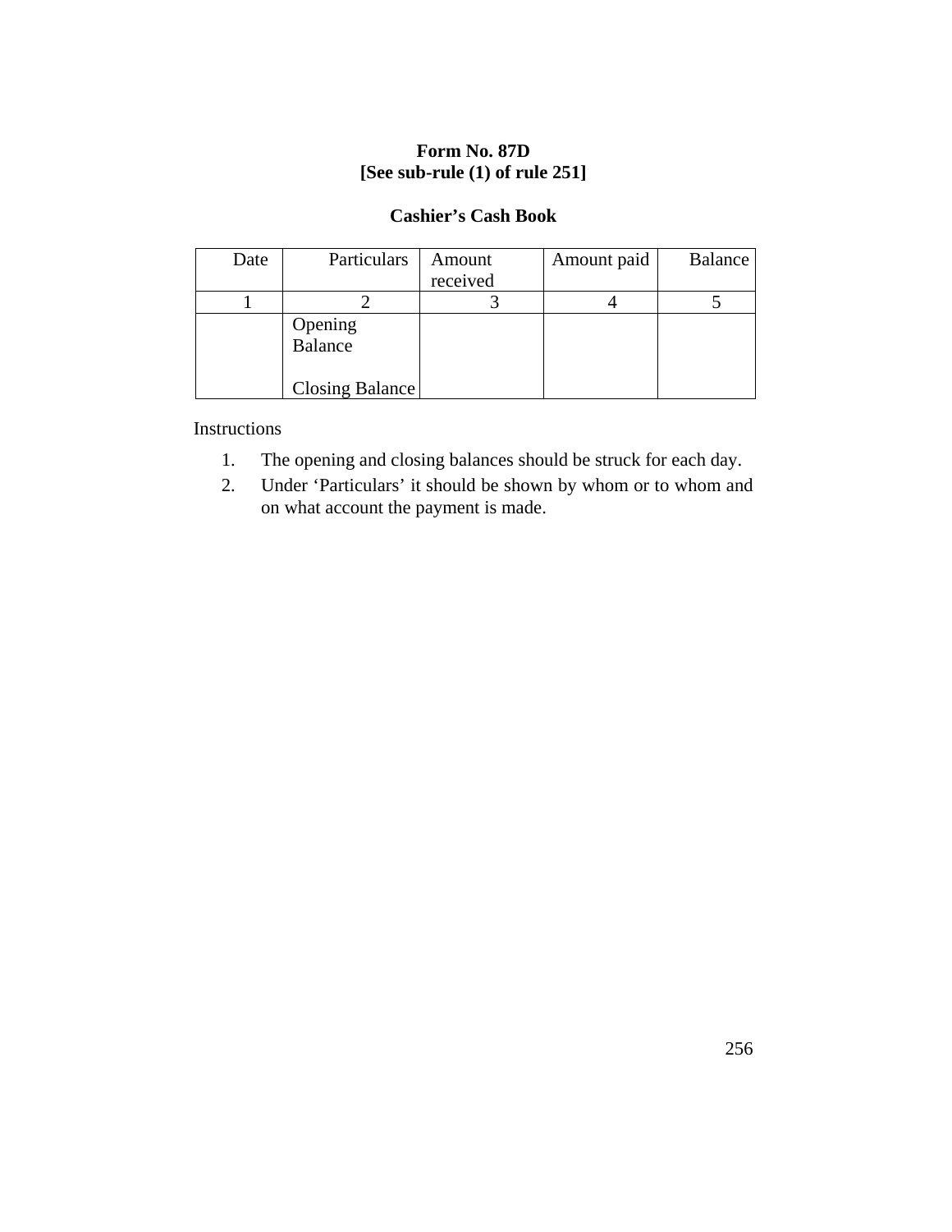**Form No. 87D**
**[See sub-rule (1) of rule 251]**

**Cashier's Cash Book**

| Date | Particulars | Amount received | Amount paid | Balance |
|---|---|---|---|---|
| 1 | 2 | 3 | 4 | 5 |
| | Opening Balance<br><br>Closing Balance | | | |

Instructions

1. The opening and closing balances should be struck for each day.
2. Under 'Particulars' it should be shown by whom or to whom and on what account the payment is made.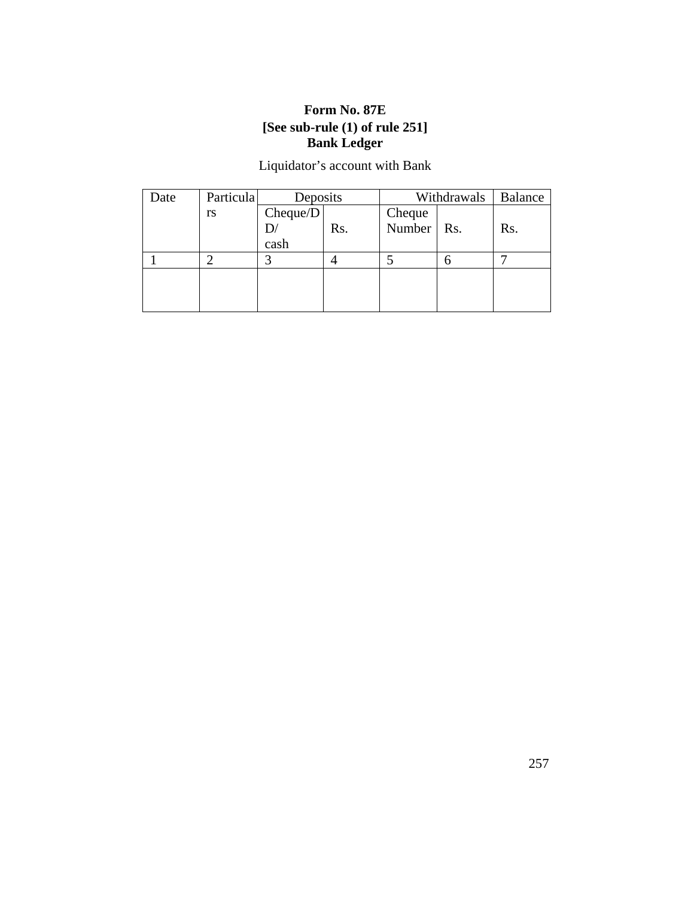**Form No. 87E**
**[See sub-rule (1) of rule 251]**
**Bank Ledger**

Liquidator's account with Bank

| Date | Particulars | Deposits | | Withdrawals | | Balance |
|---|---|---|---|---|---|---|
| | | Cheque/DD/ cash | Rs. | Cheque Number | Rs. | Rs. |
| 1 | 2 | 3 | 4 | 5 | 6 | 7 |
| | | | | | | |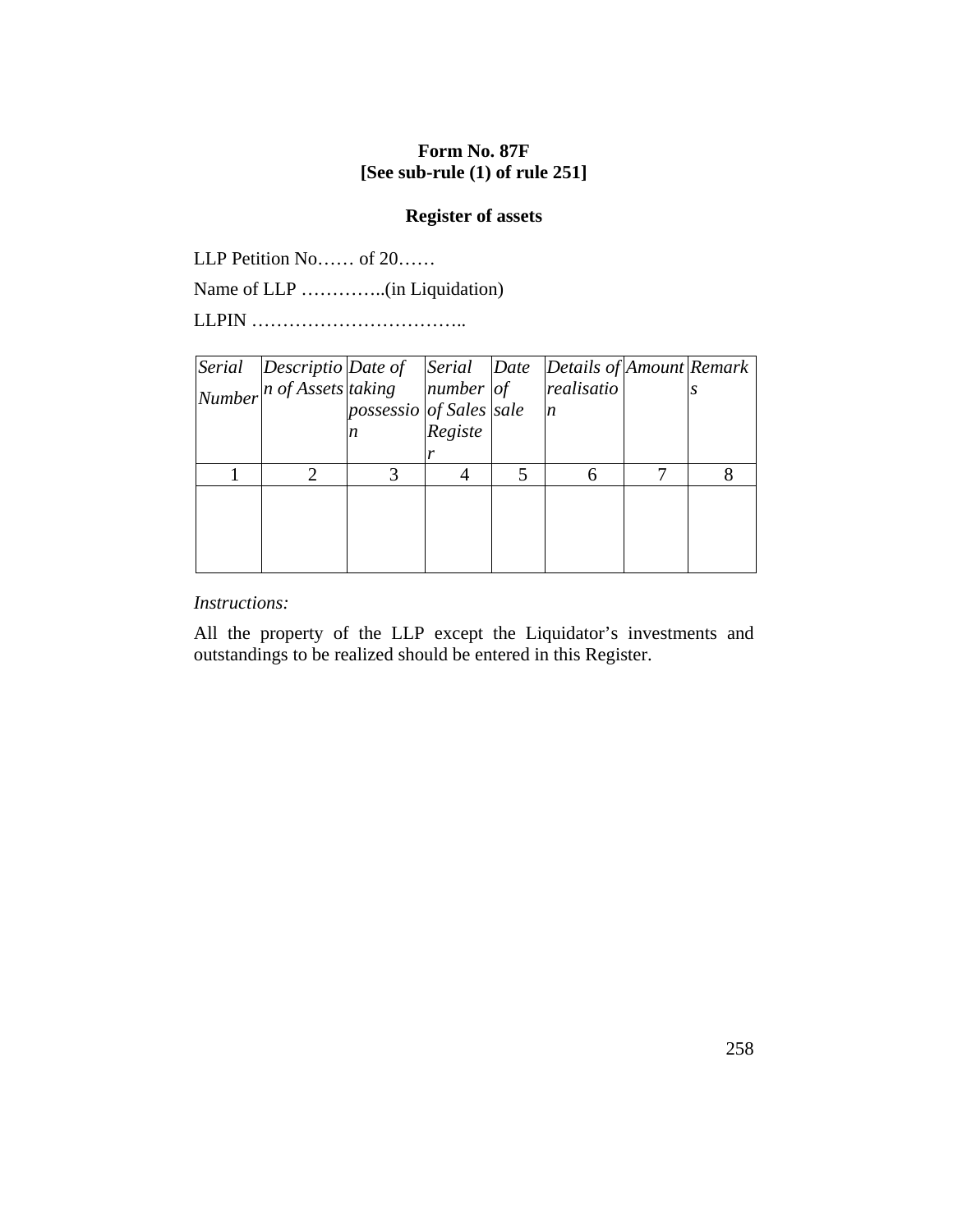**Form No. 87F**
**[See sub-rule (1) of rule 251]**

**Register of assets**

LLP Petition No…… of 20……

Name of LLP …………..(in Liquidation)

LLPIN ……………………………..

| *Serial Number* | *Description of Assets* | *Date of taking possession* | *Serial number of Sales Register* | *Date of sale* | *Details of realisation* | *Amount* | *Remarks* |
|---|---|---|---|---|---|---|---|
| 1 | 2 | 3 | 4 | 5 | 6 | 7 | 8 |
| | | | | | | | |

*Instructions:*

All the property of the LLP except the Liquidator's investments and outstandings to be realized should be entered in this Register.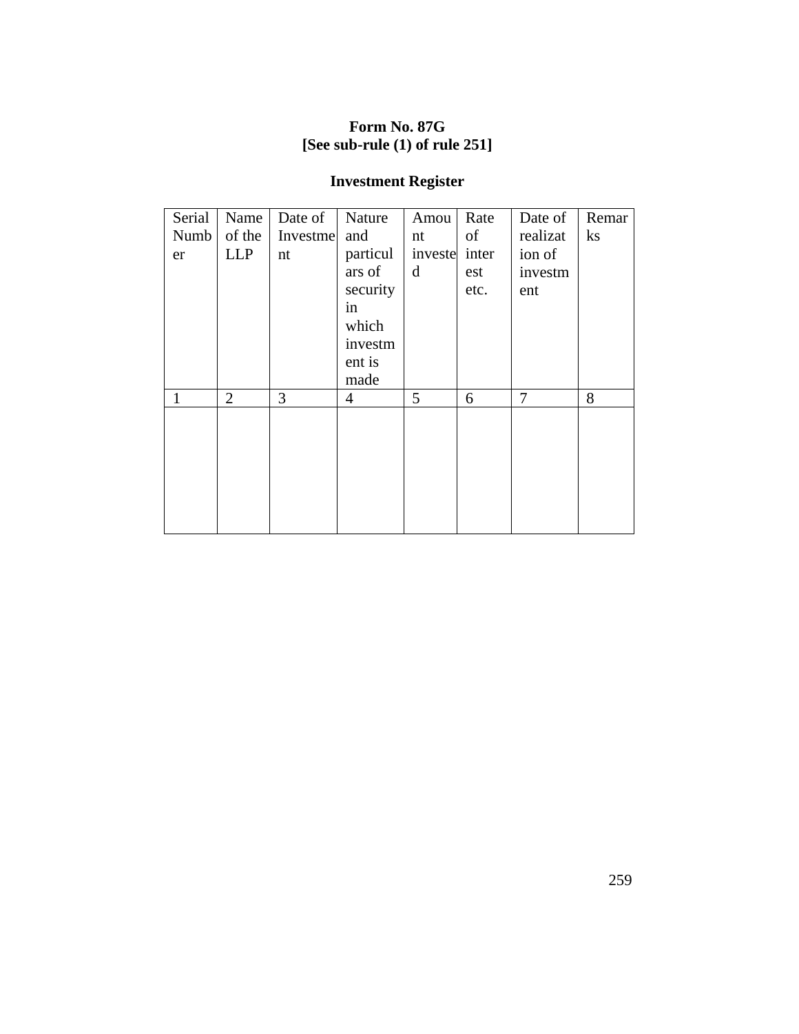**Form No. 87G**
**[See sub-rule (1) of rule 251]**

**Investment Register**

| Serial Number | Name of the LLP | Date of Investment | Nature and particulars of security in which investment is made | Amount invested | Rate of interest etc. | Date of realization of investment | Remarks |
|---|---|---|---|---|---|---|---|
| 1 | 2 | 3 | 4 | 5 | 6 | 7 | 8 |
| | | | | | | | |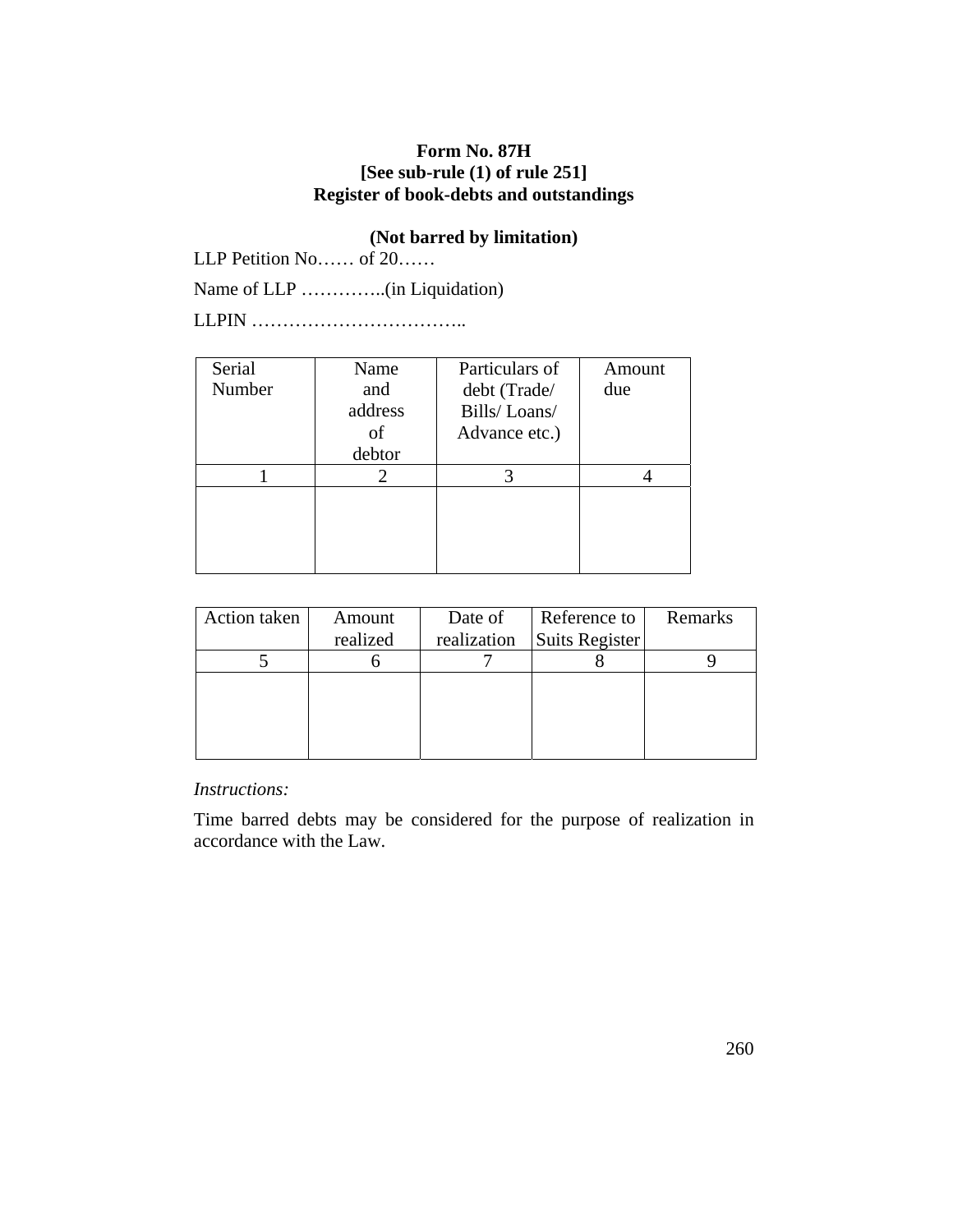**Form No. 87H**
**[See sub-rule (1) of rule 251]**
**Register of book-debts and outstandings**

**(Not barred by limitation)**

LLP Petition No…… of 20……

Name of LLP …………..(in Liquidation)

LLPIN ……………………………..

| Serial Number | Name and address of debtor | Particulars of debt (Trade/ Bills/ Loans/ Advance etc.) | Amount due |
|---|---|---|---|
| 1 | 2 | 3 | 4 |
| | | | |

| Action taken | Amount realized | Date of realization | Reference to Suits Register | Remarks |
|---|---|---|---|---|
| 5 | 6 | 7 | 8 | 9 |
| | | | | |

*Instructions:*

Time barred debts may be considered for the purpose of realization in accordance with the Law.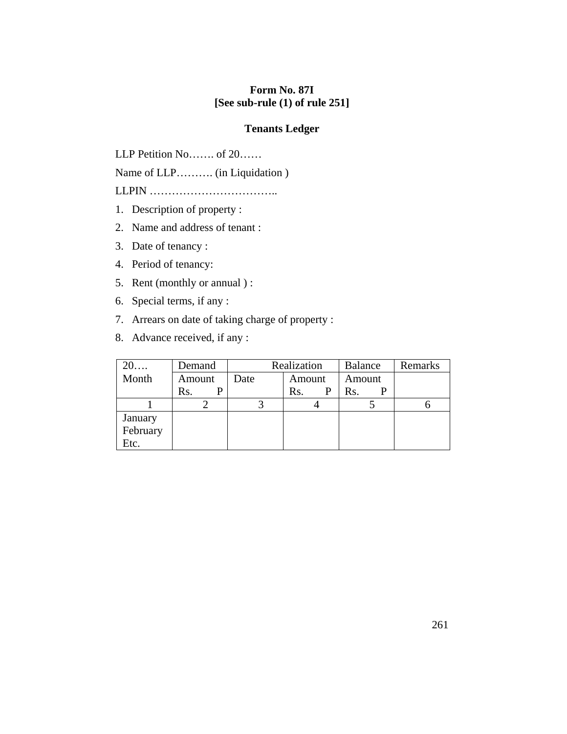**Form No. 87I**
**[See sub-rule (1) of rule 251]**

**Tenants Ledger**

LLP Petition No……. of 20……

Name of LLP………. (in Liquidation )

LLPIN ……………………………..

1. Description of property :
2. Name and address of tenant :
3. Date of tenancy :
4. Period of tenancy:
5. Rent (monthly or annual ) :
6. Special terms, if any :
7. Arrears on date of taking charge of property :
8. Advance received, if any :

| 20…. Month | Demand | Realization | | Balance | Remarks |
|---|---|---|---|---|---|
| | Amount Rs. P | Date | Amount Rs. P | Amount Rs. P | |
| 1 | 2 | 3 | 4 | 5 | 6 |
| January February Etc. | | | | | |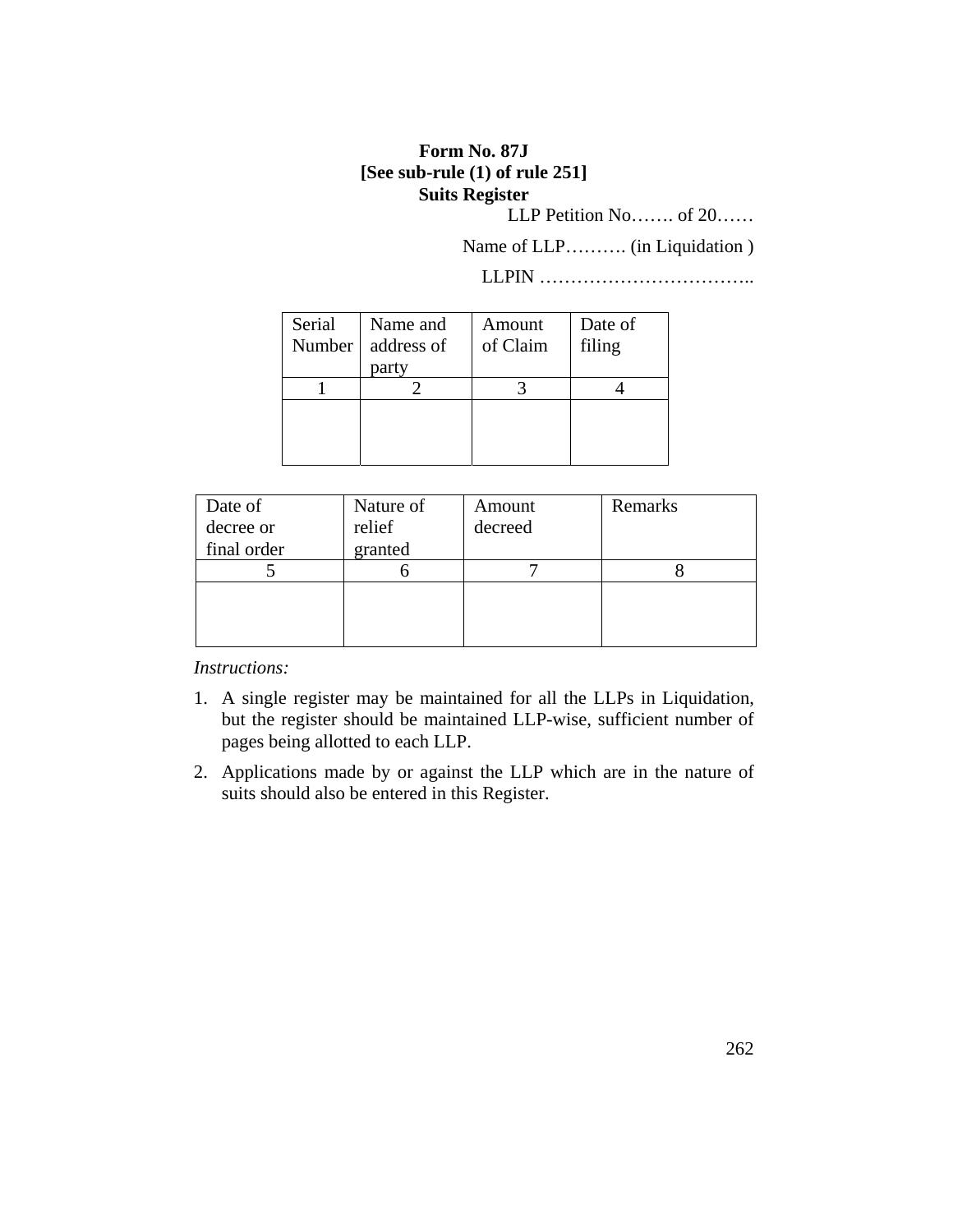**Form No. 87J**

**[See sub-rule (1) of rule 251]**

**Suits Register**

LLP Petition No……. of 20……

Name of LLP………. (in Liquidation )

LLPIN ……………………………..

| Serial Number | Name and address of party | Amount of Claim | Date of filing |
|---|---|---|---|
| 1 | 2 | 3 | 4 |
| | | | |

| Date of decree or final order | Nature of relief granted | Amount decreed | Remarks |
|---|---|---|---|
| 5 | 6 | 7 | 8 |
| | | | |

*Instructions:*

1. A single register may be maintained for all the LLPs in Liquidation, but the register should be maintained LLP-wise, sufficient number of pages being allotted to each LLP.
2. Applications made by or against the LLP which are in the nature of suits should also be entered in this Register.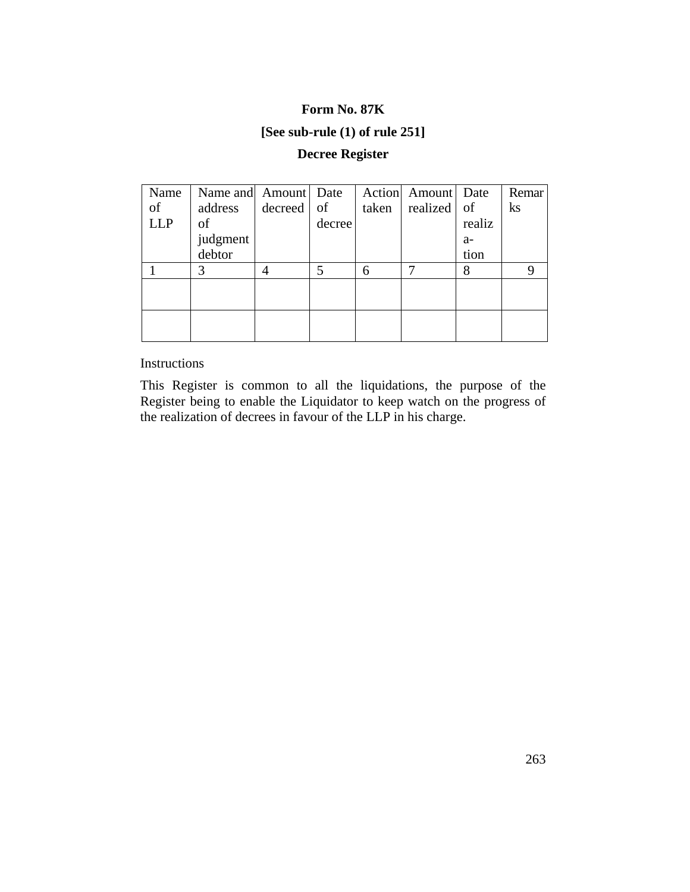**Form No. 87K**

**[See sub-rule (1) of rule 251]**

**Decree Register**

| Name of LLP | Name and address of judgment debtor | Amount decreed | Date of decree | Action taken | Amount realized | Date of realiz a- tion | Remarks |
|---|---|---|---|---|---|---|---|
| 1 | 3 | 4 | 5 | 6 | 7 | 8 | 9 |
| | | | | | | | |
| | | | | | | | |

Instructions

This Register is common to all the liquidations, the purpose of the Register being to enable the Liquidator to keep watch on the progress of the realization of decrees in favour of the LLP in his charge.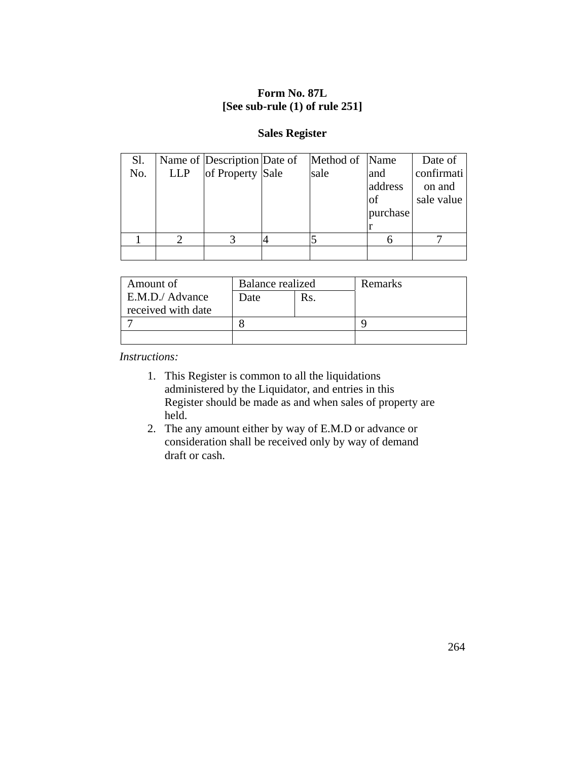**Form No. 87L**
**[See sub-rule (1) of rule 251]**

**Sales Register**

| Sl. No. | Name of LLP | Description of Property | Date of Sale | Method of sale | Name and address of purchaser | Date of confirmation and sale value |
|---|---|---|---|---|---|---|
| 1 | 2 | 3 | 4 | 5 | 6 | 7 |
| | | | | | | |

| Amount of E.M.D./ Advance received with date | Balance realized | | Remarks |
|---|---|---|---|
| | Date | Rs. | |
| 7 | 8 | | 9 |
| | | | |

*Instructions:*

1. This Register is common to all the liquidations administered by the Liquidator, and entries in this Register should be made as and when sales of property are held.
2. The any amount either by way of E.M.D or advance or consideration shall be received only by way of demand draft or cash.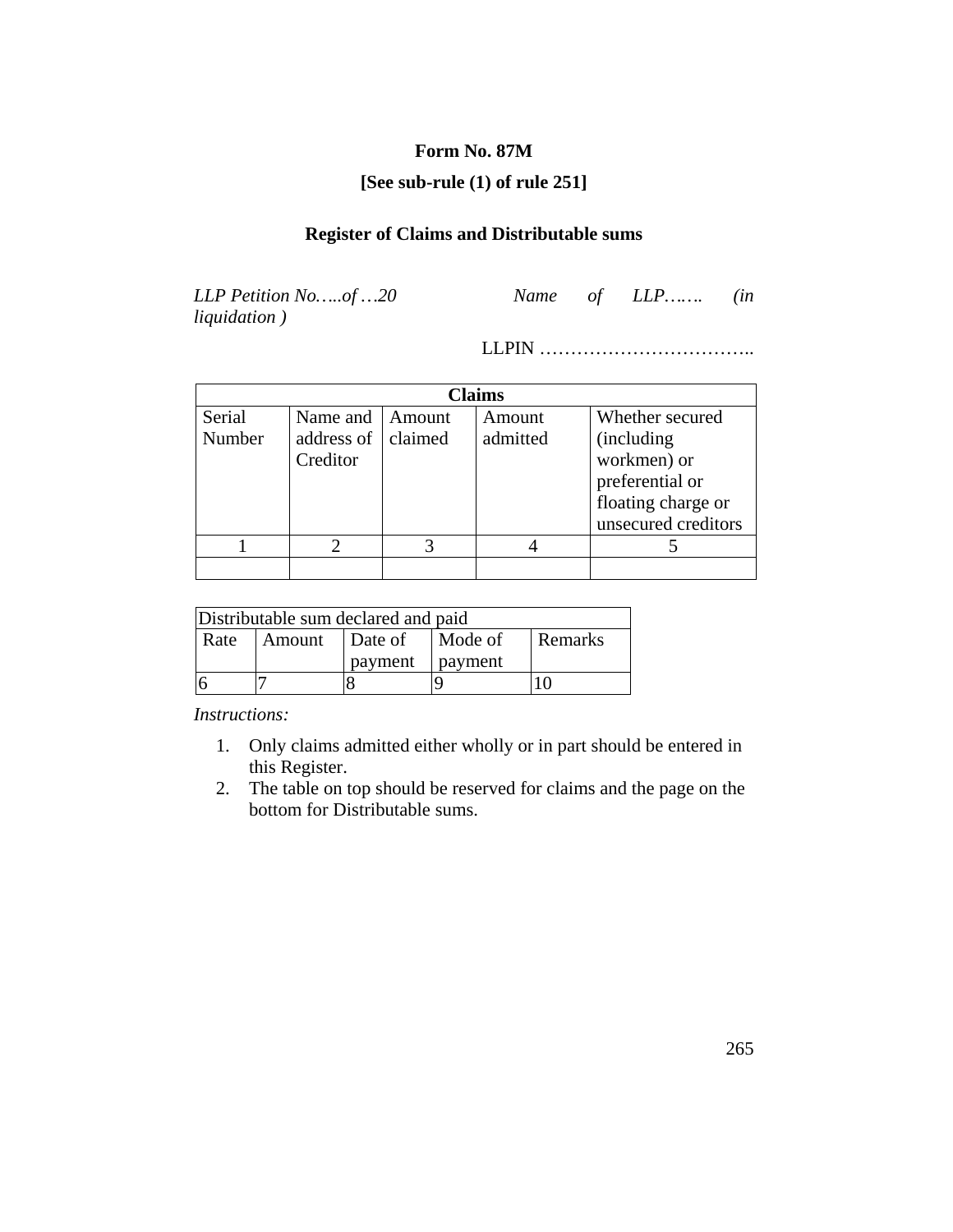**Form No. 87M**

**[See sub-rule (1) of rule 251]**

**Register of Claims and Distributable sums**

*LLP Petition No…..of …20* *Name of LLP……. (in liquidation )*

LLPIN ……………………………..

| Claims | | | | |
|---|---|---|---|---|
| Serial Number | Name and address of Creditor | Amount claimed | Amount admitted | Whether secured (including workmen) or preferential or floating charge or unsecured creditors |
| 1 | 2 | 3 | 4 | 5 |
| | | | | |

| Distributable sum declared and paid | | | | |
|---|---|---|---|---|
| Rate | Amount | Date of payment | Mode of payment | Remarks |
| 6 | 7 | 8 | 9 | 10 |

*Instructions:*

1. Only claims admitted either wholly or in part should be entered in this Register.
2. The table on top should be reserved for claims and the page on the bottom for Distributable sums.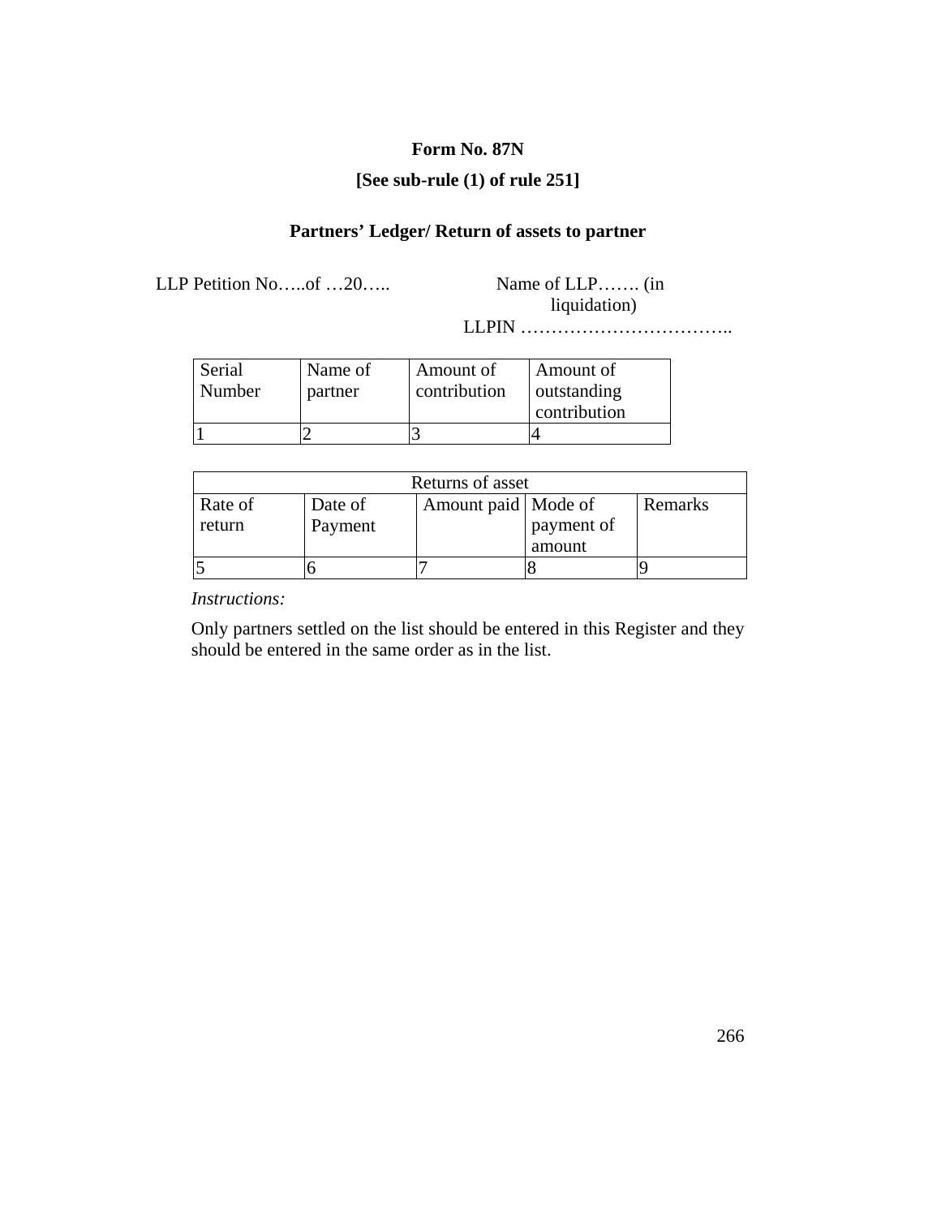**Form No. 87N**

**[See sub-rule (1) of rule 251]**

**Partners' Ledger/ Return of assets to partner**

LLP Petition No…..of …20….. Name of LLP……. (in liquidation)

LLPIN ……………………………..

| Serial Number | Name of partner | Amount of contribution | Amount of outstanding contribution |
|---|---|---|---|
| 1 | 2 | 3 | 4 |

| Returns of asset | | | | |
|---|---|---|---|---|
| Rate of return | Date of Payment | Amount paid | Mode of payment of amount | Remarks |
| 5 | 6 | 7 | 8 | 9 |

*Instructions:*

Only partners settled on the list should be entered in this Register and they should be entered in the same order as in the list.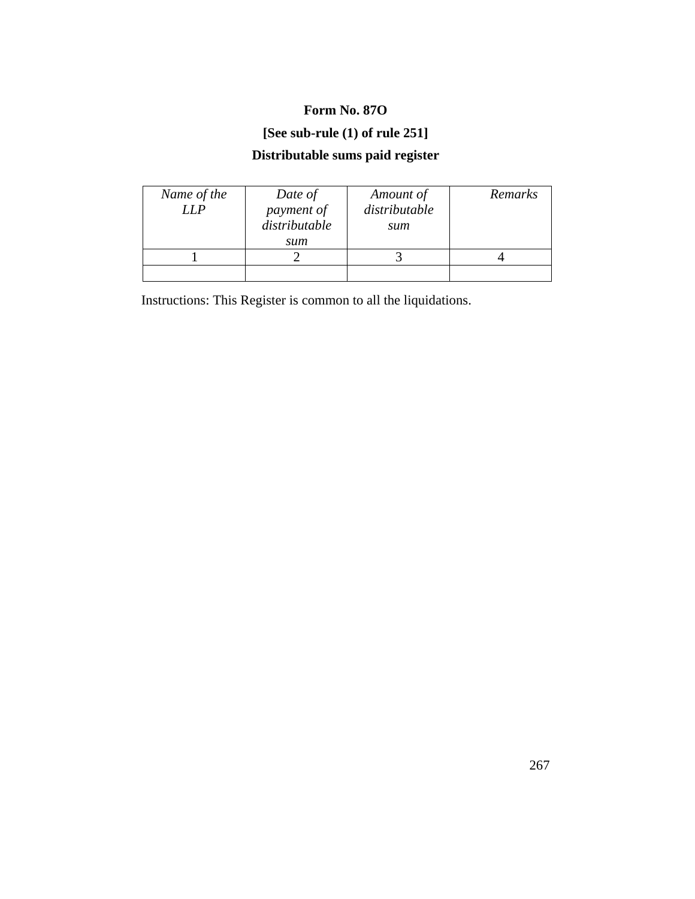**Form No. 87O**

**[See sub-rule (1) of rule 251]**

**Distributable sums paid register**

| *Name of the LLP* | *Date of payment of distributable sum* | *Amount of distributable sum* | *Remarks* |
|---|---|---|---|
| 1 | 2 | 3 | 4 |
| | | | |

Instructions: This Register is common to all the liquidations.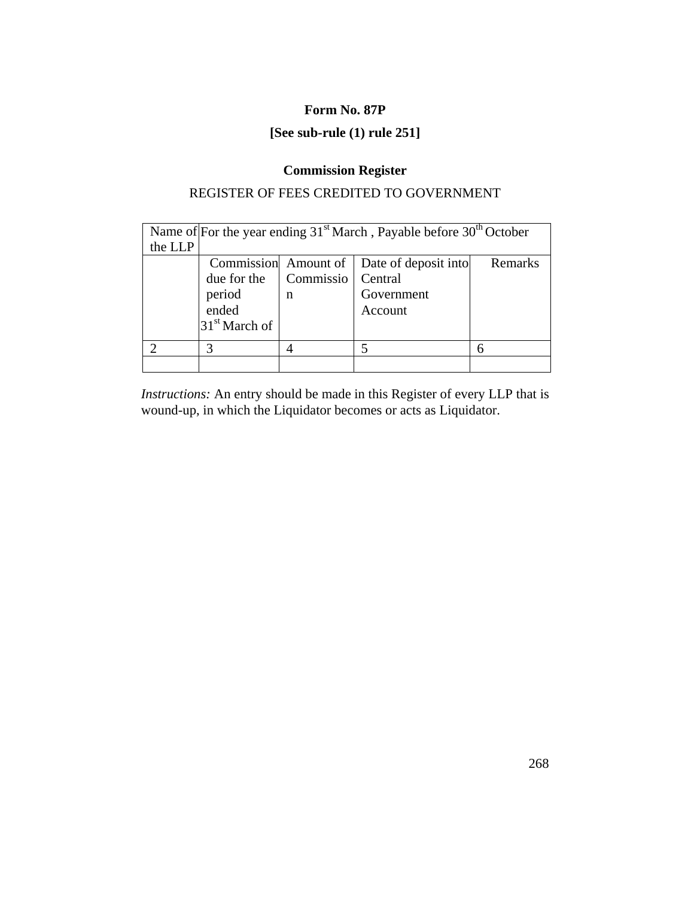**Form No. 87P**

**[See sub-rule (1) rule 251]**

**Commission Register**

REGISTER OF FEES CREDITED TO GOVERNMENT

| Name of the LLP | For the year ending 31st March , Payable before 30th October | | | |
|---|---|---|---|---|
| | Commission due for the period ended 31st March of | Amount of Commission | Date of deposit into Central Government Account | Remarks |
| 2 | 3 | 4 | 5 | 6 |
| | | | | |

*Instructions:* An entry should be made in this Register of every LLP that is wound-up, in which the Liquidator becomes or acts as Liquidator.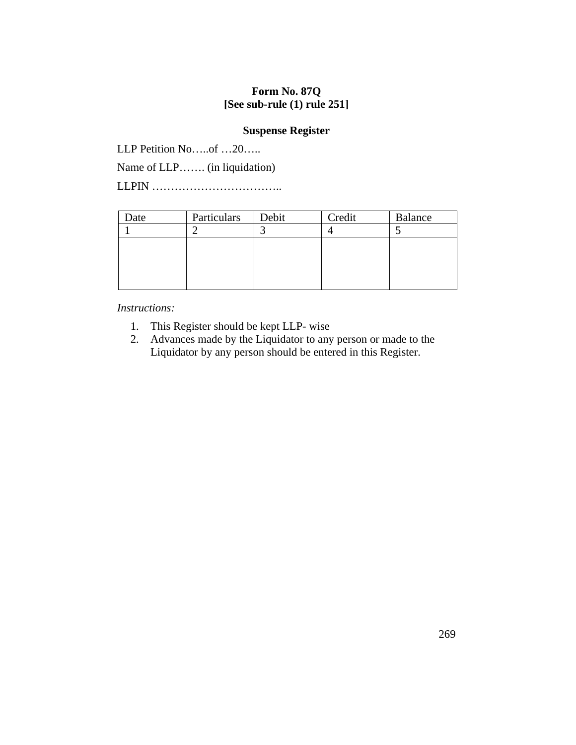**Form No. 87Q**
**[See sub-rule (1) rule 251]**

**Suspense Register**

LLP Petition No…..of …20…..

Name of LLP……. (in liquidation)

LLPIN ……………………………..

| Date | Particulars | Debit | Credit | Balance |
|---|---|---|---|---|
| 1 | 2 | 3 | 4 | 5 |
| | | | | |

*Instructions:*

1. This Register should be kept LLP- wise
2. Advances made by the Liquidator to any person or made to the Liquidator by any person should be entered in this Register.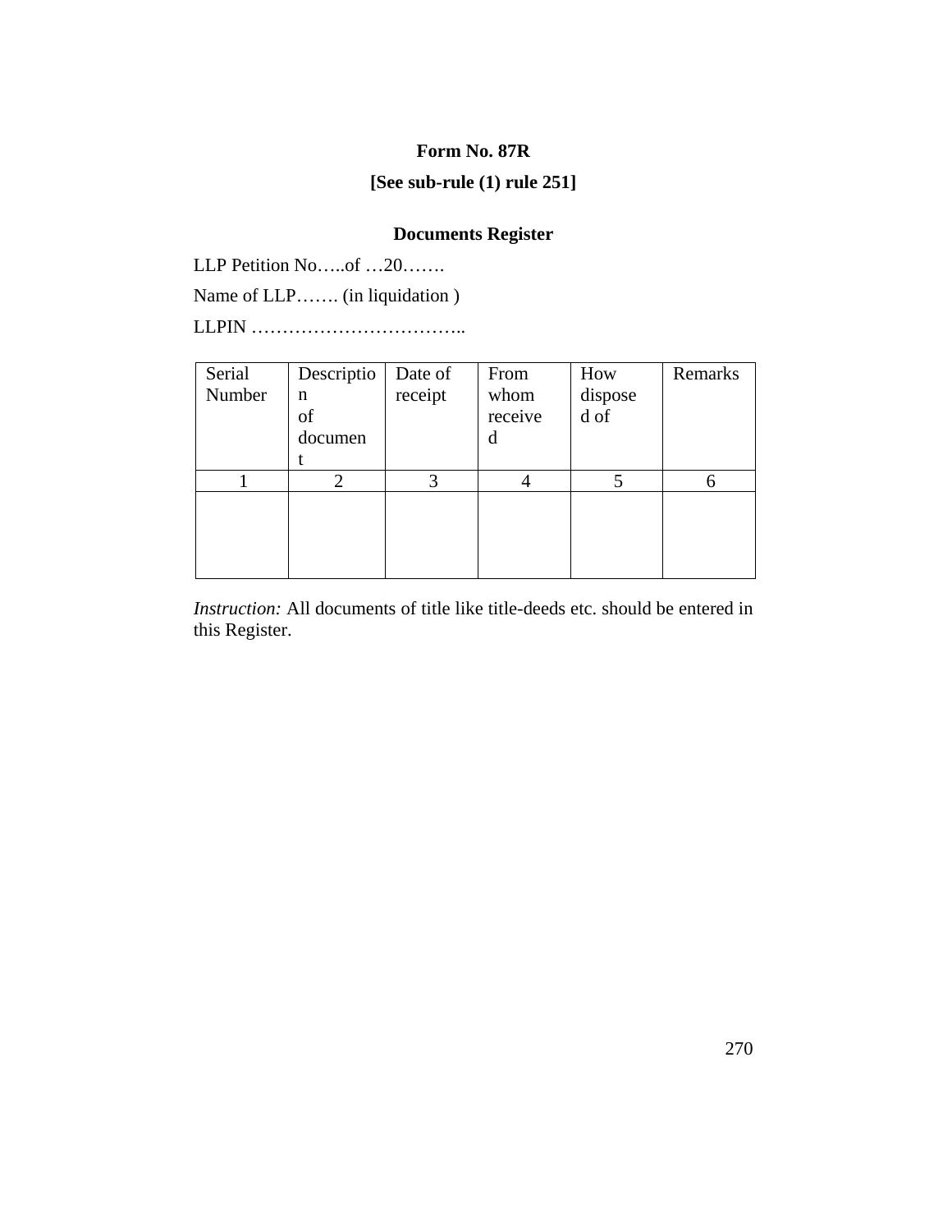**Form No. 87R**

**[See sub-rule (1) rule 251]**

**Documents Register**

LLP Petition No…..of …20…….

Name of LLP……. (in liquidation )

LLPIN ……………………………..

| Serial Number | Description of document | Date of receipt | From whom received | How disposed of | Remarks |
|---|---|---|---|---|---|
| 1 | 2 | 3 | 4 | 5 | 6 |
| | | | | | |

*Instruction:* All documents of title like title-deeds etc. should be entered in this Register.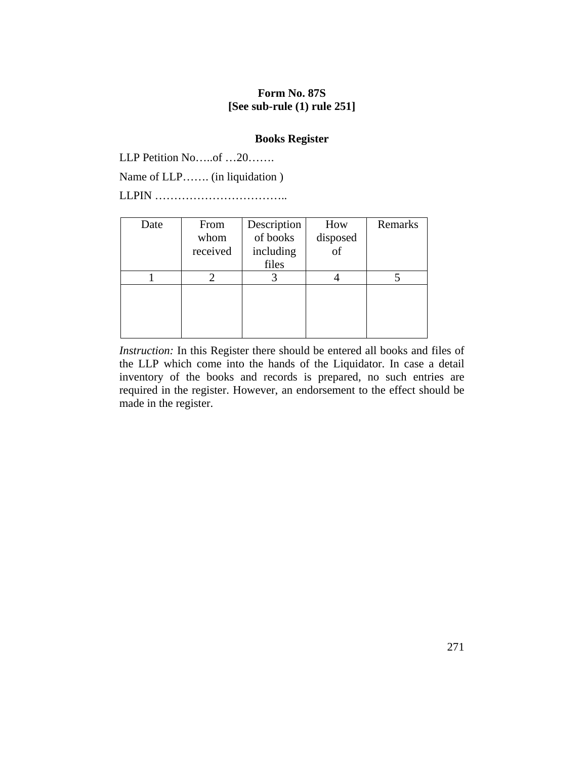**Form No. 87S**
**[See sub-rule (1) rule 251]**

**Books Register**

LLP Petition No…..of …20…….

Name of LLP……. (in liquidation )

LLPIN ……………………………..

| Date | From whom received | Description of books including files | How disposed of | Remarks |
|---|---|---|---|---|
| 1 | 2 | 3 | 4 | 5 |
| | | | | |

*Instruction:* In this Register there should be entered all books and files of the LLP which come into the hands of the Liquidator. In case a detail inventory of the books and records is prepared, no such entries are required in the register. However, an endorsement to the effect should be made in the register.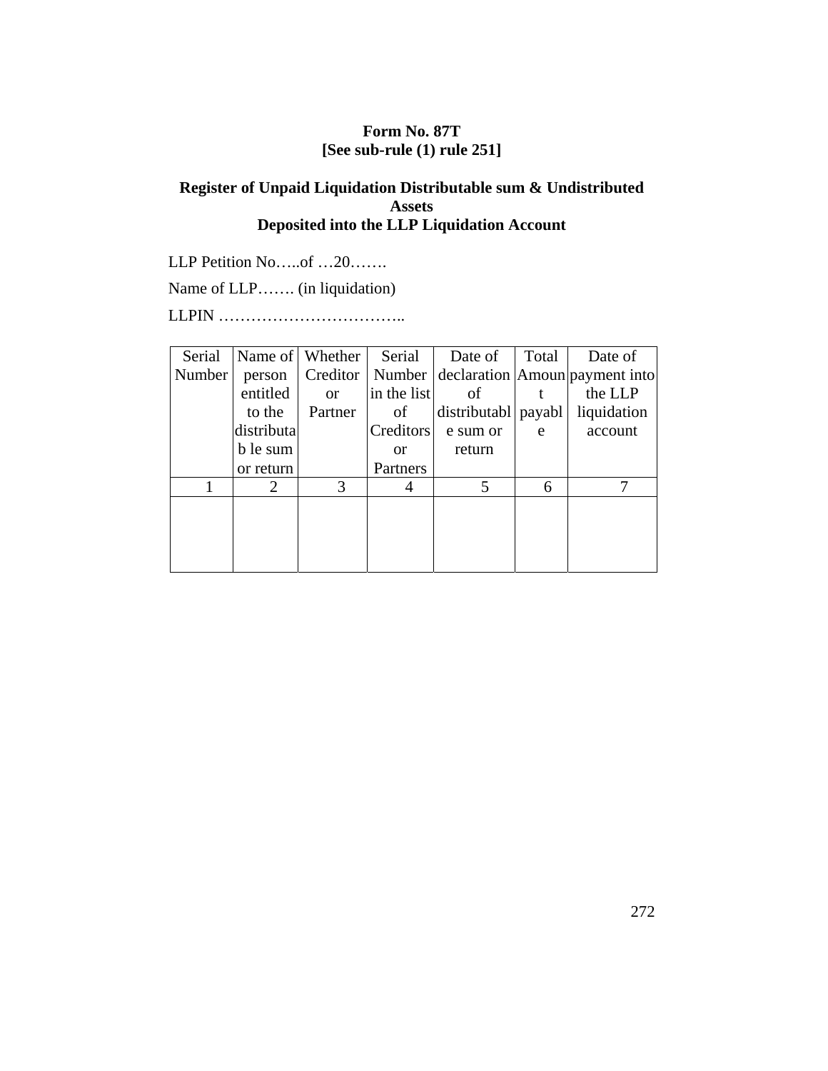**Form No. 87T**
**[See sub-rule (1) rule 251]**

**Register of Unpaid Liquidation Distributable sum & Undistributed Assets Deposited into the LLP Liquidation Account**

LLP Petition No…..of …20…….

Name of LLP……. (in liquidation)

LLPIN ……………………………..

| Serial Number | Name of person entitled to the distributa b le sum or return | Whether Creditor or Partner | Serial Number in the list of Creditors or Partners | Date of declaration of distributabl e sum or return | Total Amoun t payabl e | Date of payment into the LLP liquidation account |
|---|---|---|---|---|---|---|
| 1 | 2 | 3 | 4 | 5 | 6 | 7 |
| | | | | | | |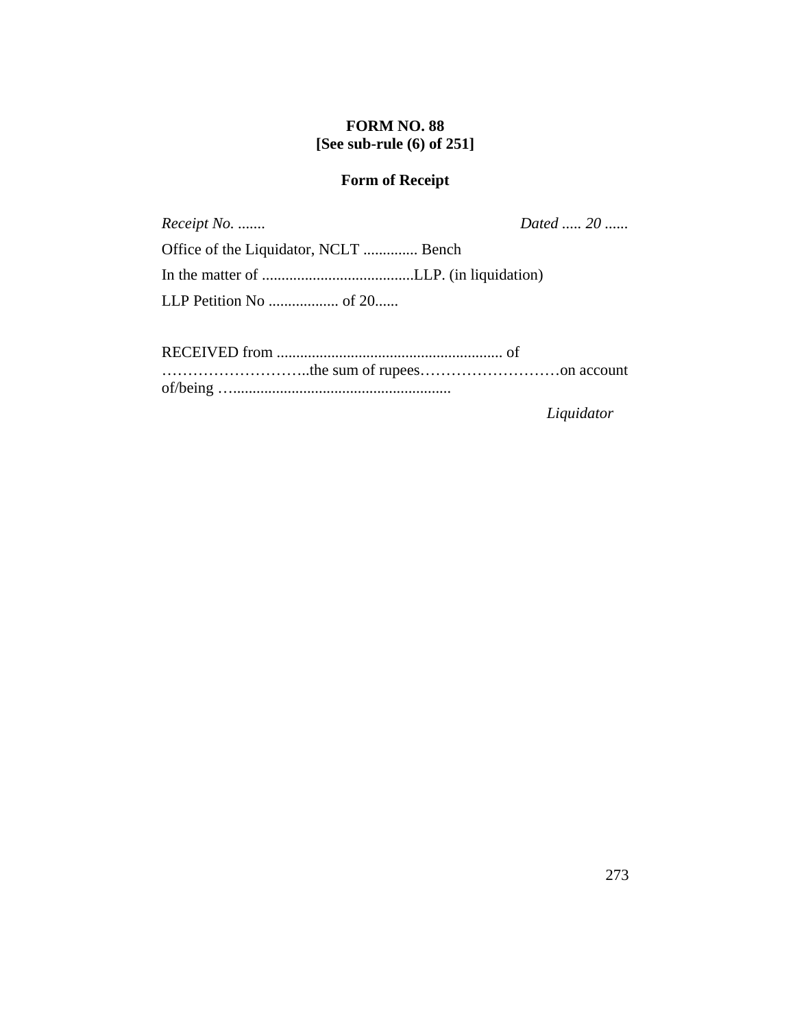**FORM NO. 88**
**[See sub-rule (6) of 251]**

**Form of Receipt**

*Receipt No. .......* *Dated ..... 20 ......*

Office of the Liquidator, NCLT .............. Bench

In the matter of .......................................LLP. (in liquidation)

LLP Petition No .................. of 20......

RECEIVED from .......................................................... of ………………………..the sum of rupees………………………on account of/being ….........................................................

*Liquidator*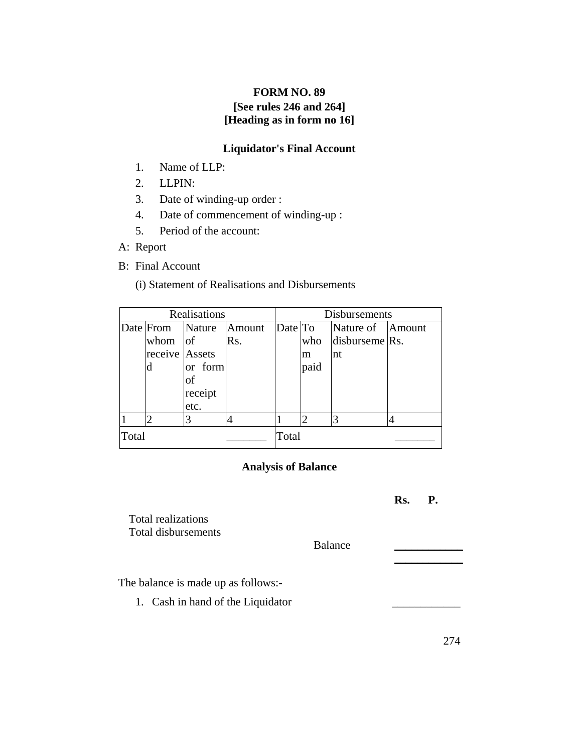**FORM NO. 89**
**[See rules 246 and 264]**
**[Heading as in form no 16]**

**Liquidator's Final Account**

1. Name of LLP:
2. LLPIN:
3. Date of winding-up order :
4. Date of commencement of winding-up :
5. Period of the account:

A: Report

B: Final Account

(i) Statement of Realisations and Disbursements

| Realisations | | | | Disbursements | | | |
|---|---|---|---|---|---|---|---|
| Date | From whom received | Nature of Assets or form of receipt etc. | Amount Rs. | Date | To whom paid | Nature of disbursement | Amount Rs. |
| 1 | 2 | 3 | 4 | 1 | 2 | 3 | 4 |
| Total | | | _______ | Total | | | _______ |

**Analysis of Balance**

| | **Rs.** | **P.** |
|---|---|---|
| Total realizations | | |
| Total disbursements | | |
| Balance | ____________ | |

The balance is made up as follows:-

1. Cash in hand of the Liquidator ____________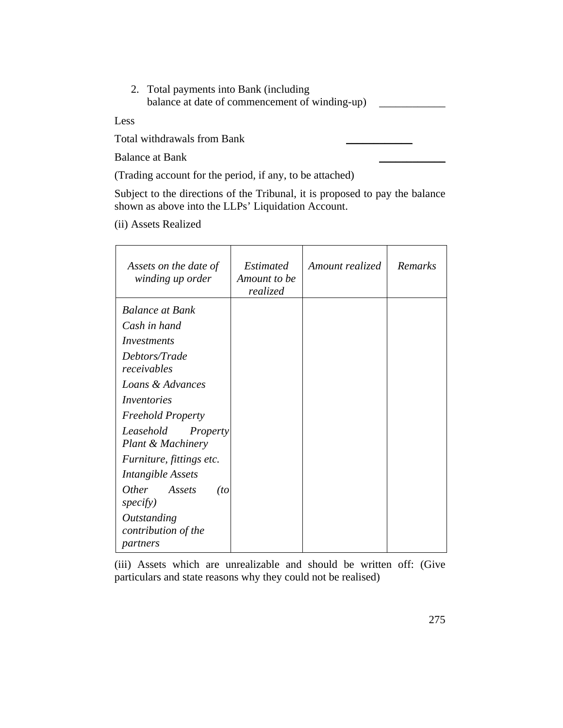2. Total payments into Bank (including balance at date of commencement of winding-up) ____________

Less

Total withdrawals from Bank ____________

Balance at Bank ____________

(Trading account for the period, if any, to be attached)

Subject to the directions of the Tribunal, it is proposed to pay the balance shown as above into the LLPs' Liquidation Account.

(ii) Assets Realized

| *Assets on the date of winding up order* | *Estimated Amount to be realized* | *Amount realized* | *Remarks* |
|---|---|---|---|
| *Balance at Bank* | | | |
| *Cash in hand* | | | |
| *Investments* | | | |
| *Debtors/Trade receivables* | | | |
| *Loans & Advances* | | | |
| *Inventories* | | | |
| *Freehold Property* | | | |
| *Leasehold Property Plant & Machinery* | | | |
| *Furniture, fittings etc.* | | | |
| *Intangible Assets* | | | |
| *Other Assets (to specify)* | | | |
| *Outstanding contribution of the partners* | | | |

(iii) Assets which are unrealizable and should be written off: (Give particulars and state reasons why they could not be realised)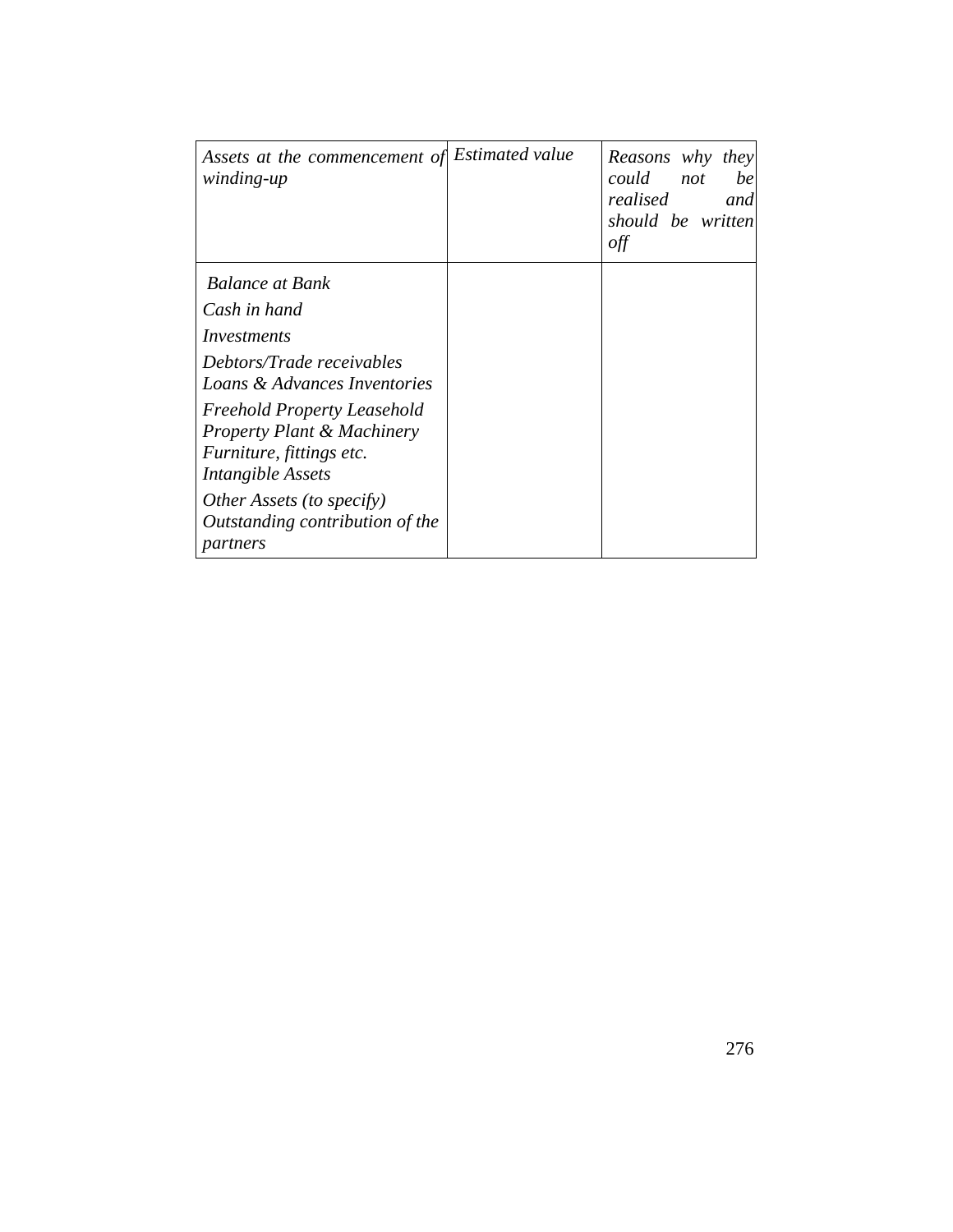| *Assets at the commencement of winding-up* | *Estimated value* | *Reasons why they could not be realised and should be written off* |
|---|---|---|
| *Balance at Bank*<br>*Cash in hand*<br>*Investments*<br>*Debtors/Trade receivables*<br>*Loans & Advances Inventories*<br>*Freehold Property Leasehold Property Plant & Machinery Furniture, fittings etc. Intangible Assets*<br>*Other Assets (to specify) Outstanding contribution of the partners* | | |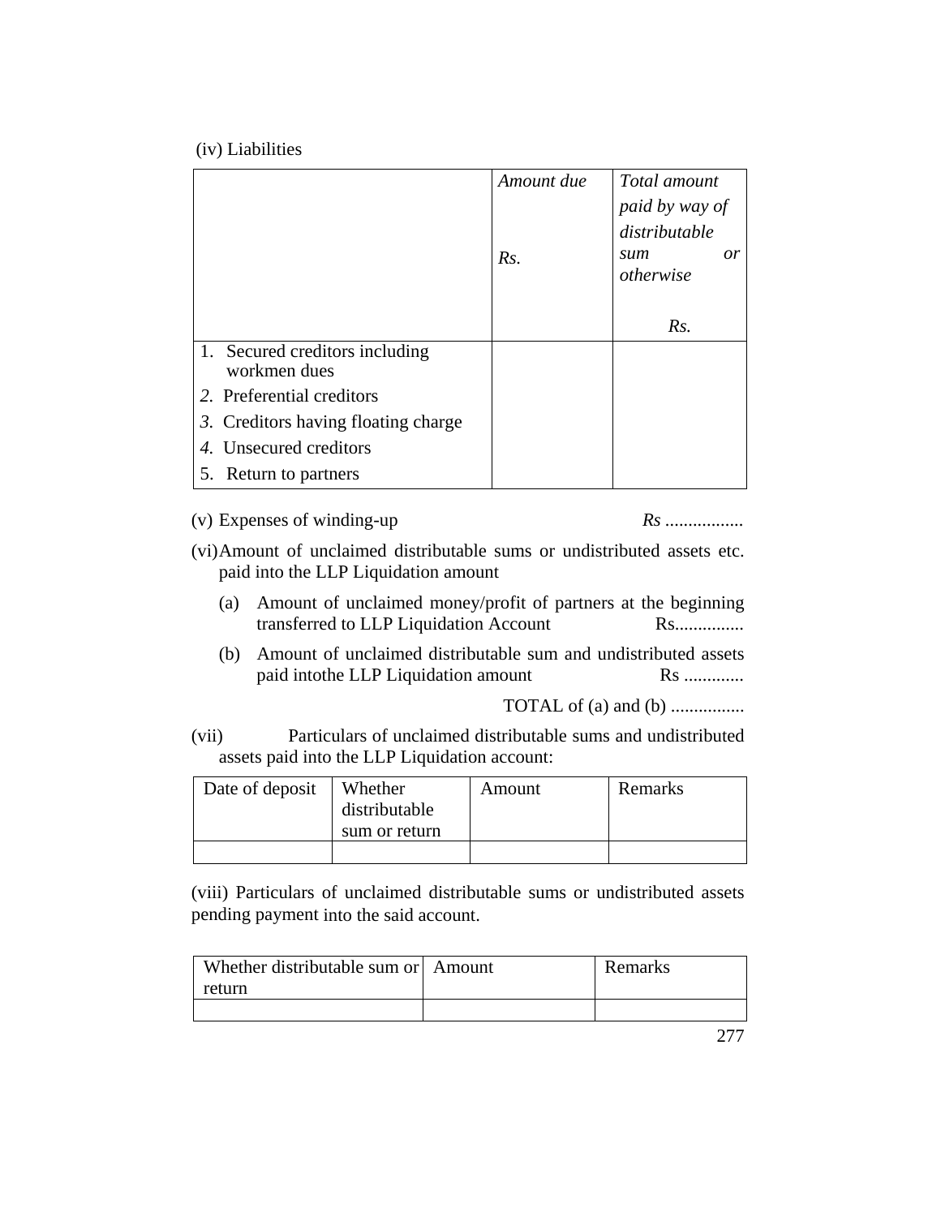(iv) Liabilities

| | *Amount due* <br><br> *Rs.* | *Total amount paid by way of distributable sum or otherwise* <br><br> *Rs.* |
|---|---|---|
| 1. Secured creditors including workmen dues | | |
| *2.* Preferential creditors | | |
| *3.* Creditors having floating charge | | |
| *4.* Unsecured creditors | | |
| 5. Return to partners | | |

(v) Expenses of winding-up *Rs* .................

(vi) Amount of unclaimed distributable sums or undistributed assets etc. paid into the LLP Liquidation amount

(a) Amount of unclaimed money/profit of partners at the beginning transferred to LLP Liquidation Account Rs...............

(b) Amount of unclaimed distributable sum and undistributed assets paid intothe LLP Liquidation amount Rs .............

TOTAL of (a) and (b) ................

(vii) Particulars of unclaimed distributable sums and undistributed assets paid into the LLP Liquidation account:

| Date of deposit | Whether distributable sum or return | Amount | Remarks |
|---|---|---|---|
| | | | |

(viii) Particulars of unclaimed distributable sums or undistributed assets pending payment into the said account.

| Whether distributable sum or return | Amount | Remarks |
|---|---|---|
| | | |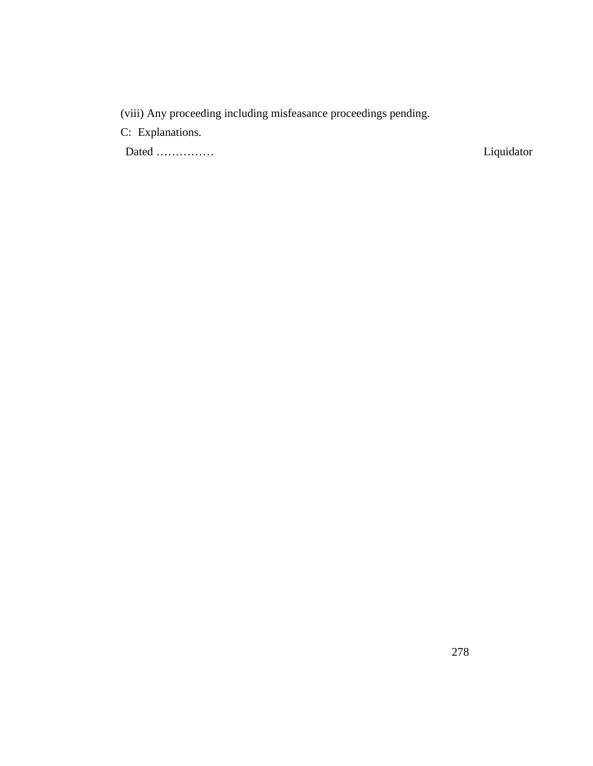(viii) Any proceeding including misfeasance proceedings pending.

C: Explanations.

Dated ……………                                                                                    Liquidator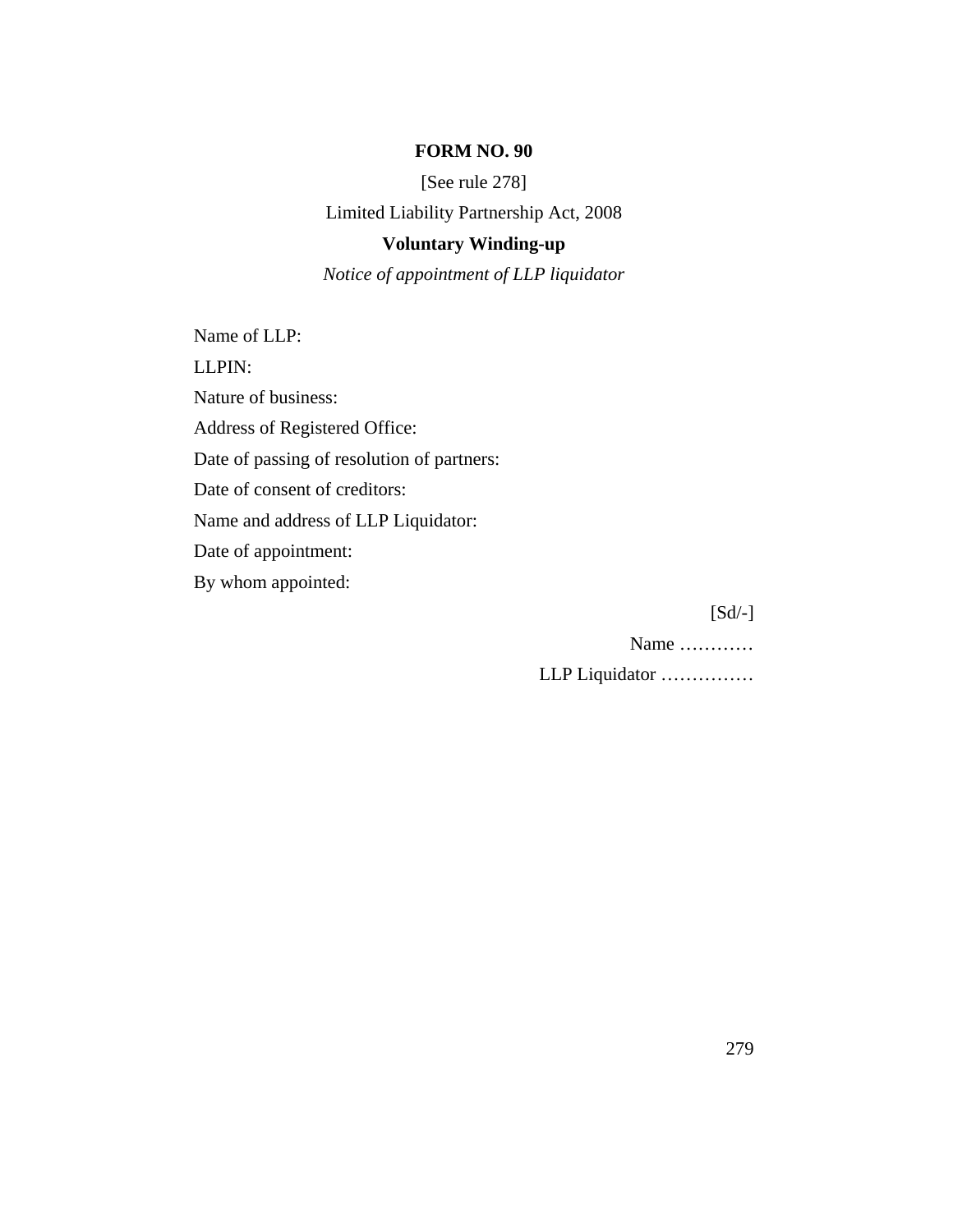**FORM NO. 90**

[See rule 278]

Limited Liability Partnership Act, 2008

**Voluntary Winding-up**

*Notice of appointment of LLP liquidator*

Name of LLP:

LLPIN:

Nature of business:

Address of Registered Office:

Date of passing of resolution of partners:

Date of consent of creditors:

Name and address of LLP Liquidator:

Date of appointment:

By whom appointed:

[Sd/-]

Name …………

LLP Liquidator ……………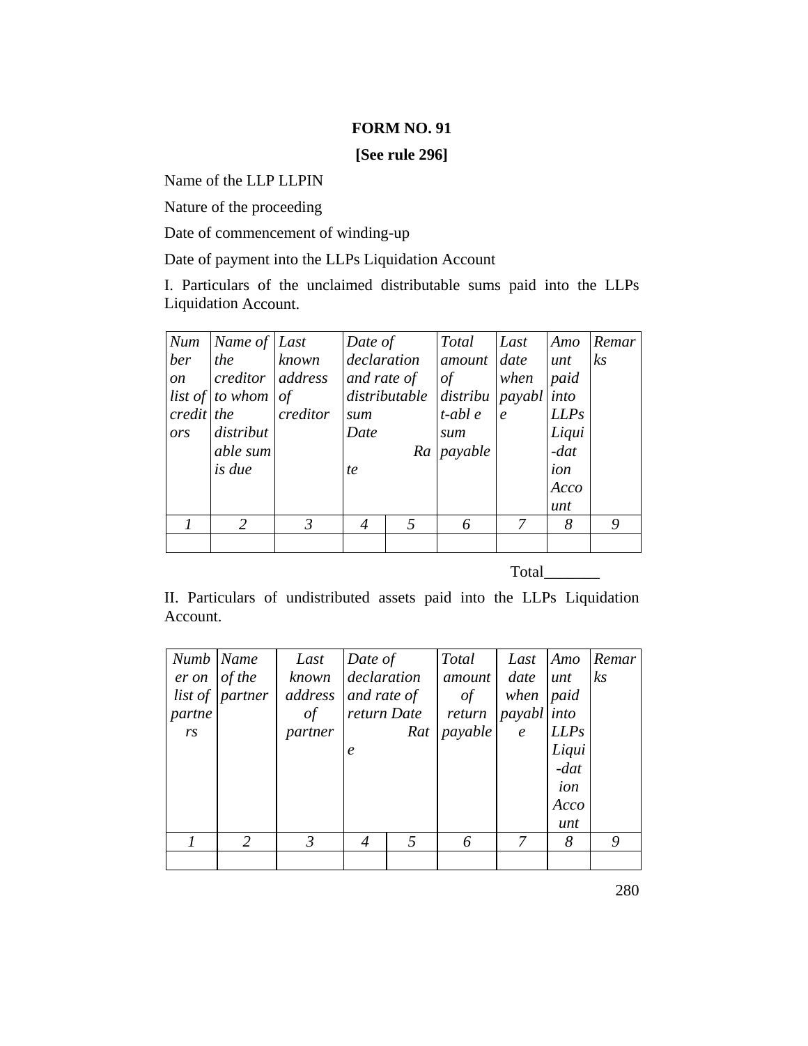**FORM NO. 91**

**[See rule 296]**

Name of the LLP LLPIN

Nature of the proceeding

Date of commencement of winding-up

Date of payment into the LLPs Liquidation Account

I. Particulars of the unclaimed distributable sums paid into the LLPs Liquidation Account.

| *Number on list of creditors* | *Name of the creditor to whom the distributable sum is due* | *Last known address of creditor* | *Date of declaration and rate of distributable sum Date* | *Rate* | *Total amount of distribut-able sum payable* | *Last date when payable* | *Amount paid into LLPs Liqui-dation Account* | *Remarks* |
|---|---|---|---|---|---|---|---|---|
| *1* | *2* | *3* | *4* | *5* | *6* | *7* | *8* | *9* |
| | | | | | | | | |

Total_______

II. Particulars of undistributed assets paid into the LLPs Liquidation Account.

| *Number on list of partners* | *Name of the partner* | *Last known address of partner* | *Date of declaration and rate of return Date* | *Rate* | *Total amount of return payable* | *Last date when payable* | *Amount paid into LLPs Liqui-dation Account* | *Remarks* |
|---|---|---|---|---|---|---|---|---|
| *1* | *2* | *3* | *4* | *5* | *6* | *7* | *8* | *9* |
| | | | | | | | | |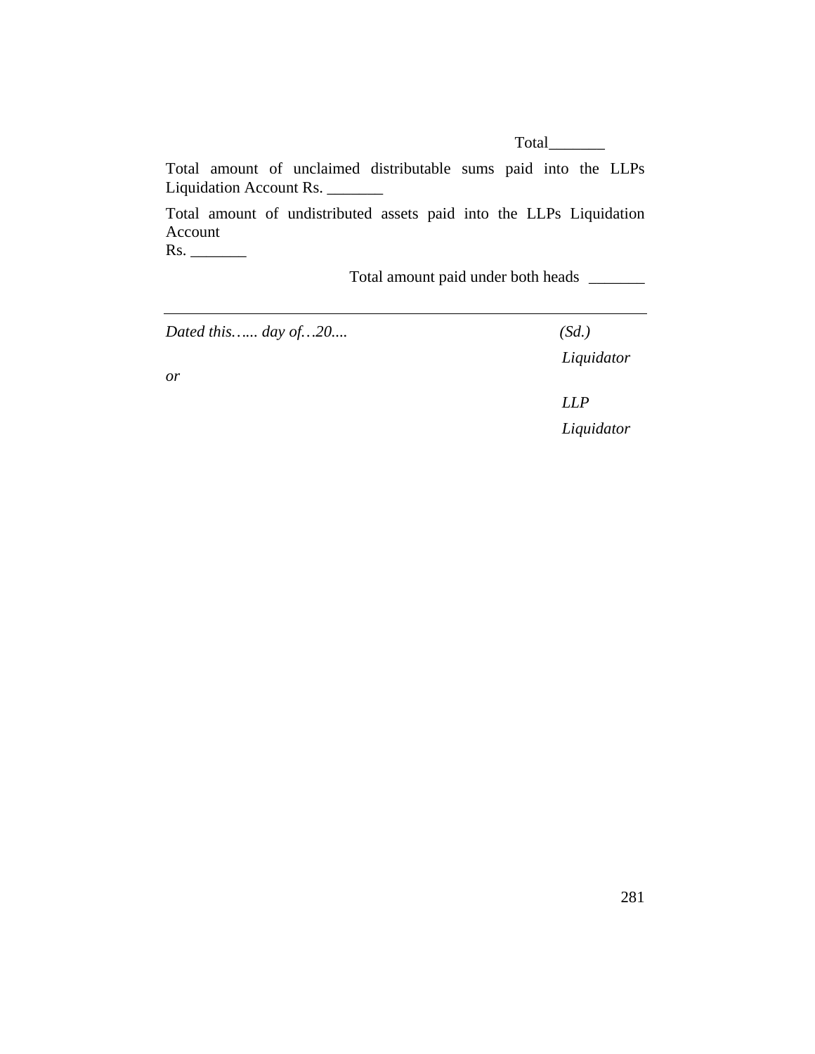Total_______

Total amount of unclaimed distributable sums paid into the LLPs Liquidation Account Rs. _______

Total amount of undistributed assets paid into the LLPs Liquidation Account
Rs. _______

Total amount paid under both heads _______

---

*Dated this…... day of…20....* *(Sd.)*

*Liquidator*

*or*

*LLP*

*Liquidator*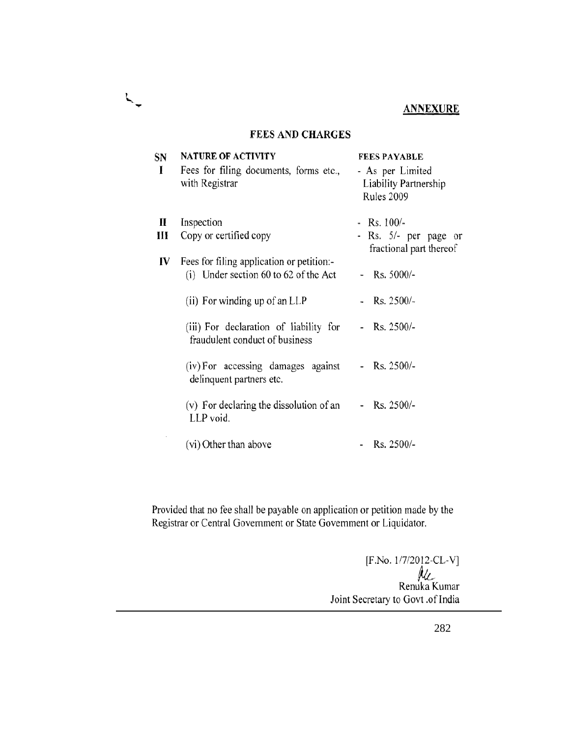**ANNEXURE**

## FEES AND CHARGES

| SN | NATURE OF ACTIVITY | FEES PAYABLE |
|---|---|---|
| I | Fees for filing documents, forms etc., with Registrar | - As per Limited Liability Partnership Rules 2009 |
| II | Inspection | - Rs. 100/- |
| III | Copy or certified copy | - Rs. 5/- per page or fractional part thereof |
| IV | Fees for filing application or petition:- | |
| | (i) Under section 60 to 62 of the Act | - Rs. 5000/- |
| | (ii) For winding up of an LLP | - Rs. 2500/- |
| | (iii) For declaration of liability for fraudulent conduct of business | - Rs. 2500/- |
| | (iv) For accessing damages against delinquent partners etc. | - Rs. 2500/- |
| | (v) For declaring the dissolution of an LLP void. | - Rs. 2500/- |
| | (vi) Other than above | - Rs. 2500/- |

Provided that no fee shall be payable on application or petition made by the Registrar or Central Government or State Government or Liquidator.

[F.No. 1/7/2012-CL-V]

Renuka Kumar

Joint Secretary to Govt .of India